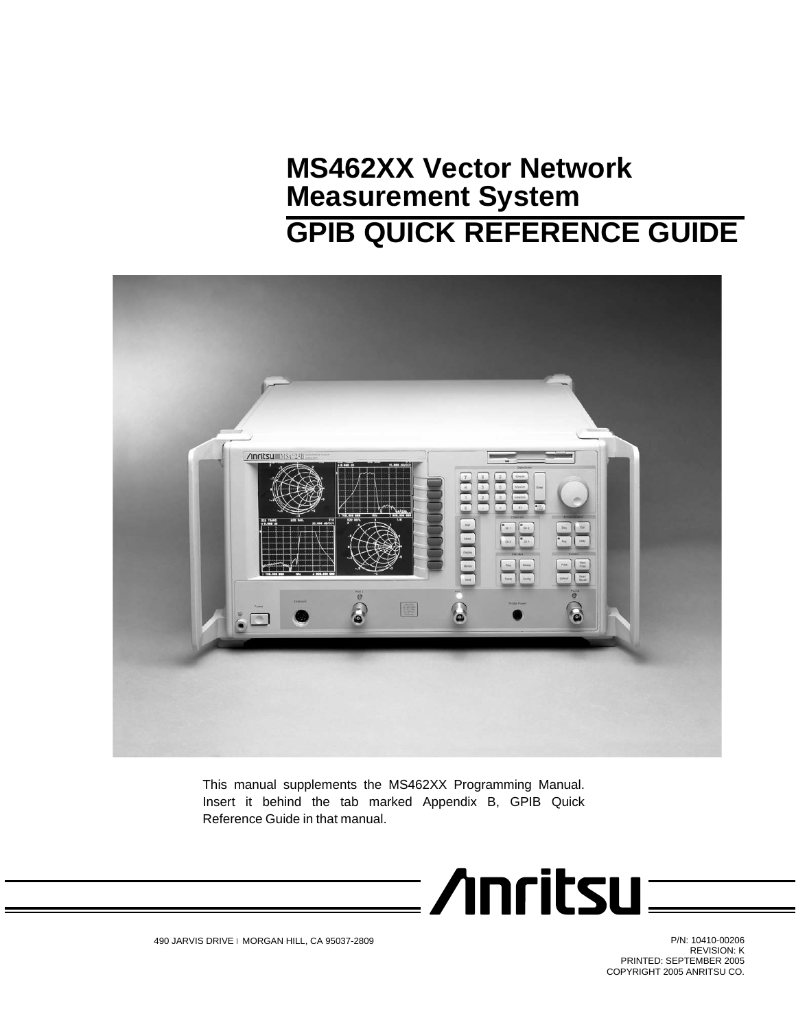# MS462XX Vector Network Measurement System

# GPIB QUICK REFERENCE GUIDE

This manual supplements the MS462XX Programming Manual. Insert it behind the tab marked Appendix B, GPIB Quick Reference Guide in that manual.

Anritsu

490 JARVIS DRIVE | MORGAN HILL, CA 95037-2809

P/N: 10410-00206
REVISION: K
PRINTED: SEPTEMBER 2005
COPYRIGHT 2005 ANRITSU CO.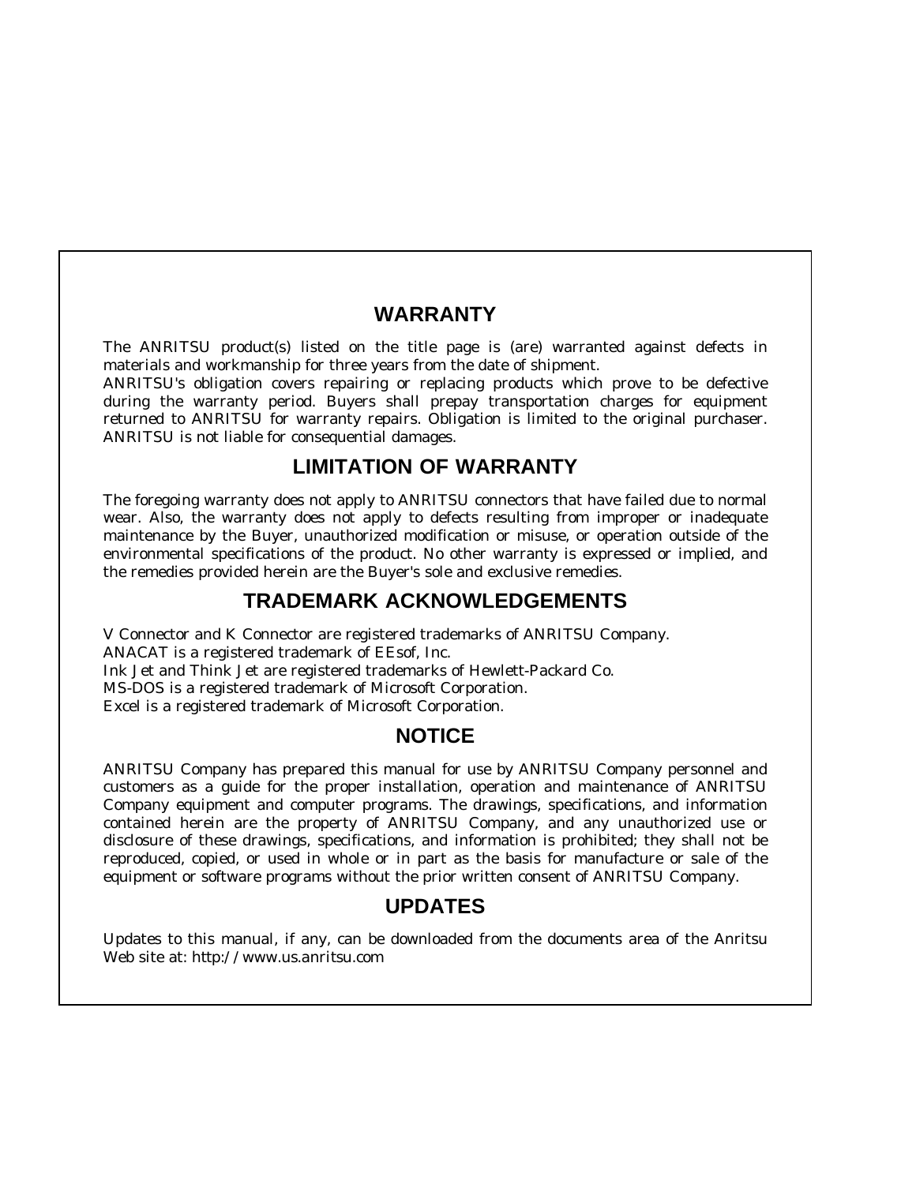## WARRANTY

The ANRITSU product(s) listed on the title page is (are) warranted against defects in materials and workmanship for three years from the date of shipment.

ANRITSU's obligation covers repairing or replacing products which prove to be defective during the warranty period. Buyers shall prepay transportation charges for equipment returned to ANRITSU for warranty repairs. Obligation is limited to the original purchaser. ANRITSU is not liable for consequential damages.

## LIMITATION OF WARRANTY

The foregoing warranty does not apply to ANRITSU connectors that have failed due to normal wear. Also, the warranty does not apply to defects resulting from improper or inadequate maintenance by the Buyer, unauthorized modification or misuse, or operation outside of the environmental specifications of the product. No other warranty is expressed or implied, and the remedies provided herein are the Buyer's sole and exclusive remedies.

## TRADEMARK ACKNOWLEDGEMENTS

V Connector and K Connector are registered trademarks of ANRITSU Company.
ANACAT is a registered trademark of EEsof, Inc.
Ink Jet and Think Jet are registered trademarks of Hewlett-Packard Co.
MS-DOS is a registered trademark of Microsoft Corporation.
Excel is a registered trademark of Microsoft Corporation.

## NOTICE

ANRITSU Company has prepared this manual for use by ANRITSU Company personnel and customers as a guide for the proper installation, operation and maintenance of ANRITSU Company equipment and computer programs. The drawings, specifications, and information contained herein are the property of ANRITSU Company, and any unauthorized use or disclosure of these drawings, specifications, and information is prohibited; they shall not be reproduced, copied, or used in whole or in part as the basis for manufacture or sale of the equipment or software programs without the prior written consent of ANRITSU Company.

## UPDATES

Updates to this manual, if any, can be downloaded from the documents area of the Anritsu Web site at: http://www.us.anritsu.com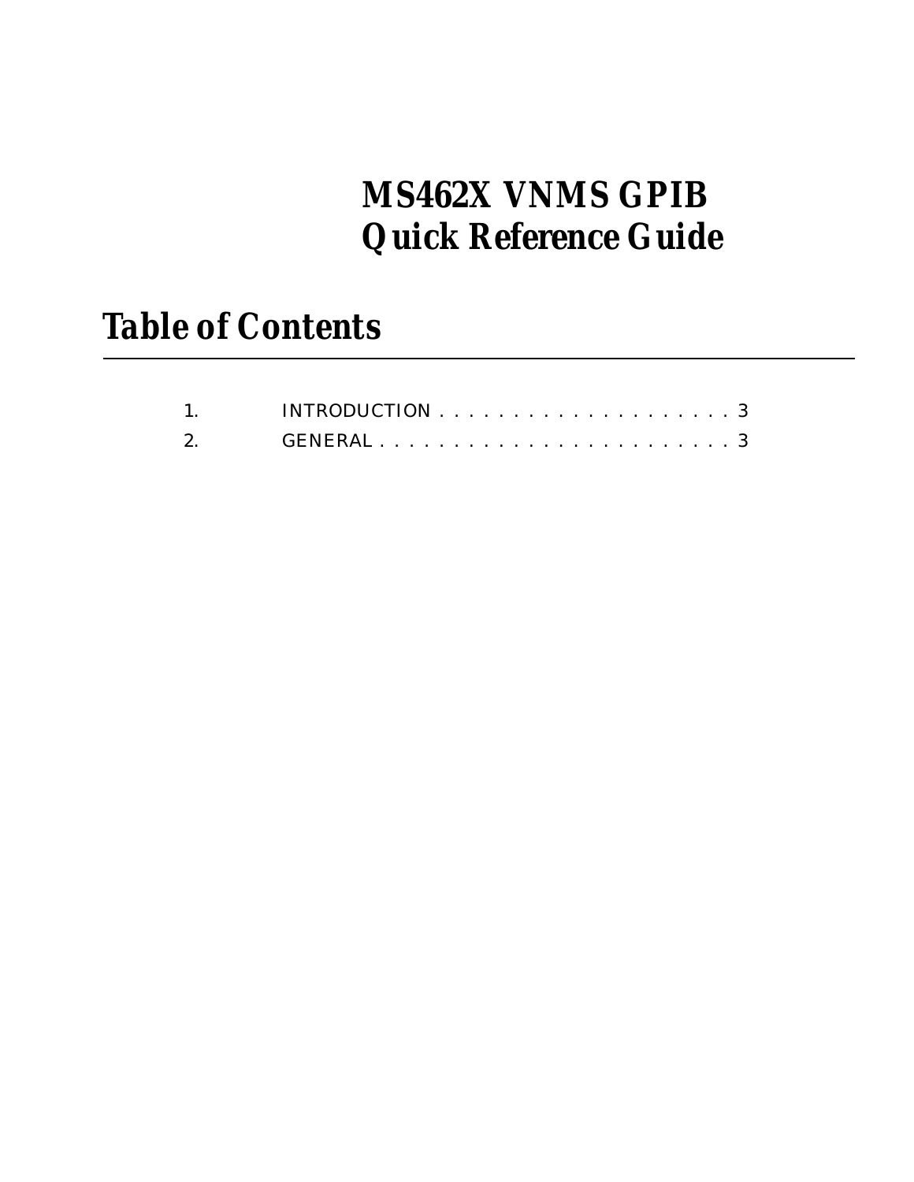# MS462X VNMS GPIB Quick Reference Guide

## Table of Contents

1. INTRODUCTION . . . . . . . . . . . . . . . . . . . . . 3
2. GENERAL . . . . . . . . . . . . . . . . . . . . . . . . . 3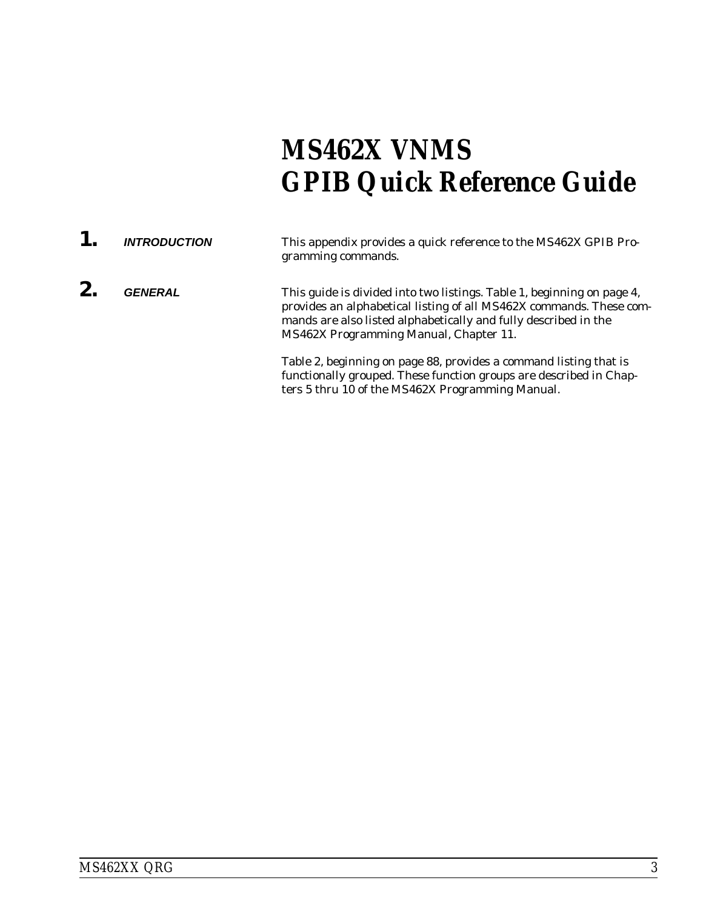# MS462X VNMS
# GPIB Quick Reference Guide

## 1. INTRODUCTION

This appendix provides a quick reference to the MS462X GPIB Programming commands.

## 2. GENERAL

This guide is divided into two listings. Table 1, beginning on page 4, provides an alphabetical listing of all MS462X commands. These commands are also listed alphabetically and fully described in the MS462X Programming Manual, Chapter 11.

Table 2, beginning on page 88, provides a command listing that is functionally grouped. These function groups are described in Chapters 5 thru 10 of the MS462X Programming Manual.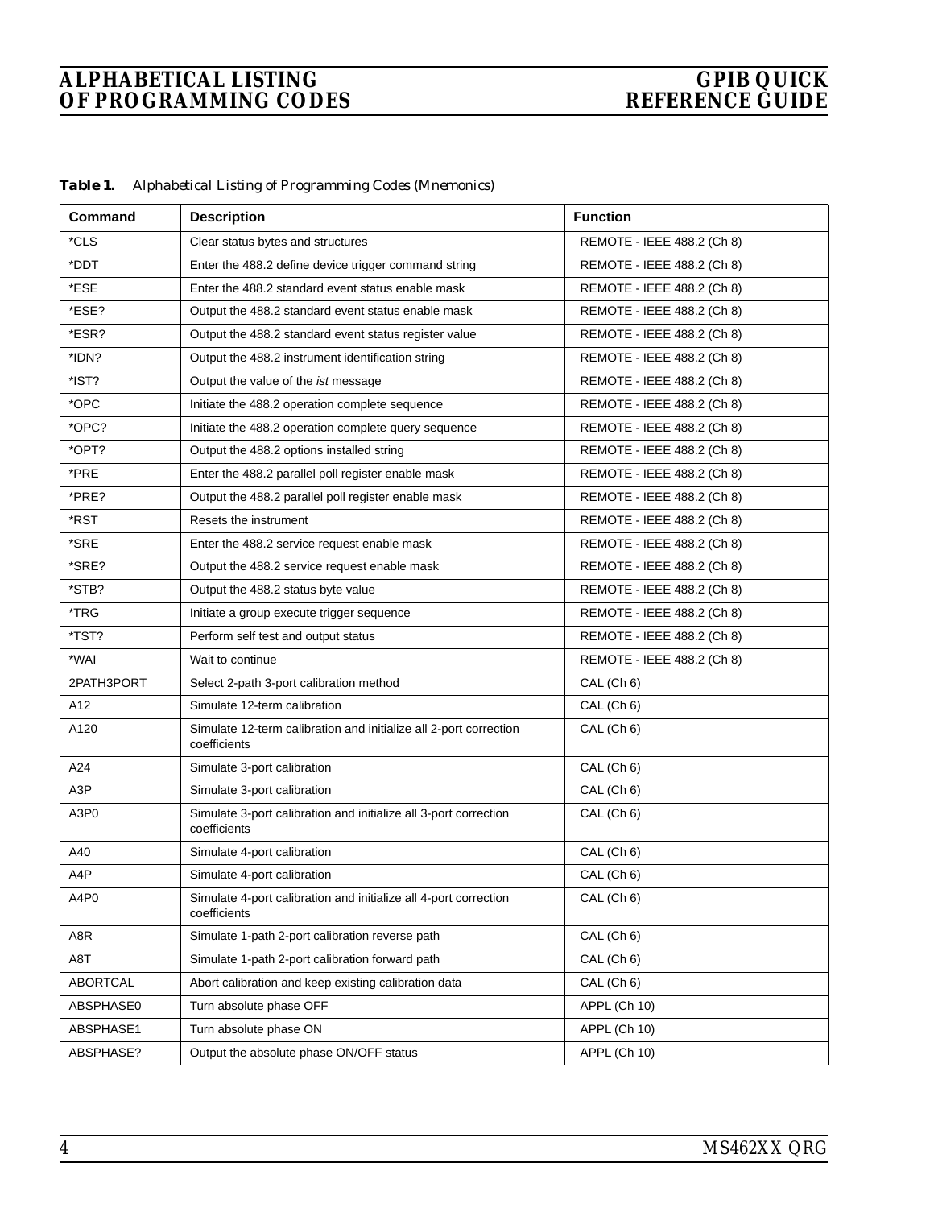**Table 1.** *Alphabetical Listing of Programming Codes (Mnemonics)*

| Command | Description | Function |
| --- | --- | --- |
| *CLS | Clear status bytes and structures | REMOTE - IEEE 488.2 (Ch 8) |
| *DDT | Enter the 488.2 define device trigger command string | REMOTE - IEEE 488.2 (Ch 8) |
| *ESE | Enter the 488.2 standard event status enable mask | REMOTE - IEEE 488.2 (Ch 8) |
| *ESE? | Output the 488.2 standard event status enable mask | REMOTE - IEEE 488.2 (Ch 8) |
| *ESR? | Output the 488.2 standard event status register value | REMOTE - IEEE 488.2 (Ch 8) |
| *IDN? | Output the 488.2 instrument identification string | REMOTE - IEEE 488.2 (Ch 8) |
| *IST? | Output the value of the *ist* message | REMOTE - IEEE 488.2 (Ch 8) |
| *OPC | Initiate the 488.2 operation complete sequence | REMOTE - IEEE 488.2 (Ch 8) |
| *OPC? | Initiate the 488.2 operation complete query sequence | REMOTE - IEEE 488.2 (Ch 8) |
| *OPT? | Output the 488.2 options installed string | REMOTE - IEEE 488.2 (Ch 8) |
| *PRE | Enter the 488.2 parallel poll register enable mask | REMOTE - IEEE 488.2 (Ch 8) |
| *PRE? | Output the 488.2 parallel poll register enable mask | REMOTE - IEEE 488.2 (Ch 8) |
| *RST | Resets the instrument | REMOTE - IEEE 488.2 (Ch 8) |
| *SRE | Enter the 488.2 service request enable mask | REMOTE - IEEE 488.2 (Ch 8) |
| *SRE? | Output the 488.2 service request enable mask | REMOTE - IEEE 488.2 (Ch 8) |
| *STB? | Output the 488.2 status byte value | REMOTE - IEEE 488.2 (Ch 8) |
| *TRG | Initiate a group execute trigger sequence | REMOTE - IEEE 488.2 (Ch 8) |
| *TST? | Perform self test and output status | REMOTE - IEEE 488.2 (Ch 8) |
| *WAI | Wait to continue | REMOTE - IEEE 488.2 (Ch 8) |
| 2PATH3PORT | Select 2-path 3-port calibration method | CAL (Ch 6) |
| A12 | Simulate 12-term calibration | CAL (Ch 6) |
| A120 | Simulate 12-term calibration and initialize all 2-port correction coefficients | CAL (Ch 6) |
| A24 | Simulate 3-port calibration | CAL (Ch 6) |
| A3P | Simulate 3-port calibration | CAL (Ch 6) |
| A3P0 | Simulate 3-port calibration and initialize all 3-port correction coefficients | CAL (Ch 6) |
| A40 | Simulate 4-port calibration | CAL (Ch 6) |
| A4P | Simulate 4-port calibration | CAL (Ch 6) |
| A4P0 | Simulate 4-port calibration and initialize all 4-port correction coefficients | CAL (Ch 6) |
| A8R | Simulate 1-path 2-port calibration reverse path | CAL (Ch 6) |
| A8T | Simulate 1-path 2-port calibration forward path | CAL (Ch 6) |
| ABORTCAL | Abort calibration and keep existing calibration data | CAL (Ch 6) |
| ABSPHASE0 | Turn absolute phase OFF | APPL (Ch 10) |
| ABSPHASE1 | Turn absolute phase ON | APPL (Ch 10) |
| ABSPHASE? | Output the absolute phase ON/OFF status | APPL (Ch 10) |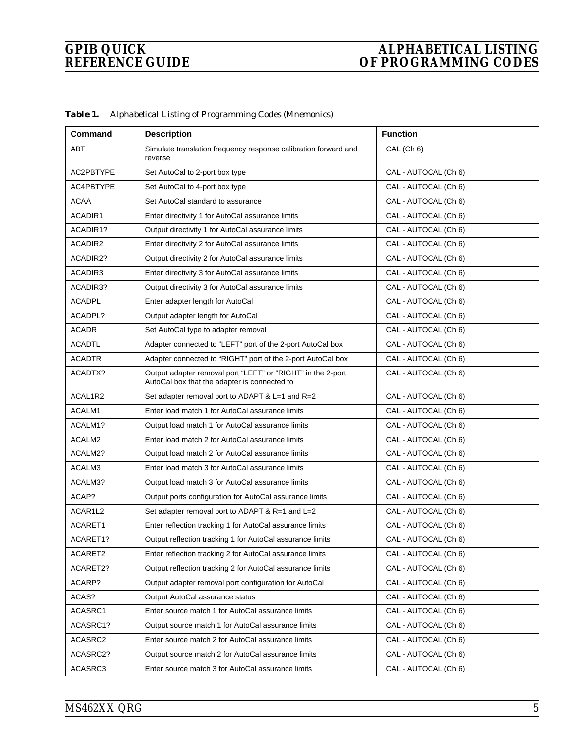**Table 1.** *Alphabetical Listing of Programming Codes (Mnemonics)*

| Command | Description | Function |
|---|---|---|
| ABT | Simulate translation frequency response calibration forward and reverse | CAL (Ch 6) |
| AC2PBTYPE | Set AutoCal to 2-port box type | CAL - AUTOCAL (Ch 6) |
| AC4PBTYPE | Set AutoCal to 4-port box type | CAL - AUTOCAL (Ch 6) |
| ACAA | Set AutoCal standard to assurance | CAL - AUTOCAL (Ch 6) |
| ACADIR1 | Enter directivity 1 for AutoCal assurance limits | CAL - AUTOCAL (Ch 6) |
| ACADIR1? | Output directivity 1 for AutoCal assurance limits | CAL - AUTOCAL (Ch 6) |
| ACADIR2 | Enter directivity 2 for AutoCal assurance limits | CAL - AUTOCAL (Ch 6) |
| ACADIR2? | Output directivity 2 for AutoCal assurance limits | CAL - AUTOCAL (Ch 6) |
| ACADIR3 | Enter directivity 3 for AutoCal assurance limits | CAL - AUTOCAL (Ch 6) |
| ACADIR3? | Output directivity 3 for AutoCal assurance limits | CAL - AUTOCAL (Ch 6) |
| ACADPL | Enter adapter length for AutoCal | CAL - AUTOCAL (Ch 6) |
| ACADPL? | Output adapter length for AutoCal | CAL - AUTOCAL (Ch 6) |
| ACADR | Set AutoCal type to adapter removal | CAL - AUTOCAL (Ch 6) |
| ACADTL | Adapter connected to "LEFT" port of the 2-port AutoCal box | CAL - AUTOCAL (Ch 6) |
| ACADTR | Adapter connected to "RIGHT" port of the 2-port AutoCal box | CAL - AUTOCAL (Ch 6) |
| ACADTX? | Output adapter removal port "LEFT" or "RIGHT" in the 2-port AutoCal box that the adapter is connected to | CAL - AUTOCAL (Ch 6) |
| ACAL1R2 | Set adapter removal port to ADAPT & L=1 and R=2 | CAL - AUTOCAL (Ch 6) |
| ACALM1 | Enter load match 1 for AutoCal assurance limits | CAL - AUTOCAL (Ch 6) |
| ACALM1? | Output load match 1 for AutoCal assurance limits | CAL - AUTOCAL (Ch 6) |
| ACALM2 | Enter load match 2 for AutoCal assurance limits | CAL - AUTOCAL (Ch 6) |
| ACALM2? | Output load match 2 for AutoCal assurance limits | CAL - AUTOCAL (Ch 6) |
| ACALM3 | Enter load match 3 for AutoCal assurance limits | CAL - AUTOCAL (Ch 6) |
| ACALM3? | Output load match 3 for AutoCal assurance limits | CAL - AUTOCAL (Ch 6) |
| ACAP? | Output ports configuration for AutoCal assurance limits | CAL - AUTOCAL (Ch 6) |
| ACAR1L2 | Set adapter removal port to ADAPT & R=1 and L=2 | CAL - AUTOCAL (Ch 6) |
| ACARET1 | Enter reflection tracking 1 for AutoCal assurance limits | CAL - AUTOCAL (Ch 6) |
| ACARET1? | Output reflection tracking 1 for AutoCal assurance limits | CAL - AUTOCAL (Ch 6) |
| ACARET2 | Enter reflection tracking 2 for AutoCal assurance limits | CAL - AUTOCAL (Ch 6) |
| ACARET2? | Output reflection tracking 2 for AutoCal assurance limits | CAL - AUTOCAL (Ch 6) |
| ACARP? | Output adapter removal port configuration for AutoCal | CAL - AUTOCAL (Ch 6) |
| ACAS? | Output AutoCal assurance status | CAL - AUTOCAL (Ch 6) |
| ACASRC1 | Enter source match 1 for AutoCal assurance limits | CAL - AUTOCAL (Ch 6) |
| ACASRC1? | Output source match 1 for AutoCal assurance limits | CAL - AUTOCAL (Ch 6) |
| ACASRC2 | Enter source match 2 for AutoCal assurance limits | CAL - AUTOCAL (Ch 6) |
| ACASRC2? | Output source match 2 for AutoCal assurance limits | CAL - AUTOCAL (Ch 6) |
| ACASRC3 | Enter source match 3 for AutoCal assurance limits | CAL - AUTOCAL (Ch 6) |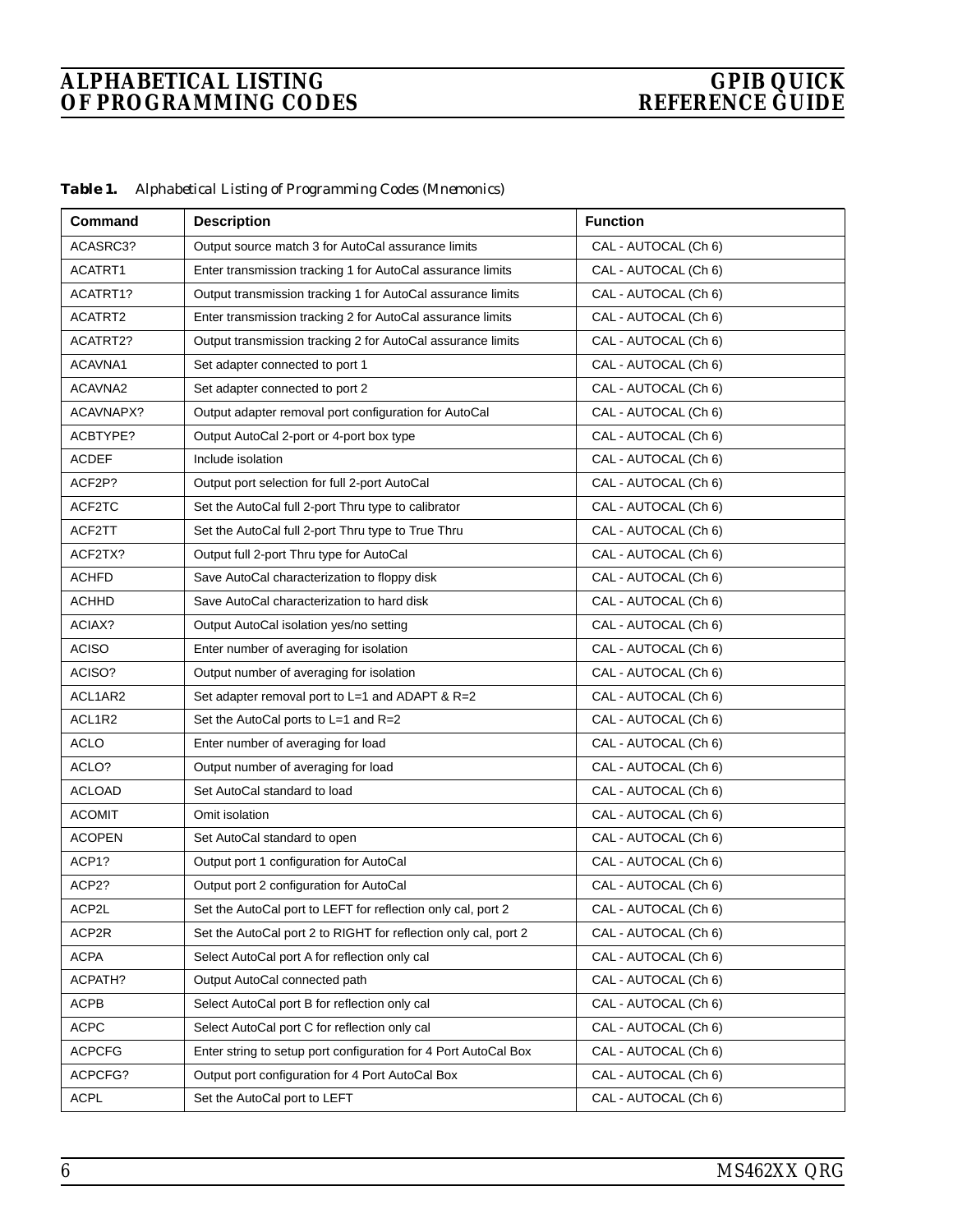**Table 1.** *Alphabetical Listing of Programming Codes (Mnemonics)*

| Command | Description | Function |
|---|---|---|
| ACASRC3? | Output source match 3 for AutoCal assurance limits | CAL - AUTOCAL (Ch 6) |
| ACATRT1 | Enter transmission tracking 1 for AutoCal assurance limits | CAL - AUTOCAL (Ch 6) |
| ACATRT1? | Output transmission tracking 1 for AutoCal assurance limits | CAL - AUTOCAL (Ch 6) |
| ACATRT2 | Enter transmission tracking 2 for AutoCal assurance limits | CAL - AUTOCAL (Ch 6) |
| ACATRT2? | Output transmission tracking 2 for AutoCal assurance limits | CAL - AUTOCAL (Ch 6) |
| ACAVNA1 | Set adapter connected to port 1 | CAL - AUTOCAL (Ch 6) |
| ACAVNA2 | Set adapter connected to port 2 | CAL - AUTOCAL (Ch 6) |
| ACAVNAPX? | Output adapter removal port configuration for AutoCal | CAL - AUTOCAL (Ch 6) |
| ACBTYPE? | Output AutoCal 2-port or 4-port box type | CAL - AUTOCAL (Ch 6) |
| ACDEF | Include isolation | CAL - AUTOCAL (Ch 6) |
| ACF2P? | Output port selection for full 2-port AutoCal | CAL - AUTOCAL (Ch 6) |
| ACF2TC | Set the AutoCal full 2-port Thru type to calibrator | CAL - AUTOCAL (Ch 6) |
| ACF2TT | Set the AutoCal full 2-port Thru type to True Thru | CAL - AUTOCAL (Ch 6) |
| ACF2TX? | Output full 2-port Thru type for AutoCal | CAL - AUTOCAL (Ch 6) |
| ACHFD | Save AutoCal characterization to floppy disk | CAL - AUTOCAL (Ch 6) |
| ACHHD | Save AutoCal characterization to hard disk | CAL - AUTOCAL (Ch 6) |
| ACIAX? | Output AutoCal isolation yes/no setting | CAL - AUTOCAL (Ch 6) |
| ACISO | Enter number of averaging for isolation | CAL - AUTOCAL (Ch 6) |
| ACISO? | Output number of averaging for isolation | CAL - AUTOCAL (Ch 6) |
| ACL1AR2 | Set adapter removal port to L=1 and ADAPT & R=2 | CAL - AUTOCAL (Ch 6) |
| ACL1R2 | Set the AutoCal ports to L=1 and R=2 | CAL - AUTOCAL (Ch 6) |
| ACLO | Enter number of averaging for load | CAL - AUTOCAL (Ch 6) |
| ACLO? | Output number of averaging for load | CAL - AUTOCAL (Ch 6) |
| ACLOAD | Set AutoCal standard to load | CAL - AUTOCAL (Ch 6) |
| ACOMIT | Omit isolation | CAL - AUTOCAL (Ch 6) |
| ACOPEN | Set AutoCal standard to open | CAL - AUTOCAL (Ch 6) |
| ACP1? | Output port 1 configuration for AutoCal | CAL - AUTOCAL (Ch 6) |
| ACP2? | Output port 2 configuration for AutoCal | CAL - AUTOCAL (Ch 6) |
| ACP2L | Set the AutoCal port to LEFT for reflection only cal, port 2 | CAL - AUTOCAL (Ch 6) |
| ACP2R | Set the AutoCal port 2 to RIGHT for reflection only cal, port 2 | CAL - AUTOCAL (Ch 6) |
| ACPA | Select AutoCal port A for reflection only cal | CAL - AUTOCAL (Ch 6) |
| ACPATH? | Output AutoCal connected path | CAL - AUTOCAL (Ch 6) |
| ACPB | Select AutoCal port B for reflection only cal | CAL - AUTOCAL (Ch 6) |
| ACPC | Select AutoCal port C for reflection only cal | CAL - AUTOCAL (Ch 6) |
| ACPCFG | Enter string to setup port configuration for 4 Port AutoCal Box | CAL - AUTOCAL (Ch 6) |
| ACPCFG? | Output port configuration for 4 Port AutoCal Box | CAL - AUTOCAL (Ch 6) |
| ACPL | Set the AutoCal port to LEFT | CAL - AUTOCAL (Ch 6) |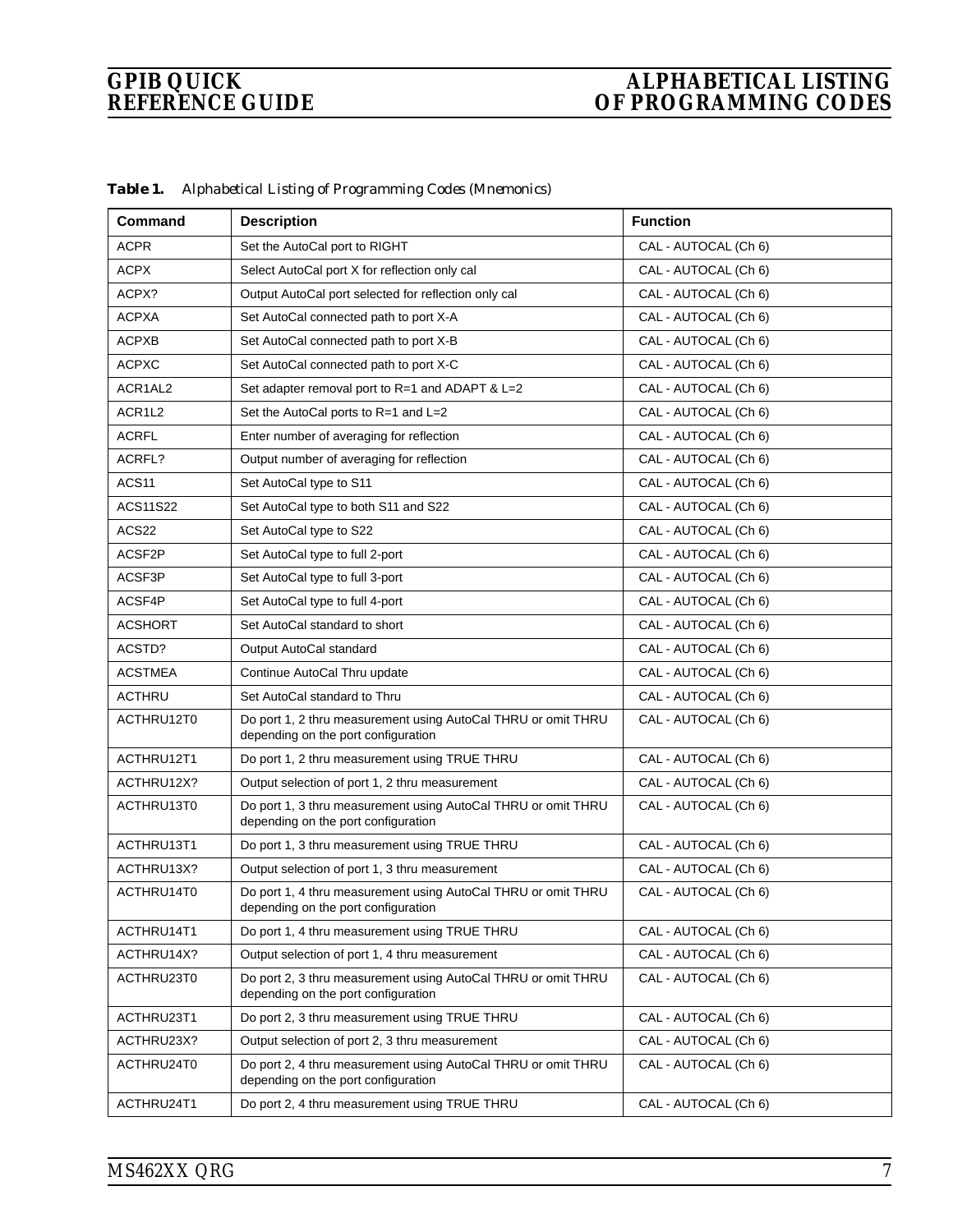**Table 1.** *Alphabetical Listing of Programming Codes (Mnemonics)*

| Command | Description | Function |
|---|---|---|
| ACPR | Set the AutoCal port to RIGHT | CAL - AUTOCAL (Ch 6) |
| ACPX | Select AutoCal port X for reflection only cal | CAL - AUTOCAL (Ch 6) |
| ACPX? | Output AutoCal port selected for reflection only cal | CAL - AUTOCAL (Ch 6) |
| ACPXA | Set AutoCal connected path to port X-A | CAL - AUTOCAL (Ch 6) |
| ACPXB | Set AutoCal connected path to port X-B | CAL - AUTOCAL (Ch 6) |
| ACPXC | Set AutoCal connected path to port X-C | CAL - AUTOCAL (Ch 6) |
| ACR1AL2 | Set adapter removal port to R=1 and ADAPT & L=2 | CAL - AUTOCAL (Ch 6) |
| ACR1L2 | Set the AutoCal ports to R=1 and L=2 | CAL - AUTOCAL (Ch 6) |
| ACRFL | Enter number of averaging for reflection | CAL - AUTOCAL (Ch 6) |
| ACRFL? | Output number of averaging for reflection | CAL - AUTOCAL (Ch 6) |
| ACS11 | Set AutoCal type to S11 | CAL - AUTOCAL (Ch 6) |
| ACS11S22 | Set AutoCal type to both S11 and S22 | CAL - AUTOCAL (Ch 6) |
| ACS22 | Set AutoCal type to S22 | CAL - AUTOCAL (Ch 6) |
| ACSF2P | Set AutoCal type to full 2-port | CAL - AUTOCAL (Ch 6) |
| ACSF3P | Set AutoCal type to full 3-port | CAL - AUTOCAL (Ch 6) |
| ACSF4P | Set AutoCal type to full 4-port | CAL - AUTOCAL (Ch 6) |
| ACSHORT | Set AutoCal standard to short | CAL - AUTOCAL (Ch 6) |
| ACSTD? | Output AutoCal standard | CAL - AUTOCAL (Ch 6) |
| ACSTMEA | Continue AutoCal Thru update | CAL - AUTOCAL (Ch 6) |
| ACTHRU | Set AutoCal standard to Thru | CAL - AUTOCAL (Ch 6) |
| ACTHRU12T0 | Do port 1, 2 thru measurement using AutoCal THRU or omit THRU depending on the port configuration | CAL - AUTOCAL (Ch 6) |
| ACTHRU12T1 | Do port 1, 2 thru measurement using TRUE THRU | CAL - AUTOCAL (Ch 6) |
| ACTHRU12X? | Output selection of port 1, 2 thru measurement | CAL - AUTOCAL (Ch 6) |
| ACTHRU13T0 | Do port 1, 3 thru measurement using AutoCal THRU or omit THRU depending on the port configuration | CAL - AUTOCAL (Ch 6) |
| ACTHRU13T1 | Do port 1, 3 thru measurement using TRUE THRU | CAL - AUTOCAL (Ch 6) |
| ACTHRU13X? | Output selection of port 1, 3 thru measurement | CAL - AUTOCAL (Ch 6) |
| ACTHRU14T0 | Do port 1, 4 thru measurement using AutoCal THRU or omit THRU depending on the port configuration | CAL - AUTOCAL (Ch 6) |
| ACTHRU14T1 | Do port 1, 4 thru measurement using TRUE THRU | CAL - AUTOCAL (Ch 6) |
| ACTHRU14X? | Output selection of port 1, 4 thru measurement | CAL - AUTOCAL (Ch 6) |
| ACTHRU23T0 | Do port 2, 3 thru measurement using AutoCal THRU or omit THRU depending on the port configuration | CAL - AUTOCAL (Ch 6) |
| ACTHRU23T1 | Do port 2, 3 thru measurement using TRUE THRU | CAL - AUTOCAL (Ch 6) |
| ACTHRU23X? | Output selection of port 2, 3 thru measurement | CAL - AUTOCAL (Ch 6) |
| ACTHRU24T0 | Do port 2, 4 thru measurement using AutoCal THRU or omit THRU depending on the port configuration | CAL - AUTOCAL (Ch 6) |
| ACTHRU24T1 | Do port 2, 4 thru measurement using TRUE THRU | CAL - AUTOCAL (Ch 6) |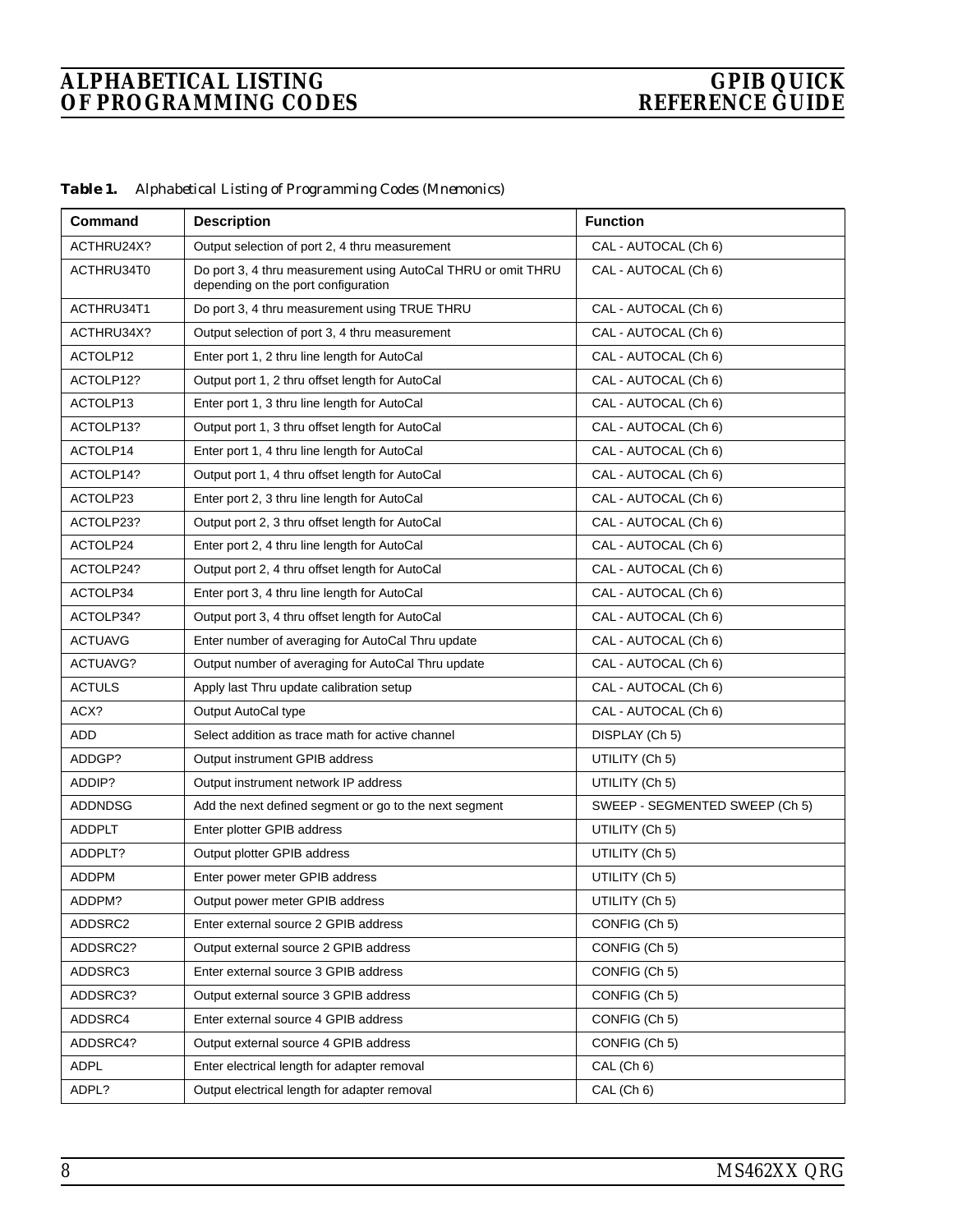**Table 1.** *Alphabetical Listing of Programming Codes (Mnemonics)*

| Command | Description | Function |
|---|---|---|
| ACTHRU24X? | Output selection of port 2, 4 thru measurement | CAL - AUTOCAL (Ch 6) |
| ACTHRU34T0 | Do port 3, 4 thru measurement using AutoCal THRU or omit THRU depending on the port configuration | CAL - AUTOCAL (Ch 6) |
| ACTHRU34T1 | Do port 3, 4 thru measurement using TRUE THRU | CAL - AUTOCAL (Ch 6) |
| ACTHRU34X? | Output selection of port 3, 4 thru measurement | CAL - AUTOCAL (Ch 6) |
| ACTOLP12 | Enter port 1, 2 thru line length for AutoCal | CAL - AUTOCAL (Ch 6) |
| ACTOLP12? | Output port 1, 2 thru offset length for AutoCal | CAL - AUTOCAL (Ch 6) |
| ACTOLP13 | Enter port 1, 3 thru line length for AutoCal | CAL - AUTOCAL (Ch 6) |
| ACTOLP13? | Output port 1, 3 thru offset length for AutoCal | CAL - AUTOCAL (Ch 6) |
| ACTOLP14 | Enter port 1, 4 thru line length for AutoCal | CAL - AUTOCAL (Ch 6) |
| ACTOLP14? | Output port 1, 4 thru offset length for AutoCal | CAL - AUTOCAL (Ch 6) |
| ACTOLP23 | Enter port 2, 3 thru line length for AutoCal | CAL - AUTOCAL (Ch 6) |
| ACTOLP23? | Output port 2, 3 thru offset length for AutoCal | CAL - AUTOCAL (Ch 6) |
| ACTOLP24 | Enter port 2, 4 thru line length for AutoCal | CAL - AUTOCAL (Ch 6) |
| ACTOLP24? | Output port 2, 4 thru offset length for AutoCal | CAL - AUTOCAL (Ch 6) |
| ACTOLP34 | Enter port 3, 4 thru line length for AutoCal | CAL - AUTOCAL (Ch 6) |
| ACTOLP34? | Output port 3, 4 thru offset length for AutoCal | CAL - AUTOCAL (Ch 6) |
| ACTUAVG | Enter number of averaging for AutoCal Thru update | CAL - AUTOCAL (Ch 6) |
| ACTUAVG? | Output number of averaging for AutoCal Thru update | CAL - AUTOCAL (Ch 6) |
| ACTULS | Apply last Thru update calibration setup | CAL - AUTOCAL (Ch 6) |
| ACX? | Output AutoCal type | CAL - AUTOCAL (Ch 6) |
| ADD | Select addition as trace math for active channel | DISPLAY (Ch 5) |
| ADDGP? | Output instrument GPIB address | UTILITY (Ch 5) |
| ADDIP? | Output instrument network IP address | UTILITY (Ch 5) |
| ADDNDSG | Add the next defined segment or go to the next segment | SWEEP - SEGMENTED SWEEP (Ch 5) |
| ADDPLT | Enter plotter GPIB address | UTILITY (Ch 5) |
| ADDPLT? | Output plotter GPIB address | UTILITY (Ch 5) |
| ADDPM | Enter power meter GPIB address | UTILITY (Ch 5) |
| ADDPM? | Output power meter GPIB address | UTILITY (Ch 5) |
| ADDSRC2 | Enter external source 2 GPIB address | CONFIG (Ch 5) |
| ADDSRC2? | Output external source 2 GPIB address | CONFIG (Ch 5) |
| ADDSRC3 | Enter external source 3 GPIB address | CONFIG (Ch 5) |
| ADDSRC3? | Output external source 3 GPIB address | CONFIG (Ch 5) |
| ADDSRC4 | Enter external source 4 GPIB address | CONFIG (Ch 5) |
| ADDSRC4? | Output external source 4 GPIB address | CONFIG (Ch 5) |
| ADPL | Enter electrical length for adapter removal | CAL (Ch 6) |
| ADPL? | Output electrical length for adapter removal | CAL (Ch 6) |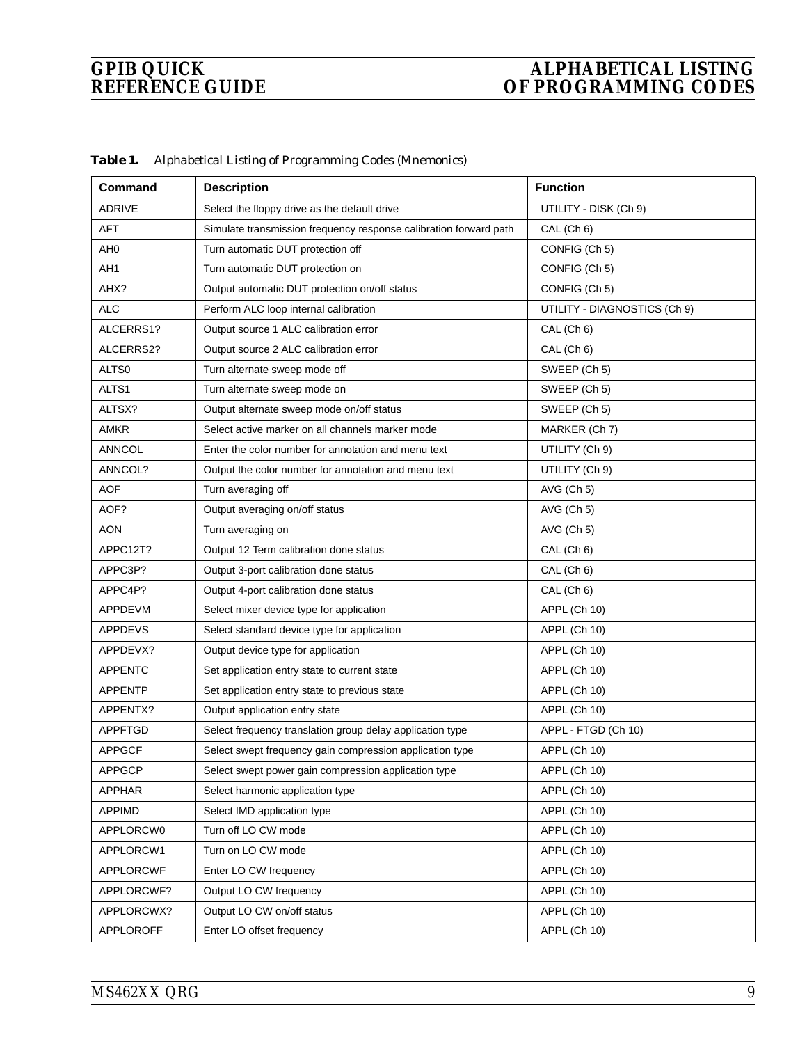**Table 1.** *Alphabetical Listing of Programming Codes (Mnemonics)*

| Command | Description | Function |
|---|---|---|
| ADRIVE | Select the floppy drive as the default drive | UTILITY - DISK (Ch 9) |
| AFT | Simulate transmission frequency response calibration forward path | CAL (Ch 6) |
| AH0 | Turn automatic DUT protection off | CONFIG (Ch 5) |
| AH1 | Turn automatic DUT protection on | CONFIG (Ch 5) |
| AHX? | Output automatic DUT protection on/off status | CONFIG (Ch 5) |
| ALC | Perform ALC loop internal calibration | UTILITY - DIAGNOSTICS (Ch 9) |
| ALCERRS1? | Output source 1 ALC calibration error | CAL (Ch 6) |
| ALCERRS2? | Output source 2 ALC calibration error | CAL (Ch 6) |
| ALTS0 | Turn alternate sweep mode off | SWEEP (Ch 5) |
| ALTS1 | Turn alternate sweep mode on | SWEEP (Ch 5) |
| ALTSX? | Output alternate sweep mode on/off status | SWEEP (Ch 5) |
| AMKR | Select active marker on all channels marker mode | MARKER (Ch 7) |
| ANNCOL | Enter the color number for annotation and menu text | UTILITY (Ch 9) |
| ANNCOL? | Output the color number for annotation and menu text | UTILITY (Ch 9) |
| AOF | Turn averaging off | AVG (Ch 5) |
| AOF? | Output averaging on/off status | AVG (Ch 5) |
| AON | Turn averaging on | AVG (Ch 5) |
| APPC12T? | Output 12 Term calibration done status | CAL (Ch 6) |
| APPC3P? | Output 3-port calibration done status | CAL (Ch 6) |
| APPC4P? | Output 4-port calibration done status | CAL (Ch 6) |
| APPDEVM | Select mixer device type for application | APPL (Ch 10) |
| APPDEVS | Select standard device type for application | APPL (Ch 10) |
| APPDEVX? | Output device type for application | APPL (Ch 10) |
| APPENTC | Set application entry state to current state | APPL (Ch 10) |
| APPENTP | Set application entry state to previous state | APPL (Ch 10) |
| APPENTX? | Output application entry state | APPL (Ch 10) |
| APPFTGD | Select frequency translation group delay application type | APPL - FTGD (Ch 10) |
| APPGCF | Select swept frequency gain compression application type | APPL (Ch 10) |
| APPGCP | Select swept power gain compression application type | APPL (Ch 10) |
| APPHAR | Select harmonic application type | APPL (Ch 10) |
| APPIMD | Select IMD application type | APPL (Ch 10) |
| APPLORCW0 | Turn off LO CW mode | APPL (Ch 10) |
| APPLORCW1 | Turn on LO CW mode | APPL (Ch 10) |
| APPLORCWF | Enter LO CW frequency | APPL (Ch 10) |
| APPLORCWF? | Output LO CW frequency | APPL (Ch 10) |
| APPLORCWX? | Output LO CW on/off status | APPL (Ch 10) |
| APPLOROFF | Enter LO offset frequency | APPL (Ch 10) |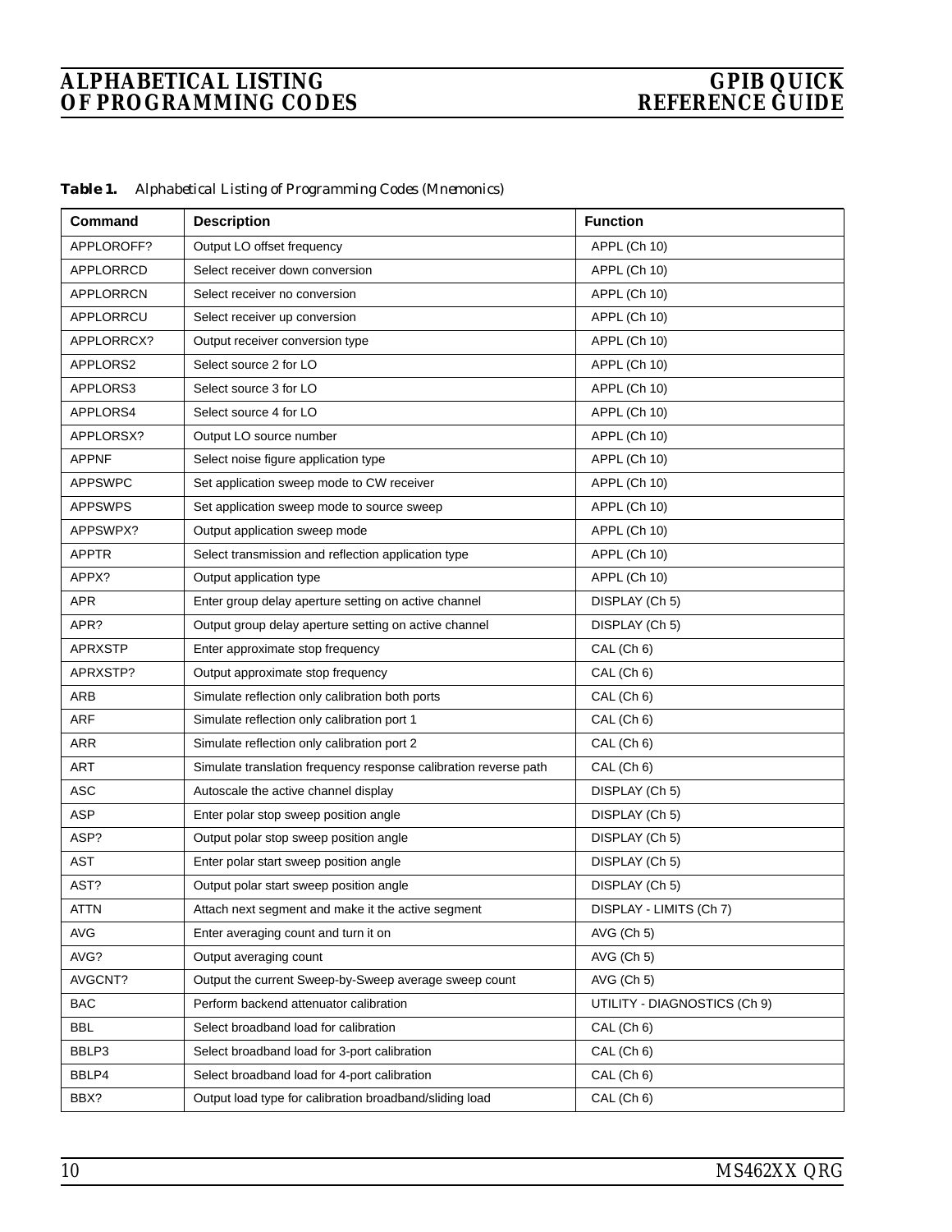**Table 1.** *Alphabetical Listing of Programming Codes (Mnemonics)*

| Command | Description | Function |
|---|---|---|
| APPLOROFF? | Output LO offset frequency | APPL (Ch 10) |
| APPLORRCD | Select receiver down conversion | APPL (Ch 10) |
| APPLORRCN | Select receiver no conversion | APPL (Ch 10) |
| APPLORRCU | Select receiver up conversion | APPL (Ch 10) |
| APPLORRCX? | Output receiver conversion type | APPL (Ch 10) |
| APPLORS2 | Select source 2 for LO | APPL (Ch 10) |
| APPLORS3 | Select source 3 for LO | APPL (Ch 10) |
| APPLORS4 | Select source 4 for LO | APPL (Ch 10) |
| APPLORSX? | Output LO source number | APPL (Ch 10) |
| APPNF | Select noise figure application type | APPL (Ch 10) |
| APPSWPC | Set application sweep mode to CW receiver | APPL (Ch 10) |
| APPSWPS | Set application sweep mode to source sweep | APPL (Ch 10) |
| APPSWPX? | Output application sweep mode | APPL (Ch 10) |
| APPTR | Select transmission and reflection application type | APPL (Ch 10) |
| APPX? | Output application type | APPL (Ch 10) |
| APR | Enter group delay aperture setting on active channel | DISPLAY (Ch 5) |
| APR? | Output group delay aperture setting on active channel | DISPLAY (Ch 5) |
| APRXSTP | Enter approximate stop frequency | CAL (Ch 6) |
| APRXSTP? | Output approximate stop frequency | CAL (Ch 6) |
| ARB | Simulate reflection only calibration both ports | CAL (Ch 6) |
| ARF | Simulate reflection only calibration port 1 | CAL (Ch 6) |
| ARR | Simulate reflection only calibration port 2 | CAL (Ch 6) |
| ART | Simulate translation frequency response calibration reverse path | CAL (Ch 6) |
| ASC | Autoscale the active channel display | DISPLAY (Ch 5) |
| ASP | Enter polar stop sweep position angle | DISPLAY (Ch 5) |
| ASP? | Output polar stop sweep position angle | DISPLAY (Ch 5) |
| AST | Enter polar start sweep position angle | DISPLAY (Ch 5) |
| AST? | Output polar start sweep position angle | DISPLAY (Ch 5) |
| ATTN | Attach next segment and make it the active segment | DISPLAY - LIMITS (Ch 7) |
| AVG | Enter averaging count and turn it on | AVG (Ch 5) |
| AVG? | Output averaging count | AVG (Ch 5) |
| AVGCNT? | Output the current Sweep-by-Sweep average sweep count | AVG (Ch 5) |
| BAC | Perform backend attenuator calibration | UTILITY - DIAGNOSTICS (Ch 9) |
| BBL | Select broadband load for calibration | CAL (Ch 6) |
| BBLP3 | Select broadband load for 3-port calibration | CAL (Ch 6) |
| BBLP4 | Select broadband load for 4-port calibration | CAL (Ch 6) |
| BBX? | Output load type for calibration broadband/sliding load | CAL (Ch 6) |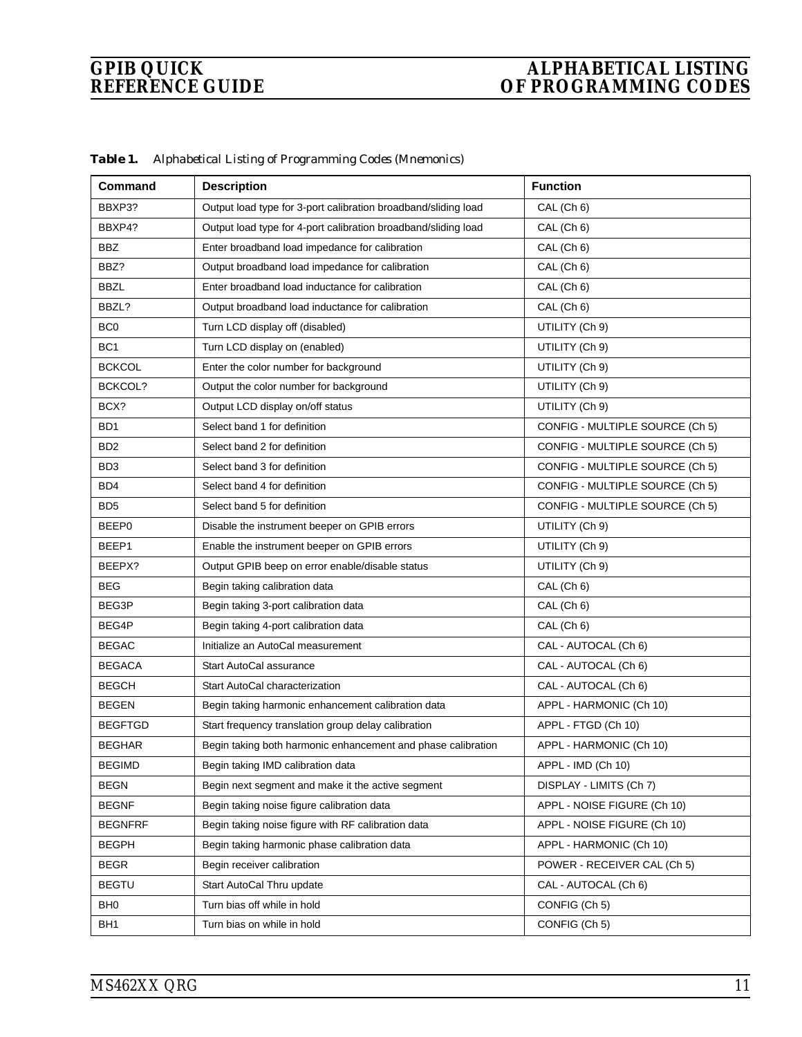**Table 1.** *Alphabetical Listing of Programming Codes (Mnemonics)*

| Command | Description | Function |
|---|---|---|
| BBXP3? | Output load type for 3-port calibration broadband/sliding load | CAL (Ch 6) |
| BBXP4? | Output load type for 4-port calibration broadband/sliding load | CAL (Ch 6) |
| BBZ | Enter broadband load impedance for calibration | CAL (Ch 6) |
| BBZ? | Output broadband load impedance for calibration | CAL (Ch 6) |
| BBZL | Enter broadband load inductance for calibration | CAL (Ch 6) |
| BBZL? | Output broadband load inductance for calibration | CAL (Ch 6) |
| BC0 | Turn LCD display off (disabled) | UTILITY (Ch 9) |
| BC1 | Turn LCD display on (enabled) | UTILITY (Ch 9) |
| BCKCOL | Enter the color number for background | UTILITY (Ch 9) |
| BCKCOL? | Output the color number for background | UTILITY (Ch 9) |
| BCX? | Output LCD display on/off status | UTILITY (Ch 9) |
| BD1 | Select band 1 for definition | CONFIG - MULTIPLE SOURCE (Ch 5) |
| BD2 | Select band 2 for definition | CONFIG - MULTIPLE SOURCE (Ch 5) |
| BD3 | Select band 3 for definition | CONFIG - MULTIPLE SOURCE (Ch 5) |
| BD4 | Select band 4 for definition | CONFIG - MULTIPLE SOURCE (Ch 5) |
| BD5 | Select band 5 for definition | CONFIG - MULTIPLE SOURCE (Ch 5) |
| BEEP0 | Disable the instrument beeper on GPIB errors | UTILITY (Ch 9) |
| BEEP1 | Enable the instrument beeper on GPIB errors | UTILITY (Ch 9) |
| BEEPX? | Output GPIB beep on error enable/disable status | UTILITY (Ch 9) |
| BEG | Begin taking calibration data | CAL (Ch 6) |
| BEG3P | Begin taking 3-port calibration data | CAL (Ch 6) |
| BEG4P | Begin taking 4-port calibration data | CAL (Ch 6) |
| BEGAC | Initialize an AutoCal measurement | CAL - AUTOCAL (Ch 6) |
| BEGACA | Start AutoCal assurance | CAL - AUTOCAL (Ch 6) |
| BEGCH | Start AutoCal characterization | CAL - AUTOCAL (Ch 6) |
| BEGEN | Begin taking harmonic enhancement calibration data | APPL - HARMONIC (Ch 10) |
| BEGFTGD | Start frequency translation group delay calibration | APPL - FTGD (Ch 10) |
| BEGHAR | Begin taking both harmonic enhancement and phase calibration | APPL - HARMONIC (Ch 10) |
| BEGIMD | Begin taking IMD calibration data | APPL - IMD (Ch 10) |
| BEGN | Begin next segment and make it the active segment | DISPLAY - LIMITS (Ch 7) |
| BEGNF | Begin taking noise figure calibration data | APPL - NOISE FIGURE (Ch 10) |
| BEGNFRF | Begin taking noise figure with RF calibration data | APPL - NOISE FIGURE (Ch 10) |
| BEGPH | Begin taking harmonic phase calibration data | APPL - HARMONIC (Ch 10) |
| BEGR | Begin receiver calibration | POWER - RECEIVER CAL (Ch 5) |
| BEGTU | Start AutoCal Thru update | CAL - AUTOCAL (Ch 6) |
| BH0 | Turn bias off while in hold | CONFIG (Ch 5) |
| BH1 | Turn bias on while in hold | CONFIG (Ch 5) |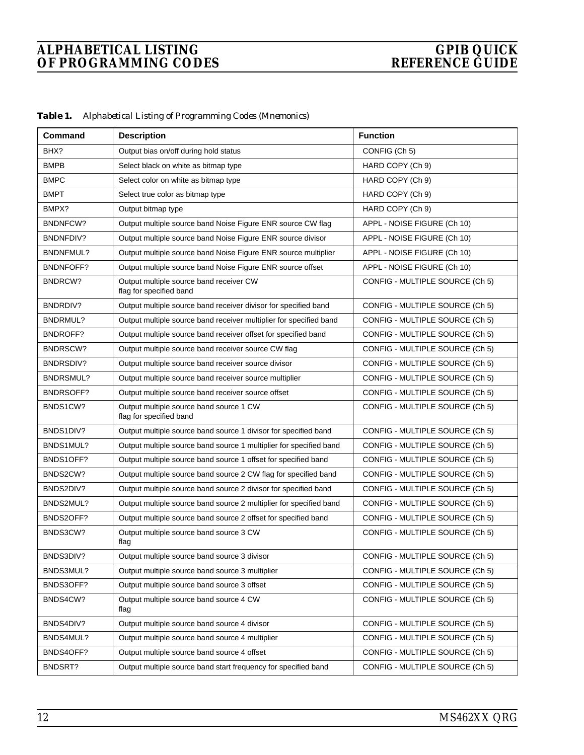***Table 1.*** *Alphabetical Listing of Programming Codes (Mnemonics)*

| Command | Description | Function |
|---|---|---|
| BHX? | Output bias on/off during hold status | CONFIG (Ch 5) |
| BMPB | Select black on white as bitmap type | HARD COPY (Ch 9) |
| BMPC | Select color on white as bitmap type | HARD COPY (Ch 9) |
| BMPT | Select true color as bitmap type | HARD COPY (Ch 9) |
| BMPX? | Output bitmap type | HARD COPY (Ch 9) |
| BNDNFCW? | Output multiple source band Noise Figure ENR source CW flag | APPL - NOISE FIGURE (Ch 10) |
| BNDNFDIV? | Output multiple source band Noise Figure ENR source divisor | APPL - NOISE FIGURE (Ch 10) |
| BNDNFMUL? | Output multiple source band Noise Figure ENR source multiplier | APPL - NOISE FIGURE (Ch 10) |
| BNDNFOFF? | Output multiple source band Noise Figure ENR source offset | APPL - NOISE FIGURE (Ch 10) |
| BNDRCW? | Output multiple source band receiver CW flag for specified band | CONFIG - MULTIPLE SOURCE (Ch 5) |
| BNDRDIV? | Output multiple source band receiver divisor for specified band | CONFIG - MULTIPLE SOURCE (Ch 5) |
| BNDRMUL? | Output multiple source band receiver multiplier for specified band | CONFIG - MULTIPLE SOURCE (Ch 5) |
| BNDROFF? | Output multiple source band receiver offset for specified band | CONFIG - MULTIPLE SOURCE (Ch 5) |
| BNDRSCW? | Output multiple source band receiver source CW flag | CONFIG - MULTIPLE SOURCE (Ch 5) |
| BNDRSDIV? | Output multiple source band receiver source divisor | CONFIG - MULTIPLE SOURCE (Ch 5) |
| BNDRSMUL? | Output multiple source band receiver source multiplier | CONFIG - MULTIPLE SOURCE (Ch 5) |
| BNDRSOFF? | Output multiple source band receiver source offset | CONFIG - MULTIPLE SOURCE (Ch 5) |
| BNDS1CW? | Output multiple source band source 1 CW flag for specified band | CONFIG - MULTIPLE SOURCE (Ch 5) |
| BNDS1DIV? | Output multiple source band source 1 divisor for specified band | CONFIG - MULTIPLE SOURCE (Ch 5) |
| BNDS1MUL? | Output multiple source band source 1 multiplier for specified band | CONFIG - MULTIPLE SOURCE (Ch 5) |
| BNDS1OFF? | Output multiple source band source 1 offset for specified band | CONFIG - MULTIPLE SOURCE (Ch 5) |
| BNDS2CW? | Output multiple source band source 2 CW flag for specified band | CONFIG - MULTIPLE SOURCE (Ch 5) |
| BNDS2DIV? | Output multiple source band source 2 divisor for specified band | CONFIG - MULTIPLE SOURCE (Ch 5) |
| BNDS2MUL? | Output multiple source band source 2 multiplier for specified band | CONFIG - MULTIPLE SOURCE (Ch 5) |
| BNDS2OFF? | Output multiple source band source 2 offset for specified band | CONFIG - MULTIPLE SOURCE (Ch 5) |
| BNDS3CW? | Output multiple source band source 3 CW flag | CONFIG - MULTIPLE SOURCE (Ch 5) |
| BNDS3DIV? | Output multiple source band source 3 divisor | CONFIG - MULTIPLE SOURCE (Ch 5) |
| BNDS3MUL? | Output multiple source band source 3 multiplier | CONFIG - MULTIPLE SOURCE (Ch 5) |
| BNDS3OFF? | Output multiple source band source 3 offset | CONFIG - MULTIPLE SOURCE (Ch 5) |
| BNDS4CW? | Output multiple source band source 4 CW flag | CONFIG - MULTIPLE SOURCE (Ch 5) |
| BNDS4DIV? | Output multiple source band source 4 divisor | CONFIG - MULTIPLE SOURCE (Ch 5) |
| BNDS4MUL? | Output multiple source band source 4 multiplier | CONFIG - MULTIPLE SOURCE (Ch 5) |
| BNDS4OFF? | Output multiple source band source 4 offset | CONFIG - MULTIPLE SOURCE (Ch 5) |
| BNDSRT? | Output multiple source band start frequency for specified band | CONFIG - MULTIPLE SOURCE (Ch 5) |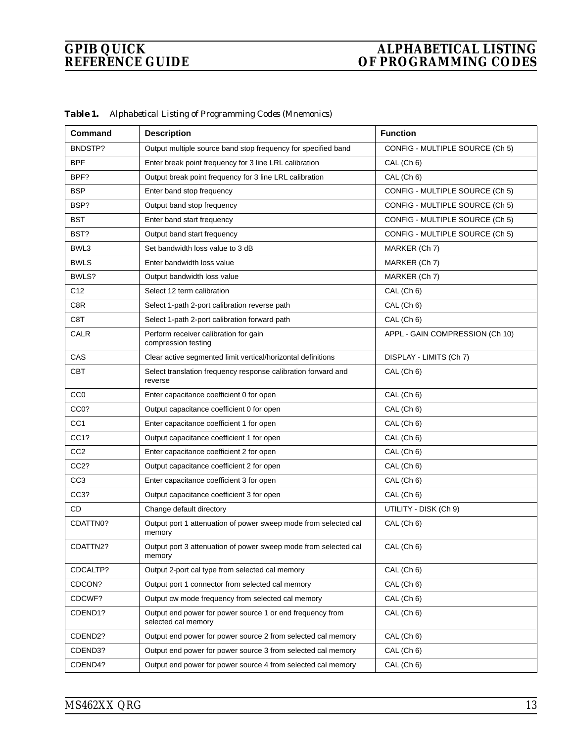**Table 1.** *Alphabetical Listing of Programming Codes (Mnemonics)*

| Command | Description | Function |
|---|---|---|
| BNDSTP? | Output multiple source band stop frequency for specified band | CONFIG - MULTIPLE SOURCE (Ch 5) |
| BPF | Enter break point frequency for 3 line LRL calibration | CAL (Ch 6) |
| BPF? | Output break point frequency for 3 line LRL calibration | CAL (Ch 6) |
| BSP | Enter band stop frequency | CONFIG - MULTIPLE SOURCE (Ch 5) |
| BSP? | Output band stop frequency | CONFIG - MULTIPLE SOURCE (Ch 5) |
| BST | Enter band start frequency | CONFIG - MULTIPLE SOURCE (Ch 5) |
| BST? | Output band start frequency | CONFIG - MULTIPLE SOURCE (Ch 5) |
| BWL3 | Set bandwidth loss value to 3 dB | MARKER (Ch 7) |
| BWLS | Enter bandwidth loss value | MARKER (Ch 7) |
| BWLS? | Output bandwidth loss value | MARKER (Ch 7) |
| C12 | Select 12 term calibration | CAL (Ch 6) |
| C8R | Select 1-path 2-port calibration reverse path | CAL (Ch 6) |
| C8T | Select 1-path 2-port calibration forward path | CAL (Ch 6) |
| CALR | Perform receiver calibration for gain compression testing | APPL - GAIN COMPRESSION (Ch 10) |
| CAS | Clear active segmented limit vertical/horizontal definitions | DISPLAY - LIMITS (Ch 7) |
| CBT | Select translation frequency response calibration forward and reverse | CAL (Ch 6) |
| CC0 | Enter capacitance coefficient 0 for open | CAL (Ch 6) |
| CC0? | Output capacitance coefficient 0 for open | CAL (Ch 6) |
| CC1 | Enter capacitance coefficient 1 for open | CAL (Ch 6) |
| CC1? | Output capacitance coefficient 1 for open | CAL (Ch 6) |
| CC2 | Enter capacitance coefficient 2 for open | CAL (Ch 6) |
| CC2? | Output capacitance coefficient 2 for open | CAL (Ch 6) |
| CC3 | Enter capacitance coefficient 3 for open | CAL (Ch 6) |
| CC3? | Output capacitance coefficient 3 for open | CAL (Ch 6) |
| CD | Change default directory | UTILITY - DISK (Ch 9) |
| CDATTN0? | Output port 1 attenuation of power sweep mode from selected cal memory | CAL (Ch 6) |
| CDATTN2? | Output port 3 attenuation of power sweep mode from selected cal memory | CAL (Ch 6) |
| CDCALTP? | Output 2-port cal type from selected cal memory | CAL (Ch 6) |
| CDCON? | Output port 1 connector from selected cal memory | CAL (Ch 6) |
| CDCWF? | Output cw mode frequency from selected cal memory | CAL (Ch 6) |
| CDEND1? | Output end power for power source 1 or end frequency from selected cal memory | CAL (Ch 6) |
| CDEND2? | Output end power for power source 2 from selected cal memory | CAL (Ch 6) |
| CDEND3? | Output end power for power source 3 from selected cal memory | CAL (Ch 6) |
| CDEND4? | Output end power for power source 4 from selected cal memory | CAL (Ch 6) |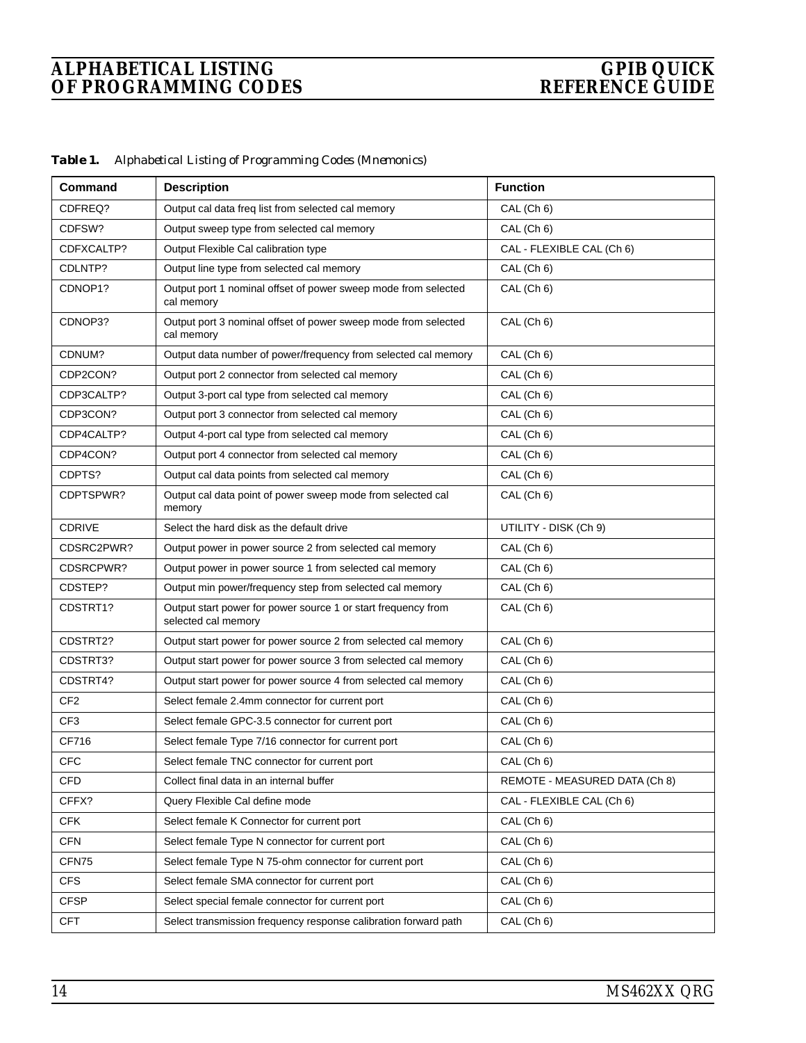**Table 1.** *Alphabetical Listing of Programming Codes (Mnemonics)*

| Command | Description | Function |
|---|---|---|
| CDFREQ? | Output cal data freq list from selected cal memory | CAL (Ch 6) |
| CDFSW? | Output sweep type from selected cal memory | CAL (Ch 6) |
| CDFXCALTP? | Output Flexible Cal calibration type | CAL - FLEXIBLE CAL (Ch 6) |
| CDLNTP? | Output line type from selected cal memory | CAL (Ch 6) |
| CDNOP1? | Output port 1 nominal offset of power sweep mode from selected cal memory | CAL (Ch 6) |
| CDNOP3? | Output port 3 nominal offset of power sweep mode from selected cal memory | CAL (Ch 6) |
| CDNUM? | Output data number of power/frequency from selected cal memory | CAL (Ch 6) |
| CDP2CON? | Output port 2 connector from selected cal memory | CAL (Ch 6) |
| CDP3CALTP? | Output 3-port cal type from selected cal memory | CAL (Ch 6) |
| CDP3CON? | Output port 3 connector from selected cal memory | CAL (Ch 6) |
| CDP4CALTP? | Output 4-port cal type from selected cal memory | CAL (Ch 6) |
| CDP4CON? | Output port 4 connector from selected cal memory | CAL (Ch 6) |
| CDPTS? | Output cal data points from selected cal memory | CAL (Ch 6) |
| CDPTSPWR? | Output cal data point of power sweep mode from selected cal memory | CAL (Ch 6) |
| CDRIVE | Select the hard disk as the default drive | UTILITY - DISK (Ch 9) |
| CDSRC2PWR? | Output power in power source 2 from selected cal memory | CAL (Ch 6) |
| CDSRCPWR? | Output power in power source 1 from selected cal memory | CAL (Ch 6) |
| CDSTEP? | Output min power/frequency step from selected cal memory | CAL (Ch 6) |
| CDSTRT1? | Output start power for power source 1 or start frequency from selected cal memory | CAL (Ch 6) |
| CDSTRT2? | Output start power for power source 2 from selected cal memory | CAL (Ch 6) |
| CDSTRT3? | Output start power for power source 3 from selected cal memory | CAL (Ch 6) |
| CDSTRT4? | Output start power for power source 4 from selected cal memory | CAL (Ch 6) |
| CF2 | Select female 2.4mm connector for current port | CAL (Ch 6) |
| CF3 | Select female GPC-3.5 connector for current port | CAL (Ch 6) |
| CF716 | Select female Type 7/16 connector for current port | CAL (Ch 6) |
| CFC | Select female TNC connector for current port | CAL (Ch 6) |
| CFD | Collect final data in an internal buffer | REMOTE - MEASURED DATA (Ch 8) |
| CFFX? | Query Flexible Cal define mode | CAL - FLEXIBLE CAL (Ch 6) |
| CFK | Select female K Connector for current port | CAL (Ch 6) |
| CFN | Select female Type N connector for current port | CAL (Ch 6) |
| CFN75 | Select female Type N 75-ohm connector for current port | CAL (Ch 6) |
| CFS | Select female SMA connector for current port | CAL (Ch 6) |
| CFSP | Select special female connector for current port | CAL (Ch 6) |
| CFT | Select transmission frequency response calibration forward path | CAL (Ch 6) |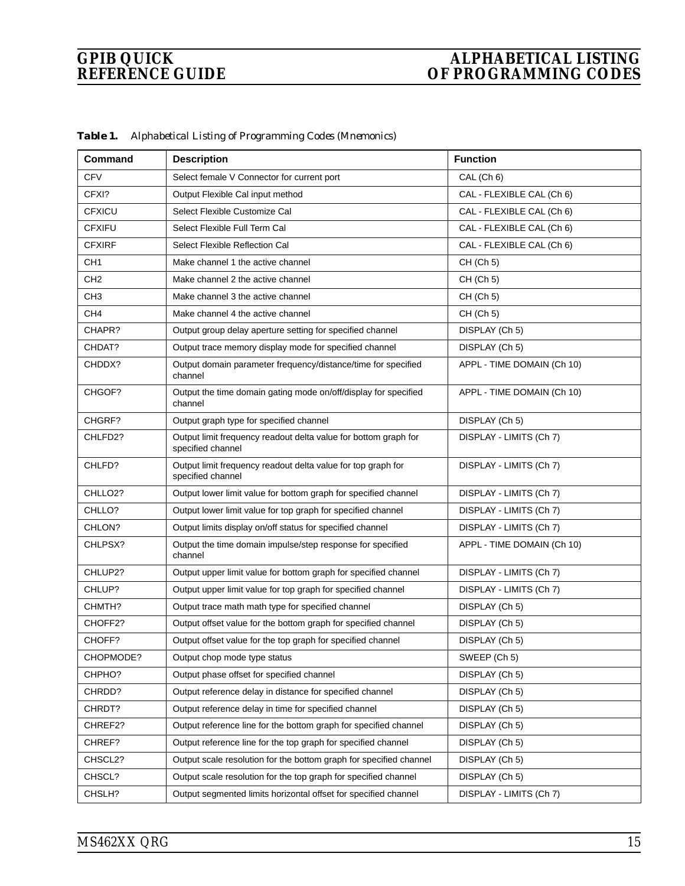**Table 1.** *Alphabetical Listing of Programming Codes (Mnemonics)*

| Command | Description | Function |
|---|---|---|
| CFV | Select female V Connector for current port | CAL (Ch 6) |
| CFXI? | Output Flexible Cal input method | CAL - FLEXIBLE CAL (Ch 6) |
| CFXICU | Select Flexible Customize Cal | CAL - FLEXIBLE CAL (Ch 6) |
| CFXIFU | Select Flexible Full Term Cal | CAL - FLEXIBLE CAL (Ch 6) |
| CFXIRF | Select Flexible Reflection Cal | CAL - FLEXIBLE CAL (Ch 6) |
| CH1 | Make channel 1 the active channel | CH (Ch 5) |
| CH2 | Make channel 2 the active channel | CH (Ch 5) |
| CH3 | Make channel 3 the active channel | CH (Ch 5) |
| CH4 | Make channel 4 the active channel | CH (Ch 5) |
| CHAPR? | Output group delay aperture setting for specified channel | DISPLAY (Ch 5) |
| CHDAT? | Output trace memory display mode for specified channel | DISPLAY (Ch 5) |
| CHDDX? | Output domain parameter frequency/distance/time for specified channel | APPL - TIME DOMAIN (Ch 10) |
| CHGOF? | Output the time domain gating mode on/off/display for specified channel | APPL - TIME DOMAIN (Ch 10) |
| CHGRF? | Output graph type for specified channel | DISPLAY (Ch 5) |
| CHLFD2? | Output limit frequency readout delta value for bottom graph for specified channel | DISPLAY - LIMITS (Ch 7) |
| CHLFD? | Output limit frequency readout delta value for top graph for specified channel | DISPLAY - LIMITS (Ch 7) |
| CHLLO2? | Output lower limit value for bottom graph for specified channel | DISPLAY - LIMITS (Ch 7) |
| CHLLO? | Output lower limit value for top graph for specified channel | DISPLAY - LIMITS (Ch 7) |
| CHLON? | Output limits display on/off status for specified channel | DISPLAY - LIMITS (Ch 7) |
| CHLPSX? | Output the time domain impulse/step response for specified channel | APPL - TIME DOMAIN (Ch 10) |
| CHLUP2? | Output upper limit value for bottom graph for specified channel | DISPLAY - LIMITS (Ch 7) |
| CHLUP? | Output upper limit value for top graph for specified channel | DISPLAY - LIMITS (Ch 7) |
| CHMTH? | Output trace math math type for specified channel | DISPLAY (Ch 5) |
| CHOFF2? | Output offset value for the bottom graph for specified channel | DISPLAY (Ch 5) |
| CHOFF? | Output offset value for the top graph for specified channel | DISPLAY (Ch 5) |
| CHOPMODE? | Output chop mode type status | SWEEP (Ch 5) |
| CHPHO? | Output phase offset for specified channel | DISPLAY (Ch 5) |
| CHRDD? | Output reference delay in distance for specified channel | DISPLAY (Ch 5) |
| CHRDT? | Output reference delay in time for specified channel | DISPLAY (Ch 5) |
| CHREF2? | Output reference line for the bottom graph for specified channel | DISPLAY (Ch 5) |
| CHREF? | Output reference line for the top graph for specified channel | DISPLAY (Ch 5) |
| CHSCL2? | Output scale resolution for the bottom graph for specified channel | DISPLAY (Ch 5) |
| CHSCL? | Output scale resolution for the top graph for specified channel | DISPLAY (Ch 5) |
| CHSLH? | Output segmented limits horizontal offset for specified channel | DISPLAY - LIMITS (Ch 7) |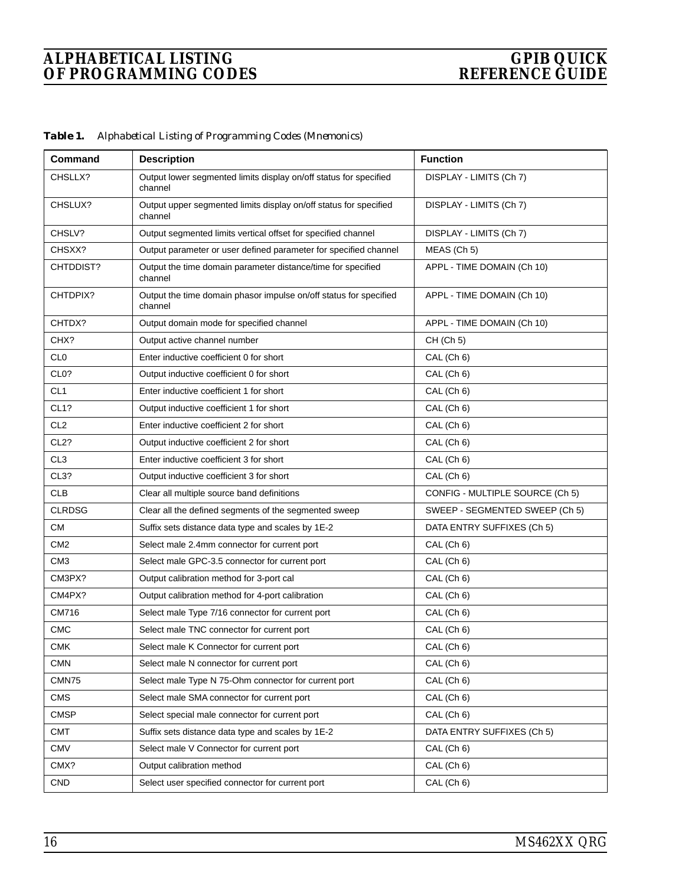**Table 1.** *Alphabetical Listing of Programming Codes (Mnemonics)*

| Command | Description | Function |
|---|---|---|
| CHSLLX? | Output lower segmented limits display on/off status for specified channel | DISPLAY - LIMITS (Ch 7) |
| CHSLUX? | Output upper segmented limits display on/off status for specified channel | DISPLAY - LIMITS (Ch 7) |
| CHSLV? | Output segmented limits vertical offset for specified channel | DISPLAY - LIMITS (Ch 7) |
| CHSXX? | Output parameter or user defined parameter for specified channel | MEAS (Ch 5) |
| CHTDDIST? | Output the time domain parameter distance/time for specified channel | APPL - TIME DOMAIN (Ch 10) |
| CHTDPIX? | Output the time domain phasor impulse on/off status for specified channel | APPL - TIME DOMAIN (Ch 10) |
| CHTDX? | Output domain mode for specified channel | APPL - TIME DOMAIN (Ch 10) |
| CHX? | Output active channel number | CH (Ch 5) |
| CL0 | Enter inductive coefficient 0 for short | CAL (Ch 6) |
| CL0? | Output inductive coefficient 0 for short | CAL (Ch 6) |
| CL1 | Enter inductive coefficient 1 for short | CAL (Ch 6) |
| CL1? | Output inductive coefficient 1 for short | CAL (Ch 6) |
| CL2 | Enter inductive coefficient 2 for short | CAL (Ch 6) |
| CL2? | Output inductive coefficient 2 for short | CAL (Ch 6) |
| CL3 | Enter inductive coefficient 3 for short | CAL (Ch 6) |
| CL3? | Output inductive coefficient 3 for short | CAL (Ch 6) |
| CLB | Clear all multiple source band definitions | CONFIG - MULTIPLE SOURCE (Ch 5) |
| CLRDSG | Clear all the defined segments of the segmented sweep | SWEEP - SEGMENTED SWEEP (Ch 5) |
| CM | Suffix sets distance data type and scales by 1E-2 | DATA ENTRY SUFFIXES (Ch 5) |
| CM2 | Select male 2.4mm connector for current port | CAL (Ch 6) |
| CM3 | Select male GPC-3.5 connector for current port | CAL (Ch 6) |
| CM3PX? | Output calibration method for 3-port cal | CAL (Ch 6) |
| CM4PX? | Output calibration method for 4-port calibration | CAL (Ch 6) |
| CM716 | Select male Type 7/16 connector for current port | CAL (Ch 6) |
| CMC | Select male TNC connector for current port | CAL (Ch 6) |
| CMK | Select male K Connector for current port | CAL (Ch 6) |
| CMN | Select male N connector for current port | CAL (Ch 6) |
| CMN75 | Select male Type N 75-Ohm connector for current port | CAL (Ch 6) |
| CMS | Select male SMA connector for current port | CAL (Ch 6) |
| CMSP | Select special male connector for current port | CAL (Ch 6) |
| CMT | Suffix sets distance data type and scales by 1E-2 | DATA ENTRY SUFFIXES (Ch 5) |
| CMV | Select male V Connector for current port | CAL (Ch 6) |
| CMX? | Output calibration method | CAL (Ch 6) |
| CND | Select user specified connector for current port | CAL (Ch 6) |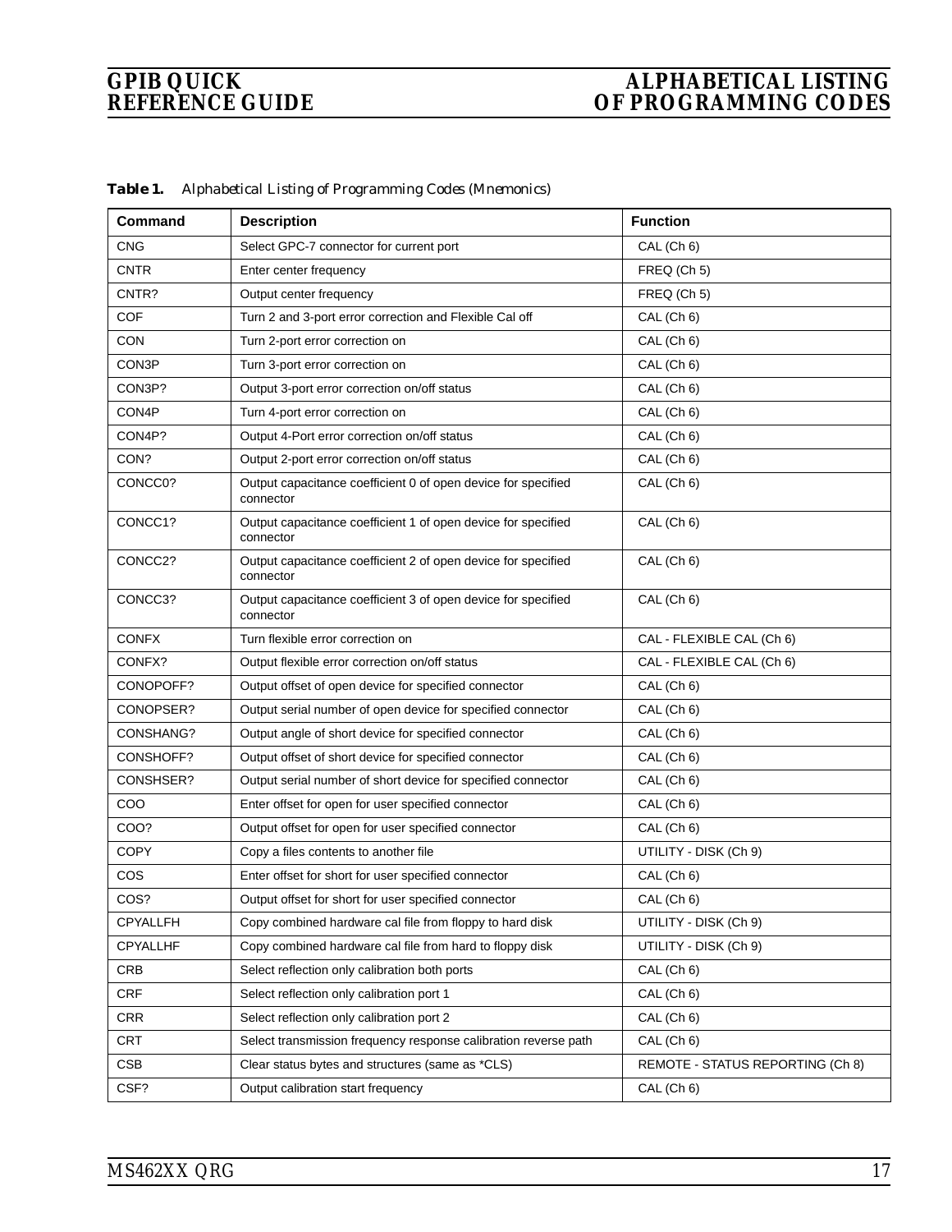**Table 1.** *Alphabetical Listing of Programming Codes (Mnemonics)*

| Command | Description | Function |
|---|---|---|
| CNG | Select GPC-7 connector for current port | CAL (Ch 6) |
| CNTR | Enter center frequency | FREQ (Ch 5) |
| CNTR? | Output center frequency | FREQ (Ch 5) |
| COF | Turn 2 and 3-port error correction and Flexible Cal off | CAL (Ch 6) |
| CON | Turn 2-port error correction on | CAL (Ch 6) |
| CON3P | Turn 3-port error correction on | CAL (Ch 6) |
| CON3P? | Output 3-port error correction on/off status | CAL (Ch 6) |
| CON4P | Turn 4-port error correction on | CAL (Ch 6) |
| CON4P? | Output 4-Port error correction on/off status | CAL (Ch 6) |
| CON? | Output 2-port error correction on/off status | CAL (Ch 6) |
| CONCC0? | Output capacitance coefficient 0 of open device for specified connector | CAL (Ch 6) |
| CONCC1? | Output capacitance coefficient 1 of open device for specified connector | CAL (Ch 6) |
| CONCC2? | Output capacitance coefficient 2 of open device for specified connector | CAL (Ch 6) |
| CONCC3? | Output capacitance coefficient 3 of open device for specified connector | CAL (Ch 6) |
| CONFX | Turn flexible error correction on | CAL - FLEXIBLE CAL (Ch 6) |
| CONFX? | Output flexible error correction on/off status | CAL - FLEXIBLE CAL (Ch 6) |
| CONOPOFF? | Output offset of open device for specified connector | CAL (Ch 6) |
| CONOPSER? | Output serial number of open device for specified connector | CAL (Ch 6) |
| CONSHANG? | Output angle of short device for specified connector | CAL (Ch 6) |
| CONSHOFF? | Output offset of short device for specified connector | CAL (Ch 6) |
| CONSHSER? | Output serial number of short device for specified connector | CAL (Ch 6) |
| COO | Enter offset for open for user specified connector | CAL (Ch 6) |
| COO? | Output offset for open for user specified connector | CAL (Ch 6) |
| COPY | Copy a files contents to another file | UTILITY - DISK (Ch 9) |
| COS | Enter offset for short for user specified connector | CAL (Ch 6) |
| COS? | Output offset for short for user specified connector | CAL (Ch 6) |
| CPYALLFH | Copy combined hardware cal file from floppy to hard disk | UTILITY - DISK (Ch 9) |
| CPYALLHF | Copy combined hardware cal file from hard to floppy disk | UTILITY - DISK (Ch 9) |
| CRB | Select reflection only calibration both ports | CAL (Ch 6) |
| CRF | Select reflection only calibration port 1 | CAL (Ch 6) |
| CRR | Select reflection only calibration port 2 | CAL (Ch 6) |
| CRT | Select transmission frequency response calibration reverse path | CAL (Ch 6) |
| CSB | Clear status bytes and structures (same as *CLS) | REMOTE - STATUS REPORTING (Ch 8) |
| CSF? | Output calibration start frequency | CAL (Ch 6) |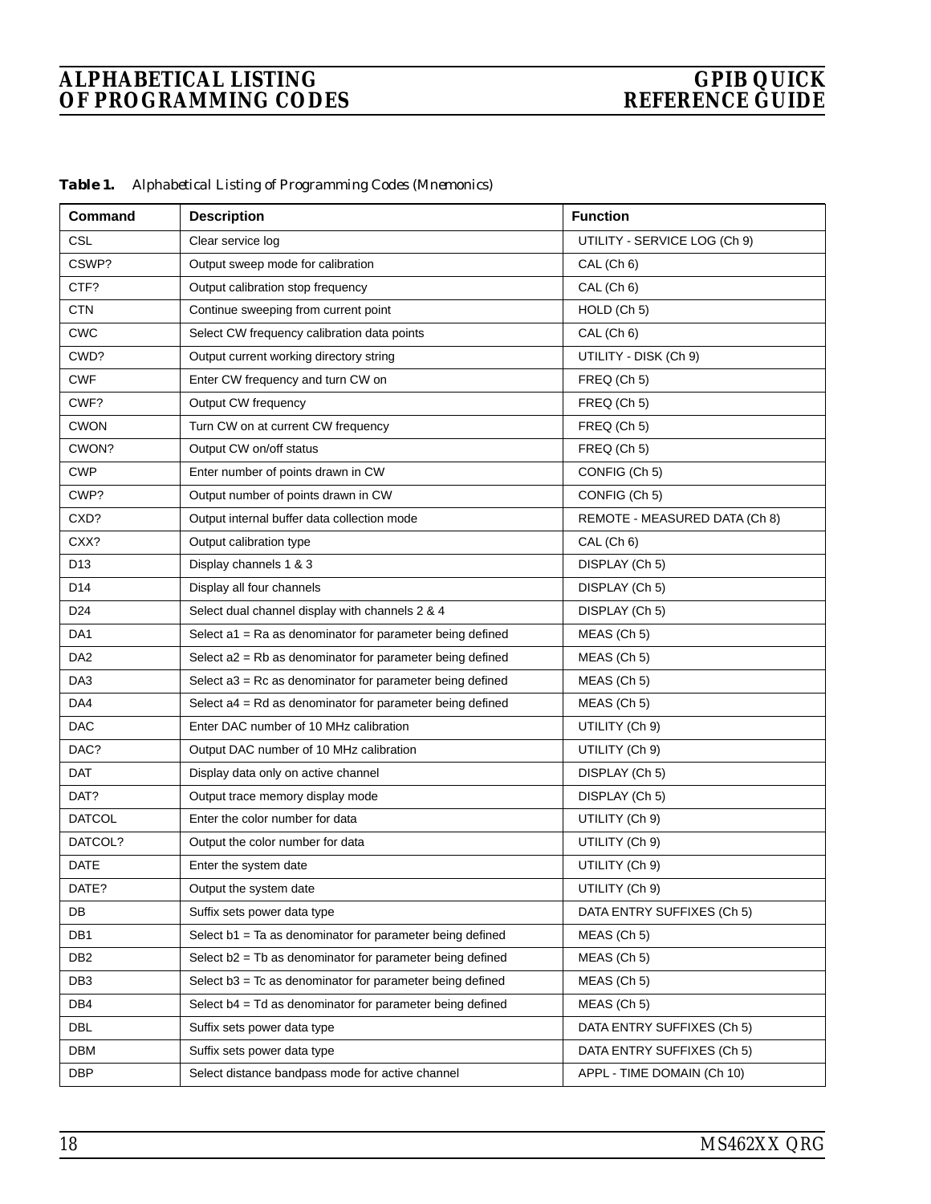**Table 1.** *Alphabetical Listing of Programming Codes (Mnemonics)*

| Command | Description | Function |
|---|---|---|
| CSL | Clear service log | UTILITY - SERVICE LOG (Ch 9) |
| CSWP? | Output sweep mode for calibration | CAL (Ch 6) |
| CTF? | Output calibration stop frequency | CAL (Ch 6) |
| CTN | Continue sweeping from current point | HOLD (Ch 5) |
| CWC | Select CW frequency calibration data points | CAL (Ch 6) |
| CWD? | Output current working directory string | UTILITY - DISK (Ch 9) |
| CWF | Enter CW frequency and turn CW on | FREQ (Ch 5) |
| CWF? | Output CW frequency | FREQ (Ch 5) |
| CWON | Turn CW on at current CW frequency | FREQ (Ch 5) |
| CWON? | Output CW on/off status | FREQ (Ch 5) |
| CWP | Enter number of points drawn in CW | CONFIG (Ch 5) |
| CWP? | Output number of points drawn in CW | CONFIG (Ch 5) |
| CXD? | Output internal buffer data collection mode | REMOTE - MEASURED DATA (Ch 8) |
| CXX? | Output calibration type | CAL (Ch 6) |
| D13 | Display channels 1 & 3 | DISPLAY (Ch 5) |
| D14 | Display all four channels | DISPLAY (Ch 5) |
| D24 | Select dual channel display with channels 2 & 4 | DISPLAY (Ch 5) |
| DA1 | Select a1 = Ra as denominator for parameter being defined | MEAS (Ch 5) |
| DA2 | Select a2 = Rb as denominator for parameter being defined | MEAS (Ch 5) |
| DA3 | Select a3 = Rc as denominator for parameter being defined | MEAS (Ch 5) |
| DA4 | Select a4 = Rd as denominator for parameter being defined | MEAS (Ch 5) |
| DAC | Enter DAC number of 10 MHz calibration | UTILITY (Ch 9) |
| DAC? | Output DAC number of 10 MHz calibration | UTILITY (Ch 9) |
| DAT | Display data only on active channel | DISPLAY (Ch 5) |
| DAT? | Output trace memory display mode | DISPLAY (Ch 5) |
| DATCOL | Enter the color number for data | UTILITY (Ch 9) |
| DATCOL? | Output the color number for data | UTILITY (Ch 9) |
| DATE | Enter the system date | UTILITY (Ch 9) |
| DATE? | Output the system date | UTILITY (Ch 9) |
| DB | Suffix sets power data type | DATA ENTRY SUFFIXES (Ch 5) |
| DB1 | Select b1 = Ta as denominator for parameter being defined | MEAS (Ch 5) |
| DB2 | Select b2 = Tb as denominator for parameter being defined | MEAS (Ch 5) |
| DB3 | Select b3 = Tc as denominator for parameter being defined | MEAS (Ch 5) |
| DB4 | Select b4 = Td as denominator for parameter being defined | MEAS (Ch 5) |
| DBL | Suffix sets power data type | DATA ENTRY SUFFIXES (Ch 5) |
| DBM | Suffix sets power data type | DATA ENTRY SUFFIXES (Ch 5) |
| DBP | Select distance bandpass mode for active channel | APPL - TIME DOMAIN (Ch 10) |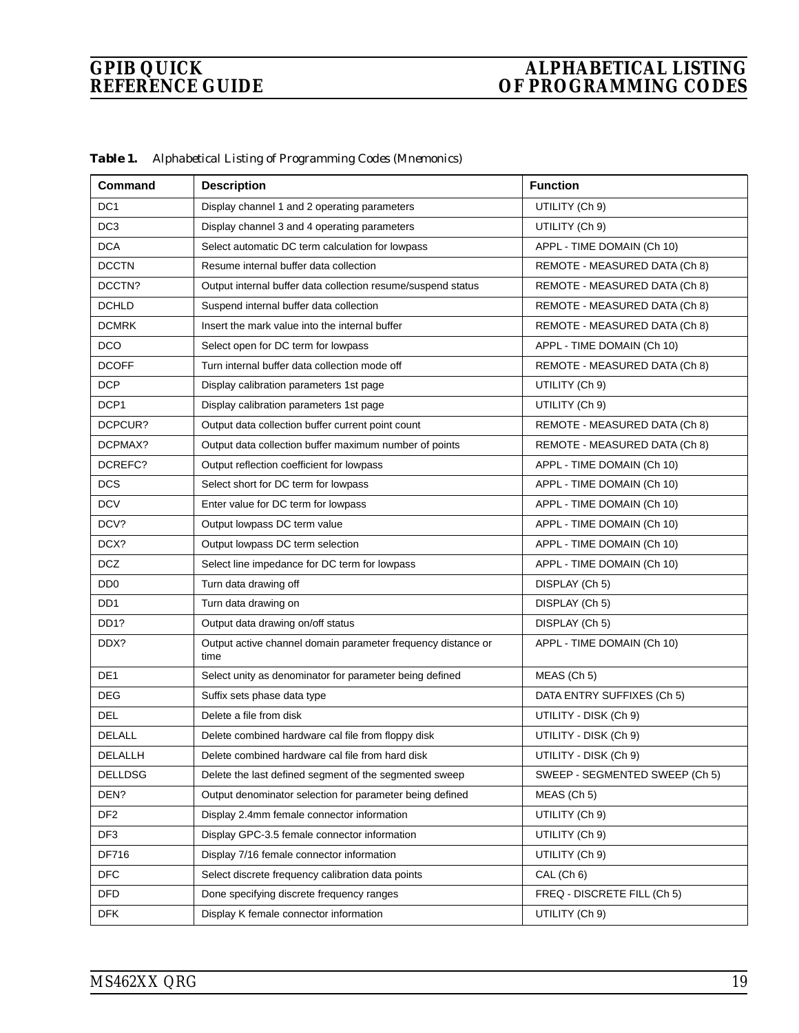**Table 1.** *Alphabetical Listing of Programming Codes (Mnemonics)*

| Command | Description | Function |
|---|---|---|
| DC1 | Display channel 1 and 2 operating parameters | UTILITY (Ch 9) |
| DC3 | Display channel 3 and 4 operating parameters | UTILITY (Ch 9) |
| DCA | Select automatic DC term calculation for lowpass | APPL - TIME DOMAIN (Ch 10) |
| DCCTN | Resume internal buffer data collection | REMOTE - MEASURED DATA (Ch 8) |
| DCCTN? | Output internal buffer data collection resume/suspend status | REMOTE - MEASURED DATA (Ch 8) |
| DCHLD | Suspend internal buffer data collection | REMOTE - MEASURED DATA (Ch 8) |
| DCMRK | Insert the mark value into the internal buffer | REMOTE - MEASURED DATA (Ch 8) |
| DCO | Select open for DC term for lowpass | APPL - TIME DOMAIN (Ch 10) |
| DCOFF | Turn internal buffer data collection mode off | REMOTE - MEASURED DATA (Ch 8) |
| DCP | Display calibration parameters 1st page | UTILITY (Ch 9) |
| DCP1 | Display calibration parameters 1st page | UTILITY (Ch 9) |
| DCPCUR? | Output data collection buffer current point count | REMOTE - MEASURED DATA (Ch 8) |
| DCPMAX? | Output data collection buffer maximum number of points | REMOTE - MEASURED DATA (Ch 8) |
| DCREFC? | Output reflection coefficient for lowpass | APPL - TIME DOMAIN (Ch 10) |
| DCS | Select short for DC term for lowpass | APPL - TIME DOMAIN (Ch 10) |
| DCV | Enter value for DC term for lowpass | APPL - TIME DOMAIN (Ch 10) |
| DCV? | Output lowpass DC term value | APPL - TIME DOMAIN (Ch 10) |
| DCX? | Output lowpass DC term selection | APPL - TIME DOMAIN (Ch 10) |
| DCZ | Select line impedance for DC term for lowpass | APPL - TIME DOMAIN (Ch 10) |
| DD0 | Turn data drawing off | DISPLAY (Ch 5) |
| DD1 | Turn data drawing on | DISPLAY (Ch 5) |
| DD1? | Output data drawing on/off status | DISPLAY (Ch 5) |
| DDX? | Output active channel domain parameter frequency distance or time | APPL - TIME DOMAIN (Ch 10) |
| DE1 | Select unity as denominator for parameter being defined | MEAS (Ch 5) |
| DEG | Suffix sets phase data type | DATA ENTRY SUFFIXES (Ch 5) |
| DEL | Delete a file from disk | UTILITY - DISK (Ch 9) |
| DELALL | Delete combined hardware cal file from floppy disk | UTILITY - DISK (Ch 9) |
| DELALLH | Delete combined hardware cal file from hard disk | UTILITY - DISK (Ch 9) |
| DELLDSG | Delete the last defined segment of the segmented sweep | SWEEP - SEGMENTED SWEEP (Ch 5) |
| DEN? | Output denominator selection for parameter being defined | MEAS (Ch 5) |
| DF2 | Display 2.4mm female connector information | UTILITY (Ch 9) |
| DF3 | Display GPC-3.5 female connector information | UTILITY (Ch 9) |
| DF716 | Display 7/16 female connector information | UTILITY (Ch 9) |
| DFC | Select discrete frequency calibration data points | CAL (Ch 6) |
| DFD | Done specifying discrete frequency ranges | FREQ - DISCRETE FILL (Ch 5) |
| DFK | Display K female connector information | UTILITY (Ch 9) |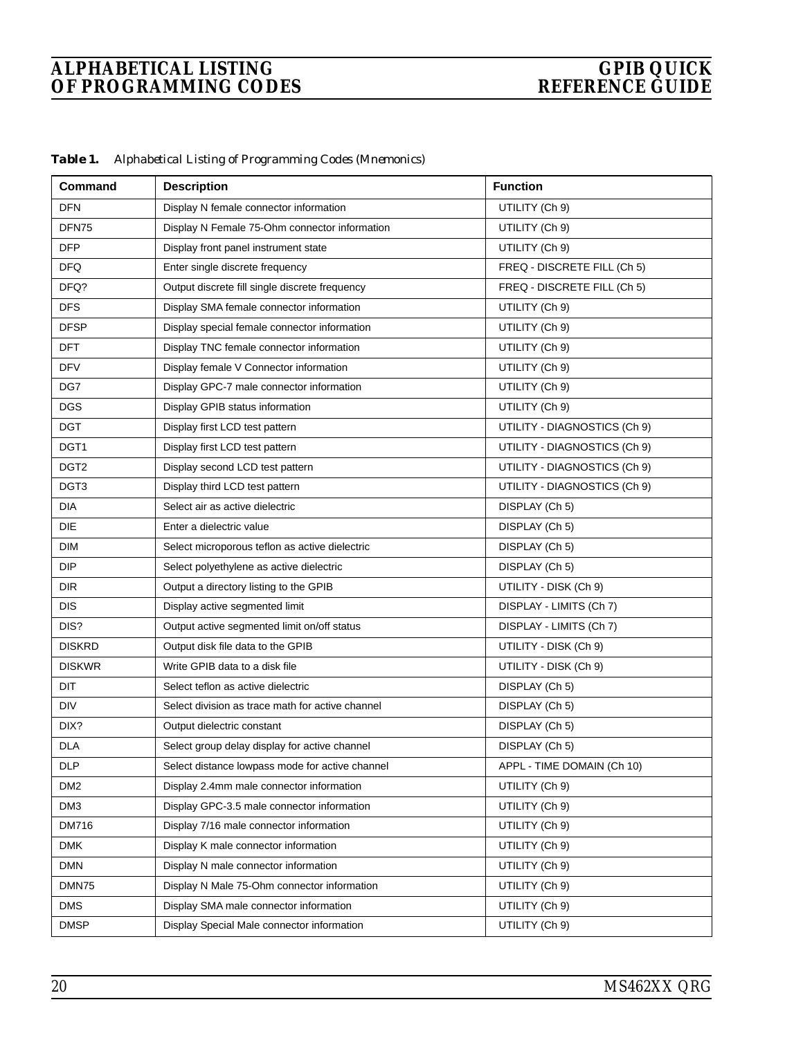**Table 1.** *Alphabetical Listing of Programming Codes (Mnemonics)*

| Command | Description | Function |
|---|---|---|
| DFN | Display N female connector information | UTILITY (Ch 9) |
| DFN75 | Display N Female 75-Ohm connector information | UTILITY (Ch 9) |
| DFP | Display front panel instrument state | UTILITY (Ch 9) |
| DFQ | Enter single discrete frequency | FREQ - DISCRETE FILL (Ch 5) |
| DFQ? | Output discrete fill single discrete frequency | FREQ - DISCRETE FILL (Ch 5) |
| DFS | Display SMA female connector information | UTILITY (Ch 9) |
| DFSP | Display special female connector information | UTILITY (Ch 9) |
| DFT | Display TNC female connector information | UTILITY (Ch 9) |
| DFV | Display female V Connector information | UTILITY (Ch 9) |
| DG7 | Display GPC-7 male connector information | UTILITY (Ch 9) |
| DGS | Display GPIB status information | UTILITY (Ch 9) |
| DGT | Display first LCD test pattern | UTILITY - DIAGNOSTICS (Ch 9) |
| DGT1 | Display first LCD test pattern | UTILITY - DIAGNOSTICS (Ch 9) |
| DGT2 | Display second LCD test pattern | UTILITY - DIAGNOSTICS (Ch 9) |
| DGT3 | Display third LCD test pattern | UTILITY - DIAGNOSTICS (Ch 9) |
| DIA | Select air as active dielectric | DISPLAY (Ch 5) |
| DIE | Enter a dielectric value | DISPLAY (Ch 5) |
| DIM | Select microporous teflon as active dielectric | DISPLAY (Ch 5) |
| DIP | Select polyethylene as active dielectric | DISPLAY (Ch 5) |
| DIR | Output a directory listing to the GPIB | UTILITY - DISK (Ch 9) |
| DIS | Display active segmented limit | DISPLAY - LIMITS (Ch 7) |
| DIS? | Output active segmented limit on/off status | DISPLAY - LIMITS (Ch 7) |
| DISKRD | Output disk file data to the GPIB | UTILITY - DISK (Ch 9) |
| DISKWR | Write GPIB data to a disk file | UTILITY - DISK (Ch 9) |
| DIT | Select teflon as active dielectric | DISPLAY (Ch 5) |
| DIV | Select division as trace math for active channel | DISPLAY (Ch 5) |
| DIX? | Output dielectric constant | DISPLAY (Ch 5) |
| DLA | Select group delay display for active channel | DISPLAY (Ch 5) |
| DLP | Select distance lowpass mode for active channel | APPL - TIME DOMAIN (Ch 10) |
| DM2 | Display 2.4mm male connector information | UTILITY (Ch 9) |
| DM3 | Display GPC-3.5 male connector information | UTILITY (Ch 9) |
| DM716 | Display 7/16 male connector information | UTILITY (Ch 9) |
| DMK | Display K male connector information | UTILITY (Ch 9) |
| DMN | Display N male connector information | UTILITY (Ch 9) |
| DMN75 | Display N Male 75-Ohm connector information | UTILITY (Ch 9) |
| DMS | Display SMA male connector information | UTILITY (Ch 9) |
| DMSP | Display Special Male connector information | UTILITY (Ch 9) |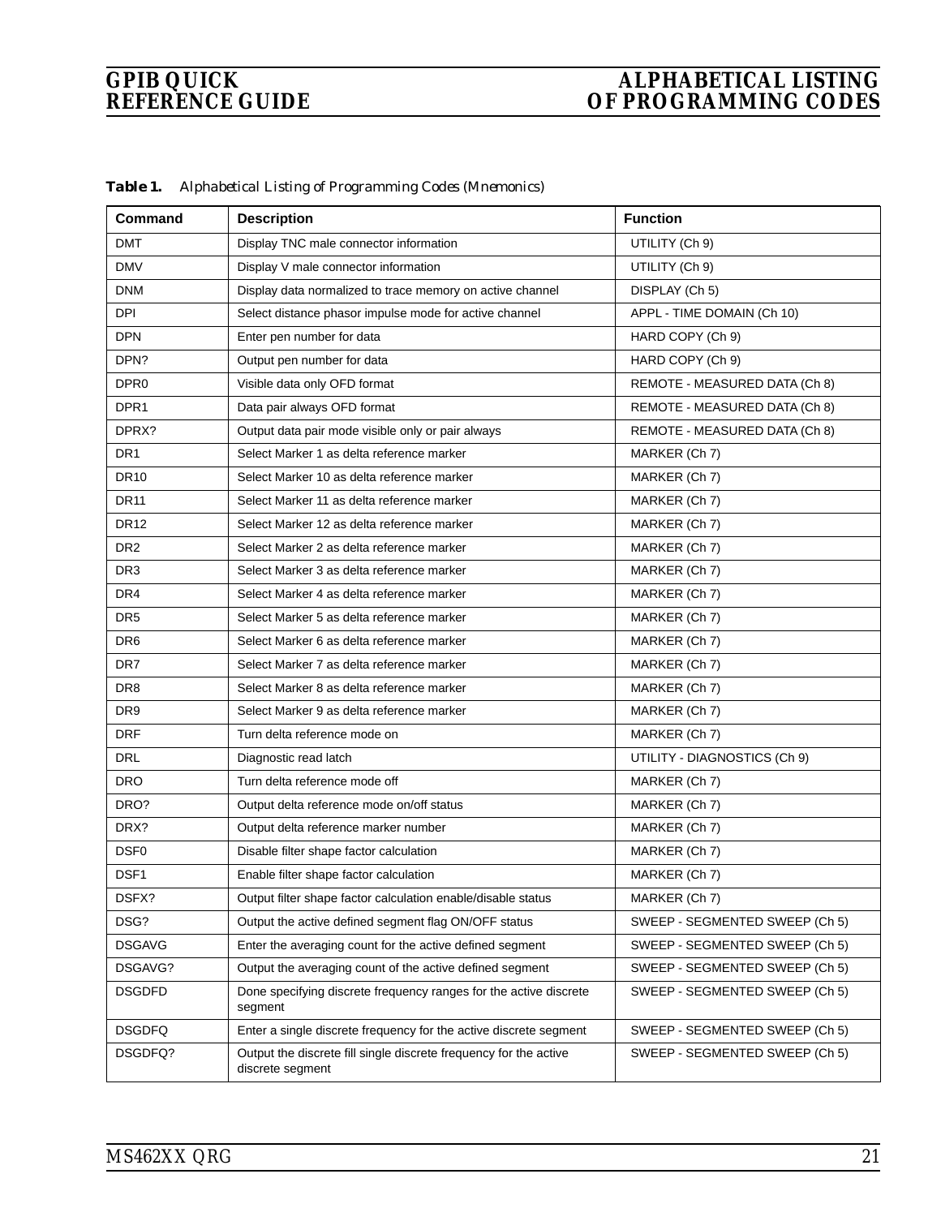**Table 1.** *Alphabetical Listing of Programming Codes (Mnemonics)*

| Command | Description | Function |
|---|---|---|
| DMT | Display TNC male connector information | UTILITY (Ch 9) |
| DMV | Display V male connector information | UTILITY (Ch 9) |
| DNM | Display data normalized to trace memory on active channel | DISPLAY (Ch 5) |
| DPI | Select distance phasor impulse mode for active channel | APPL - TIME DOMAIN (Ch 10) |
| DPN | Enter pen number for data | HARD COPY (Ch 9) |
| DPN? | Output pen number for data | HARD COPY (Ch 9) |
| DPR0 | Visible data only OFD format | REMOTE - MEASURED DATA (Ch 8) |
| DPR1 | Data pair always OFD format | REMOTE - MEASURED DATA (Ch 8) |
| DPRX? | Output data pair mode visible only or pair always | REMOTE - MEASURED DATA (Ch 8) |
| DR1 | Select Marker 1 as delta reference marker | MARKER (Ch 7) |
| DR10 | Select Marker 10 as delta reference marker | MARKER (Ch 7) |
| DR11 | Select Marker 11 as delta reference marker | MARKER (Ch 7) |
| DR12 | Select Marker 12 as delta reference marker | MARKER (Ch 7) |
| DR2 | Select Marker 2 as delta reference marker | MARKER (Ch 7) |
| DR3 | Select Marker 3 as delta reference marker | MARKER (Ch 7) |
| DR4 | Select Marker 4 as delta reference marker | MARKER (Ch 7) |
| DR5 | Select Marker 5 as delta reference marker | MARKER (Ch 7) |
| DR6 | Select Marker 6 as delta reference marker | MARKER (Ch 7) |
| DR7 | Select Marker 7 as delta reference marker | MARKER (Ch 7) |
| DR8 | Select Marker 8 as delta reference marker | MARKER (Ch 7) |
| DR9 | Select Marker 9 as delta reference marker | MARKER (Ch 7) |
| DRF | Turn delta reference mode on | MARKER (Ch 7) |
| DRL | Diagnostic read latch | UTILITY - DIAGNOSTICS (Ch 9) |
| DRO | Turn delta reference mode off | MARKER (Ch 7) |
| DRO? | Output delta reference mode on/off status | MARKER (Ch 7) |
| DRX? | Output delta reference marker number | MARKER (Ch 7) |
| DSF0 | Disable filter shape factor calculation | MARKER (Ch 7) |
| DSF1 | Enable filter shape factor calculation | MARKER (Ch 7) |
| DSFX? | Output filter shape factor calculation enable/disable status | MARKER (Ch 7) |
| DSG? | Output the active defined segment flag ON/OFF status | SWEEP - SEGMENTED SWEEP (Ch 5) |
| DSGAVG | Enter the averaging count for the active defined segment | SWEEP - SEGMENTED SWEEP (Ch 5) |
| DSGAVG? | Output the averaging count of the active defined segment | SWEEP - SEGMENTED SWEEP (Ch 5) |
| DSGDFD | Done specifying discrete frequency ranges for the active discrete segment | SWEEP - SEGMENTED SWEEP (Ch 5) |
| DSGDFQ | Enter a single discrete frequency for the active discrete segment | SWEEP - SEGMENTED SWEEP (Ch 5) |
| DSGDFQ? | Output the discrete fill single discrete frequency for the active discrete segment | SWEEP - SEGMENTED SWEEP (Ch 5) |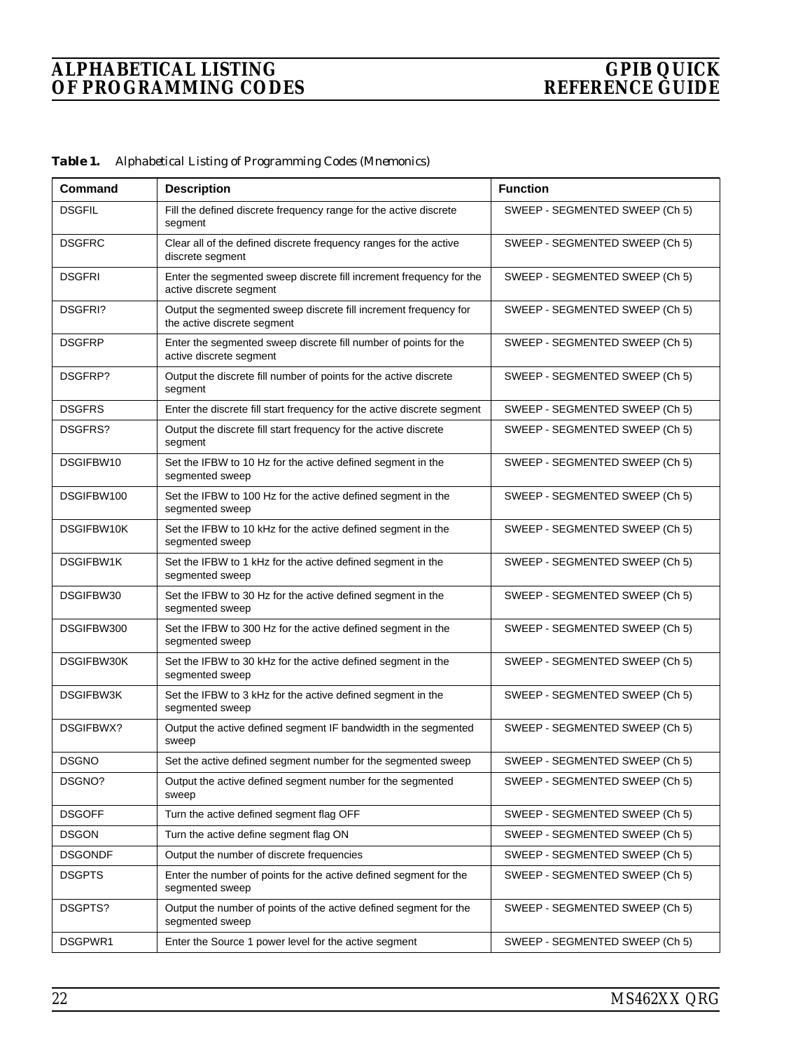**Table 1.** *Alphabetical Listing of Programming Codes (Mnemonics)*

| Command | Description | Function |
|---|---|---|
| DSGFIL | Fill the defined discrete frequency range for the active discrete segment | SWEEP - SEGMENTED SWEEP (Ch 5) |
| DSGFRC | Clear all of the defined discrete frequency ranges for the active discrete segment | SWEEP - SEGMENTED SWEEP (Ch 5) |
| DSGFRI | Enter the segmented sweep discrete fill increment frequency for the active discrete segment | SWEEP - SEGMENTED SWEEP (Ch 5) |
| DSGFRI? | Output the segmented sweep discrete fill increment frequency for the active discrete segment | SWEEP - SEGMENTED SWEEP (Ch 5) |
| DSGFRP | Enter the segmented sweep discrete fill number of points for the active discrete segment | SWEEP - SEGMENTED SWEEP (Ch 5) |
| DSGFRP? | Output the discrete fill number of points for the active discrete segment | SWEEP - SEGMENTED SWEEP (Ch 5) |
| DSGFRS | Enter the discrete fill start frequency for the active discrete segment | SWEEP - SEGMENTED SWEEP (Ch 5) |
| DSGFRS? | Output the discrete fill start frequency for the active discrete segment | SWEEP - SEGMENTED SWEEP (Ch 5) |
| DSGIFBW10 | Set the IFBW to 10 Hz for the active defined segment in the segmented sweep | SWEEP - SEGMENTED SWEEP (Ch 5) |
| DSGIFBW100 | Set the IFBW to 100 Hz for the active defined segment in the segmented sweep | SWEEP - SEGMENTED SWEEP (Ch 5) |
| DSGIFBW10K | Set the IFBW to 10 kHz for the active defined segment in the segmented sweep | SWEEP - SEGMENTED SWEEP (Ch 5) |
| DSGIFBW1K | Set the IFBW to 1 kHz for the active defined segment in the segmented sweep | SWEEP - SEGMENTED SWEEP (Ch 5) |
| DSGIFBW30 | Set the IFBW to 30 Hz for the active defined segment in the segmented sweep | SWEEP - SEGMENTED SWEEP (Ch 5) |
| DSGIFBW300 | Set the IFBW to 300 Hz for the active defined segment in the segmented sweep | SWEEP - SEGMENTED SWEEP (Ch 5) |
| DSGIFBW30K | Set the IFBW to 30 kHz for the active defined segment in the segmented sweep | SWEEP - SEGMENTED SWEEP (Ch 5) |
| DSGIFBW3K | Set the IFBW to 3 kHz for the active defined segment in the segmented sweep | SWEEP - SEGMENTED SWEEP (Ch 5) |
| DSGIFBWX? | Output the active defined segment IF bandwidth in the segmented sweep | SWEEP - SEGMENTED SWEEP (Ch 5) |
| DSGNO | Set the active defined segment number for the segmented sweep | SWEEP - SEGMENTED SWEEP (Ch 5) |
| DSGNO? | Output the active defined segment number for the segmented sweep | SWEEP - SEGMENTED SWEEP (Ch 5) |
| DSGOFF | Turn the active defined segment flag OFF | SWEEP - SEGMENTED SWEEP (Ch 5) |
| DSGON | Turn the active define segment flag ON | SWEEP - SEGMENTED SWEEP (Ch 5) |
| DSGONDF | Output the number of discrete frequencies | SWEEP - SEGMENTED SWEEP (Ch 5) |
| DSGPTS | Enter the number of points for the active defined segment for the segmented sweep | SWEEP - SEGMENTED SWEEP (Ch 5) |
| DSGPTS? | Output the number of points of the active defined segment for the segmented sweep | SWEEP - SEGMENTED SWEEP (Ch 5) |
| DSGPWR1 | Enter the Source 1 power level for the active segment | SWEEP - SEGMENTED SWEEP (Ch 5) |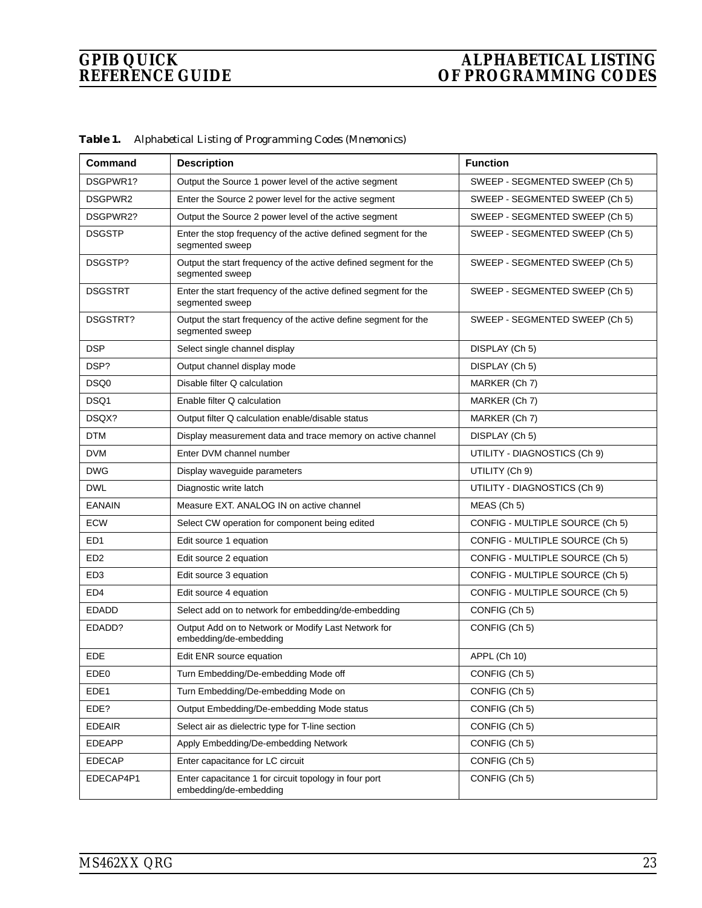**Table 1.** *Alphabetical Listing of Programming Codes (Mnemonics)*

| Command | Description | Function |
| --- | --- | --- |
| DSGPWR1? | Output the Source 1 power level of the active segment | SWEEP - SEGMENTED SWEEP (Ch 5) |
| DSGPWR2 | Enter the Source 2 power level for the active segment | SWEEP - SEGMENTED SWEEP (Ch 5) |
| DSGPWR2? | Output the Source 2 power level of the active segment | SWEEP - SEGMENTED SWEEP (Ch 5) |
| DSGSTP | Enter the stop frequency of the active defined segment for the segmented sweep | SWEEP - SEGMENTED SWEEP (Ch 5) |
| DSGSTP? | Output the start frequency of the active defined segment for the segmented sweep | SWEEP - SEGMENTED SWEEP (Ch 5) |
| DSGSTRT | Enter the start frequency of the active defined segment for the segmented sweep | SWEEP - SEGMENTED SWEEP (Ch 5) |
| DSGSTRT? | Output the start frequency of the active define segment for the segmented sweep | SWEEP - SEGMENTED SWEEP (Ch 5) |
| DSP | Select single channel display | DISPLAY (Ch 5) |
| DSP? | Output channel display mode | DISPLAY (Ch 5) |
| DSQ0 | Disable filter Q calculation | MARKER (Ch 7) |
| DSQ1 | Enable filter Q calculation | MARKER (Ch 7) |
| DSQX? | Output filter Q calculation enable/disable status | MARKER (Ch 7) |
| DTM | Display measurement data and trace memory on active channel | DISPLAY (Ch 5) |
| DVM | Enter DVM channel number | UTILITY - DIAGNOSTICS (Ch 9) |
| DWG | Display waveguide parameters | UTILITY (Ch 9) |
| DWL | Diagnostic write latch | UTILITY - DIAGNOSTICS (Ch 9) |
| EANAIN | Measure EXT. ANALOG IN on active channel | MEAS (Ch 5) |
| ECW | Select CW operation for component being edited | CONFIG - MULTIPLE SOURCE (Ch 5) |
| ED1 | Edit source 1 equation | CONFIG - MULTIPLE SOURCE (Ch 5) |
| ED2 | Edit source 2 equation | CONFIG - MULTIPLE SOURCE (Ch 5) |
| ED3 | Edit source 3 equation | CONFIG - MULTIPLE SOURCE (Ch 5) |
| ED4 | Edit source 4 equation | CONFIG - MULTIPLE SOURCE (Ch 5) |
| EDADD | Select add on to network for embedding/de-embedding | CONFIG (Ch 5) |
| EDADD? | Output Add on to Network or Modify Last Network for embedding/de-embedding | CONFIG (Ch 5) |
| EDE | Edit ENR source equation | APPL (Ch 10) |
| EDE0 | Turn Embedding/De-embedding Mode off | CONFIG (Ch 5) |
| EDE1 | Turn Embedding/De-embedding Mode on | CONFIG (Ch 5) |
| EDE? | Output Embedding/De-embedding Mode status | CONFIG (Ch 5) |
| EDEAIR | Select air as dielectric type for T-line section | CONFIG (Ch 5) |
| EDEAPP | Apply Embedding/De-embedding Network | CONFIG (Ch 5) |
| EDECAP | Enter capacitance for LC circuit | CONFIG (Ch 5) |
| EDECAP4P1 | Enter capacitance 1 for circuit topology in four port embedding/de-embedding | CONFIG (Ch 5) |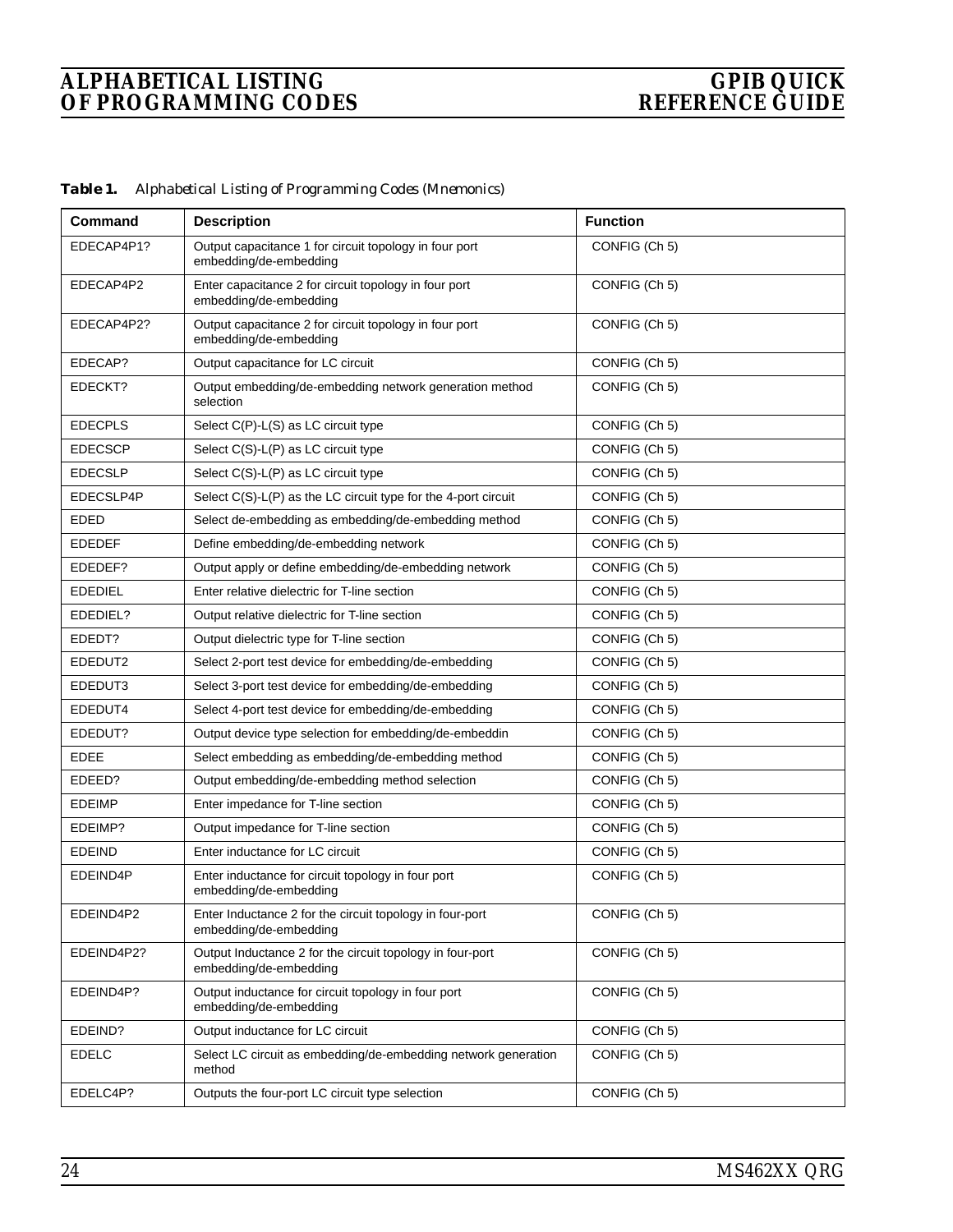**Table 1.** *Alphabetical Listing of Programming Codes (Mnemonics)*

| Command | Description | Function |
|---|---|---|
| EDECAP4P1? | Output capacitance 1 for circuit topology in four port embedding/de-embedding | CONFIG (Ch 5) |
| EDECAP4P2 | Enter capacitance 2 for circuit topology in four port embedding/de-embedding | CONFIG (Ch 5) |
| EDECAP4P2? | Output capacitance 2 for circuit topology in four port embedding/de-embedding | CONFIG (Ch 5) |
| EDECAP? | Output capacitance for LC circuit | CONFIG (Ch 5) |
| EDECKT? | Output embedding/de-embedding network generation method selection | CONFIG (Ch 5) |
| EDECPLS | Select C(P)-L(S) as LC circuit type | CONFIG (Ch 5) |
| EDECSCP | Select C(S)-L(P) as LC circuit type | CONFIG (Ch 5) |
| EDECSLP | Select C(S)-L(P) as LC circuit type | CONFIG (Ch 5) |
| EDECSLP4P | Select C(S)-L(P) as the LC circuit type for the 4-port circuit | CONFIG (Ch 5) |
| EDED | Select de-embedding as embedding/de-embedding method | CONFIG (Ch 5) |
| EDEDEF | Define embedding/de-embedding network | CONFIG (Ch 5) |
| EDEDEF? | Output apply or define embedding/de-embedding network | CONFIG (Ch 5) |
| EDEDIEL | Enter relative dielectric for T-line section | CONFIG (Ch 5) |
| EDEDIEL? | Output relative dielectric for T-line section | CONFIG (Ch 5) |
| EDEDT? | Output dielectric type for T-line section | CONFIG (Ch 5) |
| EDEDUT2 | Select 2-port test device for embedding/de-embedding | CONFIG (Ch 5) |
| EDEDUT3 | Select 3-port test device for embedding/de-embedding | CONFIG (Ch 5) |
| EDEDUT4 | Select 4-port test device for embedding/de-embedding | CONFIG (Ch 5) |
| EDEDUT? | Output device type selection for embedding/de-embeddin | CONFIG (Ch 5) |
| EDEE | Select embedding as embedding/de-embedding method | CONFIG (Ch 5) |
| EDEED? | Output embedding/de-embedding method selection | CONFIG (Ch 5) |
| EDEIMP | Enter impedance for T-line section | CONFIG (Ch 5) |
| EDEIMP? | Output impedance for T-line section | CONFIG (Ch 5) |
| EDEIND | Enter inductance for LC circuit | CONFIG (Ch 5) |
| EDEIND4P | Enter inductance for circuit topology in four port embedding/de-embedding | CONFIG (Ch 5) |
| EDEIND4P2 | Enter Inductance 2 for the circuit topology in four-port embedding/de-embedding | CONFIG (Ch 5) |
| EDEIND4P2? | Output Inductance 2 for the circuit topology in four-port embedding/de-embedding | CONFIG (Ch 5) |
| EDEIND4P? | Output inductance for circuit topology in four port embedding/de-embedding | CONFIG (Ch 5) |
| EDEIND? | Output inductance for LC circuit | CONFIG (Ch 5) |
| EDELC | Select LC circuit as embedding/de-embedding network generation method | CONFIG (Ch 5) |
| EDELC4P? | Outputs the four-port LC circuit type selection | CONFIG (Ch 5) |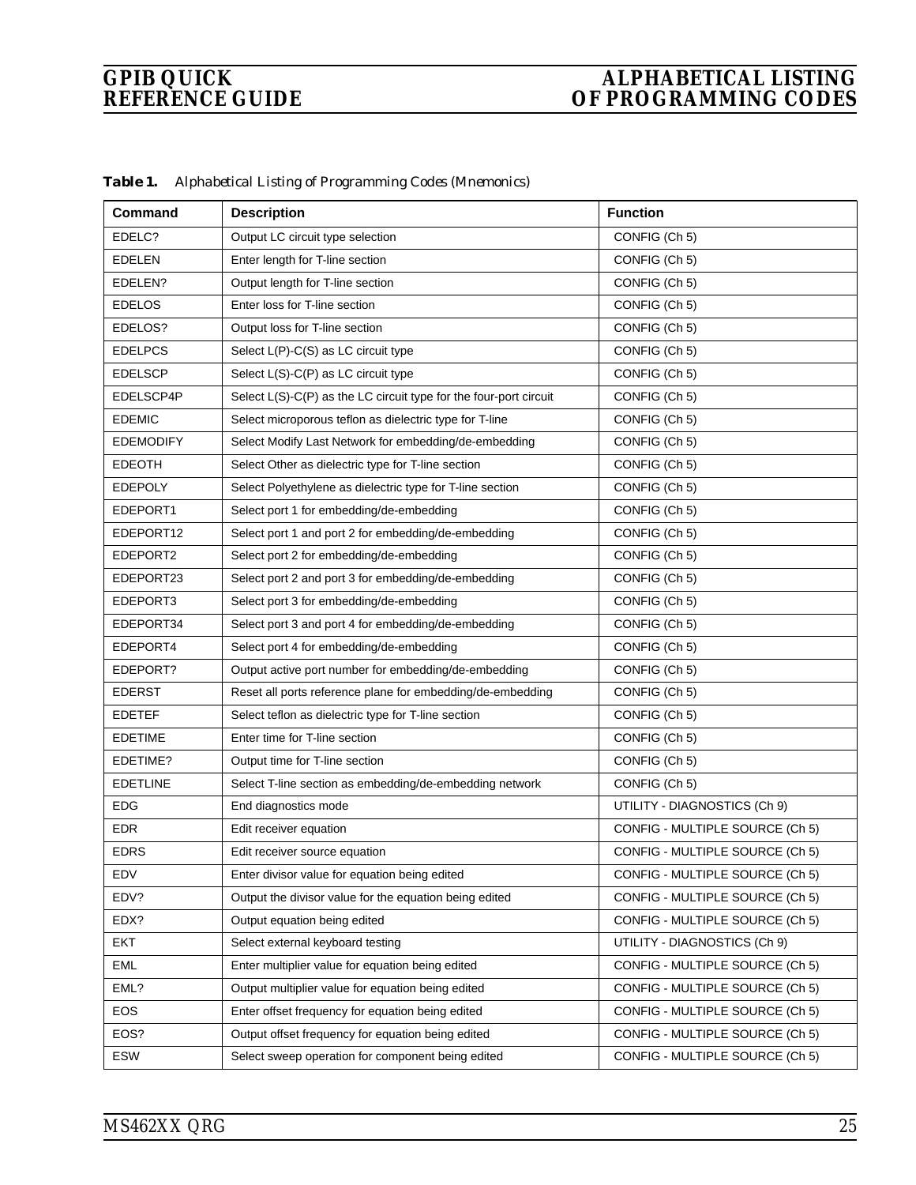**Table 1.** *Alphabetical Listing of Programming Codes (Mnemonics)*

| Command | Description | Function |
|---|---|---|
| EDELC? | Output LC circuit type selection | CONFIG (Ch 5) |
| EDELEN | Enter length for T-line section | CONFIG (Ch 5) |
| EDELEN? | Output length for T-line section | CONFIG (Ch 5) |
| EDELOS | Enter loss for T-line section | CONFIG (Ch 5) |
| EDELOS? | Output loss for T-line section | CONFIG (Ch 5) |
| EDELPCS | Select L(P)-C(S) as LC circuit type | CONFIG (Ch 5) |
| EDELSCP | Select L(S)-C(P) as LC circuit type | CONFIG (Ch 5) |
| EDELSCP4P | Select L(S)-C(P) as the LC circuit type for the four-port circuit | CONFIG (Ch 5) |
| EDEMIC | Select microporous teflon as dielectric type for T-line | CONFIG (Ch 5) |
| EDEMODIFY | Select Modify Last Network for embedding/de-embedding | CONFIG (Ch 5) |
| EDEOTH | Select Other as dielectric type for T-line section | CONFIG (Ch 5) |
| EDEPOLY | Select Polyethylene as dielectric type for T-line section | CONFIG (Ch 5) |
| EDEPORT1 | Select port 1 for embedding/de-embedding | CONFIG (Ch 5) |
| EDEPORT12 | Select port 1 and port 2 for embedding/de-embedding | CONFIG (Ch 5) |
| EDEPORT2 | Select port 2 for embedding/de-embedding | CONFIG (Ch 5) |
| EDEPORT23 | Select port 2 and port 3 for embedding/de-embedding | CONFIG (Ch 5) |
| EDEPORT3 | Select port 3 for embedding/de-embedding | CONFIG (Ch 5) |
| EDEPORT34 | Select port 3 and port 4 for embedding/de-embedding | CONFIG (Ch 5) |
| EDEPORT4 | Select port 4 for embedding/de-embedding | CONFIG (Ch 5) |
| EDEPORT? | Output active port number for embedding/de-embedding | CONFIG (Ch 5) |
| EDERST | Reset all ports reference plane for embedding/de-embedding | CONFIG (Ch 5) |
| EDETEF | Select teflon as dielectric type for T-line section | CONFIG (Ch 5) |
| EDETIME | Enter time for T-line section | CONFIG (Ch 5) |
| EDETIME? | Output time for T-line section | CONFIG (Ch 5) |
| EDETLINE | Select T-line section as embedding/de-embedding network | CONFIG (Ch 5) |
| EDG | End diagnostics mode | UTILITY - DIAGNOSTICS (Ch 9) |
| EDR | Edit receiver equation | CONFIG - MULTIPLE SOURCE (Ch 5) |
| EDRS | Edit receiver source equation | CONFIG - MULTIPLE SOURCE (Ch 5) |
| EDV | Enter divisor value for equation being edited | CONFIG - MULTIPLE SOURCE (Ch 5) |
| EDV? | Output the divisor value for the equation being edited | CONFIG - MULTIPLE SOURCE (Ch 5) |
| EDX? | Output equation being edited | CONFIG - MULTIPLE SOURCE (Ch 5) |
| EKT | Select external keyboard testing | UTILITY - DIAGNOSTICS (Ch 9) |
| EML | Enter multiplier value for equation being edited | CONFIG - MULTIPLE SOURCE (Ch 5) |
| EML? | Output multiplier value for equation being edited | CONFIG - MULTIPLE SOURCE (Ch 5) |
| EOS | Enter offset frequency for equation being edited | CONFIG - MULTIPLE SOURCE (Ch 5) |
| EOS? | Output offset frequency for equation being edited | CONFIG - MULTIPLE SOURCE (Ch 5) |
| ESW | Select sweep operation for component being edited | CONFIG - MULTIPLE SOURCE (Ch 5) |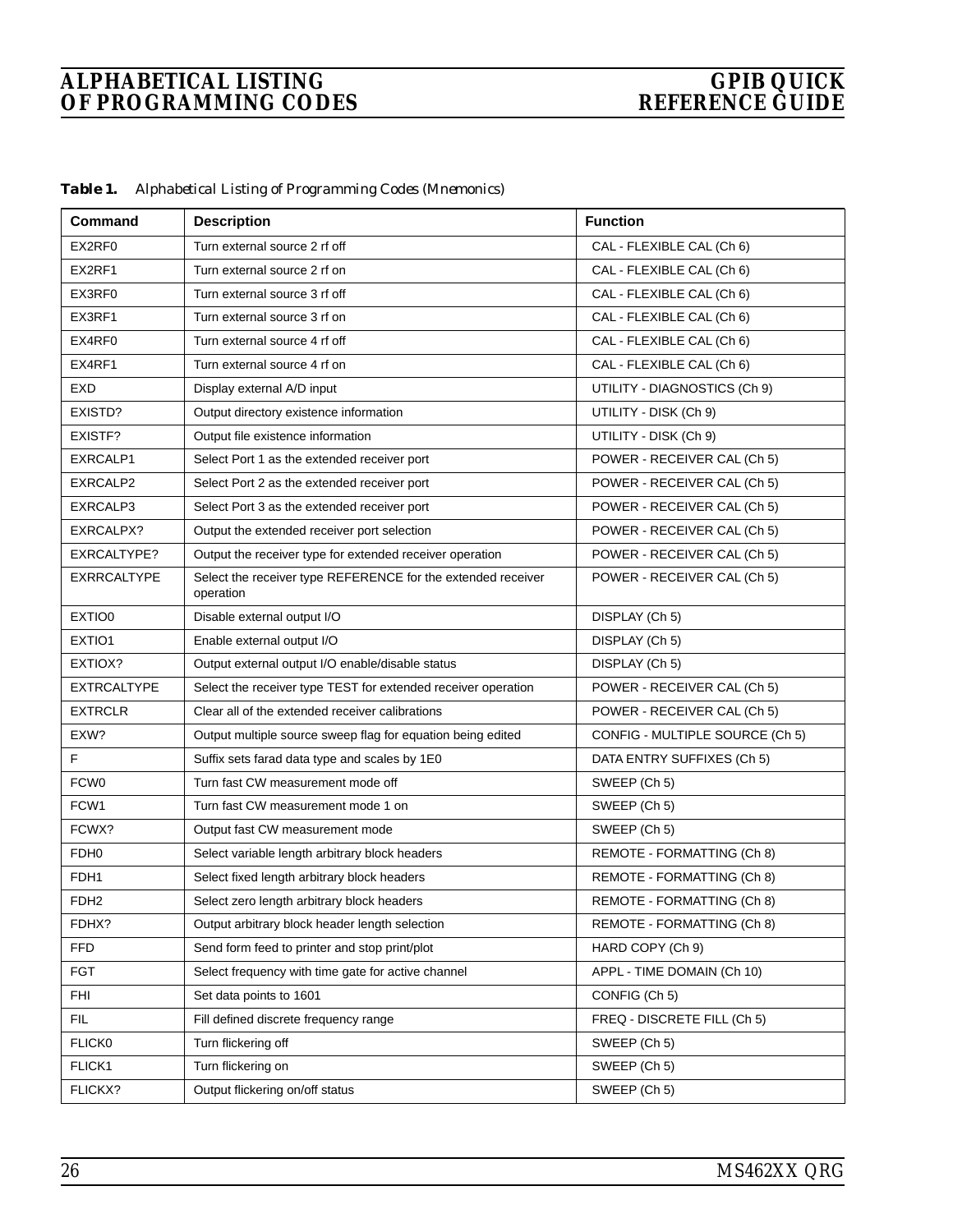**Table 1.** *Alphabetical Listing of Programming Codes (Mnemonics)*

| Command | Description | Function |
|---|---|---|
| EX2RF0 | Turn external source 2 rf off | CAL - FLEXIBLE CAL (Ch 6) |
| EX2RF1 | Turn external source 2 rf on | CAL - FLEXIBLE CAL (Ch 6) |
| EX3RF0 | Turn external source 3 rf off | CAL - FLEXIBLE CAL (Ch 6) |
| EX3RF1 | Turn external source 3 rf on | CAL - FLEXIBLE CAL (Ch 6) |
| EX4RF0 | Turn external source 4 rf off | CAL - FLEXIBLE CAL (Ch 6) |
| EX4RF1 | Turn external source 4 rf on | CAL - FLEXIBLE CAL (Ch 6) |
| EXD | Display external A/D input | UTILITY - DIAGNOSTICS (Ch 9) |
| EXISTD? | Output directory existence information | UTILITY - DISK (Ch 9) |
| EXISTF? | Output file existence information | UTILITY - DISK (Ch 9) |
| EXRCALP1 | Select Port 1 as the extended receiver port | POWER - RECEIVER CAL (Ch 5) |
| EXRCALP2 | Select Port 2 as the extended receiver port | POWER - RECEIVER CAL (Ch 5) |
| EXRCALP3 | Select Port 3 as the extended receiver port | POWER - RECEIVER CAL (Ch 5) |
| EXRCALPX? | Output the extended receiver port selection | POWER - RECEIVER CAL (Ch 5) |
| EXRCALTYPE? | Output the receiver type for extended receiver operation | POWER - RECEIVER CAL (Ch 5) |
| EXRRCALTYPE | Select the receiver type REFERENCE for the extended receiver operation | POWER - RECEIVER CAL (Ch 5) |
| EXTIO0 | Disable external output I/O | DISPLAY (Ch 5) |
| EXTIO1 | Enable external output I/O | DISPLAY (Ch 5) |
| EXTIOX? | Output external output I/O enable/disable status | DISPLAY (Ch 5) |
| EXTRCALTYPE | Select the receiver type TEST for extended receiver operation | POWER - RECEIVER CAL (Ch 5) |
| EXTRCLR | Clear all of the extended receiver calibrations | POWER - RECEIVER CAL (Ch 5) |
| EXW? | Output multiple source sweep flag for equation being edited | CONFIG - MULTIPLE SOURCE (Ch 5) |
| F | Suffix sets farad data type and scales by 1E0 | DATA ENTRY SUFFIXES (Ch 5) |
| FCW0 | Turn fast CW measurement mode off | SWEEP (Ch 5) |
| FCW1 | Turn fast CW measurement mode 1 on | SWEEP (Ch 5) |
| FCWX? | Output fast CW measurement mode | SWEEP (Ch 5) |
| FDH0 | Select variable length arbitrary block headers | REMOTE - FORMATTING (Ch 8) |
| FDH1 | Select fixed length arbitrary block headers | REMOTE - FORMATTING (Ch 8) |
| FDH2 | Select zero length arbitrary block headers | REMOTE - FORMATTING (Ch 8) |
| FDHX? | Output arbitrary block header length selection | REMOTE - FORMATTING (Ch 8) |
| FFD | Send form feed to printer and stop print/plot | HARD COPY (Ch 9) |
| FGT | Select frequency with time gate for active channel | APPL - TIME DOMAIN (Ch 10) |
| FHI | Set data points to 1601 | CONFIG (Ch 5) |
| FIL | Fill defined discrete frequency range | FREQ - DISCRETE FILL (Ch 5) |
| FLICK0 | Turn flickering off | SWEEP (Ch 5) |
| FLICK1 | Turn flickering on | SWEEP (Ch 5) |
| FLICKX? | Output flickering on/off status | SWEEP (Ch 5) |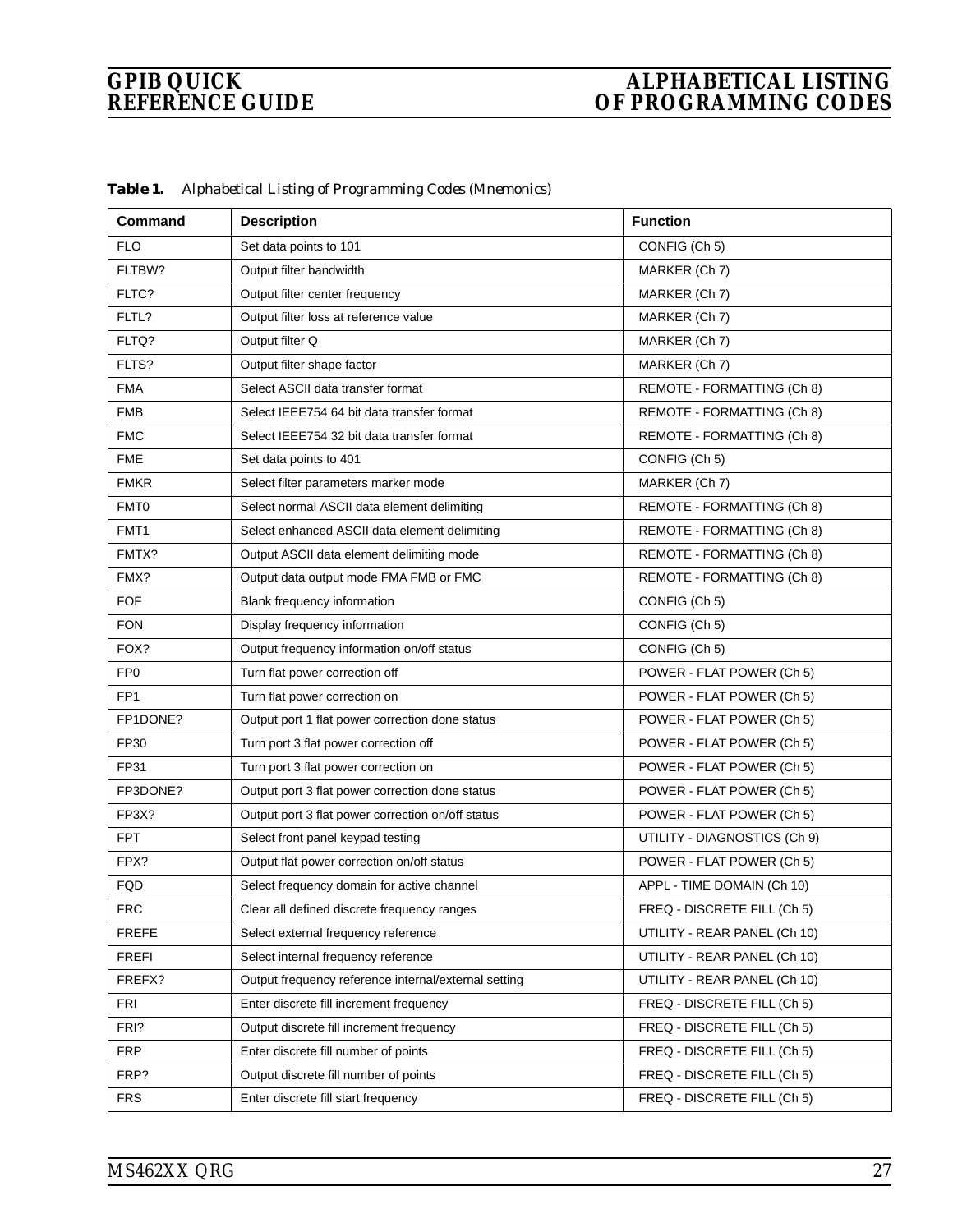**Table 1.** *Alphabetical Listing of Programming Codes (Mnemonics)*

| Command | Description | Function |
|---|---|---|
| FLO | Set data points to 101 | CONFIG (Ch 5) |
| FLTBW? | Output filter bandwidth | MARKER (Ch 7) |
| FLTC? | Output filter center frequency | MARKER (Ch 7) |
| FLTL? | Output filter loss at reference value | MARKER (Ch 7) |
| FLTQ? | Output filter Q | MARKER (Ch 7) |
| FLTS? | Output filter shape factor | MARKER (Ch 7) |
| FMA | Select ASCII data transfer format | REMOTE - FORMATTING (Ch 8) |
| FMB | Select IEEE754 64 bit data transfer format | REMOTE - FORMATTING (Ch 8) |
| FMC | Select IEEE754 32 bit data transfer format | REMOTE - FORMATTING (Ch 8) |
| FME | Set data points to 401 | CONFIG (Ch 5) |
| FMKR | Select filter parameters marker mode | MARKER (Ch 7) |
| FMT0 | Select normal ASCII data element delimiting | REMOTE - FORMATTING (Ch 8) |
| FMT1 | Select enhanced ASCII data element delimiting | REMOTE - FORMATTING (Ch 8) |
| FMTX? | Output ASCII data element delimiting mode | REMOTE - FORMATTING (Ch 8) |
| FMX? | Output data output mode FMA FMB or FMC | REMOTE - FORMATTING (Ch 8) |
| FOF | Blank frequency information | CONFIG (Ch 5) |
| FON | Display frequency information | CONFIG (Ch 5) |
| FOX? | Output frequency information on/off status | CONFIG (Ch 5) |
| FP0 | Turn flat power correction off | POWER - FLAT POWER (Ch 5) |
| FP1 | Turn flat power correction on | POWER - FLAT POWER (Ch 5) |
| FP1DONE? | Output port 1 flat power correction done status | POWER - FLAT POWER (Ch 5) |
| FP30 | Turn port 3 flat power correction off | POWER - FLAT POWER (Ch 5) |
| FP31 | Turn port 3 flat power correction on | POWER - FLAT POWER (Ch 5) |
| FP3DONE? | Output port 3 flat power correction done status | POWER - FLAT POWER (Ch 5) |
| FP3X? | Output port 3 flat power correction on/off status | POWER - FLAT POWER (Ch 5) |
| FPT | Select front panel keypad testing | UTILITY - DIAGNOSTICS (Ch 9) |
| FPX? | Output flat power correction on/off status | POWER - FLAT POWER (Ch 5) |
| FQD | Select frequency domain for active channel | APPL - TIME DOMAIN (Ch 10) |
| FRC | Clear all defined discrete frequency ranges | FREQ - DISCRETE FILL (Ch 5) |
| FREFE | Select external frequency reference | UTILITY - REAR PANEL (Ch 10) |
| FREFI | Select internal frequency reference | UTILITY - REAR PANEL (Ch 10) |
| FREFX? | Output frequency reference internal/external setting | UTILITY - REAR PANEL (Ch 10) |
| FRI | Enter discrete fill increment frequency | FREQ - DISCRETE FILL (Ch 5) |
| FRI? | Output discrete fill increment frequency | FREQ - DISCRETE FILL (Ch 5) |
| FRP | Enter discrete fill number of points | FREQ - DISCRETE FILL (Ch 5) |
| FRP? | Output discrete fill number of points | FREQ - DISCRETE FILL (Ch 5) |
| FRS | Enter discrete fill start frequency | FREQ - DISCRETE FILL (Ch 5) |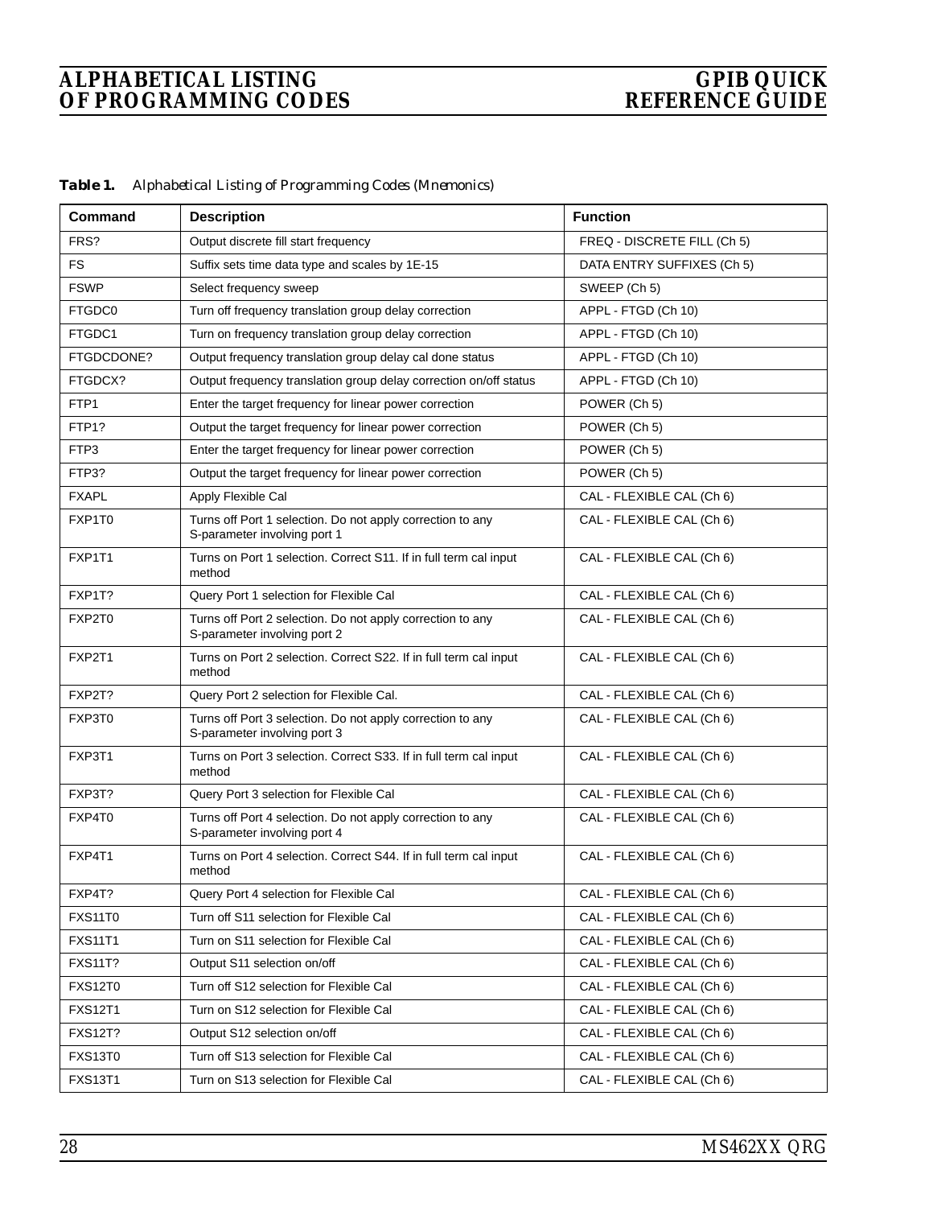**Table 1.** *Alphabetical Listing of Programming Codes (Mnemonics)*

| Command | Description | Function |
|---|---|---|
| FRS? | Output discrete fill start frequency | FREQ - DISCRETE FILL (Ch 5) |
| FS | Suffix sets time data type and scales by 1E-15 | DATA ENTRY SUFFIXES (Ch 5) |
| FSWP | Select frequency sweep | SWEEP (Ch 5) |
| FTGDC0 | Turn off frequency translation group delay correction | APPL - FTGD (Ch 10) |
| FTGDC1 | Turn on frequency translation group delay correction | APPL - FTGD (Ch 10) |
| FTGDCDONE? | Output frequency translation group delay cal done status | APPL - FTGD (Ch 10) |
| FTGDCX? | Output frequency translation group delay correction on/off status | APPL - FTGD (Ch 10) |
| FTP1 | Enter the target frequency for linear power correction | POWER (Ch 5) |
| FTP1? | Output the target frequency for linear power correction | POWER (Ch 5) |
| FTP3 | Enter the target frequency for linear power correction | POWER (Ch 5) |
| FTP3? | Output the target frequency for linear power correction | POWER (Ch 5) |
| FXAPL | Apply Flexible Cal | CAL - FLEXIBLE CAL (Ch 6) |
| FXP1T0 | Turns off Port 1 selection. Do not apply correction to any S-parameter involving port 1 | CAL - FLEXIBLE CAL (Ch 6) |
| FXP1T1 | Turns on Port 1 selection. Correct S11. If in full term cal input method | CAL - FLEXIBLE CAL (Ch 6) |
| FXP1T? | Query Port 1 selection for Flexible Cal | CAL - FLEXIBLE CAL (Ch 6) |
| FXP2T0 | Turns off Port 2 selection. Do not apply correction to any S-parameter involving port 2 | CAL - FLEXIBLE CAL (Ch 6) |
| FXP2T1 | Turns on Port 2 selection. Correct S22. If in full term cal input method | CAL - FLEXIBLE CAL (Ch 6) |
| FXP2T? | Query Port 2 selection for Flexible Cal. | CAL - FLEXIBLE CAL (Ch 6) |
| FXP3T0 | Turns off Port 3 selection. Do not apply correction to any S-parameter involving port 3 | CAL - FLEXIBLE CAL (Ch 6) |
| FXP3T1 | Turns on Port 3 selection. Correct S33. If in full term cal input method | CAL - FLEXIBLE CAL (Ch 6) |
| FXP3T? | Query Port 3 selection for Flexible Cal | CAL - FLEXIBLE CAL (Ch 6) |
| FXP4T0 | Turns off Port 4 selection. Do not apply correction to any S-parameter involving port 4 | CAL - FLEXIBLE CAL (Ch 6) |
| FXP4T1 | Turns on Port 4 selection. Correct S44. If in full term cal input method | CAL - FLEXIBLE CAL (Ch 6) |
| FXP4T? | Query Port 4 selection for Flexible Cal | CAL - FLEXIBLE CAL (Ch 6) |
| FXS11T0 | Turn off S11 selection for Flexible Cal | CAL - FLEXIBLE CAL (Ch 6) |
| FXS11T1 | Turn on S11 selection for Flexible Cal | CAL - FLEXIBLE CAL (Ch 6) |
| FXS11T? | Output S11 selection on/off | CAL - FLEXIBLE CAL (Ch 6) |
| FXS12T0 | Turn off S12 selection for Flexible Cal | CAL - FLEXIBLE CAL (Ch 6) |
| FXS12T1 | Turn on S12 selection for Flexible Cal | CAL - FLEXIBLE CAL (Ch 6) |
| FXS12T? | Output S12 selection on/off | CAL - FLEXIBLE CAL (Ch 6) |
| FXS13T0 | Turn off S13 selection for Flexible Cal | CAL - FLEXIBLE CAL (Ch 6) |
| FXS13T1 | Turn on S13 selection for Flexible Cal | CAL - FLEXIBLE CAL (Ch 6) |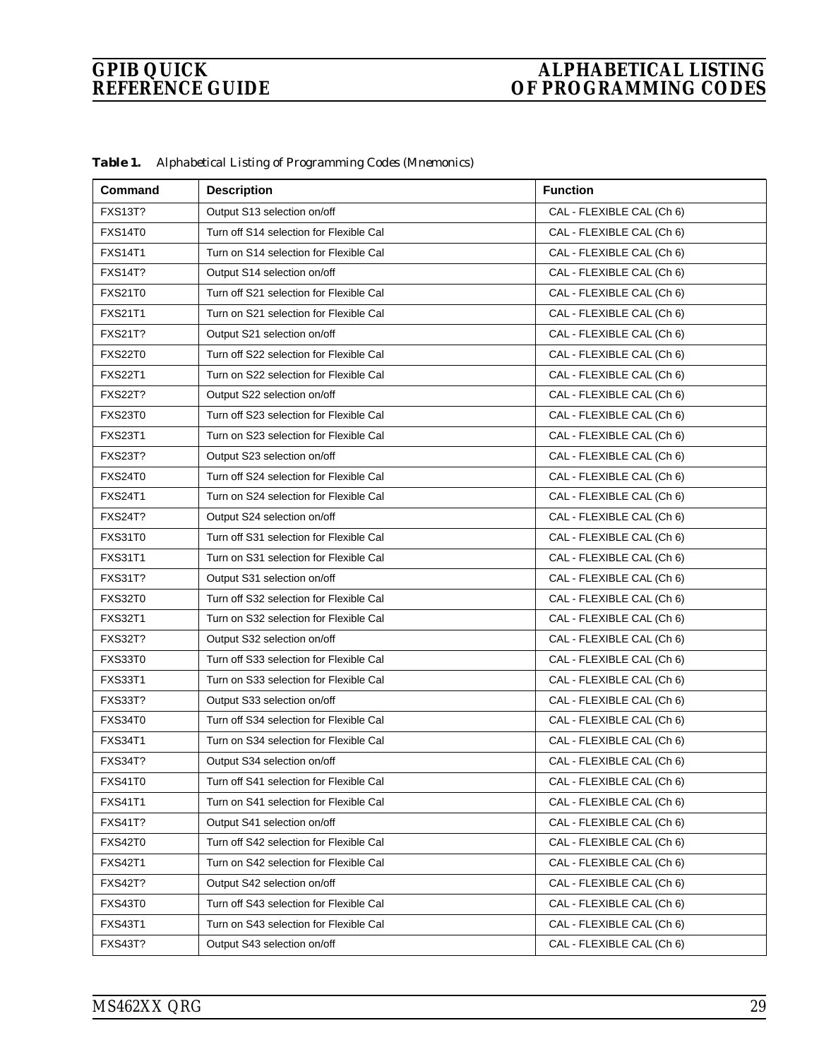**Table 1.** *Alphabetical Listing of Programming Codes (Mnemonics)*

| Command | Description | Function |
|---|---|---|
| FXS13T? | Output S13 selection on/off | CAL - FLEXIBLE CAL (Ch 6) |
| FXS14T0 | Turn off S14 selection for Flexible Cal | CAL - FLEXIBLE CAL (Ch 6) |
| FXS14T1 | Turn on S14 selection for Flexible Cal | CAL - FLEXIBLE CAL (Ch 6) |
| FXS14T? | Output S14 selection on/off | CAL - FLEXIBLE CAL (Ch 6) |
| FXS21T0 | Turn off S21 selection for Flexible Cal | CAL - FLEXIBLE CAL (Ch 6) |
| FXS21T1 | Turn on S21 selection for Flexible Cal | CAL - FLEXIBLE CAL (Ch 6) |
| FXS21T? | Output S21 selection on/off | CAL - FLEXIBLE CAL (Ch 6) |
| FXS22T0 | Turn off S22 selection for Flexible Cal | CAL - FLEXIBLE CAL (Ch 6) |
| FXS22T1 | Turn on S22 selection for Flexible Cal | CAL - FLEXIBLE CAL (Ch 6) |
| FXS22T? | Output S22 selection on/off | CAL - FLEXIBLE CAL (Ch 6) |
| FXS23T0 | Turn off S23 selection for Flexible Cal | CAL - FLEXIBLE CAL (Ch 6) |
| FXS23T1 | Turn on S23 selection for Flexible Cal | CAL - FLEXIBLE CAL (Ch 6) |
| FXS23T? | Output S23 selection on/off | CAL - FLEXIBLE CAL (Ch 6) |
| FXS24T0 | Turn off S24 selection for Flexible Cal | CAL - FLEXIBLE CAL (Ch 6) |
| FXS24T1 | Turn on S24 selection for Flexible Cal | CAL - FLEXIBLE CAL (Ch 6) |
| FXS24T? | Output S24 selection on/off | CAL - FLEXIBLE CAL (Ch 6) |
| FXS31T0 | Turn off S31 selection for Flexible Cal | CAL - FLEXIBLE CAL (Ch 6) |
| FXS31T1 | Turn on S31 selection for Flexible Cal | CAL - FLEXIBLE CAL (Ch 6) |
| FXS31T? | Output S31 selection on/off | CAL - FLEXIBLE CAL (Ch 6) |
| FXS32T0 | Turn off S32 selection for Flexible Cal | CAL - FLEXIBLE CAL (Ch 6) |
| FXS32T1 | Turn on S32 selection for Flexible Cal | CAL - FLEXIBLE CAL (Ch 6) |
| FXS32T? | Output S32 selection on/off | CAL - FLEXIBLE CAL (Ch 6) |
| FXS33T0 | Turn off S33 selection for Flexible Cal | CAL - FLEXIBLE CAL (Ch 6) |
| FXS33T1 | Turn on S33 selection for Flexible Cal | CAL - FLEXIBLE CAL (Ch 6) |
| FXS33T? | Output S33 selection on/off | CAL - FLEXIBLE CAL (Ch 6) |
| FXS34T0 | Turn off S34 selection for Flexible Cal | CAL - FLEXIBLE CAL (Ch 6) |
| FXS34T1 | Turn on S34 selection for Flexible Cal | CAL - FLEXIBLE CAL (Ch 6) |
| FXS34T? | Output S34 selection on/off | CAL - FLEXIBLE CAL (Ch 6) |
| FXS41T0 | Turn off S41 selection for Flexible Cal | CAL - FLEXIBLE CAL (Ch 6) |
| FXS41T1 | Turn on S41 selection for Flexible Cal | CAL - FLEXIBLE CAL (Ch 6) |
| FXS41T? | Output S41 selection on/off | CAL - FLEXIBLE CAL (Ch 6) |
| FXS42T0 | Turn off S42 selection for Flexible Cal | CAL - FLEXIBLE CAL (Ch 6) |
| FXS42T1 | Turn on S42 selection for Flexible Cal | CAL - FLEXIBLE CAL (Ch 6) |
| FXS42T? | Output S42 selection on/off | CAL - FLEXIBLE CAL (Ch 6) |
| FXS43T0 | Turn off S43 selection for Flexible Cal | CAL - FLEXIBLE CAL (Ch 6) |
| FXS43T1 | Turn on S43 selection for Flexible Cal | CAL - FLEXIBLE CAL (Ch 6) |
| FXS43T? | Output S43 selection on/off | CAL - FLEXIBLE CAL (Ch 6) |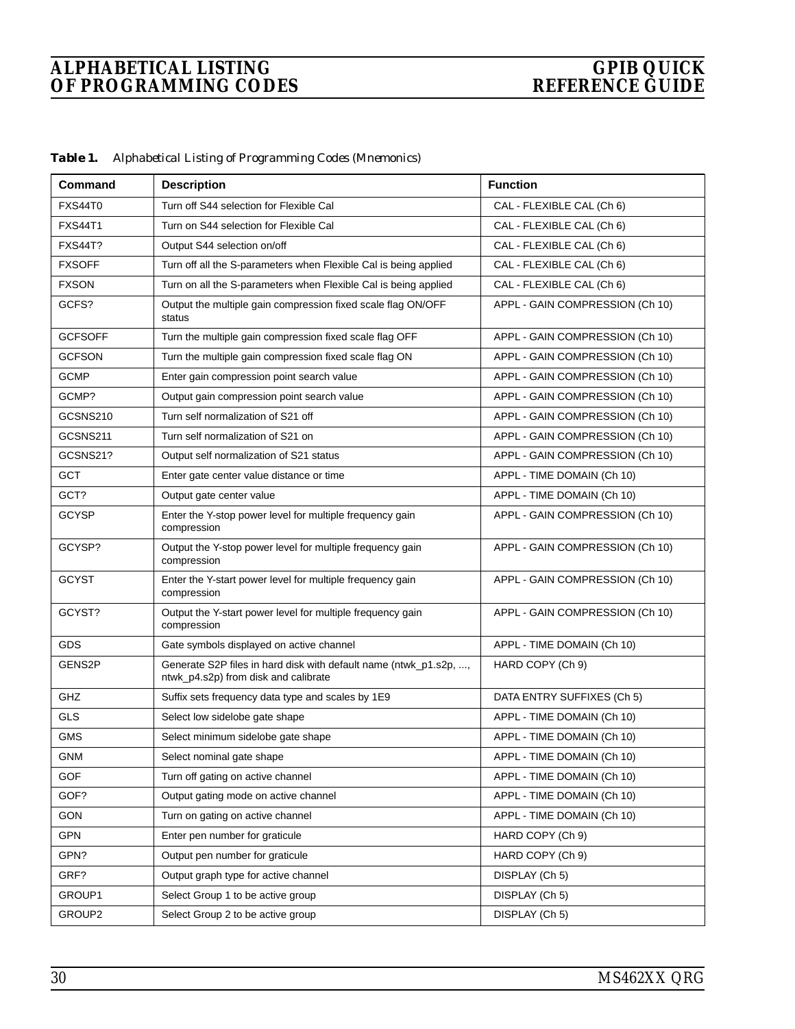**Table 1.** *Alphabetical Listing of Programming Codes (Mnemonics)*

| Command | Description | Function |
|---|---|---|
| FXS44T0 | Turn off S44 selection for Flexible Cal | CAL - FLEXIBLE CAL (Ch 6) |
| FXS44T1 | Turn on S44 selection for Flexible Cal | CAL - FLEXIBLE CAL (Ch 6) |
| FXS44T? | Output S44 selection on/off | CAL - FLEXIBLE CAL (Ch 6) |
| FXSOFF | Turn off all the S-parameters when Flexible Cal is being applied | CAL - FLEXIBLE CAL (Ch 6) |
| FXSON | Turn on all the S-parameters when Flexible Cal is being applied | CAL - FLEXIBLE CAL (Ch 6) |
| GCFS? | Output the multiple gain compression fixed scale flag ON/OFF status | APPL - GAIN COMPRESSION (Ch 10) |
| GCFSOFF | Turn the multiple gain compression fixed scale flag OFF | APPL - GAIN COMPRESSION (Ch 10) |
| GCFSON | Turn the multiple gain compression fixed scale flag ON | APPL - GAIN COMPRESSION (Ch 10) |
| GCMP | Enter gain compression point search value | APPL - GAIN COMPRESSION (Ch 10) |
| GCMP? | Output gain compression point search value | APPL - GAIN COMPRESSION (Ch 10) |
| GCSNS210 | Turn self normalization of S21 off | APPL - GAIN COMPRESSION (Ch 10) |
| GCSNS211 | Turn self normalization of S21 on | APPL - GAIN COMPRESSION (Ch 10) |
| GCSNS21? | Output self normalization of S21 status | APPL - GAIN COMPRESSION (Ch 10) |
| GCT | Enter gate center value distance or time | APPL - TIME DOMAIN (Ch 10) |
| GCT? | Output gate center value | APPL - TIME DOMAIN (Ch 10) |
| GCYSP | Enter the Y-stop power level for multiple frequency gain compression | APPL - GAIN COMPRESSION (Ch 10) |
| GCYSP? | Output the Y-stop power level for multiple frequency gain compression | APPL - GAIN COMPRESSION (Ch 10) |
| GCYST | Enter the Y-start power level for multiple frequency gain compression | APPL - GAIN COMPRESSION (Ch 10) |
| GCYST? | Output the Y-start power level for multiple frequency gain compression | APPL - GAIN COMPRESSION (Ch 10) |
| GDS | Gate symbols displayed on active channel | APPL - TIME DOMAIN (Ch 10) |
| GENS2P | Generate S2P files in hard disk with default name (ntwk_p1.s2p, ..., ntwk_p4.s2p) from disk and calibrate | HARD COPY (Ch 9) |
| GHZ | Suffix sets frequency data type and scales by 1E9 | DATA ENTRY SUFFIXES (Ch 5) |
| GLS | Select low sidelobe gate shape | APPL - TIME DOMAIN (Ch 10) |
| GMS | Select minimum sidelobe gate shape | APPL - TIME DOMAIN (Ch 10) |
| GNM | Select nominal gate shape | APPL - TIME DOMAIN (Ch 10) |
| GOF | Turn off gating on active channel | APPL - TIME DOMAIN (Ch 10) |
| GOF? | Output gating mode on active channel | APPL - TIME DOMAIN (Ch 10) |
| GON | Turn on gating on active channel | APPL - TIME DOMAIN (Ch 10) |
| GPN | Enter pen number for graticule | HARD COPY (Ch 9) |
| GPN? | Output pen number for graticule | HARD COPY (Ch 9) |
| GRF? | Output graph type for active channel | DISPLAY (Ch 5) |
| GROUP1 | Select Group 1 to be active group | DISPLAY (Ch 5) |
| GROUP2 | Select Group 2 to be active group | DISPLAY (Ch 5) |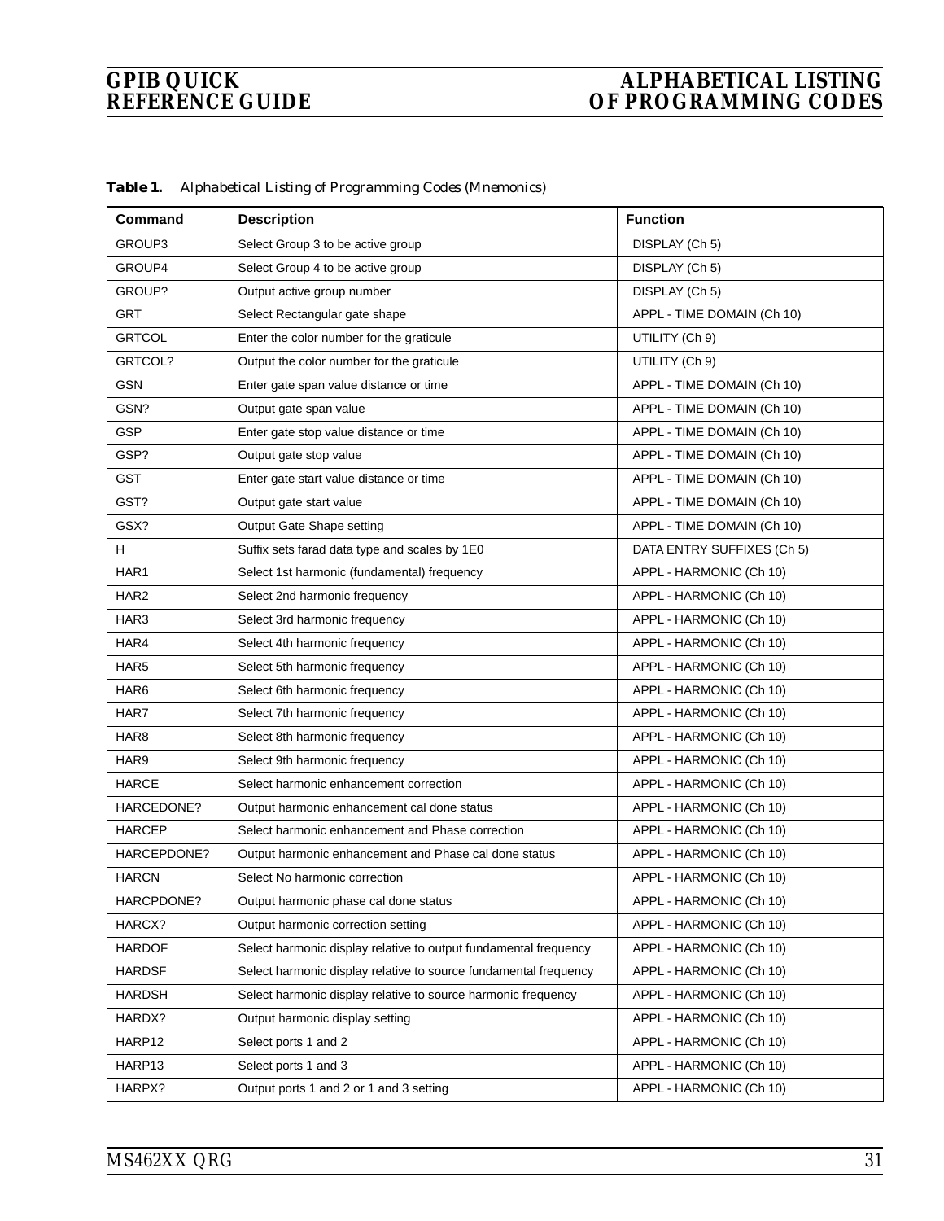**Table 1.** *Alphabetical Listing of Programming Codes (Mnemonics)*

| Command | Description | Function |
|---|---|---|
| GROUP3 | Select Group 3 to be active group | DISPLAY (Ch 5) |
| GROUP4 | Select Group 4 to be active group | DISPLAY (Ch 5) |
| GROUP? | Output active group number | DISPLAY (Ch 5) |
| GRT | Select Rectangular gate shape | APPL - TIME DOMAIN (Ch 10) |
| GRTCOL | Enter the color number for the graticule | UTILITY (Ch 9) |
| GRTCOL? | Output the color number for the graticule | UTILITY (Ch 9) |
| GSN | Enter gate span value distance or time | APPL - TIME DOMAIN (Ch 10) |
| GSN? | Output gate span value | APPL - TIME DOMAIN (Ch 10) |
| GSP | Enter gate stop value distance or time | APPL - TIME DOMAIN (Ch 10) |
| GSP? | Output gate stop value | APPL - TIME DOMAIN (Ch 10) |
| GST | Enter gate start value distance or time | APPL - TIME DOMAIN (Ch 10) |
| GST? | Output gate start value | APPL - TIME DOMAIN (Ch 10) |
| GSX? | Output Gate Shape setting | APPL - TIME DOMAIN (Ch 10) |
| H | Suffix sets farad data type and scales by 1E0 | DATA ENTRY SUFFIXES (Ch 5) |
| HAR1 | Select 1st harmonic (fundamental) frequency | APPL - HARMONIC (Ch 10) |
| HAR2 | Select 2nd harmonic frequency | APPL - HARMONIC (Ch 10) |
| HAR3 | Select 3rd harmonic frequency | APPL - HARMONIC (Ch 10) |
| HAR4 | Select 4th harmonic frequency | APPL - HARMONIC (Ch 10) |
| HAR5 | Select 5th harmonic frequency | APPL - HARMONIC (Ch 10) |
| HAR6 | Select 6th harmonic frequency | APPL - HARMONIC (Ch 10) |
| HAR7 | Select 7th harmonic frequency | APPL - HARMONIC (Ch 10) |
| HAR8 | Select 8th harmonic frequency | APPL - HARMONIC (Ch 10) |
| HAR9 | Select 9th harmonic frequency | APPL - HARMONIC (Ch 10) |
| HARCE | Select harmonic enhancement correction | APPL - HARMONIC (Ch 10) |
| HARCEDONE? | Output harmonic enhancement cal done status | APPL - HARMONIC (Ch 10) |
| HARCEP | Select harmonic enhancement and Phase correction | APPL - HARMONIC (Ch 10) |
| HARCEPDONE? | Output harmonic enhancement and Phase cal done status | APPL - HARMONIC (Ch 10) |
| HARCN | Select No harmonic correction | APPL - HARMONIC (Ch 10) |
| HARCPDONE? | Output harmonic phase cal done status | APPL - HARMONIC (Ch 10) |
| HARCX? | Output harmonic correction setting | APPL - HARMONIC (Ch 10) |
| HARDOF | Select harmonic display relative to output fundamental frequency | APPL - HARMONIC (Ch 10) |
| HARDSF | Select harmonic display relative to source fundamental frequency | APPL - HARMONIC (Ch 10) |
| HARDSH | Select harmonic display relative to source harmonic frequency | APPL - HARMONIC (Ch 10) |
| HARDX? | Output harmonic display setting | APPL - HARMONIC (Ch 10) |
| HARP12 | Select ports 1 and 2 | APPL - HARMONIC (Ch 10) |
| HARP13 | Select ports 1 and 3 | APPL - HARMONIC (Ch 10) |
| HARPX? | Output ports 1 and 2 or 1 and 3 setting | APPL - HARMONIC (Ch 10) |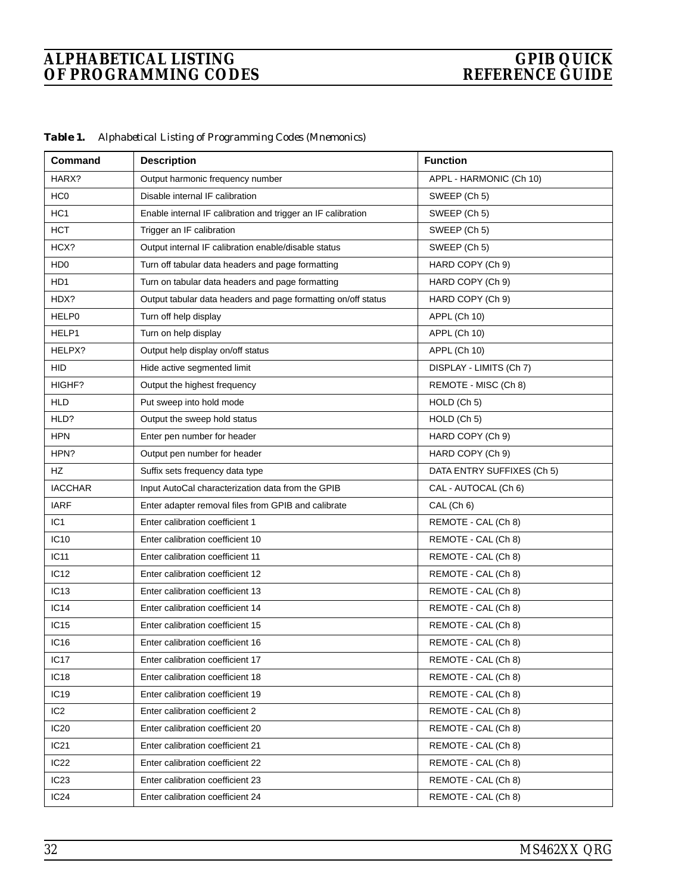**Table 1.** *Alphabetical Listing of Programming Codes (Mnemonics)*

| Command | Description | Function |
|---|---|---|
| HARX? | Output harmonic frequency number | APPL - HARMONIC (Ch 10) |
| HC0 | Disable internal IF calibration | SWEEP (Ch 5) |
| HC1 | Enable internal IF calibration and trigger an IF calibration | SWEEP (Ch 5) |
| HCT | Trigger an IF calibration | SWEEP (Ch 5) |
| HCX? | Output internal IF calibration enable/disable status | SWEEP (Ch 5) |
| HD0 | Turn off tabular data headers and page formatting | HARD COPY (Ch 9) |
| HD1 | Turn on tabular data headers and page formatting | HARD COPY (Ch 9) |
| HDX? | Output tabular data headers and page formatting on/off status | HARD COPY (Ch 9) |
| HELP0 | Turn off help display | APPL (Ch 10) |
| HELP1 | Turn on help display | APPL (Ch 10) |
| HELPX? | Output help display on/off status | APPL (Ch 10) |
| HID | Hide active segmented limit | DISPLAY - LIMITS (Ch 7) |
| HIGHF? | Output the highest frequency | REMOTE - MISC (Ch 8) |
| HLD | Put sweep into hold mode | HOLD (Ch 5) |
| HLD? | Output the sweep hold status | HOLD (Ch 5) |
| HPN | Enter pen number for header | HARD COPY (Ch 9) |
| HPN? | Output pen number for header | HARD COPY (Ch 9) |
| HZ | Suffix sets frequency data type | DATA ENTRY SUFFIXES (Ch 5) |
| IACCHAR | Input AutoCal characterization data from the GPIB | CAL - AUTOCAL (Ch 6) |
| IARF | Enter adapter removal files from GPIB and calibrate | CAL (Ch 6) |
| IC1 | Enter calibration coefficient 1 | REMOTE - CAL (Ch 8) |
| IC10 | Enter calibration coefficient 10 | REMOTE - CAL (Ch 8) |
| IC11 | Enter calibration coefficient 11 | REMOTE - CAL (Ch 8) |
| IC12 | Enter calibration coefficient 12 | REMOTE - CAL (Ch 8) |
| IC13 | Enter calibration coefficient 13 | REMOTE - CAL (Ch 8) |
| IC14 | Enter calibration coefficient 14 | REMOTE - CAL (Ch 8) |
| IC15 | Enter calibration coefficient 15 | REMOTE - CAL (Ch 8) |
| IC16 | Enter calibration coefficient 16 | REMOTE - CAL (Ch 8) |
| IC17 | Enter calibration coefficient 17 | REMOTE - CAL (Ch 8) |
| IC18 | Enter calibration coefficient 18 | REMOTE - CAL (Ch 8) |
| IC19 | Enter calibration coefficient 19 | REMOTE - CAL (Ch 8) |
| IC2 | Enter calibration coefficient 2 | REMOTE - CAL (Ch 8) |
| IC20 | Enter calibration coefficient 20 | REMOTE - CAL (Ch 8) |
| IC21 | Enter calibration coefficient 21 | REMOTE - CAL (Ch 8) |
| IC22 | Enter calibration coefficient 22 | REMOTE - CAL (Ch 8) |
| IC23 | Enter calibration coefficient 23 | REMOTE - CAL (Ch 8) |
| IC24 | Enter calibration coefficient 24 | REMOTE - CAL (Ch 8) |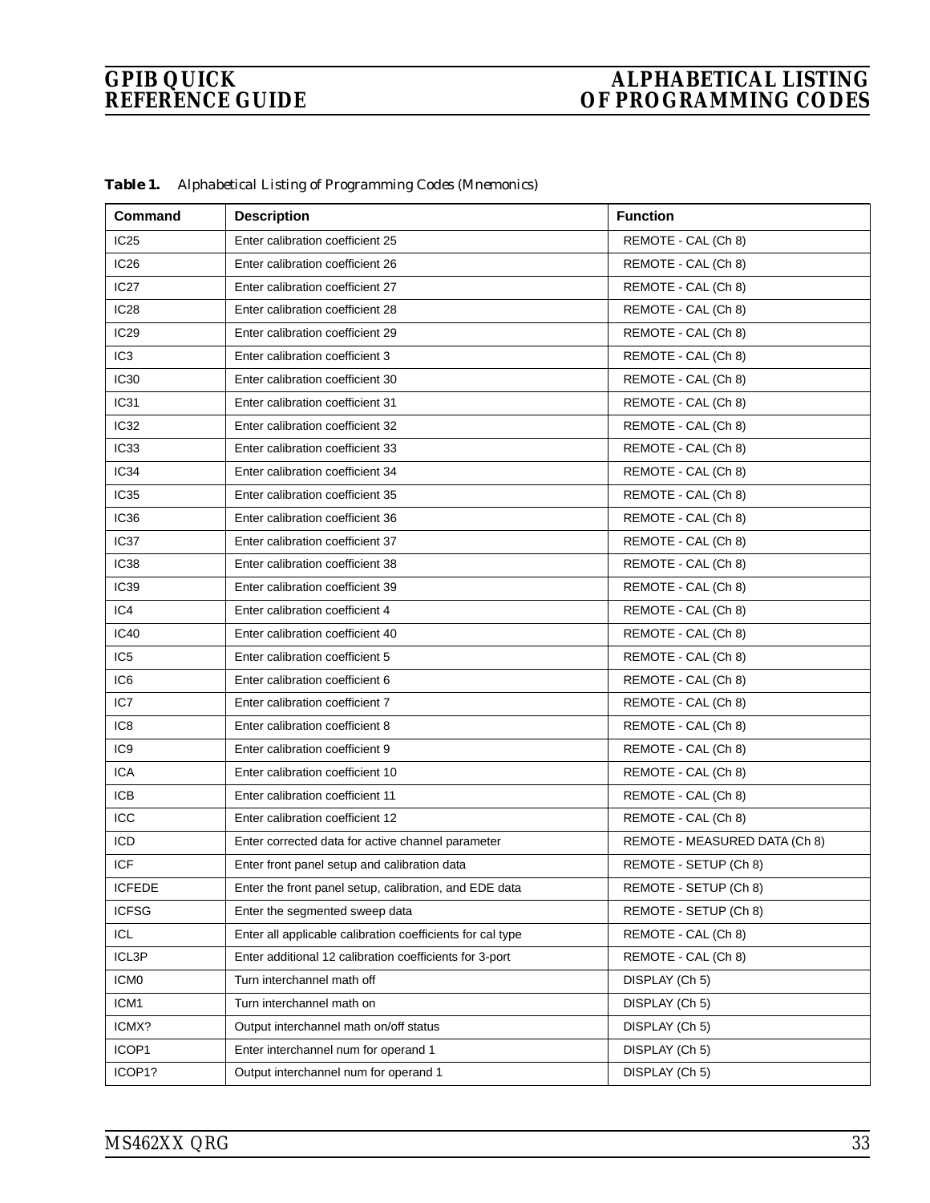**Table 1.** *Alphabetical Listing of Programming Codes (Mnemonics)*

| Command | Description | Function |
|---|---|---|
| IC25 | Enter calibration coefficient 25 | REMOTE - CAL (Ch 8) |
| IC26 | Enter calibration coefficient 26 | REMOTE - CAL (Ch 8) |
| IC27 | Enter calibration coefficient 27 | REMOTE - CAL (Ch 8) |
| IC28 | Enter calibration coefficient 28 | REMOTE - CAL (Ch 8) |
| IC29 | Enter calibration coefficient 29 | REMOTE - CAL (Ch 8) |
| IC3 | Enter calibration coefficient 3 | REMOTE - CAL (Ch 8) |
| IC30 | Enter calibration coefficient 30 | REMOTE - CAL (Ch 8) |
| IC31 | Enter calibration coefficient 31 | REMOTE - CAL (Ch 8) |
| IC32 | Enter calibration coefficient 32 | REMOTE - CAL (Ch 8) |
| IC33 | Enter calibration coefficient 33 | REMOTE - CAL (Ch 8) |
| IC34 | Enter calibration coefficient 34 | REMOTE - CAL (Ch 8) |
| IC35 | Enter calibration coefficient 35 | REMOTE - CAL (Ch 8) |
| IC36 | Enter calibration coefficient 36 | REMOTE - CAL (Ch 8) |
| IC37 | Enter calibration coefficient 37 | REMOTE - CAL (Ch 8) |
| IC38 | Enter calibration coefficient 38 | REMOTE - CAL (Ch 8) |
| IC39 | Enter calibration coefficient 39 | REMOTE - CAL (Ch 8) |
| IC4 | Enter calibration coefficient 4 | REMOTE - CAL (Ch 8) |
| IC40 | Enter calibration coefficient 40 | REMOTE - CAL (Ch 8) |
| IC5 | Enter calibration coefficient 5 | REMOTE - CAL (Ch 8) |
| IC6 | Enter calibration coefficient 6 | REMOTE - CAL (Ch 8) |
| IC7 | Enter calibration coefficient 7 | REMOTE - CAL (Ch 8) |
| IC8 | Enter calibration coefficient 8 | REMOTE - CAL (Ch 8) |
| IC9 | Enter calibration coefficient 9 | REMOTE - CAL (Ch 8) |
| ICA | Enter calibration coefficient 10 | REMOTE - CAL (Ch 8) |
| ICB | Enter calibration coefficient 11 | REMOTE - CAL (Ch 8) |
| ICC | Enter calibration coefficient 12 | REMOTE - CAL (Ch 8) |
| ICD | Enter corrected data for active channel parameter | REMOTE - MEASURED DATA (Ch 8) |
| ICF | Enter front panel setup and calibration data | REMOTE - SETUP (Ch 8) |
| ICFEDE | Enter the front panel setup, calibration, and EDE data | REMOTE - SETUP (Ch 8) |
| ICFSG | Enter the segmented sweep data | REMOTE - SETUP (Ch 8) |
| ICL | Enter all applicable calibration coefficients for cal type | REMOTE - CAL (Ch 8) |
| ICL3P | Enter additional 12 calibration coefficients for 3-port | REMOTE - CAL (Ch 8) |
| ICM0 | Turn interchannel math off | DISPLAY (Ch 5) |
| ICM1 | Turn interchannel math on | DISPLAY (Ch 5) |
| ICMX? | Output interchannel math on/off status | DISPLAY (Ch 5) |
| ICOP1 | Enter interchannel num for operand 1 | DISPLAY (Ch 5) |
| ICOP1? | Output interchannel num for operand 1 | DISPLAY (Ch 5) |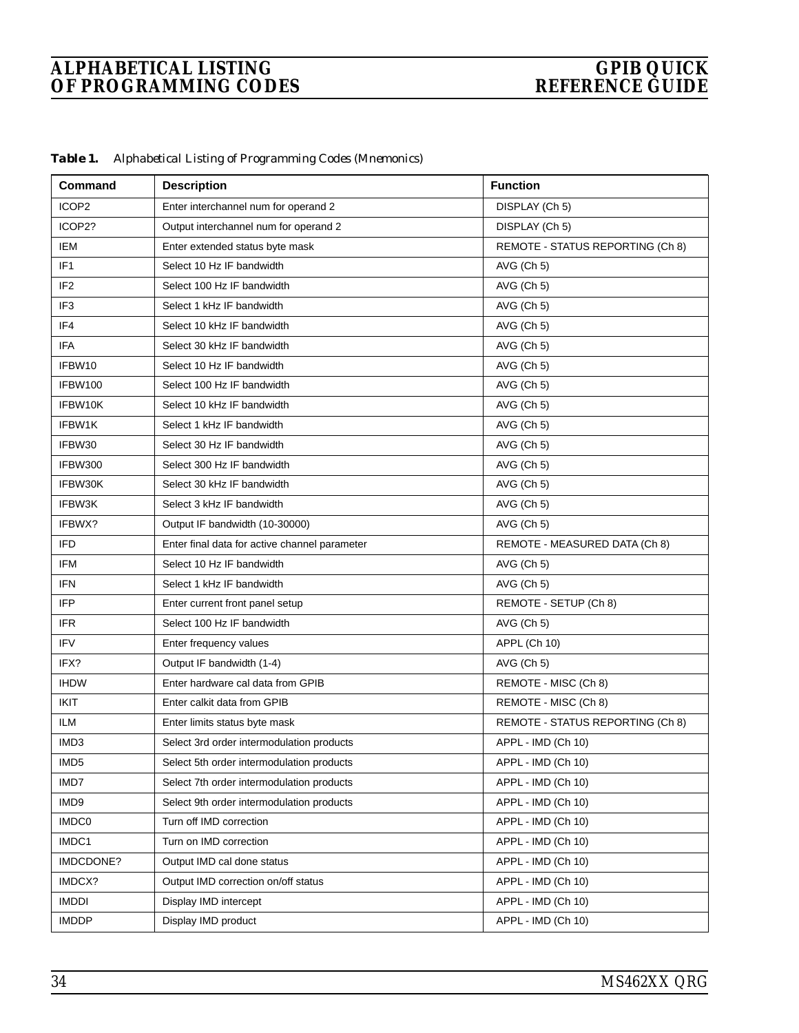***Table 1.** Alphabetical Listing of Programming Codes (Mnemonics)*

| Command | Description | Function |
|---|---|---|
| ICOP2 | Enter interchannel num for operand 2 | DISPLAY (Ch 5) |
| ICOP2? | Output interchannel num for operand 2 | DISPLAY (Ch 5) |
| IEM | Enter extended status byte mask | REMOTE - STATUS REPORTING (Ch 8) |
| IF1 | Select 10 Hz IF bandwidth | AVG (Ch 5) |
| IF2 | Select 100 Hz IF bandwidth | AVG (Ch 5) |
| IF3 | Select 1 kHz IF bandwidth | AVG (Ch 5) |
| IF4 | Select 10 kHz IF bandwidth | AVG (Ch 5) |
| IFA | Select 30 kHz IF bandwidth | AVG (Ch 5) |
| IFBW10 | Select 10 Hz IF bandwidth | AVG (Ch 5) |
| IFBW100 | Select 100 Hz IF bandwidth | AVG (Ch 5) |
| IFBW10K | Select 10 kHz IF bandwidth | AVG (Ch 5) |
| IFBW1K | Select 1 kHz IF bandwidth | AVG (Ch 5) |
| IFBW30 | Select 30 Hz IF bandwidth | AVG (Ch 5) |
| IFBW300 | Select 300 Hz IF bandwidth | AVG (Ch 5) |
| IFBW30K | Select 30 kHz IF bandwidth | AVG (Ch 5) |
| IFBW3K | Select 3 kHz IF bandwidth | AVG (Ch 5) |
| IFBWX? | Output IF bandwidth (10-30000) | AVG (Ch 5) |
| IFD | Enter final data for active channel parameter | REMOTE - MEASURED DATA (Ch 8) |
| IFM | Select 10 Hz IF bandwidth | AVG (Ch 5) |
| IFN | Select 1 kHz IF bandwidth | AVG (Ch 5) |
| IFP | Enter current front panel setup | REMOTE - SETUP (Ch 8) |
| IFR | Select 100 Hz IF bandwidth | AVG (Ch 5) |
| IFV | Enter frequency values | APPL (Ch 10) |
| IFX? | Output IF bandwidth (1-4) | AVG (Ch 5) |
| IHDW | Enter hardware cal data from GPIB | REMOTE - MISC (Ch 8) |
| IKIT | Enter calkit data from GPIB | REMOTE - MISC (Ch 8) |
| ILM | Enter limits status byte mask | REMOTE - STATUS REPORTING (Ch 8) |
| IMD3 | Select 3rd order intermodulation products | APPL - IMD (Ch 10) |
| IMD5 | Select 5th order intermodulation products | APPL - IMD (Ch 10) |
| IMD7 | Select 7th order intermodulation products | APPL - IMD (Ch 10) |
| IMD9 | Select 9th order intermodulation products | APPL - IMD (Ch 10) |
| IMDC0 | Turn off IMD correction | APPL - IMD (Ch 10) |
| IMDC1 | Turn on IMD correction | APPL - IMD (Ch 10) |
| IMDCDONE? | Output IMD cal done status | APPL - IMD (Ch 10) |
| IMDCX? | Output IMD correction on/off status | APPL - IMD (Ch 10) |
| IMDDI | Display IMD intercept | APPL - IMD (Ch 10) |
| IMDDP | Display IMD product | APPL - IMD (Ch 10) |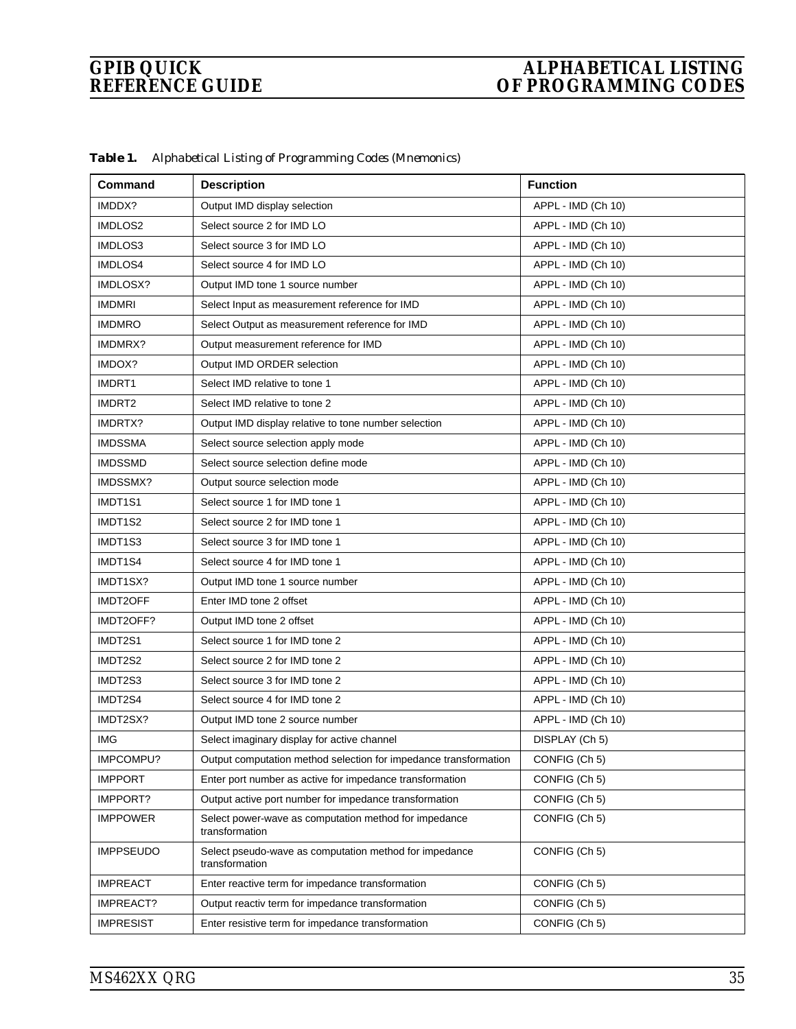**Table 1.** *Alphabetical Listing of Programming Codes (Mnemonics)*

| Command | Description | Function |
|---|---|---|
| IMDDX? | Output IMD display selection | APPL - IMD (Ch 10) |
| IMDLOS2 | Select source 2 for IMD LO | APPL - IMD (Ch 10) |
| IMDLOS3 | Select source 3 for IMD LO | APPL - IMD (Ch 10) |
| IMDLOS4 | Select source 4 for IMD LO | APPL - IMD (Ch 10) |
| IMDLOSX? | Output IMD tone 1 source number | APPL - IMD (Ch 10) |
| IMDMRI | Select Input as measurement reference for IMD | APPL - IMD (Ch 10) |
| IMDMRO | Select Output as measurement reference for IMD | APPL - IMD (Ch 10) |
| IMDMRX? | Output measurement reference for IMD | APPL - IMD (Ch 10) |
| IMDOX? | Output IMD ORDER selection | APPL - IMD (Ch 10) |
| IMDRT1 | Select IMD relative to tone 1 | APPL - IMD (Ch 10) |
| IMDRT2 | Select IMD relative to tone 2 | APPL - IMD (Ch 10) |
| IMDRTX? | Output IMD display relative to tone number selection | APPL - IMD (Ch 10) |
| IMDSSMA | Select source selection apply mode | APPL - IMD (Ch 10) |
| IMDSSMD | Select source selection define mode | APPL - IMD (Ch 10) |
| IMDSSMX? | Output source selection mode | APPL - IMD (Ch 10) |
| IMDT1S1 | Select source 1 for IMD tone 1 | APPL - IMD (Ch 10) |
| IMDT1S2 | Select source 2 for IMD tone 1 | APPL - IMD (Ch 10) |
| IMDT1S3 | Select source 3 for IMD tone 1 | APPL - IMD (Ch 10) |
| IMDT1S4 | Select source 4 for IMD tone 1 | APPL - IMD (Ch 10) |
| IMDT1SX? | Output IMD tone 1 source number | APPL - IMD (Ch 10) |
| IMDT2OFF | Enter IMD tone 2 offset | APPL - IMD (Ch 10) |
| IMDT2OFF? | Output IMD tone 2 offset | APPL - IMD (Ch 10) |
| IMDT2S1 | Select source 1 for IMD tone 2 | APPL - IMD (Ch 10) |
| IMDT2S2 | Select source 2 for IMD tone 2 | APPL - IMD (Ch 10) |
| IMDT2S3 | Select source 3 for IMD tone 2 | APPL - IMD (Ch 10) |
| IMDT2S4 | Select source 4 for IMD tone 2 | APPL - IMD (Ch 10) |
| IMDT2SX? | Output IMD tone 2 source number | APPL - IMD (Ch 10) |
| IMG | Select imaginary display for active channel | DISPLAY (Ch 5) |
| IMPCOMPU? | Output computation method selection for impedance transformation | CONFIG (Ch 5) |
| IMPPORT | Enter port number as active for impedance transformation | CONFIG (Ch 5) |
| IMPPORT? | Output active port number for impedance transformation | CONFIG (Ch 5) |
| IMPPOWER | Select power-wave as computation method for impedance transformation | CONFIG (Ch 5) |
| IMPPSEUDO | Select pseudo-wave as computation method for impedance transformation | CONFIG (Ch 5) |
| IMPREACT | Enter reactive term for impedance transformation | CONFIG (Ch 5) |
| IMPREACT? | Output reactiv term for impedance transformation | CONFIG (Ch 5) |
| IMPRESIST | Enter resistive term for impedance transformation | CONFIG (Ch 5) |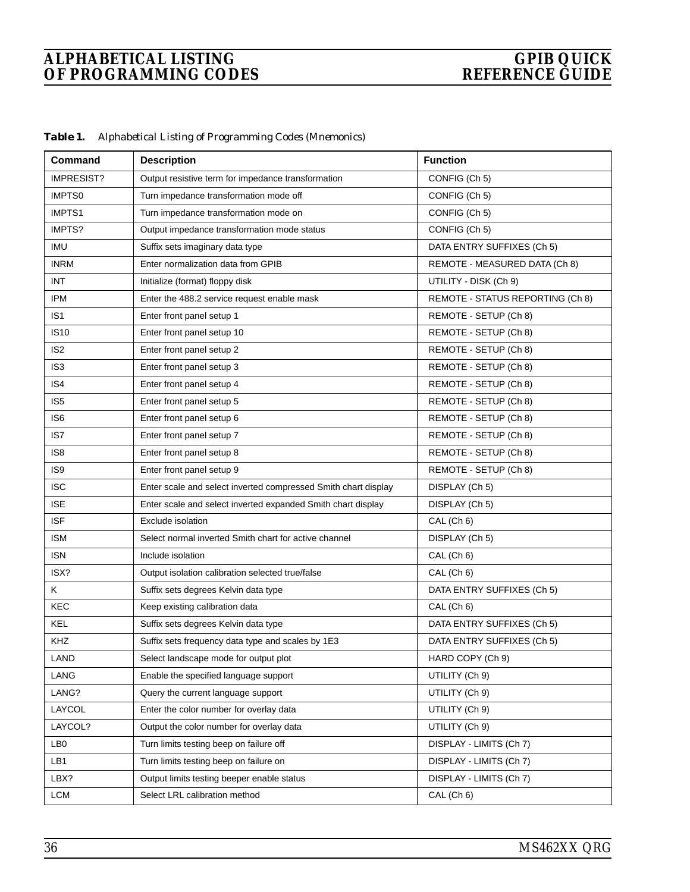**Table 1.** *Alphabetical Listing of Programming Codes (Mnemonics)*

| Command | Description | Function |
|---|---|---|
| IMPRESIST? | Output resistive term for impedance transformation | CONFIG (Ch 5) |
| IMPTS0 | Turn impedance transformation mode off | CONFIG (Ch 5) |
| IMPTS1 | Turn impedance transformation mode on | CONFIG (Ch 5) |
| IMPTS? | Output impedance transformation mode status | CONFIG (Ch 5) |
| IMU | Suffix sets imaginary data type | DATA ENTRY SUFFIXES (Ch 5) |
| INRM | Enter normalization data from GPIB | REMOTE - MEASURED DATA (Ch 8) |
| INT | Initialize (format) floppy disk | UTILITY - DISK (Ch 9) |
| IPM | Enter the 488.2 service request enable mask | REMOTE - STATUS REPORTING (Ch 8) |
| IS1 | Enter front panel setup 1 | REMOTE - SETUP (Ch 8) |
| IS10 | Enter front panel setup 10 | REMOTE - SETUP (Ch 8) |
| IS2 | Enter front panel setup 2 | REMOTE - SETUP (Ch 8) |
| IS3 | Enter front panel setup 3 | REMOTE - SETUP (Ch 8) |
| IS4 | Enter front panel setup 4 | REMOTE - SETUP (Ch 8) |
| IS5 | Enter front panel setup 5 | REMOTE - SETUP (Ch 8) |
| IS6 | Enter front panel setup 6 | REMOTE - SETUP (Ch 8) |
| IS7 | Enter front panel setup 7 | REMOTE - SETUP (Ch 8) |
| IS8 | Enter front panel setup 8 | REMOTE - SETUP (Ch 8) |
| IS9 | Enter front panel setup 9 | REMOTE - SETUP (Ch 8) |
| ISC | Enter scale and select inverted compressed Smith chart display | DISPLAY (Ch 5) |
| ISE | Enter scale and select inverted expanded Smith chart display | DISPLAY (Ch 5) |
| ISF | Exclude isolation | CAL (Ch 6) |
| ISM | Select normal inverted Smith chart for active channel | DISPLAY (Ch 5) |
| ISN | Include isolation | CAL (Ch 6) |
| ISX? | Output isolation calibration selected true/false | CAL (Ch 6) |
| K | Suffix sets degrees Kelvin data type | DATA ENTRY SUFFIXES (Ch 5) |
| KEC | Keep existing calibration data | CAL (Ch 6) |
| KEL | Suffix sets degrees Kelvin data type | DATA ENTRY SUFFIXES (Ch 5) |
| KHZ | Suffix sets frequency data type and scales by 1E3 | DATA ENTRY SUFFIXES (Ch 5) |
| LAND | Select landscape mode for output plot | HARD COPY (Ch 9) |
| LANG | Enable the specified language support | UTILITY (Ch 9) |
| LANG? | Query the current language support | UTILITY (Ch 9) |
| LAYCOL | Enter the color number for overlay data | UTILITY (Ch 9) |
| LAYCOL? | Output the color number for overlay data | UTILITY (Ch 9) |
| LB0 | Turn limits testing beep on failure off | DISPLAY - LIMITS (Ch 7) |
| LB1 | Turn limits testing beep on failure on | DISPLAY - LIMITS (Ch 7) |
| LBX? | Output limits testing beeper enable status | DISPLAY - LIMITS (Ch 7) |
| LCM | Select LRL calibration method | CAL (Ch 6) |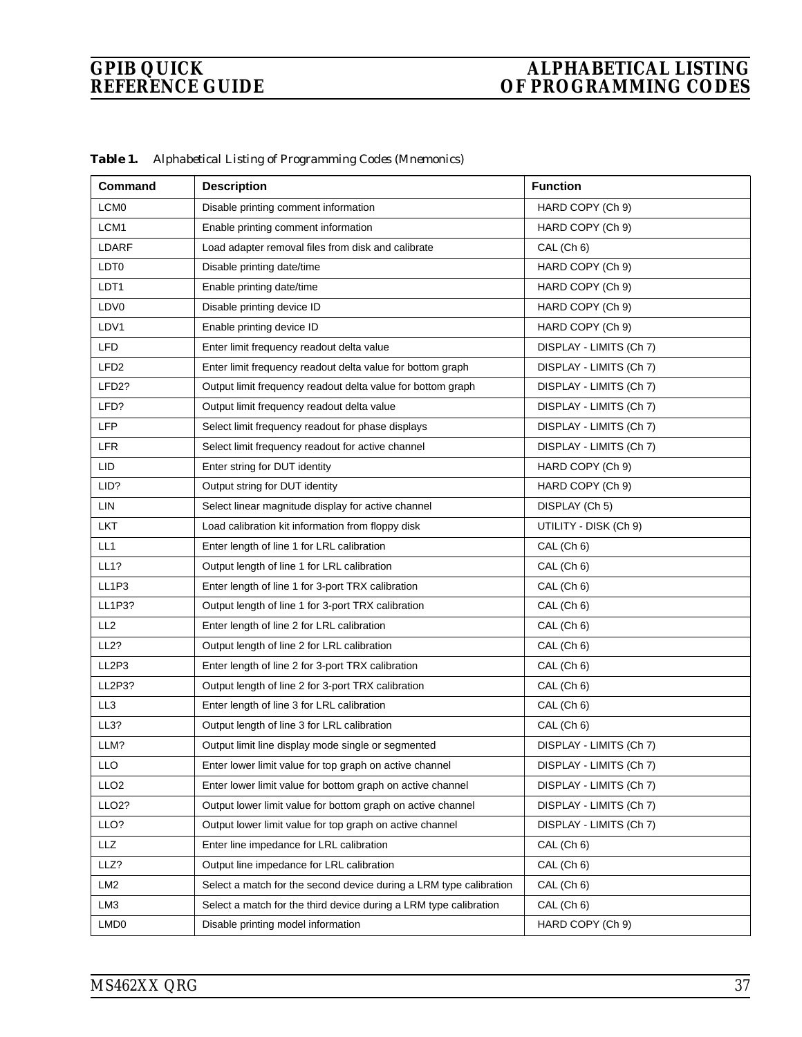**Table 1.** *Alphabetical Listing of Programming Codes (Mnemonics)*

| Command | Description | Function |
|---|---|---|
| LCM0 | Disable printing comment information | HARD COPY (Ch 9) |
| LCM1 | Enable printing comment information | HARD COPY (Ch 9) |
| LDARF | Load adapter removal files from disk and calibrate | CAL (Ch 6) |
| LDT0 | Disable printing date/time | HARD COPY (Ch 9) |
| LDT1 | Enable printing date/time | HARD COPY (Ch 9) |
| LDV0 | Disable printing device ID | HARD COPY (Ch 9) |
| LDV1 | Enable printing device ID | HARD COPY (Ch 9) |
| LFD | Enter limit frequency readout delta value | DISPLAY - LIMITS (Ch 7) |
| LFD2 | Enter limit frequency readout delta value for bottom graph | DISPLAY - LIMITS (Ch 7) |
| LFD2? | Output limit frequency readout delta value for bottom graph | DISPLAY - LIMITS (Ch 7) |
| LFD? | Output limit frequency readout delta value | DISPLAY - LIMITS (Ch 7) |
| LFP | Select limit frequency readout for phase displays | DISPLAY - LIMITS (Ch 7) |
| LFR | Select limit frequency readout for active channel | DISPLAY - LIMITS (Ch 7) |
| LID | Enter string for DUT identity | HARD COPY (Ch 9) |
| LID? | Output string for DUT identity | HARD COPY (Ch 9) |
| LIN | Select linear magnitude display for active channel | DISPLAY (Ch 5) |
| LKT | Load calibration kit information from floppy disk | UTILITY - DISK (Ch 9) |
| LL1 | Enter length of line 1 for LRL calibration | CAL (Ch 6) |
| LL1? | Output length of line 1 for LRL calibration | CAL (Ch 6) |
| LL1P3 | Enter length of line 1 for 3-port TRX calibration | CAL (Ch 6) |
| LL1P3? | Output length of line 1 for 3-port TRX calibration | CAL (Ch 6) |
| LL2 | Enter length of line 2 for LRL calibration | CAL (Ch 6) |
| LL2? | Output length of line 2 for LRL calibration | CAL (Ch 6) |
| LL2P3 | Enter length of line 2 for 3-port TRX calibration | CAL (Ch 6) |
| LL2P3? | Output length of line 2 for 3-port TRX calibration | CAL (Ch 6) |
| LL3 | Enter length of line 3 for LRL calibration | CAL (Ch 6) |
| LL3? | Output length of line 3 for LRL calibration | CAL (Ch 6) |
| LLM? | Output limit line display mode single or segmented | DISPLAY - LIMITS (Ch 7) |
| LLO | Enter lower limit value for top graph on active channel | DISPLAY - LIMITS (Ch 7) |
| LLO2 | Enter lower limit value for bottom graph on active channel | DISPLAY - LIMITS (Ch 7) |
| LLO2? | Output lower limit value for bottom graph on active channel | DISPLAY - LIMITS (Ch 7) |
| LLO? | Output lower limit value for top graph on active channel | DISPLAY - LIMITS (Ch 7) |
| LLZ | Enter line impedance for LRL calibration | CAL (Ch 6) |
| LLZ? | Output line impedance for LRL calibration | CAL (Ch 6) |
| LM2 | Select a match for the second device during a LRM type calibration | CAL (Ch 6) |
| LM3 | Select a match for the third device during a LRM type calibration | CAL (Ch 6) |
| LMD0 | Disable printing model information | HARD COPY (Ch 9) |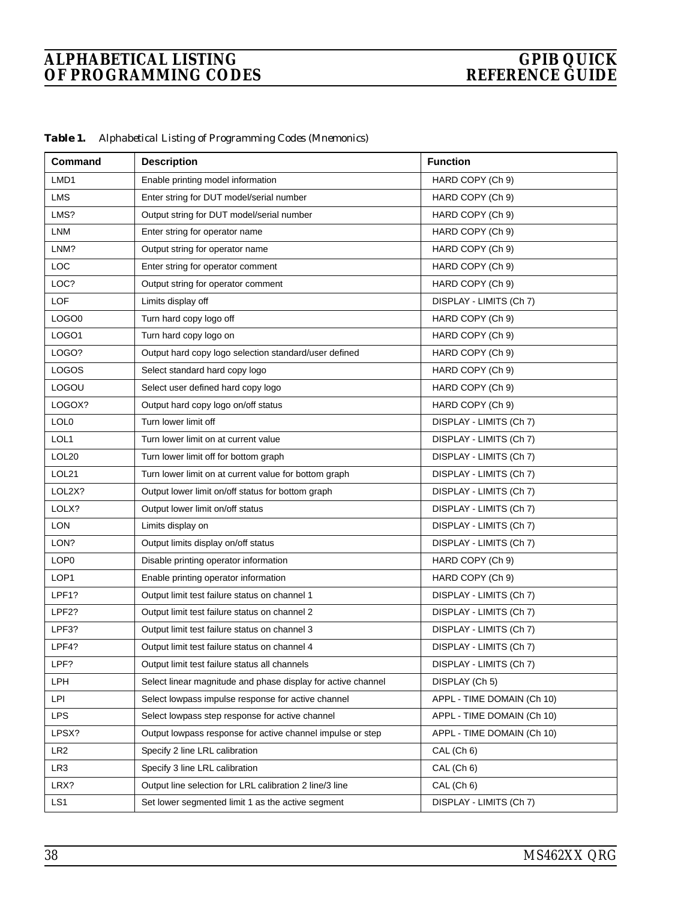**Table 1.** *Alphabetical Listing of Programming Codes (Mnemonics)*

| Command | Description | Function |
|---|---|---|
| LMD1 | Enable printing model information | HARD COPY (Ch 9) |
| LMS | Enter string for DUT model/serial number | HARD COPY (Ch 9) |
| LMS? | Output string for DUT model/serial number | HARD COPY (Ch 9) |
| LNM | Enter string for operator name | HARD COPY (Ch 9) |
| LNM? | Output string for operator name | HARD COPY (Ch 9) |
| LOC | Enter string for operator comment | HARD COPY (Ch 9) |
| LOC? | Output string for operator comment | HARD COPY (Ch 9) |
| LOF | Limits display off | DISPLAY - LIMITS (Ch 7) |
| LOGO0 | Turn hard copy logo off | HARD COPY (Ch 9) |
| LOGO1 | Turn hard copy logo on | HARD COPY (Ch 9) |
| LOGO? | Output hard copy logo selection standard/user defined | HARD COPY (Ch 9) |
| LOGOS | Select standard hard copy logo | HARD COPY (Ch 9) |
| LOGOU | Select user defined hard copy logo | HARD COPY (Ch 9) |
| LOGOX? | Output hard copy logo on/off status | HARD COPY (Ch 9) |
| LOL0 | Turn lower limit off | DISPLAY - LIMITS (Ch 7) |
| LOL1 | Turn lower limit on at current value | DISPLAY - LIMITS (Ch 7) |
| LOL20 | Turn lower limit off for bottom graph | DISPLAY - LIMITS (Ch 7) |
| LOL21 | Turn lower limit on at current value for bottom graph | DISPLAY - LIMITS (Ch 7) |
| LOL2X? | Output lower limit on/off status for bottom graph | DISPLAY - LIMITS (Ch 7) |
| LOLX? | Output lower limit on/off status | DISPLAY - LIMITS (Ch 7) |
| LON | Limits display on | DISPLAY - LIMITS (Ch 7) |
| LON? | Output limits display on/off status | DISPLAY - LIMITS (Ch 7) |
| LOP0 | Disable printing operator information | HARD COPY (Ch 9) |
| LOP1 | Enable printing operator information | HARD COPY (Ch 9) |
| LPF1? | Output limit test failure status on channel 1 | DISPLAY - LIMITS (Ch 7) |
| LPF2? | Output limit test failure status on channel 2 | DISPLAY - LIMITS (Ch 7) |
| LPF3? | Output limit test failure status on channel 3 | DISPLAY - LIMITS (Ch 7) |
| LPF4? | Output limit test failure status on channel 4 | DISPLAY - LIMITS (Ch 7) |
| LPF? | Output limit test failure status all channels | DISPLAY - LIMITS (Ch 7) |
| LPH | Select linear magnitude and phase display for active channel | DISPLAY (Ch 5) |
| LPI | Select lowpass impulse response for active channel | APPL - TIME DOMAIN (Ch 10) |
| LPS | Select lowpass step response for active channel | APPL - TIME DOMAIN (Ch 10) |
| LPSX? | Output lowpass response for active channel impulse or step | APPL - TIME DOMAIN (Ch 10) |
| LR2 | Specify 2 line LRL calibration | CAL (Ch 6) |
| LR3 | Specify 3 line LRL calibration | CAL (Ch 6) |
| LRX? | Output line selection for LRL calibration 2 line/3 line | CAL (Ch 6) |
| LS1 | Set lower segmented limit 1 as the active segment | DISPLAY - LIMITS (Ch 7) |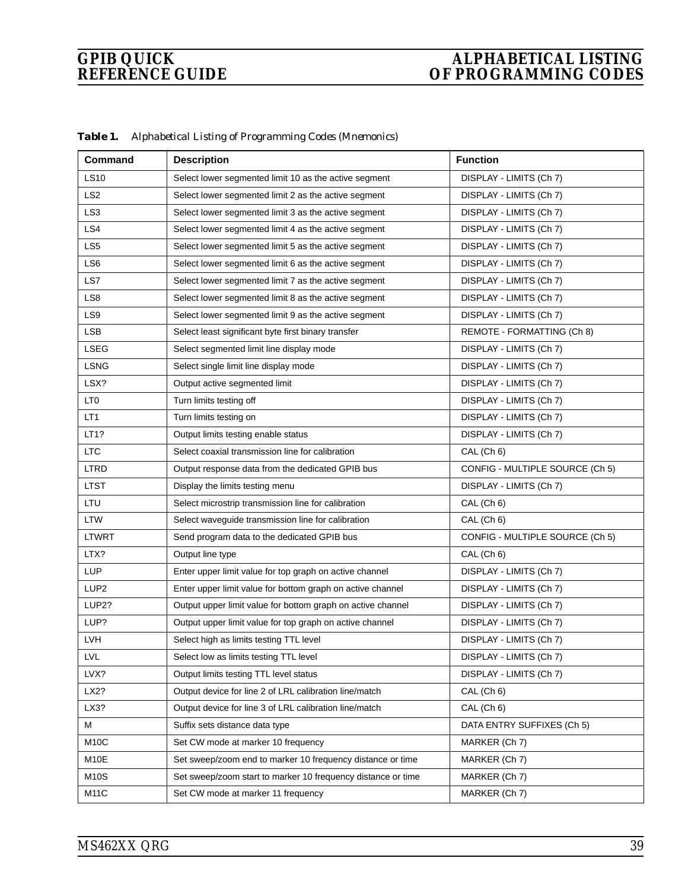**Table 1.** *Alphabetical Listing of Programming Codes (Mnemonics)*

| Command | Description | Function |
|---|---|---|
| LS10 | Select lower segmented limit 10 as the active segment | DISPLAY - LIMITS (Ch 7) |
| LS2 | Select lower segmented limit 2 as the active segment | DISPLAY - LIMITS (Ch 7) |
| LS3 | Select lower segmented limit 3 as the active segment | DISPLAY - LIMITS (Ch 7) |
| LS4 | Select lower segmented limit 4 as the active segment | DISPLAY - LIMITS (Ch 7) |
| LS5 | Select lower segmented limit 5 as the active segment | DISPLAY - LIMITS (Ch 7) |
| LS6 | Select lower segmented limit 6 as the active segment | DISPLAY - LIMITS (Ch 7) |
| LS7 | Select lower segmented limit 7 as the active segment | DISPLAY - LIMITS (Ch 7) |
| LS8 | Select lower segmented limit 8 as the active segment | DISPLAY - LIMITS (Ch 7) |
| LS9 | Select lower segmented limit 9 as the active segment | DISPLAY - LIMITS (Ch 7) |
| LSB | Select least significant byte first binary transfer | REMOTE - FORMATTING (Ch 8) |
| LSEG | Select segmented limit line display mode | DISPLAY - LIMITS (Ch 7) |
| LSNG | Select single limit line display mode | DISPLAY - LIMITS (Ch 7) |
| LSX? | Output active segmented limit | DISPLAY - LIMITS (Ch 7) |
| LT0 | Turn limits testing off | DISPLAY - LIMITS (Ch 7) |
| LT1 | Turn limits testing on | DISPLAY - LIMITS (Ch 7) |
| LT1? | Output limits testing enable status | DISPLAY - LIMITS (Ch 7) |
| LTC | Select coaxial transmission line for calibration | CAL (Ch 6) |
| LTRD | Output response data from the dedicated GPIB bus | CONFIG - MULTIPLE SOURCE (Ch 5) |
| LTST | Display the limits testing menu | DISPLAY - LIMITS (Ch 7) |
| LTU | Select microstrip transmission line for calibration | CAL (Ch 6) |
| LTW | Select waveguide transmission line for calibration | CAL (Ch 6) |
| LTWRT | Send program data to the dedicated GPIB bus | CONFIG - MULTIPLE SOURCE (Ch 5) |
| LTX? | Output line type | CAL (Ch 6) |
| LUP | Enter upper limit value for top graph on active channel | DISPLAY - LIMITS (Ch 7) |
| LUP2 | Enter upper limit value for bottom graph on active channel | DISPLAY - LIMITS (Ch 7) |
| LUP2? | Output upper limit value for bottom graph on active channel | DISPLAY - LIMITS (Ch 7) |
| LUP? | Output upper limit value for top graph on active channel | DISPLAY - LIMITS (Ch 7) |
| LVH | Select high as limits testing TTL level | DISPLAY - LIMITS (Ch 7) |
| LVL | Select low as limits testing TTL level | DISPLAY - LIMITS (Ch 7) |
| LVX? | Output limits testing TTL level status | DISPLAY - LIMITS (Ch 7) |
| LX2? | Output device for line 2 of LRL calibration line/match | CAL (Ch 6) |
| LX3? | Output device for line 3 of LRL calibration line/match | CAL (Ch 6) |
| M | Suffix sets distance data type | DATA ENTRY SUFFIXES (Ch 5) |
| M10C | Set CW mode at marker 10 frequency | MARKER (Ch 7) |
| M10E | Set sweep/zoom end to marker 10 frequency distance or time | MARKER (Ch 7) |
| M10S | Set sweep/zoom start to marker 10 frequency distance or time | MARKER (Ch 7) |
| M11C | Set CW mode at marker 11 frequency | MARKER (Ch 7) |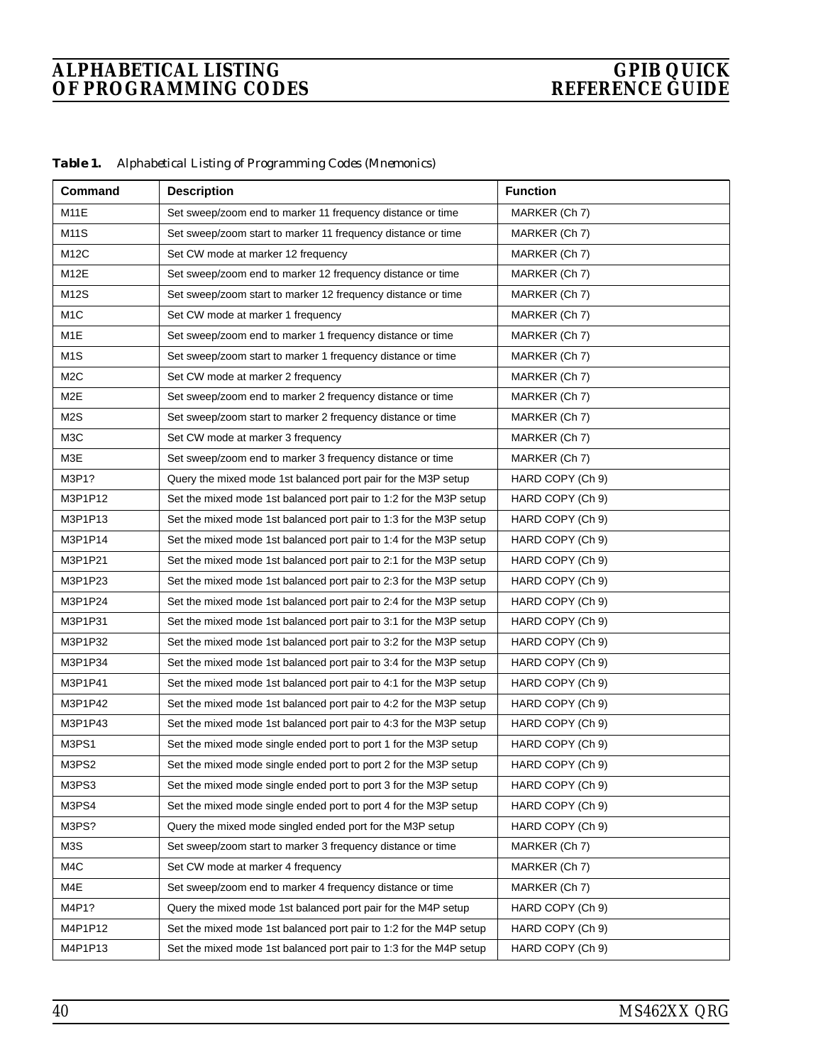**Table 1.** *Alphabetical Listing of Programming Codes (Mnemonics)*

| Command | Description | Function |
|---|---|---|
| M11E | Set sweep/zoom end to marker 11 frequency distance or time | MARKER (Ch 7) |
| M11S | Set sweep/zoom start to marker 11 frequency distance or time | MARKER (Ch 7) |
| M12C | Set CW mode at marker 12 frequency | MARKER (Ch 7) |
| M12E | Set sweep/zoom end to marker 12 frequency distance or time | MARKER (Ch 7) |
| M12S | Set sweep/zoom start to marker 12 frequency distance or time | MARKER (Ch 7) |
| M1C | Set CW mode at marker 1 frequency | MARKER (Ch 7) |
| M1E | Set sweep/zoom end to marker 1 frequency distance or time | MARKER (Ch 7) |
| M1S | Set sweep/zoom start to marker 1 frequency distance or time | MARKER (Ch 7) |
| M2C | Set CW mode at marker 2 frequency | MARKER (Ch 7) |
| M2E | Set sweep/zoom end to marker 2 frequency distance or time | MARKER (Ch 7) |
| M2S | Set sweep/zoom start to marker 2 frequency distance or time | MARKER (Ch 7) |
| M3C | Set CW mode at marker 3 frequency | MARKER (Ch 7) |
| M3E | Set sweep/zoom end to marker 3 frequency distance or time | MARKER (Ch 7) |
| M3P1? | Query the mixed mode 1st balanced port pair for the M3P setup | HARD COPY (Ch 9) |
| M3P1P12 | Set the mixed mode 1st balanced port pair to 1:2 for the M3P setup | HARD COPY (Ch 9) |
| M3P1P13 | Set the mixed mode 1st balanced port pair to 1:3 for the M3P setup | HARD COPY (Ch 9) |
| M3P1P14 | Set the mixed mode 1st balanced port pair to 1:4 for the M3P setup | HARD COPY (Ch 9) |
| M3P1P21 | Set the mixed mode 1st balanced port pair to 2:1 for the M3P setup | HARD COPY (Ch 9) |
| M3P1P23 | Set the mixed mode 1st balanced port pair to 2:3 for the M3P setup | HARD COPY (Ch 9) |
| M3P1P24 | Set the mixed mode 1st balanced port pair to 2:4 for the M3P setup | HARD COPY (Ch 9) |
| M3P1P31 | Set the mixed mode 1st balanced port pair to 3:1 for the M3P setup | HARD COPY (Ch 9) |
| M3P1P32 | Set the mixed mode 1st balanced port pair to 3:2 for the M3P setup | HARD COPY (Ch 9) |
| M3P1P34 | Set the mixed mode 1st balanced port pair to 3:4 for the M3P setup | HARD COPY (Ch 9) |
| M3P1P41 | Set the mixed mode 1st balanced port pair to 4:1 for the M3P setup | HARD COPY (Ch 9) |
| M3P1P42 | Set the mixed mode 1st balanced port pair to 4:2 for the M3P setup | HARD COPY (Ch 9) |
| M3P1P43 | Set the mixed mode 1st balanced port pair to 4:3 for the M3P setup | HARD COPY (Ch 9) |
| M3PS1 | Set the mixed mode single ended port to port 1 for the M3P setup | HARD COPY (Ch 9) |
| M3PS2 | Set the mixed mode single ended port to port 2 for the M3P setup | HARD COPY (Ch 9) |
| M3PS3 | Set the mixed mode single ended port to port 3 for the M3P setup | HARD COPY (Ch 9) |
| M3PS4 | Set the mixed mode single ended port to port 4 for the M3P setup | HARD COPY (Ch 9) |
| M3PS? | Query the mixed mode singled ended port for the M3P setup | HARD COPY (Ch 9) |
| M3S | Set sweep/zoom start to marker 3 frequency distance or time | MARKER (Ch 7) |
| M4C | Set CW mode at marker 4 frequency | MARKER (Ch 7) |
| M4E | Set sweep/zoom end to marker 4 frequency distance or time | MARKER (Ch 7) |
| M4P1? | Query the mixed mode 1st balanced port pair for the M4P setup | HARD COPY (Ch 9) |
| M4P1P12 | Set the mixed mode 1st balanced port pair to 1:2 for the M4P setup | HARD COPY (Ch 9) |
| M4P1P13 | Set the mixed mode 1st balanced port pair to 1:3 for the M4P setup | HARD COPY (Ch 9) |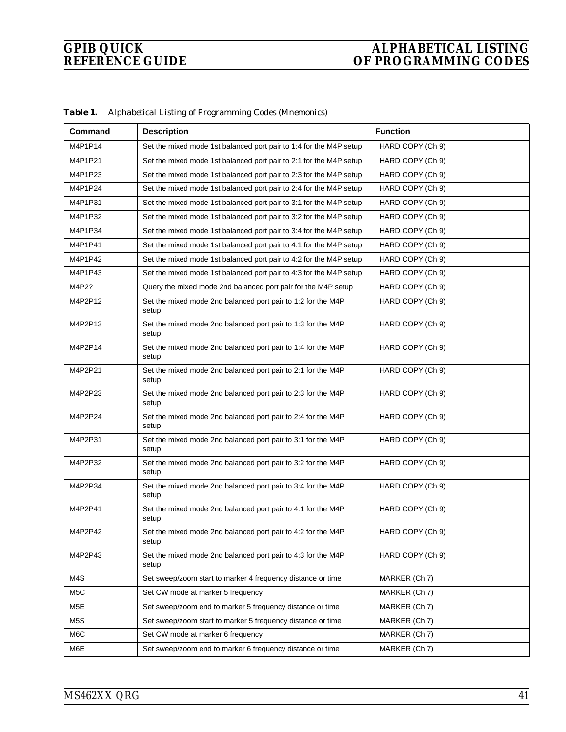**Table 1.** *Alphabetical Listing of Programming Codes (Mnemonics)*

| Command | Description | Function |
|---|---|---|
| M4P1P14 | Set the mixed mode 1st balanced port pair to 1:4 for the M4P setup | HARD COPY (Ch 9) |
| M4P1P21 | Set the mixed mode 1st balanced port pair to 2:1 for the M4P setup | HARD COPY (Ch 9) |
| M4P1P23 | Set the mixed mode 1st balanced port pair to 2:3 for the M4P setup | HARD COPY (Ch 9) |
| M4P1P24 | Set the mixed mode 1st balanced port pair to 2:4 for the M4P setup | HARD COPY (Ch 9) |
| M4P1P31 | Set the mixed mode 1st balanced port pair to 3:1 for the M4P setup | HARD COPY (Ch 9) |
| M4P1P32 | Set the mixed mode 1st balanced port pair to 3:2 for the M4P setup | HARD COPY (Ch 9) |
| M4P1P34 | Set the mixed mode 1st balanced port pair to 3:4 for the M4P setup | HARD COPY (Ch 9) |
| M4P1P41 | Set the mixed mode 1st balanced port pair to 4:1 for the M4P setup | HARD COPY (Ch 9) |
| M4P1P42 | Set the mixed mode 1st balanced port pair to 4:2 for the M4P setup | HARD COPY (Ch 9) |
| M4P1P43 | Set the mixed mode 1st balanced port pair to 4:3 for the M4P setup | HARD COPY (Ch 9) |
| M4P2? | Query the mixed mode 2nd balanced port pair for the M4P setup | HARD COPY (Ch 9) |
| M4P2P12 | Set the mixed mode 2nd balanced port pair to 1:2 for the M4P setup | HARD COPY (Ch 9) |
| M4P2P13 | Set the mixed mode 2nd balanced port pair to 1:3 for the M4P setup | HARD COPY (Ch 9) |
| M4P2P14 | Set the mixed mode 2nd balanced port pair to 1:4 for the M4P setup | HARD COPY (Ch 9) |
| M4P2P21 | Set the mixed mode 2nd balanced port pair to 2:1 for the M4P setup | HARD COPY (Ch 9) |
| M4P2P23 | Set the mixed mode 2nd balanced port pair to 2:3 for the M4P setup | HARD COPY (Ch 9) |
| M4P2P24 | Set the mixed mode 2nd balanced port pair to 2:4 for the M4P setup | HARD COPY (Ch 9) |
| M4P2P31 | Set the mixed mode 2nd balanced port pair to 3:1 for the M4P setup | HARD COPY (Ch 9) |
| M4P2P32 | Set the mixed mode 2nd balanced port pair to 3:2 for the M4P setup | HARD COPY (Ch 9) |
| M4P2P34 | Set the mixed mode 2nd balanced port pair to 3:4 for the M4P setup | HARD COPY (Ch 9) |
| M4P2P41 | Set the mixed mode 2nd balanced port pair to 4:1 for the M4P setup | HARD COPY (Ch 9) |
| M4P2P42 | Set the mixed mode 2nd balanced port pair to 4:2 for the M4P setup | HARD COPY (Ch 9) |
| M4P2P43 | Set the mixed mode 2nd balanced port pair to 4:3 for the M4P setup | HARD COPY (Ch 9) |
| M4S | Set sweep/zoom start to marker 4 frequency distance or time | MARKER (Ch 7) |
| M5C | Set CW mode at marker 5 frequency | MARKER (Ch 7) |
| M5E | Set sweep/zoom end to marker 5 frequency distance or time | MARKER (Ch 7) |
| M5S | Set sweep/zoom start to marker 5 frequency distance or time | MARKER (Ch 7) |
| M6C | Set CW mode at marker 6 frequency | MARKER (Ch 7) |
| M6E | Set sweep/zoom end to marker 6 frequency distance or time | MARKER (Ch 7) |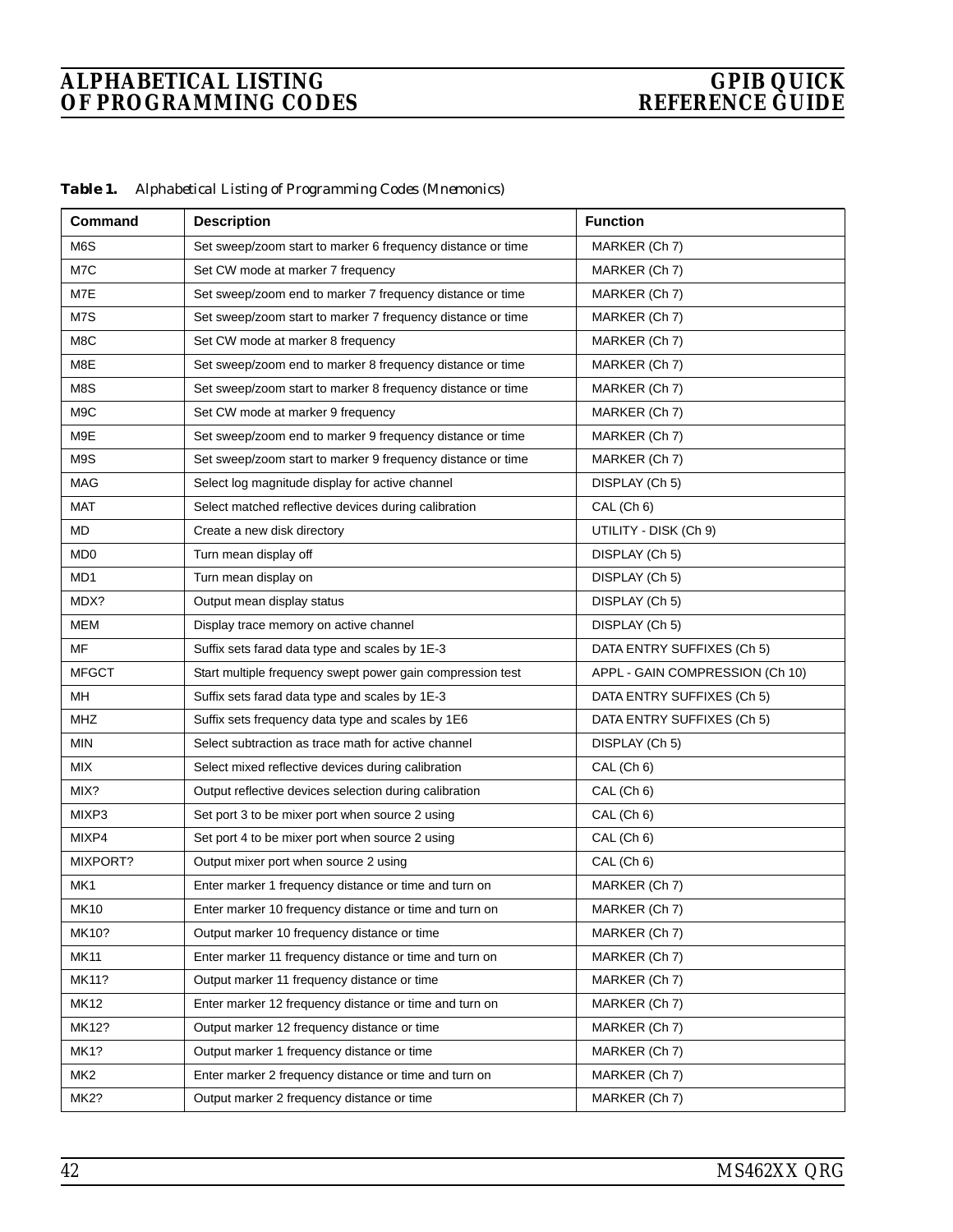**Table 1.** *Alphabetical Listing of Programming Codes (Mnemonics)*

| Command | Description | Function |
|---|---|---|
| M6S | Set sweep/zoom start to marker 6 frequency distance or time | MARKER (Ch 7) |
| M7C | Set CW mode at marker 7 frequency | MARKER (Ch 7) |
| M7E | Set sweep/zoom end to marker 7 frequency distance or time | MARKER (Ch 7) |
| M7S | Set sweep/zoom start to marker 7 frequency distance or time | MARKER (Ch 7) |
| M8C | Set CW mode at marker 8 frequency | MARKER (Ch 7) |
| M8E | Set sweep/zoom end to marker 8 frequency distance or time | MARKER (Ch 7) |
| M8S | Set sweep/zoom start to marker 8 frequency distance or time | MARKER (Ch 7) |
| M9C | Set CW mode at marker 9 frequency | MARKER (Ch 7) |
| M9E | Set sweep/zoom end to marker 9 frequency distance or time | MARKER (Ch 7) |
| M9S | Set sweep/zoom start to marker 9 frequency distance or time | MARKER (Ch 7) |
| MAG | Select log magnitude display for active channel | DISPLAY (Ch 5) |
| MAT | Select matched reflective devices during calibration | CAL (Ch 6) |
| MD | Create a new disk directory | UTILITY - DISK (Ch 9) |
| MD0 | Turn mean display off | DISPLAY (Ch 5) |
| MD1 | Turn mean display on | DISPLAY (Ch 5) |
| MDX? | Output mean display status | DISPLAY (Ch 5) |
| MEM | Display trace memory on active channel | DISPLAY (Ch 5) |
| MF | Suffix sets farad data type and scales by 1E-3 | DATA ENTRY SUFFIXES (Ch 5) |
| MFGCT | Start multiple frequency swept power gain compression test | APPL - GAIN COMPRESSION (Ch 10) |
| MH | Suffix sets farad data type and scales by 1E-3 | DATA ENTRY SUFFIXES (Ch 5) |
| MHZ | Suffix sets frequency data type and scales by 1E6 | DATA ENTRY SUFFIXES (Ch 5) |
| MIN | Select subtraction as trace math for active channel | DISPLAY (Ch 5) |
| MIX | Select mixed reflective devices during calibration | CAL (Ch 6) |
| MIX? | Output reflective devices selection during calibration | CAL (Ch 6) |
| MIXP3 | Set port 3 to be mixer port when source 2 using | CAL (Ch 6) |
| MIXP4 | Set port 4 to be mixer port when source 2 using | CAL (Ch 6) |
| MIXPORT? | Output mixer port when source 2 using | CAL (Ch 6) |
| MK1 | Enter marker 1 frequency distance or time and turn on | MARKER (Ch 7) |
| MK10 | Enter marker 10 frequency distance or time and turn on | MARKER (Ch 7) |
| MK10? | Output marker 10 frequency distance or time | MARKER (Ch 7) |
| MK11 | Enter marker 11 frequency distance or time and turn on | MARKER (Ch 7) |
| MK11? | Output marker 11 frequency distance or time | MARKER (Ch 7) |
| MK12 | Enter marker 12 frequency distance or time and turn on | MARKER (Ch 7) |
| MK12? | Output marker 12 frequency distance or time | MARKER (Ch 7) |
| MK1? | Output marker 1 frequency distance or time | MARKER (Ch 7) |
| MK2 | Enter marker 2 frequency distance or time and turn on | MARKER (Ch 7) |
| MK2? | Output marker 2 frequency distance or time | MARKER (Ch 7) |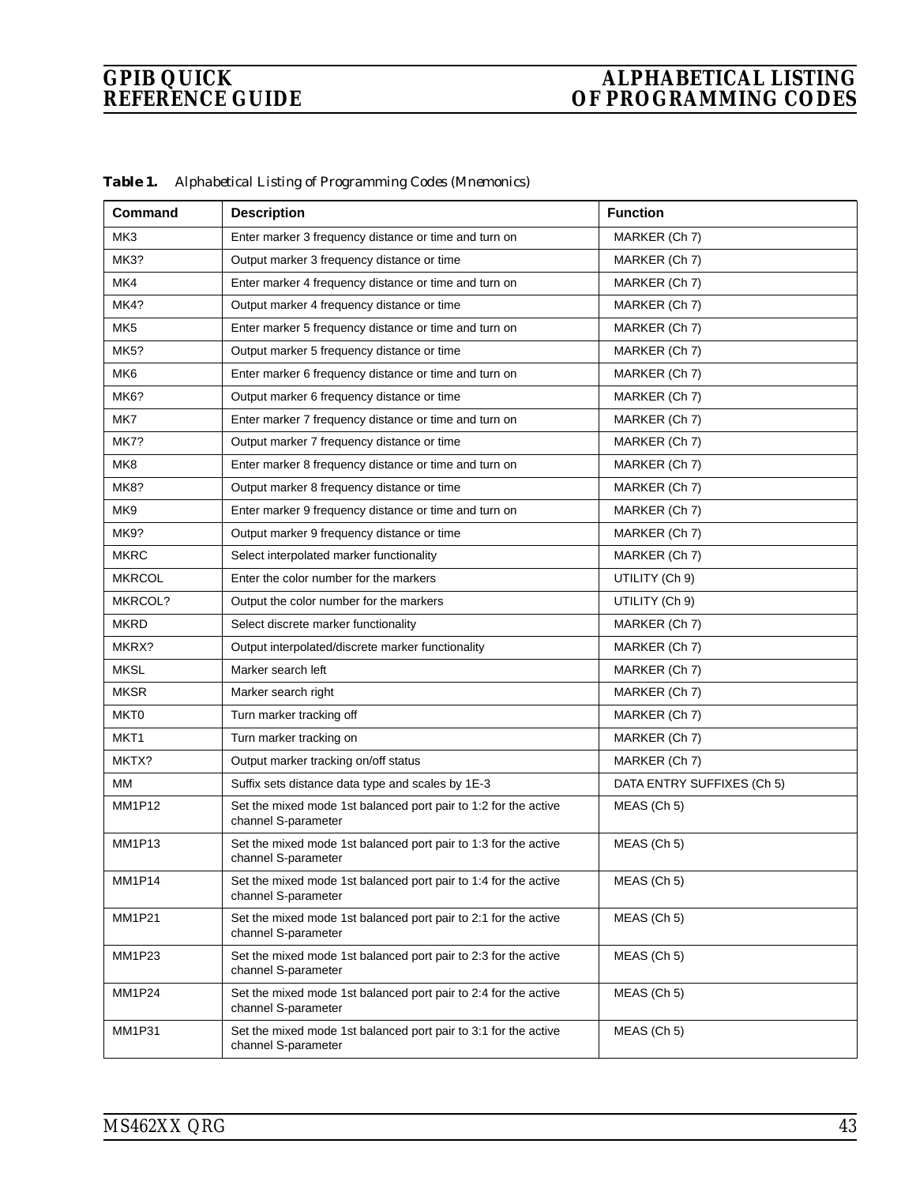**Table 1.** *Alphabetical Listing of Programming Codes (Mnemonics)*

| Command | Description | Function |
|---|---|---|
| MK3 | Enter marker 3 frequency distance or time and turn on | MARKER (Ch 7) |
| MK3? | Output marker 3 frequency distance or time | MARKER (Ch 7) |
| MK4 | Enter marker 4 frequency distance or time and turn on | MARKER (Ch 7) |
| MK4? | Output marker 4 frequency distance or time | MARKER (Ch 7) |
| MK5 | Enter marker 5 frequency distance or time and turn on | MARKER (Ch 7) |
| MK5? | Output marker 5 frequency distance or time | MARKER (Ch 7) |
| MK6 | Enter marker 6 frequency distance or time and turn on | MARKER (Ch 7) |
| MK6? | Output marker 6 frequency distance or time | MARKER (Ch 7) |
| MK7 | Enter marker 7 frequency distance or time and turn on | MARKER (Ch 7) |
| MK7? | Output marker 7 frequency distance or time | MARKER (Ch 7) |
| MK8 | Enter marker 8 frequency distance or time and turn on | MARKER (Ch 7) |
| MK8? | Output marker 8 frequency distance or time | MARKER (Ch 7) |
| MK9 | Enter marker 9 frequency distance or time and turn on | MARKER (Ch 7) |
| MK9? | Output marker 9 frequency distance or time | MARKER (Ch 7) |
| MKRC | Select interpolated marker functionality | MARKER (Ch 7) |
| MKRCOL | Enter the color number for the markers | UTILITY (Ch 9) |
| MKRCOL? | Output the color number for the markers | UTILITY (Ch 9) |
| MKRD | Select discrete marker functionality | MARKER (Ch 7) |
| MKRX? | Output interpolated/discrete marker functionality | MARKER (Ch 7) |
| MKSL | Marker search left | MARKER (Ch 7) |
| MKSR | Marker search right | MARKER (Ch 7) |
| MKT0 | Turn marker tracking off | MARKER (Ch 7) |
| MKT1 | Turn marker tracking on | MARKER (Ch 7) |
| MKTX? | Output marker tracking on/off status | MARKER (Ch 7) |
| MM | Suffix sets distance data type and scales by 1E-3 | DATA ENTRY SUFFIXES (Ch 5) |
| MM1P12 | Set the mixed mode 1st balanced port pair to 1:2 for the active channel S-parameter | MEAS (Ch 5) |
| MM1P13 | Set the mixed mode 1st balanced port pair to 1:3 for the active channel S-parameter | MEAS (Ch 5) |
| MM1P14 | Set the mixed mode 1st balanced port pair to 1:4 for the active channel S-parameter | MEAS (Ch 5) |
| MM1P21 | Set the mixed mode 1st balanced port pair to 2:1 for the active channel S-parameter | MEAS (Ch 5) |
| MM1P23 | Set the mixed mode 1st balanced port pair to 2:3 for the active channel S-parameter | MEAS (Ch 5) |
| MM1P24 | Set the mixed mode 1st balanced port pair to 2:4 for the active channel S-parameter | MEAS (Ch 5) |
| MM1P31 | Set the mixed mode 1st balanced port pair to 3:1 for the active channel S-parameter | MEAS (Ch 5) |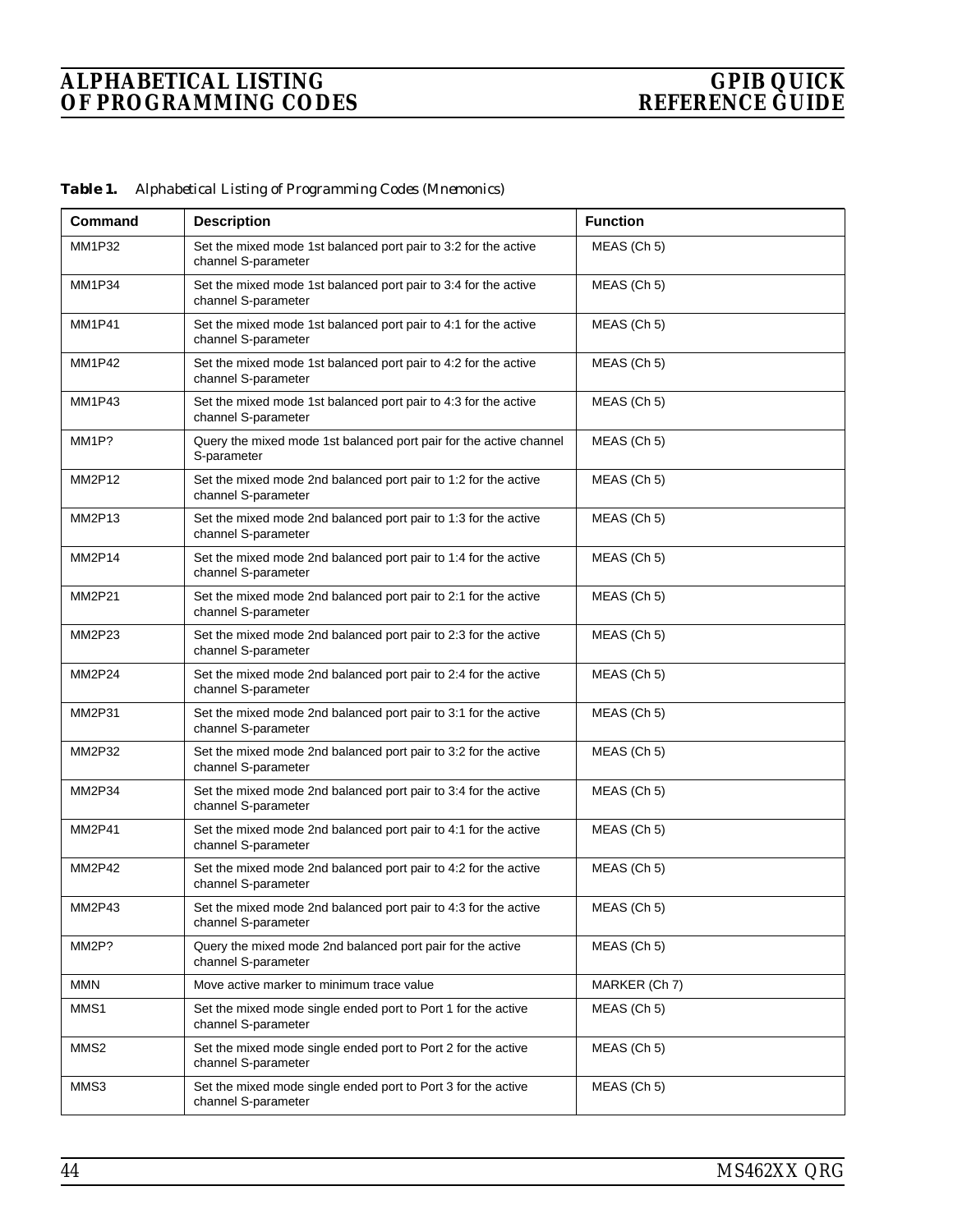**Table 1.** *Alphabetical Listing of Programming Codes (Mnemonics)*

| Command | Description | Function |
|---|---|---|
| MM1P32 | Set the mixed mode 1st balanced port pair to 3:2 for the active channel S-parameter | MEAS (Ch 5) |
| MM1P34 | Set the mixed mode 1st balanced port pair to 3:4 for the active channel S-parameter | MEAS (Ch 5) |
| MM1P41 | Set the mixed mode 1st balanced port pair to 4:1 for the active channel S-parameter | MEAS (Ch 5) |
| MM1P42 | Set the mixed mode 1st balanced port pair to 4:2 for the active channel S-parameter | MEAS (Ch 5) |
| MM1P43 | Set the mixed mode 1st balanced port pair to 4:3 for the active channel S-parameter | MEAS (Ch 5) |
| MM1P? | Query the mixed mode 1st balanced port pair for the active channel S-parameter | MEAS (Ch 5) |
| MM2P12 | Set the mixed mode 2nd balanced port pair to 1:2 for the active channel S-parameter | MEAS (Ch 5) |
| MM2P13 | Set the mixed mode 2nd balanced port pair to 1:3 for the active channel S-parameter | MEAS (Ch 5) |
| MM2P14 | Set the mixed mode 2nd balanced port pair to 1:4 for the active channel S-parameter | MEAS (Ch 5) |
| MM2P21 | Set the mixed mode 2nd balanced port pair to 2:1 for the active channel S-parameter | MEAS (Ch 5) |
| MM2P23 | Set the mixed mode 2nd balanced port pair to 2:3 for the active channel S-parameter | MEAS (Ch 5) |
| MM2P24 | Set the mixed mode 2nd balanced port pair to 2:4 for the active channel S-parameter | MEAS (Ch 5) |
| MM2P31 | Set the mixed mode 2nd balanced port pair to 3:1 for the active channel S-parameter | MEAS (Ch 5) |
| MM2P32 | Set the mixed mode 2nd balanced port pair to 3:2 for the active channel S-parameter | MEAS (Ch 5) |
| MM2P34 | Set the mixed mode 2nd balanced port pair to 3:4 for the active channel S-parameter | MEAS (Ch 5) |
| MM2P41 | Set the mixed mode 2nd balanced port pair to 4:1 for the active channel S-parameter | MEAS (Ch 5) |
| MM2P42 | Set the mixed mode 2nd balanced port pair to 4:2 for the active channel S-parameter | MEAS (Ch 5) |
| MM2P43 | Set the mixed mode 2nd balanced port pair to 4:3 for the active channel S-parameter | MEAS (Ch 5) |
| MM2P? | Query the mixed mode 2nd balanced port pair for the active channel S-parameter | MEAS (Ch 5) |
| MMN | Move active marker to minimum trace value | MARKER (Ch 7) |
| MMS1 | Set the mixed mode single ended port to Port 1 for the active channel S-parameter | MEAS (Ch 5) |
| MMS2 | Set the mixed mode single ended port to Port 2 for the active channel S-parameter | MEAS (Ch 5) |
| MMS3 | Set the mixed mode single ended port to Port 3 for the active channel S-parameter | MEAS (Ch 5) |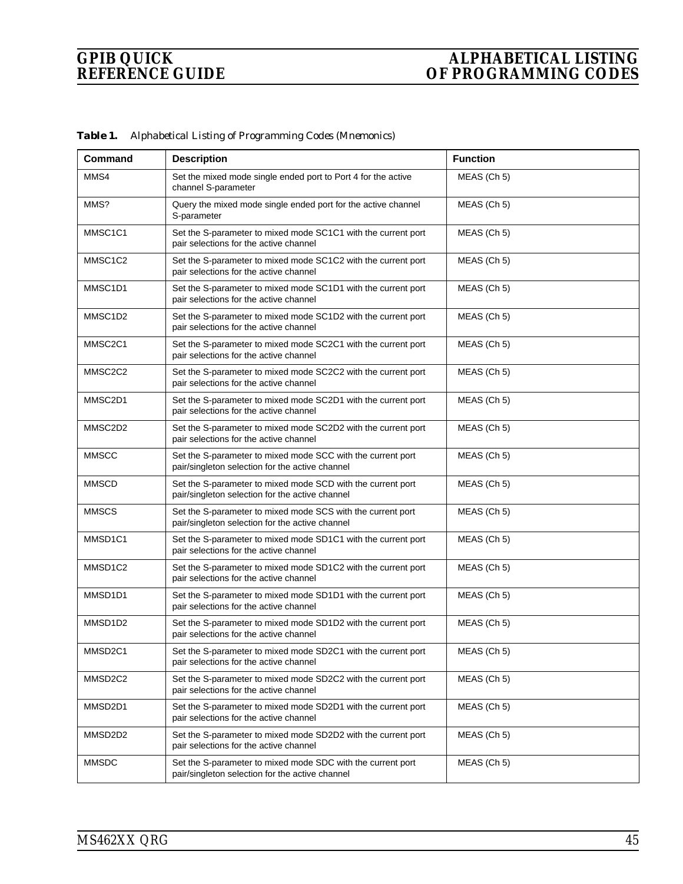**Table 1.** *Alphabetical Listing of Programming Codes (Mnemonics)*

| Command | Description | Function |
|---|---|---|
| MMS4 | Set the mixed mode single ended port to Port 4 for the active channel S-parameter | MEAS (Ch 5) |
| MMS? | Query the mixed mode single ended port for the active channel S-parameter | MEAS (Ch 5) |
| MMSC1C1 | Set the S-parameter to mixed mode SC1C1 with the current port pair selections for the active channel | MEAS (Ch 5) |
| MMSC1C2 | Set the S-parameter to mixed mode SC1C2 with the current port pair selections for the active channel | MEAS (Ch 5) |
| MMSC1D1 | Set the S-parameter to mixed mode SC1D1 with the current port pair selections for the active channel | MEAS (Ch 5) |
| MMSC1D2 | Set the S-parameter to mixed mode SC1D2 with the current port pair selections for the active channel | MEAS (Ch 5) |
| MMSC2C1 | Set the S-parameter to mixed mode SC2C1 with the current port pair selections for the active channel | MEAS (Ch 5) |
| MMSC2C2 | Set the S-parameter to mixed mode SC2C2 with the current port pair selections for the active channel | MEAS (Ch 5) |
| MMSC2D1 | Set the S-parameter to mixed mode SC2D1 with the current port pair selections for the active channel | MEAS (Ch 5) |
| MMSC2D2 | Set the S-parameter to mixed mode SC2D2 with the current port pair selections for the active channel | MEAS (Ch 5) |
| MMSCC | Set the S-parameter to mixed mode SCC with the current port pair/singleton selection for the active channel | MEAS (Ch 5) |
| MMSCD | Set the S-parameter to mixed mode SCD with the current port pair/singleton selection for the active channel | MEAS (Ch 5) |
| MMSCS | Set the S-parameter to mixed mode SCS with the current port pair/singleton selection for the active channel | MEAS (Ch 5) |
| MMSD1C1 | Set the S-parameter to mixed mode SD1C1 with the current port pair selections for the active channel | MEAS (Ch 5) |
| MMSD1C2 | Set the S-parameter to mixed mode SD1C2 with the current port pair selections for the active channel | MEAS (Ch 5) |
| MMSD1D1 | Set the S-parameter to mixed mode SD1D1 with the current port pair selections for the active channel | MEAS (Ch 5) |
| MMSD1D2 | Set the S-parameter to mixed mode SD1D2 with the current port pair selections for the active channel | MEAS (Ch 5) |
| MMSD2C1 | Set the S-parameter to mixed mode SD2C1 with the current port pair selections for the active channel | MEAS (Ch 5) |
| MMSD2C2 | Set the S-parameter to mixed mode SD2C2 with the current port pair selections for the active channel | MEAS (Ch 5) |
| MMSD2D1 | Set the S-parameter to mixed mode SD2D1 with the current port pair selections for the active channel | MEAS (Ch 5) |
| MMSD2D2 | Set the S-parameter to mixed mode SD2D2 with the current port pair selections for the active channel | MEAS (Ch 5) |
| MMSDC | Set the S-parameter to mixed mode SDC with the current port pair/singleton selection for the active channel | MEAS (Ch 5) |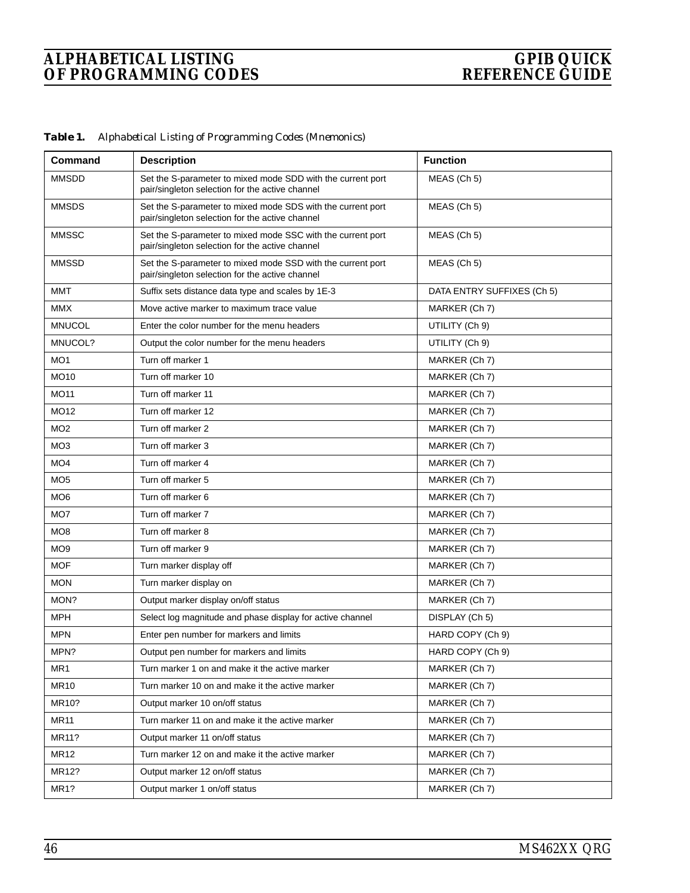**Table 1.** *Alphabetical Listing of Programming Codes (Mnemonics)*

| Command | Description | Function |
|---|---|---|
| MMSDD | Set the S-parameter to mixed mode SDD with the current port pair/singleton selection for the active channel | MEAS (Ch 5) |
| MMSDS | Set the S-parameter to mixed mode SDS with the current port pair/singleton selection for the active channel | MEAS (Ch 5) |
| MMSSC | Set the S-parameter to mixed mode SSC with the current port pair/singleton selection for the active channel | MEAS (Ch 5) |
| MMSSD | Set the S-parameter to mixed mode SSD with the current port pair/singleton selection for the active channel | MEAS (Ch 5) |
| MMT | Suffix sets distance data type and scales by 1E-3 | DATA ENTRY SUFFIXES (Ch 5) |
| MMX | Move active marker to maximum trace value | MARKER (Ch 7) |
| MNUCOL | Enter the color number for the menu headers | UTILITY (Ch 9) |
| MNUCOL? | Output the color number for the menu headers | UTILITY (Ch 9) |
| MO1 | Turn off marker 1 | MARKER (Ch 7) |
| MO10 | Turn off marker 10 | MARKER (Ch 7) |
| MO11 | Turn off marker 11 | MARKER (Ch 7) |
| MO12 | Turn off marker 12 | MARKER (Ch 7) |
| MO2 | Turn off marker 2 | MARKER (Ch 7) |
| MO3 | Turn off marker 3 | MARKER (Ch 7) |
| MO4 | Turn off marker 4 | MARKER (Ch 7) |
| MO5 | Turn off marker 5 | MARKER (Ch 7) |
| MO6 | Turn off marker 6 | MARKER (Ch 7) |
| MO7 | Turn off marker 7 | MARKER (Ch 7) |
| MO8 | Turn off marker 8 | MARKER (Ch 7) |
| MO9 | Turn off marker 9 | MARKER (Ch 7) |
| MOF | Turn marker display off | MARKER (Ch 7) |
| MON | Turn marker display on | MARKER (Ch 7) |
| MON? | Output marker display on/off status | MARKER (Ch 7) |
| MPH | Select log magnitude and phase display for active channel | DISPLAY (Ch 5) |
| MPN | Enter pen number for markers and limits | HARD COPY (Ch 9) |
| MPN? | Output pen number for markers and limits | HARD COPY (Ch 9) |
| MR1 | Turn marker 1 on and make it the active marker | MARKER (Ch 7) |
| MR10 | Turn marker 10 on and make it the active marker | MARKER (Ch 7) |
| MR10? | Output marker 10 on/off status | MARKER (Ch 7) |
| MR11 | Turn marker 11 on and make it the active marker | MARKER (Ch 7) |
| MR11? | Output marker 11 on/off status | MARKER (Ch 7) |
| MR12 | Turn marker 12 on and make it the active marker | MARKER (Ch 7) |
| MR12? | Output marker 12 on/off status | MARKER (Ch 7) |
| MR1? | Output marker 1 on/off status | MARKER (Ch 7) |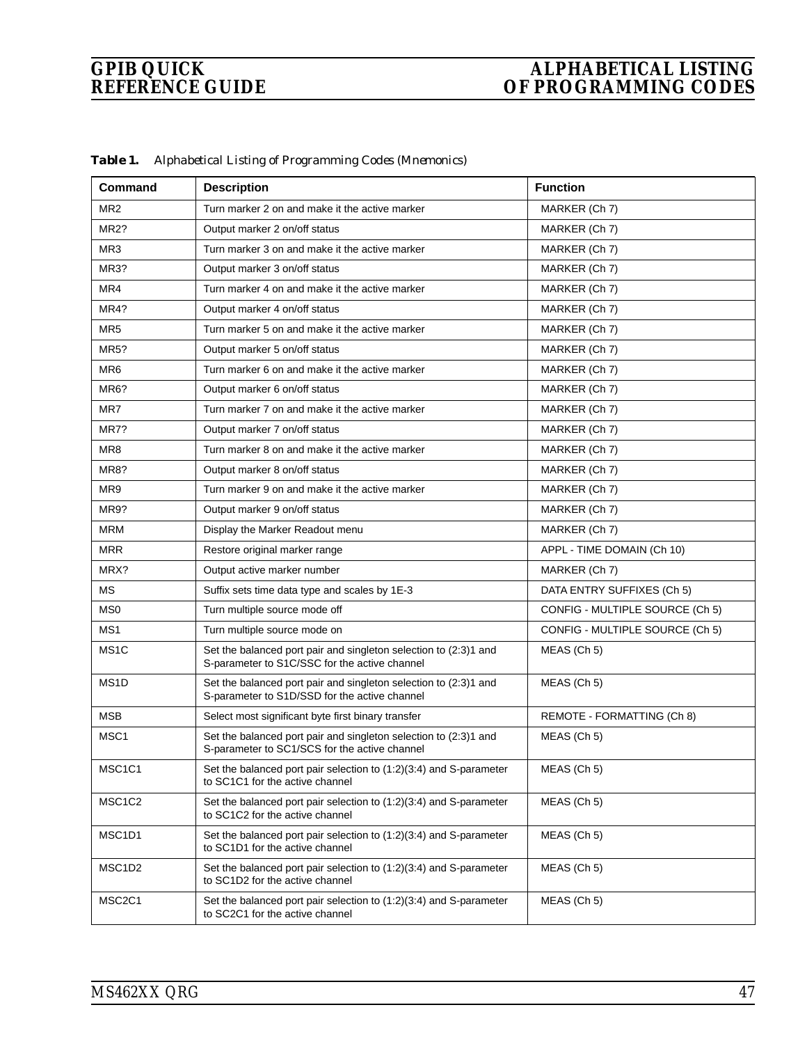**Table 1.** *Alphabetical Listing of Programming Codes (Mnemonics)*

| Command | Description | Function |
|---|---|---|
| MR2 | Turn marker 2 on and make it the active marker | MARKER (Ch 7) |
| MR2? | Output marker 2 on/off status | MARKER (Ch 7) |
| MR3 | Turn marker 3 on and make it the active marker | MARKER (Ch 7) |
| MR3? | Output marker 3 on/off status | MARKER (Ch 7) |
| MR4 | Turn marker 4 on and make it the active marker | MARKER (Ch 7) |
| MR4? | Output marker 4 on/off status | MARKER (Ch 7) |
| MR5 | Turn marker 5 on and make it the active marker | MARKER (Ch 7) |
| MR5? | Output marker 5 on/off status | MARKER (Ch 7) |
| MR6 | Turn marker 6 on and make it the active marker | MARKER (Ch 7) |
| MR6? | Output marker 6 on/off status | MARKER (Ch 7) |
| MR7 | Turn marker 7 on and make it the active marker | MARKER (Ch 7) |
| MR7? | Output marker 7 on/off status | MARKER (Ch 7) |
| MR8 | Turn marker 8 on and make it the active marker | MARKER (Ch 7) |
| MR8? | Output marker 8 on/off status | MARKER (Ch 7) |
| MR9 | Turn marker 9 on and make it the active marker | MARKER (Ch 7) |
| MR9? | Output marker 9 on/off status | MARKER (Ch 7) |
| MRM | Display the Marker Readout menu | MARKER (Ch 7) |
| MRR | Restore original marker range | APPL - TIME DOMAIN (Ch 10) |
| MRX? | Output active marker number | MARKER (Ch 7) |
| MS | Suffix sets time data type and scales by 1E-3 | DATA ENTRY SUFFIXES (Ch 5) |
| MS0 | Turn multiple source mode off | CONFIG - MULTIPLE SOURCE (Ch 5) |
| MS1 | Turn multiple source mode on | CONFIG - MULTIPLE SOURCE (Ch 5) |
| MS1C | Set the balanced port pair and singleton selection to (2:3)1 and S-parameter to S1C/SSC for the active channel | MEAS (Ch 5) |
| MS1D | Set the balanced port pair and singleton selection to (2:3)1 and S-parameter to S1D/SSD for the active channel | MEAS (Ch 5) |
| MSB | Select most significant byte first binary transfer | REMOTE - FORMATTING (Ch 8) |
| MSC1 | Set the balanced port pair and singleton selection to (2:3)1 and S-parameter to SC1/SCS for the active channel | MEAS (Ch 5) |
| MSC1C1 | Set the balanced port pair selection to (1:2)(3:4) and S-parameter to SC1C1 for the active channel | MEAS (Ch 5) |
| MSC1C2 | Set the balanced port pair selection to (1:2)(3:4) and S-parameter to SC1C2 for the active channel | MEAS (Ch 5) |
| MSC1D1 | Set the balanced port pair selection to (1:2)(3:4) and S-parameter to SC1D1 for the active channel | MEAS (Ch 5) |
| MSC1D2 | Set the balanced port pair selection to (1:2)(3:4) and S-parameter to SC1D2 for the active channel | MEAS (Ch 5) |
| MSC2C1 | Set the balanced port pair selection to (1:2)(3:4) and S-parameter to SC2C1 for the active channel | MEAS (Ch 5) |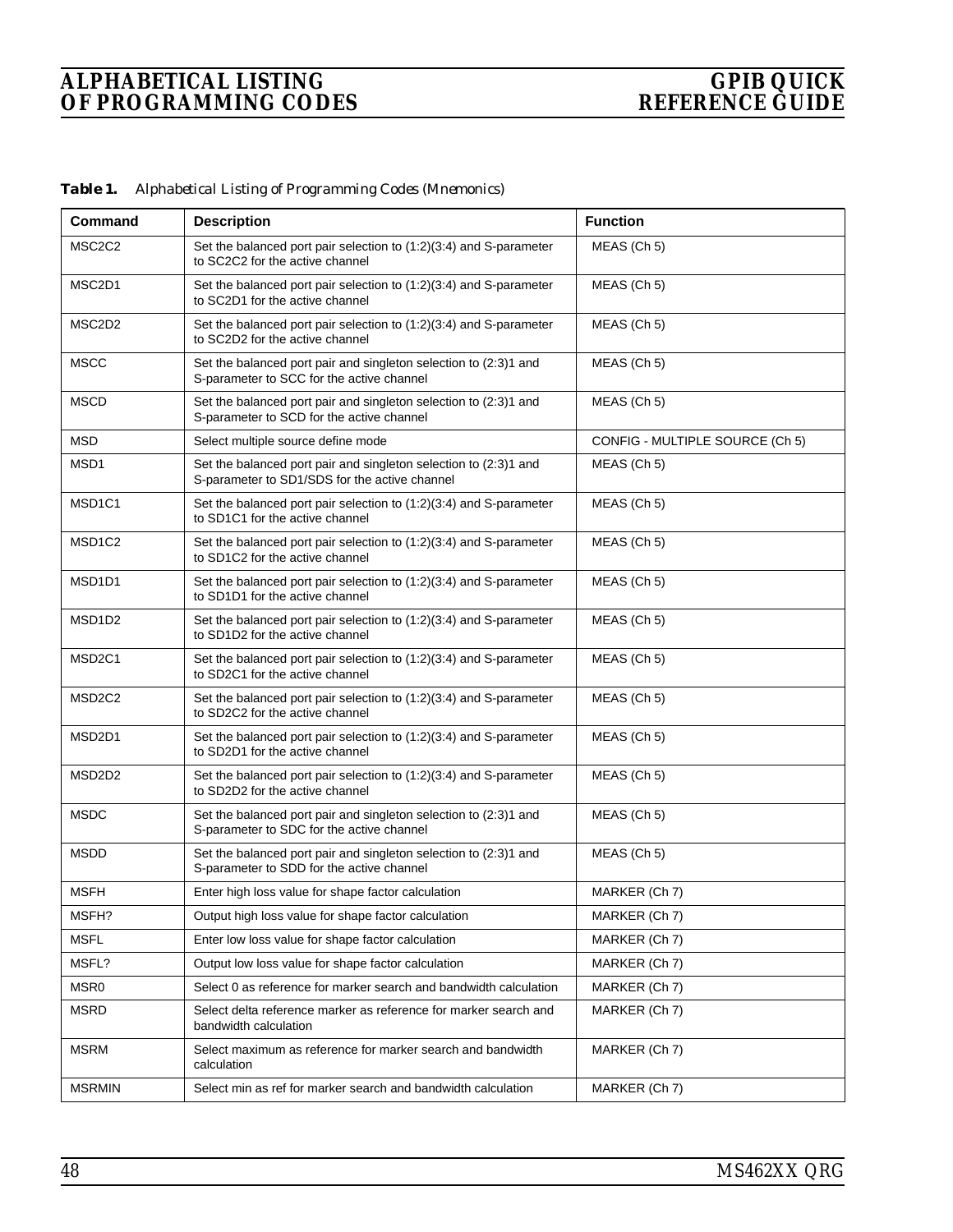**Table 1.** *Alphabetical Listing of Programming Codes (Mnemonics)*

| Command | Description | Function |
|---|---|---|
| MSC2C2 | Set the balanced port pair selection to (1:2)(3:4) and S-parameter to SC2C2 for the active channel | MEAS (Ch 5) |
| MSC2D1 | Set the balanced port pair selection to (1:2)(3:4) and S-parameter to SC2D1 for the active channel | MEAS (Ch 5) |
| MSC2D2 | Set the balanced port pair selection to (1:2)(3:4) and S-parameter to SC2D2 for the active channel | MEAS (Ch 5) |
| MSCC | Set the balanced port pair and singleton selection to (2:3)1 and S-parameter to SCC for the active channel | MEAS (Ch 5) |
| MSCD | Set the balanced port pair and singleton selection to (2:3)1 and S-parameter to SCD for the active channel | MEAS (Ch 5) |
| MSD | Select multiple source define mode | CONFIG - MULTIPLE SOURCE (Ch 5) |
| MSD1 | Set the balanced port pair and singleton selection to (2:3)1 and S-parameter to SD1/SDS for the active channel | MEAS (Ch 5) |
| MSD1C1 | Set the balanced port pair selection to (1:2)(3:4) and S-parameter to SD1C1 for the active channel | MEAS (Ch 5) |
| MSD1C2 | Set the balanced port pair selection to (1:2)(3:4) and S-parameter to SD1C2 for the active channel | MEAS (Ch 5) |
| MSD1D1 | Set the balanced port pair selection to (1:2)(3:4) and S-parameter to SD1D1 for the active channel | MEAS (Ch 5) |
| MSD1D2 | Set the balanced port pair selection to (1:2)(3:4) and S-parameter to SD1D2 for the active channel | MEAS (Ch 5) |
| MSD2C1 | Set the balanced port pair selection to (1:2)(3:4) and S-parameter to SD2C1 for the active channel | MEAS (Ch 5) |
| MSD2C2 | Set the balanced port pair selection to (1:2)(3:4) and S-parameter to SD2C2 for the active channel | MEAS (Ch 5) |
| MSD2D1 | Set the balanced port pair selection to (1:2)(3:4) and S-parameter to SD2D1 for the active channel | MEAS (Ch 5) |
| MSD2D2 | Set the balanced port pair selection to (1:2)(3:4) and S-parameter to SD2D2 for the active channel | MEAS (Ch 5) |
| MSDC | Set the balanced port pair and singleton selection to (2:3)1 and S-parameter to SDC for the active channel | MEAS (Ch 5) |
| MSDD | Set the balanced port pair and singleton selection to (2:3)1 and S-parameter to SDD for the active channel | MEAS (Ch 5) |
| MSFH | Enter high loss value for shape factor calculation | MARKER (Ch 7) |
| MSFH? | Output high loss value for shape factor calculation | MARKER (Ch 7) |
| MSFL | Enter low loss value for shape factor calculation | MARKER (Ch 7) |
| MSFL? | Output low loss value for shape factor calculation | MARKER (Ch 7) |
| MSR0 | Select 0 as reference for marker search and bandwidth calculation | MARKER (Ch 7) |
| MSRD | Select delta reference marker as reference for marker search and bandwidth calculation | MARKER (Ch 7) |
| MSRM | Select maximum as reference for marker search and bandwidth calculation | MARKER (Ch 7) |
| MSRMIN | Select min as ref for marker search and bandwidth calculation | MARKER (Ch 7) |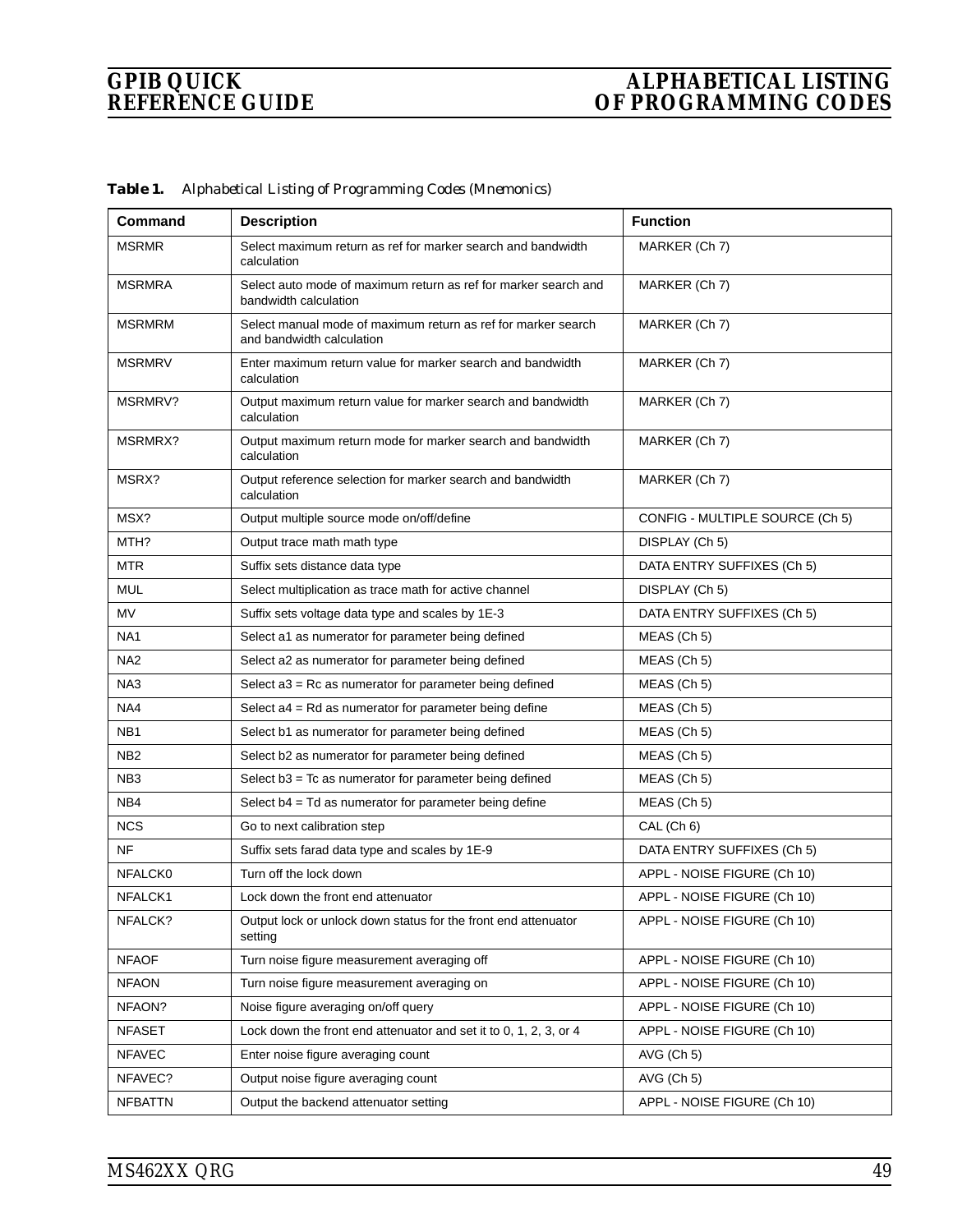**Table 1.** *Alphabetical Listing of Programming Codes (Mnemonics)*

| Command | Description | Function |
|---|---|---|
| MSRMR | Select maximum return as ref for marker search and bandwidth calculation | MARKER (Ch 7) |
| MSRMRA | Select auto mode of maximum return as ref for marker search and bandwidth calculation | MARKER (Ch 7) |
| MSRMRM | Select manual mode of maximum return as ref for marker search and bandwidth calculation | MARKER (Ch 7) |
| MSRMRV | Enter maximum return value for marker search and bandwidth calculation | MARKER (Ch 7) |
| MSRMRV? | Output maximum return value for marker search and bandwidth calculation | MARKER (Ch 7) |
| MSRMRX? | Output maximum return mode for marker search and bandwidth calculation | MARKER (Ch 7) |
| MSRX? | Output reference selection for marker search and bandwidth calculation | MARKER (Ch 7) |
| MSX? | Output multiple source mode on/off/define | CONFIG - MULTIPLE SOURCE (Ch 5) |
| MTH? | Output trace math math type | DISPLAY (Ch 5) |
| MTR | Suffix sets distance data type | DATA ENTRY SUFFIXES (Ch 5) |
| MUL | Select multiplication as trace math for active channel | DISPLAY (Ch 5) |
| MV | Suffix sets voltage data type and scales by 1E-3 | DATA ENTRY SUFFIXES (Ch 5) |
| NA1 | Select a1 as numerator for parameter being defined | MEAS (Ch 5) |
| NA2 | Select a2 as numerator for parameter being defined | MEAS (Ch 5) |
| NA3 | Select a3 = Rc as numerator for parameter being defined | MEAS (Ch 5) |
| NA4 | Select a4 = Rd as numerator for parameter being define | MEAS (Ch 5) |
| NB1 | Select b1 as numerator for parameter being defined | MEAS (Ch 5) |
| NB2 | Select b2 as numerator for parameter being defined | MEAS (Ch 5) |
| NB3 | Select b3 = Tc as numerator for parameter being defined | MEAS (Ch 5) |
| NB4 | Select b4 = Td as numerator for parameter being define | MEAS (Ch 5) |
| NCS | Go to next calibration step | CAL (Ch 6) |
| NF | Suffix sets farad data type and scales by 1E-9 | DATA ENTRY SUFFIXES (Ch 5) |
| NFALCK0 | Turn off the lock down | APPL - NOISE FIGURE (Ch 10) |
| NFALCK1 | Lock down the front end attenuator | APPL - NOISE FIGURE (Ch 10) |
| NFALCK? | Output lock or unlock down status for the front end attenuator setting | APPL - NOISE FIGURE (Ch 10) |
| NFAOF | Turn noise figure measurement averaging off | APPL - NOISE FIGURE (Ch 10) |
| NFAON | Turn noise figure measurement averaging on | APPL - NOISE FIGURE (Ch 10) |
| NFAON? | Noise figure averaging on/off query | APPL - NOISE FIGURE (Ch 10) |
| NFASET | Lock down the front end attenuator and set it to 0, 1, 2, 3, or 4 | APPL - NOISE FIGURE (Ch 10) |
| NFAVEC | Enter noise figure averaging count | AVG (Ch 5) |
| NFAVEC? | Output noise figure averaging count | AVG (Ch 5) |
| NFBATTN | Output the backend attenuator setting | APPL - NOISE FIGURE (Ch 10) |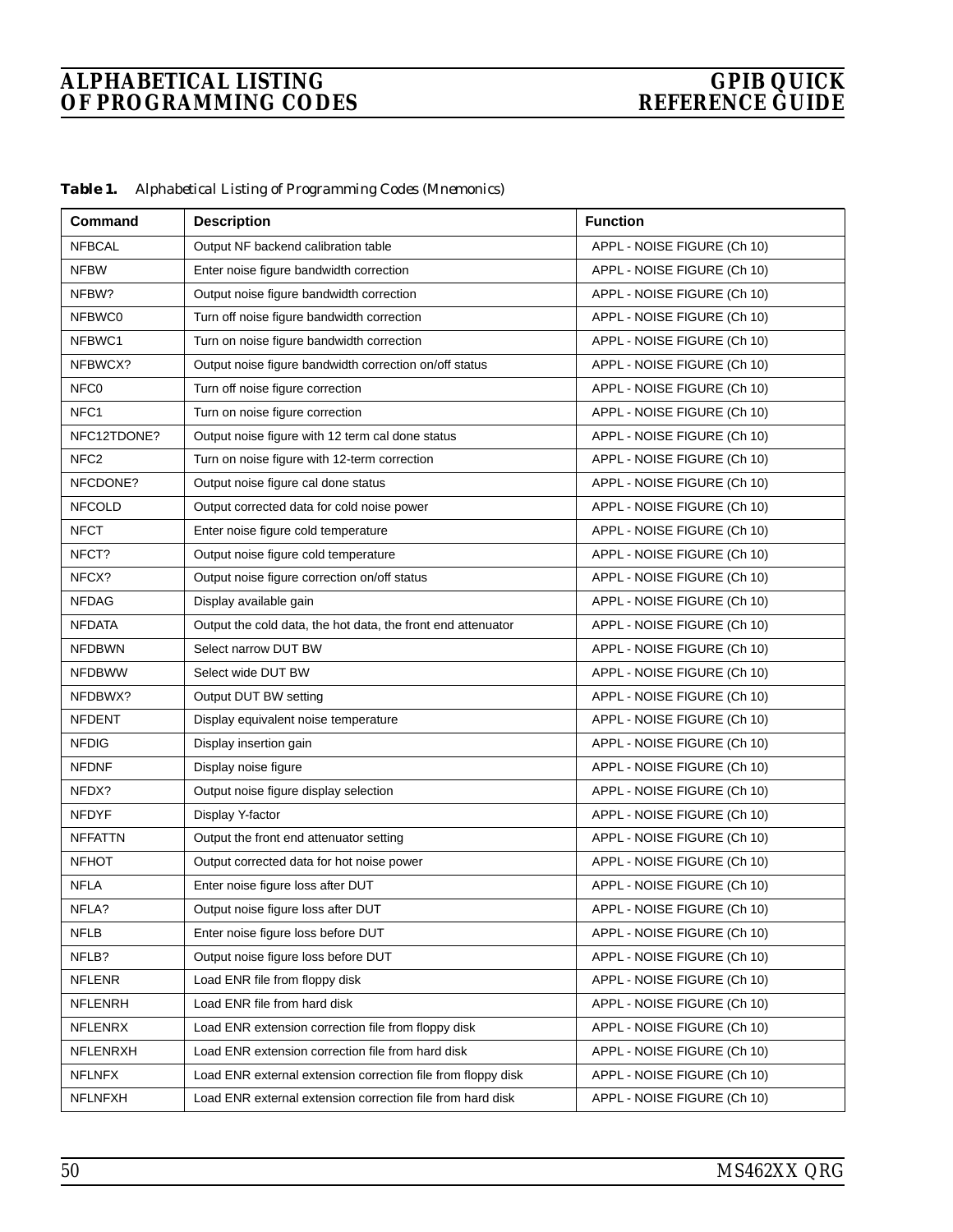**Table 1.** *Alphabetical Listing of Programming Codes (Mnemonics)*

| Command | Description | Function |
|---|---|---|
| NFBCAL | Output NF backend calibration table | APPL - NOISE FIGURE (Ch 10) |
| NFBW | Enter noise figure bandwidth correction | APPL - NOISE FIGURE (Ch 10) |
| NFBW? | Output noise figure bandwidth correction | APPL - NOISE FIGURE (Ch 10) |
| NFBWC0 | Turn off noise figure bandwidth correction | APPL - NOISE FIGURE (Ch 10) |
| NFBWC1 | Turn on noise figure bandwidth correction | APPL - NOISE FIGURE (Ch 10) |
| NFBWCX? | Output noise figure bandwidth correction on/off status | APPL - NOISE FIGURE (Ch 10) |
| NFC0 | Turn off noise figure correction | APPL - NOISE FIGURE (Ch 10) |
| NFC1 | Turn on noise figure correction | APPL - NOISE FIGURE (Ch 10) |
| NFC12TDONE? | Output noise figure with 12 term cal done status | APPL - NOISE FIGURE (Ch 10) |
| NFC2 | Turn on noise figure with 12-term correction | APPL - NOISE FIGURE (Ch 10) |
| NFCDONE? | Output noise figure cal done status | APPL - NOISE FIGURE (Ch 10) |
| NFCOLD | Output corrected data for cold noise power | APPL - NOISE FIGURE (Ch 10) |
| NFCT | Enter noise figure cold temperature | APPL - NOISE FIGURE (Ch 10) |
| NFCT? | Output noise figure cold temperature | APPL - NOISE FIGURE (Ch 10) |
| NFCX? | Output noise figure correction on/off status | APPL - NOISE FIGURE (Ch 10) |
| NFDAG | Display available gain | APPL - NOISE FIGURE (Ch 10) |
| NFDATA | Output the cold data, the hot data, the front end attenuator | APPL - NOISE FIGURE (Ch 10) |
| NFDBWN | Select narrow DUT BW | APPL - NOISE FIGURE (Ch 10) |
| NFDBWW | Select wide DUT BW | APPL - NOISE FIGURE (Ch 10) |
| NFDBWX? | Output DUT BW setting | APPL - NOISE FIGURE (Ch 10) |
| NFDENT | Display equivalent noise temperature | APPL - NOISE FIGURE (Ch 10) |
| NFDIG | Display insertion gain | APPL - NOISE FIGURE (Ch 10) |
| NFDNF | Display noise figure | APPL - NOISE FIGURE (Ch 10) |
| NFDX? | Output noise figure display selection | APPL - NOISE FIGURE (Ch 10) |
| NFDYF | Display Y-factor | APPL - NOISE FIGURE (Ch 10) |
| NFFATTN | Output the front end attenuator setting | APPL - NOISE FIGURE (Ch 10) |
| NFHOT | Output corrected data for hot noise power | APPL - NOISE FIGURE (Ch 10) |
| NFLA | Enter noise figure loss after DUT | APPL - NOISE FIGURE (Ch 10) |
| NFLA? | Output noise figure loss after DUT | APPL - NOISE FIGURE (Ch 10) |
| NFLB | Enter noise figure loss before DUT | APPL - NOISE FIGURE (Ch 10) |
| NFLB? | Output noise figure loss before DUT | APPL - NOISE FIGURE (Ch 10) |
| NFLENR | Load ENR file from floppy disk | APPL - NOISE FIGURE (Ch 10) |
| NFLENRH | Load ENR file from hard disk | APPL - NOISE FIGURE (Ch 10) |
| NFLENRX | Load ENR extension correction file from floppy disk | APPL - NOISE FIGURE (Ch 10) |
| NFLENRXH | Load ENR extension correction file from hard disk | APPL - NOISE FIGURE (Ch 10) |
| NFLNFX | Load ENR external extension correction file from floppy disk | APPL - NOISE FIGURE (Ch 10) |
| NFLNFXH | Load ENR external extension correction file from hard disk | APPL - NOISE FIGURE (Ch 10) |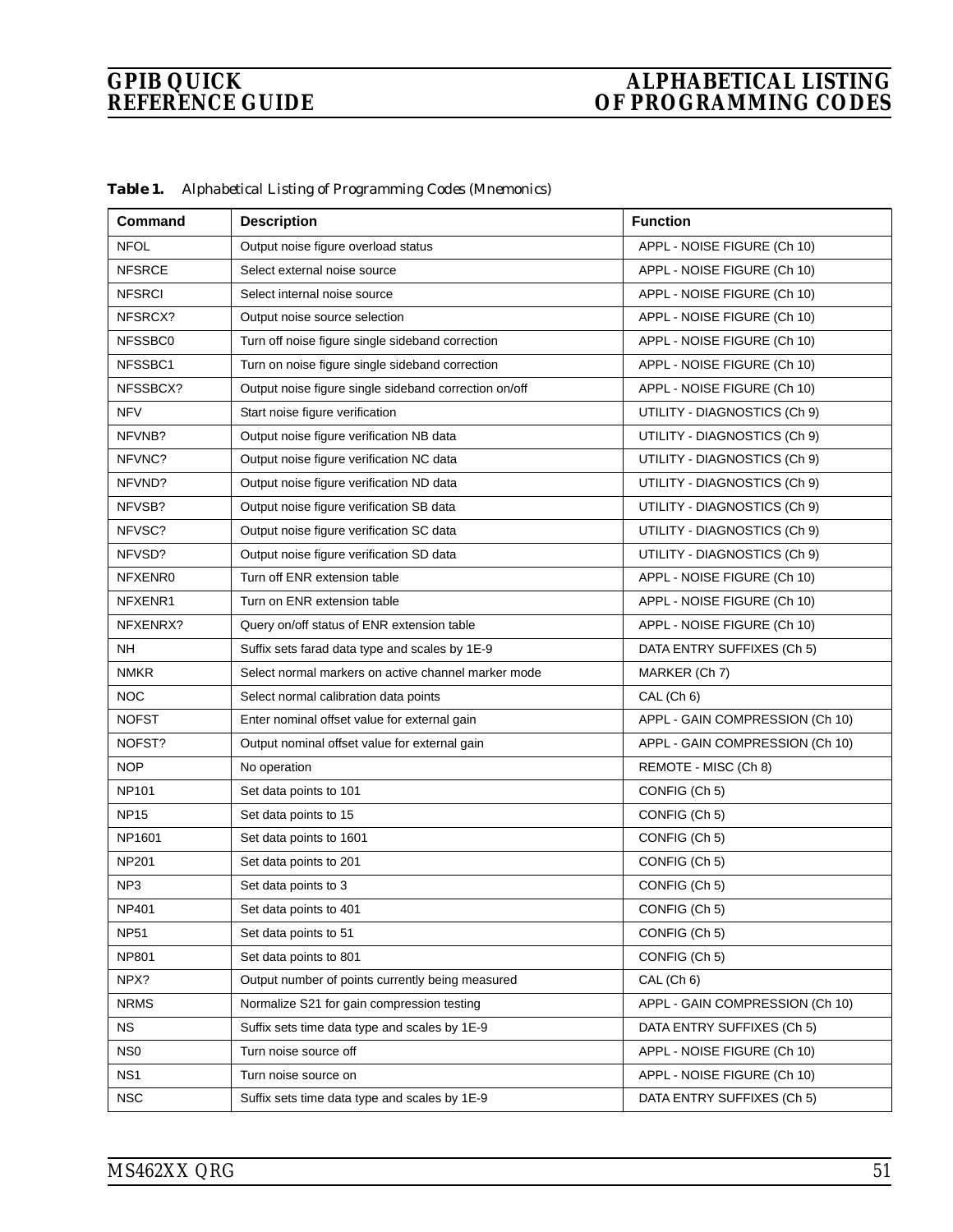**Table 1.** *Alphabetical Listing of Programming Codes (Mnemonics)*

| Command | Description | Function |
|---|---|---|
| NFOL | Output noise figure overload status | APPL - NOISE FIGURE (Ch 10) |
| NFSRCE | Select external noise source | APPL - NOISE FIGURE (Ch 10) |
| NFSRCI | Select internal noise source | APPL - NOISE FIGURE (Ch 10) |
| NFSRCX? | Output noise source selection | APPL - NOISE FIGURE (Ch 10) |
| NFSSBC0 | Turn off noise figure single sideband correction | APPL - NOISE FIGURE (Ch 10) |
| NFSSBC1 | Turn on noise figure single sideband correction | APPL - NOISE FIGURE (Ch 10) |
| NFSSBCX? | Output noise figure single sideband correction on/off | APPL - NOISE FIGURE (Ch 10) |
| NFV | Start noise figure verification | UTILITY - DIAGNOSTICS (Ch 9) |
| NFVNB? | Output noise figure verification NB data | UTILITY - DIAGNOSTICS (Ch 9) |
| NFVNC? | Output noise figure verification NC data | UTILITY - DIAGNOSTICS (Ch 9) |
| NFVND? | Output noise figure verification ND data | UTILITY - DIAGNOSTICS (Ch 9) |
| NFVSB? | Output noise figure verification SB data | UTILITY - DIAGNOSTICS (Ch 9) |
| NFVSC? | Output noise figure verification SC data | UTILITY - DIAGNOSTICS (Ch 9) |
| NFVSD? | Output noise figure verification SD data | UTILITY - DIAGNOSTICS (Ch 9) |
| NFXENR0 | Turn off ENR extension table | APPL - NOISE FIGURE (Ch 10) |
| NFXENR1 | Turn on ENR extension table | APPL - NOISE FIGURE (Ch 10) |
| NFXENRX? | Query on/off status of ENR extension table | APPL - NOISE FIGURE (Ch 10) |
| NH | Suffix sets farad data type and scales by 1E-9 | DATA ENTRY SUFFIXES (Ch 5) |
| NMKR | Select normal markers on active channel marker mode | MARKER (Ch 7) |
| NOC | Select normal calibration data points | CAL (Ch 6) |
| NOFST | Enter nominal offset value for external gain | APPL - GAIN COMPRESSION (Ch 10) |
| NOFST? | Output nominal offset value for external gain | APPL - GAIN COMPRESSION (Ch 10) |
| NOP | No operation | REMOTE - MISC (Ch 8) |
| NP101 | Set data points to 101 | CONFIG (Ch 5) |
| NP15 | Set data points to 15 | CONFIG (Ch 5) |
| NP1601 | Set data points to 1601 | CONFIG (Ch 5) |
| NP201 | Set data points to 201 | CONFIG (Ch 5) |
| NP3 | Set data points to 3 | CONFIG (Ch 5) |
| NP401 | Set data points to 401 | CONFIG (Ch 5) |
| NP51 | Set data points to 51 | CONFIG (Ch 5) |
| NP801 | Set data points to 801 | CONFIG (Ch 5) |
| NPX? | Output number of points currently being measured | CAL (Ch 6) |
| NRMS | Normalize S21 for gain compression testing | APPL - GAIN COMPRESSION (Ch 10) |
| NS | Suffix sets time data type and scales by 1E-9 | DATA ENTRY SUFFIXES (Ch 5) |
| NS0 | Turn noise source off | APPL - NOISE FIGURE (Ch 10) |
| NS1 | Turn noise source on | APPL - NOISE FIGURE (Ch 10) |
| NSC | Suffix sets time data type and scales by 1E-9 | DATA ENTRY SUFFIXES (Ch 5) |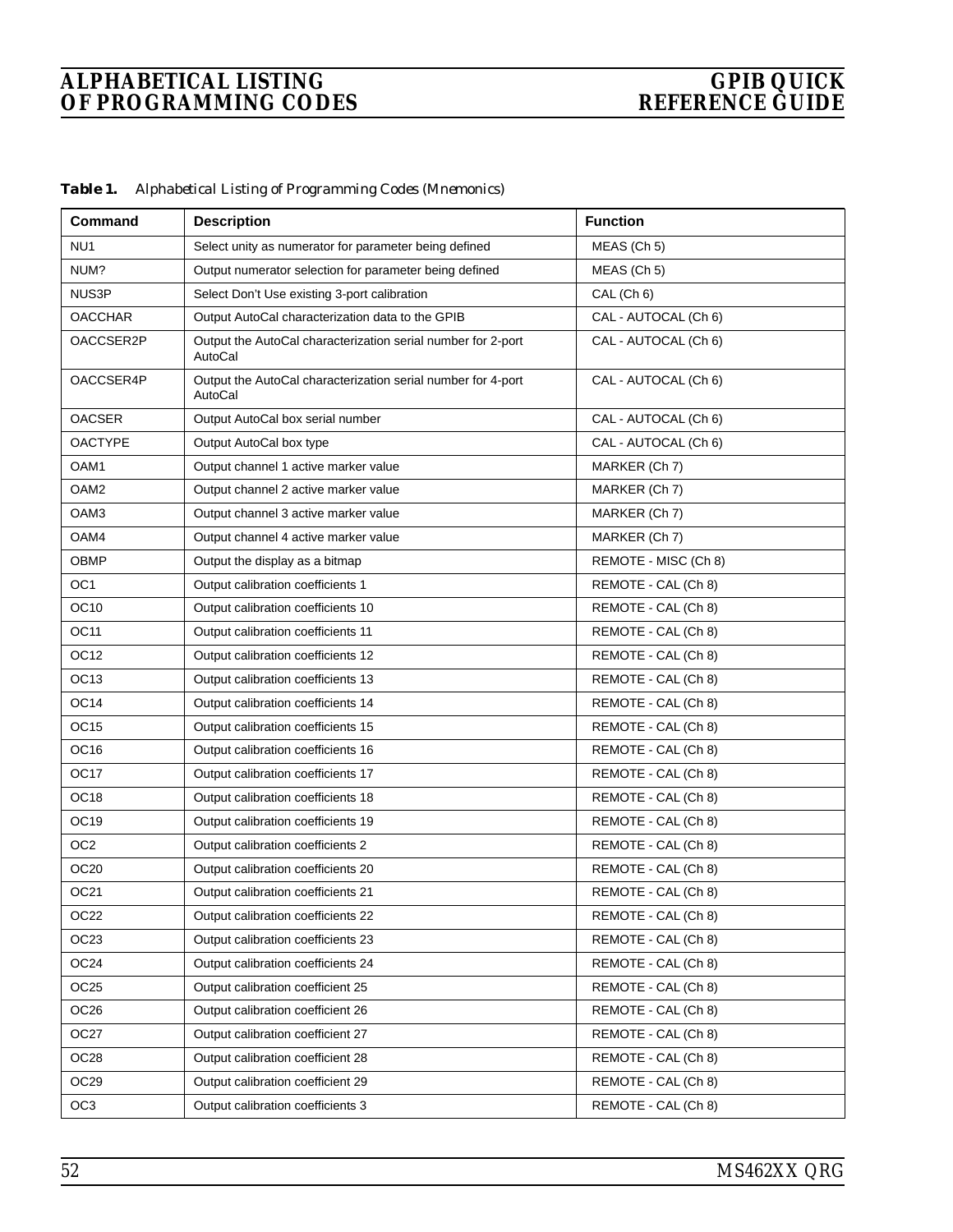**Table 1.** *Alphabetical Listing of Programming Codes (Mnemonics)*

| Command | Description | Function |
|---|---|---|
| NU1 | Select unity as numerator for parameter being defined | MEAS (Ch 5) |
| NUM? | Output numerator selection for parameter being defined | MEAS (Ch 5) |
| NUS3P | Select Don't Use existing 3-port calibration | CAL (Ch 6) |
| OACCHAR | Output AutoCal characterization data to the GPIB | CAL - AUTOCAL (Ch 6) |
| OACCSER2P | Output the AutoCal characterization serial number for 2-port AutoCal | CAL - AUTOCAL (Ch 6) |
| OACCSER4P | Output the AutoCal characterization serial number for 4-port AutoCal | CAL - AUTOCAL (Ch 6) |
| OACSER | Output AutoCal box serial number | CAL - AUTOCAL (Ch 6) |
| OACTYPE | Output AutoCal box type | CAL - AUTOCAL (Ch 6) |
| OAM1 | Output channel 1 active marker value | MARKER (Ch 7) |
| OAM2 | Output channel 2 active marker value | MARKER (Ch 7) |
| OAM3 | Output channel 3 active marker value | MARKER (Ch 7) |
| OAM4 | Output channel 4 active marker value | MARKER (Ch 7) |
| OBMP | Output the display as a bitmap | REMOTE - MISC (Ch 8) |
| OC1 | Output calibration coefficients 1 | REMOTE - CAL (Ch 8) |
| OC10 | Output calibration coefficients 10 | REMOTE - CAL (Ch 8) |
| OC11 | Output calibration coefficients 11 | REMOTE - CAL (Ch 8) |
| OC12 | Output calibration coefficients 12 | REMOTE - CAL (Ch 8) |
| OC13 | Output calibration coefficients 13 | REMOTE - CAL (Ch 8) |
| OC14 | Output calibration coefficients 14 | REMOTE - CAL (Ch 8) |
| OC15 | Output calibration coefficients 15 | REMOTE - CAL (Ch 8) |
| OC16 | Output calibration coefficients 16 | REMOTE - CAL (Ch 8) |
| OC17 | Output calibration coefficients 17 | REMOTE - CAL (Ch 8) |
| OC18 | Output calibration coefficients 18 | REMOTE - CAL (Ch 8) |
| OC19 | Output calibration coefficients 19 | REMOTE - CAL (Ch 8) |
| OC2 | Output calibration coefficients 2 | REMOTE - CAL (Ch 8) |
| OC20 | Output calibration coefficients 20 | REMOTE - CAL (Ch 8) |
| OC21 | Output calibration coefficients 21 | REMOTE - CAL (Ch 8) |
| OC22 | Output calibration coefficients 22 | REMOTE - CAL (Ch 8) |
| OC23 | Output calibration coefficients 23 | REMOTE - CAL (Ch 8) |
| OC24 | Output calibration coefficients 24 | REMOTE - CAL (Ch 8) |
| OC25 | Output calibration coefficient 25 | REMOTE - CAL (Ch 8) |
| OC26 | Output calibration coefficient 26 | REMOTE - CAL (Ch 8) |
| OC27 | Output calibration coefficient 27 | REMOTE - CAL (Ch 8) |
| OC28 | Output calibration coefficient 28 | REMOTE - CAL (Ch 8) |
| OC29 | Output calibration coefficient 29 | REMOTE - CAL (Ch 8) |
| OC3 | Output calibration coefficients 3 | REMOTE - CAL (Ch 8) |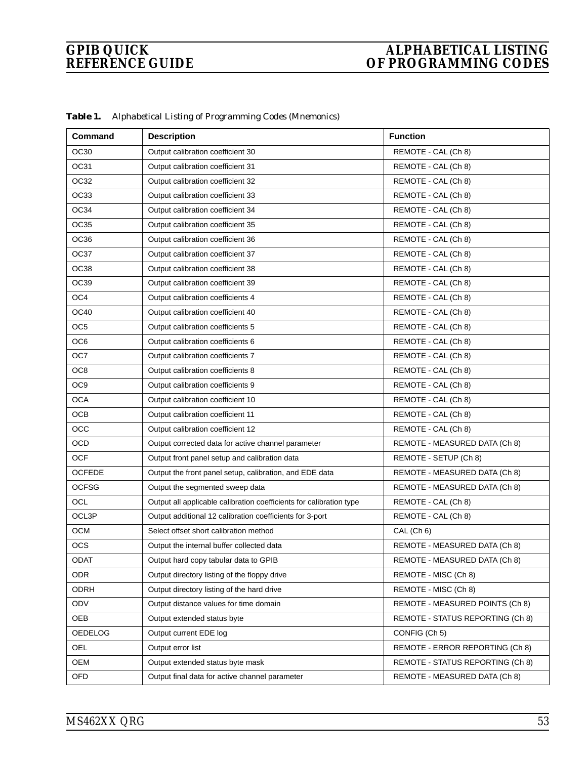**Table 1.** *Alphabetical Listing of Programming Codes (Mnemonics)*

| Command | Description | Function |
|---|---|---|
| OC30 | Output calibration coefficient 30 | REMOTE - CAL (Ch 8) |
| OC31 | Output calibration coefficient 31 | REMOTE - CAL (Ch 8) |
| OC32 | Output calibration coefficient 32 | REMOTE - CAL (Ch 8) |
| OC33 | Output calibration coefficient 33 | REMOTE - CAL (Ch 8) |
| OC34 | Output calibration coefficient 34 | REMOTE - CAL (Ch 8) |
| OC35 | Output calibration coefficient 35 | REMOTE - CAL (Ch 8) |
| OC36 | Output calibration coefficient 36 | REMOTE - CAL (Ch 8) |
| OC37 | Output calibration coefficient 37 | REMOTE - CAL (Ch 8) |
| OC38 | Output calibration coefficient 38 | REMOTE - CAL (Ch 8) |
| OC39 | Output calibration coefficient 39 | REMOTE - CAL (Ch 8) |
| OC4 | Output calibration coefficients 4 | REMOTE - CAL (Ch 8) |
| OC40 | Output calibration coefficient 40 | REMOTE - CAL (Ch 8) |
| OC5 | Output calibration coefficients 5 | REMOTE - CAL (Ch 8) |
| OC6 | Output calibration coefficients 6 | REMOTE - CAL (Ch 8) |
| OC7 | Output calibration coefficients 7 | REMOTE - CAL (Ch 8) |
| OC8 | Output calibration coefficients 8 | REMOTE - CAL (Ch 8) |
| OC9 | Output calibration coefficients 9 | REMOTE - CAL (Ch 8) |
| OCA | Output calibration coefficient 10 | REMOTE - CAL (Ch 8) |
| OCB | Output calibration coefficient 11 | REMOTE - CAL (Ch 8) |
| OCC | Output calibration coefficient 12 | REMOTE - CAL (Ch 8) |
| OCD | Output corrected data for active channel parameter | REMOTE - MEASURED DATA (Ch 8) |
| OCF | Output front panel setup and calibration data | REMOTE - SETUP (Ch 8) |
| OCFEDE | Output the front panel setup, calibration, and EDE data | REMOTE - MEASURED DATA (Ch 8) |
| OCFSG | Output the segmented sweep data | REMOTE - MEASURED DATA (Ch 8) |
| OCL | Output all applicable calibration coefficients for calibration type | REMOTE - CAL (Ch 8) |
| OCL3P | Output additional 12 calibration coefficients for 3-port | REMOTE - CAL (Ch 8) |
| OCM | Select offset short calibration method | CAL (Ch 6) |
| OCS | Output the internal buffer collected data | REMOTE - MEASURED DATA (Ch 8) |
| ODAT | Output hard copy tabular data to GPIB | REMOTE - MEASURED DATA (Ch 8) |
| ODR | Output directory listing of the floppy drive | REMOTE - MISC (Ch 8) |
| ODRH | Output directory listing of the hard drive | REMOTE - MISC (Ch 8) |
| ODV | Output distance values for time domain | REMOTE - MEASURED POINTS (Ch 8) |
| OEB | Output extended status byte | REMOTE - STATUS REPORTING (Ch 8) |
| OEDELOG | Output current EDE log | CONFIG (Ch 5) |
| OEL | Output error list | REMOTE - ERROR REPORTING (Ch 8) |
| OEM | Output extended status byte mask | REMOTE - STATUS REPORTING (Ch 8) |
| OFD | Output final data for active channel parameter | REMOTE - MEASURED DATA (Ch 8) |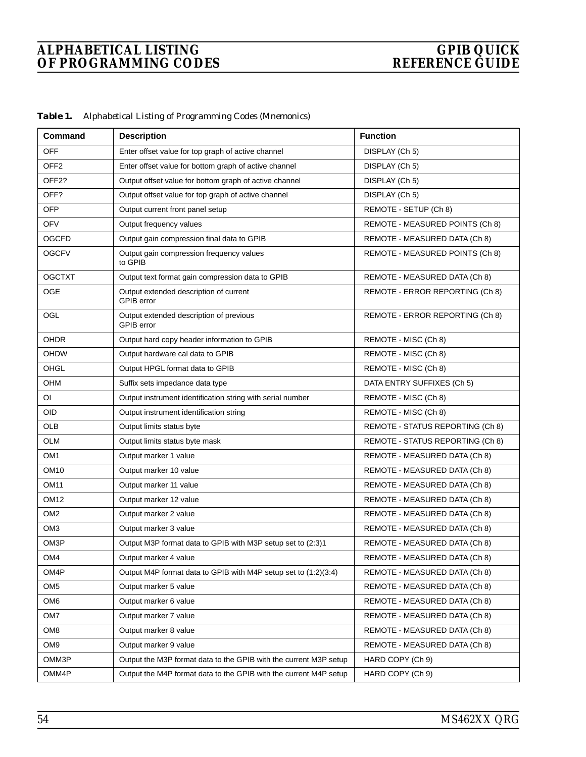**Table 1.** *Alphabetical Listing of Programming Codes (Mnemonics)*

| Command | Description | Function |
|---|---|---|
| OFF | Enter offset value for top graph of active channel | DISPLAY (Ch 5) |
| OFF2 | Enter offset value for bottom graph of active channel | DISPLAY (Ch 5) |
| OFF2? | Output offset value for bottom graph of active channel | DISPLAY (Ch 5) |
| OFF? | Output offset value for top graph of active channel | DISPLAY (Ch 5) |
| OFP | Output current front panel setup | REMOTE - SETUP (Ch 8) |
| OFV | Output frequency values | REMOTE - MEASURED POINTS (Ch 8) |
| OGCFD | Output gain compression final data to GPIB | REMOTE - MEASURED DATA (Ch 8) |
| OGCFV | Output gain compression frequency values to GPIB | REMOTE - MEASURED POINTS (Ch 8) |
| OGCTXT | Output text format gain compression data to GPIB | REMOTE - MEASURED DATA (Ch 8) |
| OGE | Output extended description of current GPIB error | REMOTE - ERROR REPORTING (Ch 8) |
| OGL | Output extended description of previous GPIB error | REMOTE - ERROR REPORTING (Ch 8) |
| OHDR | Output hard copy header information to GPIB | REMOTE - MISC (Ch 8) |
| OHDW | Output hardware cal data to GPIB | REMOTE - MISC (Ch 8) |
| OHGL | Output HPGL format data to GPIB | REMOTE - MISC (Ch 8) |
| OHM | Suffix sets impedance data type | DATA ENTRY SUFFIXES (Ch 5) |
| OI | Output instrument identification string with serial number | REMOTE - MISC (Ch 8) |
| OID | Output instrument identification string | REMOTE - MISC (Ch 8) |
| OLB | Output limits status byte | REMOTE - STATUS REPORTING (Ch 8) |
| OLM | Output limits status byte mask | REMOTE - STATUS REPORTING (Ch 8) |
| OM1 | Output marker 1 value | REMOTE - MEASURED DATA (Ch 8) |
| OM10 | Output marker 10 value | REMOTE - MEASURED DATA (Ch 8) |
| OM11 | Output marker 11 value | REMOTE - MEASURED DATA (Ch 8) |
| OM12 | Output marker 12 value | REMOTE - MEASURED DATA (Ch 8) |
| OM2 | Output marker 2 value | REMOTE - MEASURED DATA (Ch 8) |
| OM3 | Output marker 3 value | REMOTE - MEASURED DATA (Ch 8) |
| OM3P | Output M3P format data to GPIB with M3P setup set to (2:3)1 | REMOTE - MEASURED DATA (Ch 8) |
| OM4 | Output marker 4 value | REMOTE - MEASURED DATA (Ch 8) |
| OM4P | Output M4P format data to GPIB with M4P setup set to (1:2)(3:4) | REMOTE - MEASURED DATA (Ch 8) |
| OM5 | Output marker 5 value | REMOTE - MEASURED DATA (Ch 8) |
| OM6 | Output marker 6 value | REMOTE - MEASURED DATA (Ch 8) |
| OM7 | Output marker 7 value | REMOTE - MEASURED DATA (Ch 8) |
| OM8 | Output marker 8 value | REMOTE - MEASURED DATA (Ch 8) |
| OM9 | Output marker 9 value | REMOTE - MEASURED DATA (Ch 8) |
| OMM3P | Output the M3P format data to the GPIB with the current M3P setup | HARD COPY (Ch 9) |
| OMM4P | Output the M4P format data to the GPIB with the current M4P setup | HARD COPY (Ch 9) |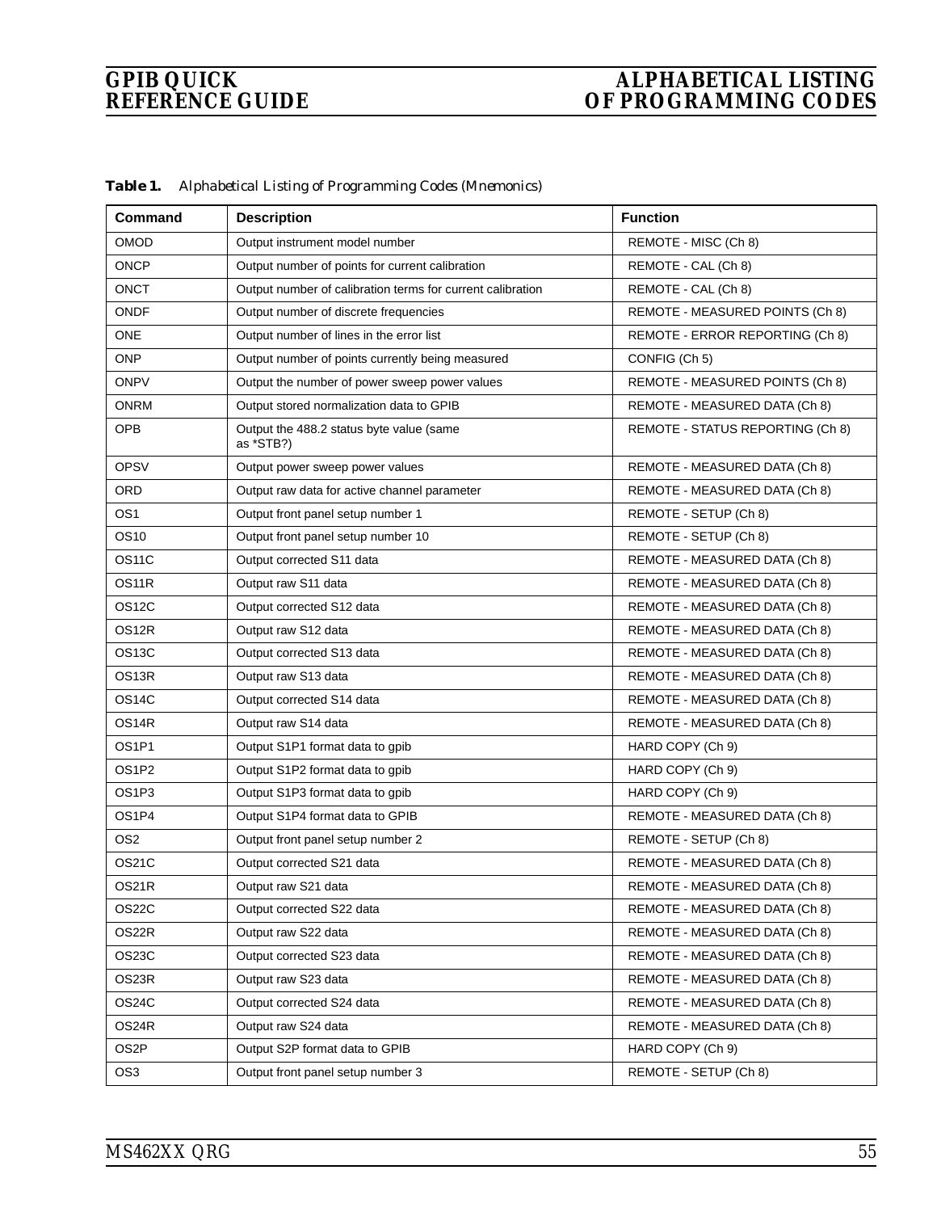**Table 1.** *Alphabetical Listing of Programming Codes (Mnemonics)*

| Command | Description | Function |
|---|---|---|
| OMOD | Output instrument model number | REMOTE - MISC (Ch 8) |
| ONCP | Output number of points for current calibration | REMOTE - CAL (Ch 8) |
| ONCT | Output number of calibration terms for current calibration | REMOTE - CAL (Ch 8) |
| ONDF | Output number of discrete frequencies | REMOTE - MEASURED POINTS (Ch 8) |
| ONE | Output number of lines in the error list | REMOTE - ERROR REPORTING (Ch 8) |
| ONP | Output number of points currently being measured | CONFIG (Ch 5) |
| ONPV | Output the number of power sweep power values | REMOTE - MEASURED POINTS (Ch 8) |
| ONRM | Output stored normalization data to GPIB | REMOTE - MEASURED DATA (Ch 8) |
| OPB | Output the 488.2 status byte value (same as *STB?) | REMOTE - STATUS REPORTING (Ch 8) |
| OPSV | Output power sweep power values | REMOTE - MEASURED DATA (Ch 8) |
| ORD | Output raw data for active channel parameter | REMOTE - MEASURED DATA (Ch 8) |
| OS1 | Output front panel setup number 1 | REMOTE - SETUP (Ch 8) |
| OS10 | Output front panel setup number 10 | REMOTE - SETUP (Ch 8) |
| OS11C | Output corrected S11 data | REMOTE - MEASURED DATA (Ch 8) |
| OS11R | Output raw S11 data | REMOTE - MEASURED DATA (Ch 8) |
| OS12C | Output corrected S12 data | REMOTE - MEASURED DATA (Ch 8) |
| OS12R | Output raw S12 data | REMOTE - MEASURED DATA (Ch 8) |
| OS13C | Output corrected S13 data | REMOTE - MEASURED DATA (Ch 8) |
| OS13R | Output raw S13 data | REMOTE - MEASURED DATA (Ch 8) |
| OS14C | Output corrected S14 data | REMOTE - MEASURED DATA (Ch 8) |
| OS14R | Output raw S14 data | REMOTE - MEASURED DATA (Ch 8) |
| OS1P1 | Output S1P1 format data to gpib | HARD COPY (Ch 9) |
| OS1P2 | Output S1P2 format data to gpib | HARD COPY (Ch 9) |
| OS1P3 | Output S1P3 format data to gpib | HARD COPY (Ch 9) |
| OS1P4 | Output S1P4 format data to GPIB | REMOTE - MEASURED DATA (Ch 8) |
| OS2 | Output front panel setup number 2 | REMOTE - SETUP (Ch 8) |
| OS21C | Output corrected S21 data | REMOTE - MEASURED DATA (Ch 8) |
| OS21R | Output raw S21 data | REMOTE - MEASURED DATA (Ch 8) |
| OS22C | Output corrected S22 data | REMOTE - MEASURED DATA (Ch 8) |
| OS22R | Output raw S22 data | REMOTE - MEASURED DATA (Ch 8) |
| OS23C | Output corrected S23 data | REMOTE - MEASURED DATA (Ch 8) |
| OS23R | Output raw S23 data | REMOTE - MEASURED DATA (Ch 8) |
| OS24C | Output corrected S24 data | REMOTE - MEASURED DATA (Ch 8) |
| OS24R | Output raw S24 data | REMOTE - MEASURED DATA (Ch 8) |
| OS2P | Output S2P format data to GPIB | HARD COPY (Ch 9) |
| OS3 | Output front panel setup number 3 | REMOTE - SETUP (Ch 8) |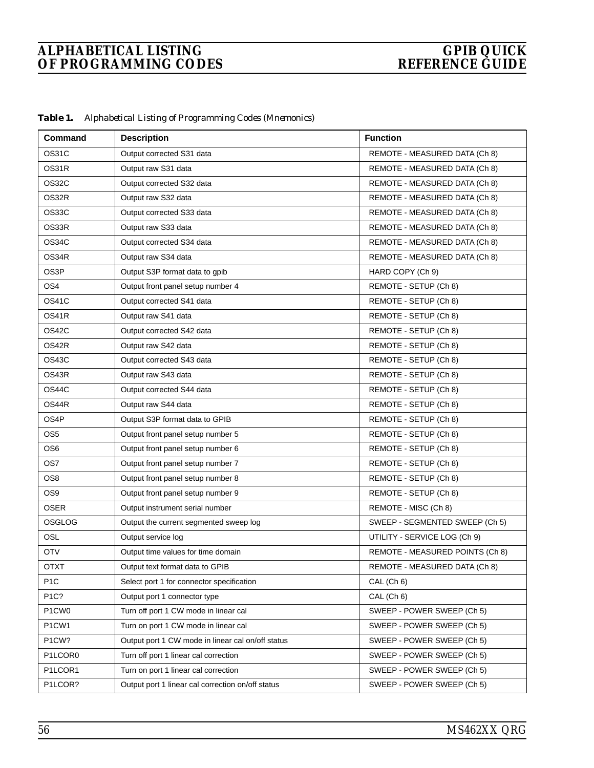**Table 1.** *Alphabetical Listing of Programming Codes (Mnemonics)*

| Command | Description | Function |
|---|---|---|
| OS31C | Output corrected S31 data | REMOTE - MEASURED DATA (Ch 8) |
| OS31R | Output raw S31 data | REMOTE - MEASURED DATA (Ch 8) |
| OS32C | Output corrected S32 data | REMOTE - MEASURED DATA (Ch 8) |
| OS32R | Output raw S32 data | REMOTE - MEASURED DATA (Ch 8) |
| OS33C | Output corrected S33 data | REMOTE - MEASURED DATA (Ch 8) |
| OS33R | Output raw S33 data | REMOTE - MEASURED DATA (Ch 8) |
| OS34C | Output corrected S34 data | REMOTE - MEASURED DATA (Ch 8) |
| OS34R | Output raw S34 data | REMOTE - MEASURED DATA (Ch 8) |
| OS3P | Output S3P format data to gpib | HARD COPY (Ch 9) |
| OS4 | Output front panel setup number 4 | REMOTE - SETUP (Ch 8) |
| OS41C | Output corrected S41 data | REMOTE - SETUP (Ch 8) |
| OS41R | Output raw S41 data | REMOTE - SETUP (Ch 8) |
| OS42C | Output corrected S42 data | REMOTE - SETUP (Ch 8) |
| OS42R | Output raw S42 data | REMOTE - SETUP (Ch 8) |
| OS43C | Output corrected S43 data | REMOTE - SETUP (Ch 8) |
| OS43R | Output raw S43 data | REMOTE - SETUP (Ch 8) |
| OS44C | Output corrected S44 data | REMOTE - SETUP (Ch 8) |
| OS44R | Output raw S44 data | REMOTE - SETUP (Ch 8) |
| OS4P | Output S3P format data to GPIB | REMOTE - SETUP (Ch 8) |
| OS5 | Output front panel setup number 5 | REMOTE - SETUP (Ch 8) |
| OS6 | Output front panel setup number 6 | REMOTE - SETUP (Ch 8) |
| OS7 | Output front panel setup number 7 | REMOTE - SETUP (Ch 8) |
| OS8 | Output front panel setup number 8 | REMOTE - SETUP (Ch 8) |
| OS9 | Output front panel setup number 9 | REMOTE - SETUP (Ch 8) |
| OSER | Output instrument serial number | REMOTE - MISC (Ch 8) |
| OSGLOG | Output the current segmented sweep log | SWEEP - SEGMENTED SWEEP (Ch 5) |
| OSL | Output service log | UTILITY - SERVICE LOG (Ch 9) |
| OTV | Output time values for time domain | REMOTE - MEASURED POINTS (Ch 8) |
| OTXT | Output text format data to GPIB | REMOTE - MEASURED DATA (Ch 8) |
| P1C | Select port 1 for connector specification | CAL (Ch 6) |
| P1C? | Output port 1 connector type | CAL (Ch 6) |
| P1CW0 | Turn off port 1 CW mode in linear cal | SWEEP - POWER SWEEP (Ch 5) |
| P1CW1 | Turn on port 1 CW mode in linear cal | SWEEP - POWER SWEEP (Ch 5) |
| P1CW? | Output port 1 CW mode in linear cal on/off status | SWEEP - POWER SWEEP (Ch 5) |
| P1LCOR0 | Turn off port 1 linear cal correction | SWEEP - POWER SWEEP (Ch 5) |
| P1LCOR1 | Turn on port 1 linear cal correction | SWEEP - POWER SWEEP (Ch 5) |
| P1LCOR? | Output port 1 linear cal correction on/off status | SWEEP - POWER SWEEP (Ch 5) |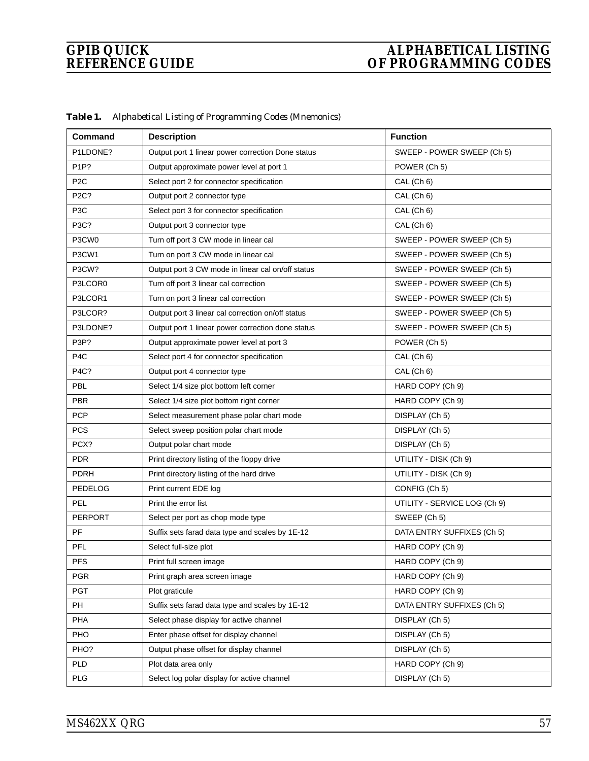**Table 1.** *Alphabetical Listing of Programming Codes (Mnemonics)*

| Command | Description | Function |
|---|---|---|
| P1LDONE? | Output port 1 linear power correction Done status | SWEEP - POWER SWEEP (Ch 5) |
| P1P? | Output approximate power level at port 1 | POWER (Ch 5) |
| P2C | Select port 2 for connector specification | CAL (Ch 6) |
| P2C? | Output port 2 connector type | CAL (Ch 6) |
| P3C | Select port 3 for connector specification | CAL (Ch 6) |
| P3C? | Output port 3 connector type | CAL (Ch 6) |
| P3CW0 | Turn off port 3 CW mode in linear cal | SWEEP - POWER SWEEP (Ch 5) |
| P3CW1 | Turn on port 3 CW mode in linear cal | SWEEP - POWER SWEEP (Ch 5) |
| P3CW? | Output port 3 CW mode in linear cal on/off status | SWEEP - POWER SWEEP (Ch 5) |
| P3LCOR0 | Turn off port 3 linear cal correction | SWEEP - POWER SWEEP (Ch 5) |
| P3LCOR1 | Turn on port 3 linear cal correction | SWEEP - POWER SWEEP (Ch 5) |
| P3LCOR? | Output port 3 linear cal correction on/off status | SWEEP - POWER SWEEP (Ch 5) |
| P3LDONE? | Output port 1 linear power correction done status | SWEEP - POWER SWEEP (Ch 5) |
| P3P? | Output approximate power level at port 3 | POWER (Ch 5) |
| P4C | Select port 4 for connector specification | CAL (Ch 6) |
| P4C? | Output port 4 connector type | CAL (Ch 6) |
| PBL | Select 1/4 size plot bottom left corner | HARD COPY (Ch 9) |
| PBR | Select 1/4 size plot bottom right corner | HARD COPY (Ch 9) |
| PCP | Select measurement phase polar chart mode | DISPLAY (Ch 5) |
| PCS | Select sweep position polar chart mode | DISPLAY (Ch 5) |
| PCX? | Output polar chart mode | DISPLAY (Ch 5) |
| PDR | Print directory listing of the floppy drive | UTILITY - DISK (Ch 9) |
| PDRH | Print directory listing of the hard drive | UTILITY - DISK (Ch 9) |
| PEDELOG | Print current EDE log | CONFIG (Ch 5) |
| PEL | Print the error list | UTILITY - SERVICE LOG (Ch 9) |
| PERPORT | Select per port as chop mode type | SWEEP (Ch 5) |
| PF | Suffix sets farad data type and scales by 1E-12 | DATA ENTRY SUFFIXES (Ch 5) |
| PFL | Select full-size plot | HARD COPY (Ch 9) |
| PFS | Print full screen image | HARD COPY (Ch 9) |
| PGR | Print graph area screen image | HARD COPY (Ch 9) |
| PGT | Plot graticule | HARD COPY (Ch 9) |
| PH | Suffix sets farad data type and scales by 1E-12 | DATA ENTRY SUFFIXES (Ch 5) |
| PHA | Select phase display for active channel | DISPLAY (Ch 5) |
| PHO | Enter phase offset for display channel | DISPLAY (Ch 5) |
| PHO? | Output phase offset for display channel | DISPLAY (Ch 5) |
| PLD | Plot data area only | HARD COPY (Ch 9) |
| PLG | Select log polar display for active channel | DISPLAY (Ch 5) |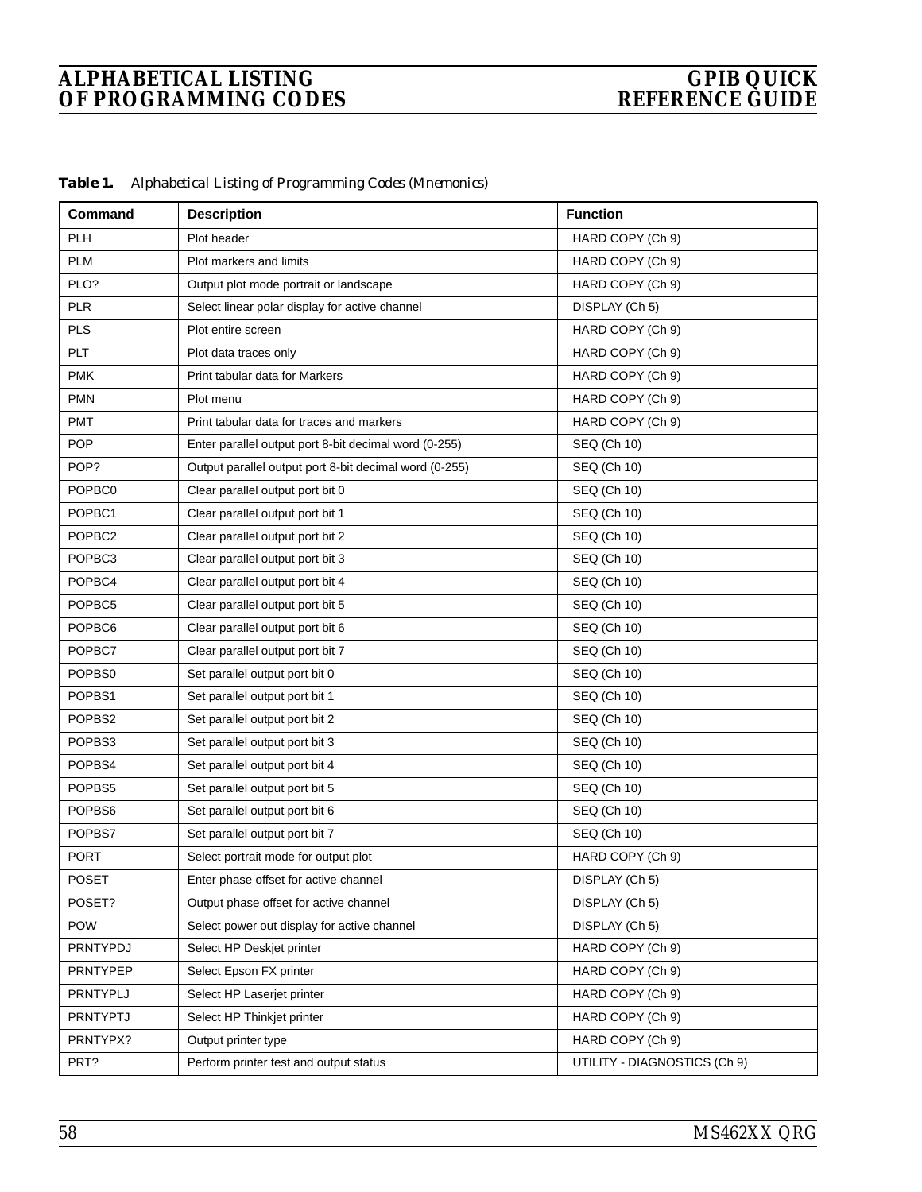**Table 1.** *Alphabetical Listing of Programming Codes (Mnemonics)*

| Command | Description | Function |
|---|---|---|
| PLH | Plot header | HARD COPY (Ch 9) |
| PLM | Plot markers and limits | HARD COPY (Ch 9) |
| PLO? | Output plot mode portrait or landscape | HARD COPY (Ch 9) |
| PLR | Select linear polar display for active channel | DISPLAY (Ch 5) |
| PLS | Plot entire screen | HARD COPY (Ch 9) |
| PLT | Plot data traces only | HARD COPY (Ch 9) |
| PMK | Print tabular data for Markers | HARD COPY (Ch 9) |
| PMN | Plot menu | HARD COPY (Ch 9) |
| PMT | Print tabular data for traces and markers | HARD COPY (Ch 9) |
| POP | Enter parallel output port 8-bit decimal word (0-255) | SEQ (Ch 10) |
| POP? | Output parallel output port 8-bit decimal word (0-255) | SEQ (Ch 10) |
| POPBC0 | Clear parallel output port bit 0 | SEQ (Ch 10) |
| POPBC1 | Clear parallel output port bit 1 | SEQ (Ch 10) |
| POPBC2 | Clear parallel output port bit 2 | SEQ (Ch 10) |
| POPBC3 | Clear parallel output port bit 3 | SEQ (Ch 10) |
| POPBC4 | Clear parallel output port bit 4 | SEQ (Ch 10) |
| POPBC5 | Clear parallel output port bit 5 | SEQ (Ch 10) |
| POPBC6 | Clear parallel output port bit 6 | SEQ (Ch 10) |
| POPBC7 | Clear parallel output port bit 7 | SEQ (Ch 10) |
| POPBS0 | Set parallel output port bit 0 | SEQ (Ch 10) |
| POPBS1 | Set parallel output port bit 1 | SEQ (Ch 10) |
| POPBS2 | Set parallel output port bit 2 | SEQ (Ch 10) |
| POPBS3 | Set parallel output port bit 3 | SEQ (Ch 10) |
| POPBS4 | Set parallel output port bit 4 | SEQ (Ch 10) |
| POPBS5 | Set parallel output port bit 5 | SEQ (Ch 10) |
| POPBS6 | Set parallel output port bit 6 | SEQ (Ch 10) |
| POPBS7 | Set parallel output port bit 7 | SEQ (Ch 10) |
| PORT | Select portrait mode for output plot | HARD COPY (Ch 9) |
| POSET | Enter phase offset for active channel | DISPLAY (Ch 5) |
| POSET? | Output phase offset for active channel | DISPLAY (Ch 5) |
| POW | Select power out display for active channel | DISPLAY (Ch 5) |
| PRNTYPDJ | Select HP Deskjet printer | HARD COPY (Ch 9) |
| PRNTYPEP | Select Epson FX printer | HARD COPY (Ch 9) |
| PRNTYPLJ | Select HP Laserjet printer | HARD COPY (Ch 9) |
| PRNTYPTJ | Select HP Thinkjet printer | HARD COPY (Ch 9) |
| PRNTYPX? | Output printer type | HARD COPY (Ch 9) |
| PRT? | Perform printer test and output status | UTILITY - DIAGNOSTICS (Ch 9) |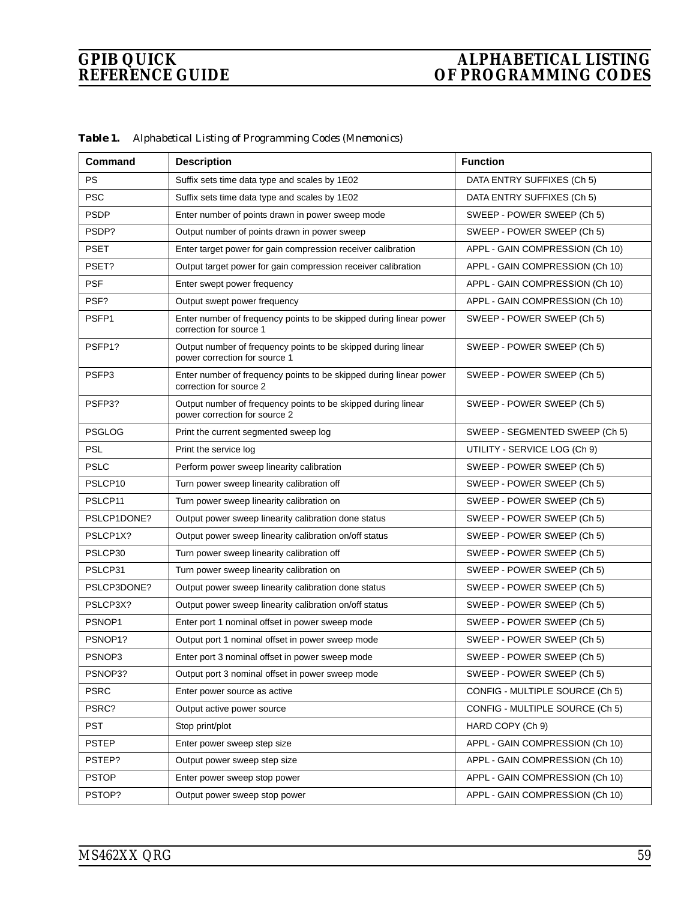**Table 1.** *Alphabetical Listing of Programming Codes (Mnemonics)*

| Command | Description | Function |
|---|---|---|
| PS | Suffix sets time data type and scales by 1E02 | DATA ENTRY SUFFIXES (Ch 5) |
| PSC | Suffix sets time data type and scales by 1E02 | DATA ENTRY SUFFIXES (Ch 5) |
| PSDP | Enter number of points drawn in power sweep mode | SWEEP - POWER SWEEP (Ch 5) |
| PSDP? | Output number of points drawn in power sweep | SWEEP - POWER SWEEP (Ch 5) |
| PSET | Enter target power for gain compression receiver calibration | APPL - GAIN COMPRESSION (Ch 10) |
| PSET? | Output target power for gain compression receiver calibration | APPL - GAIN COMPRESSION (Ch 10) |
| PSF | Enter swept power frequency | APPL - GAIN COMPRESSION (Ch 10) |
| PSF? | Output swept power frequency | APPL - GAIN COMPRESSION (Ch 10) |
| PSFP1 | Enter number of frequency points to be skipped during linear power correction for source 1 | SWEEP - POWER SWEEP (Ch 5) |
| PSFP1? | Output number of frequency points to be skipped during linear power correction for source 1 | SWEEP - POWER SWEEP (Ch 5) |
| PSFP3 | Enter number of frequency points to be skipped during linear power correction for source 2 | SWEEP - POWER SWEEP (Ch 5) |
| PSFP3? | Output number of frequency points to be skipped during linear power correction for source 2 | SWEEP - POWER SWEEP (Ch 5) |
| PSGLOG | Print the current segmented sweep log | SWEEP - SEGMENTED SWEEP (Ch 5) |
| PSL | Print the service log | UTILITY - SERVICE LOG (Ch 9) |
| PSLC | Perform power sweep linearity calibration | SWEEP - POWER SWEEP (Ch 5) |
| PSLCP10 | Turn power sweep linearity calibration off | SWEEP - POWER SWEEP (Ch 5) |
| PSLCP11 | Turn power sweep linearity calibration on | SWEEP - POWER SWEEP (Ch 5) |
| PSLCP1DONE? | Output power sweep linearity calibration done status | SWEEP - POWER SWEEP (Ch 5) |
| PSLCP1X? | Output power sweep linearity calibration on/off status | SWEEP - POWER SWEEP (Ch 5) |
| PSLCP30 | Turn power sweep linearity calibration off | SWEEP - POWER SWEEP (Ch 5) |
| PSLCP31 | Turn power sweep linearity calibration on | SWEEP - POWER SWEEP (Ch 5) |
| PSLCP3DONE? | Output power sweep linearity calibration done status | SWEEP - POWER SWEEP (Ch 5) |
| PSLCP3X? | Output power sweep linearity calibration on/off status | SWEEP - POWER SWEEP (Ch 5) |
| PSNOP1 | Enter port 1 nominal offset in power sweep mode | SWEEP - POWER SWEEP (Ch 5) |
| PSNOP1? | Output port 1 nominal offset in power sweep mode | SWEEP - POWER SWEEP (Ch 5) |
| PSNOP3 | Enter port 3 nominal offset in power sweep mode | SWEEP - POWER SWEEP (Ch 5) |
| PSNOP3? | Output port 3 nominal offset in power sweep mode | SWEEP - POWER SWEEP (Ch 5) |
| PSRC | Enter power source as active | CONFIG - MULTIPLE SOURCE (Ch 5) |
| PSRC? | Output active power source | CONFIG - MULTIPLE SOURCE (Ch 5) |
| PST | Stop print/plot | HARD COPY (Ch 9) |
| PSTEP | Enter power sweep step size | APPL - GAIN COMPRESSION (Ch 10) |
| PSTEP? | Output power sweep step size | APPL - GAIN COMPRESSION (Ch 10) |
| PSTOP | Enter power sweep stop power | APPL - GAIN COMPRESSION (Ch 10) |
| PSTOP? | Output power sweep stop power | APPL - GAIN COMPRESSION (Ch 10) |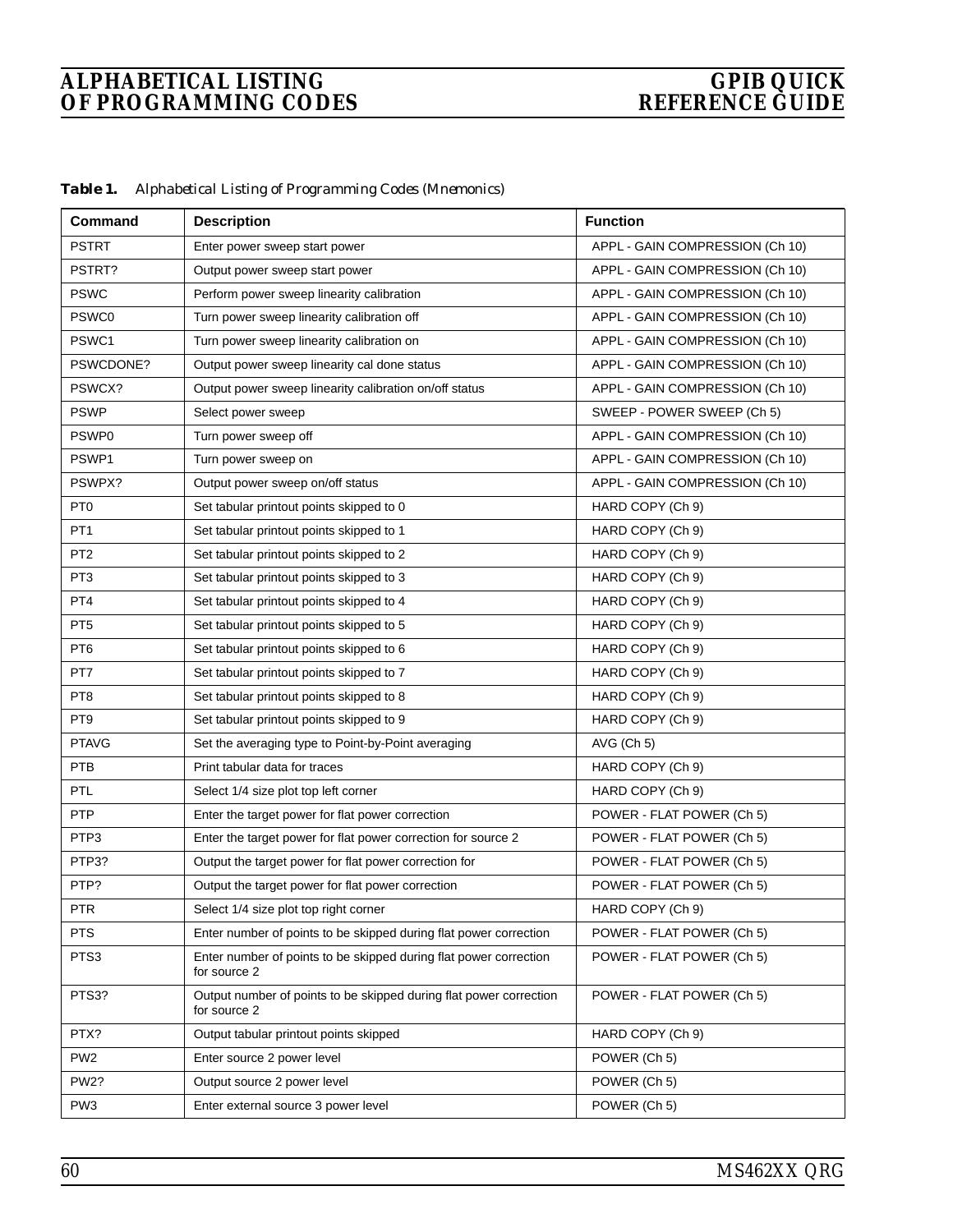**Table 1.** *Alphabetical Listing of Programming Codes (Mnemonics)*

| Command | Description | Function |
|---|---|---|
| PSTRT | Enter power sweep start power | APPL - GAIN COMPRESSION (Ch 10) |
| PSTRT? | Output power sweep start power | APPL - GAIN COMPRESSION (Ch 10) |
| PSWC | Perform power sweep linearity calibration | APPL - GAIN COMPRESSION (Ch 10) |
| PSWC0 | Turn power sweep linearity calibration off | APPL - GAIN COMPRESSION (Ch 10) |
| PSWC1 | Turn power sweep linearity calibration on | APPL - GAIN COMPRESSION (Ch 10) |
| PSWCDONE? | Output power sweep linearity cal done status | APPL - GAIN COMPRESSION (Ch 10) |
| PSWCX? | Output power sweep linearity calibration on/off status | APPL - GAIN COMPRESSION (Ch 10) |
| PSWP | Select power sweep | SWEEP - POWER SWEEP (Ch 5) |
| PSWP0 | Turn power sweep off | APPL - GAIN COMPRESSION (Ch 10) |
| PSWP1 | Turn power sweep on | APPL - GAIN COMPRESSION (Ch 10) |
| PSWPX? | Output power sweep on/off status | APPL - GAIN COMPRESSION (Ch 10) |
| PT0 | Set tabular printout points skipped to 0 | HARD COPY (Ch 9) |
| PT1 | Set tabular printout points skipped to 1 | HARD COPY (Ch 9) |
| PT2 | Set tabular printout points skipped to 2 | HARD COPY (Ch 9) |
| PT3 | Set tabular printout points skipped to 3 | HARD COPY (Ch 9) |
| PT4 | Set tabular printout points skipped to 4 | HARD COPY (Ch 9) |
| PT5 | Set tabular printout points skipped to 5 | HARD COPY (Ch 9) |
| PT6 | Set tabular printout points skipped to 6 | HARD COPY (Ch 9) |
| PT7 | Set tabular printout points skipped to 7 | HARD COPY (Ch 9) |
| PT8 | Set tabular printout points skipped to 8 | HARD COPY (Ch 9) |
| PT9 | Set tabular printout points skipped to 9 | HARD COPY (Ch 9) |
| PTAVG | Set the averaging type to Point-by-Point averaging | AVG (Ch 5) |
| PTB | Print tabular data for traces | HARD COPY (Ch 9) |
| PTL | Select 1/4 size plot top left corner | HARD COPY (Ch 9) |
| PTP | Enter the target power for flat power correction | POWER - FLAT POWER (Ch 5) |
| PTP3 | Enter the target power for flat power correction for source 2 | POWER - FLAT POWER (Ch 5) |
| PTP3? | Output the target power for flat power correction for | POWER - FLAT POWER (Ch 5) |
| PTP? | Output the target power for flat power correction | POWER - FLAT POWER (Ch 5) |
| PTR | Select 1/4 size plot top right corner | HARD COPY (Ch 9) |
| PTS | Enter number of points to be skipped during flat power correction | POWER - FLAT POWER (Ch 5) |
| PTS3 | Enter number of points to be skipped during flat power correction for source 2 | POWER - FLAT POWER (Ch 5) |
| PTS3? | Output number of points to be skipped during flat power correction for source 2 | POWER - FLAT POWER (Ch 5) |
| PTX? | Output tabular printout points skipped | HARD COPY (Ch 9) |
| PW2 | Enter source 2 power level | POWER (Ch 5) |
| PW2? | Output source 2 power level | POWER (Ch 5) |
| PW3 | Enter external source 3 power level | POWER (Ch 5) |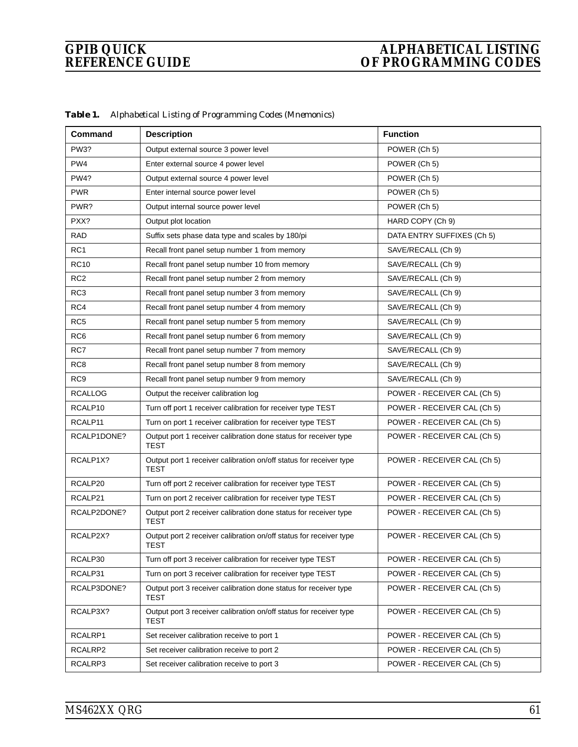**Table 1.** *Alphabetical Listing of Programming Codes (Mnemonics)*

| Command | Description | Function |
|---|---|---|
| PW3? | Output external source 3 power level | POWER (Ch 5) |
| PW4 | Enter external source 4 power level | POWER (Ch 5) |
| PW4? | Output external source 4 power level | POWER (Ch 5) |
| PWR | Enter internal source power level | POWER (Ch 5) |
| PWR? | Output internal source power level | POWER (Ch 5) |
| PXX? | Output plot location | HARD COPY (Ch 9) |
| RAD | Suffix sets phase data type and scales by 180/pi | DATA ENTRY SUFFIXES (Ch 5) |
| RC1 | Recall front panel setup number 1 from memory | SAVE/RECALL (Ch 9) |
| RC10 | Recall front panel setup number 10 from memory | SAVE/RECALL (Ch 9) |
| RC2 | Recall front panel setup number 2 from memory | SAVE/RECALL (Ch 9) |
| RC3 | Recall front panel setup number 3 from memory | SAVE/RECALL (Ch 9) |
| RC4 | Recall front panel setup number 4 from memory | SAVE/RECALL (Ch 9) |
| RC5 | Recall front panel setup number 5 from memory | SAVE/RECALL (Ch 9) |
| RC6 | Recall front panel setup number 6 from memory | SAVE/RECALL (Ch 9) |
| RC7 | Recall front panel setup number 7 from memory | SAVE/RECALL (Ch 9) |
| RC8 | Recall front panel setup number 8 from memory | SAVE/RECALL (Ch 9) |
| RC9 | Recall front panel setup number 9 from memory | SAVE/RECALL (Ch 9) |
| RCALLOG | Output the receiver calibration log | POWER - RECEIVER CAL (Ch 5) |
| RCALP10 | Turn off port 1 receiver calibration for receiver type TEST | POWER - RECEIVER CAL (Ch 5) |
| RCALP11 | Turn on port 1 receiver calibration for receiver type TEST | POWER - RECEIVER CAL (Ch 5) |
| RCALP1DONE? | Output port 1 receiver calibration done status for receiver type TEST | POWER - RECEIVER CAL (Ch 5) |
| RCALP1X? | Output port 1 receiver calibration on/off status for receiver type TEST | POWER - RECEIVER CAL (Ch 5) |
| RCALP20 | Turn off port 2 receiver calibration for receiver type TEST | POWER - RECEIVER CAL (Ch 5) |
| RCALP21 | Turn on port 2 receiver calibration for receiver type TEST | POWER - RECEIVER CAL (Ch 5) |
| RCALP2DONE? | Output port 2 receiver calibration done status for receiver type TEST | POWER - RECEIVER CAL (Ch 5) |
| RCALP2X? | Output port 2 receiver calibration on/off status for receiver type TEST | POWER - RECEIVER CAL (Ch 5) |
| RCALP30 | Turn off port 3 receiver calibration for receiver type TEST | POWER - RECEIVER CAL (Ch 5) |
| RCALP31 | Turn on port 3 receiver calibration for receiver type TEST | POWER - RECEIVER CAL (Ch 5) |
| RCALP3DONE? | Output port 3 receiver calibration done status for receiver type TEST | POWER - RECEIVER CAL (Ch 5) |
| RCALP3X? | Output port 3 receiver calibration on/off status for receiver type TEST | POWER - RECEIVER CAL (Ch 5) |
| RCALRP1 | Set receiver calibration receive to port 1 | POWER - RECEIVER CAL (Ch 5) |
| RCALRP2 | Set receiver calibration receive to port 2 | POWER - RECEIVER CAL (Ch 5) |
| RCALRP3 | Set receiver calibration receive to port 3 | POWER - RECEIVER CAL (Ch 5) |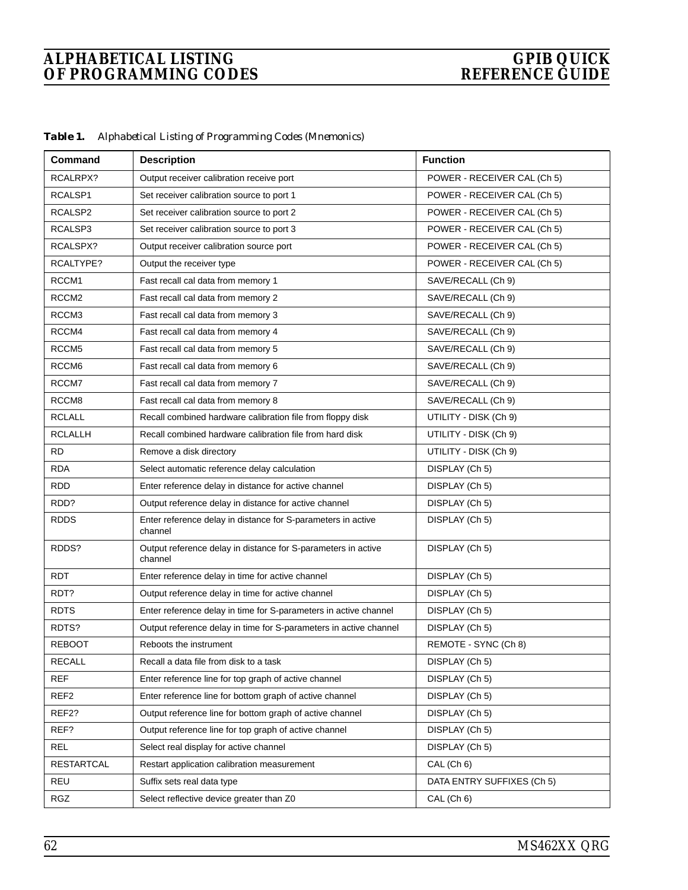**Table 1.** *Alphabetical Listing of Programming Codes (Mnemonics)*

| Command | Description | Function |
|---|---|---|
| RCALRPX? | Output receiver calibration receive port | POWER - RECEIVER CAL (Ch 5) |
| RCALSP1 | Set receiver calibration source to port 1 | POWER - RECEIVER CAL (Ch 5) |
| RCALSP2 | Set receiver calibration source to port 2 | POWER - RECEIVER CAL (Ch 5) |
| RCALSP3 | Set receiver calibration source to port 3 | POWER - RECEIVER CAL (Ch 5) |
| RCALSPX? | Output receiver calibration source port | POWER - RECEIVER CAL (Ch 5) |
| RCALTYPE? | Output the receiver type | POWER - RECEIVER CAL (Ch 5) |
| RCCM1 | Fast recall cal data from memory 1 | SAVE/RECALL (Ch 9) |
| RCCM2 | Fast recall cal data from memory 2 | SAVE/RECALL (Ch 9) |
| RCCM3 | Fast recall cal data from memory 3 | SAVE/RECALL (Ch 9) |
| RCCM4 | Fast recall cal data from memory 4 | SAVE/RECALL (Ch 9) |
| RCCM5 | Fast recall cal data from memory 5 | SAVE/RECALL (Ch 9) |
| RCCM6 | Fast recall cal data from memory 6 | SAVE/RECALL (Ch 9) |
| RCCM7 | Fast recall cal data from memory 7 | SAVE/RECALL (Ch 9) |
| RCCM8 | Fast recall cal data from memory 8 | SAVE/RECALL (Ch 9) |
| RCLALL | Recall combined hardware calibration file from floppy disk | UTILITY - DISK (Ch 9) |
| RCLALLH | Recall combined hardware calibration file from hard disk | UTILITY - DISK (Ch 9) |
| RD | Remove a disk directory | UTILITY - DISK (Ch 9) |
| RDA | Select automatic reference delay calculation | DISPLAY (Ch 5) |
| RDD | Enter reference delay in distance for active channel | DISPLAY (Ch 5) |
| RDD? | Output reference delay in distance for active channel | DISPLAY (Ch 5) |
| RDDS | Enter reference delay in distance for S-parameters in active channel | DISPLAY (Ch 5) |
| RDDS? | Output reference delay in distance for S-parameters in active channel | DISPLAY (Ch 5) |
| RDT | Enter reference delay in time for active channel | DISPLAY (Ch 5) |
| RDT? | Output reference delay in time for active channel | DISPLAY (Ch 5) |
| RDTS | Enter reference delay in time for S-parameters in active channel | DISPLAY (Ch 5) |
| RDTS? | Output reference delay in time for S-parameters in active channel | DISPLAY (Ch 5) |
| REBOOT | Reboots the instrument | REMOTE - SYNC (Ch 8) |
| RECALL | Recall a data file from disk to a task | DISPLAY (Ch 5) |
| REF | Enter reference line for top graph of active channel | DISPLAY (Ch 5) |
| REF2 | Enter reference line for bottom graph of active channel | DISPLAY (Ch 5) |
| REF2? | Output reference line for bottom graph of active channel | DISPLAY (Ch 5) |
| REF? | Output reference line for top graph of active channel | DISPLAY (Ch 5) |
| REL | Select real display for active channel | DISPLAY (Ch 5) |
| RESTARTCAL | Restart application calibration measurement | CAL (Ch 6) |
| REU | Suffix sets real data type | DATA ENTRY SUFFIXES (Ch 5) |
| RGZ | Select reflective device greater than Z0 | CAL (Ch 6) |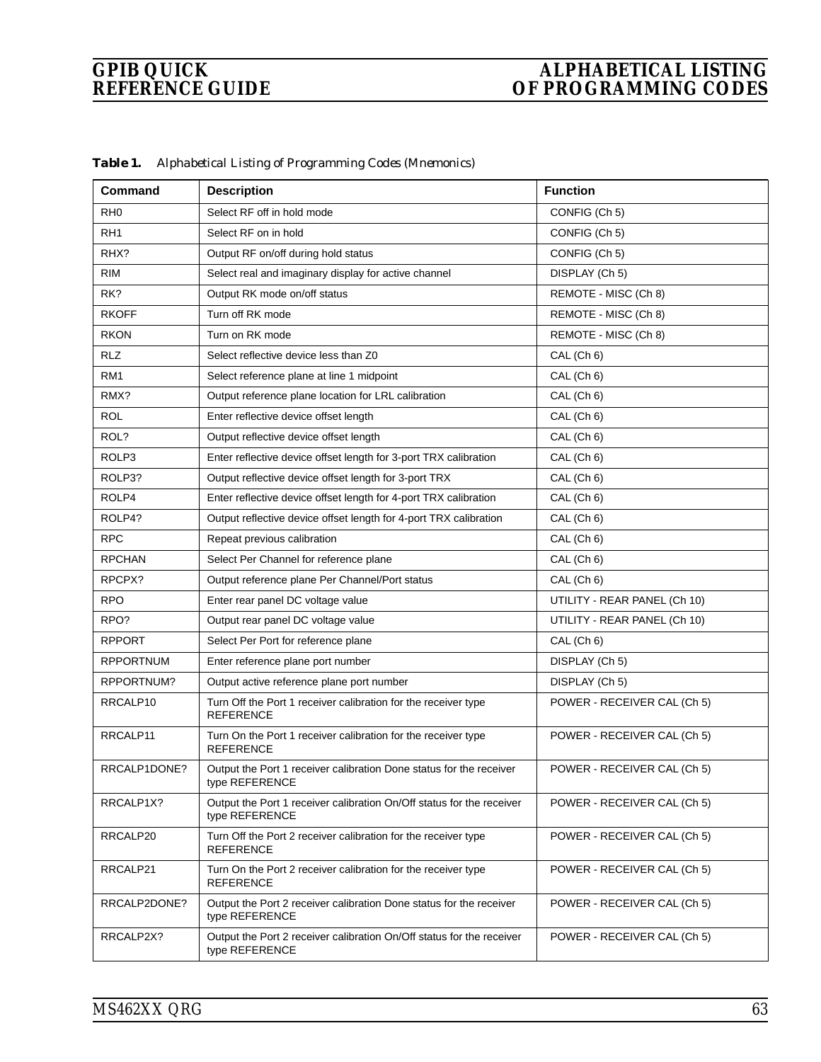**Table 1.** *Alphabetical Listing of Programming Codes (Mnemonics)*

| Command | Description | Function |
|---|---|---|
| RH0 | Select RF off in hold mode | CONFIG (Ch 5) |
| RH1 | Select RF on in hold | CONFIG (Ch 5) |
| RHX? | Output RF on/off during hold status | CONFIG (Ch 5) |
| RIM | Select real and imaginary display for active channel | DISPLAY (Ch 5) |
| RK? | Output RK mode on/off status | REMOTE - MISC (Ch 8) |
| RKOFF | Turn off RK mode | REMOTE - MISC (Ch 8) |
| RKON | Turn on RK mode | REMOTE - MISC (Ch 8) |
| RLZ | Select reflective device less than Z0 | CAL (Ch 6) |
| RM1 | Select reference plane at line 1 midpoint | CAL (Ch 6) |
| RMX? | Output reference plane location for LRL calibration | CAL (Ch 6) |
| ROL | Enter reflective device offset length | CAL (Ch 6) |
| ROL? | Output reflective device offset length | CAL (Ch 6) |
| ROLP3 | Enter reflective device offset length for 3-port TRX calibration | CAL (Ch 6) |
| ROLP3? | Output reflective device offset length for 3-port TRX | CAL (Ch 6) |
| ROLP4 | Enter reflective device offset length for 4-port TRX calibration | CAL (Ch 6) |
| ROLP4? | Output reflective device offset length for 4-port TRX calibration | CAL (Ch 6) |
| RPC | Repeat previous calibration | CAL (Ch 6) |
| RPCHAN | Select Per Channel for reference plane | CAL (Ch 6) |
| RPCPX? | Output reference plane Per Channel/Port status | CAL (Ch 6) |
| RPO | Enter rear panel DC voltage value | UTILITY - REAR PANEL (Ch 10) |
| RPO? | Output rear panel DC voltage value | UTILITY - REAR PANEL (Ch 10) |
| RPPORT | Select Per Port for reference plane | CAL (Ch 6) |
| RPPORTNUM | Enter reference plane port number | DISPLAY (Ch 5) |
| RPPORTNUM? | Output active reference plane port number | DISPLAY (Ch 5) |
| RRCALP10 | Turn Off the Port 1 receiver calibration for the receiver type REFERENCE | POWER - RECEIVER CAL (Ch 5) |
| RRCALP11 | Turn On the Port 1 receiver calibration for the receiver type REFERENCE | POWER - RECEIVER CAL (Ch 5) |
| RRCALP1DONE? | Output the Port 1 receiver calibration Done status for the receiver type REFERENCE | POWER - RECEIVER CAL (Ch 5) |
| RRCALP1X? | Output the Port 1 receiver calibration On/Off status for the receiver type REFERENCE | POWER - RECEIVER CAL (Ch 5) |
| RRCALP20 | Turn Off the Port 2 receiver calibration for the receiver type REFERENCE | POWER - RECEIVER CAL (Ch 5) |
| RRCALP21 | Turn On the Port 2 receiver calibration for the receiver type REFERENCE | POWER - RECEIVER CAL (Ch 5) |
| RRCALP2DONE? | Output the Port 2 receiver calibration Done status for the receiver type REFERENCE | POWER - RECEIVER CAL (Ch 5) |
| RRCALP2X? | Output the Port 2 receiver calibration On/Off status for the receiver type REFERENCE | POWER - RECEIVER CAL (Ch 5) |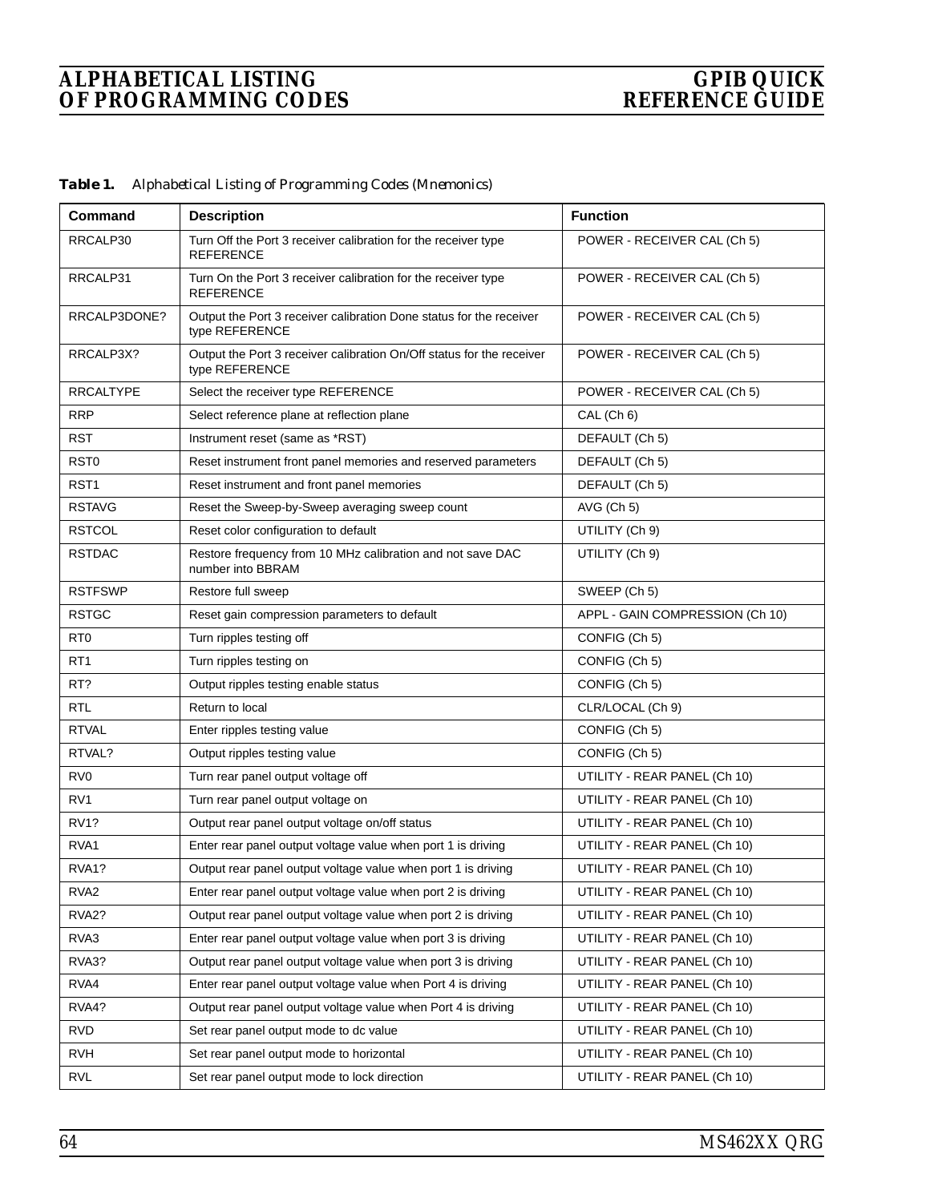**Table 1.** *Alphabetical Listing of Programming Codes (Mnemonics)*

| Command | Description | Function |
|---|---|---|
| RRCALP30 | Turn Off the Port 3 receiver calibration for the receiver type REFERENCE | POWER - RECEIVER CAL (Ch 5) |
| RRCALP31 | Turn On the Port 3 receiver calibration for the receiver type REFERENCE | POWER - RECEIVER CAL (Ch 5) |
| RRCALP3DONE? | Output the Port 3 receiver calibration Done status for the receiver type REFERENCE | POWER - RECEIVER CAL (Ch 5) |
| RRCALP3X? | Output the Port 3 receiver calibration On/Off status for the receiver type REFERENCE | POWER - RECEIVER CAL (Ch 5) |
| RRCALTYPE | Select the receiver type REFERENCE | POWER - RECEIVER CAL (Ch 5) |
| RRP | Select reference plane at reflection plane | CAL (Ch 6) |
| RST | Instrument reset (same as *RST) | DEFAULT (Ch 5) |
| RST0 | Reset instrument front panel memories and reserved parameters | DEFAULT (Ch 5) |
| RST1 | Reset instrument and front panel memories | DEFAULT (Ch 5) |
| RSTAVG | Reset the Sweep-by-Sweep averaging sweep count | AVG (Ch 5) |
| RSTCOL | Reset color configuration to default | UTILITY (Ch 9) |
| RSTDAC | Restore frequency from 10 MHz calibration and not save DAC number into BBRAM | UTILITY (Ch 9) |
| RSTFSWP | Restore full sweep | SWEEP (Ch 5) |
| RSTGC | Reset gain compression parameters to default | APPL - GAIN COMPRESSION (Ch 10) |
| RT0 | Turn ripples testing off | CONFIG (Ch 5) |
| RT1 | Turn ripples testing on | CONFIG (Ch 5) |
| RT? | Output ripples testing enable status | CONFIG (Ch 5) |
| RTL | Return to local | CLR/LOCAL (Ch 9) |
| RTVAL | Enter ripples testing value | CONFIG (Ch 5) |
| RTVAL? | Output ripples testing value | CONFIG (Ch 5) |
| RV0 | Turn rear panel output voltage off | UTILITY - REAR PANEL (Ch 10) |
| RV1 | Turn rear panel output voltage on | UTILITY - REAR PANEL (Ch 10) |
| RV1? | Output rear panel output voltage on/off status | UTILITY - REAR PANEL (Ch 10) |
| RVA1 | Enter rear panel output voltage value when port 1 is driving | UTILITY - REAR PANEL (Ch 10) |
| RVA1? | Output rear panel output voltage value when port 1 is driving | UTILITY - REAR PANEL (Ch 10) |
| RVA2 | Enter rear panel output voltage value when port 2 is driving | UTILITY - REAR PANEL (Ch 10) |
| RVA2? | Output rear panel output voltage value when port 2 is driving | UTILITY - REAR PANEL (Ch 10) |
| RVA3 | Enter rear panel output voltage value when port 3 is driving | UTILITY - REAR PANEL (Ch 10) |
| RVA3? | Output rear panel output voltage value when port 3 is driving | UTILITY - REAR PANEL (Ch 10) |
| RVA4 | Enter rear panel output voltage value when Port 4 is driving | UTILITY - REAR PANEL (Ch 10) |
| RVA4? | Output rear panel output voltage value when Port 4 is driving | UTILITY - REAR PANEL (Ch 10) |
| RVD | Set rear panel output mode to dc value | UTILITY - REAR PANEL (Ch 10) |
| RVH | Set rear panel output mode to horizontal | UTILITY - REAR PANEL (Ch 10) |
| RVL | Set rear panel output mode to lock direction | UTILITY - REAR PANEL (Ch 10) |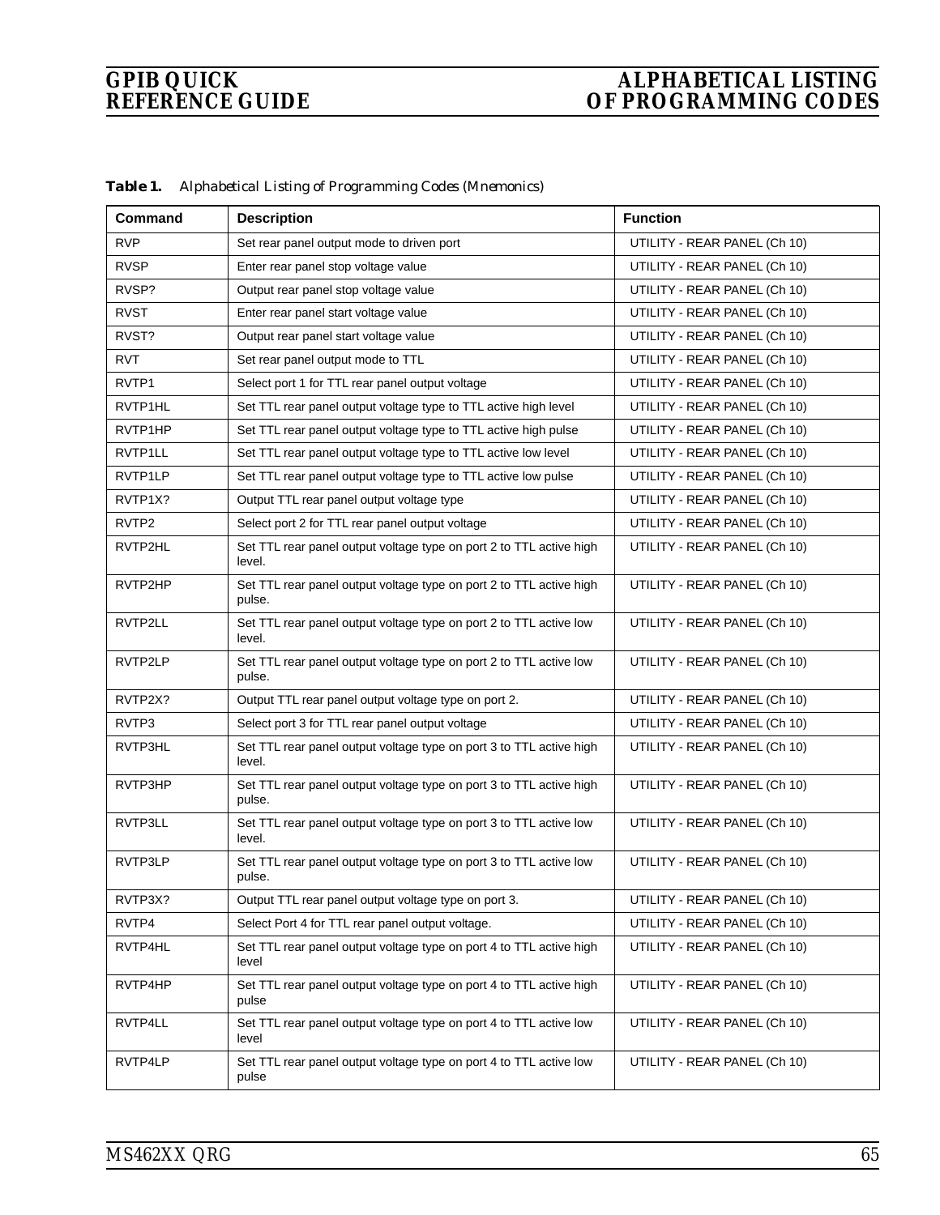**Table 1.** *Alphabetical Listing of Programming Codes (Mnemonics)*

| Command | Description | Function |
|---|---|---|
| RVP | Set rear panel output mode to driven port | UTILITY - REAR PANEL (Ch 10) |
| RVSP | Enter rear panel stop voltage value | UTILITY - REAR PANEL (Ch 10) |
| RVSP? | Output rear panel stop voltage value | UTILITY - REAR PANEL (Ch 10) |
| RVST | Enter rear panel start voltage value | UTILITY - REAR PANEL (Ch 10) |
| RVST? | Output rear panel start voltage value | UTILITY - REAR PANEL (Ch 10) |
| RVT | Set rear panel output mode to TTL | UTILITY - REAR PANEL (Ch 10) |
| RVTP1 | Select port 1 for TTL rear panel output voltage | UTILITY - REAR PANEL (Ch 10) |
| RVTP1HL | Set TTL rear panel output voltage type to TTL active high level | UTILITY - REAR PANEL (Ch 10) |
| RVTP1HP | Set TTL rear panel output voltage type to TTL active high pulse | UTILITY - REAR PANEL (Ch 10) |
| RVTP1LL | Set TTL rear panel output voltage type to TTL active low level | UTILITY - REAR PANEL (Ch 10) |
| RVTP1LP | Set TTL rear panel output voltage type to TTL active low pulse | UTILITY - REAR PANEL (Ch 10) |
| RVTP1X? | Output TTL rear panel output voltage type | UTILITY - REAR PANEL (Ch 10) |
| RVTP2 | Select port 2 for TTL rear panel output voltage | UTILITY - REAR PANEL (Ch 10) |
| RVTP2HL | Set TTL rear panel output voltage type on port 2 to TTL active high level. | UTILITY - REAR PANEL (Ch 10) |
| RVTP2HP | Set TTL rear panel output voltage type on port 2 to TTL active high pulse. | UTILITY - REAR PANEL (Ch 10) |
| RVTP2LL | Set TTL rear panel output voltage type on port 2 to TTL active low level. | UTILITY - REAR PANEL (Ch 10) |
| RVTP2LP | Set TTL rear panel output voltage type on port 2 to TTL active low pulse. | UTILITY - REAR PANEL (Ch 10) |
| RVTP2X? | Output TTL rear panel output voltage type on port 2. | UTILITY - REAR PANEL (Ch 10) |
| RVTP3 | Select port 3 for TTL rear panel output voltage | UTILITY - REAR PANEL (Ch 10) |
| RVTP3HL | Set TTL rear panel output voltage type on port 3 to TTL active high level. | UTILITY - REAR PANEL (Ch 10) |
| RVTP3HP | Set TTL rear panel output voltage type on port 3 to TTL active high pulse. | UTILITY - REAR PANEL (Ch 10) |
| RVTP3LL | Set TTL rear panel output voltage type on port 3 to TTL active low level. | UTILITY - REAR PANEL (Ch 10) |
| RVTP3LP | Set TTL rear panel output voltage type on port 3 to TTL active low pulse. | UTILITY - REAR PANEL (Ch 10) |
| RVTP3X? | Output TTL rear panel output voltage type on port 3. | UTILITY - REAR PANEL (Ch 10) |
| RVTP4 | Select Port 4 for TTL rear panel output voltage. | UTILITY - REAR PANEL (Ch 10) |
| RVTP4HL | Set TTL rear panel output voltage type on port 4 to TTL active high level | UTILITY - REAR PANEL (Ch 10) |
| RVTP4HP | Set TTL rear panel output voltage type on port 4 to TTL active high pulse | UTILITY - REAR PANEL (Ch 10) |
| RVTP4LL | Set TTL rear panel output voltage type on port 4 to TTL active low level | UTILITY - REAR PANEL (Ch 10) |
| RVTP4LP | Set TTL rear panel output voltage type on port 4 to TTL active low pulse | UTILITY - REAR PANEL (Ch 10) |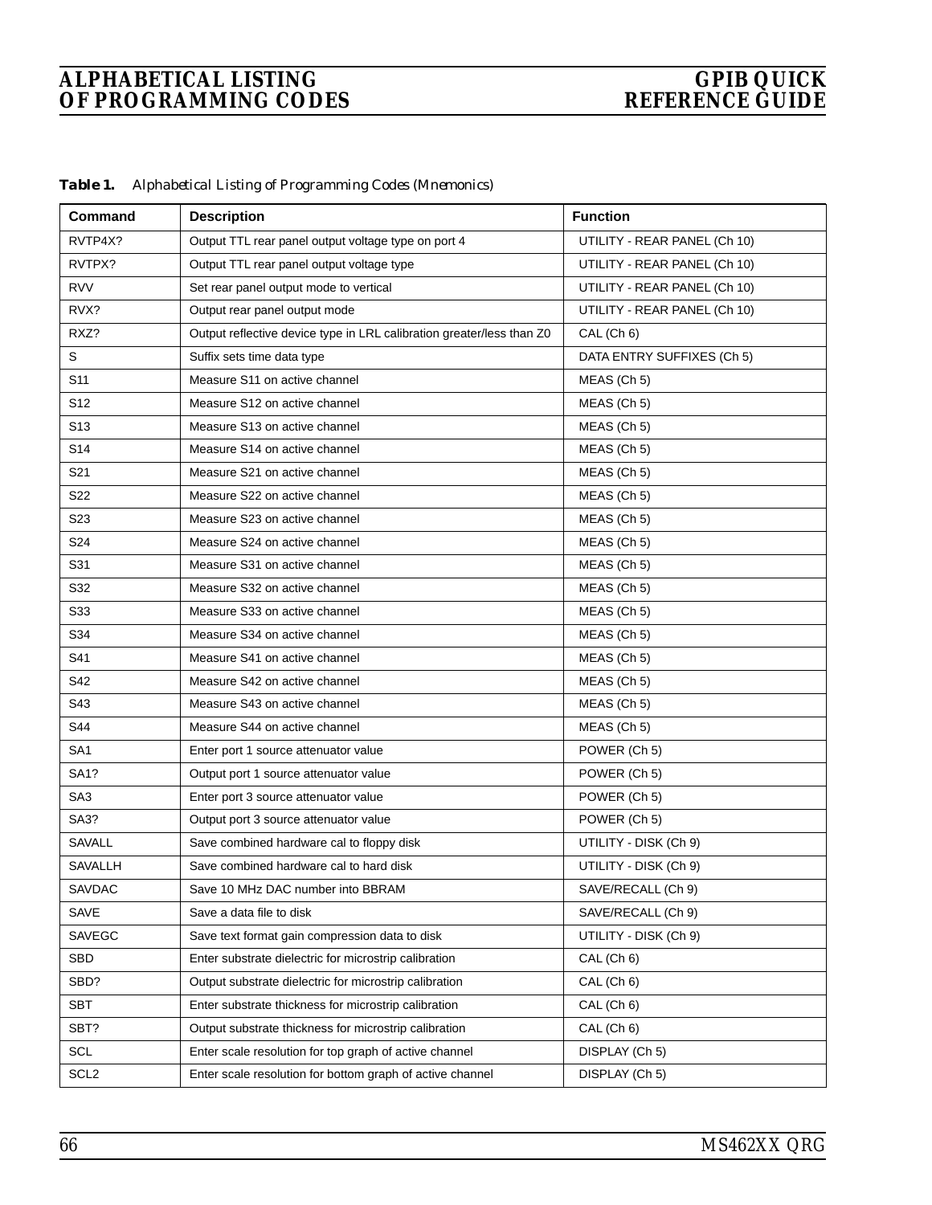**Table 1.** *Alphabetical Listing of Programming Codes (Mnemonics)*

| Command | Description | Function |
|---|---|---|
| RVTP4X? | Output TTL rear panel output voltage type on port 4 | UTILITY - REAR PANEL (Ch 10) |
| RVTPX? | Output TTL rear panel output voltage type | UTILITY - REAR PANEL (Ch 10) |
| RVV | Set rear panel output mode to vertical | UTILITY - REAR PANEL (Ch 10) |
| RVX? | Output rear panel output mode | UTILITY - REAR PANEL (Ch 10) |
| RXZ? | Output reflective device type in LRL calibration greater/less than Z0 | CAL (Ch 6) |
| S | Suffix sets time data type | DATA ENTRY SUFFIXES (Ch 5) |
| S11 | Measure S11 on active channel | MEAS (Ch 5) |
| S12 | Measure S12 on active channel | MEAS (Ch 5) |
| S13 | Measure S13 on active channel | MEAS (Ch 5) |
| S14 | Measure S14 on active channel | MEAS (Ch 5) |
| S21 | Measure S21 on active channel | MEAS (Ch 5) |
| S22 | Measure S22 on active channel | MEAS (Ch 5) |
| S23 | Measure S23 on active channel | MEAS (Ch 5) |
| S24 | Measure S24 on active channel | MEAS (Ch 5) |
| S31 | Measure S31 on active channel | MEAS (Ch 5) |
| S32 | Measure S32 on active channel | MEAS (Ch 5) |
| S33 | Measure S33 on active channel | MEAS (Ch 5) |
| S34 | Measure S34 on active channel | MEAS (Ch 5) |
| S41 | Measure S41 on active channel | MEAS (Ch 5) |
| S42 | Measure S42 on active channel | MEAS (Ch 5) |
| S43 | Measure S43 on active channel | MEAS (Ch 5) |
| S44 | Measure S44 on active channel | MEAS (Ch 5) |
| SA1 | Enter port 1 source attenuator value | POWER (Ch 5) |
| SA1? | Output port 1 source attenuator value | POWER (Ch 5) |
| SA3 | Enter port 3 source attenuator value | POWER (Ch 5) |
| SA3? | Output port 3 source attenuator value | POWER (Ch 5) |
| SAVALL | Save combined hardware cal to floppy disk | UTILITY - DISK (Ch 9) |
| SAVALLH | Save combined hardware cal to hard disk | UTILITY - DISK (Ch 9) |
| SAVDAC | Save 10 MHz DAC number into BBRAM | SAVE/RECALL (Ch 9) |
| SAVE | Save a data file to disk | SAVE/RECALL (Ch 9) |
| SAVEGC | Save text format gain compression data to disk | UTILITY - DISK (Ch 9) |
| SBD | Enter substrate dielectric for microstrip calibration | CAL (Ch 6) |
| SBD? | Output substrate dielectric for microstrip calibration | CAL (Ch 6) |
| SBT | Enter substrate thickness for microstrip calibration | CAL (Ch 6) |
| SBT? | Output substrate thickness for microstrip calibration | CAL (Ch 6) |
| SCL | Enter scale resolution for top graph of active channel | DISPLAY (Ch 5) |
| SCL2 | Enter scale resolution for bottom graph of active channel | DISPLAY (Ch 5) |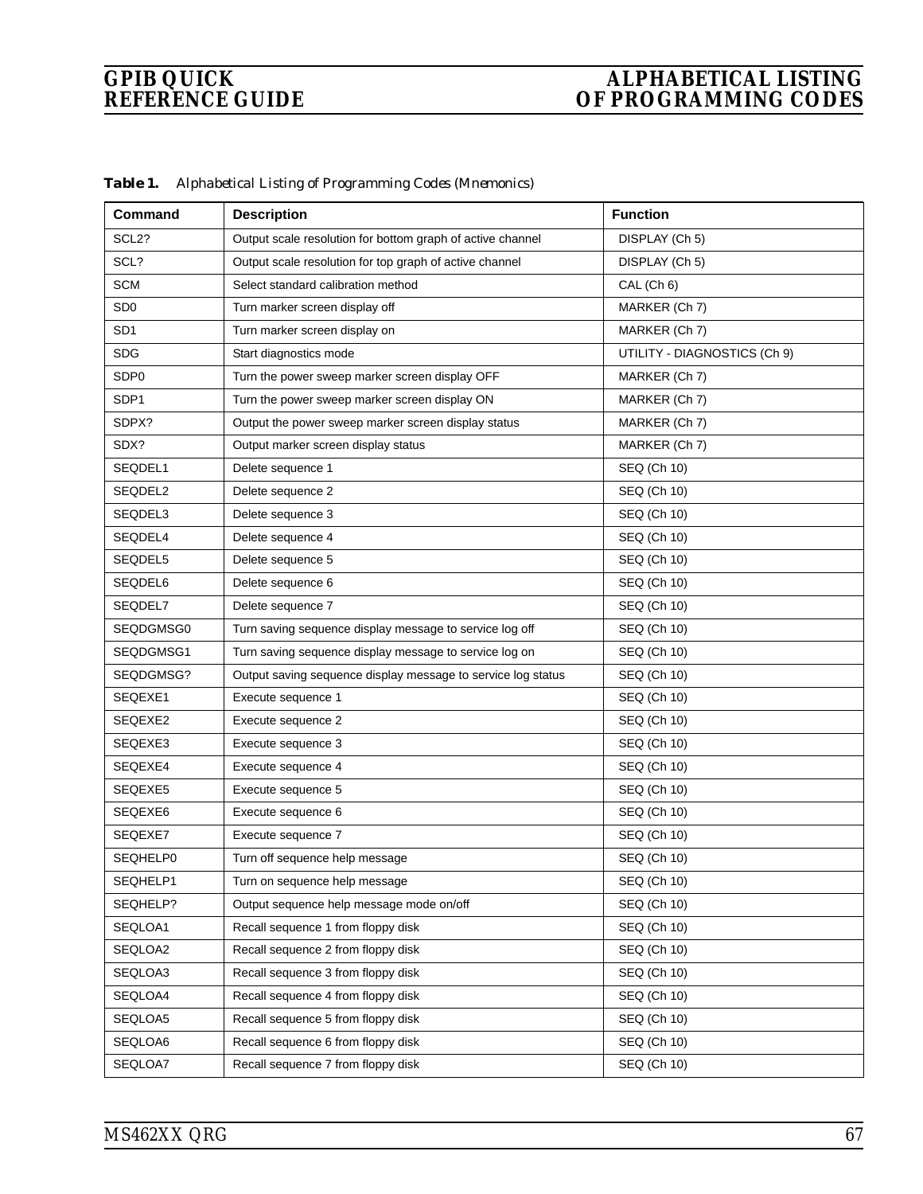**Table 1.** *Alphabetical Listing of Programming Codes (Mnemonics)*

| Command | Description | Function |
|---|---|---|
| SCL2? | Output scale resolution for bottom graph of active channel | DISPLAY (Ch 5) |
| SCL? | Output scale resolution for top graph of active channel | DISPLAY (Ch 5) |
| SCM | Select standard calibration method | CAL (Ch 6) |
| SD0 | Turn marker screen display off | MARKER (Ch 7) |
| SD1 | Turn marker screen display on | MARKER (Ch 7) |
| SDG | Start diagnostics mode | UTILITY - DIAGNOSTICS (Ch 9) |
| SDP0 | Turn the power sweep marker screen display OFF | MARKER (Ch 7) |
| SDP1 | Turn the power sweep marker screen display ON | MARKER (Ch 7) |
| SDPX? | Output the power sweep marker screen display status | MARKER (Ch 7) |
| SDX? | Output marker screen display status | MARKER (Ch 7) |
| SEQDEL1 | Delete sequence 1 | SEQ (Ch 10) |
| SEQDEL2 | Delete sequence 2 | SEQ (Ch 10) |
| SEQDEL3 | Delete sequence 3 | SEQ (Ch 10) |
| SEQDEL4 | Delete sequence 4 | SEQ (Ch 10) |
| SEQDEL5 | Delete sequence 5 | SEQ (Ch 10) |
| SEQDEL6 | Delete sequence 6 | SEQ (Ch 10) |
| SEQDEL7 | Delete sequence 7 | SEQ (Ch 10) |
| SEQDGMSG0 | Turn saving sequence display message to service log off | SEQ (Ch 10) |
| SEQDGMSG1 | Turn saving sequence display message to service log on | SEQ (Ch 10) |
| SEQDGMSG? | Output saving sequence display message to service log status | SEQ (Ch 10) |
| SEQEXE1 | Execute sequence 1 | SEQ (Ch 10) |
| SEQEXE2 | Execute sequence 2 | SEQ (Ch 10) |
| SEQEXE3 | Execute sequence 3 | SEQ (Ch 10) |
| SEQEXE4 | Execute sequence 4 | SEQ (Ch 10) |
| SEQEXE5 | Execute sequence 5 | SEQ (Ch 10) |
| SEQEXE6 | Execute sequence 6 | SEQ (Ch 10) |
| SEQEXE7 | Execute sequence 7 | SEQ (Ch 10) |
| SEQHELP0 | Turn off sequence help message | SEQ (Ch 10) |
| SEQHELP1 | Turn on sequence help message | SEQ (Ch 10) |
| SEQHELP? | Output sequence help message mode on/off | SEQ (Ch 10) |
| SEQLOA1 | Recall sequence 1 from floppy disk | SEQ (Ch 10) |
| SEQLOA2 | Recall sequence 2 from floppy disk | SEQ (Ch 10) |
| SEQLOA3 | Recall sequence 3 from floppy disk | SEQ (Ch 10) |
| SEQLOA4 | Recall sequence 4 from floppy disk | SEQ (Ch 10) |
| SEQLOA5 | Recall sequence 5 from floppy disk | SEQ (Ch 10) |
| SEQLOA6 | Recall sequence 6 from floppy disk | SEQ (Ch 10) |
| SEQLOA7 | Recall sequence 7 from floppy disk | SEQ (Ch 10) |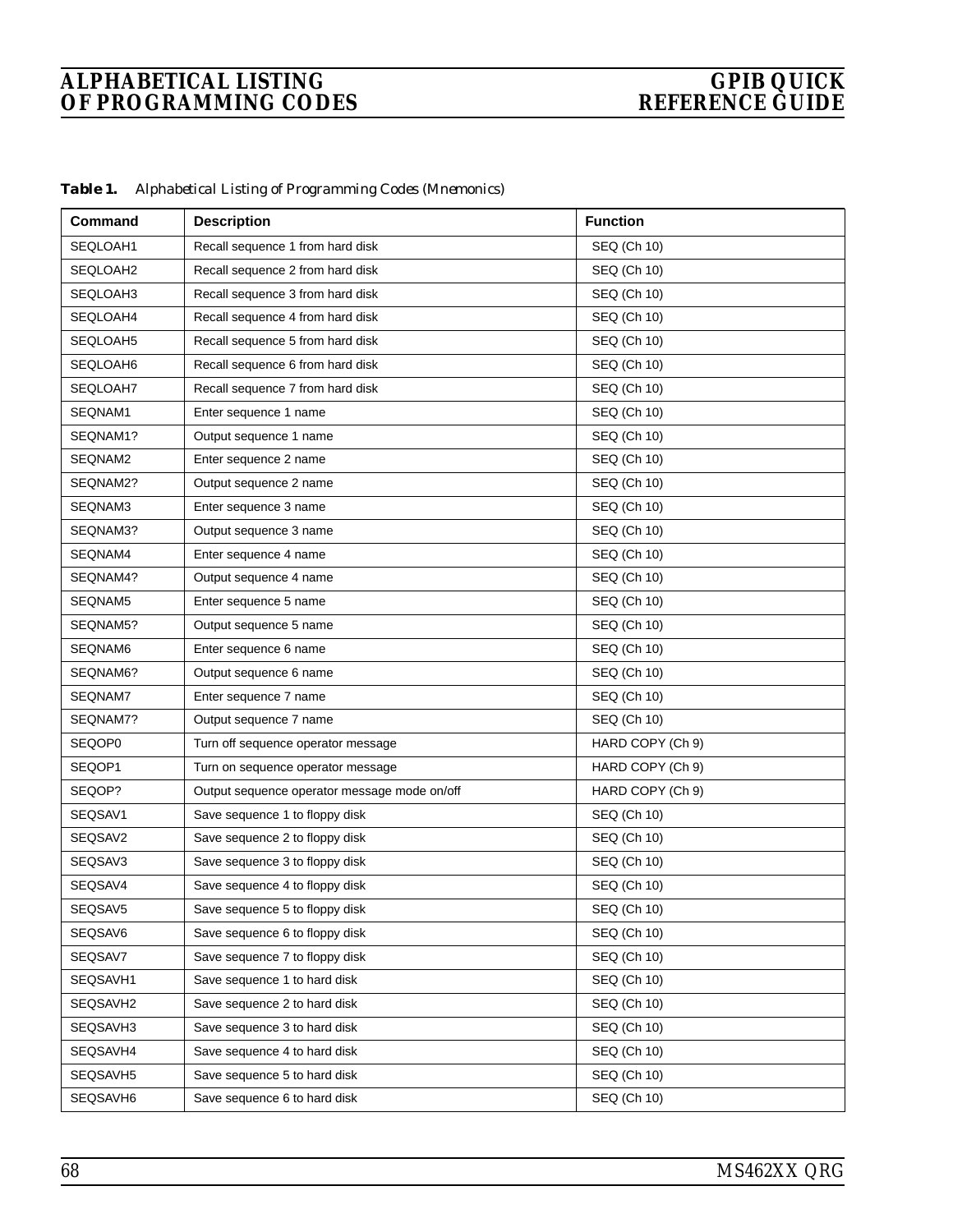**Table 1.** *Alphabetical Listing of Programming Codes (Mnemonics)*

| Command | Description | Function |
|---|---|---|
| SEQLOAH1 | Recall sequence 1 from hard disk | SEQ (Ch 10) |
| SEQLOAH2 | Recall sequence 2 from hard disk | SEQ (Ch 10) |
| SEQLOAH3 | Recall sequence 3 from hard disk | SEQ (Ch 10) |
| SEQLOAH4 | Recall sequence 4 from hard disk | SEQ (Ch 10) |
| SEQLOAH5 | Recall sequence 5 from hard disk | SEQ (Ch 10) |
| SEQLOAH6 | Recall sequence 6 from hard disk | SEQ (Ch 10) |
| SEQLOAH7 | Recall sequence 7 from hard disk | SEQ (Ch 10) |
| SEQNAM1 | Enter sequence 1 name | SEQ (Ch 10) |
| SEQNAM1? | Output sequence 1 name | SEQ (Ch 10) |
| SEQNAM2 | Enter sequence 2 name | SEQ (Ch 10) |
| SEQNAM2? | Output sequence 2 name | SEQ (Ch 10) |
| SEQNAM3 | Enter sequence 3 name | SEQ (Ch 10) |
| SEQNAM3? | Output sequence 3 name | SEQ (Ch 10) |
| SEQNAM4 | Enter sequence 4 name | SEQ (Ch 10) |
| SEQNAM4? | Output sequence 4 name | SEQ (Ch 10) |
| SEQNAM5 | Enter sequence 5 name | SEQ (Ch 10) |
| SEQNAM5? | Output sequence 5 name | SEQ (Ch 10) |
| SEQNAM6 | Enter sequence 6 name | SEQ (Ch 10) |
| SEQNAM6? | Output sequence 6 name | SEQ (Ch 10) |
| SEQNAM7 | Enter sequence 7 name | SEQ (Ch 10) |
| SEQNAM7? | Output sequence 7 name | SEQ (Ch 10) |
| SEQOP0 | Turn off sequence operator message | HARD COPY (Ch 9) |
| SEQOP1 | Turn on sequence operator message | HARD COPY (Ch 9) |
| SEQOP? | Output sequence operator message mode on/off | HARD COPY (Ch 9) |
| SEQSAV1 | Save sequence 1 to floppy disk | SEQ (Ch 10) |
| SEQSAV2 | Save sequence 2 to floppy disk | SEQ (Ch 10) |
| SEQSAV3 | Save sequence 3 to floppy disk | SEQ (Ch 10) |
| SEQSAV4 | Save sequence 4 to floppy disk | SEQ (Ch 10) |
| SEQSAV5 | Save sequence 5 to floppy disk | SEQ (Ch 10) |
| SEQSAV6 | Save sequence 6 to floppy disk | SEQ (Ch 10) |
| SEQSAV7 | Save sequence 7 to floppy disk | SEQ (Ch 10) |
| SEQSAVH1 | Save sequence 1 to hard disk | SEQ (Ch 10) |
| SEQSAVH2 | Save sequence 2 to hard disk | SEQ (Ch 10) |
| SEQSAVH3 | Save sequence 3 to hard disk | SEQ (Ch 10) |
| SEQSAVH4 | Save sequence 4 to hard disk | SEQ (Ch 10) |
| SEQSAVH5 | Save sequence 5 to hard disk | SEQ (Ch 10) |
| SEQSAVH6 | Save sequence 6 to hard disk | SEQ (Ch 10) |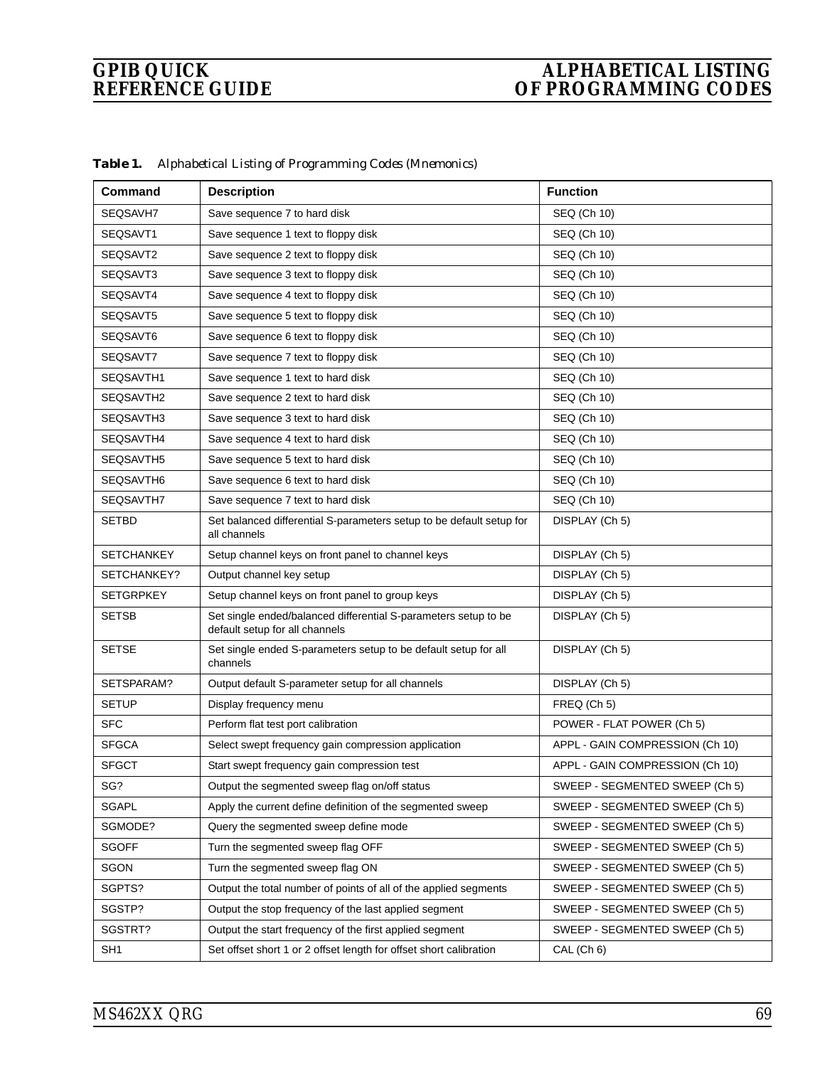**Table 1.** *Alphabetical Listing of Programming Codes (Mnemonics)*

| Command | Description | Function |
|---|---|---|
| SEQSAVH7 | Save sequence 7 to hard disk | SEQ (Ch 10) |
| SEQSAVT1 | Save sequence 1 text to floppy disk | SEQ (Ch 10) |
| SEQSAVT2 | Save sequence 2 text to floppy disk | SEQ (Ch 10) |
| SEQSAVT3 | Save sequence 3 text to floppy disk | SEQ (Ch 10) |
| SEQSAVT4 | Save sequence 4 text to floppy disk | SEQ (Ch 10) |
| SEQSAVT5 | Save sequence 5 text to floppy disk | SEQ (Ch 10) |
| SEQSAVT6 | Save sequence 6 text to floppy disk | SEQ (Ch 10) |
| SEQSAVT7 | Save sequence 7 text to floppy disk | SEQ (Ch 10) |
| SEQSAVTH1 | Save sequence 1 text to hard disk | SEQ (Ch 10) |
| SEQSAVTH2 | Save sequence 2 text to hard disk | SEQ (Ch 10) |
| SEQSAVTH3 | Save sequence 3 text to hard disk | SEQ (Ch 10) |
| SEQSAVTH4 | Save sequence 4 text to hard disk | SEQ (Ch 10) |
| SEQSAVTH5 | Save sequence 5 text to hard disk | SEQ (Ch 10) |
| SEQSAVTH6 | Save sequence 6 text to hard disk | SEQ (Ch 10) |
| SEQSAVTH7 | Save sequence 7 text to hard disk | SEQ (Ch 10) |
| SETBD | Set balanced differential S-parameters setup to be default setup for all channels | DISPLAY (Ch 5) |
| SETCHANKEY | Setup channel keys on front panel to channel keys | DISPLAY (Ch 5) |
| SETCHANKEY? | Output channel key setup | DISPLAY (Ch 5) |
| SETGRPKEY | Setup channel keys on front panel to group keys | DISPLAY (Ch 5) |
| SETSB | Set single ended/balanced differential S-parameters setup to be default setup for all channels | DISPLAY (Ch 5) |
| SETSE | Set single ended S-parameters setup to be default setup for all channels | DISPLAY (Ch 5) |
| SETSPARAM? | Output default S-parameter setup for all channels | DISPLAY (Ch 5) |
| SETUP | Display frequency menu | FREQ (Ch 5) |
| SFC | Perform flat test port calibration | POWER - FLAT POWER (Ch 5) |
| SFGCA | Select swept frequency gain compression application | APPL - GAIN COMPRESSION (Ch 10) |
| SFGCT | Start swept frequency gain compression test | APPL - GAIN COMPRESSION (Ch 10) |
| SG? | Output the segmented sweep flag on/off status | SWEEP - SEGMENTED SWEEP (Ch 5) |
| SGAPL | Apply the current define definition of the segmented sweep | SWEEP - SEGMENTED SWEEP (Ch 5) |
| SGMODE? | Query the segmented sweep define mode | SWEEP - SEGMENTED SWEEP (Ch 5) |
| SGOFF | Turn the segmented sweep flag OFF | SWEEP - SEGMENTED SWEEP (Ch 5) |
| SGON | Turn the segmented sweep flag ON | SWEEP - SEGMENTED SWEEP (Ch 5) |
| SGPTS? | Output the total number of points of all of the applied segments | SWEEP - SEGMENTED SWEEP (Ch 5) |
| SGSTP? | Output the stop frequency of the last applied segment | SWEEP - SEGMENTED SWEEP (Ch 5) |
| SGSTRT? | Output the start frequency of the first applied segment | SWEEP - SEGMENTED SWEEP (Ch 5) |
| SH1 | Set offset short 1 or 2 offset length for offset short calibration | CAL (Ch 6) |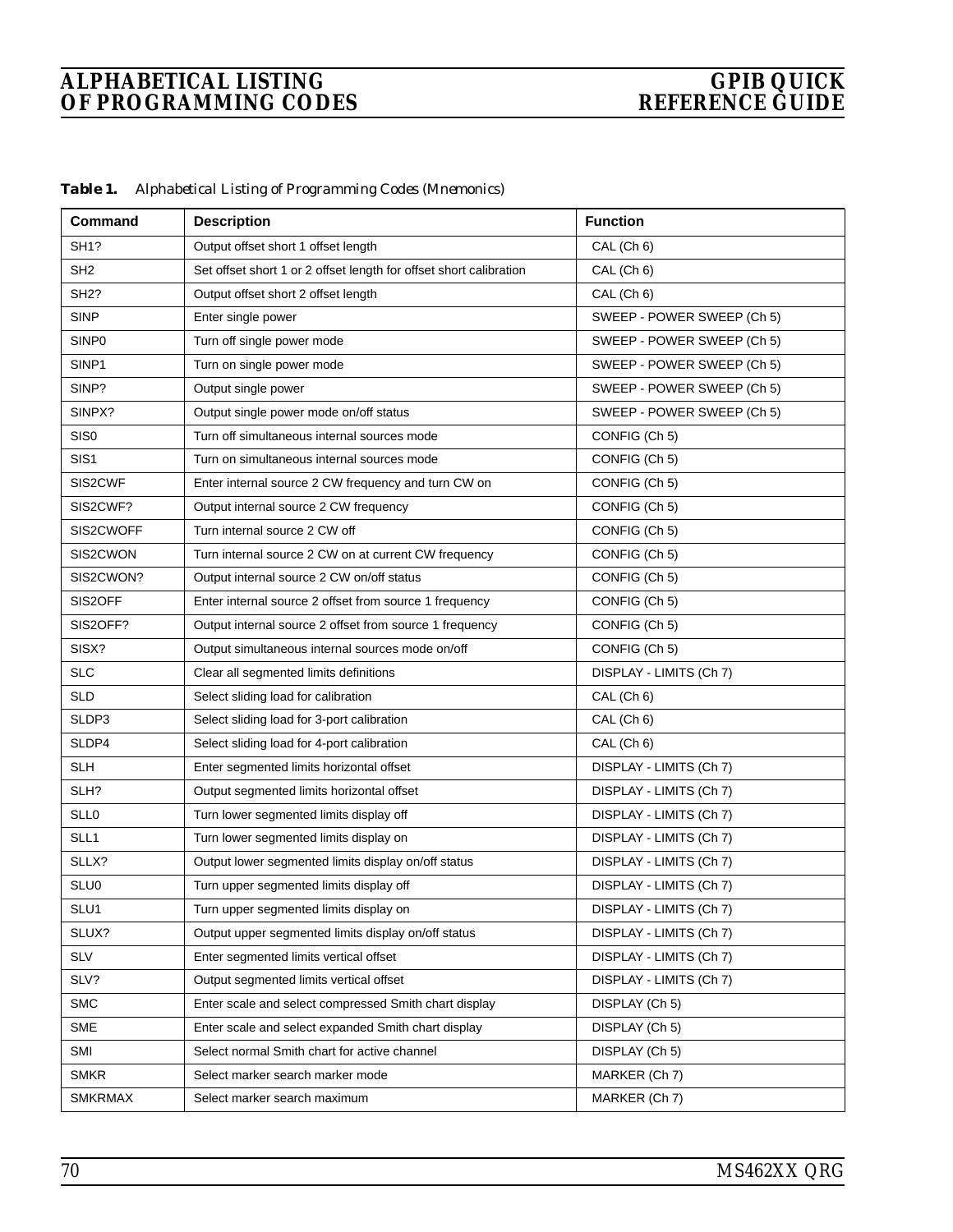**Table 1.** *Alphabetical Listing of Programming Codes (Mnemonics)*

| Command | Description | Function |
|---|---|---|
| SH1? | Output offset short 1 offset length | CAL (Ch 6) |
| SH2 | Set offset short 1 or 2 offset length for offset short calibration | CAL (Ch 6) |
| SH2? | Output offset short 2 offset length | CAL (Ch 6) |
| SINP | Enter single power | SWEEP - POWER SWEEP (Ch 5) |
| SINP0 | Turn off single power mode | SWEEP - POWER SWEEP (Ch 5) |
| SINP1 | Turn on single power mode | SWEEP - POWER SWEEP (Ch 5) |
| SINP? | Output single power | SWEEP - POWER SWEEP (Ch 5) |
| SINPX? | Output single power mode on/off status | SWEEP - POWER SWEEP (Ch 5) |
| SIS0 | Turn off simultaneous internal sources mode | CONFIG (Ch 5) |
| SIS1 | Turn on simultaneous internal sources mode | CONFIG (Ch 5) |
| SIS2CWF | Enter internal source 2 CW frequency and turn CW on | CONFIG (Ch 5) |
| SIS2CWF? | Output internal source 2 CW frequency | CONFIG (Ch 5) |
| SIS2CWOFF | Turn internal source 2 CW off | CONFIG (Ch 5) |
| SIS2CWON | Turn internal source 2 CW on at current CW frequency | CONFIG (Ch 5) |
| SIS2CWON? | Output internal source 2 CW on/off status | CONFIG (Ch 5) |
| SIS2OFF | Enter internal source 2 offset from source 1 frequency | CONFIG (Ch 5) |
| SIS2OFF? | Output internal source 2 offset from source 1 frequency | CONFIG (Ch 5) |
| SISX? | Output simultaneous internal sources mode on/off | CONFIG (Ch 5) |
| SLC | Clear all segmented limits definitions | DISPLAY - LIMITS (Ch 7) |
| SLD | Select sliding load for calibration | CAL (Ch 6) |
| SLDP3 | Select sliding load for 3-port calibration | CAL (Ch 6) |
| SLDP4 | Select sliding load for 4-port calibration | CAL (Ch 6) |
| SLH | Enter segmented limits horizontal offset | DISPLAY - LIMITS (Ch 7) |
| SLH? | Output segmented limits horizontal offset | DISPLAY - LIMITS (Ch 7) |
| SLL0 | Turn lower segmented limits display off | DISPLAY - LIMITS (Ch 7) |
| SLL1 | Turn lower segmented limits display on | DISPLAY - LIMITS (Ch 7) |
| SLLX? | Output lower segmented limits display on/off status | DISPLAY - LIMITS (Ch 7) |
| SLU0 | Turn upper segmented limits display off | DISPLAY - LIMITS (Ch 7) |
| SLU1 | Turn upper segmented limits display on | DISPLAY - LIMITS (Ch 7) |
| SLUX? | Output upper segmented limits display on/off status | DISPLAY - LIMITS (Ch 7) |
| SLV | Enter segmented limits vertical offset | DISPLAY - LIMITS (Ch 7) |
| SLV? | Output segmented limits vertical offset | DISPLAY - LIMITS (Ch 7) |
| SMC | Enter scale and select compressed Smith chart display | DISPLAY (Ch 5) |
| SME | Enter scale and select expanded Smith chart display | DISPLAY (Ch 5) |
| SMI | Select normal Smith chart for active channel | DISPLAY (Ch 5) |
| SMKR | Select marker search marker mode | MARKER (Ch 7) |
| SMKRMAX | Select marker search maximum | MARKER (Ch 7) |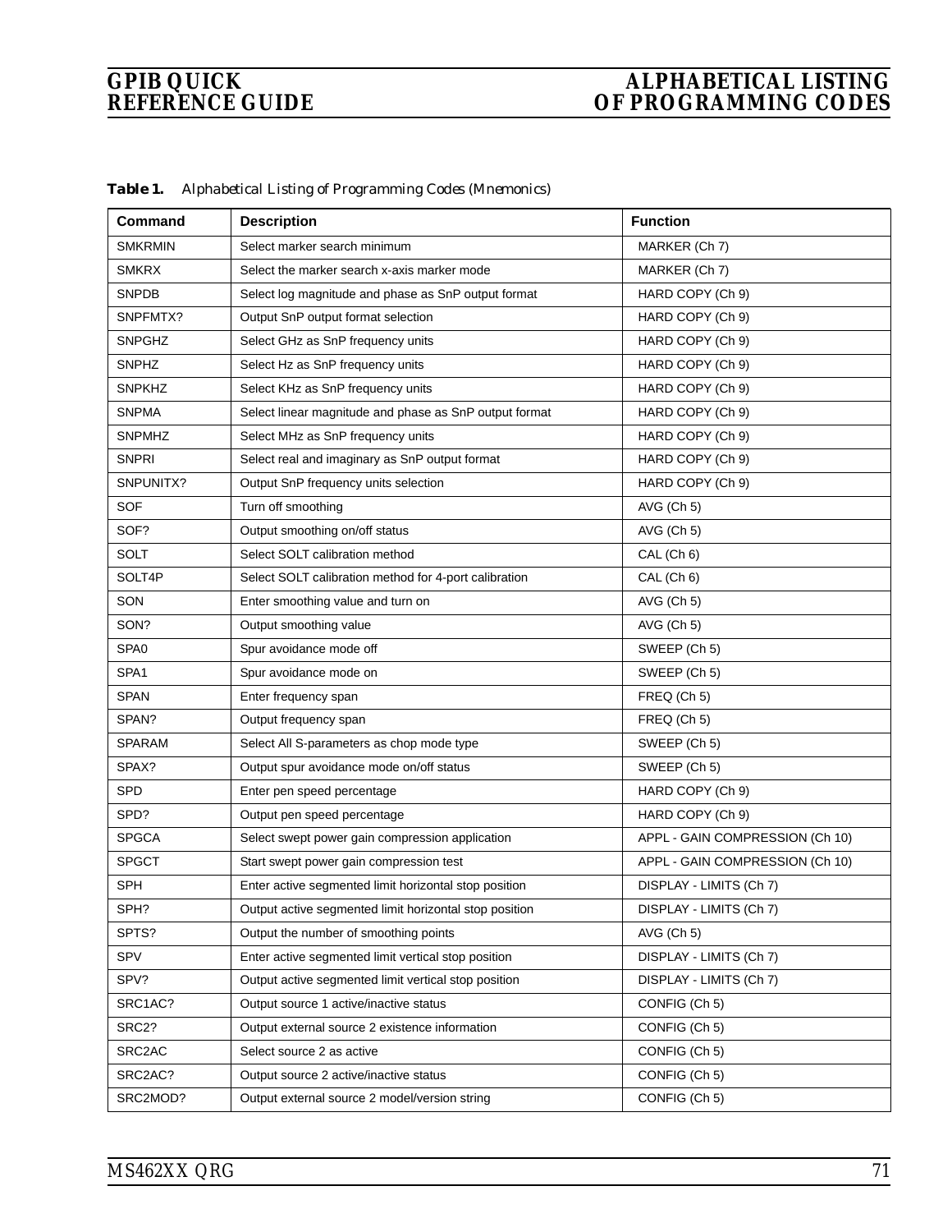**Table 1.** *Alphabetical Listing of Programming Codes (Mnemonics)*

| Command | Description | Function |
|---|---|---|
| SMKRMIN | Select marker search minimum | MARKER (Ch 7) |
| SMKRX | Select the marker search x-axis marker mode | MARKER (Ch 7) |
| SNPDB | Select log magnitude and phase as SnP output format | HARD COPY (Ch 9) |
| SNPFMTX? | Output SnP output format selection | HARD COPY (Ch 9) |
| SNPGHZ | Select GHz as SnP frequency units | HARD COPY (Ch 9) |
| SNPHZ | Select Hz as SnP frequency units | HARD COPY (Ch 9) |
| SNPKHZ | Select KHz as SnP frequency units | HARD COPY (Ch 9) |
| SNPMA | Select linear magnitude and phase as SnP output format | HARD COPY (Ch 9) |
| SNPMHZ | Select MHz as SnP frequency units | HARD COPY (Ch 9) |
| SNPRI | Select real and imaginary as SnP output format | HARD COPY (Ch 9) |
| SNPUNITX? | Output SnP frequency units selection | HARD COPY (Ch 9) |
| SOF | Turn off smoothing | AVG (Ch 5) |
| SOF? | Output smoothing on/off status | AVG (Ch 5) |
| SOLT | Select SOLT calibration method | CAL (Ch 6) |
| SOLT4P | Select SOLT calibration method for 4-port calibration | CAL (Ch 6) |
| SON | Enter smoothing value and turn on | AVG (Ch 5) |
| SON? | Output smoothing value | AVG (Ch 5) |
| SPA0 | Spur avoidance mode off | SWEEP (Ch 5) |
| SPA1 | Spur avoidance mode on | SWEEP (Ch 5) |
| SPAN | Enter frequency span | FREQ (Ch 5) |
| SPAN? | Output frequency span | FREQ (Ch 5) |
| SPARAM | Select All S-parameters as chop mode type | SWEEP (Ch 5) |
| SPAX? | Output spur avoidance mode on/off status | SWEEP (Ch 5) |
| SPD | Enter pen speed percentage | HARD COPY (Ch 9) |
| SPD? | Output pen speed percentage | HARD COPY (Ch 9) |
| SPGCA | Select swept power gain compression application | APPL - GAIN COMPRESSION (Ch 10) |
| SPGCT | Start swept power gain compression test | APPL - GAIN COMPRESSION (Ch 10) |
| SPH | Enter active segmented limit horizontal stop position | DISPLAY - LIMITS (Ch 7) |
| SPH? | Output active segmented limit horizontal stop position | DISPLAY - LIMITS (Ch 7) |
| SPTS? | Output the number of smoothing points | AVG (Ch 5) |
| SPV | Enter active segmented limit vertical stop position | DISPLAY - LIMITS (Ch 7) |
| SPV? | Output active segmented limit vertical stop position | DISPLAY - LIMITS (Ch 7) |
| SRC1AC? | Output source 1 active/inactive status | CONFIG (Ch 5) |
| SRC2? | Output external source 2 existence information | CONFIG (Ch 5) |
| SRC2AC | Select source 2 as active | CONFIG (Ch 5) |
| SRC2AC? | Output source 2 active/inactive status | CONFIG (Ch 5) |
| SRC2MOD? | Output external source 2 model/version string | CONFIG (Ch 5) |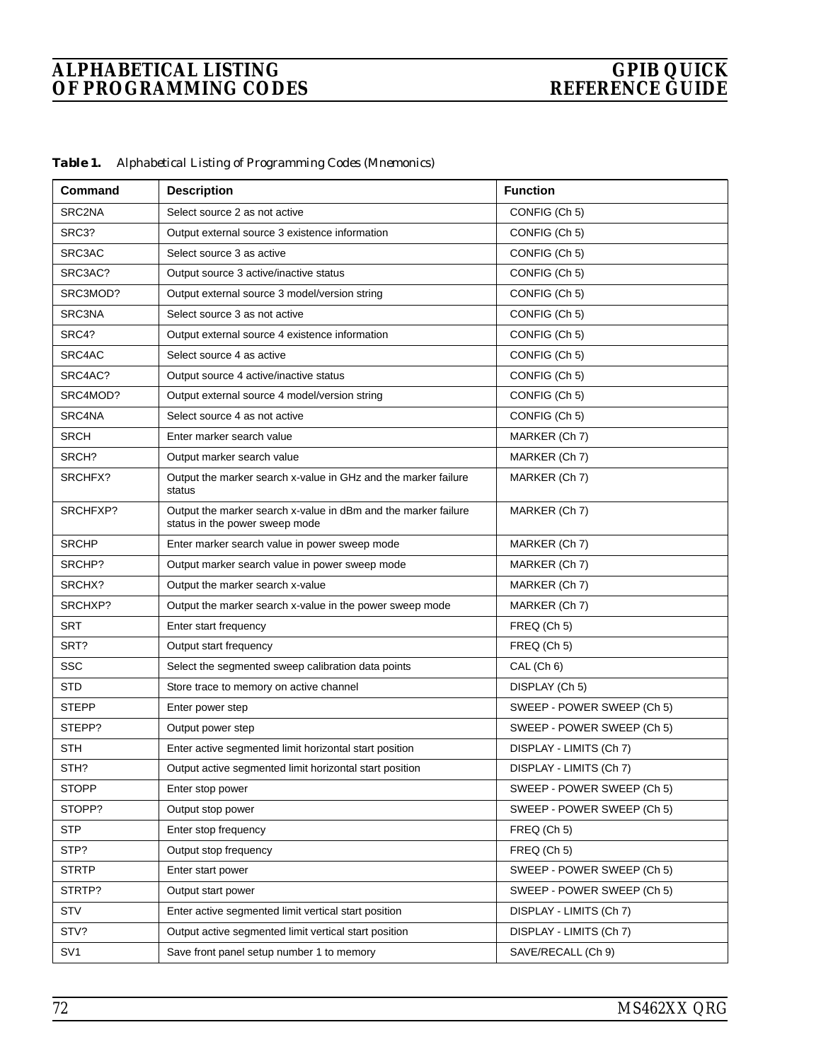**Table 1.** *Alphabetical Listing of Programming Codes (Mnemonics)*

| Command | Description | Function |
|---|---|---|
| SRC2NA | Select source 2 as not active | CONFIG (Ch 5) |
| SRC3? | Output external source 3 existence information | CONFIG (Ch 5) |
| SRC3AC | Select source 3 as active | CONFIG (Ch 5) |
| SRC3AC? | Output source 3 active/inactive status | CONFIG (Ch 5) |
| SRC3MOD? | Output external source 3 model/version string | CONFIG (Ch 5) |
| SRC3NA | Select source 3 as not active | CONFIG (Ch 5) |
| SRC4? | Output external source 4 existence information | CONFIG (Ch 5) |
| SRC4AC | Select source 4 as active | CONFIG (Ch 5) |
| SRC4AC? | Output source 4 active/inactive status | CONFIG (Ch 5) |
| SRC4MOD? | Output external source 4 model/version string | CONFIG (Ch 5) |
| SRC4NA | Select source 4 as not active | CONFIG (Ch 5) |
| SRCH | Enter marker search value | MARKER (Ch 7) |
| SRCH? | Output marker search value | MARKER (Ch 7) |
| SRCHFX? | Output the marker search x-value in GHz and the marker failure status | MARKER (Ch 7) |
| SRCHFXP? | Output the marker search x-value in dBm and the marker failure status in the power sweep mode | MARKER (Ch 7) |
| SRCHP | Enter marker search value in power sweep mode | MARKER (Ch 7) |
| SRCHP? | Output marker search value in power sweep mode | MARKER (Ch 7) |
| SRCHX? | Output the marker search x-value | MARKER (Ch 7) |
| SRCHXP? | Output the marker search x-value in the power sweep mode | MARKER (Ch 7) |
| SRT | Enter start frequency | FREQ (Ch 5) |
| SRT? | Output start frequency | FREQ (Ch 5) |
| SSC | Select the segmented sweep calibration data points | CAL (Ch 6) |
| STD | Store trace to memory on active channel | DISPLAY (Ch 5) |
| STEPP | Enter power step | SWEEP - POWER SWEEP (Ch 5) |
| STEPP? | Output power step | SWEEP - POWER SWEEP (Ch 5) |
| STH | Enter active segmented limit horizontal start position | DISPLAY - LIMITS (Ch 7) |
| STH? | Output active segmented limit horizontal start position | DISPLAY - LIMITS (Ch 7) |
| STOPP | Enter stop power | SWEEP - POWER SWEEP (Ch 5) |
| STOPP? | Output stop power | SWEEP - POWER SWEEP (Ch 5) |
| STP | Enter stop frequency | FREQ (Ch 5) |
| STP? | Output stop frequency | FREQ (Ch 5) |
| STRTP | Enter start power | SWEEP - POWER SWEEP (Ch 5) |
| STRTP? | Output start power | SWEEP - POWER SWEEP (Ch 5) |
| STV | Enter active segmented limit vertical start position | DISPLAY - LIMITS (Ch 7) |
| STV? | Output active segmented limit vertical start position | DISPLAY - LIMITS (Ch 7) |
| SV1 | Save front panel setup number 1 to memory | SAVE/RECALL (Ch 9) |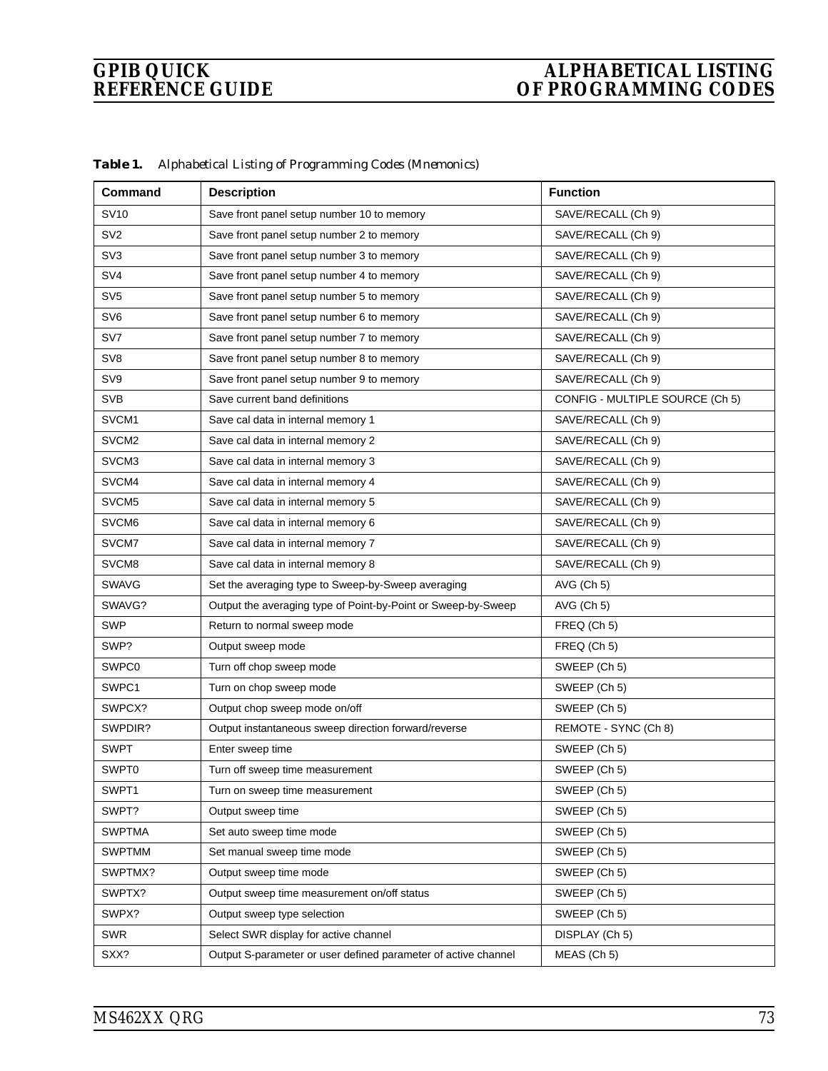**Table 1.** *Alphabetical Listing of Programming Codes (Mnemonics)*

| Command | Description | Function |
|---|---|---|
| SV10 | Save front panel setup number 10 to memory | SAVE/RECALL (Ch 9) |
| SV2 | Save front panel setup number 2 to memory | SAVE/RECALL (Ch 9) |
| SV3 | Save front panel setup number 3 to memory | SAVE/RECALL (Ch 9) |
| SV4 | Save front panel setup number 4 to memory | SAVE/RECALL (Ch 9) |
| SV5 | Save front panel setup number 5 to memory | SAVE/RECALL (Ch 9) |
| SV6 | Save front panel setup number 6 to memory | SAVE/RECALL (Ch 9) |
| SV7 | Save front panel setup number 7 to memory | SAVE/RECALL (Ch 9) |
| SV8 | Save front panel setup number 8 to memory | SAVE/RECALL (Ch 9) |
| SV9 | Save front panel setup number 9 to memory | SAVE/RECALL (Ch 9) |
| SVB | Save current band definitions | CONFIG - MULTIPLE SOURCE (Ch 5) |
| SVCM1 | Save cal data in internal memory 1 | SAVE/RECALL (Ch 9) |
| SVCM2 | Save cal data in internal memory 2 | SAVE/RECALL (Ch 9) |
| SVCM3 | Save cal data in internal memory 3 | SAVE/RECALL (Ch 9) |
| SVCM4 | Save cal data in internal memory 4 | SAVE/RECALL (Ch 9) |
| SVCM5 | Save cal data in internal memory 5 | SAVE/RECALL (Ch 9) |
| SVCM6 | Save cal data in internal memory 6 | SAVE/RECALL (Ch 9) |
| SVCM7 | Save cal data in internal memory 7 | SAVE/RECALL (Ch 9) |
| SVCM8 | Save cal data in internal memory 8 | SAVE/RECALL (Ch 9) |
| SWAVG | Set the averaging type to Sweep-by-Sweep averaging | AVG (Ch 5) |
| SWAVG? | Output the averaging type of Point-by-Point or Sweep-by-Sweep | AVG (Ch 5) |
| SWP | Return to normal sweep mode | FREQ (Ch 5) |
| SWP? | Output sweep mode | FREQ (Ch 5) |
| SWPC0 | Turn off chop sweep mode | SWEEP (Ch 5) |
| SWPC1 | Turn on chop sweep mode | SWEEP (Ch 5) |
| SWPCX? | Output chop sweep mode on/off | SWEEP (Ch 5) |
| SWPDIR? | Output instantaneous sweep direction forward/reverse | REMOTE - SYNC (Ch 8) |
| SWPT | Enter sweep time | SWEEP (Ch 5) |
| SWPT0 | Turn off sweep time measurement | SWEEP (Ch 5) |
| SWPT1 | Turn on sweep time measurement | SWEEP (Ch 5) |
| SWPT? | Output sweep time | SWEEP (Ch 5) |
| SWPTMA | Set auto sweep time mode | SWEEP (Ch 5) |
| SWPTMM | Set manual sweep time mode | SWEEP (Ch 5) |
| SWPTMX? | Output sweep time mode | SWEEP (Ch 5) |
| SWPTX? | Output sweep time measurement on/off status | SWEEP (Ch 5) |
| SWPX? | Output sweep type selection | SWEEP (Ch 5) |
| SWR | Select SWR display for active channel | DISPLAY (Ch 5) |
| SXX? | Output S-parameter or user defined parameter of active channel | MEAS (Ch 5) |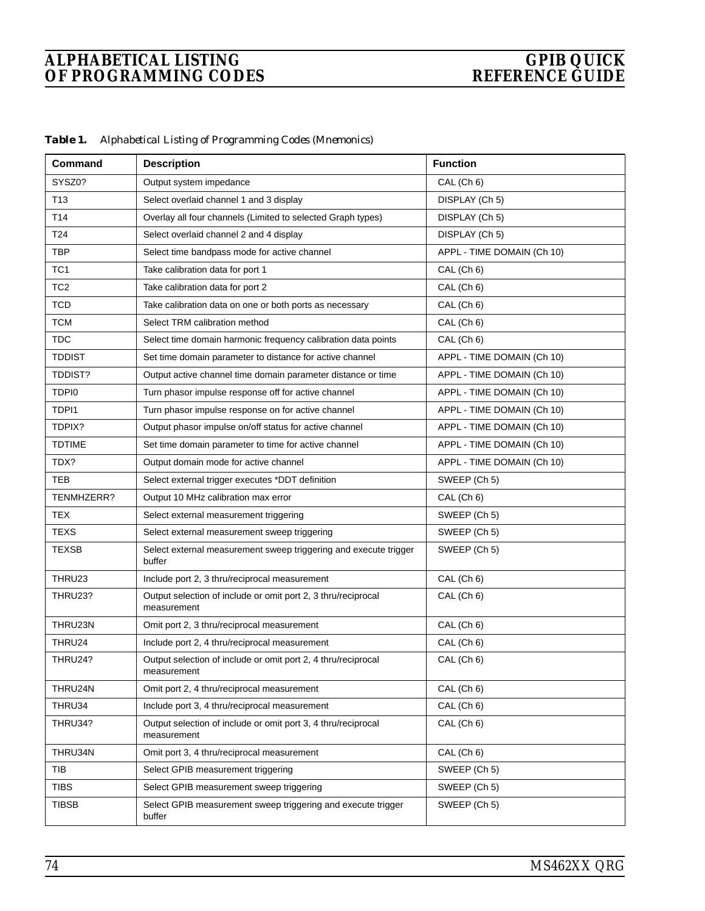**Table 1.** *Alphabetical Listing of Programming Codes (Mnemonics)*

| Command | Description | Function |
|---|---|---|
| SYSZ0? | Output system impedance | CAL (Ch 6) |
| T13 | Select overlaid channel 1 and 3 display | DISPLAY (Ch 5) |
| T14 | Overlay all four channels (Limited to selected Graph types) | DISPLAY (Ch 5) |
| T24 | Select overlaid channel 2 and 4 display | DISPLAY (Ch 5) |
| TBP | Select time bandpass mode for active channel | APPL - TIME DOMAIN (Ch 10) |
| TC1 | Take calibration data for port 1 | CAL (Ch 6) |
| TC2 | Take calibration data for port 2 | CAL (Ch 6) |
| TCD | Take calibration data on one or both ports as necessary | CAL (Ch 6) |
| TCM | Select TRM calibration method | CAL (Ch 6) |
| TDC | Select time domain harmonic frequency calibration data points | CAL (Ch 6) |
| TDDIST | Set time domain parameter to distance for active channel | APPL - TIME DOMAIN (Ch 10) |
| TDDIST? | Output active channel time domain parameter distance or time | APPL - TIME DOMAIN (Ch 10) |
| TDPI0 | Turn phasor impulse response off for active channel | APPL - TIME DOMAIN (Ch 10) |
| TDPI1 | Turn phasor impulse response on for active channel | APPL - TIME DOMAIN (Ch 10) |
| TDPIX? | Output phasor impulse on/off status for active channel | APPL - TIME DOMAIN (Ch 10) |
| TDTIME | Set time domain parameter to time for active channel | APPL - TIME DOMAIN (Ch 10) |
| TDX? | Output domain mode for active channel | APPL - TIME DOMAIN (Ch 10) |
| TEB | Select external trigger executes *DDT definition | SWEEP (Ch 5) |
| TENMHZERR? | Output 10 MHz calibration max error | CAL (Ch 6) |
| TEX | Select external measurement triggering | SWEEP (Ch 5) |
| TEXS | Select external measurement sweep triggering | SWEEP (Ch 5) |
| TEXSB | Select external measurement sweep triggering and execute trigger buffer | SWEEP (Ch 5) |
| THRU23 | Include port 2, 3 thru/reciprocal measurement | CAL (Ch 6) |
| THRU23? | Output selection of include or omit port 2, 3 thru/reciprocal measurement | CAL (Ch 6) |
| THRU23N | Omit port 2, 3 thru/reciprocal measurement | CAL (Ch 6) |
| THRU24 | Include port 2, 4 thru/reciprocal measurement | CAL (Ch 6) |
| THRU24? | Output selection of include or omit port 2, 4 thru/reciprocal measurement | CAL (Ch 6) |
| THRU24N | Omit port 2, 4 thru/reciprocal measurement | CAL (Ch 6) |
| THRU34 | Include port 3, 4 thru/reciprocal measurement | CAL (Ch 6) |
| THRU34? | Output selection of include or omit port 3, 4 thru/reciprocal measurement | CAL (Ch 6) |
| THRU34N | Omit port 3, 4 thru/reciprocal measurement | CAL (Ch 6) |
| TIB | Select GPIB measurement triggering | SWEEP (Ch 5) |
| TIBS | Select GPIB measurement sweep triggering | SWEEP (Ch 5) |
| TIBSB | Select GPIB measurement sweep triggering and execute trigger buffer | SWEEP (Ch 5) |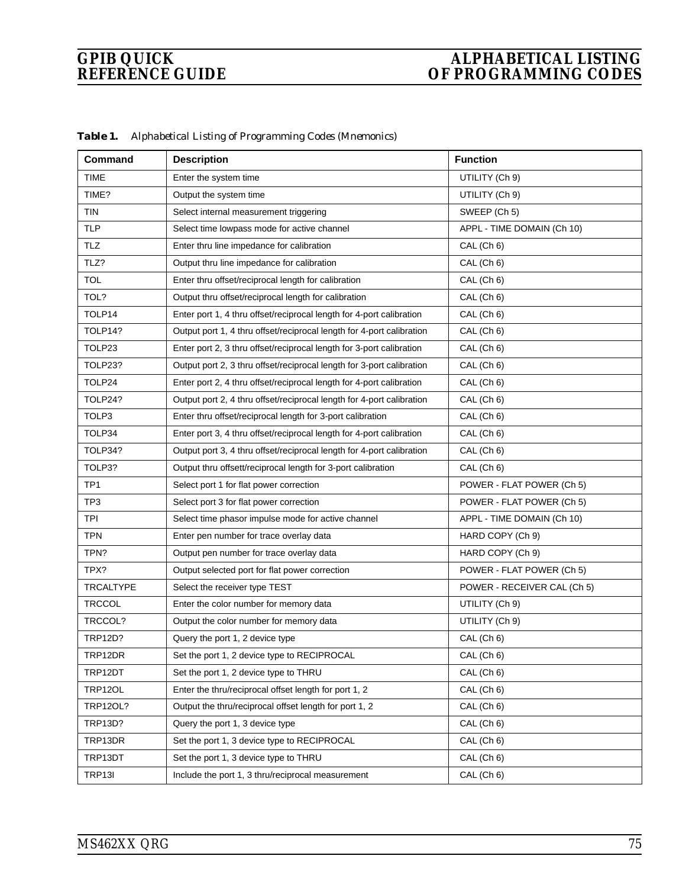**Table 1.** *Alphabetical Listing of Programming Codes (Mnemonics)*

| Command | Description | Function |
|---|---|---|
| TIME | Enter the system time | UTILITY (Ch 9) |
| TIME? | Output the system time | UTILITY (Ch 9) |
| TIN | Select internal measurement triggering | SWEEP (Ch 5) |
| TLP | Select time lowpass mode for active channel | APPL - TIME DOMAIN (Ch 10) |
| TLZ | Enter thru line impedance for calibration | CAL (Ch 6) |
| TLZ? | Output thru line impedance for calibration | CAL (Ch 6) |
| TOL | Enter thru offset/reciprocal length for calibration | CAL (Ch 6) |
| TOL? | Output thru offset/reciprocal length for calibration | CAL (Ch 6) |
| TOLP14 | Enter port 1, 4 thru offset/reciprocal length for 4-port calibration | CAL (Ch 6) |
| TOLP14? | Output port 1, 4 thru offset/reciprocal length for 4-port calibration | CAL (Ch 6) |
| TOLP23 | Enter port 2, 3 thru offset/reciprocal length for 3-port calibration | CAL (Ch 6) |
| TOLP23? | Output port 2, 3 thru offset/reciprocal length for 3-port calibration | CAL (Ch 6) |
| TOLP24 | Enter port 2, 4 thru offset/reciprocal length for 4-port calibration | CAL (Ch 6) |
| TOLP24? | Output port 2, 4 thru offset/reciprocal length for 4-port calibration | CAL (Ch 6) |
| TOLP3 | Enter thru offset/reciprocal length for 3-port calibration | CAL (Ch 6) |
| TOLP34 | Enter port 3, 4 thru offset/reciprocal length for 4-port calibration | CAL (Ch 6) |
| TOLP34? | Output port 3, 4 thru offset/reciprocal length for 4-port calibration | CAL (Ch 6) |
| TOLP3? | Output thru offsett/reciprocal length for 3-port calibration | CAL (Ch 6) |
| TP1 | Select port 1 for flat power correction | POWER - FLAT POWER (Ch 5) |
| TP3 | Select port 3 for flat power correction | POWER - FLAT POWER (Ch 5) |
| TPI | Select time phasor impulse mode for active channel | APPL - TIME DOMAIN (Ch 10) |
| TPN | Enter pen number for trace overlay data | HARD COPY (Ch 9) |
| TPN? | Output pen number for trace overlay data | HARD COPY (Ch 9) |
| TPX? | Output selected port for flat power correction | POWER - FLAT POWER (Ch 5) |
| TRCALTYPE | Select the receiver type TEST | POWER - RECEIVER CAL (Ch 5) |
| TRCCOL | Enter the color number for memory data | UTILITY (Ch 9) |
| TRCCOL? | Output the color number for memory data | UTILITY (Ch 9) |
| TRP12D? | Query the port 1, 2 device type | CAL (Ch 6) |
| TRP12DR | Set the port 1, 2 device type to RECIPROCAL | CAL (Ch 6) |
| TRP12DT | Set the port 1, 2 device type to THRU | CAL (Ch 6) |
| TRP12OL | Enter the thru/reciprocal offset length for port 1, 2 | CAL (Ch 6) |
| TRP12OL? | Output the thru/reciprocal offset length for port 1, 2 | CAL (Ch 6) |
| TRP13D? | Query the port 1, 3 device type | CAL (Ch 6) |
| TRP13DR | Set the port 1, 3 device type to RECIPROCAL | CAL (Ch 6) |
| TRP13DT | Set the port 1, 3 device type to THRU | CAL (Ch 6) |
| TRP13I | Include the port 1, 3 thru/reciprocal measurement | CAL (Ch 6) |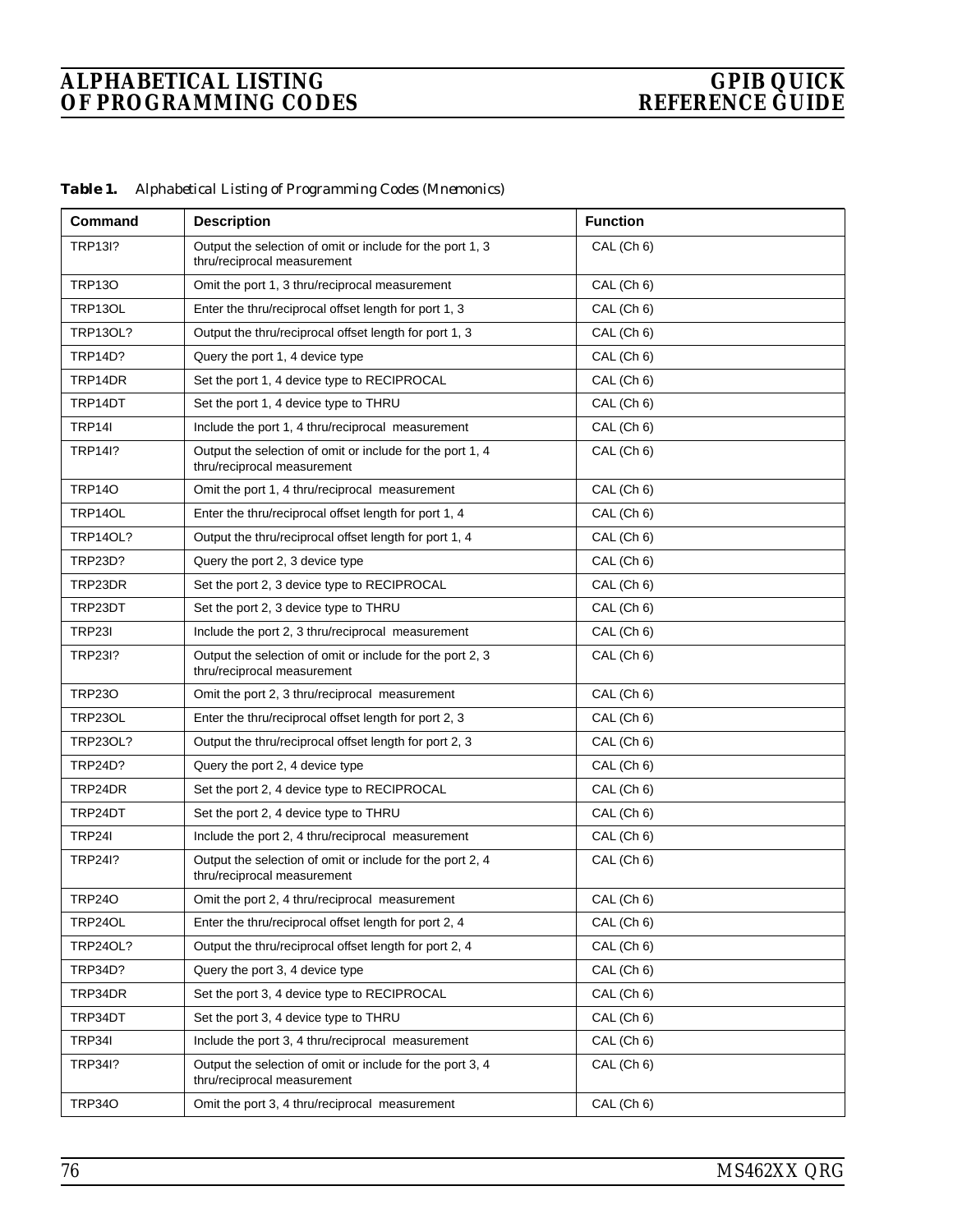**Table 1.** *Alphabetical Listing of Programming Codes (Mnemonics)*

| Command | Description | Function |
|---|---|---|
| TRP13I? | Output the selection of omit or include for the port 1, 3 thru/reciprocal measurement | CAL (Ch 6) |
| TRP13O | Omit the port 1, 3 thru/reciprocal measurement | CAL (Ch 6) |
| TRP13OL | Enter the thru/reciprocal offset length for port 1, 3 | CAL (Ch 6) |
| TRP13OL? | Output the thru/reciprocal offset length for port 1, 3 | CAL (Ch 6) |
| TRP14D? | Query the port 1, 4 device type | CAL (Ch 6) |
| TRP14DR | Set the port 1, 4 device type to RECIPROCAL | CAL (Ch 6) |
| TRP14DT | Set the port 1, 4 device type to THRU | CAL (Ch 6) |
| TRP14I | Include the port 1, 4 thru/reciprocal measurement | CAL (Ch 6) |
| TRP14I? | Output the selection of omit or include for the port 1, 4 thru/reciprocal measurement | CAL (Ch 6) |
| TRP14O | Omit the port 1, 4 thru/reciprocal measurement | CAL (Ch 6) |
| TRP14OL | Enter the thru/reciprocal offset length for port 1, 4 | CAL (Ch 6) |
| TRP14OL? | Output the thru/reciprocal offset length for port 1, 4 | CAL (Ch 6) |
| TRP23D? | Query the port 2, 3 device type | CAL (Ch 6) |
| TRP23DR | Set the port 2, 3 device type to RECIPROCAL | CAL (Ch 6) |
| TRP23DT | Set the port 2, 3 device type to THRU | CAL (Ch 6) |
| TRP23I | Include the port 2, 3 thru/reciprocal measurement | CAL (Ch 6) |
| TRP23I? | Output the selection of omit or include for the port 2, 3 thru/reciprocal measurement | CAL (Ch 6) |
| TRP23O | Omit the port 2, 3 thru/reciprocal measurement | CAL (Ch 6) |
| TRP23OL | Enter the thru/reciprocal offset length for port 2, 3 | CAL (Ch 6) |
| TRP23OL? | Output the thru/reciprocal offset length for port 2, 3 | CAL (Ch 6) |
| TRP24D? | Query the port 2, 4 device type | CAL (Ch 6) |
| TRP24DR | Set the port 2, 4 device type to RECIPROCAL | CAL (Ch 6) |
| TRP24DT | Set the port 2, 4 device type to THRU | CAL (Ch 6) |
| TRP24I | Include the port 2, 4 thru/reciprocal measurement | CAL (Ch 6) |
| TRP24I? | Output the selection of omit or include for the port 2, 4 thru/reciprocal measurement | CAL (Ch 6) |
| TRP24O | Omit the port 2, 4 thru/reciprocal measurement | CAL (Ch 6) |
| TRP24OL | Enter the thru/reciprocal offset length for port 2, 4 | CAL (Ch 6) |
| TRP24OL? | Output the thru/reciprocal offset length for port 2, 4 | CAL (Ch 6) |
| TRP34D? | Query the port 3, 4 device type | CAL (Ch 6) |
| TRP34DR | Set the port 3, 4 device type to RECIPROCAL | CAL (Ch 6) |
| TRP34DT | Set the port 3, 4 device type to THRU | CAL (Ch 6) |
| TRP34I | Include the port 3, 4 thru/reciprocal measurement | CAL (Ch 6) |
| TRP34I? | Output the selection of omit or include for the port 3, 4 thru/reciprocal measurement | CAL (Ch 6) |
| TRP34O | Omit the port 3, 4 thru/reciprocal measurement | CAL (Ch 6) |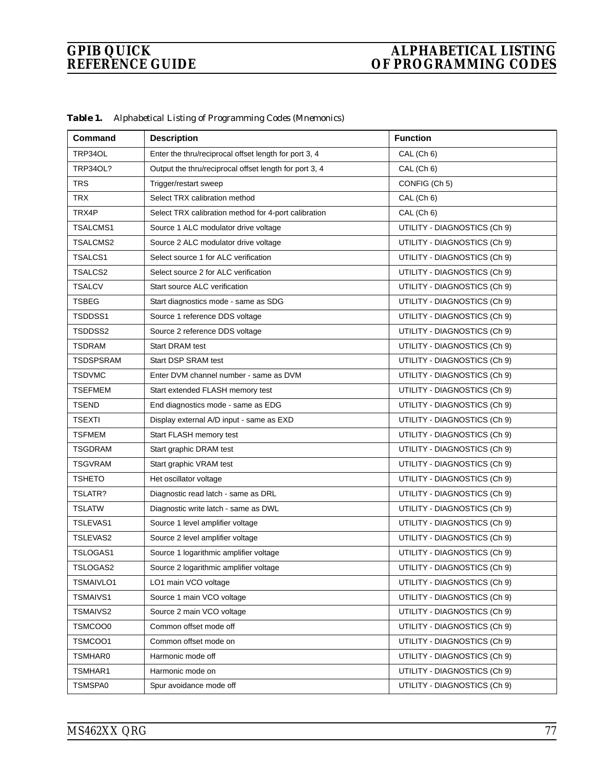**Table 1.** *Alphabetical Listing of Programming Codes (Mnemonics)*

| Command | Description | Function |
|---|---|---|
| TRP34OL | Enter the thru/reciprocal offset length for port 3, 4 | CAL (Ch 6) |
| TRP34OL? | Output the thru/reciprocal offset length for port 3, 4 | CAL (Ch 6) |
| TRS | Trigger/restart sweep | CONFIG (Ch 5) |
| TRX | Select TRX calibration method | CAL (Ch 6) |
| TRX4P | Select TRX calibration method for 4-port calibration | CAL (Ch 6) |
| TSALCMS1 | Source 1 ALC modulator drive voltage | UTILITY - DIAGNOSTICS (Ch 9) |
| TSALCMS2 | Source 2 ALC modulator drive voltage | UTILITY - DIAGNOSTICS (Ch 9) |
| TSALCS1 | Select source 1 for ALC verification | UTILITY - DIAGNOSTICS (Ch 9) |
| TSALCS2 | Select source 2 for ALC verification | UTILITY - DIAGNOSTICS (Ch 9) |
| TSALCV | Start source ALC verification | UTILITY - DIAGNOSTICS (Ch 9) |
| TSBEG | Start diagnostics mode - same as SDG | UTILITY - DIAGNOSTICS (Ch 9) |
| TSDDSS1 | Source 1 reference DDS voltage | UTILITY - DIAGNOSTICS (Ch 9) |
| TSDDSS2 | Source 2 reference DDS voltage | UTILITY - DIAGNOSTICS (Ch 9) |
| TSDRAM | Start DRAM test | UTILITY - DIAGNOSTICS (Ch 9) |
| TSDSPSRAM | Start DSP SRAM test | UTILITY - DIAGNOSTICS (Ch 9) |
| TSDVMC | Enter DVM channel number - same as DVM | UTILITY - DIAGNOSTICS (Ch 9) |
| TSEFMEM | Start extended FLASH memory test | UTILITY - DIAGNOSTICS (Ch 9) |
| TSEND | End diagnostics mode - same as EDG | UTILITY - DIAGNOSTICS (Ch 9) |
| TSEXTI | Display external A/D input - same as EXD | UTILITY - DIAGNOSTICS (Ch 9) |
| TSFMEM | Start FLASH memory test | UTILITY - DIAGNOSTICS (Ch 9) |
| TSGDRAM | Start graphic DRAM test | UTILITY - DIAGNOSTICS (Ch 9) |
| TSGVRAM | Start graphic VRAM test | UTILITY - DIAGNOSTICS (Ch 9) |
| TSHETO | Het oscillator voltage | UTILITY - DIAGNOSTICS (Ch 9) |
| TSLATR? | Diagnostic read latch - same as DRL | UTILITY - DIAGNOSTICS (Ch 9) |
| TSLATW | Diagnostic write latch - same as DWL | UTILITY - DIAGNOSTICS (Ch 9) |
| TSLEVAS1 | Source 1 level amplifier voltage | UTILITY - DIAGNOSTICS (Ch 9) |
| TSLEVAS2 | Source 2 level amplifier voltage | UTILITY - DIAGNOSTICS (Ch 9) |
| TSLOGAS1 | Source 1 logarithmic amplifier voltage | UTILITY - DIAGNOSTICS (Ch 9) |
| TSLOGAS2 | Source 2 logarithmic amplifier voltage | UTILITY - DIAGNOSTICS (Ch 9) |
| TSMAIVLO1 | LO1 main VCO voltage | UTILITY - DIAGNOSTICS (Ch 9) |
| TSMAIVS1 | Source 1 main VCO voltage | UTILITY - DIAGNOSTICS (Ch 9) |
| TSMAIVS2 | Source 2 main VCO voltage | UTILITY - DIAGNOSTICS (Ch 9) |
| TSMCOO0 | Common offset mode off | UTILITY - DIAGNOSTICS (Ch 9) |
| TSMCOO1 | Common offset mode on | UTILITY - DIAGNOSTICS (Ch 9) |
| TSMHAR0 | Harmonic mode off | UTILITY - DIAGNOSTICS (Ch 9) |
| TSMHAR1 | Harmonic mode on | UTILITY - DIAGNOSTICS (Ch 9) |
| TSMSPA0 | Spur avoidance mode off | UTILITY - DIAGNOSTICS (Ch 9) |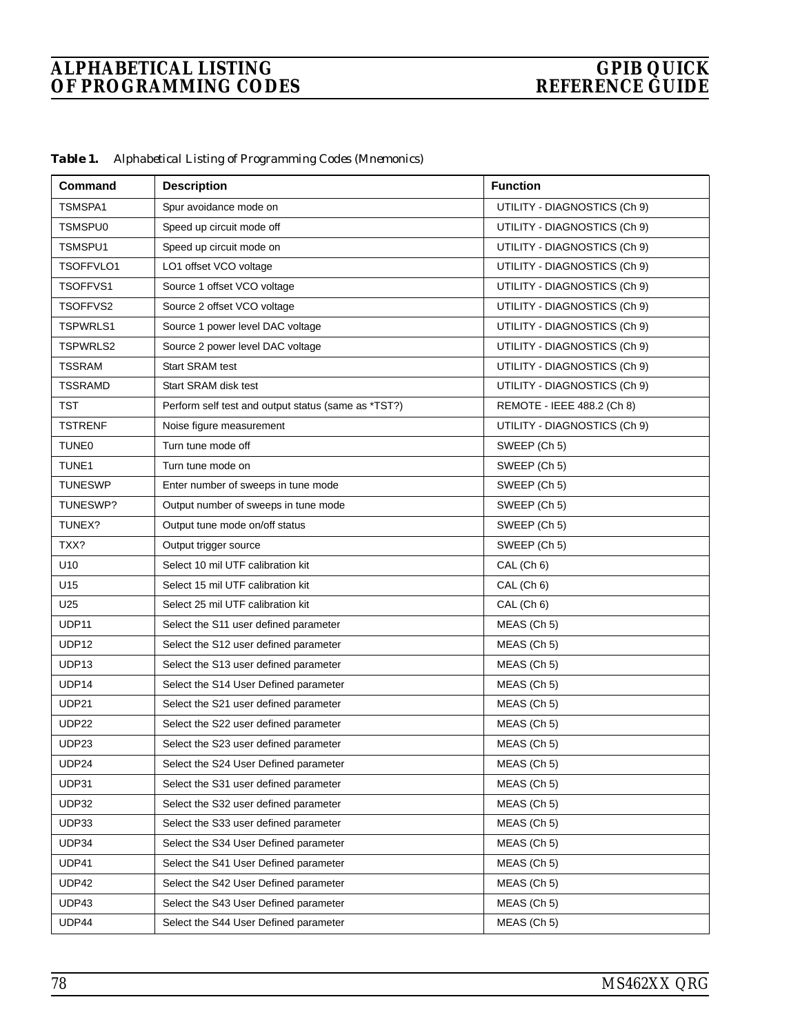**Table 1.** *Alphabetical Listing of Programming Codes (Mnemonics)*

| Command | Description | Function |
|---|---|---|
| TSMSPA1 | Spur avoidance mode on | UTILITY - DIAGNOSTICS (Ch 9) |
| TSMSPU0 | Speed up circuit mode off | UTILITY - DIAGNOSTICS (Ch 9) |
| TSMSPU1 | Speed up circuit mode on | UTILITY - DIAGNOSTICS (Ch 9) |
| TSOFFVLO1 | LO1 offset VCO voltage | UTILITY - DIAGNOSTICS (Ch 9) |
| TSOFFVS1 | Source 1 offset VCO voltage | UTILITY - DIAGNOSTICS (Ch 9) |
| TSOFFVS2 | Source 2 offset VCO voltage | UTILITY - DIAGNOSTICS (Ch 9) |
| TSPWRLS1 | Source 1 power level DAC voltage | UTILITY - DIAGNOSTICS (Ch 9) |
| TSPWRLS2 | Source 2 power level DAC voltage | UTILITY - DIAGNOSTICS (Ch 9) |
| TSSRAM | Start SRAM test | UTILITY - DIAGNOSTICS (Ch 9) |
| TSSRAMD | Start SRAM disk test | UTILITY - DIAGNOSTICS (Ch 9) |
| TST | Perform self test and output status (same as *TST?) | REMOTE - IEEE 488.2 (Ch 8) |
| TSTRENF | Noise figure measurement | UTILITY - DIAGNOSTICS (Ch 9) |
| TUNE0 | Turn tune mode off | SWEEP (Ch 5) |
| TUNE1 | Turn tune mode on | SWEEP (Ch 5) |
| TUNESWP | Enter number of sweeps in tune mode | SWEEP (Ch 5) |
| TUNESWP? | Output number of sweeps in tune mode | SWEEP (Ch 5) |
| TUNEX? | Output tune mode on/off status | SWEEP (Ch 5) |
| TXX? | Output trigger source | SWEEP (Ch 5) |
| U10 | Select 10 mil UTF calibration kit | CAL (Ch 6) |
| U15 | Select 15 mil UTF calibration kit | CAL (Ch 6) |
| U25 | Select 25 mil UTF calibration kit | CAL (Ch 6) |
| UDP11 | Select the S11 user defined parameter | MEAS (Ch 5) |
| UDP12 | Select the S12 user defined parameter | MEAS (Ch 5) |
| UDP13 | Select the S13 user defined parameter | MEAS (Ch 5) |
| UDP14 | Select the S14 User Defined parameter | MEAS (Ch 5) |
| UDP21 | Select the S21 user defined parameter | MEAS (Ch 5) |
| UDP22 | Select the S22 user defined parameter | MEAS (Ch 5) |
| UDP23 | Select the S23 user defined parameter | MEAS (Ch 5) |
| UDP24 | Select the S24 User Defined parameter | MEAS (Ch 5) |
| UDP31 | Select the S31 user defined parameter | MEAS (Ch 5) |
| UDP32 | Select the S32 user defined parameter | MEAS (Ch 5) |
| UDP33 | Select the S33 user defined parameter | MEAS (Ch 5) |
| UDP34 | Select the S34 User Defined parameter | MEAS (Ch 5) |
| UDP41 | Select the S41 User Defined parameter | MEAS (Ch 5) |
| UDP42 | Select the S42 User Defined parameter | MEAS (Ch 5) |
| UDP43 | Select the S43 User Defined parameter | MEAS (Ch 5) |
| UDP44 | Select the S44 User Defined parameter | MEAS (Ch 5) |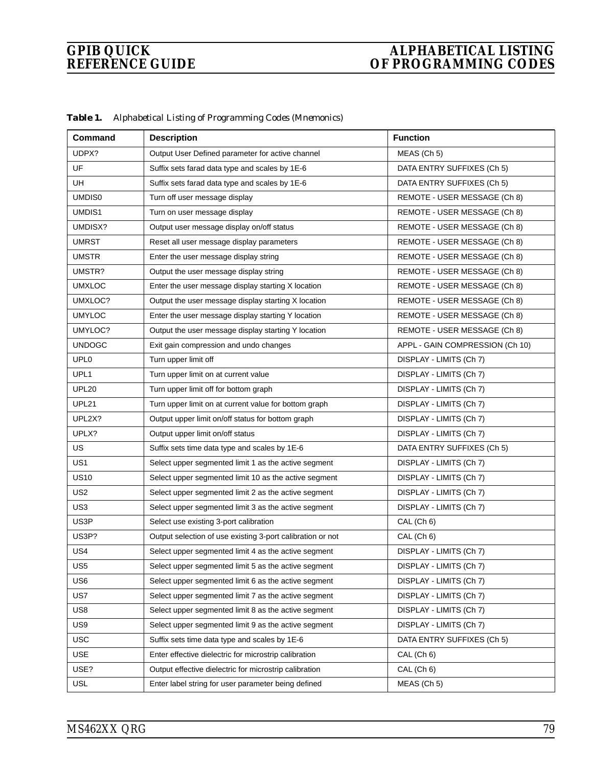**Table 1.** *Alphabetical Listing of Programming Codes (Mnemonics)*

| Command | Description | Function |
|---|---|---|
| UDPX? | Output User Defined parameter for active channel | MEAS (Ch 5) |
| UF | Suffix sets farad data type and scales by 1E-6 | DATA ENTRY SUFFIXES (Ch 5) |
| UH | Suffix sets farad data type and scales by 1E-6 | DATA ENTRY SUFFIXES (Ch 5) |
| UMDIS0 | Turn off user message display | REMOTE - USER MESSAGE (Ch 8) |
| UMDIS1 | Turn on user message display | REMOTE - USER MESSAGE (Ch 8) |
| UMDISX? | Output user message display on/off status | REMOTE - USER MESSAGE (Ch 8) |
| UMRST | Reset all user message display parameters | REMOTE - USER MESSAGE (Ch 8) |
| UMSTR | Enter the user message display string | REMOTE - USER MESSAGE (Ch 8) |
| UMSTR? | Output the user message display string | REMOTE - USER MESSAGE (Ch 8) |
| UMXLOC | Enter the user message display starting X location | REMOTE - USER MESSAGE (Ch 8) |
| UMXLOC? | Output the user message display starting X location | REMOTE - USER MESSAGE (Ch 8) |
| UMYLOC | Enter the user message display starting Y location | REMOTE - USER MESSAGE (Ch 8) |
| UMYLOC? | Output the user message display starting Y location | REMOTE - USER MESSAGE (Ch 8) |
| UNDOGC | Exit gain compression and undo changes | APPL - GAIN COMPRESSION (Ch 10) |
| UPL0 | Turn upper limit off | DISPLAY - LIMITS (Ch 7) |
| UPL1 | Turn upper limit on at current value | DISPLAY - LIMITS (Ch 7) |
| UPL20 | Turn upper limit off for bottom graph | DISPLAY - LIMITS (Ch 7) |
| UPL21 | Turn upper limit on at current value for bottom graph | DISPLAY - LIMITS (Ch 7) |
| UPL2X? | Output upper limit on/off status for bottom graph | DISPLAY - LIMITS (Ch 7) |
| UPLX? | Output upper limit on/off status | DISPLAY - LIMITS (Ch 7) |
| US | Suffix sets time data type and scales by 1E-6 | DATA ENTRY SUFFIXES (Ch 5) |
| US1 | Select upper segmented limit 1 as the active segment | DISPLAY - LIMITS (Ch 7) |
| US10 | Select upper segmented limit 10 as the active segment | DISPLAY - LIMITS (Ch 7) |
| US2 | Select upper segmented limit 2 as the active segment | DISPLAY - LIMITS (Ch 7) |
| US3 | Select upper segmented limit 3 as the active segment | DISPLAY - LIMITS (Ch 7) |
| US3P | Select use existing 3-port calibration | CAL (Ch 6) |
| US3P? | Output selection of use existing 3-port calibration or not | CAL (Ch 6) |
| US4 | Select upper segmented limit 4 as the active segment | DISPLAY - LIMITS (Ch 7) |
| US5 | Select upper segmented limit 5 as the active segment | DISPLAY - LIMITS (Ch 7) |
| US6 | Select upper segmented limit 6 as the active segment | DISPLAY - LIMITS (Ch 7) |
| US7 | Select upper segmented limit 7 as the active segment | DISPLAY - LIMITS (Ch 7) |
| US8 | Select upper segmented limit 8 as the active segment | DISPLAY - LIMITS (Ch 7) |
| US9 | Select upper segmented limit 9 as the active segment | DISPLAY - LIMITS (Ch 7) |
| USC | Suffix sets time data type and scales by 1E-6 | DATA ENTRY SUFFIXES (Ch 5) |
| USE | Enter effective dielectric for microstrip calibration | CAL (Ch 6) |
| USE? | Output effective dielectric for microstrip calibration | CAL (Ch 6) |
| USL | Enter label string for user parameter being defined | MEAS (Ch 5) |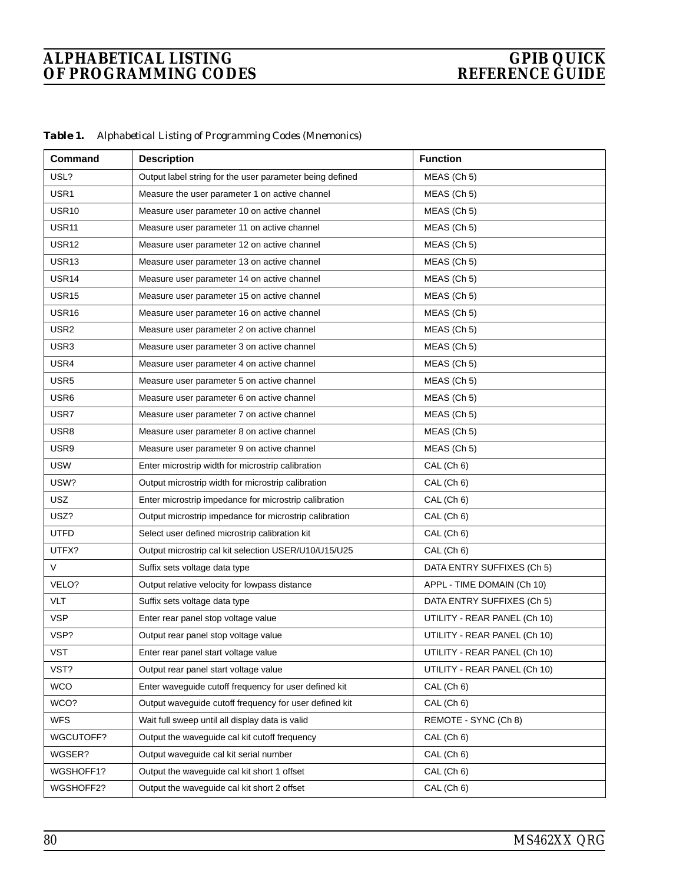**Table 1.** *Alphabetical Listing of Programming Codes (Mnemonics)*

| Command | Description | Function |
|---|---|---|
| USL? | Output label string for the user parameter being defined | MEAS (Ch 5) |
| USR1 | Measure the user parameter 1 on active channel | MEAS (Ch 5) |
| USR10 | Measure user parameter 10 on active channel | MEAS (Ch 5) |
| USR11 | Measure user parameter 11 on active channel | MEAS (Ch 5) |
| USR12 | Measure user parameter 12 on active channel | MEAS (Ch 5) |
| USR13 | Measure user parameter 13 on active channel | MEAS (Ch 5) |
| USR14 | Measure user parameter 14 on active channel | MEAS (Ch 5) |
| USR15 | Measure user parameter 15 on active channel | MEAS (Ch 5) |
| USR16 | Measure user parameter 16 on active channel | MEAS (Ch 5) |
| USR2 | Measure user parameter 2 on active channel | MEAS (Ch 5) |
| USR3 | Measure user parameter 3 on active channel | MEAS (Ch 5) |
| USR4 | Measure user parameter 4 on active channel | MEAS (Ch 5) |
| USR5 | Measure user parameter 5 on active channel | MEAS (Ch 5) |
| USR6 | Measure user parameter 6 on active channel | MEAS (Ch 5) |
| USR7 | Measure user parameter 7 on active channel | MEAS (Ch 5) |
| USR8 | Measure user parameter 8 on active channel | MEAS (Ch 5) |
| USR9 | Measure user parameter 9 on active channel | MEAS (Ch 5) |
| USW | Enter microstrip width for microstrip calibration | CAL (Ch 6) |
| USW? | Output microstrip width for microstrip calibration | CAL (Ch 6) |
| USZ | Enter microstrip impedance for microstrip calibration | CAL (Ch 6) |
| USZ? | Output microstrip impedance for microstrip calibration | CAL (Ch 6) |
| UTFD | Select user defined microstrip calibration kit | CAL (Ch 6) |
| UTFX? | Output microstrip cal kit selection USER/U10/U15/U25 | CAL (Ch 6) |
| V | Suffix sets voltage data type | DATA ENTRY SUFFIXES (Ch 5) |
| VELO? | Output relative velocity for lowpass distance | APPL - TIME DOMAIN (Ch 10) |
| VLT | Suffix sets voltage data type | DATA ENTRY SUFFIXES (Ch 5) |
| VSP | Enter rear panel stop voltage value | UTILITY - REAR PANEL (Ch 10) |
| VSP? | Output rear panel stop voltage value | UTILITY - REAR PANEL (Ch 10) |
| VST | Enter rear panel start voltage value | UTILITY - REAR PANEL (Ch 10) |
| VST? | Output rear panel start voltage value | UTILITY - REAR PANEL (Ch 10) |
| WCO | Enter waveguide cutoff frequency for user defined kit | CAL (Ch 6) |
| WCO? | Output waveguide cutoff frequency for user defined kit | CAL (Ch 6) |
| WFS | Wait full sweep until all display data is valid | REMOTE - SYNC (Ch 8) |
| WGCUTOFF? | Output the waveguide cal kit cutoff frequency | CAL (Ch 6) |
| WGSER? | Output waveguide cal kit serial number | CAL (Ch 6) |
| WGSHOFF1? | Output the waveguide cal kit short 1 offset | CAL (Ch 6) |
| WGSHOFF2? | Output the waveguide cal kit short 2 offset | CAL (Ch 6) |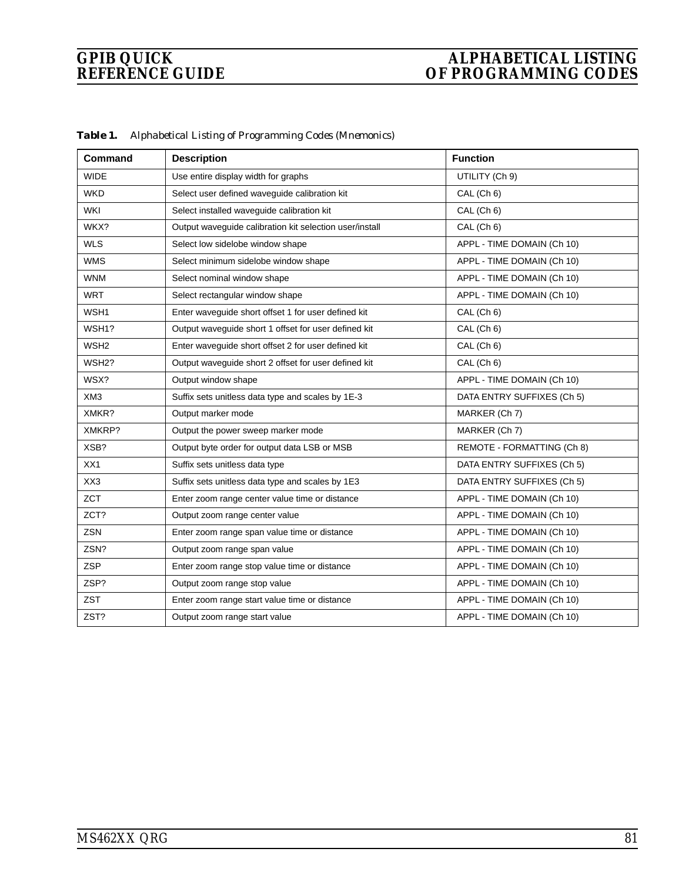**Table 1.** *Alphabetical Listing of Programming Codes (Mnemonics)*

| Command | Description | Function |
|---|---|---|
| WIDE | Use entire display width for graphs | UTILITY (Ch 9) |
| WKD | Select user defined waveguide calibration kit | CAL (Ch 6) |
| WKI | Select installed waveguide calibration kit | CAL (Ch 6) |
| WKX? | Output waveguide calibration kit selection user/install | CAL (Ch 6) |
| WLS | Select low sidelobe window shape | APPL - TIME DOMAIN (Ch 10) |
| WMS | Select minimum sidelobe window shape | APPL - TIME DOMAIN (Ch 10) |
| WNM | Select nominal window shape | APPL - TIME DOMAIN (Ch 10) |
| WRT | Select rectangular window shape | APPL - TIME DOMAIN (Ch 10) |
| WSH1 | Enter waveguide short offset 1 for user defined kit | CAL (Ch 6) |
| WSH1? | Output waveguide short 1 offset for user defined kit | CAL (Ch 6) |
| WSH2 | Enter waveguide short offset 2 for user defined kit | CAL (Ch 6) |
| WSH2? | Output waveguide short 2 offset for user defined kit | CAL (Ch 6) |
| WSX? | Output window shape | APPL - TIME DOMAIN (Ch 10) |
| XM3 | Suffix sets unitless data type and scales by 1E-3 | DATA ENTRY SUFFIXES (Ch 5) |
| XMKR? | Output marker mode | MARKER (Ch 7) |
| XMKRP? | Output the power sweep marker mode | MARKER (Ch 7) |
| XSB? | Output byte order for output data LSB or MSB | REMOTE - FORMATTING (Ch 8) |
| XX1 | Suffix sets unitless data type | DATA ENTRY SUFFIXES (Ch 5) |
| XX3 | Suffix sets unitless data type and scales by 1E3 | DATA ENTRY SUFFIXES (Ch 5) |
| ZCT | Enter zoom range center value time or distance | APPL - TIME DOMAIN (Ch 10) |
| ZCT? | Output zoom range center value | APPL - TIME DOMAIN (Ch 10) |
| ZSN | Enter zoom range span value time or distance | APPL - TIME DOMAIN (Ch 10) |
| ZSN? | Output zoom range span value | APPL - TIME DOMAIN (Ch 10) |
| ZSP | Enter zoom range stop value time or distance | APPL - TIME DOMAIN (Ch 10) |
| ZSP? | Output zoom range stop value | APPL - TIME DOMAIN (Ch 10) |
| ZST | Enter zoom range start value time or distance | APPL - TIME DOMAIN (Ch 10) |
| ZST? | Output zoom range start value | APPL - TIME DOMAIN (Ch 10) |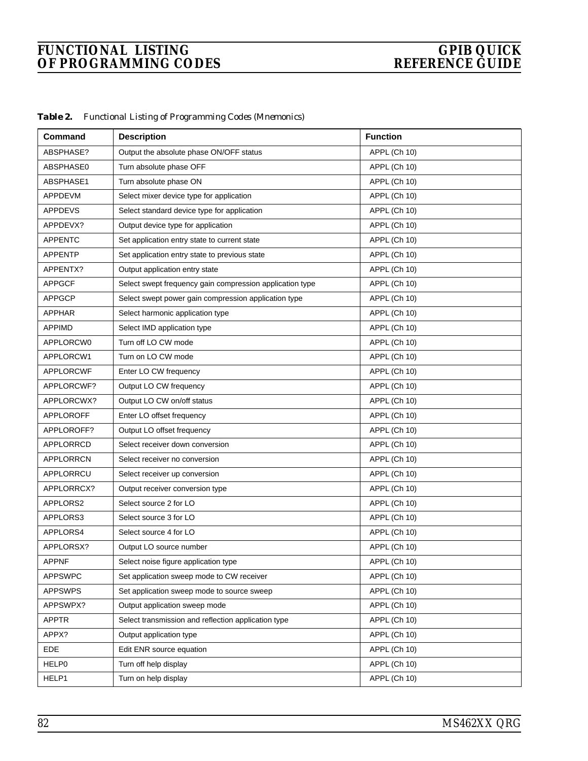**Table 2.** *Functional Listing of Programming Codes (Mnemonics)*

| Command | Description | Function |
|---|---|---|
| ABSPHASE? | Output the absolute phase ON/OFF status | APPL (Ch 10) |
| ABSPHASE0 | Turn absolute phase OFF | APPL (Ch 10) |
| ABSPHASE1 | Turn absolute phase ON | APPL (Ch 10) |
| APPDEVM | Select mixer device type for application | APPL (Ch 10) |
| APPDEVS | Select standard device type for application | APPL (Ch 10) |
| APPDEVX? | Output device type for application | APPL (Ch 10) |
| APPENTC | Set application entry state to current state | APPL (Ch 10) |
| APPENTP | Set application entry state to previous state | APPL (Ch 10) |
| APPENTX? | Output application entry state | APPL (Ch 10) |
| APPGCF | Select swept frequency gain compression application type | APPL (Ch 10) |
| APPGCP | Select swept power gain compression application type | APPL (Ch 10) |
| APPHAR | Select harmonic application type | APPL (Ch 10) |
| APPIMD | Select IMD application type | APPL (Ch 10) |
| APPLORCW0 | Turn off LO CW mode | APPL (Ch 10) |
| APPLORCW1 | Turn on LO CW mode | APPL (Ch 10) |
| APPLORCWF | Enter LO CW frequency | APPL (Ch 10) |
| APPLORCWF? | Output LO CW frequency | APPL (Ch 10) |
| APPLORCWX? | Output LO CW on/off status | APPL (Ch 10) |
| APPLOROFF | Enter LO offset frequency | APPL (Ch 10) |
| APPLOROFF? | Output LO offset frequency | APPL (Ch 10) |
| APPLORRCD | Select receiver down conversion | APPL (Ch 10) |
| APPLORRCN | Select receiver no conversion | APPL (Ch 10) |
| APPLORRCU | Select receiver up conversion | APPL (Ch 10) |
| APPLORRCX? | Output receiver conversion type | APPL (Ch 10) |
| APPLORS2 | Select source 2 for LO | APPL (Ch 10) |
| APPLORS3 | Select source 3 for LO | APPL (Ch 10) |
| APPLORS4 | Select source 4 for LO | APPL (Ch 10) |
| APPLORSX? | Output LO source number | APPL (Ch 10) |
| APPNF | Select noise figure application type | APPL (Ch 10) |
| APPSWPC | Set application sweep mode to CW receiver | APPL (Ch 10) |
| APPSWPS | Set application sweep mode to source sweep | APPL (Ch 10) |
| APPSWPX? | Output application sweep mode | APPL (Ch 10) |
| APPTR | Select transmission and reflection application type | APPL (Ch 10) |
| APPX? | Output application type | APPL (Ch 10) |
| EDE | Edit ENR source equation | APPL (Ch 10) |
| HELP0 | Turn off help display | APPL (Ch 10) |
| HELP1 | Turn on help display | APPL (Ch 10) |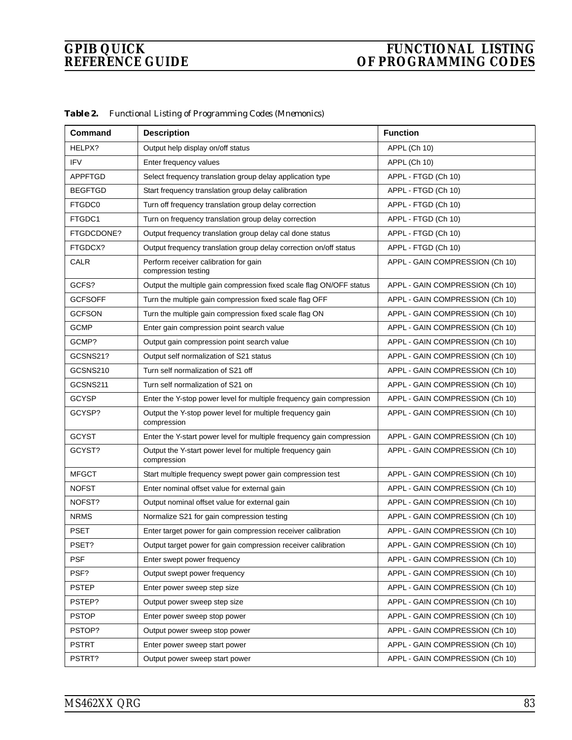**Table 2.** *Functional Listing of Programming Codes (Mnemonics)*

| Command | Description | Function |
|---|---|---|
| HELPX? | Output help display on/off status | APPL (Ch 10) |
| IFV | Enter frequency values | APPL (Ch 10) |
| APPFTGD | Select frequency translation group delay application type | APPL - FTGD (Ch 10) |
| BEGFTGD | Start frequency translation group delay calibration | APPL - FTGD (Ch 10) |
| FTGDC0 | Turn off frequency translation group delay correction | APPL - FTGD (Ch 10) |
| FTGDC1 | Turn on frequency translation group delay correction | APPL - FTGD (Ch 10) |
| FTGDCDONE? | Output frequency translation group delay cal done status | APPL - FTGD (Ch 10) |
| FTGDCX? | Output frequency translation group delay correction on/off status | APPL - FTGD (Ch 10) |
| CALR | Perform receiver calibration for gain compression testing | APPL - GAIN COMPRESSION (Ch 10) |
| GCFS? | Output the multiple gain compression fixed scale flag ON/OFF status | APPL - GAIN COMPRESSION (Ch 10) |
| GCFSOFF | Turn the multiple gain compression fixed scale flag OFF | APPL - GAIN COMPRESSION (Ch 10) |
| GCFSON | Turn the multiple gain compression fixed scale flag ON | APPL - GAIN COMPRESSION (Ch 10) |
| GCMP | Enter gain compression point search value | APPL - GAIN COMPRESSION (Ch 10) |
| GCMP? | Output gain compression point search value | APPL - GAIN COMPRESSION (Ch 10) |
| GCSNS21? | Output self normalization of S21 status | APPL - GAIN COMPRESSION (Ch 10) |
| GCSNS210 | Turn self normalization of S21 off | APPL - GAIN COMPRESSION (Ch 10) |
| GCSNS211 | Turn self normalization of S21 on | APPL - GAIN COMPRESSION (Ch 10) |
| GCYSP | Enter the Y-stop power level for multiple frequency gain compression | APPL - GAIN COMPRESSION (Ch 10) |
| GCYSP? | Output the Y-stop power level for multiple frequency gain compression | APPL - GAIN COMPRESSION (Ch 10) |
| GCYST | Enter the Y-start power level for multiple frequency gain compression | APPL - GAIN COMPRESSION (Ch 10) |
| GCYST? | Output the Y-start power level for multiple frequency gain compression | APPL - GAIN COMPRESSION (Ch 10) |
| MFGCT | Start multiple frequency swept power gain compression test | APPL - GAIN COMPRESSION (Ch 10) |
| NOFST | Enter nominal offset value for external gain | APPL - GAIN COMPRESSION (Ch 10) |
| NOFST? | Output nominal offset value for external gain | APPL - GAIN COMPRESSION (Ch 10) |
| NRMS | Normalize S21 for gain compression testing | APPL - GAIN COMPRESSION (Ch 10) |
| PSET | Enter target power for gain compression receiver calibration | APPL - GAIN COMPRESSION (Ch 10) |
| PSET? | Output target power for gain compression receiver calibration | APPL - GAIN COMPRESSION (Ch 10) |
| PSF | Enter swept power frequency | APPL - GAIN COMPRESSION (Ch 10) |
| PSF? | Output swept power frequency | APPL - GAIN COMPRESSION (Ch 10) |
| PSTEP | Enter power sweep step size | APPL - GAIN COMPRESSION (Ch 10) |
| PSTEP? | Output power sweep step size | APPL - GAIN COMPRESSION (Ch 10) |
| PSTOP | Enter power sweep stop power | APPL - GAIN COMPRESSION (Ch 10) |
| PSTOP? | Output power sweep stop power | APPL - GAIN COMPRESSION (Ch 10) |
| PSTRT | Enter power sweep start power | APPL - GAIN COMPRESSION (Ch 10) |
| PSTRT? | Output power sweep start power | APPL - GAIN COMPRESSION (Ch 10) |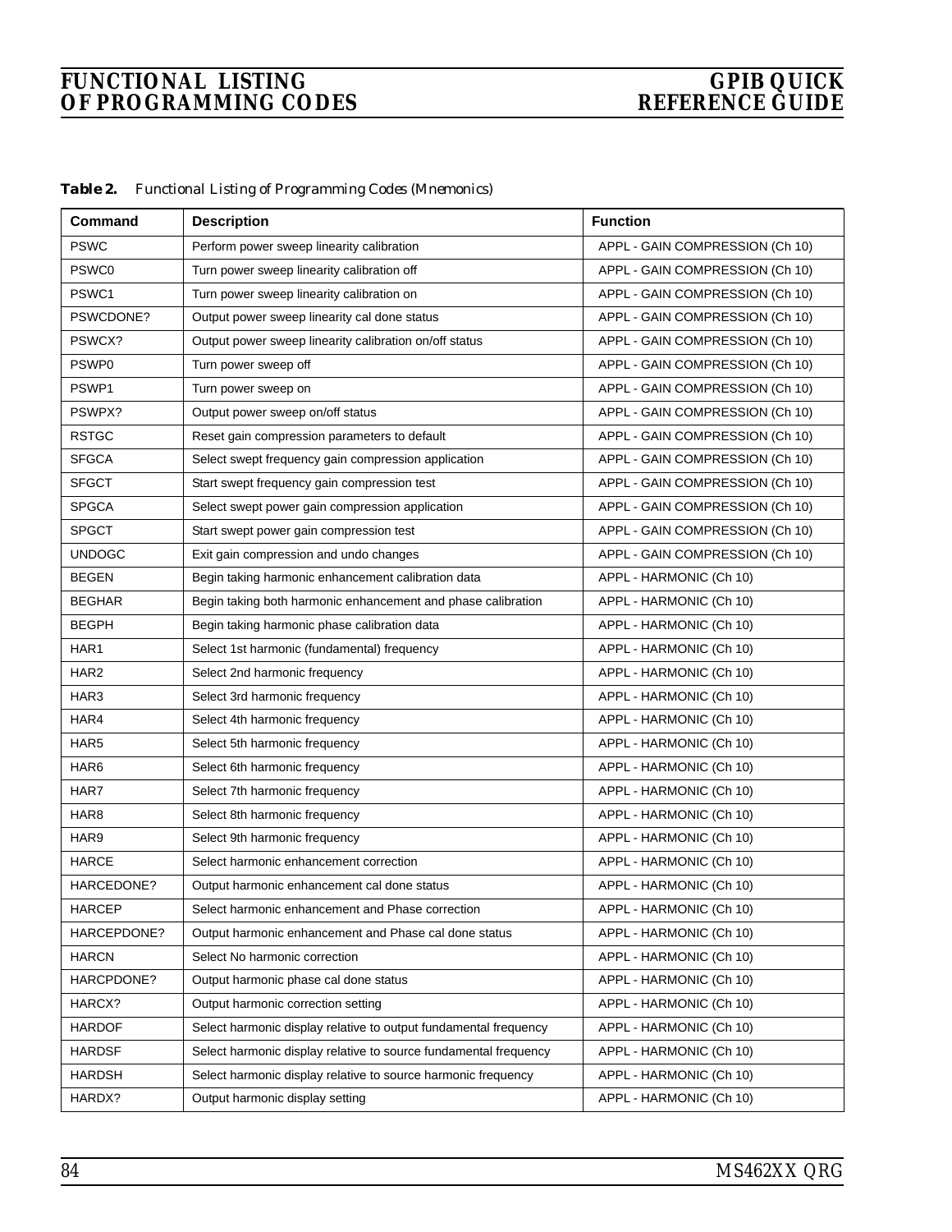**Table 2.** *Functional Listing of Programming Codes (Mnemonics)*

| Command | Description | Function |
|---|---|---|
| PSWC | Perform power sweep linearity calibration | APPL - GAIN COMPRESSION (Ch 10) |
| PSWC0 | Turn power sweep linearity calibration off | APPL - GAIN COMPRESSION (Ch 10) |
| PSWC1 | Turn power sweep linearity calibration on | APPL - GAIN COMPRESSION (Ch 10) |
| PSWCDONE? | Output power sweep linearity cal done status | APPL - GAIN COMPRESSION (Ch 10) |
| PSWCX? | Output power sweep linearity calibration on/off status | APPL - GAIN COMPRESSION (Ch 10) |
| PSWP0 | Turn power sweep off | APPL - GAIN COMPRESSION (Ch 10) |
| PSWP1 | Turn power sweep on | APPL - GAIN COMPRESSION (Ch 10) |
| PSWPX? | Output power sweep on/off status | APPL - GAIN COMPRESSION (Ch 10) |
| RSTGC | Reset gain compression parameters to default | APPL - GAIN COMPRESSION (Ch 10) |
| SFGCA | Select swept frequency gain compression application | APPL - GAIN COMPRESSION (Ch 10) |
| SFGCT | Start swept frequency gain compression test | APPL - GAIN COMPRESSION (Ch 10) |
| SPGCA | Select swept power gain compression application | APPL - GAIN COMPRESSION (Ch 10) |
| SPGCT | Start swept power gain compression test | APPL - GAIN COMPRESSION (Ch 10) |
| UNDOGC | Exit gain compression and undo changes | APPL - GAIN COMPRESSION (Ch 10) |
| BEGEN | Begin taking harmonic enhancement calibration data | APPL - HARMONIC (Ch 10) |
| BEGHAR | Begin taking both harmonic enhancement and phase calibration | APPL - HARMONIC (Ch 10) |
| BEGPH | Begin taking harmonic phase calibration data | APPL - HARMONIC (Ch 10) |
| HAR1 | Select 1st harmonic (fundamental) frequency | APPL - HARMONIC (Ch 10) |
| HAR2 | Select 2nd harmonic frequency | APPL - HARMONIC (Ch 10) |
| HAR3 | Select 3rd harmonic frequency | APPL - HARMONIC (Ch 10) |
| HAR4 | Select 4th harmonic frequency | APPL - HARMONIC (Ch 10) |
| HAR5 | Select 5th harmonic frequency | APPL - HARMONIC (Ch 10) |
| HAR6 | Select 6th harmonic frequency | APPL - HARMONIC (Ch 10) |
| HAR7 | Select 7th harmonic frequency | APPL - HARMONIC (Ch 10) |
| HAR8 | Select 8th harmonic frequency | APPL - HARMONIC (Ch 10) |
| HAR9 | Select 9th harmonic frequency | APPL - HARMONIC (Ch 10) |
| HARCE | Select harmonic enhancement correction | APPL - HARMONIC (Ch 10) |
| HARCEDONE? | Output harmonic enhancement cal done status | APPL - HARMONIC (Ch 10) |
| HARCEP | Select harmonic enhancement and Phase correction | APPL - HARMONIC (Ch 10) |
| HARCEPDONE? | Output harmonic enhancement and Phase cal done status | APPL - HARMONIC (Ch 10) |
| HARCN | Select No harmonic correction | APPL - HARMONIC (Ch 10) |
| HARCPDONE? | Output harmonic phase cal done status | APPL - HARMONIC (Ch 10) |
| HARCX? | Output harmonic correction setting | APPL - HARMONIC (Ch 10) |
| HARDOF | Select harmonic display relative to output fundamental frequency | APPL - HARMONIC (Ch 10) |
| HARDSF | Select harmonic display relative to source fundamental frequency | APPL - HARMONIC (Ch 10) |
| HARDSH | Select harmonic display relative to source harmonic frequency | APPL - HARMONIC (Ch 10) |
| HARDX? | Output harmonic display setting | APPL - HARMONIC (Ch 10) |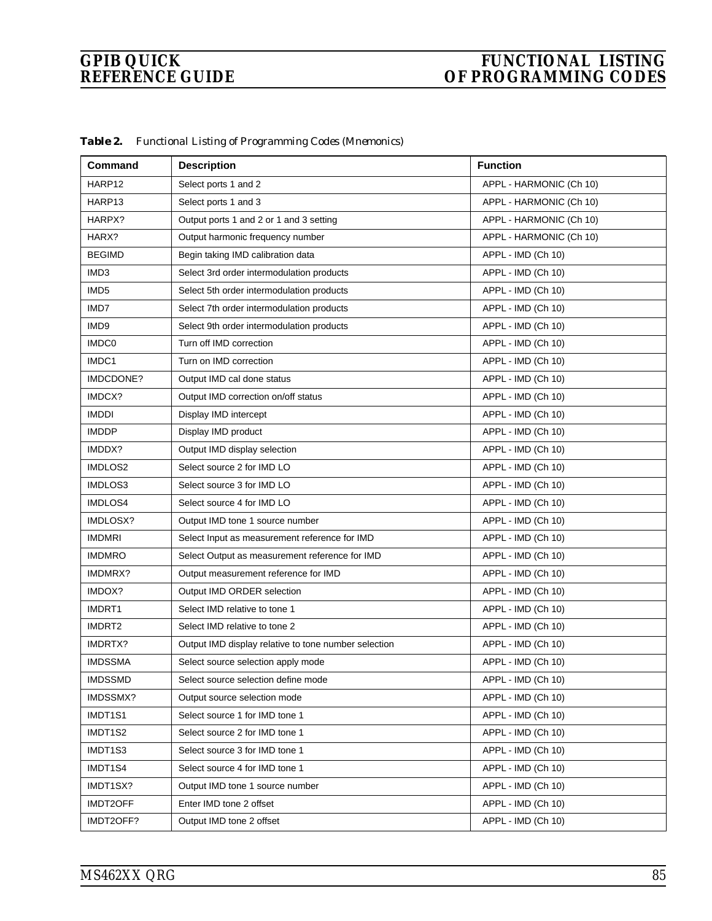**Table 2.** *Functional Listing of Programming Codes (Mnemonics)*

| Command | Description | Function |
|---|---|---|
| HARP12 | Select ports 1 and 2 | APPL - HARMONIC (Ch 10) |
| HARP13 | Select ports 1 and 3 | APPL - HARMONIC (Ch 10) |
| HARPX? | Output ports 1 and 2 or 1 and 3 setting | APPL - HARMONIC (Ch 10) |
| HARX? | Output harmonic frequency number | APPL - HARMONIC (Ch 10) |
| BEGIMD | Begin taking IMD calibration data | APPL - IMD (Ch 10) |
| IMD3 | Select 3rd order intermodulation products | APPL - IMD (Ch 10) |
| IMD5 | Select 5th order intermodulation products | APPL - IMD (Ch 10) |
| IMD7 | Select 7th order intermodulation products | APPL - IMD (Ch 10) |
| IMD9 | Select 9th order intermodulation products | APPL - IMD (Ch 10) |
| IMDC0 | Turn off IMD correction | APPL - IMD (Ch 10) |
| IMDC1 | Turn on IMD correction | APPL - IMD (Ch 10) |
| IMDCDONE? | Output IMD cal done status | APPL - IMD (Ch 10) |
| IMDCX? | Output IMD correction on/off status | APPL - IMD (Ch 10) |
| IMDDI | Display IMD intercept | APPL - IMD (Ch 10) |
| IMDDP | Display IMD product | APPL - IMD (Ch 10) |
| IMDDX? | Output IMD display selection | APPL - IMD (Ch 10) |
| IMDLOS2 | Select source 2 for IMD LO | APPL - IMD (Ch 10) |
| IMDLOS3 | Select source 3 for IMD LO | APPL - IMD (Ch 10) |
| IMDLOS4 | Select source 4 for IMD LO | APPL - IMD (Ch 10) |
| IMDLOSX? | Output IMD tone 1 source number | APPL - IMD (Ch 10) |
| IMDMRI | Select Input as measurement reference for IMD | APPL - IMD (Ch 10) |
| IMDMRO | Select Output as measurement reference for IMD | APPL - IMD (Ch 10) |
| IMDMRX? | Output measurement reference for IMD | APPL - IMD (Ch 10) |
| IMDOX? | Output IMD ORDER selection | APPL - IMD (Ch 10) |
| IMDRT1 | Select IMD relative to tone 1 | APPL - IMD (Ch 10) |
| IMDRT2 | Select IMD relative to tone 2 | APPL - IMD (Ch 10) |
| IMDRTX? | Output IMD display relative to tone number selection | APPL - IMD (Ch 10) |
| IMDSSMA | Select source selection apply mode | APPL - IMD (Ch 10) |
| IMDSSMD | Select source selection define mode | APPL - IMD (Ch 10) |
| IMDSSMX? | Output source selection mode | APPL - IMD (Ch 10) |
| IMDT1S1 | Select source 1 for IMD tone 1 | APPL - IMD (Ch 10) |
| IMDT1S2 | Select source 2 for IMD tone 1 | APPL - IMD (Ch 10) |
| IMDT1S3 | Select source 3 for IMD tone 1 | APPL - IMD (Ch 10) |
| IMDT1S4 | Select source 4 for IMD tone 1 | APPL - IMD (Ch 10) |
| IMDT1SX? | Output IMD tone 1 source number | APPL - IMD (Ch 10) |
| IMDT2OFF | Enter IMD tone 2 offset | APPL - IMD (Ch 10) |
| IMDT2OFF? | Output IMD tone 2 offset | APPL - IMD (Ch 10) |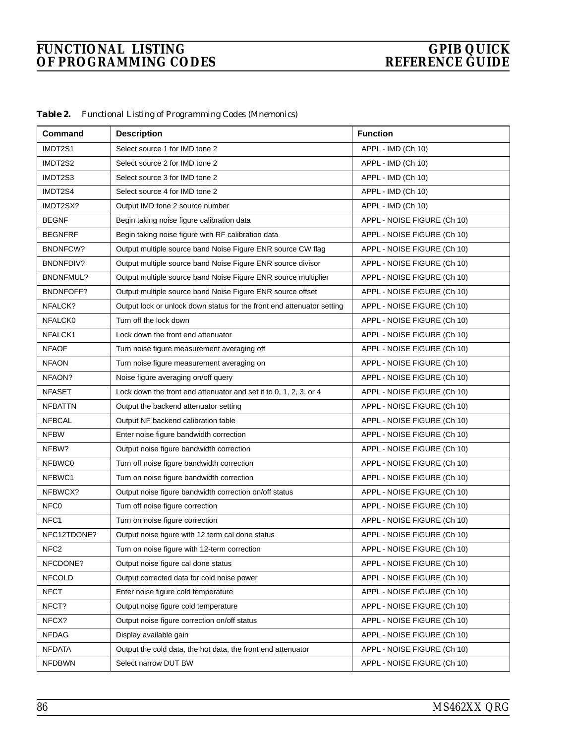**Table 2.** *Functional Listing of Programming Codes (Mnemonics)*

| Command | Description | Function |
|---|---|---|
| IMDT2S1 | Select source 1 for IMD tone 2 | APPL - IMD (Ch 10) |
| IMDT2S2 | Select source 2 for IMD tone 2 | APPL - IMD (Ch 10) |
| IMDT2S3 | Select source 3 for IMD tone 2 | APPL - IMD (Ch 10) |
| IMDT2S4 | Select source 4 for IMD tone 2 | APPL - IMD (Ch 10) |
| IMDT2SX? | Output IMD tone 2 source number | APPL - IMD (Ch 10) |
| BEGNF | Begin taking noise figure calibration data | APPL - NOISE FIGURE (Ch 10) |
| BEGNFRF | Begin taking noise figure with RF calibration data | APPL - NOISE FIGURE (Ch 10) |
| BNDNFCW? | Output multiple source band Noise Figure ENR source CW flag | APPL - NOISE FIGURE (Ch 10) |
| BNDNFDIV? | Output multiple source band Noise Figure ENR source divisor | APPL - NOISE FIGURE (Ch 10) |
| BNDNFMUL? | Output multiple source band Noise Figure ENR source multiplier | APPL - NOISE FIGURE (Ch 10) |
| BNDNFOFF? | Output multiple source band Noise Figure ENR source offset | APPL - NOISE FIGURE (Ch 10) |
| NFALCK? | Output lock or unlock down status for the front end attenuator setting | APPL - NOISE FIGURE (Ch 10) |
| NFALCK0 | Turn off the lock down | APPL - NOISE FIGURE (Ch 10) |
| NFALCK1 | Lock down the front end attenuator | APPL - NOISE FIGURE (Ch 10) |
| NFAOF | Turn noise figure measurement averaging off | APPL - NOISE FIGURE (Ch 10) |
| NFAON | Turn noise figure measurement averaging on | APPL - NOISE FIGURE (Ch 10) |
| NFAON? | Noise figure averaging on/off query | APPL - NOISE FIGURE (Ch 10) |
| NFASET | Lock down the front end attenuator and set it to 0, 1, 2, 3, or 4 | APPL - NOISE FIGURE (Ch 10) |
| NFBATTN | Output the backend attenuator setting | APPL - NOISE FIGURE (Ch 10) |
| NFBCAL | Output NF backend calibration table | APPL - NOISE FIGURE (Ch 10) |
| NFBW | Enter noise figure bandwidth correction | APPL - NOISE FIGURE (Ch 10) |
| NFBW? | Output noise figure bandwidth correction | APPL - NOISE FIGURE (Ch 10) |
| NFBWC0 | Turn off noise figure bandwidth correction | APPL - NOISE FIGURE (Ch 10) |
| NFBWC1 | Turn on noise figure bandwidth correction | APPL - NOISE FIGURE (Ch 10) |
| NFBWCX? | Output noise figure bandwidth correction on/off status | APPL - NOISE FIGURE (Ch 10) |
| NFC0 | Turn off noise figure correction | APPL - NOISE FIGURE (Ch 10) |
| NFC1 | Turn on noise figure correction | APPL - NOISE FIGURE (Ch 10) |
| NFC12TDONE? | Output noise figure with 12 term cal done status | APPL - NOISE FIGURE (Ch 10) |
| NFC2 | Turn on noise figure with 12-term correction | APPL - NOISE FIGURE (Ch 10) |
| NFCDONE? | Output noise figure cal done status | APPL - NOISE FIGURE (Ch 10) |
| NFCOLD | Output corrected data for cold noise power | APPL - NOISE FIGURE (Ch 10) |
| NFCT | Enter noise figure cold temperature | APPL - NOISE FIGURE (Ch 10) |
| NFCT? | Output noise figure cold temperature | APPL - NOISE FIGURE (Ch 10) |
| NFCX? | Output noise figure correction on/off status | APPL - NOISE FIGURE (Ch 10) |
| NFDAG | Display available gain | APPL - NOISE FIGURE (Ch 10) |
| NFDATA | Output the cold data, the hot data, the front end attenuator | APPL - NOISE FIGURE (Ch 10) |
| NFDBWN | Select narrow DUT BW | APPL - NOISE FIGURE (Ch 10) |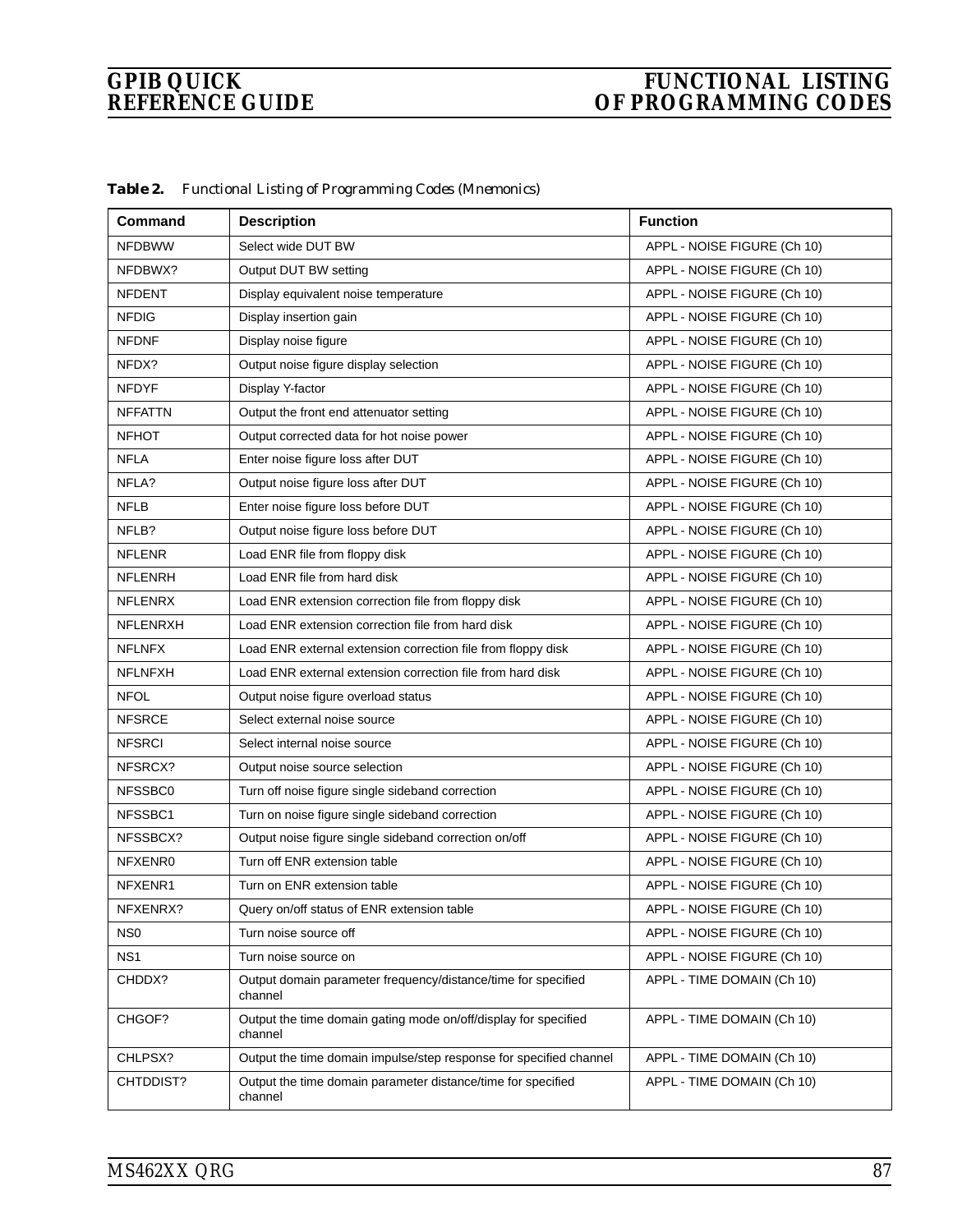**Table 2.** *Functional Listing of Programming Codes (Mnemonics)*

| Command | Description | Function |
|---|---|---|
| NFDBWW | Select wide DUT BW | APPL - NOISE FIGURE (Ch 10) |
| NFDBWX? | Output DUT BW setting | APPL - NOISE FIGURE (Ch 10) |
| NFDENT | Display equivalent noise temperature | APPL - NOISE FIGURE (Ch 10) |
| NFDIG | Display insertion gain | APPL - NOISE FIGURE (Ch 10) |
| NFDNF | Display noise figure | APPL - NOISE FIGURE (Ch 10) |
| NFDX? | Output noise figure display selection | APPL - NOISE FIGURE (Ch 10) |
| NFDYF | Display Y-factor | APPL - NOISE FIGURE (Ch 10) |
| NFFATTN | Output the front end attenuator setting | APPL - NOISE FIGURE (Ch 10) |
| NFHOT | Output corrected data for hot noise power | APPL - NOISE FIGURE (Ch 10) |
| NFLA | Enter noise figure loss after DUT | APPL - NOISE FIGURE (Ch 10) |
| NFLA? | Output noise figure loss after DUT | APPL - NOISE FIGURE (Ch 10) |
| NFLB | Enter noise figure loss before DUT | APPL - NOISE FIGURE (Ch 10) |
| NFLB? | Output noise figure loss before DUT | APPL - NOISE FIGURE (Ch 10) |
| NFLENR | Load ENR file from floppy disk | APPL - NOISE FIGURE (Ch 10) |
| NFLENRH | Load ENR file from hard disk | APPL - NOISE FIGURE (Ch 10) |
| NFLENRX | Load ENR extension correction file from floppy disk | APPL - NOISE FIGURE (Ch 10) |
| NFLENRXH | Load ENR extension correction file from hard disk | APPL - NOISE FIGURE (Ch 10) |
| NFLNFX | Load ENR external extension correction file from floppy disk | APPL - NOISE FIGURE (Ch 10) |
| NFLNFXH | Load ENR external extension correction file from hard disk | APPL - NOISE FIGURE (Ch 10) |
| NFOL | Output noise figure overload status | APPL - NOISE FIGURE (Ch 10) |
| NFSRCE | Select external noise source | APPL - NOISE FIGURE (Ch 10) |
| NFSRCI | Select internal noise source | APPL - NOISE FIGURE (Ch 10) |
| NFSRCX? | Output noise source selection | APPL - NOISE FIGURE (Ch 10) |
| NFSSBC0 | Turn off noise figure single sideband correction | APPL - NOISE FIGURE (Ch 10) |
| NFSSBC1 | Turn on noise figure single sideband correction | APPL - NOISE FIGURE (Ch 10) |
| NFSSBCX? | Output noise figure single sideband correction on/off | APPL - NOISE FIGURE (Ch 10) |
| NFXENR0 | Turn off ENR extension table | APPL - NOISE FIGURE (Ch 10) |
| NFXENR1 | Turn on ENR extension table | APPL - NOISE FIGURE (Ch 10) |
| NFXENRX? | Query on/off status of ENR extension table | APPL - NOISE FIGURE (Ch 10) |
| NS0 | Turn noise source off | APPL - NOISE FIGURE (Ch 10) |
| NS1 | Turn noise source on | APPL - NOISE FIGURE (Ch 10) |
| CHDDX? | Output domain parameter frequency/distance/time for specified channel | APPL - TIME DOMAIN (Ch 10) |
| CHGOF? | Output the time domain gating mode on/off/display for specified channel | APPL - TIME DOMAIN (Ch 10) |
| CHLPSX? | Output the time domain impulse/step response for specified channel | APPL - TIME DOMAIN (Ch 10) |
| CHTDDIST? | Output the time domain parameter distance/time for specified channel | APPL - TIME DOMAIN (Ch 10) |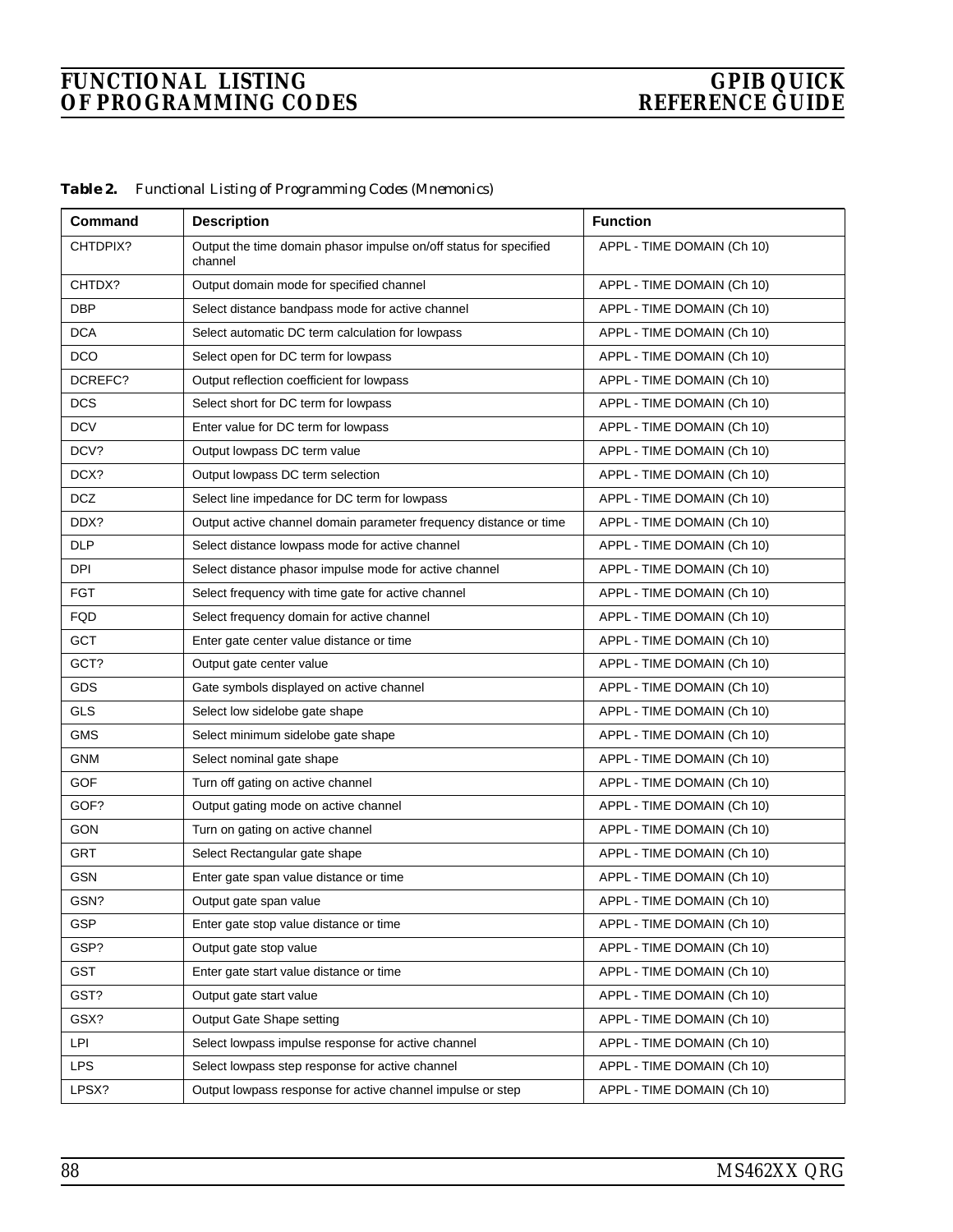**Table 2.** *Functional Listing of Programming Codes (Mnemonics)*

| Command | Description | Function |
|---|---|---|
| CHTDPIX? | Output the time domain phasor impulse on/off status for specified channel | APPL - TIME DOMAIN (Ch 10) |
| CHTDX? | Output domain mode for specified channel | APPL - TIME DOMAIN (Ch 10) |
| DBP | Select distance bandpass mode for active channel | APPL - TIME DOMAIN (Ch 10) |
| DCA | Select automatic DC term calculation for lowpass | APPL - TIME DOMAIN (Ch 10) |
| DCO | Select open for DC term for lowpass | APPL - TIME DOMAIN (Ch 10) |
| DCREFC? | Output reflection coefficient for lowpass | APPL - TIME DOMAIN (Ch 10) |
| DCS | Select short for DC term for lowpass | APPL - TIME DOMAIN (Ch 10) |
| DCV | Enter value for DC term for lowpass | APPL - TIME DOMAIN (Ch 10) |
| DCV? | Output lowpass DC term value | APPL - TIME DOMAIN (Ch 10) |
| DCX? | Output lowpass DC term selection | APPL - TIME DOMAIN (Ch 10) |
| DCZ | Select line impedance for DC term for lowpass | APPL - TIME DOMAIN (Ch 10) |
| DDX? | Output active channel domain parameter frequency distance or time | APPL - TIME DOMAIN (Ch 10) |
| DLP | Select distance lowpass mode for active channel | APPL - TIME DOMAIN (Ch 10) |
| DPI | Select distance phasor impulse mode for active channel | APPL - TIME DOMAIN (Ch 10) |
| FGT | Select frequency with time gate for active channel | APPL - TIME DOMAIN (Ch 10) |
| FQD | Select frequency domain for active channel | APPL - TIME DOMAIN (Ch 10) |
| GCT | Enter gate center value distance or time | APPL - TIME DOMAIN (Ch 10) |
| GCT? | Output gate center value | APPL - TIME DOMAIN (Ch 10) |
| GDS | Gate symbols displayed on active channel | APPL - TIME DOMAIN (Ch 10) |
| GLS | Select low sidelobe gate shape | APPL - TIME DOMAIN (Ch 10) |
| GMS | Select minimum sidelobe gate shape | APPL - TIME DOMAIN (Ch 10) |
| GNM | Select nominal gate shape | APPL - TIME DOMAIN (Ch 10) |
| GOF | Turn off gating on active channel | APPL - TIME DOMAIN (Ch 10) |
| GOF? | Output gating mode on active channel | APPL - TIME DOMAIN (Ch 10) |
| GON | Turn on gating on active channel | APPL - TIME DOMAIN (Ch 10) |
| GRT | Select Rectangular gate shape | APPL - TIME DOMAIN (Ch 10) |
| GSN | Enter gate span value distance or time | APPL - TIME DOMAIN (Ch 10) |
| GSN? | Output gate span value | APPL - TIME DOMAIN (Ch 10) |
| GSP | Enter gate stop value distance or time | APPL - TIME DOMAIN (Ch 10) |
| GSP? | Output gate stop value | APPL - TIME DOMAIN (Ch 10) |
| GST | Enter gate start value distance or time | APPL - TIME DOMAIN (Ch 10) |
| GST? | Output gate start value | APPL - TIME DOMAIN (Ch 10) |
| GSX? | Output Gate Shape setting | APPL - TIME DOMAIN (Ch 10) |
| LPI | Select lowpass impulse response for active channel | APPL - TIME DOMAIN (Ch 10) |
| LPS | Select lowpass step response for active channel | APPL - TIME DOMAIN (Ch 10) |
| LPSX? | Output lowpass response for active channel impulse or step | APPL - TIME DOMAIN (Ch 10) |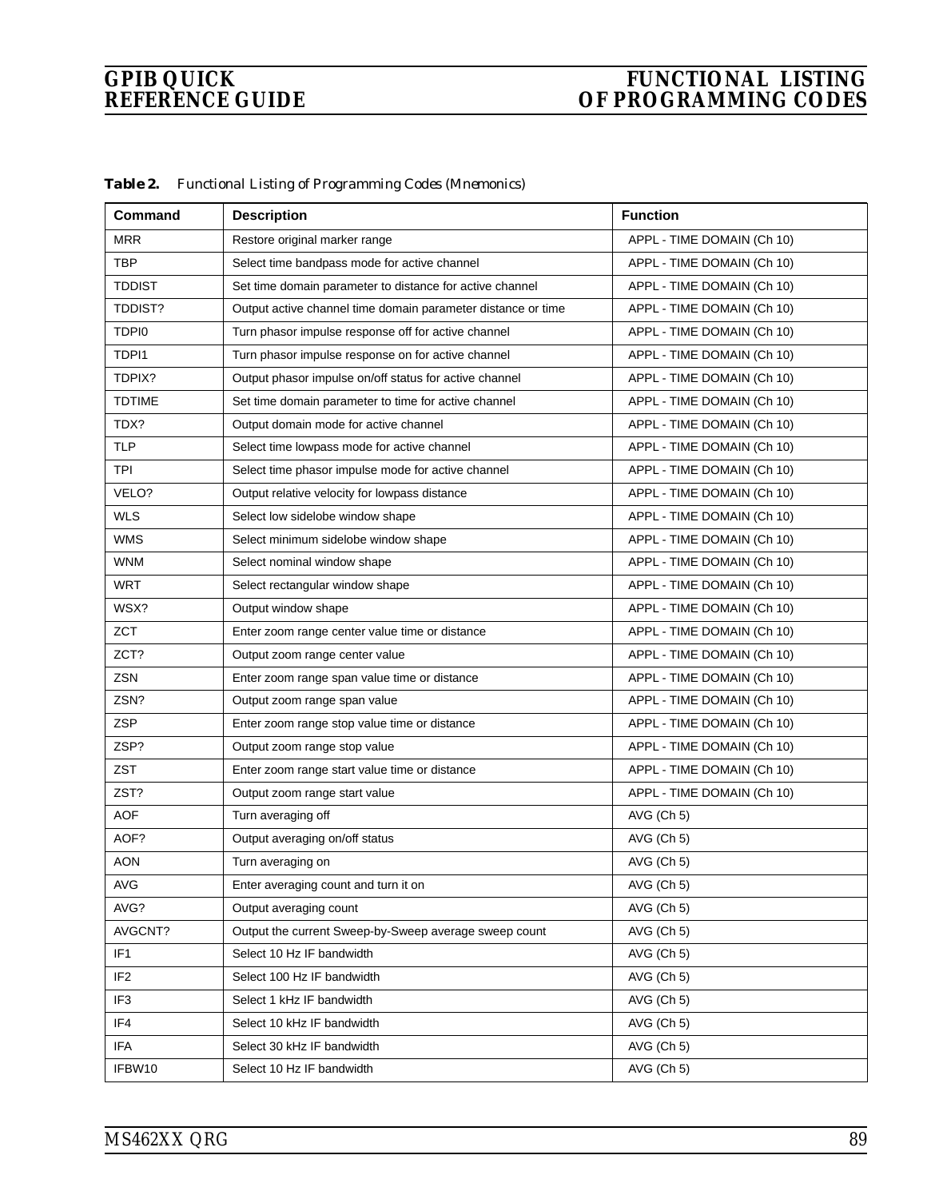**Table 2.** *Functional Listing of Programming Codes (Mnemonics)*

| Command | Description | Function |
|---|---|---|
| MRR | Restore original marker range | APPL - TIME DOMAIN (Ch 10) |
| TBP | Select time bandpass mode for active channel | APPL - TIME DOMAIN (Ch 10) |
| TDDIST | Set time domain parameter to distance for active channel | APPL - TIME DOMAIN (Ch 10) |
| TDDIST? | Output active channel time domain parameter distance or time | APPL - TIME DOMAIN (Ch 10) |
| TDPI0 | Turn phasor impulse response off for active channel | APPL - TIME DOMAIN (Ch 10) |
| TDPI1 | Turn phasor impulse response on for active channel | APPL - TIME DOMAIN (Ch 10) |
| TDPIX? | Output phasor impulse on/off status for active channel | APPL - TIME DOMAIN (Ch 10) |
| TDTIME | Set time domain parameter to time for active channel | APPL - TIME DOMAIN (Ch 10) |
| TDX? | Output domain mode for active channel | APPL - TIME DOMAIN (Ch 10) |
| TLP | Select time lowpass mode for active channel | APPL - TIME DOMAIN (Ch 10) |
| TPI | Select time phasor impulse mode for active channel | APPL - TIME DOMAIN (Ch 10) |
| VELO? | Output relative velocity for lowpass distance | APPL - TIME DOMAIN (Ch 10) |
| WLS | Select low sidelobe window shape | APPL - TIME DOMAIN (Ch 10) |
| WMS | Select minimum sidelobe window shape | APPL - TIME DOMAIN (Ch 10) |
| WNM | Select nominal window shape | APPL - TIME DOMAIN (Ch 10) |
| WRT | Select rectangular window shape | APPL - TIME DOMAIN (Ch 10) |
| WSX? | Output window shape | APPL - TIME DOMAIN (Ch 10) |
| ZCT | Enter zoom range center value time or distance | APPL - TIME DOMAIN (Ch 10) |
| ZCT? | Output zoom range center value | APPL - TIME DOMAIN (Ch 10) |
| ZSN | Enter zoom range span value time or distance | APPL - TIME DOMAIN (Ch 10) |
| ZSN? | Output zoom range span value | APPL - TIME DOMAIN (Ch 10) |
| ZSP | Enter zoom range stop value time or distance | APPL - TIME DOMAIN (Ch 10) |
| ZSP? | Output zoom range stop value | APPL - TIME DOMAIN (Ch 10) |
| ZST | Enter zoom range start value time or distance | APPL - TIME DOMAIN (Ch 10) |
| ZST? | Output zoom range start value | APPL - TIME DOMAIN (Ch 10) |
| AOF | Turn averaging off | AVG (Ch 5) |
| AOF? | Output averaging on/off status | AVG (Ch 5) |
| AON | Turn averaging on | AVG (Ch 5) |
| AVG | Enter averaging count and turn it on | AVG (Ch 5) |
| AVG? | Output averaging count | AVG (Ch 5) |
| AVGCNT? | Output the current Sweep-by-Sweep average sweep count | AVG (Ch 5) |
| IF1 | Select 10 Hz IF bandwidth | AVG (Ch 5) |
| IF2 | Select 100 Hz IF bandwidth | AVG (Ch 5) |
| IF3 | Select 1 kHz IF bandwidth | AVG (Ch 5) |
| IF4 | Select 10 kHz IF bandwidth | AVG (Ch 5) |
| IFA | Select 30 kHz IF bandwidth | AVG (Ch 5) |
| IFBW10 | Select 10 Hz IF bandwidth | AVG (Ch 5) |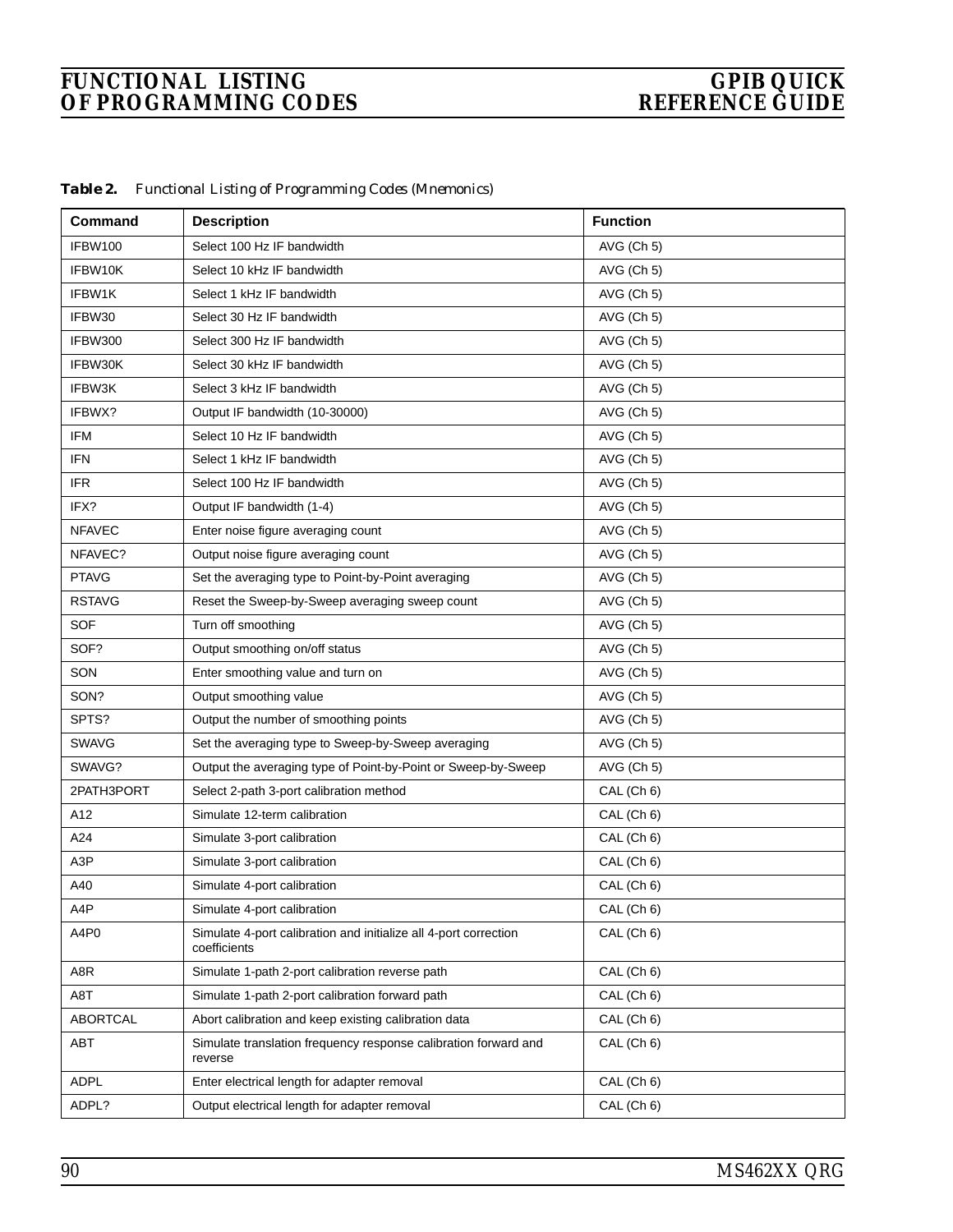**Table 2.** *Functional Listing of Programming Codes (Mnemonics)*

| Command | Description | Function |
|---|---|---|
| IFBW100 | Select 100 Hz IF bandwidth | AVG (Ch 5) |
| IFBW10K | Select 10 kHz IF bandwidth | AVG (Ch 5) |
| IFBW1K | Select 1 kHz IF bandwidth | AVG (Ch 5) |
| IFBW30 | Select 30 Hz IF bandwidth | AVG (Ch 5) |
| IFBW300 | Select 300 Hz IF bandwidth | AVG (Ch 5) |
| IFBW30K | Select 30 kHz IF bandwidth | AVG (Ch 5) |
| IFBW3K | Select 3 kHz IF bandwidth | AVG (Ch 5) |
| IFBWX? | Output IF bandwidth (10-30000) | AVG (Ch 5) |
| IFM | Select 10 Hz IF bandwidth | AVG (Ch 5) |
| IFN | Select 1 kHz IF bandwidth | AVG (Ch 5) |
| IFR | Select 100 Hz IF bandwidth | AVG (Ch 5) |
| IFX? | Output IF bandwidth (1-4) | AVG (Ch 5) |
| NFAVEC | Enter noise figure averaging count | AVG (Ch 5) |
| NFAVEC? | Output noise figure averaging count | AVG (Ch 5) |
| PTAVG | Set the averaging type to Point-by-Point averaging | AVG (Ch 5) |
| RSTAVG | Reset the Sweep-by-Sweep averaging sweep count | AVG (Ch 5) |
| SOF | Turn off smoothing | AVG (Ch 5) |
| SOF? | Output smoothing on/off status | AVG (Ch 5) |
| SON | Enter smoothing value and turn on | AVG (Ch 5) |
| SON? | Output smoothing value | AVG (Ch 5) |
| SPTS? | Output the number of smoothing points | AVG (Ch 5) |
| SWAVG | Set the averaging type to Sweep-by-Sweep averaging | AVG (Ch 5) |
| SWAVG? | Output the averaging type of Point-by-Point or Sweep-by-Sweep | AVG (Ch 5) |
| 2PATH3PORT | Select 2-path 3-port calibration method | CAL (Ch 6) |
| A12 | Simulate 12-term calibration | CAL (Ch 6) |
| A24 | Simulate 3-port calibration | CAL (Ch 6) |
| A3P | Simulate 3-port calibration | CAL (Ch 6) |
| A40 | Simulate 4-port calibration | CAL (Ch 6) |
| A4P | Simulate 4-port calibration | CAL (Ch 6) |
| A4P0 | Simulate 4-port calibration and initialize all 4-port correction coefficients | CAL (Ch 6) |
| A8R | Simulate 1-path 2-port calibration reverse path | CAL (Ch 6) |
| A8T | Simulate 1-path 2-port calibration forward path | CAL (Ch 6) |
| ABORTCAL | Abort calibration and keep existing calibration data | CAL (Ch 6) |
| ABT | Simulate translation frequency response calibration forward and reverse | CAL (Ch 6) |
| ADPL | Enter electrical length for adapter removal | CAL (Ch 6) |
| ADPL? | Output electrical length for adapter removal | CAL (Ch 6) |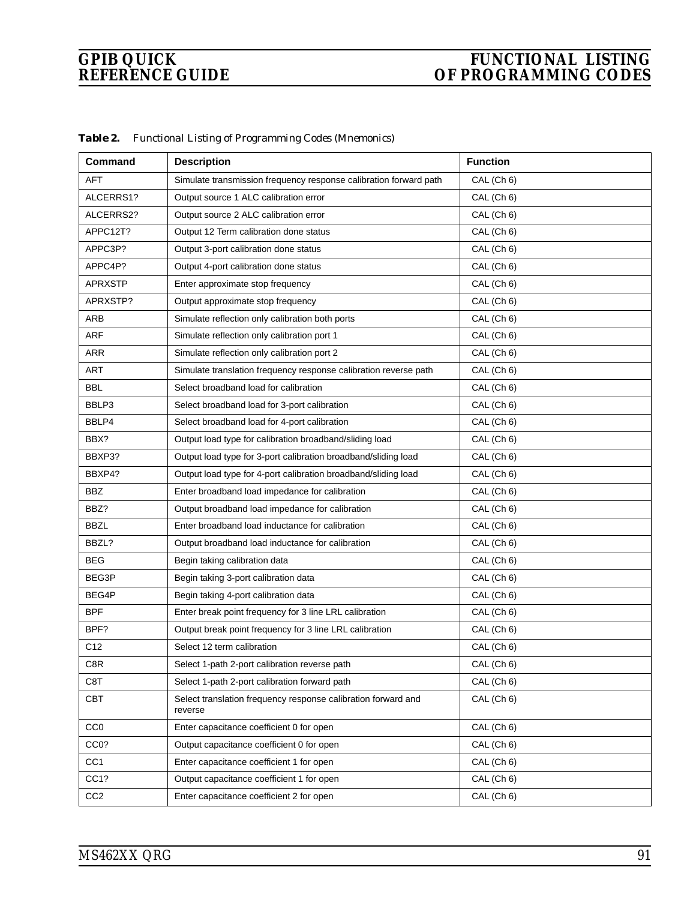**Table 2.** *Functional Listing of Programming Codes (Mnemonics)*

| Command | Description | Function |
|---|---|---|
| AFT | Simulate transmission frequency response calibration forward path | CAL (Ch 6) |
| ALCERRS1? | Output source 1 ALC calibration error | CAL (Ch 6) |
| ALCERRS2? | Output source 2 ALC calibration error | CAL (Ch 6) |
| APPC12T? | Output 12 Term calibration done status | CAL (Ch 6) |
| APPC3P? | Output 3-port calibration done status | CAL (Ch 6) |
| APPC4P? | Output 4-port calibration done status | CAL (Ch 6) |
| APRXSTP | Enter approximate stop frequency | CAL (Ch 6) |
| APRXSTP? | Output approximate stop frequency | CAL (Ch 6) |
| ARB | Simulate reflection only calibration both ports | CAL (Ch 6) |
| ARF | Simulate reflection only calibration port 1 | CAL (Ch 6) |
| ARR | Simulate reflection only calibration port 2 | CAL (Ch 6) |
| ART | Simulate translation frequency response calibration reverse path | CAL (Ch 6) |
| BBL | Select broadband load for calibration | CAL (Ch 6) |
| BBLP3 | Select broadband load for 3-port calibration | CAL (Ch 6) |
| BBLP4 | Select broadband load for 4-port calibration | CAL (Ch 6) |
| BBX? | Output load type for calibration broadband/sliding load | CAL (Ch 6) |
| BBXP3? | Output load type for 3-port calibration broadband/sliding load | CAL (Ch 6) |
| BBXP4? | Output load type for 4-port calibration broadband/sliding load | CAL (Ch 6) |
| BBZ | Enter broadband load impedance for calibration | CAL (Ch 6) |
| BBZ? | Output broadband load impedance for calibration | CAL (Ch 6) |
| BBZL | Enter broadband load inductance for calibration | CAL (Ch 6) |
| BBZL? | Output broadband load inductance for calibration | CAL (Ch 6) |
| BEG | Begin taking calibration data | CAL (Ch 6) |
| BEG3P | Begin taking 3-port calibration data | CAL (Ch 6) |
| BEG4P | Begin taking 4-port calibration data | CAL (Ch 6) |
| BPF | Enter break point frequency for 3 line LRL calibration | CAL (Ch 6) |
| BPF? | Output break point frequency for 3 line LRL calibration | CAL (Ch 6) |
| C12 | Select 12 term calibration | CAL (Ch 6) |
| C8R | Select 1-path 2-port calibration reverse path | CAL (Ch 6) |
| C8T | Select 1-path 2-port calibration forward path | CAL (Ch 6) |
| CBT | Select translation frequency response calibration forward and reverse | CAL (Ch 6) |
| CC0 | Enter capacitance coefficient 0 for open | CAL (Ch 6) |
| CC0? | Output capacitance coefficient 0 for open | CAL (Ch 6) |
| CC1 | Enter capacitance coefficient 1 for open | CAL (Ch 6) |
| CC1? | Output capacitance coefficient 1 for open | CAL (Ch 6) |
| CC2 | Enter capacitance coefficient 2 for open | CAL (Ch 6) |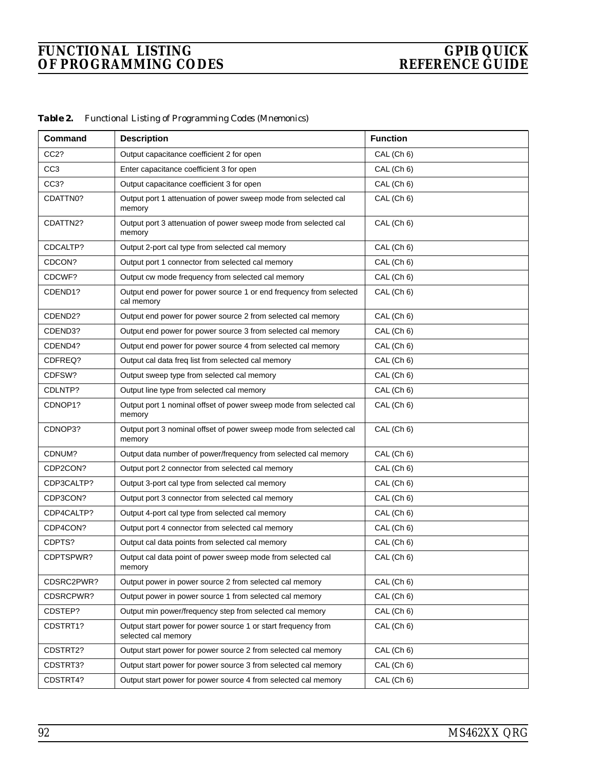**Table 2.** *Functional Listing of Programming Codes (Mnemonics)*

| Command | Description | Function |
|---|---|---|
| CC2? | Output capacitance coefficient 2 for open | CAL (Ch 6) |
| CC3 | Enter capacitance coefficient 3 for open | CAL (Ch 6) |
| CC3? | Output capacitance coefficient 3 for open | CAL (Ch 6) |
| CDATTN0? | Output port 1 attenuation of power sweep mode from selected cal memory | CAL (Ch 6) |
| CDATTN2? | Output port 3 attenuation of power sweep mode from selected cal memory | CAL (Ch 6) |
| CDCALTP? | Output 2-port cal type from selected cal memory | CAL (Ch 6) |
| CDCON? | Output port 1 connector from selected cal memory | CAL (Ch 6) |
| CDCWF? | Output cw mode frequency from selected cal memory | CAL (Ch 6) |
| CDEND1? | Output end power for power source 1 or end frequency from selected cal memory | CAL (Ch 6) |
| CDEND2? | Output end power for power source 2 from selected cal memory | CAL (Ch 6) |
| CDEND3? | Output end power for power source 3 from selected cal memory | CAL (Ch 6) |
| CDEND4? | Output end power for power source 4 from selected cal memory | CAL (Ch 6) |
| CDFREQ? | Output cal data freq list from selected cal memory | CAL (Ch 6) |
| CDFSW? | Output sweep type from selected cal memory | CAL (Ch 6) |
| CDLNTP? | Output line type from selected cal memory | CAL (Ch 6) |
| CDNOP1? | Output port 1 nominal offset of power sweep mode from selected cal memory | CAL (Ch 6) |
| CDNOP3? | Output port 3 nominal offset of power sweep mode from selected cal memory | CAL (Ch 6) |
| CDNUM? | Output data number of power/frequency from selected cal memory | CAL (Ch 6) |
| CDP2CON? | Output port 2 connector from selected cal memory | CAL (Ch 6) |
| CDP3CALTP? | Output 3-port cal type from selected cal memory | CAL (Ch 6) |
| CDP3CON? | Output port 3 connector from selected cal memory | CAL (Ch 6) |
| CDP4CALTP? | Output 4-port cal type from selected cal memory | CAL (Ch 6) |
| CDP4CON? | Output port 4 connector from selected cal memory | CAL (Ch 6) |
| CDPTS? | Output cal data points from selected cal memory | CAL (Ch 6) |
| CDPTSPWR? | Output cal data point of power sweep mode from selected cal memory | CAL (Ch 6) |
| CDSRC2PWR? | Output power in power source 2 from selected cal memory | CAL (Ch 6) |
| CDSRCPWR? | Output power in power source 1 from selected cal memory | CAL (Ch 6) |
| CDSTEP? | Output min power/frequency step from selected cal memory | CAL (Ch 6) |
| CDSTRT1? | Output start power for power source 1 or start frequency from selected cal memory | CAL (Ch 6) |
| CDSTRT2? | Output start power for power source 2 from selected cal memory | CAL (Ch 6) |
| CDSTRT3? | Output start power for power source 3 from selected cal memory | CAL (Ch 6) |
| CDSTRT4? | Output start power for power source 4 from selected cal memory | CAL (Ch 6) |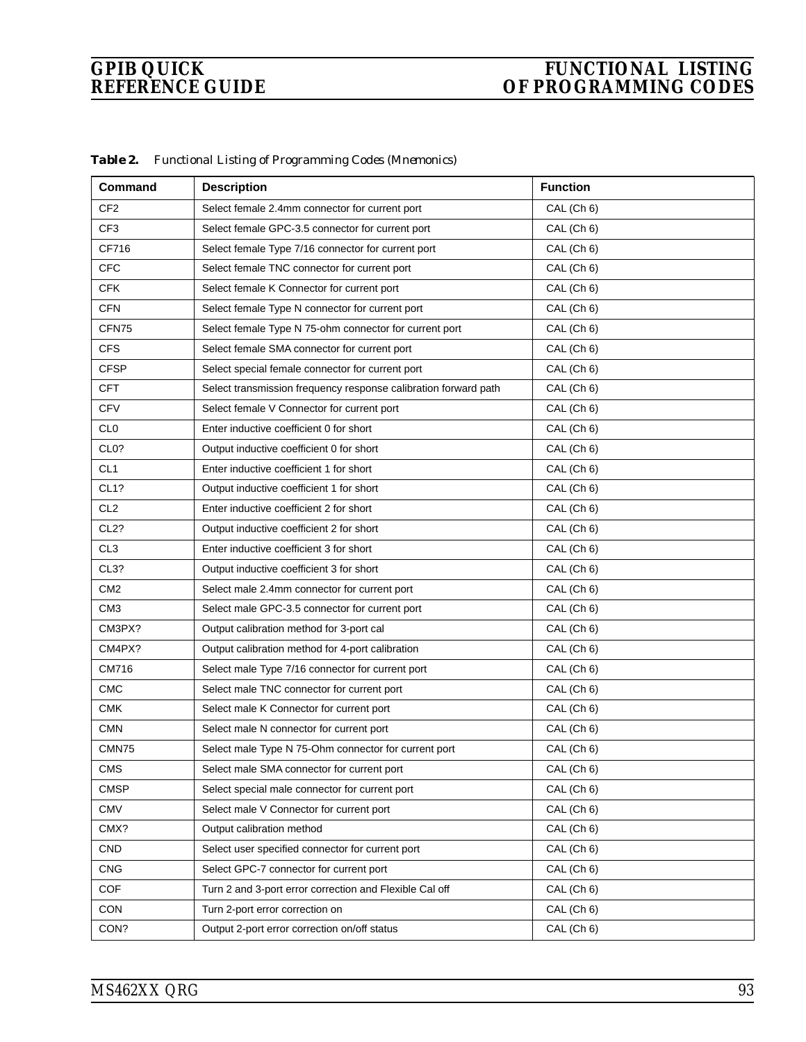**Table 2.** *Functional Listing of Programming Codes (Mnemonics)*

| Command | Description | Function |
|---|---|---|
| CF2 | Select female 2.4mm connector for current port | CAL (Ch 6) |
| CF3 | Select female GPC-3.5 connector for current port | CAL (Ch 6) |
| CF716 | Select female Type 7/16 connector for current port | CAL (Ch 6) |
| CFC | Select female TNC connector for current port | CAL (Ch 6) |
| CFK | Select female K Connector for current port | CAL (Ch 6) |
| CFN | Select female Type N connector for current port | CAL (Ch 6) |
| CFN75 | Select female Type N 75-ohm connector for current port | CAL (Ch 6) |
| CFS | Select female SMA connector for current port | CAL (Ch 6) |
| CFSP | Select special female connector for current port | CAL (Ch 6) |
| CFT | Select transmission frequency response calibration forward path | CAL (Ch 6) |
| CFV | Select female V Connector for current port | CAL (Ch 6) |
| CL0 | Enter inductive coefficient 0 for short | CAL (Ch 6) |
| CL0? | Output inductive coefficient 0 for short | CAL (Ch 6) |
| CL1 | Enter inductive coefficient 1 for short | CAL (Ch 6) |
| CL1? | Output inductive coefficient 1 for short | CAL (Ch 6) |
| CL2 | Enter inductive coefficient 2 for short | CAL (Ch 6) |
| CL2? | Output inductive coefficient 2 for short | CAL (Ch 6) |
| CL3 | Enter inductive coefficient 3 for short | CAL (Ch 6) |
| CL3? | Output inductive coefficient 3 for short | CAL (Ch 6) |
| CM2 | Select male 2.4mm connector for current port | CAL (Ch 6) |
| CM3 | Select male GPC-3.5 connector for current port | CAL (Ch 6) |
| CM3PX? | Output calibration method for 3-port cal | CAL (Ch 6) |
| CM4PX? | Output calibration method for 4-port calibration | CAL (Ch 6) |
| CM716 | Select male Type 7/16 connector for current port | CAL (Ch 6) |
| CMC | Select male TNC connector for current port | CAL (Ch 6) |
| CMK | Select male K Connector for current port | CAL (Ch 6) |
| CMN | Select male N connector for current port | CAL (Ch 6) |
| CMN75 | Select male Type N 75-Ohm connector for current port | CAL (Ch 6) |
| CMS | Select male SMA connector for current port | CAL (Ch 6) |
| CMSP | Select special male connector for current port | CAL (Ch 6) |
| CMV | Select male V Connector for current port | CAL (Ch 6) |
| CMX? | Output calibration method | CAL (Ch 6) |
| CND | Select user specified connector for current port | CAL (Ch 6) |
| CNG | Select GPC-7 connector for current port | CAL (Ch 6) |
| COF | Turn 2 and 3-port error correction and Flexible Cal off | CAL (Ch 6) |
| CON | Turn 2-port error correction on | CAL (Ch 6) |
| CON? | Output 2-port error correction on/off status | CAL (Ch 6) |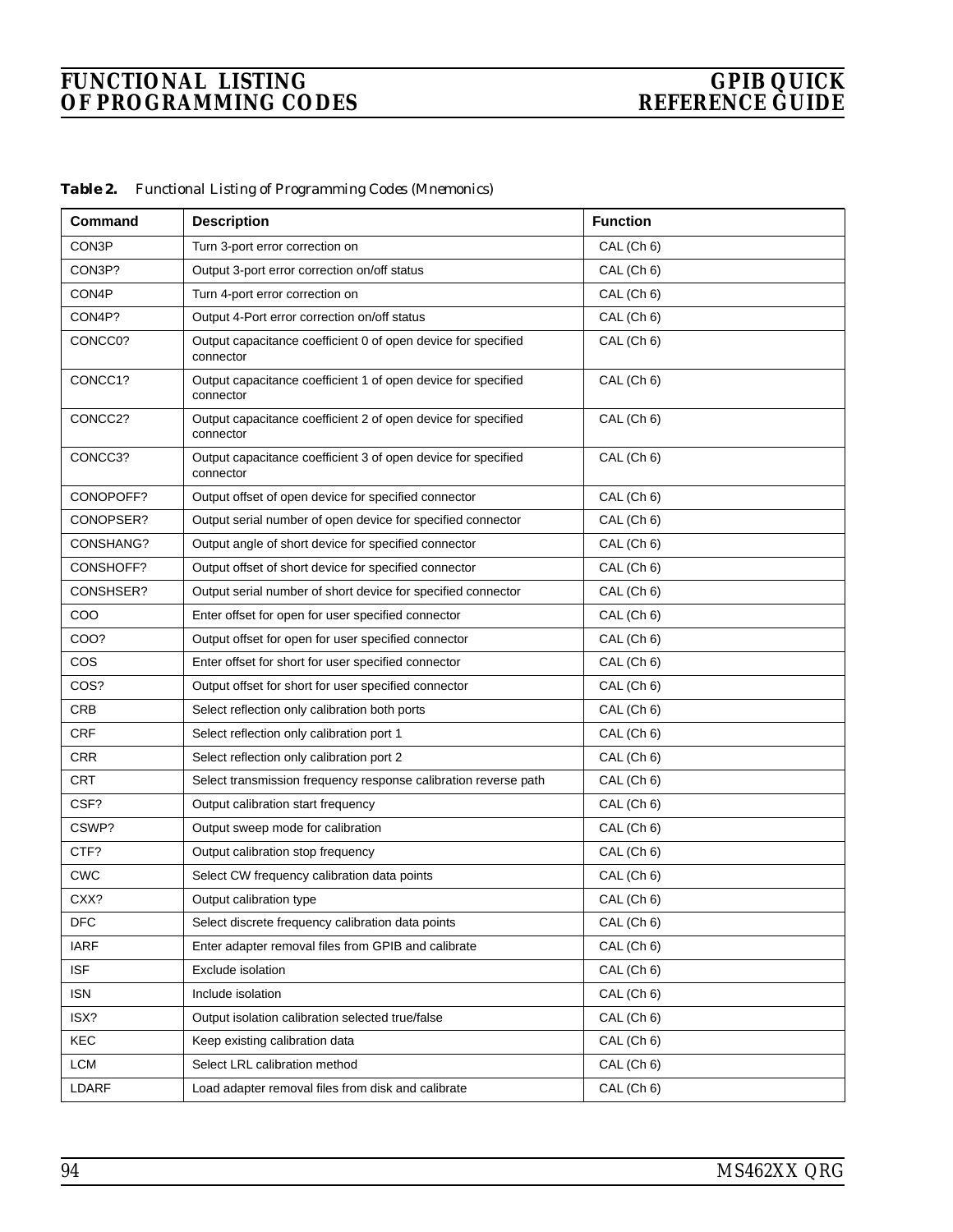**Table 2.** *Functional Listing of Programming Codes (Mnemonics)*

| Command | Description | Function |
|---|---|---|
| CON3P | Turn 3-port error correction on | CAL (Ch 6) |
| CON3P? | Output 3-port error correction on/off status | CAL (Ch 6) |
| CON4P | Turn 4-port error correction on | CAL (Ch 6) |
| CON4P? | Output 4-Port error correction on/off status | CAL (Ch 6) |
| CONCC0? | Output capacitance coefficient 0 of open device for specified connector | CAL (Ch 6) |
| CONCC1? | Output capacitance coefficient 1 of open device for specified connector | CAL (Ch 6) |
| CONCC2? | Output capacitance coefficient 2 of open device for specified connector | CAL (Ch 6) |
| CONCC3? | Output capacitance coefficient 3 of open device for specified connector | CAL (Ch 6) |
| CONOPOFF? | Output offset of open device for specified connector | CAL (Ch 6) |
| CONOPSER? | Output serial number of open device for specified connector | CAL (Ch 6) |
| CONSHANG? | Output angle of short device for specified connector | CAL (Ch 6) |
| CONSHOFF? | Output offset of short device for specified connector | CAL (Ch 6) |
| CONSHSER? | Output serial number of short device for specified connector | CAL (Ch 6) |
| COO | Enter offset for open for user specified connector | CAL (Ch 6) |
| COO? | Output offset for open for user specified connector | CAL (Ch 6) |
| COS | Enter offset for short for user specified connector | CAL (Ch 6) |
| COS? | Output offset for short for user specified connector | CAL (Ch 6) |
| CRB | Select reflection only calibration both ports | CAL (Ch 6) |
| CRF | Select reflection only calibration port 1 | CAL (Ch 6) |
| CRR | Select reflection only calibration port 2 | CAL (Ch 6) |
| CRT | Select transmission frequency response calibration reverse path | CAL (Ch 6) |
| CSF? | Output calibration start frequency | CAL (Ch 6) |
| CSWP? | Output sweep mode for calibration | CAL (Ch 6) |
| CTF? | Output calibration stop frequency | CAL (Ch 6) |
| CWC | Select CW frequency calibration data points | CAL (Ch 6) |
| CXX? | Output calibration type | CAL (Ch 6) |
| DFC | Select discrete frequency calibration data points | CAL (Ch 6) |
| IARF | Enter adapter removal files from GPIB and calibrate | CAL (Ch 6) |
| ISF | Exclude isolation | CAL (Ch 6) |
| ISN | Include isolation | CAL (Ch 6) |
| ISX? | Output isolation calibration selected true/false | CAL (Ch 6) |
| KEC | Keep existing calibration data | CAL (Ch 6) |
| LCM | Select LRL calibration method | CAL (Ch 6) |
| LDARF | Load adapter removal files from disk and calibrate | CAL (Ch 6) |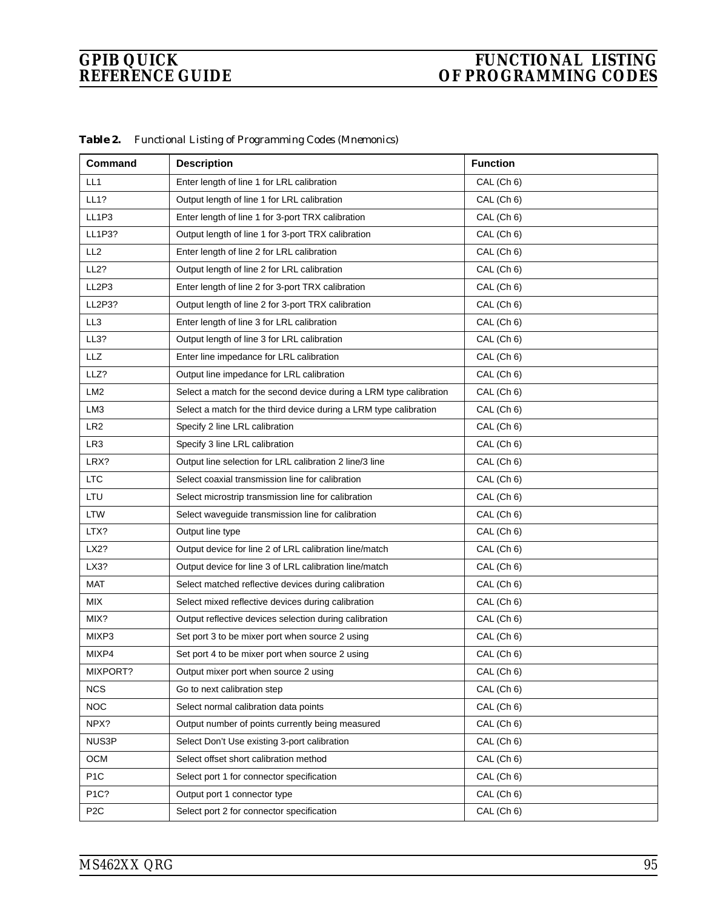**Table 2.** *Functional Listing of Programming Codes (Mnemonics)*

| Command | Description | Function |
|---|---|---|
| LL1 | Enter length of line 1 for LRL calibration | CAL (Ch 6) |
| LL1? | Output length of line 1 for LRL calibration | CAL (Ch 6) |
| LL1P3 | Enter length of line 1 for 3-port TRX calibration | CAL (Ch 6) |
| LL1P3? | Output length of line 1 for 3-port TRX calibration | CAL (Ch 6) |
| LL2 | Enter length of line 2 for LRL calibration | CAL (Ch 6) |
| LL2? | Output length of line 2 for LRL calibration | CAL (Ch 6) |
| LL2P3 | Enter length of line 2 for 3-port TRX calibration | CAL (Ch 6) |
| LL2P3? | Output length of line 2 for 3-port TRX calibration | CAL (Ch 6) |
| LL3 | Enter length of line 3 for LRL calibration | CAL (Ch 6) |
| LL3? | Output length of line 3 for LRL calibration | CAL (Ch 6) |
| LLZ | Enter line impedance for LRL calibration | CAL (Ch 6) |
| LLZ? | Output line impedance for LRL calibration | CAL (Ch 6) |
| LM2 | Select a match for the second device during a LRM type calibration | CAL (Ch 6) |
| LM3 | Select a match for the third device during a LRM type calibration | CAL (Ch 6) |
| LR2 | Specify 2 line LRL calibration | CAL (Ch 6) |
| LR3 | Specify 3 line LRL calibration | CAL (Ch 6) |
| LRX? | Output line selection for LRL calibration 2 line/3 line | CAL (Ch 6) |
| LTC | Select coaxial transmission line for calibration | CAL (Ch 6) |
| LTU | Select microstrip transmission line for calibration | CAL (Ch 6) |
| LTW | Select waveguide transmission line for calibration | CAL (Ch 6) |
| LTX? | Output line type | CAL (Ch 6) |
| LX2? | Output device for line 2 of LRL calibration line/match | CAL (Ch 6) |
| LX3? | Output device for line 3 of LRL calibration line/match | CAL (Ch 6) |
| MAT | Select matched reflective devices during calibration | CAL (Ch 6) |
| MIX | Select mixed reflective devices during calibration | CAL (Ch 6) |
| MIX? | Output reflective devices selection during calibration | CAL (Ch 6) |
| MIXP3 | Set port 3 to be mixer port when source 2 using | CAL (Ch 6) |
| MIXP4 | Set port 4 to be mixer port when source 2 using | CAL (Ch 6) |
| MIXPORT? | Output mixer port when source 2 using | CAL (Ch 6) |
| NCS | Go to next calibration step | CAL (Ch 6) |
| NOC | Select normal calibration data points | CAL (Ch 6) |
| NPX? | Output number of points currently being measured | CAL (Ch 6) |
| NUS3P | Select Don't Use existing 3-port calibration | CAL (Ch 6) |
| OCM | Select offset short calibration method | CAL (Ch 6) |
| P1C | Select port 1 for connector specification | CAL (Ch 6) |
| P1C? | Output port 1 connector type | CAL (Ch 6) |
| P2C | Select port 2 for connector specification | CAL (Ch 6) |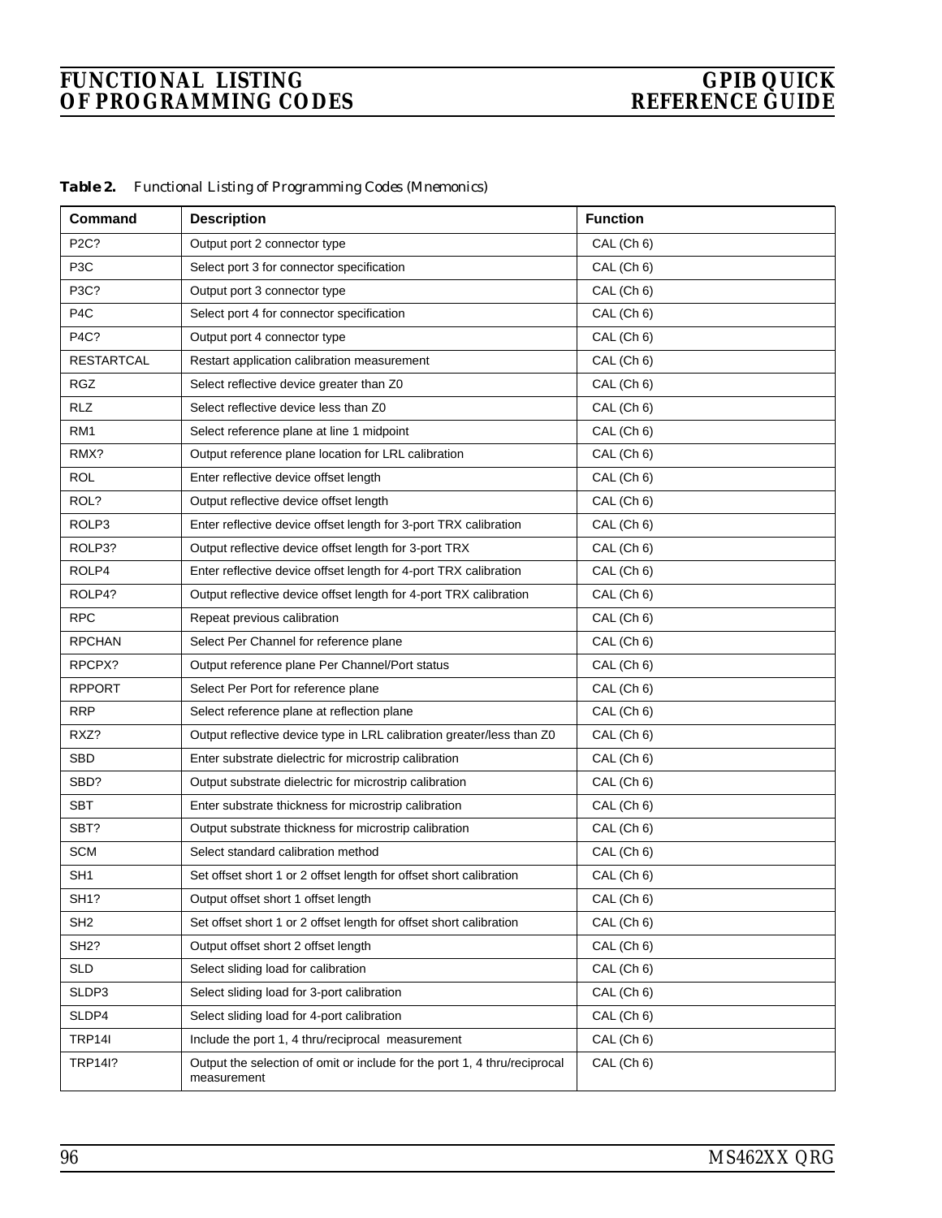**Table 2.** *Functional Listing of Programming Codes (Mnemonics)*

| Command | Description | Function |
|---|---|---|
| P2C? | Output port 2 connector type | CAL (Ch 6) |
| P3C | Select port 3 for connector specification | CAL (Ch 6) |
| P3C? | Output port 3 connector type | CAL (Ch 6) |
| P4C | Select port 4 for connector specification | CAL (Ch 6) |
| P4C? | Output port 4 connector type | CAL (Ch 6) |
| RESTARTCAL | Restart application calibration measurement | CAL (Ch 6) |
| RGZ | Select reflective device greater than Z0 | CAL (Ch 6) |
| RLZ | Select reflective device less than Z0 | CAL (Ch 6) |
| RM1 | Select reference plane at line 1 midpoint | CAL (Ch 6) |
| RMX? | Output reference plane location for LRL calibration | CAL (Ch 6) |
| ROL | Enter reflective device offset length | CAL (Ch 6) |
| ROL? | Output reflective device offset length | CAL (Ch 6) |
| ROLP3 | Enter reflective device offset length for 3-port TRX calibration | CAL (Ch 6) |
| ROLP3? | Output reflective device offset length for 3-port TRX | CAL (Ch 6) |
| ROLP4 | Enter reflective device offset length for 4-port TRX calibration | CAL (Ch 6) |
| ROLP4? | Output reflective device offset length for 4-port TRX calibration | CAL (Ch 6) |
| RPC | Repeat previous calibration | CAL (Ch 6) |
| RPCHAN | Select Per Channel for reference plane | CAL (Ch 6) |
| RPCPX? | Output reference plane Per Channel/Port status | CAL (Ch 6) |
| RPPORT | Select Per Port for reference plane | CAL (Ch 6) |
| RRP | Select reference plane at reflection plane | CAL (Ch 6) |
| RXZ? | Output reflective device type in LRL calibration greater/less than Z0 | CAL (Ch 6) |
| SBD | Enter substrate dielectric for microstrip calibration | CAL (Ch 6) |
| SBD? | Output substrate dielectric for microstrip calibration | CAL (Ch 6) |
| SBT | Enter substrate thickness for microstrip calibration | CAL (Ch 6) |
| SBT? | Output substrate thickness for microstrip calibration | CAL (Ch 6) |
| SCM | Select standard calibration method | CAL (Ch 6) |
| SH1 | Set offset short 1 or 2 offset length for offset short calibration | CAL (Ch 6) |
| SH1? | Output offset short 1 offset length | CAL (Ch 6) |
| SH2 | Set offset short 1 or 2 offset length for offset short calibration | CAL (Ch 6) |
| SH2? | Output offset short 2 offset length | CAL (Ch 6) |
| SLD | Select sliding load for calibration | CAL (Ch 6) |
| SLDP3 | Select sliding load for 3-port calibration | CAL (Ch 6) |
| SLDP4 | Select sliding load for 4-port calibration | CAL (Ch 6) |
| TRP14I | Include the port 1, 4 thru/reciprocal measurement | CAL (Ch 6) |
| TRP14I? | Output the selection of omit or include for the port 1, 4 thru/reciprocal measurement | CAL (Ch 6) |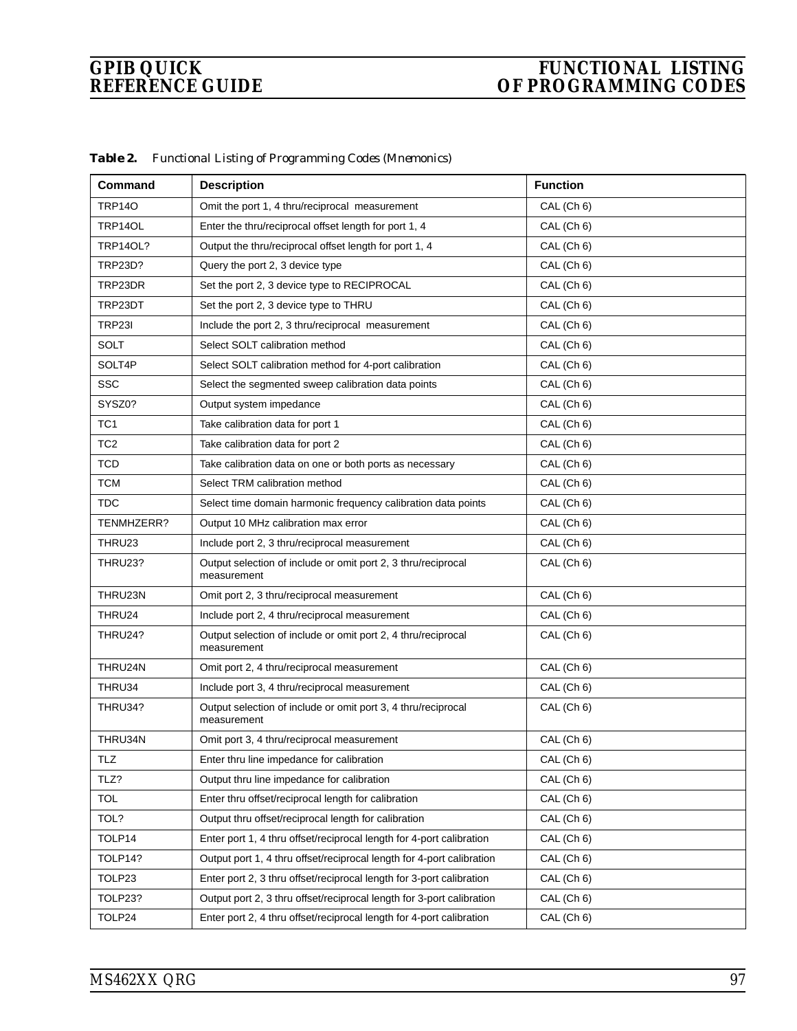**Table 2.** *Functional Listing of Programming Codes (Mnemonics)*

| Command | Description | Function |
| --- | --- | --- |
| TRP14O | Omit the port 1, 4 thru/reciprocal measurement | CAL (Ch 6) |
| TRP14OL | Enter the thru/reciprocal offset length for port 1, 4 | CAL (Ch 6) |
| TRP14OL? | Output the thru/reciprocal offset length for port 1, 4 | CAL (Ch 6) |
| TRP23D? | Query the port 2, 3 device type | CAL (Ch 6) |
| TRP23DR | Set the port 2, 3 device type to RECIPROCAL | CAL (Ch 6) |
| TRP23DT | Set the port 2, 3 device type to THRU | CAL (Ch 6) |
| TRP23I | Include the port 2, 3 thru/reciprocal measurement | CAL (Ch 6) |
| SOLT | Select SOLT calibration method | CAL (Ch 6) |
| SOLT4P | Select SOLT calibration method for 4-port calibration | CAL (Ch 6) |
| SSC | Select the segmented sweep calibration data points | CAL (Ch 6) |
| SYSZ0? | Output system impedance | CAL (Ch 6) |
| TC1 | Take calibration data for port 1 | CAL (Ch 6) |
| TC2 | Take calibration data for port 2 | CAL (Ch 6) |
| TCD | Take calibration data on one or both ports as necessary | CAL (Ch 6) |
| TCM | Select TRM calibration method | CAL (Ch 6) |
| TDC | Select time domain harmonic frequency calibration data points | CAL (Ch 6) |
| TENMHZERR? | Output 10 MHz calibration max error | CAL (Ch 6) |
| THRU23 | Include port 2, 3 thru/reciprocal measurement | CAL (Ch 6) |
| THRU23? | Output selection of include or omit port 2, 3 thru/reciprocal measurement | CAL (Ch 6) |
| THRU23N | Omit port 2, 3 thru/reciprocal measurement | CAL (Ch 6) |
| THRU24 | Include port 2, 4 thru/reciprocal measurement | CAL (Ch 6) |
| THRU24? | Output selection of include or omit port 2, 4 thru/reciprocal measurement | CAL (Ch 6) |
| THRU24N | Omit port 2, 4 thru/reciprocal measurement | CAL (Ch 6) |
| THRU34 | Include port 3, 4 thru/reciprocal measurement | CAL (Ch 6) |
| THRU34? | Output selection of include or omit port 3, 4 thru/reciprocal measurement | CAL (Ch 6) |
| THRU34N | Omit port 3, 4 thru/reciprocal measurement | CAL (Ch 6) |
| TLZ | Enter thru line impedance for calibration | CAL (Ch 6) |
| TLZ? | Output thru line impedance for calibration | CAL (Ch 6) |
| TOL | Enter thru offset/reciprocal length for calibration | CAL (Ch 6) |
| TOL? | Output thru offset/reciprocal length for calibration | CAL (Ch 6) |
| TOLP14 | Enter port 1, 4 thru offset/reciprocal length for 4-port calibration | CAL (Ch 6) |
| TOLP14? | Output port 1, 4 thru offset/reciprocal length for 4-port calibration | CAL (Ch 6) |
| TOLP23 | Enter port 2, 3 thru offset/reciprocal length for 3-port calibration | CAL (Ch 6) |
| TOLP23? | Output port 2, 3 thru offset/reciprocal length for 3-port calibration | CAL (Ch 6) |
| TOLP24 | Enter port 2, 4 thru offset/reciprocal length for 4-port calibration | CAL (Ch 6) |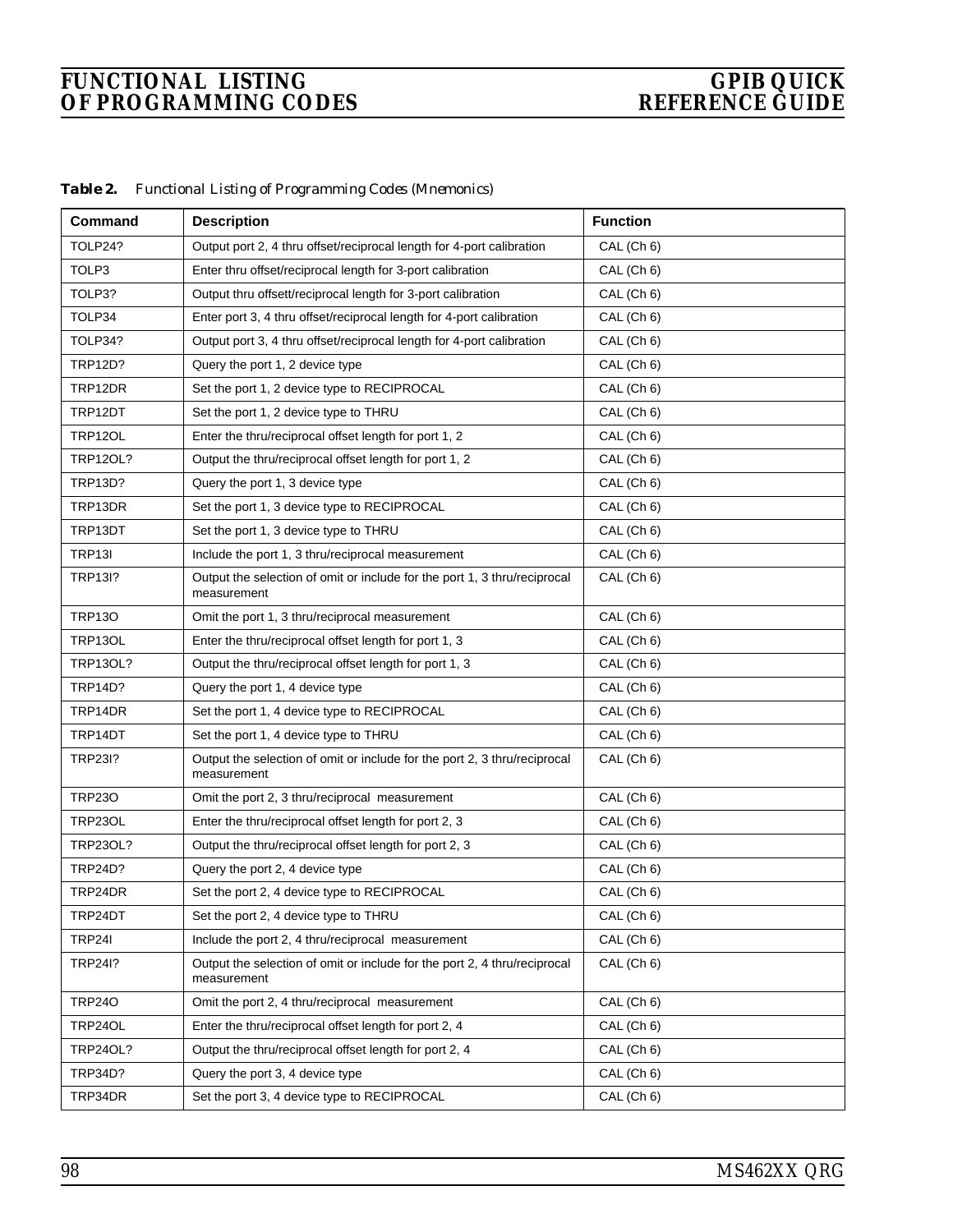**Table 2.** *Functional Listing of Programming Codes (Mnemonics)*

| Command | Description | Function |
|---|---|---|
| TOLP24? | Output port 2, 4 thru offset/reciprocal length for 4-port calibration | CAL (Ch 6) |
| TOLP3 | Enter thru offset/reciprocal length for 3-port calibration | CAL (Ch 6) |
| TOLP3? | Output thru offsett/reciprocal length for 3-port calibration | CAL (Ch 6) |
| TOLP34 | Enter port 3, 4 thru offset/reciprocal length for 4-port calibration | CAL (Ch 6) |
| TOLP34? | Output port 3, 4 thru offset/reciprocal length for 4-port calibration | CAL (Ch 6) |
| TRP12D? | Query the port 1, 2 device type | CAL (Ch 6) |
| TRP12DR | Set the port 1, 2 device type to RECIPROCAL | CAL (Ch 6) |
| TRP12DT | Set the port 1, 2 device type to THRU | CAL (Ch 6) |
| TRP12OL | Enter the thru/reciprocal offset length for port 1, 2 | CAL (Ch 6) |
| TRP12OL? | Output the thru/reciprocal offset length for port 1, 2 | CAL (Ch 6) |
| TRP13D? | Query the port 1, 3 device type | CAL (Ch 6) |
| TRP13DR | Set the port 1, 3 device type to RECIPROCAL | CAL (Ch 6) |
| TRP13DT | Set the port 1, 3 device type to THRU | CAL (Ch 6) |
| TRP13I | Include the port 1, 3 thru/reciprocal measurement | CAL (Ch 6) |
| TRP13I? | Output the selection of omit or include for the port 1, 3 thru/reciprocal measurement | CAL (Ch 6) |
| TRP13O | Omit the port 1, 3 thru/reciprocal measurement | CAL (Ch 6) |
| TRP13OL | Enter the thru/reciprocal offset length for port 1, 3 | CAL (Ch 6) |
| TRP13OL? | Output the thru/reciprocal offset length for port 1, 3 | CAL (Ch 6) |
| TRP14D? | Query the port 1, 4 device type | CAL (Ch 6) |
| TRP14DR | Set the port 1, 4 device type to RECIPROCAL | CAL (Ch 6) |
| TRP14DT | Set the port 1, 4 device type to THRU | CAL (Ch 6) |
| TRP23I? | Output the selection of omit or include for the port 2, 3 thru/reciprocal measurement | CAL (Ch 6) |
| TRP23O | Omit the port 2, 3 thru/reciprocal measurement | CAL (Ch 6) |
| TRP23OL | Enter the thru/reciprocal offset length for port 2, 3 | CAL (Ch 6) |
| TRP23OL? | Output the thru/reciprocal offset length for port 2, 3 | CAL (Ch 6) |
| TRP24D? | Query the port 2, 4 device type | CAL (Ch 6) |
| TRP24DR | Set the port 2, 4 device type to RECIPROCAL | CAL (Ch 6) |
| TRP24DT | Set the port 2, 4 device type to THRU | CAL (Ch 6) |
| TRP24I | Include the port 2, 4 thru/reciprocal measurement | CAL (Ch 6) |
| TRP24I? | Output the selection of omit or include for the port 2, 4 thru/reciprocal measurement | CAL (Ch 6) |
| TRP24O | Omit the port 2, 4 thru/reciprocal measurement | CAL (Ch 6) |
| TRP24OL | Enter the thru/reciprocal offset length for port 2, 4 | CAL (Ch 6) |
| TRP24OL? | Output the thru/reciprocal offset length for port 2, 4 | CAL (Ch 6) |
| TRP34D? | Query the port 3, 4 device type | CAL (Ch 6) |
| TRP34DR | Set the port 3, 4 device type to RECIPROCAL | CAL (Ch 6) |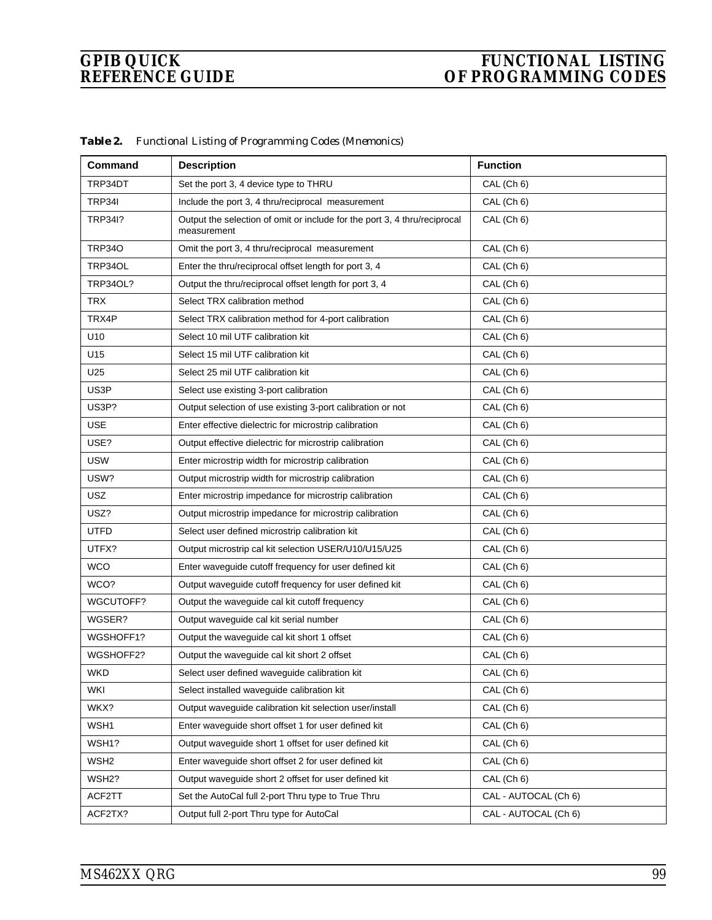**Table 2.** *Functional Listing of Programming Codes (Mnemonics)*

| Command | Description | Function |
|---|---|---|
| TRP34DT | Set the port 3, 4 device type to THRU | CAL (Ch 6) |
| TRP34I | Include the port 3, 4 thru/reciprocal measurement | CAL (Ch 6) |
| TRP34I? | Output the selection of omit or include for the port 3, 4 thru/reciprocal measurement | CAL (Ch 6) |
| TRP34O | Omit the port 3, 4 thru/reciprocal measurement | CAL (Ch 6) |
| TRP34OL | Enter the thru/reciprocal offset length for port 3, 4 | CAL (Ch 6) |
| TRP34OL? | Output the thru/reciprocal offset length for port 3, 4 | CAL (Ch 6) |
| TRX | Select TRX calibration method | CAL (Ch 6) |
| TRX4P | Select TRX calibration method for 4-port calibration | CAL (Ch 6) |
| U10 | Select 10 mil UTF calibration kit | CAL (Ch 6) |
| U15 | Select 15 mil UTF calibration kit | CAL (Ch 6) |
| U25 | Select 25 mil UTF calibration kit | CAL (Ch 6) |
| US3P | Select use existing 3-port calibration | CAL (Ch 6) |
| US3P? | Output selection of use existing 3-port calibration or not | CAL (Ch 6) |
| USE | Enter effective dielectric for microstrip calibration | CAL (Ch 6) |
| USE? | Output effective dielectric for microstrip calibration | CAL (Ch 6) |
| USW | Enter microstrip width for microstrip calibration | CAL (Ch 6) |
| USW? | Output microstrip width for microstrip calibration | CAL (Ch 6) |
| USZ | Enter microstrip impedance for microstrip calibration | CAL (Ch 6) |
| USZ? | Output microstrip impedance for microstrip calibration | CAL (Ch 6) |
| UTFD | Select user defined microstrip calibration kit | CAL (Ch 6) |
| UTFX? | Output microstrip cal kit selection USER/U10/U15/U25 | CAL (Ch 6) |
| WCO | Enter waveguide cutoff frequency for user defined kit | CAL (Ch 6) |
| WCO? | Output waveguide cutoff frequency for user defined kit | CAL (Ch 6) |
| WGCUTOFF? | Output the waveguide cal kit cutoff frequency | CAL (Ch 6) |
| WGSER? | Output waveguide cal kit serial number | CAL (Ch 6) |
| WGSHOFF1? | Output the waveguide cal kit short 1 offset | CAL (Ch 6) |
| WGSHOFF2? | Output the waveguide cal kit short 2 offset | CAL (Ch 6) |
| WKD | Select user defined waveguide calibration kit | CAL (Ch 6) |
| WKI | Select installed waveguide calibration kit | CAL (Ch 6) |
| WKX? | Output waveguide calibration kit selection user/install | CAL (Ch 6) |
| WSH1 | Enter waveguide short offset 1 for user defined kit | CAL (Ch 6) |
| WSH1? | Output waveguide short 1 offset for user defined kit | CAL (Ch 6) |
| WSH2 | Enter waveguide short offset 2 for user defined kit | CAL (Ch 6) |
| WSH2? | Output waveguide short 2 offset for user defined kit | CAL (Ch 6) |
| ACF2TT | Set the AutoCal full 2-port Thru type to True Thru | CAL - AUTOCAL (Ch 6) |
| ACF2TX? | Output full 2-port Thru type for AutoCal | CAL - AUTOCAL (Ch 6) |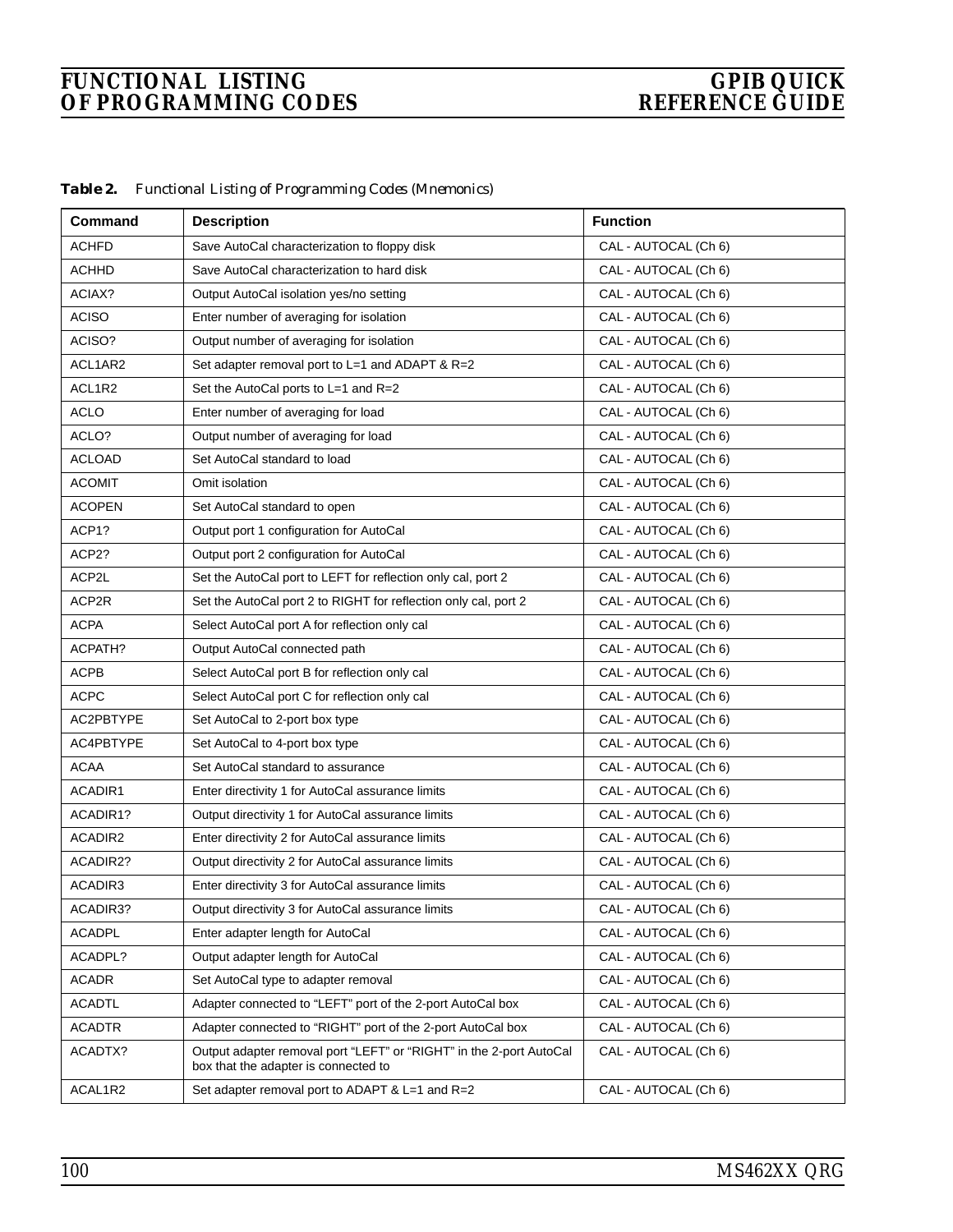**Table 2.** *Functional Listing of Programming Codes (Mnemonics)*

| Command | Description | Function |
|---|---|---|
| ACHFD | Save AutoCal characterization to floppy disk | CAL - AUTOCAL (Ch 6) |
| ACHHD | Save AutoCal characterization to hard disk | CAL - AUTOCAL (Ch 6) |
| ACIAX? | Output AutoCal isolation yes/no setting | CAL - AUTOCAL (Ch 6) |
| ACISO | Enter number of averaging for isolation | CAL - AUTOCAL (Ch 6) |
| ACISO? | Output number of averaging for isolation | CAL - AUTOCAL (Ch 6) |
| ACL1AR2 | Set adapter removal port to L=1 and ADAPT & R=2 | CAL - AUTOCAL (Ch 6) |
| ACL1R2 | Set the AutoCal ports to L=1 and R=2 | CAL - AUTOCAL (Ch 6) |
| ACLO | Enter number of averaging for load | CAL - AUTOCAL (Ch 6) |
| ACLO? | Output number of averaging for load | CAL - AUTOCAL (Ch 6) |
| ACLOAD | Set AutoCal standard to load | CAL - AUTOCAL (Ch 6) |
| ACOMIT | Omit isolation | CAL - AUTOCAL (Ch 6) |
| ACOPEN | Set AutoCal standard to open | CAL - AUTOCAL (Ch 6) |
| ACP1? | Output port 1 configuration for AutoCal | CAL - AUTOCAL (Ch 6) |
| ACP2? | Output port 2 configuration for AutoCal | CAL - AUTOCAL (Ch 6) |
| ACP2L | Set the AutoCal port to LEFT for reflection only cal, port 2 | CAL - AUTOCAL (Ch 6) |
| ACP2R | Set the AutoCal port 2 to RIGHT for reflection only cal, port 2 | CAL - AUTOCAL (Ch 6) |
| ACPA | Select AutoCal port A for reflection only cal | CAL - AUTOCAL (Ch 6) |
| ACPATH? | Output AutoCal connected path | CAL - AUTOCAL (Ch 6) |
| ACPB | Select AutoCal port B for reflection only cal | CAL - AUTOCAL (Ch 6) |
| ACPC | Select AutoCal port C for reflection only cal | CAL - AUTOCAL (Ch 6) |
| AC2PBTYPE | Set AutoCal to 2-port box type | CAL - AUTOCAL (Ch 6) |
| AC4PBTYPE | Set AutoCal to 4-port box type | CAL - AUTOCAL (Ch 6) |
| ACAA | Set AutoCal standard to assurance | CAL - AUTOCAL (Ch 6) |
| ACADIR1 | Enter directivity 1 for AutoCal assurance limits | CAL - AUTOCAL (Ch 6) |
| ACADIR1? | Output directivity 1 for AutoCal assurance limits | CAL - AUTOCAL (Ch 6) |
| ACADIR2 | Enter directivity 2 for AutoCal assurance limits | CAL - AUTOCAL (Ch 6) |
| ACADIR2? | Output directivity 2 for AutoCal assurance limits | CAL - AUTOCAL (Ch 6) |
| ACADIR3 | Enter directivity 3 for AutoCal assurance limits | CAL - AUTOCAL (Ch 6) |
| ACADIR3? | Output directivity 3 for AutoCal assurance limits | CAL - AUTOCAL (Ch 6) |
| ACADPL | Enter adapter length for AutoCal | CAL - AUTOCAL (Ch 6) |
| ACADPL? | Output adapter length for AutoCal | CAL - AUTOCAL (Ch 6) |
| ACADR | Set AutoCal type to adapter removal | CAL - AUTOCAL (Ch 6) |
| ACADTL | Adapter connected to “LEFT” port of the 2-port AutoCal box | CAL - AUTOCAL (Ch 6) |
| ACADTR | Adapter connected to “RIGHT” port of the 2-port AutoCal box | CAL - AUTOCAL (Ch 6) |
| ACADTX? | Output adapter removal port “LEFT” or “RIGHT” in the 2-port AutoCal box that the adapter is connected to | CAL - AUTOCAL (Ch 6) |
| ACAL1R2 | Set adapter removal port to ADAPT & L=1 and R=2 | CAL - AUTOCAL (Ch 6) |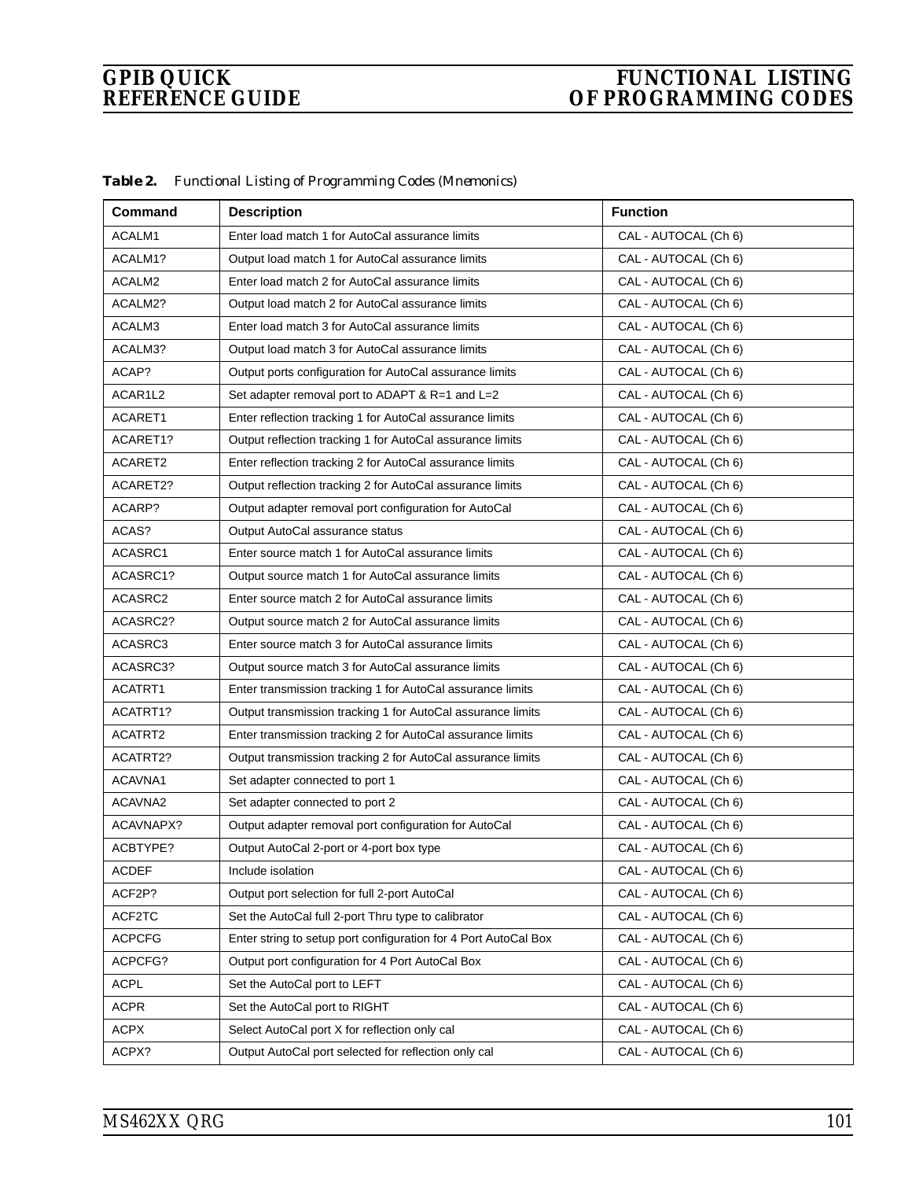**Table 2.** *Functional Listing of Programming Codes (Mnemonics)*

| Command | Description | Function |
|---|---|---|
| ACALM1 | Enter load match 1 for AutoCal assurance limits | CAL - AUTOCAL (Ch 6) |
| ACALM1? | Output load match 1 for AutoCal assurance limits | CAL - AUTOCAL (Ch 6) |
| ACALM2 | Enter load match 2 for AutoCal assurance limits | CAL - AUTOCAL (Ch 6) |
| ACALM2? | Output load match 2 for AutoCal assurance limits | CAL - AUTOCAL (Ch 6) |
| ACALM3 | Enter load match 3 for AutoCal assurance limits | CAL - AUTOCAL (Ch 6) |
| ACALM3? | Output load match 3 for AutoCal assurance limits | CAL - AUTOCAL (Ch 6) |
| ACAP? | Output ports configuration for AutoCal assurance limits | CAL - AUTOCAL (Ch 6) |
| ACAR1L2 | Set adapter removal port to ADAPT & R=1 and L=2 | CAL - AUTOCAL (Ch 6) |
| ACARET1 | Enter reflection tracking 1 for AutoCal assurance limits | CAL - AUTOCAL (Ch 6) |
| ACARET1? | Output reflection tracking 1 for AutoCal assurance limits | CAL - AUTOCAL (Ch 6) |
| ACARET2 | Enter reflection tracking 2 for AutoCal assurance limits | CAL - AUTOCAL (Ch 6) |
| ACARET2? | Output reflection tracking 2 for AutoCal assurance limits | CAL - AUTOCAL (Ch 6) |
| ACARP? | Output adapter removal port configuration for AutoCal | CAL - AUTOCAL (Ch 6) |
| ACAS? | Output AutoCal assurance status | CAL - AUTOCAL (Ch 6) |
| ACASRC1 | Enter source match 1 for AutoCal assurance limits | CAL - AUTOCAL (Ch 6) |
| ACASRC1? | Output source match 1 for AutoCal assurance limits | CAL - AUTOCAL (Ch 6) |
| ACASRC2 | Enter source match 2 for AutoCal assurance limits | CAL - AUTOCAL (Ch 6) |
| ACASRC2? | Output source match 2 for AutoCal assurance limits | CAL - AUTOCAL (Ch 6) |
| ACASRC3 | Enter source match 3 for AutoCal assurance limits | CAL - AUTOCAL (Ch 6) |
| ACASRC3? | Output source match 3 for AutoCal assurance limits | CAL - AUTOCAL (Ch 6) |
| ACATRT1 | Enter transmission tracking 1 for AutoCal assurance limits | CAL - AUTOCAL (Ch 6) |
| ACATRT1? | Output transmission tracking 1 for AutoCal assurance limits | CAL - AUTOCAL (Ch 6) |
| ACATRT2 | Enter transmission tracking 2 for AutoCal assurance limits | CAL - AUTOCAL (Ch 6) |
| ACATRT2? | Output transmission tracking 2 for AutoCal assurance limits | CAL - AUTOCAL (Ch 6) |
| ACAVNA1 | Set adapter connected to port 1 | CAL - AUTOCAL (Ch 6) |
| ACAVNA2 | Set adapter connected to port 2 | CAL - AUTOCAL (Ch 6) |
| ACAVNAPX? | Output adapter removal port configuration for AutoCal | CAL - AUTOCAL (Ch 6) |
| ACBTYPE? | Output AutoCal 2-port or 4-port box type | CAL - AUTOCAL (Ch 6) |
| ACDEF | Include isolation | CAL - AUTOCAL (Ch 6) |
| ACF2P? | Output port selection for full 2-port AutoCal | CAL - AUTOCAL (Ch 6) |
| ACF2TC | Set the AutoCal full 2-port Thru type to calibrator | CAL - AUTOCAL (Ch 6) |
| ACPCFG | Enter string to setup port configuration for 4 Port AutoCal Box | CAL - AUTOCAL (Ch 6) |
| ACPCFG? | Output port configuration for 4 Port AutoCal Box | CAL - AUTOCAL (Ch 6) |
| ACPL | Set the AutoCal port to LEFT | CAL - AUTOCAL (Ch 6) |
| ACPR | Set the AutoCal port to RIGHT | CAL - AUTOCAL (Ch 6) |
| ACPX | Select AutoCal port X for reflection only cal | CAL - AUTOCAL (Ch 6) |
| ACPX? | Output AutoCal port selected for reflection only cal | CAL - AUTOCAL (Ch 6) |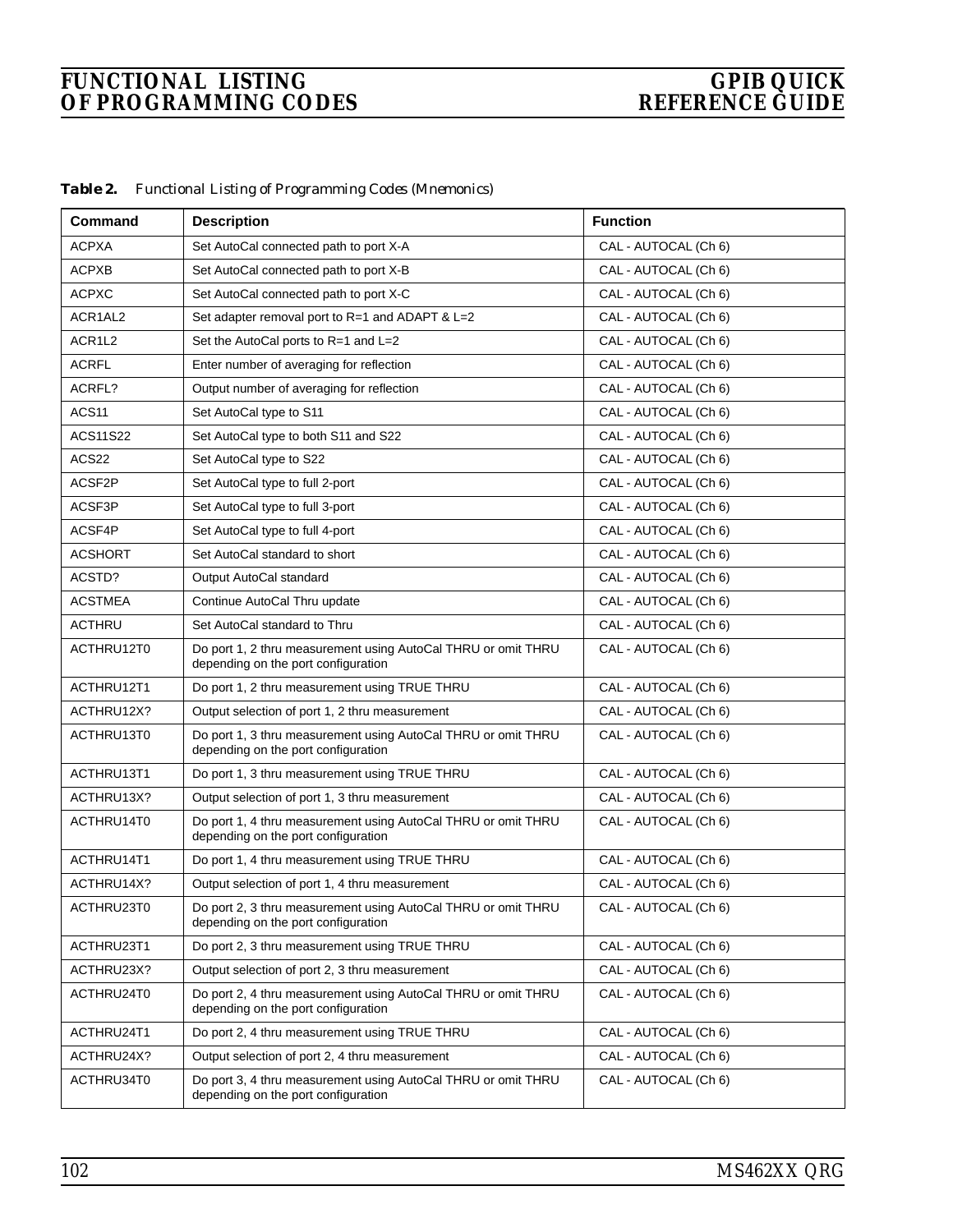**Table 2.** *Functional Listing of Programming Codes (Mnemonics)*

| Command | Description | Function |
|---|---|---|
| ACPXA | Set AutoCal connected path to port X-A | CAL - AUTOCAL (Ch 6) |
| ACPXB | Set AutoCal connected path to port X-B | CAL - AUTOCAL (Ch 6) |
| ACPXC | Set AutoCal connected path to port X-C | CAL - AUTOCAL (Ch 6) |
| ACR1AL2 | Set adapter removal port to R=1 and ADAPT & L=2 | CAL - AUTOCAL (Ch 6) |
| ACR1L2 | Set the AutoCal ports to R=1 and L=2 | CAL - AUTOCAL (Ch 6) |
| ACRFL | Enter number of averaging for reflection | CAL - AUTOCAL (Ch 6) |
| ACRFL? | Output number of averaging for reflection | CAL - AUTOCAL (Ch 6) |
| ACS11 | Set AutoCal type to S11 | CAL - AUTOCAL (Ch 6) |
| ACS11S22 | Set AutoCal type to both S11 and S22 | CAL - AUTOCAL (Ch 6) |
| ACS22 | Set AutoCal type to S22 | CAL - AUTOCAL (Ch 6) |
| ACSF2P | Set AutoCal type to full 2-port | CAL - AUTOCAL (Ch 6) |
| ACSF3P | Set AutoCal type to full 3-port | CAL - AUTOCAL (Ch 6) |
| ACSF4P | Set AutoCal type to full 4-port | CAL - AUTOCAL (Ch 6) |
| ACSHORT | Set AutoCal standard to short | CAL - AUTOCAL (Ch 6) |
| ACSTD? | Output AutoCal standard | CAL - AUTOCAL (Ch 6) |
| ACSTMEA | Continue AutoCal Thru update | CAL - AUTOCAL (Ch 6) |
| ACTHRU | Set AutoCal standard to Thru | CAL - AUTOCAL (Ch 6) |
| ACTHRU12T0 | Do port 1, 2 thru measurement using AutoCal THRU or omit THRU depending on the port configuration | CAL - AUTOCAL (Ch 6) |
| ACTHRU12T1 | Do port 1, 2 thru measurement using TRUE THRU | CAL - AUTOCAL (Ch 6) |
| ACTHRU12X? | Output selection of port 1, 2 thru measurement | CAL - AUTOCAL (Ch 6) |
| ACTHRU13T0 | Do port 1, 3 thru measurement using AutoCal THRU or omit THRU depending on the port configuration | CAL - AUTOCAL (Ch 6) |
| ACTHRU13T1 | Do port 1, 3 thru measurement using TRUE THRU | CAL - AUTOCAL (Ch 6) |
| ACTHRU13X? | Output selection of port 1, 3 thru measurement | CAL - AUTOCAL (Ch 6) |
| ACTHRU14T0 | Do port 1, 4 thru measurement using AutoCal THRU or omit THRU depending on the port configuration | CAL - AUTOCAL (Ch 6) |
| ACTHRU14T1 | Do port 1, 4 thru measurement using TRUE THRU | CAL - AUTOCAL (Ch 6) |
| ACTHRU14X? | Output selection of port 1, 4 thru measurement | CAL - AUTOCAL (Ch 6) |
| ACTHRU23T0 | Do port 2, 3 thru measurement using AutoCal THRU or omit THRU depending on the port configuration | CAL - AUTOCAL (Ch 6) |
| ACTHRU23T1 | Do port 2, 3 thru measurement using TRUE THRU | CAL - AUTOCAL (Ch 6) |
| ACTHRU23X? | Output selection of port 2, 3 thru measurement | CAL - AUTOCAL (Ch 6) |
| ACTHRU24T0 | Do port 2, 4 thru measurement using AutoCal THRU or omit THRU depending on the port configuration | CAL - AUTOCAL (Ch 6) |
| ACTHRU24T1 | Do port 2, 4 thru measurement using TRUE THRU | CAL - AUTOCAL (Ch 6) |
| ACTHRU24X? | Output selection of port 2, 4 thru measurement | CAL - AUTOCAL (Ch 6) |
| ACTHRU34T0 | Do port 3, 4 thru measurement using AutoCal THRU or omit THRU depending on the port configuration | CAL - AUTOCAL (Ch 6) |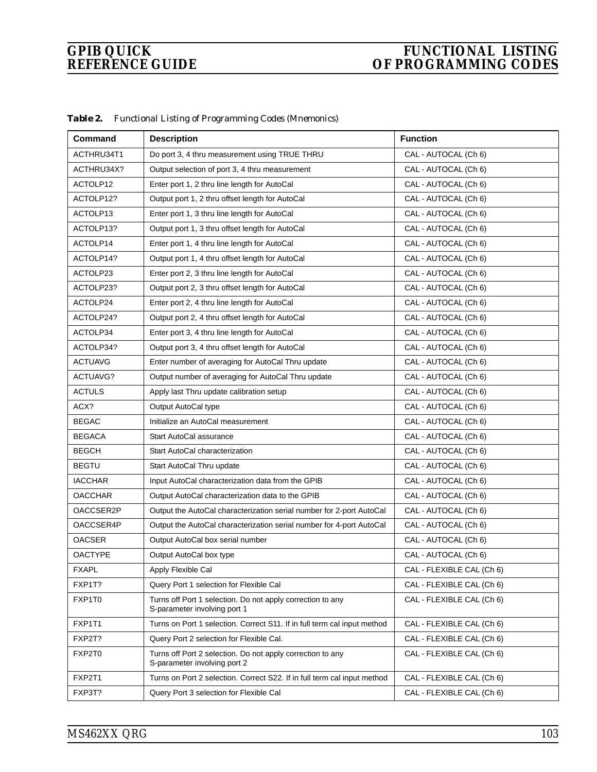**Table 2.** *Functional Listing of Programming Codes (Mnemonics)*

| Command | Description | Function |
|---|---|---|
| ACTHRU34T1 | Do port 3, 4 thru measurement using TRUE THRU | CAL - AUTOCAL (Ch 6) |
| ACTHRU34X? | Output selection of port 3, 4 thru measurement | CAL - AUTOCAL (Ch 6) |
| ACTOLP12 | Enter port 1, 2 thru line length for AutoCal | CAL - AUTOCAL (Ch 6) |
| ACTOLP12? | Output port 1, 2 thru offset length for AutoCal | CAL - AUTOCAL (Ch 6) |
| ACTOLP13 | Enter port 1, 3 thru line length for AutoCal | CAL - AUTOCAL (Ch 6) |
| ACTOLP13? | Output port 1, 3 thru offset length for AutoCal | CAL - AUTOCAL (Ch 6) |
| ACTOLP14 | Enter port 1, 4 thru line length for AutoCal | CAL - AUTOCAL (Ch 6) |
| ACTOLP14? | Output port 1, 4 thru offset length for AutoCal | CAL - AUTOCAL (Ch 6) |
| ACTOLP23 | Enter port 2, 3 thru line length for AutoCal | CAL - AUTOCAL (Ch 6) |
| ACTOLP23? | Output port 2, 3 thru offset length for AutoCal | CAL - AUTOCAL (Ch 6) |
| ACTOLP24 | Enter port 2, 4 thru line length for AutoCal | CAL - AUTOCAL (Ch 6) |
| ACTOLP24? | Output port 2, 4 thru offset length for AutoCal | CAL - AUTOCAL (Ch 6) |
| ACTOLP34 | Enter port 3, 4 thru line length for AutoCal | CAL - AUTOCAL (Ch 6) |
| ACTOLP34? | Output port 3, 4 thru offset length for AutoCal | CAL - AUTOCAL (Ch 6) |
| ACTUAVG | Enter number of averaging for AutoCal Thru update | CAL - AUTOCAL (Ch 6) |
| ACTUAVG? | Output number of averaging for AutoCal Thru update | CAL - AUTOCAL (Ch 6) |
| ACTULS | Apply last Thru update calibration setup | CAL - AUTOCAL (Ch 6) |
| ACX? | Output AutoCal type | CAL - AUTOCAL (Ch 6) |
| BEGAC | Initialize an AutoCal measurement | CAL - AUTOCAL (Ch 6) |
| BEGACA | Start AutoCal assurance | CAL - AUTOCAL (Ch 6) |
| BEGCH | Start AutoCal characterization | CAL - AUTOCAL (Ch 6) |
| BEGTU | Start AutoCal Thru update | CAL - AUTOCAL (Ch 6) |
| IACCHAR | Input AutoCal characterization data from the GPIB | CAL - AUTOCAL (Ch 6) |
| OACCHAR | Output AutoCal characterization data to the GPIB | CAL - AUTOCAL (Ch 6) |
| OACCSER2P | Output the AutoCal characterization serial number for 2-port AutoCal | CAL - AUTOCAL (Ch 6) |
| OACCSER4P | Output the AutoCal characterization serial number for 4-port AutoCal | CAL - AUTOCAL (Ch 6) |
| OACSER | Output AutoCal box serial number | CAL - AUTOCAL (Ch 6) |
| OACTYPE | Output AutoCal box type | CAL - AUTOCAL (Ch 6) |
| FXAPL | Apply Flexible Cal | CAL - FLEXIBLE CAL (Ch 6) |
| FXP1T? | Query Port 1 selection for Flexible Cal | CAL - FLEXIBLE CAL (Ch 6) |
| FXP1T0 | Turns off Port 1 selection. Do not apply correction to any S-parameter involving port 1 | CAL - FLEXIBLE CAL (Ch 6) |
| FXP1T1 | Turns on Port 1 selection. Correct S11. If in full term cal input method | CAL - FLEXIBLE CAL (Ch 6) |
| FXP2T? | Query Port 2 selection for Flexible Cal. | CAL - FLEXIBLE CAL (Ch 6) |
| FXP2T0 | Turns off Port 2 selection. Do not apply correction to any S-parameter involving port 2 | CAL - FLEXIBLE CAL (Ch 6) |
| FXP2T1 | Turns on Port 2 selection. Correct S22. If in full term cal input method | CAL - FLEXIBLE CAL (Ch 6) |
| FXP3T? | Query Port 3 selection for Flexible Cal | CAL - FLEXIBLE CAL (Ch 6) |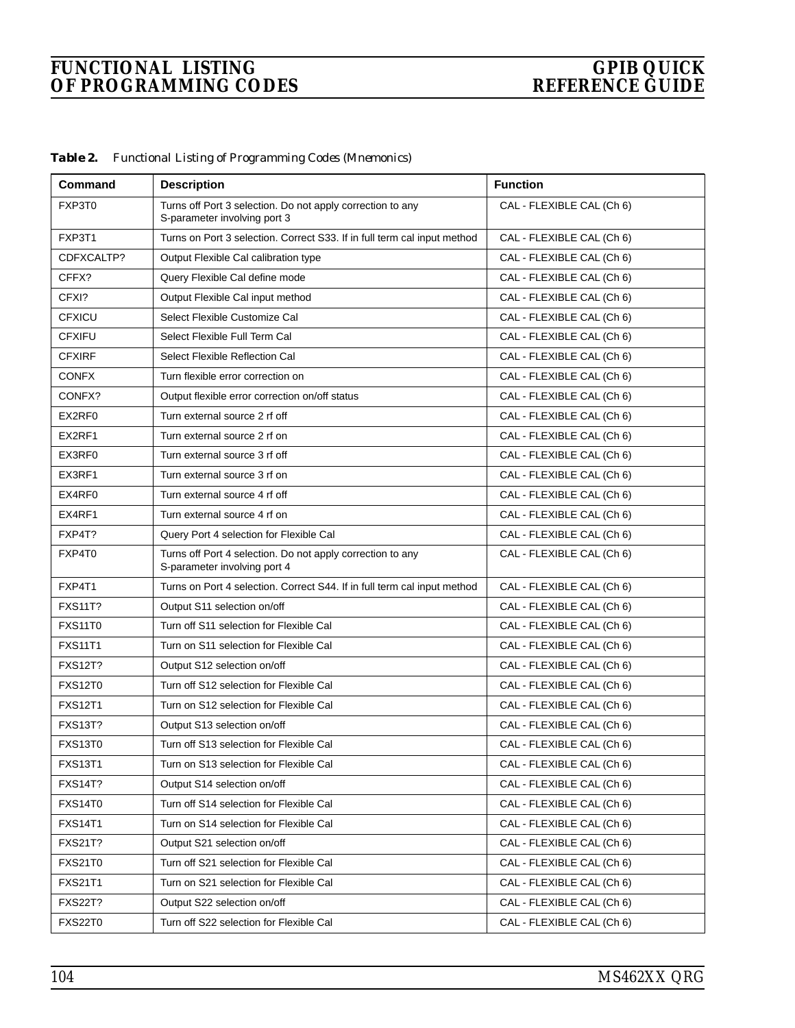**Table 2.** *Functional Listing of Programming Codes (Mnemonics)*

| Command | Description | Function |
|---|---|---|
| FXP3T0 | Turns off Port 3 selection. Do not apply correction to any S-parameter involving port 3 | CAL - FLEXIBLE CAL (Ch 6) |
| FXP3T1 | Turns on Port 3 selection. Correct S33. If in full term cal input method | CAL - FLEXIBLE CAL (Ch 6) |
| CDFXCALTP? | Output Flexible Cal calibration type | CAL - FLEXIBLE CAL (Ch 6) |
| CFFX? | Query Flexible Cal define mode | CAL - FLEXIBLE CAL (Ch 6) |
| CFXI? | Output Flexible Cal input method | CAL - FLEXIBLE CAL (Ch 6) |
| CFXICU | Select Flexible Customize Cal | CAL - FLEXIBLE CAL (Ch 6) |
| CFXIFU | Select Flexible Full Term Cal | CAL - FLEXIBLE CAL (Ch 6) |
| CFXIRF | Select Flexible Reflection Cal | CAL - FLEXIBLE CAL (Ch 6) |
| CONFX | Turn flexible error correction on | CAL - FLEXIBLE CAL (Ch 6) |
| CONFX? | Output flexible error correction on/off status | CAL - FLEXIBLE CAL (Ch 6) |
| EX2RF0 | Turn external source 2 rf off | CAL - FLEXIBLE CAL (Ch 6) |
| EX2RF1 | Turn external source 2 rf on | CAL - FLEXIBLE CAL (Ch 6) |
| EX3RF0 | Turn external source 3 rf off | CAL - FLEXIBLE CAL (Ch 6) |
| EX3RF1 | Turn external source 3 rf on | CAL - FLEXIBLE CAL (Ch 6) |
| EX4RF0 | Turn external source 4 rf off | CAL - FLEXIBLE CAL (Ch 6) |
| EX4RF1 | Turn external source 4 rf on | CAL - FLEXIBLE CAL (Ch 6) |
| FXP4T? | Query Port 4 selection for Flexible Cal | CAL - FLEXIBLE CAL (Ch 6) |
| FXP4T0 | Turns off Port 4 selection. Do not apply correction to any S-parameter involving port 4 | CAL - FLEXIBLE CAL (Ch 6) |
| FXP4T1 | Turns on Port 4 selection. Correct S44. If in full term cal input method | CAL - FLEXIBLE CAL (Ch 6) |
| FXS11T? | Output S11 selection on/off | CAL - FLEXIBLE CAL (Ch 6) |
| FXS11T0 | Turn off S11 selection for Flexible Cal | CAL - FLEXIBLE CAL (Ch 6) |
| FXS11T1 | Turn on S11 selection for Flexible Cal | CAL - FLEXIBLE CAL (Ch 6) |
| FXS12T? | Output S12 selection on/off | CAL - FLEXIBLE CAL (Ch 6) |
| FXS12T0 | Turn off S12 selection for Flexible Cal | CAL - FLEXIBLE CAL (Ch 6) |
| FXS12T1 | Turn on S12 selection for Flexible Cal | CAL - FLEXIBLE CAL (Ch 6) |
| FXS13T? | Output S13 selection on/off | CAL - FLEXIBLE CAL (Ch 6) |
| FXS13T0 | Turn off S13 selection for Flexible Cal | CAL - FLEXIBLE CAL (Ch 6) |
| FXS13T1 | Turn on S13 selection for Flexible Cal | CAL - FLEXIBLE CAL (Ch 6) |
| FXS14T? | Output S14 selection on/off | CAL - FLEXIBLE CAL (Ch 6) |
| FXS14T0 | Turn off S14 selection for Flexible Cal | CAL - FLEXIBLE CAL (Ch 6) |
| FXS14T1 | Turn on S14 selection for Flexible Cal | CAL - FLEXIBLE CAL (Ch 6) |
| FXS21T? | Output S21 selection on/off | CAL - FLEXIBLE CAL (Ch 6) |
| FXS21T0 | Turn off S21 selection for Flexible Cal | CAL - FLEXIBLE CAL (Ch 6) |
| FXS21T1 | Turn on S21 selection for Flexible Cal | CAL - FLEXIBLE CAL (Ch 6) |
| FXS22T? | Output S22 selection on/off | CAL - FLEXIBLE CAL (Ch 6) |
| FXS22T0 | Turn off S22 selection for Flexible Cal | CAL - FLEXIBLE CAL (Ch 6) |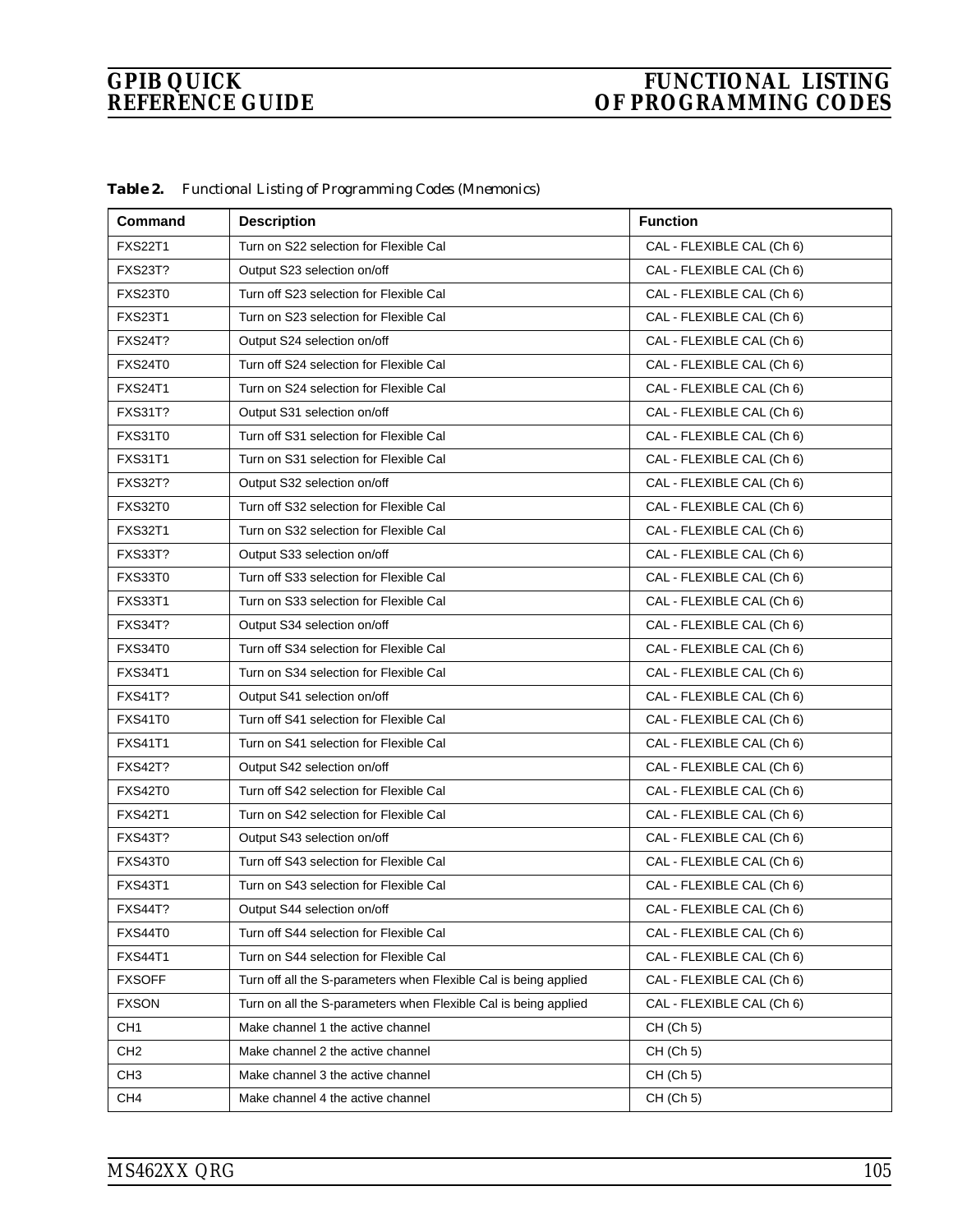**Table 2.** *Functional Listing of Programming Codes (Mnemonics)*

| Command | Description | Function |
|---|---|---|
| FXS22T1 | Turn on S22 selection for Flexible Cal | CAL - FLEXIBLE CAL (Ch 6) |
| FXS23T? | Output S23 selection on/off | CAL - FLEXIBLE CAL (Ch 6) |
| FXS23T0 | Turn off S23 selection for Flexible Cal | CAL - FLEXIBLE CAL (Ch 6) |
| FXS23T1 | Turn on S23 selection for Flexible Cal | CAL - FLEXIBLE CAL (Ch 6) |
| FXS24T? | Output S24 selection on/off | CAL - FLEXIBLE CAL (Ch 6) |
| FXS24T0 | Turn off S24 selection for Flexible Cal | CAL - FLEXIBLE CAL (Ch 6) |
| FXS24T1 | Turn on S24 selection for Flexible Cal | CAL - FLEXIBLE CAL (Ch 6) |
| FXS31T? | Output S31 selection on/off | CAL - FLEXIBLE CAL (Ch 6) |
| FXS31T0 | Turn off S31 selection for Flexible Cal | CAL - FLEXIBLE CAL (Ch 6) |
| FXS31T1 | Turn on S31 selection for Flexible Cal | CAL - FLEXIBLE CAL (Ch 6) |
| FXS32T? | Output S32 selection on/off | CAL - FLEXIBLE CAL (Ch 6) |
| FXS32T0 | Turn off S32 selection for Flexible Cal | CAL - FLEXIBLE CAL (Ch 6) |
| FXS32T1 | Turn on S32 selection for Flexible Cal | CAL - FLEXIBLE CAL (Ch 6) |
| FXS33T? | Output S33 selection on/off | CAL - FLEXIBLE CAL (Ch 6) |
| FXS33T0 | Turn off S33 selection for Flexible Cal | CAL - FLEXIBLE CAL (Ch 6) |
| FXS33T1 | Turn on S33 selection for Flexible Cal | CAL - FLEXIBLE CAL (Ch 6) |
| FXS34T? | Output S34 selection on/off | CAL - FLEXIBLE CAL (Ch 6) |
| FXS34T0 | Turn off S34 selection for Flexible Cal | CAL - FLEXIBLE CAL (Ch 6) |
| FXS34T1 | Turn on S34 selection for Flexible Cal | CAL - FLEXIBLE CAL (Ch 6) |
| FXS41T? | Output S41 selection on/off | CAL - FLEXIBLE CAL (Ch 6) |
| FXS41T0 | Turn off S41 selection for Flexible Cal | CAL - FLEXIBLE CAL (Ch 6) |
| FXS41T1 | Turn on S41 selection for Flexible Cal | CAL - FLEXIBLE CAL (Ch 6) |
| FXS42T? | Output S42 selection on/off | CAL - FLEXIBLE CAL (Ch 6) |
| FXS42T0 | Turn off S42 selection for Flexible Cal | CAL - FLEXIBLE CAL (Ch 6) |
| FXS42T1 | Turn on S42 selection for Flexible Cal | CAL - FLEXIBLE CAL (Ch 6) |
| FXS43T? | Output S43 selection on/off | CAL - FLEXIBLE CAL (Ch 6) |
| FXS43T0 | Turn off S43 selection for Flexible Cal | CAL - FLEXIBLE CAL (Ch 6) |
| FXS43T1 | Turn on S43 selection for Flexible Cal | CAL - FLEXIBLE CAL (Ch 6) |
| FXS44T? | Output S44 selection on/off | CAL - FLEXIBLE CAL (Ch 6) |
| FXS44T0 | Turn off S44 selection for Flexible Cal | CAL - FLEXIBLE CAL (Ch 6) |
| FXS44T1 | Turn on S44 selection for Flexible Cal | CAL - FLEXIBLE CAL (Ch 6) |
| FXSOFF | Turn off all the S-parameters when Flexible Cal is being applied | CAL - FLEXIBLE CAL (Ch 6) |
| FXSON | Turn on all the S-parameters when Flexible Cal is being applied | CAL - FLEXIBLE CAL (Ch 6) |
| CH1 | Make channel 1 the active channel | CH (Ch 5) |
| CH2 | Make channel 2 the active channel | CH (Ch 5) |
| CH3 | Make channel 3 the active channel | CH (Ch 5) |
| CH4 | Make channel 4 the active channel | CH (Ch 5) |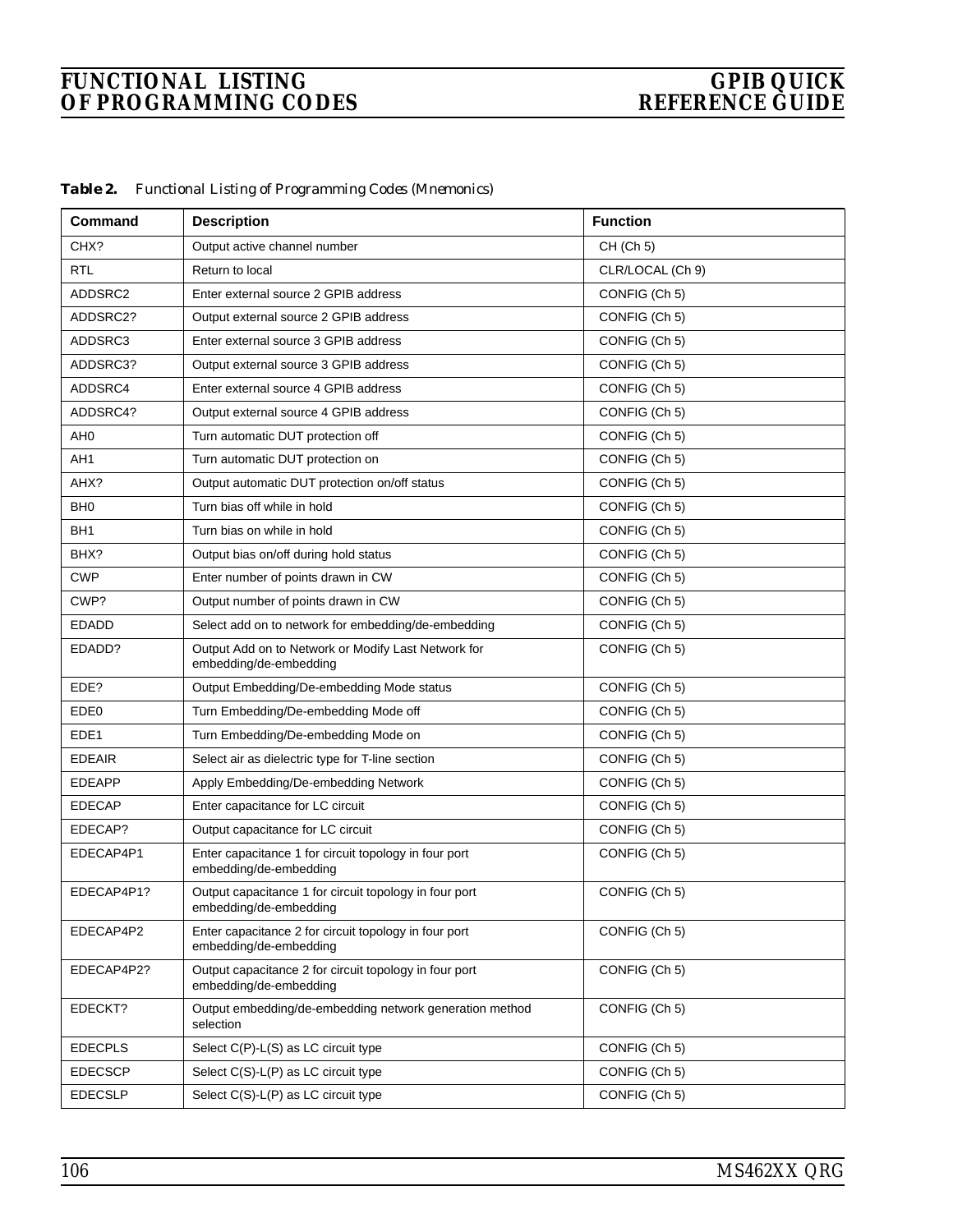**Table 2.** *Functional Listing of Programming Codes (Mnemonics)*

| Command | Description | Function |
|---|---|---|
| CHX? | Output active channel number | CH (Ch 5) |
| RTL | Return to local | CLR/LOCAL (Ch 9) |
| ADDSRC2 | Enter external source 2 GPIB address | CONFIG (Ch 5) |
| ADDSRC2? | Output external source 2 GPIB address | CONFIG (Ch 5) |
| ADDSRC3 | Enter external source 3 GPIB address | CONFIG (Ch 5) |
| ADDSRC3? | Output external source 3 GPIB address | CONFIG (Ch 5) |
| ADDSRC4 | Enter external source 4 GPIB address | CONFIG (Ch 5) |
| ADDSRC4? | Output external source 4 GPIB address | CONFIG (Ch 5) |
| AH0 | Turn automatic DUT protection off | CONFIG (Ch 5) |
| AH1 | Turn automatic DUT protection on | CONFIG (Ch 5) |
| AHX? | Output automatic DUT protection on/off status | CONFIG (Ch 5) |
| BH0 | Turn bias off while in hold | CONFIG (Ch 5) |
| BH1 | Turn bias on while in hold | CONFIG (Ch 5) |
| BHX? | Output bias on/off during hold status | CONFIG (Ch 5) |
| CWP | Enter number of points drawn in CW | CONFIG (Ch 5) |
| CWP? | Output number of points drawn in CW | CONFIG (Ch 5) |
| EDADD | Select add on to network for embedding/de-embedding | CONFIG (Ch 5) |
| EDADD? | Output Add on to Network or Modify Last Network for embedding/de-embedding | CONFIG (Ch 5) |
| EDE? | Output Embedding/De-embedding Mode status | CONFIG (Ch 5) |
| EDE0 | Turn Embedding/De-embedding Mode off | CONFIG (Ch 5) |
| EDE1 | Turn Embedding/De-embedding Mode on | CONFIG (Ch 5) |
| EDEAIR | Select air as dielectric type for T-line section | CONFIG (Ch 5) |
| EDEAPP | Apply Embedding/De-embedding Network | CONFIG (Ch 5) |
| EDECAP | Enter capacitance for LC circuit | CONFIG (Ch 5) |
| EDECAP? | Output capacitance for LC circuit | CONFIG (Ch 5) |
| EDECAP4P1 | Enter capacitance 1 for circuit topology in four port embedding/de-embedding | CONFIG (Ch 5) |
| EDECAP4P1? | Output capacitance 1 for circuit topology in four port embedding/de-embedding | CONFIG (Ch 5) |
| EDECAP4P2 | Enter capacitance 2 for circuit topology in four port embedding/de-embedding | CONFIG (Ch 5) |
| EDECAP4P2? | Output capacitance 2 for circuit topology in four port embedding/de-embedding | CONFIG (Ch 5) |
| EDECKT? | Output embedding/de-embedding network generation method selection | CONFIG (Ch 5) |
| EDECPLS | Select C(P)-L(S) as LC circuit type | CONFIG (Ch 5) |
| EDECSCP | Select C(S)-L(P) as LC circuit type | CONFIG (Ch 5) |
| EDECSLP | Select C(S)-L(P) as LC circuit type | CONFIG (Ch 5) |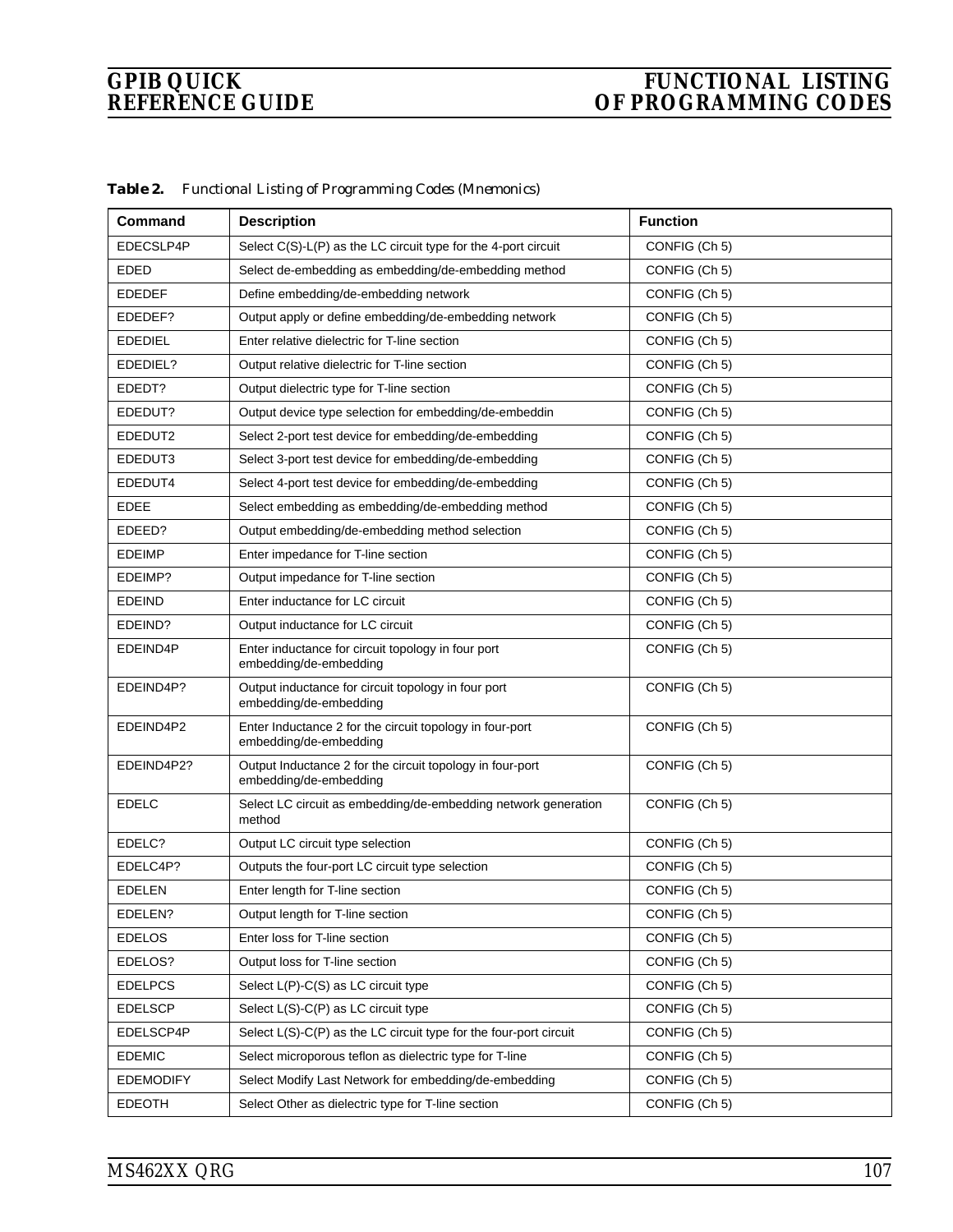**Table 2.** *Functional Listing of Programming Codes (Mnemonics)*

| Command | Description | Function |
|---|---|---|
| EDECSLP4P | Select C(S)-L(P) as the LC circuit type for the 4-port circuit | CONFIG (Ch 5) |
| EDED | Select de-embedding as embedding/de-embedding method | CONFIG (Ch 5) |
| EDEDEF | Define embedding/de-embedding network | CONFIG (Ch 5) |
| EDEDEF? | Output apply or define embedding/de-embedding network | CONFIG (Ch 5) |
| EDEDIEL | Enter relative dielectric for T-line section | CONFIG (Ch 5) |
| EDEDIEL? | Output relative dielectric for T-line section | CONFIG (Ch 5) |
| EDEDT? | Output dielectric type for T-line section | CONFIG (Ch 5) |
| EDEDUT? | Output device type selection for embedding/de-embeddin | CONFIG (Ch 5) |
| EDEDUT2 | Select 2-port test device for embedding/de-embedding | CONFIG (Ch 5) |
| EDEDUT3 | Select 3-port test device for embedding/de-embedding | CONFIG (Ch 5) |
| EDEDUT4 | Select 4-port test device for embedding/de-embedding | CONFIG (Ch 5) |
| EDEE | Select embedding as embedding/de-embedding method | CONFIG (Ch 5) |
| EDEED? | Output embedding/de-embedding method selection | CONFIG (Ch 5) |
| EDEIMP | Enter impedance for T-line section | CONFIG (Ch 5) |
| EDEIMP? | Output impedance for T-line section | CONFIG (Ch 5) |
| EDEIND | Enter inductance for LC circuit | CONFIG (Ch 5) |
| EDEIND? | Output inductance for LC circuit | CONFIG (Ch 5) |
| EDEIND4P | Enter inductance for circuit topology in four port embedding/de-embedding | CONFIG (Ch 5) |
| EDEIND4P? | Output inductance for circuit topology in four port embedding/de-embedding | CONFIG (Ch 5) |
| EDEIND4P2 | Enter Inductance 2 for the circuit topology in four-port embedding/de-embedding | CONFIG (Ch 5) |
| EDEIND4P2? | Output Inductance 2 for the circuit topology in four-port embedding/de-embedding | CONFIG (Ch 5) |
| EDELC | Select LC circuit as embedding/de-embedding network generation method | CONFIG (Ch 5) |
| EDELC? | Output LC circuit type selection | CONFIG (Ch 5) |
| EDELC4P? | Outputs the four-port LC circuit type selection | CONFIG (Ch 5) |
| EDELEN | Enter length for T-line section | CONFIG (Ch 5) |
| EDELEN? | Output length for T-line section | CONFIG (Ch 5) |
| EDELOS | Enter loss for T-line section | CONFIG (Ch 5) |
| EDELOS? | Output loss for T-line section | CONFIG (Ch 5) |
| EDELPCS | Select L(P)-C(S) as LC circuit type | CONFIG (Ch 5) |
| EDELSCP | Select L(S)-C(P) as LC circuit type | CONFIG (Ch 5) |
| EDELSCP4P | Select L(S)-C(P) as the LC circuit type for the four-port circuit | CONFIG (Ch 5) |
| EDEMIC | Select microporous teflon as dielectric type for T-line | CONFIG (Ch 5) |
| EDEMODIFY | Select Modify Last Network for embedding/de-embedding | CONFIG (Ch 5) |
| EDEOTH | Select Other as dielectric type for T-line section | CONFIG (Ch 5) |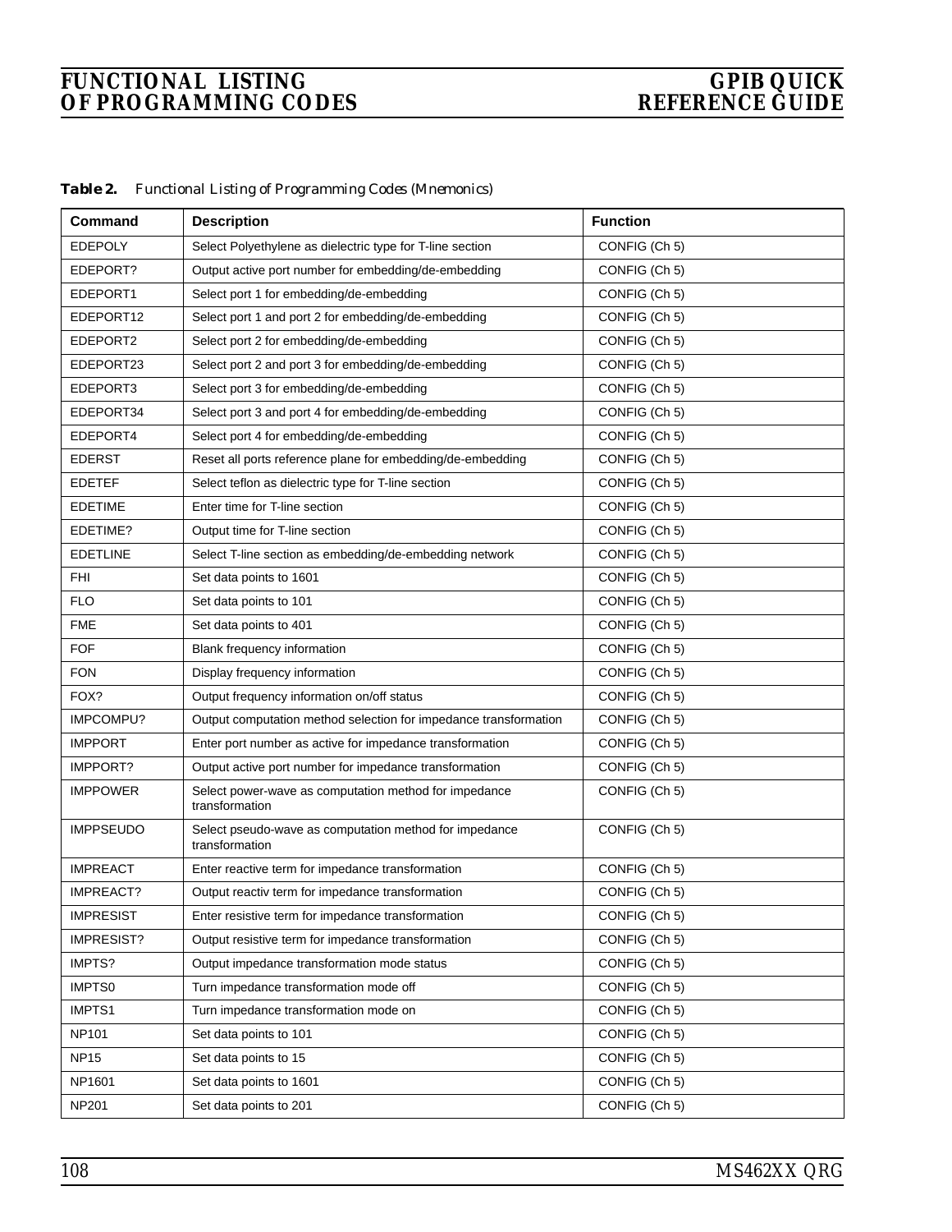**Table 2.** *Functional Listing of Programming Codes (Mnemonics)*

| Command | Description | Function |
|---|---|---|
| EDEPOLY | Select Polyethylene as dielectric type for T-line section | CONFIG (Ch 5) |
| EDEPORT? | Output active port number for embedding/de-embedding | CONFIG (Ch 5) |
| EDEPORT1 | Select port 1 for embedding/de-embedding | CONFIG (Ch 5) |
| EDEPORT12 | Select port 1 and port 2 for embedding/de-embedding | CONFIG (Ch 5) |
| EDEPORT2 | Select port 2 for embedding/de-embedding | CONFIG (Ch 5) |
| EDEPORT23 | Select port 2 and port 3 for embedding/de-embedding | CONFIG (Ch 5) |
| EDEPORT3 | Select port 3 for embedding/de-embedding | CONFIG (Ch 5) |
| EDEPORT34 | Select port 3 and port 4 for embedding/de-embedding | CONFIG (Ch 5) |
| EDEPORT4 | Select port 4 for embedding/de-embedding | CONFIG (Ch 5) |
| EDERST | Reset all ports reference plane for embedding/de-embedding | CONFIG (Ch 5) |
| EDETEF | Select teflon as dielectric type for T-line section | CONFIG (Ch 5) |
| EDETIME | Enter time for T-line section | CONFIG (Ch 5) |
| EDETIME? | Output time for T-line section | CONFIG (Ch 5) |
| EDETLINE | Select T-line section as embedding/de-embedding network | CONFIG (Ch 5) |
| FHI | Set data points to 1601 | CONFIG (Ch 5) |
| FLO | Set data points to 101 | CONFIG (Ch 5) |
| FME | Set data points to 401 | CONFIG (Ch 5) |
| FOF | Blank frequency information | CONFIG (Ch 5) |
| FON | Display frequency information | CONFIG (Ch 5) |
| FOX? | Output frequency information on/off status | CONFIG (Ch 5) |
| IMPCOMPU? | Output computation method selection for impedance transformation | CONFIG (Ch 5) |
| IMPPORT | Enter port number as active for impedance transformation | CONFIG (Ch 5) |
| IMPPORT? | Output active port number for impedance transformation | CONFIG (Ch 5) |
| IMPPOWER | Select power-wave as computation method for impedance transformation | CONFIG (Ch 5) |
| IMPPSEUDO | Select pseudo-wave as computation method for impedance transformation | CONFIG (Ch 5) |
| IMPREACT | Enter reactive term for impedance transformation | CONFIG (Ch 5) |
| IMPREACT? | Output reactiv term for impedance transformation | CONFIG (Ch 5) |
| IMPRESIST | Enter resistive term for impedance transformation | CONFIG (Ch 5) |
| IMPRESIST? | Output resistive term for impedance transformation | CONFIG (Ch 5) |
| IMPTS? | Output impedance transformation mode status | CONFIG (Ch 5) |
| IMPTS0 | Turn impedance transformation mode off | CONFIG (Ch 5) |
| IMPTS1 | Turn impedance transformation mode on | CONFIG (Ch 5) |
| NP101 | Set data points to 101 | CONFIG (Ch 5) |
| NP15 | Set data points to 15 | CONFIG (Ch 5) |
| NP1601 | Set data points to 1601 | CONFIG (Ch 5) |
| NP201 | Set data points to 201 | CONFIG (Ch 5) |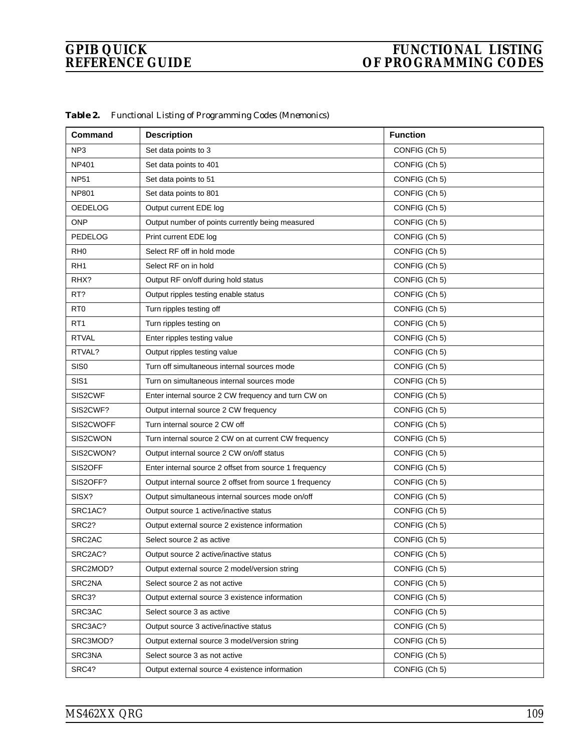**Table 2.** *Functional Listing of Programming Codes (Mnemonics)*

| Command | Description | Function |
|---|---|---|
| NP3 | Set data points to 3 | CONFIG (Ch 5) |
| NP401 | Set data points to 401 | CONFIG (Ch 5) |
| NP51 | Set data points to 51 | CONFIG (Ch 5) |
| NP801 | Set data points to 801 | CONFIG (Ch 5) |
| OEDELOG | Output current EDE log | CONFIG (Ch 5) |
| ONP | Output number of points currently being measured | CONFIG (Ch 5) |
| PEDELOG | Print current EDE log | CONFIG (Ch 5) |
| RH0 | Select RF off in hold mode | CONFIG (Ch 5) |
| RH1 | Select RF on in hold | CONFIG (Ch 5) |
| RHX? | Output RF on/off during hold status | CONFIG (Ch 5) |
| RT? | Output ripples testing enable status | CONFIG (Ch 5) |
| RT0 | Turn ripples testing off | CONFIG (Ch 5) |
| RT1 | Turn ripples testing on | CONFIG (Ch 5) |
| RTVAL | Enter ripples testing value | CONFIG (Ch 5) |
| RTVAL? | Output ripples testing value | CONFIG (Ch 5) |
| SIS0 | Turn off simultaneous internal sources mode | CONFIG (Ch 5) |
| SIS1 | Turn on simultaneous internal sources mode | CONFIG (Ch 5) |
| SIS2CWF | Enter internal source 2 CW frequency and turn CW on | CONFIG (Ch 5) |
| SIS2CWF? | Output internal source 2 CW frequency | CONFIG (Ch 5) |
| SIS2CWOFF | Turn internal source 2 CW off | CONFIG (Ch 5) |
| SIS2CWON | Turn internal source 2 CW on at current CW frequency | CONFIG (Ch 5) |
| SIS2CWON? | Output internal source 2 CW on/off status | CONFIG (Ch 5) |
| SIS2OFF | Enter internal source 2 offset from source 1 frequency | CONFIG (Ch 5) |
| SIS2OFF? | Output internal source 2 offset from source 1 frequency | CONFIG (Ch 5) |
| SISX? | Output simultaneous internal sources mode on/off | CONFIG (Ch 5) |
| SRC1AC? | Output source 1 active/inactive status | CONFIG (Ch 5) |
| SRC2? | Output external source 2 existence information | CONFIG (Ch 5) |
| SRC2AC | Select source 2 as active | CONFIG (Ch 5) |
| SRC2AC? | Output source 2 active/inactive status | CONFIG (Ch 5) |
| SRC2MOD? | Output external source 2 model/version string | CONFIG (Ch 5) |
| SRC2NA | Select source 2 as not active | CONFIG (Ch 5) |
| SRC3? | Output external source 3 existence information | CONFIG (Ch 5) |
| SRC3AC | Select source 3 as active | CONFIG (Ch 5) |
| SRC3AC? | Output source 3 active/inactive status | CONFIG (Ch 5) |
| SRC3MOD? | Output external source 3 model/version string | CONFIG (Ch 5) |
| SRC3NA | Select source 3 as not active | CONFIG (Ch 5) |
| SRC4? | Output external source 4 existence information | CONFIG (Ch 5) |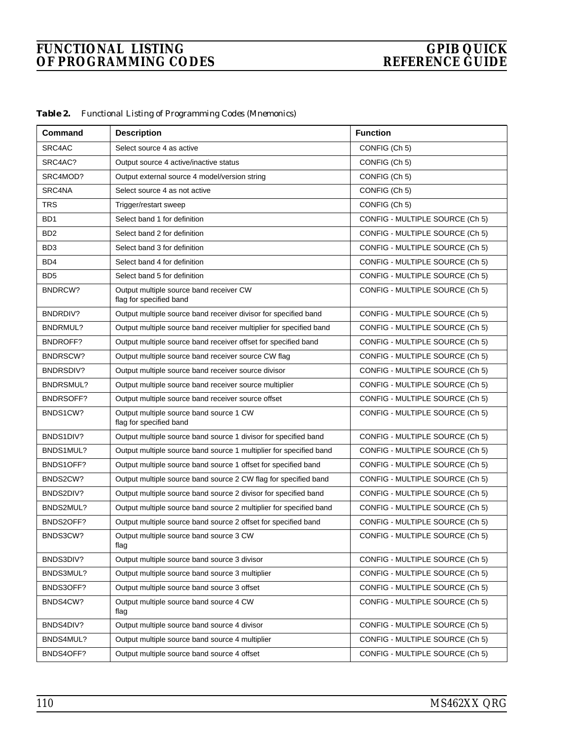**Table 2.** *Functional Listing of Programming Codes (Mnemonics)*

| Command | Description | Function |
|---|---|---|
| SRC4AC | Select source 4 as active | CONFIG (Ch 5) |
| SRC4AC? | Output source 4 active/inactive status | CONFIG (Ch 5) |
| SRC4MOD? | Output external source 4 model/version string | CONFIG (Ch 5) |
| SRC4NA | Select source 4 as not active | CONFIG (Ch 5) |
| TRS | Trigger/restart sweep | CONFIG (Ch 5) |
| BD1 | Select band 1 for definition | CONFIG - MULTIPLE SOURCE (Ch 5) |
| BD2 | Select band 2 for definition | CONFIG - MULTIPLE SOURCE (Ch 5) |
| BD3 | Select band 3 for definition | CONFIG - MULTIPLE SOURCE (Ch 5) |
| BD4 | Select band 4 for definition | CONFIG - MULTIPLE SOURCE (Ch 5) |
| BD5 | Select band 5 for definition | CONFIG - MULTIPLE SOURCE (Ch 5) |
| BNDRCW? | Output multiple source band receiver CW flag for specified band | CONFIG - MULTIPLE SOURCE (Ch 5) |
| BNDRDIV? | Output multiple source band receiver divisor for specified band | CONFIG - MULTIPLE SOURCE (Ch 5) |
| BNDRMUL? | Output multiple source band receiver multiplier for specified band | CONFIG - MULTIPLE SOURCE (Ch 5) |
| BNDROFF? | Output multiple source band receiver offset for specified band | CONFIG - MULTIPLE SOURCE (Ch 5) |
| BNDRSCW? | Output multiple source band receiver source CW flag | CONFIG - MULTIPLE SOURCE (Ch 5) |
| BNDRSDIV? | Output multiple source band receiver source divisor | CONFIG - MULTIPLE SOURCE (Ch 5) |
| BNDRSMUL? | Output multiple source band receiver source multiplier | CONFIG - MULTIPLE SOURCE (Ch 5) |
| BNDRSOFF? | Output multiple source band receiver source offset | CONFIG - MULTIPLE SOURCE (Ch 5) |
| BNDS1CW? | Output multiple source band source 1 CW flag for specified band | CONFIG - MULTIPLE SOURCE (Ch 5) |
| BNDS1DIV? | Output multiple source band source 1 divisor for specified band | CONFIG - MULTIPLE SOURCE (Ch 5) |
| BNDS1MUL? | Output multiple source band source 1 multiplier for specified band | CONFIG - MULTIPLE SOURCE (Ch 5) |
| BNDS1OFF? | Output multiple source band source 1 offset for specified band | CONFIG - MULTIPLE SOURCE (Ch 5) |
| BNDS2CW? | Output multiple source band source 2 CW flag for specified band | CONFIG - MULTIPLE SOURCE (Ch 5) |
| BNDS2DIV? | Output multiple source band source 2 divisor for specified band | CONFIG - MULTIPLE SOURCE (Ch 5) |
| BNDS2MUL? | Output multiple source band source 2 multiplier for specified band | CONFIG - MULTIPLE SOURCE (Ch 5) |
| BNDS2OFF? | Output multiple source band source 2 offset for specified band | CONFIG - MULTIPLE SOURCE (Ch 5) |
| BNDS3CW? | Output multiple source band source 3 CW flag | CONFIG - MULTIPLE SOURCE (Ch 5) |
| BNDS3DIV? | Output multiple source band source 3 divisor | CONFIG - MULTIPLE SOURCE (Ch 5) |
| BNDS3MUL? | Output multiple source band source 3 multiplier | CONFIG - MULTIPLE SOURCE (Ch 5) |
| BNDS3OFF? | Output multiple source band source 3 offset | CONFIG - MULTIPLE SOURCE (Ch 5) |
| BNDS4CW? | Output multiple source band source 4 CW flag | CONFIG - MULTIPLE SOURCE (Ch 5) |
| BNDS4DIV? | Output multiple source band source 4 divisor | CONFIG - MULTIPLE SOURCE (Ch 5) |
| BNDS4MUL? | Output multiple source band source 4 multiplier | CONFIG - MULTIPLE SOURCE (Ch 5) |
| BNDS4OFF? | Output multiple source band source 4 offset | CONFIG - MULTIPLE SOURCE (Ch 5) |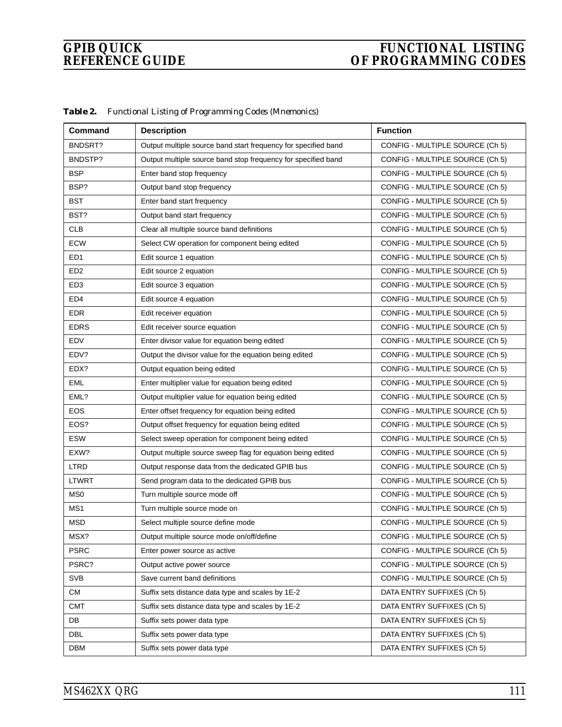**Table 2.** *Functional Listing of Programming Codes (Mnemonics)*

| Command | Description | Function |
|---|---|---|
| BNDSRT? | Output multiple source band start frequency for specified band | CONFIG - MULTIPLE SOURCE (Ch 5) |
| BNDSTP? | Output multiple source band stop frequency for specified band | CONFIG - MULTIPLE SOURCE (Ch 5) |
| BSP | Enter band stop frequency | CONFIG - MULTIPLE SOURCE (Ch 5) |
| BSP? | Output band stop frequency | CONFIG - MULTIPLE SOURCE (Ch 5) |
| BST | Enter band start frequency | CONFIG - MULTIPLE SOURCE (Ch 5) |
| BST? | Output band start frequency | CONFIG - MULTIPLE SOURCE (Ch 5) |
| CLB | Clear all multiple source band definitions | CONFIG - MULTIPLE SOURCE (Ch 5) |
| ECW | Select CW operation for component being edited | CONFIG - MULTIPLE SOURCE (Ch 5) |
| ED1 | Edit source 1 equation | CONFIG - MULTIPLE SOURCE (Ch 5) |
| ED2 | Edit source 2 equation | CONFIG - MULTIPLE SOURCE (Ch 5) |
| ED3 | Edit source 3 equation | CONFIG - MULTIPLE SOURCE (Ch 5) |
| ED4 | Edit source 4 equation | CONFIG - MULTIPLE SOURCE (Ch 5) |
| EDR | Edit receiver equation | CONFIG - MULTIPLE SOURCE (Ch 5) |
| EDRS | Edit receiver source equation | CONFIG - MULTIPLE SOURCE (Ch 5) |
| EDV | Enter divisor value for equation being edited | CONFIG - MULTIPLE SOURCE (Ch 5) |
| EDV? | Output the divisor value for the equation being edited | CONFIG - MULTIPLE SOURCE (Ch 5) |
| EDX? | Output equation being edited | CONFIG - MULTIPLE SOURCE (Ch 5) |
| EML | Enter multiplier value for equation being edited | CONFIG - MULTIPLE SOURCE (Ch 5) |
| EML? | Output multiplier value for equation being edited | CONFIG - MULTIPLE SOURCE (Ch 5) |
| EOS | Enter offset frequency for equation being edited | CONFIG - MULTIPLE SOURCE (Ch 5) |
| EOS? | Output offset frequency for equation being edited | CONFIG - MULTIPLE SOURCE (Ch 5) |
| ESW | Select sweep operation for component being edited | CONFIG - MULTIPLE SOURCE (Ch 5) |
| EXW? | Output multiple source sweep flag for equation being edited | CONFIG - MULTIPLE SOURCE (Ch 5) |
| LTRD | Output response data from the dedicated GPIB bus | CONFIG - MULTIPLE SOURCE (Ch 5) |
| LTWRT | Send program data to the dedicated GPIB bus | CONFIG - MULTIPLE SOURCE (Ch 5) |
| MS0 | Turn multiple source mode off | CONFIG - MULTIPLE SOURCE (Ch 5) |
| MS1 | Turn multiple source mode on | CONFIG - MULTIPLE SOURCE (Ch 5) |
| MSD | Select multiple source define mode | CONFIG - MULTIPLE SOURCE (Ch 5) |
| MSX? | Output multiple source mode on/off/define | CONFIG - MULTIPLE SOURCE (Ch 5) |
| PSRC | Enter power source as active | CONFIG - MULTIPLE SOURCE (Ch 5) |
| PSRC? | Output active power source | CONFIG - MULTIPLE SOURCE (Ch 5) |
| SVB | Save current band definitions | CONFIG - MULTIPLE SOURCE (Ch 5) |
| CM | Suffix sets distance data type and scales by 1E-2 | DATA ENTRY SUFFIXES (Ch 5) |
| CMT | Suffix sets distance data type and scales by 1E-2 | DATA ENTRY SUFFIXES (Ch 5) |
| DB | Suffix sets power data type | DATA ENTRY SUFFIXES (Ch 5) |
| DBL | Suffix sets power data type | DATA ENTRY SUFFIXES (Ch 5) |
| DBM | Suffix sets power data type | DATA ENTRY SUFFIXES (Ch 5) |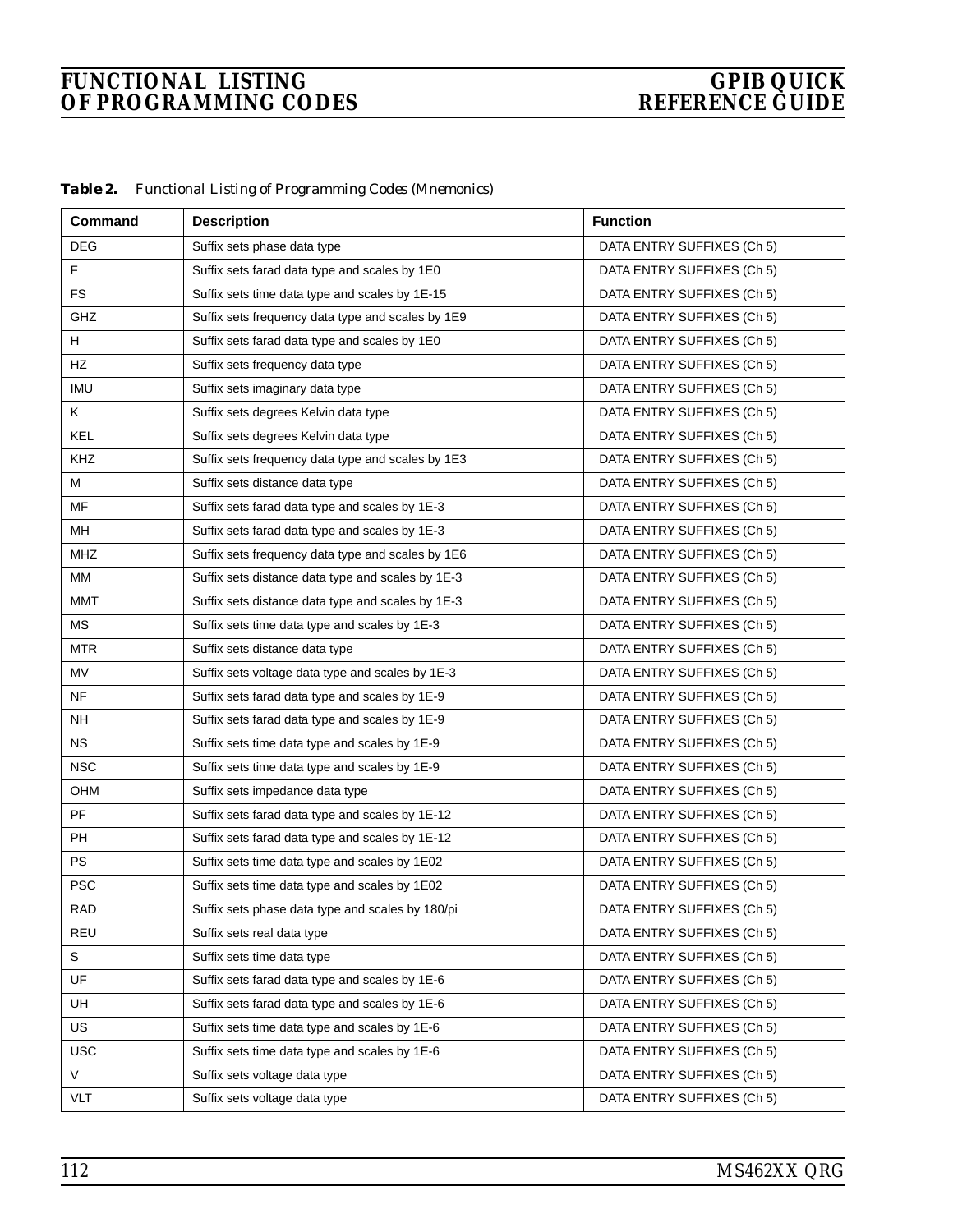**Table 2.** *Functional Listing of Programming Codes (Mnemonics)*

| Command | Description | Function |
|---|---|---|
| DEG | Suffix sets phase data type | DATA ENTRY SUFFIXES (Ch 5) |
| F | Suffix sets farad data type and scales by 1E0 | DATA ENTRY SUFFIXES (Ch 5) |
| FS | Suffix sets time data type and scales by 1E-15 | DATA ENTRY SUFFIXES (Ch 5) |
| GHZ | Suffix sets frequency data type and scales by 1E9 | DATA ENTRY SUFFIXES (Ch 5) |
| H | Suffix sets farad data type and scales by 1E0 | DATA ENTRY SUFFIXES (Ch 5) |
| HZ | Suffix sets frequency data type | DATA ENTRY SUFFIXES (Ch 5) |
| IMU | Suffix sets imaginary data type | DATA ENTRY SUFFIXES (Ch 5) |
| K | Suffix sets degrees Kelvin data type | DATA ENTRY SUFFIXES (Ch 5) |
| KEL | Suffix sets degrees Kelvin data type | DATA ENTRY SUFFIXES (Ch 5) |
| KHZ | Suffix sets frequency data type and scales by 1E3 | DATA ENTRY SUFFIXES (Ch 5) |
| M | Suffix sets distance data type | DATA ENTRY SUFFIXES (Ch 5) |
| MF | Suffix sets farad data type and scales by 1E-3 | DATA ENTRY SUFFIXES (Ch 5) |
| MH | Suffix sets farad data type and scales by 1E-3 | DATA ENTRY SUFFIXES (Ch 5) |
| MHZ | Suffix sets frequency data type and scales by 1E6 | DATA ENTRY SUFFIXES (Ch 5) |
| MM | Suffix sets distance data type and scales by 1E-3 | DATA ENTRY SUFFIXES (Ch 5) |
| MMT | Suffix sets distance data type and scales by 1E-3 | DATA ENTRY SUFFIXES (Ch 5) |
| MS | Suffix sets time data type and scales by 1E-3 | DATA ENTRY SUFFIXES (Ch 5) |
| MTR | Suffix sets distance data type | DATA ENTRY SUFFIXES (Ch 5) |
| MV | Suffix sets voltage data type and scales by 1E-3 | DATA ENTRY SUFFIXES (Ch 5) |
| NF | Suffix sets farad data type and scales by 1E-9 | DATA ENTRY SUFFIXES (Ch 5) |
| NH | Suffix sets farad data type and scales by 1E-9 | DATA ENTRY SUFFIXES (Ch 5) |
| NS | Suffix sets time data type and scales by 1E-9 | DATA ENTRY SUFFIXES (Ch 5) |
| NSC | Suffix sets time data type and scales by 1E-9 | DATA ENTRY SUFFIXES (Ch 5) |
| OHM | Suffix sets impedance data type | DATA ENTRY SUFFIXES (Ch 5) |
| PF | Suffix sets farad data type and scales by 1E-12 | DATA ENTRY SUFFIXES (Ch 5) |
| PH | Suffix sets farad data type and scales by 1E-12 | DATA ENTRY SUFFIXES (Ch 5) |
| PS | Suffix sets time data type and scales by 1E02 | DATA ENTRY SUFFIXES (Ch 5) |
| PSC | Suffix sets time data type and scales by 1E02 | DATA ENTRY SUFFIXES (Ch 5) |
| RAD | Suffix sets phase data type and scales by 180/pi | DATA ENTRY SUFFIXES (Ch 5) |
| REU | Suffix sets real data type | DATA ENTRY SUFFIXES (Ch 5) |
| S | Suffix sets time data type | DATA ENTRY SUFFIXES (Ch 5) |
| UF | Suffix sets farad data type and scales by 1E-6 | DATA ENTRY SUFFIXES (Ch 5) |
| UH | Suffix sets farad data type and scales by 1E-6 | DATA ENTRY SUFFIXES (Ch 5) |
| US | Suffix sets time data type and scales by 1E-6 | DATA ENTRY SUFFIXES (Ch 5) |
| USC | Suffix sets time data type and scales by 1E-6 | DATA ENTRY SUFFIXES (Ch 5) |
| V | Suffix sets voltage data type | DATA ENTRY SUFFIXES (Ch 5) |
| VLT | Suffix sets voltage data type | DATA ENTRY SUFFIXES (Ch 5) |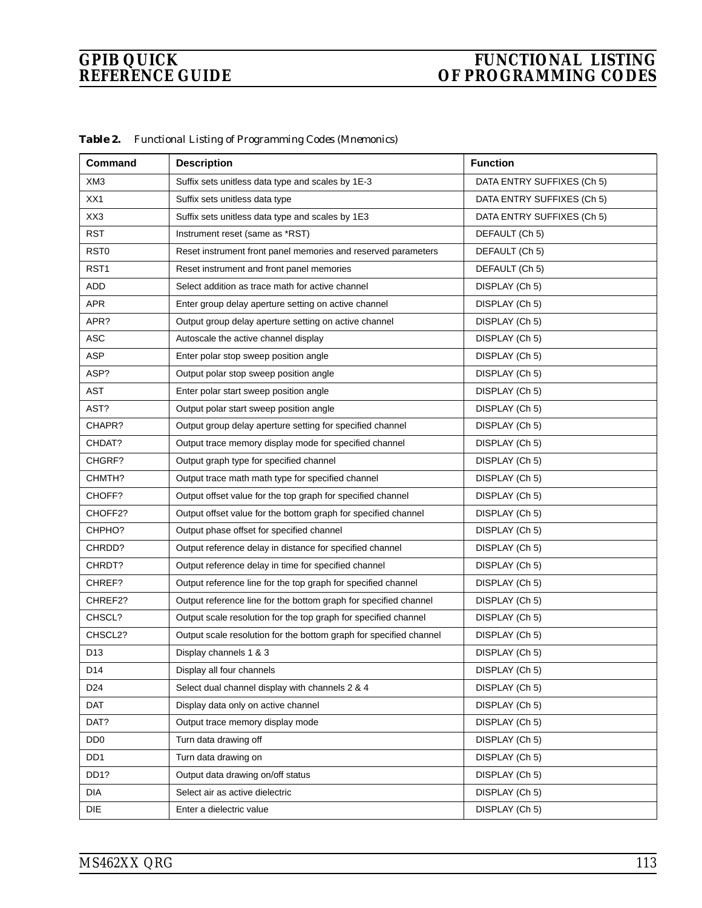**Table 2.** *Functional Listing of Programming Codes (Mnemonics)*

| Command | Description | Function |
|---|---|---|
| XM3 | Suffix sets unitless data type and scales by 1E-3 | DATA ENTRY SUFFIXES (Ch 5) |
| XX1 | Suffix sets unitless data type | DATA ENTRY SUFFIXES (Ch 5) |
| XX3 | Suffix sets unitless data type and scales by 1E3 | DATA ENTRY SUFFIXES (Ch 5) |
| RST | Instrument reset (same as *RST) | DEFAULT (Ch 5) |
| RST0 | Reset instrument front panel memories and reserved parameters | DEFAULT (Ch 5) |
| RST1 | Reset instrument and front panel memories | DEFAULT (Ch 5) |
| ADD | Select addition as trace math for active channel | DISPLAY (Ch 5) |
| APR | Enter group delay aperture setting on active channel | DISPLAY (Ch 5) |
| APR? | Output group delay aperture setting on active channel | DISPLAY (Ch 5) |
| ASC | Autoscale the active channel display | DISPLAY (Ch 5) |
| ASP | Enter polar stop sweep position angle | DISPLAY (Ch 5) |
| ASP? | Output polar stop sweep position angle | DISPLAY (Ch 5) |
| AST | Enter polar start sweep position angle | DISPLAY (Ch 5) |
| AST? | Output polar start sweep position angle | DISPLAY (Ch 5) |
| CHAPR? | Output group delay aperture setting for specified channel | DISPLAY (Ch 5) |
| CHDAT? | Output trace memory display mode for specified channel | DISPLAY (Ch 5) |
| CHGRF? | Output graph type for specified channel | DISPLAY (Ch 5) |
| CHMTH? | Output trace math math type for specified channel | DISPLAY (Ch 5) |
| CHOFF? | Output offset value for the top graph for specified channel | DISPLAY (Ch 5) |
| CHOFF2? | Output offset value for the bottom graph for specified channel | DISPLAY (Ch 5) |
| CHPHO? | Output phase offset for specified channel | DISPLAY (Ch 5) |
| CHRDD? | Output reference delay in distance for specified channel | DISPLAY (Ch 5) |
| CHRDT? | Output reference delay in time for specified channel | DISPLAY (Ch 5) |
| CHREF? | Output reference line for the top graph for specified channel | DISPLAY (Ch 5) |
| CHREF2? | Output reference line for the bottom graph for specified channel | DISPLAY (Ch 5) |
| CHSCL? | Output scale resolution for the top graph for specified channel | DISPLAY (Ch 5) |
| CHSCL2? | Output scale resolution for the bottom graph for specified channel | DISPLAY (Ch 5) |
| D13 | Display channels 1 & 3 | DISPLAY (Ch 5) |
| D14 | Display all four channels | DISPLAY (Ch 5) |
| D24 | Select dual channel display with channels 2 & 4 | DISPLAY (Ch 5) |
| DAT | Display data only on active channel | DISPLAY (Ch 5) |
| DAT? | Output trace memory display mode | DISPLAY (Ch 5) |
| DD0 | Turn data drawing off | DISPLAY (Ch 5) |
| DD1 | Turn data drawing on | DISPLAY (Ch 5) |
| DD1? | Output data drawing on/off status | DISPLAY (Ch 5) |
| DIA | Select air as active dielectric | DISPLAY (Ch 5) |
| DIE | Enter a dielectric value | DISPLAY (Ch 5) |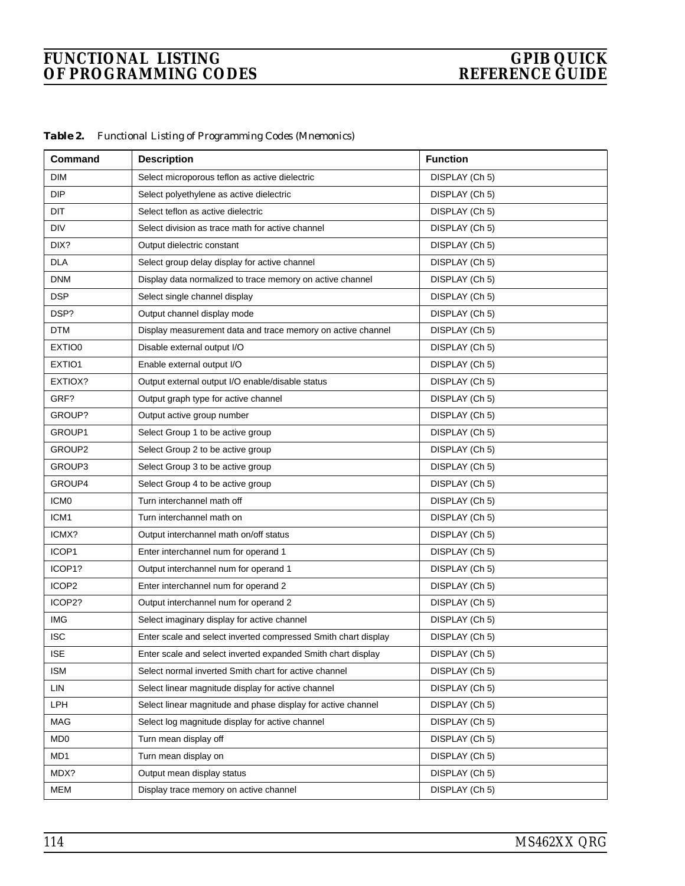**Table 2.** *Functional Listing of Programming Codes (Mnemonics)*

| Command | Description | Function |
|---|---|---|
| DIM | Select microporous teflon as active dielectric | DISPLAY (Ch 5) |
| DIP | Select polyethylene as active dielectric | DISPLAY (Ch 5) |
| DIT | Select teflon as active dielectric | DISPLAY (Ch 5) |
| DIV | Select division as trace math for active channel | DISPLAY (Ch 5) |
| DIX? | Output dielectric constant | DISPLAY (Ch 5) |
| DLA | Select group delay display for active channel | DISPLAY (Ch 5) |
| DNM | Display data normalized to trace memory on active channel | DISPLAY (Ch 5) |
| DSP | Select single channel display | DISPLAY (Ch 5) |
| DSP? | Output channel display mode | DISPLAY (Ch 5) |
| DTM | Display measurement data and trace memory on active channel | DISPLAY (Ch 5) |
| EXTIO0 | Disable external output I/O | DISPLAY (Ch 5) |
| EXTIO1 | Enable external output I/O | DISPLAY (Ch 5) |
| EXTIOX? | Output external output I/O enable/disable status | DISPLAY (Ch 5) |
| GRF? | Output graph type for active channel | DISPLAY (Ch 5) |
| GROUP? | Output active group number | DISPLAY (Ch 5) |
| GROUP1 | Select Group 1 to be active group | DISPLAY (Ch 5) |
| GROUP2 | Select Group 2 to be active group | DISPLAY (Ch 5) |
| GROUP3 | Select Group 3 to be active group | DISPLAY (Ch 5) |
| GROUP4 | Select Group 4 to be active group | DISPLAY (Ch 5) |
| ICM0 | Turn interchannel math off | DISPLAY (Ch 5) |
| ICM1 | Turn interchannel math on | DISPLAY (Ch 5) |
| ICMX? | Output interchannel math on/off status | DISPLAY (Ch 5) |
| ICOP1 | Enter interchannel num for operand 1 | DISPLAY (Ch 5) |
| ICOP1? | Output interchannel num for operand 1 | DISPLAY (Ch 5) |
| ICOP2 | Enter interchannel num for operand 2 | DISPLAY (Ch 5) |
| ICOP2? | Output interchannel num for operand 2 | DISPLAY (Ch 5) |
| IMG | Select imaginary display for active channel | DISPLAY (Ch 5) |
| ISC | Enter scale and select inverted compressed Smith chart display | DISPLAY (Ch 5) |
| ISE | Enter scale and select inverted expanded Smith chart display | DISPLAY (Ch 5) |
| ISM | Select normal inverted Smith chart for active channel | DISPLAY (Ch 5) |
| LIN | Select linear magnitude display for active channel | DISPLAY (Ch 5) |
| LPH | Select linear magnitude and phase display for active channel | DISPLAY (Ch 5) |
| MAG | Select log magnitude display for active channel | DISPLAY (Ch 5) |
| MD0 | Turn mean display off | DISPLAY (Ch 5) |
| MD1 | Turn mean display on | DISPLAY (Ch 5) |
| MDX? | Output mean display status | DISPLAY (Ch 5) |
| MEM | Display trace memory on active channel | DISPLAY (Ch 5) |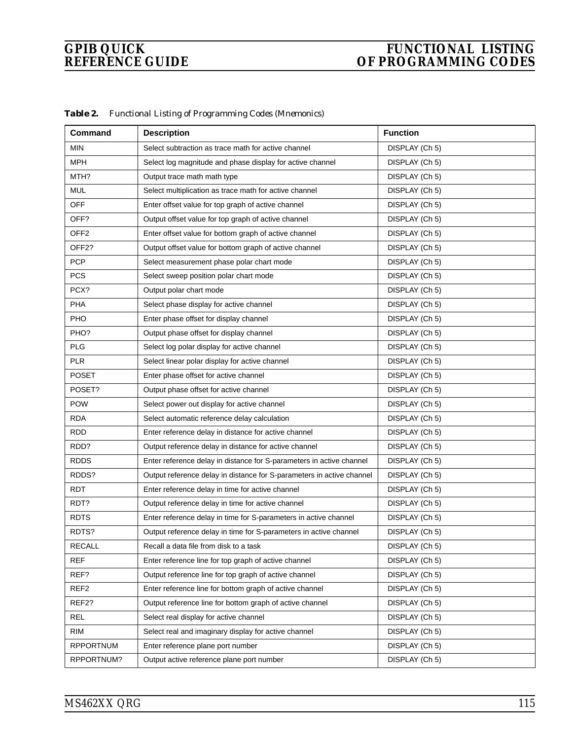**Table 2.** *Functional Listing of Programming Codes (Mnemonics)*

| Command | Description | Function |
|---|---|---|
| MIN | Select subtraction as trace math for active channel | DISPLAY (Ch 5) |
| MPH | Select log magnitude and phase display for active channel | DISPLAY (Ch 5) |
| MTH? | Output trace math math type | DISPLAY (Ch 5) |
| MUL | Select multiplication as trace math for active channel | DISPLAY (Ch 5) |
| OFF | Enter offset value for top graph of active channel | DISPLAY (Ch 5) |
| OFF? | Output offset value for top graph of active channel | DISPLAY (Ch 5) |
| OFF2 | Enter offset value for bottom graph of active channel | DISPLAY (Ch 5) |
| OFF2? | Output offset value for bottom graph of active channel | DISPLAY (Ch 5) |
| PCP | Select measurement phase polar chart mode | DISPLAY (Ch 5) |
| PCS | Select sweep position polar chart mode | DISPLAY (Ch 5) |
| PCX? | Output polar chart mode | DISPLAY (Ch 5) |
| PHA | Select phase display for active channel | DISPLAY (Ch 5) |
| PHO | Enter phase offset for display channel | DISPLAY (Ch 5) |
| PHO? | Output phase offset for display channel | DISPLAY (Ch 5) |
| PLG | Select log polar display for active channel | DISPLAY (Ch 5) |
| PLR | Select linear polar display for active channel | DISPLAY (Ch 5) |
| POSET | Enter phase offset for active channel | DISPLAY (Ch 5) |
| POSET? | Output phase offset for active channel | DISPLAY (Ch 5) |
| POW | Select power out display for active channel | DISPLAY (Ch 5) |
| RDA | Select automatic reference delay calculation | DISPLAY (Ch 5) |
| RDD | Enter reference delay in distance for active channel | DISPLAY (Ch 5) |
| RDD? | Output reference delay in distance for active channel | DISPLAY (Ch 5) |
| RDDS | Enter reference delay in distance for S-parameters in active channel | DISPLAY (Ch 5) |
| RDDS? | Output reference delay in distance for S-parameters in active channel | DISPLAY (Ch 5) |
| RDT | Enter reference delay in time for active channel | DISPLAY (Ch 5) |
| RDT? | Output reference delay in time for active channel | DISPLAY (Ch 5) |
| RDTS | Enter reference delay in time for S-parameters in active channel | DISPLAY (Ch 5) |
| RDTS? | Output reference delay in time for S-parameters in active channel | DISPLAY (Ch 5) |
| RECALL | Recall a data file from disk to a task | DISPLAY (Ch 5) |
| REF | Enter reference line for top graph of active channel | DISPLAY (Ch 5) |
| REF? | Output reference line for top graph of active channel | DISPLAY (Ch 5) |
| REF2 | Enter reference line for bottom graph of active channel | DISPLAY (Ch 5) |
| REF2? | Output reference line for bottom graph of active channel | DISPLAY (Ch 5) |
| REL | Select real display for active channel | DISPLAY (Ch 5) |
| RIM | Select real and imaginary display for active channel | DISPLAY (Ch 5) |
| RPPORTNUM | Enter reference plane port number | DISPLAY (Ch 5) |
| RPPORTNUM? | Output active reference plane port number | DISPLAY (Ch 5) |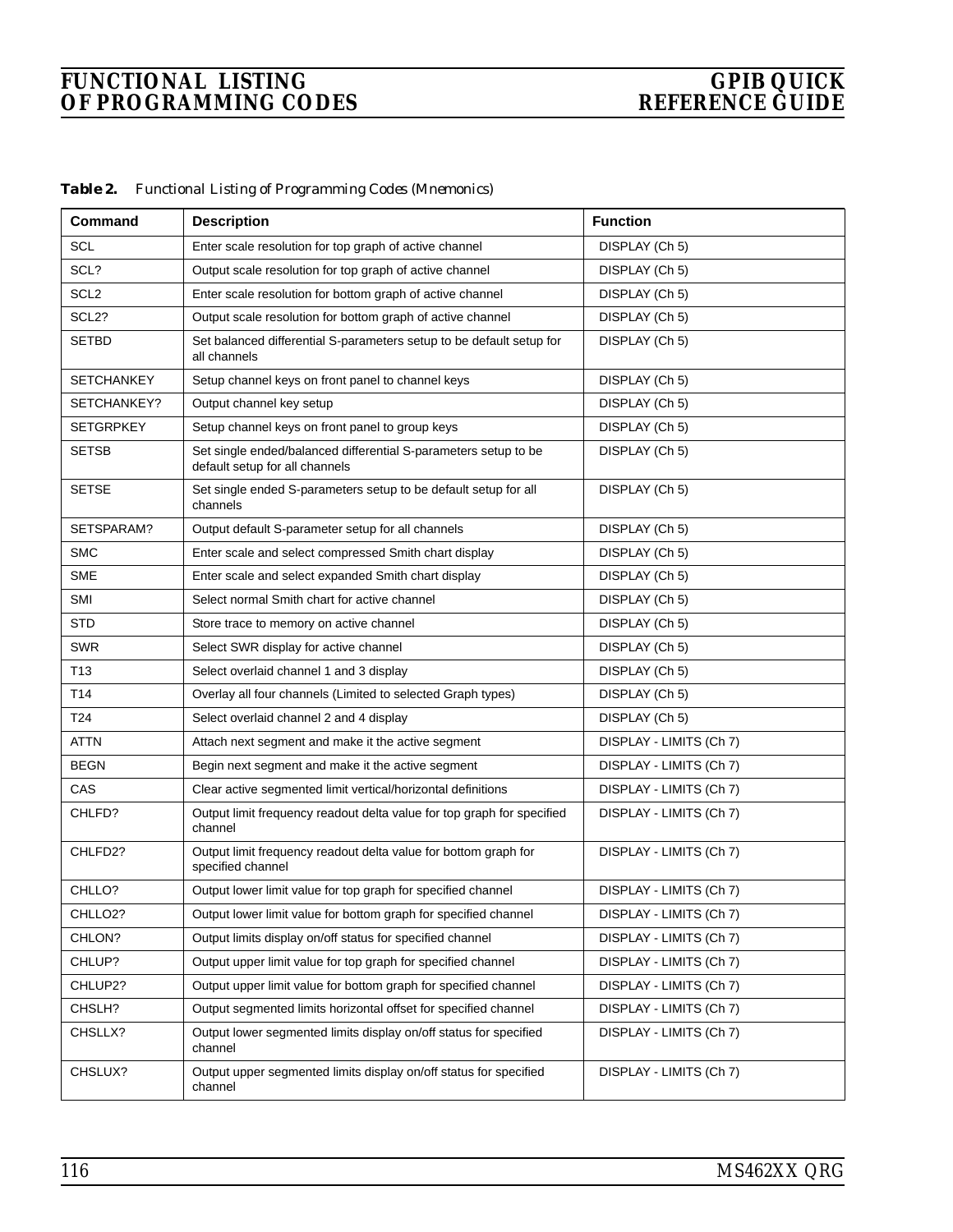**Table 2.** *Functional Listing of Programming Codes (Mnemonics)*

| Command | Description | Function |
|---|---|---|
| SCL | Enter scale resolution for top graph of active channel | DISPLAY (Ch 5) |
| SCL? | Output scale resolution for top graph of active channel | DISPLAY (Ch 5) |
| SCL2 | Enter scale resolution for bottom graph of active channel | DISPLAY (Ch 5) |
| SCL2? | Output scale resolution for bottom graph of active channel | DISPLAY (Ch 5) |
| SETBD | Set balanced differential S-parameters setup to be default setup for all channels | DISPLAY (Ch 5) |
| SETCHANKEY | Setup channel keys on front panel to channel keys | DISPLAY (Ch 5) |
| SETCHANKEY? | Output channel key setup | DISPLAY (Ch 5) |
| SETGRPKEY | Setup channel keys on front panel to group keys | DISPLAY (Ch 5) |
| SETSB | Set single ended/balanced differential S-parameters setup to be default setup for all channels | DISPLAY (Ch 5) |
| SETSE | Set single ended S-parameters setup to be default setup for all channels | DISPLAY (Ch 5) |
| SETSPARAM? | Output default S-parameter setup for all channels | DISPLAY (Ch 5) |
| SMC | Enter scale and select compressed Smith chart display | DISPLAY (Ch 5) |
| SME | Enter scale and select expanded Smith chart display | DISPLAY (Ch 5) |
| SMI | Select normal Smith chart for active channel | DISPLAY (Ch 5) |
| STD | Store trace to memory on active channel | DISPLAY (Ch 5) |
| SWR | Select SWR display for active channel | DISPLAY (Ch 5) |
| T13 | Select overlaid channel 1 and 3 display | DISPLAY (Ch 5) |
| T14 | Overlay all four channels (Limited to selected Graph types) | DISPLAY (Ch 5) |
| T24 | Select overlaid channel 2 and 4 display | DISPLAY (Ch 5) |
| ATTN | Attach next segment and make it the active segment | DISPLAY - LIMITS (Ch 7) |
| BEGN | Begin next segment and make it the active segment | DISPLAY - LIMITS (Ch 7) |
| CAS | Clear active segmented limit vertical/horizontal definitions | DISPLAY - LIMITS (Ch 7) |
| CHLFD? | Output limit frequency readout delta value for top graph for specified channel | DISPLAY - LIMITS (Ch 7) |
| CHLFD2? | Output limit frequency readout delta value for bottom graph for specified channel | DISPLAY - LIMITS (Ch 7) |
| CHLLO? | Output lower limit value for top graph for specified channel | DISPLAY - LIMITS (Ch 7) |
| CHLLO2? | Output lower limit value for bottom graph for specified channel | DISPLAY - LIMITS (Ch 7) |
| CHLON? | Output limits display on/off status for specified channel | DISPLAY - LIMITS (Ch 7) |
| CHLUP? | Output upper limit value for top graph for specified channel | DISPLAY - LIMITS (Ch 7) |
| CHLUP2? | Output upper limit value for bottom graph for specified channel | DISPLAY - LIMITS (Ch 7) |
| CHSLH? | Output segmented limits horizontal offset for specified channel | DISPLAY - LIMITS (Ch 7) |
| CHSLLX? | Output lower segmented limits display on/off status for specified channel | DISPLAY - LIMITS (Ch 7) |
| CHSLUX? | Output upper segmented limits display on/off status for specified channel | DISPLAY - LIMITS (Ch 7) |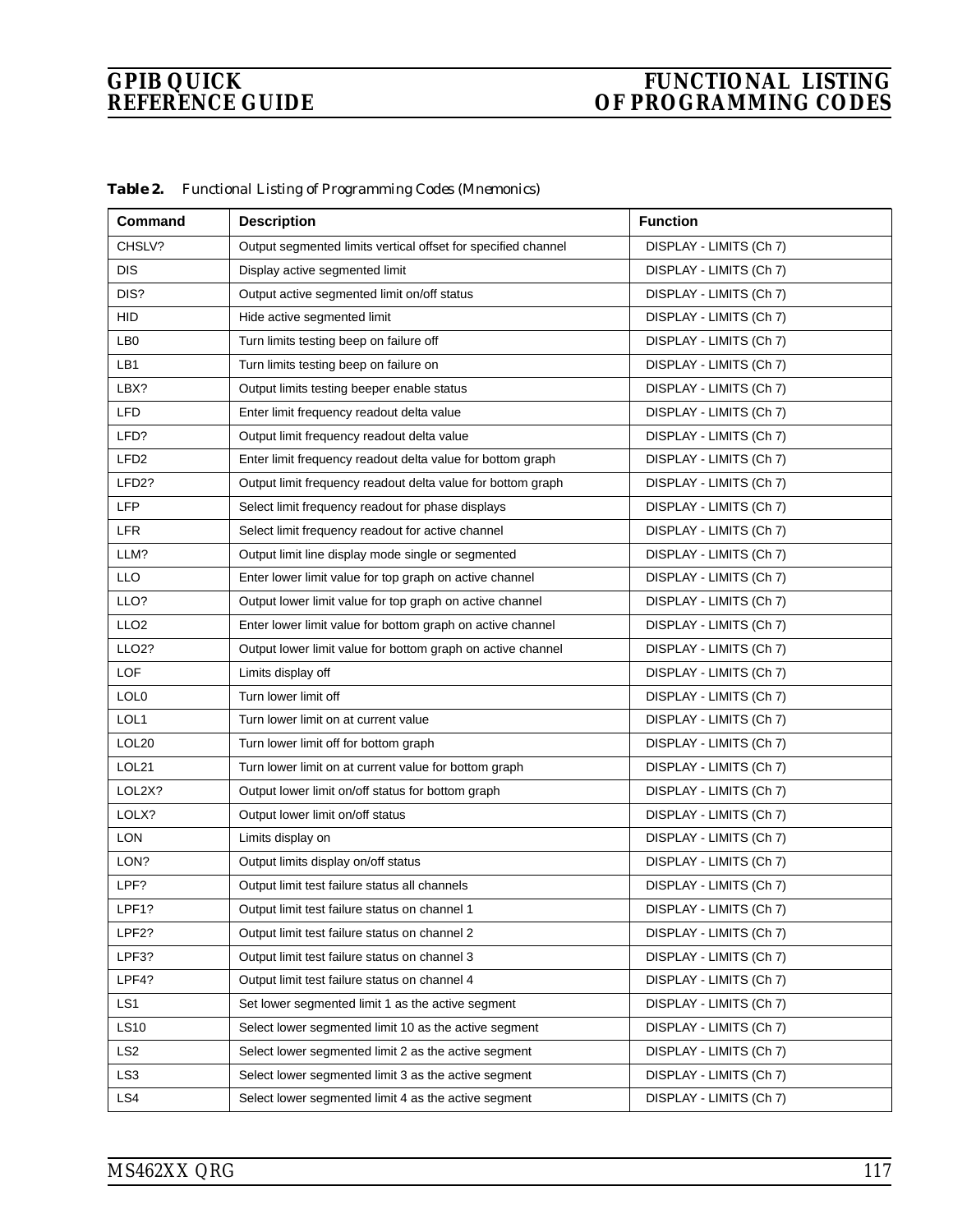**Table 2.** *Functional Listing of Programming Codes (Mnemonics)*

| Command | Description | Function |
|---|---|---|
| CHSLV? | Output segmented limits vertical offset for specified channel | DISPLAY - LIMITS (Ch 7) |
| DIS | Display active segmented limit | DISPLAY - LIMITS (Ch 7) |
| DIS? | Output active segmented limit on/off status | DISPLAY - LIMITS (Ch 7) |
| HID | Hide active segmented limit | DISPLAY - LIMITS (Ch 7) |
| LB0 | Turn limits testing beep on failure off | DISPLAY - LIMITS (Ch 7) |
| LB1 | Turn limits testing beep on failure on | DISPLAY - LIMITS (Ch 7) |
| LBX? | Output limits testing beeper enable status | DISPLAY - LIMITS (Ch 7) |
| LFD | Enter limit frequency readout delta value | DISPLAY - LIMITS (Ch 7) |
| LFD? | Output limit frequency readout delta value | DISPLAY - LIMITS (Ch 7) |
| LFD2 | Enter limit frequency readout delta value for bottom graph | DISPLAY - LIMITS (Ch 7) |
| LFD2? | Output limit frequency readout delta value for bottom graph | DISPLAY - LIMITS (Ch 7) |
| LFP | Select limit frequency readout for phase displays | DISPLAY - LIMITS (Ch 7) |
| LFR | Select limit frequency readout for active channel | DISPLAY - LIMITS (Ch 7) |
| LLM? | Output limit line display mode single or segmented | DISPLAY - LIMITS (Ch 7) |
| LLO | Enter lower limit value for top graph on active channel | DISPLAY - LIMITS (Ch 7) |
| LLO? | Output lower limit value for top graph on active channel | DISPLAY - LIMITS (Ch 7) |
| LLO2 | Enter lower limit value for bottom graph on active channel | DISPLAY - LIMITS (Ch 7) |
| LLO2? | Output lower limit value for bottom graph on active channel | DISPLAY - LIMITS (Ch 7) |
| LOF | Limits display off | DISPLAY - LIMITS (Ch 7) |
| LOL0 | Turn lower limit off | DISPLAY - LIMITS (Ch 7) |
| LOL1 | Turn lower limit on at current value | DISPLAY - LIMITS (Ch 7) |
| LOL20 | Turn lower limit off for bottom graph | DISPLAY - LIMITS (Ch 7) |
| LOL21 | Turn lower limit on at current value for bottom graph | DISPLAY - LIMITS (Ch 7) |
| LOL2X? | Output lower limit on/off status for bottom graph | DISPLAY - LIMITS (Ch 7) |
| LOLX? | Output lower limit on/off status | DISPLAY - LIMITS (Ch 7) |
| LON | Limits display on | DISPLAY - LIMITS (Ch 7) |
| LON? | Output limits display on/off status | DISPLAY - LIMITS (Ch 7) |
| LPF? | Output limit test failure status all channels | DISPLAY - LIMITS (Ch 7) |
| LPF1? | Output limit test failure status on channel 1 | DISPLAY - LIMITS (Ch 7) |
| LPF2? | Output limit test failure status on channel 2 | DISPLAY - LIMITS (Ch 7) |
| LPF3? | Output limit test failure status on channel 3 | DISPLAY - LIMITS (Ch 7) |
| LPF4? | Output limit test failure status on channel 4 | DISPLAY - LIMITS (Ch 7) |
| LS1 | Set lower segmented limit 1 as the active segment | DISPLAY - LIMITS (Ch 7) |
| LS10 | Select lower segmented limit 10 as the active segment | DISPLAY - LIMITS (Ch 7) |
| LS2 | Select lower segmented limit 2 as the active segment | DISPLAY - LIMITS (Ch 7) |
| LS3 | Select lower segmented limit 3 as the active segment | DISPLAY - LIMITS (Ch 7) |
| LS4 | Select lower segmented limit 4 as the active segment | DISPLAY - LIMITS (Ch 7) |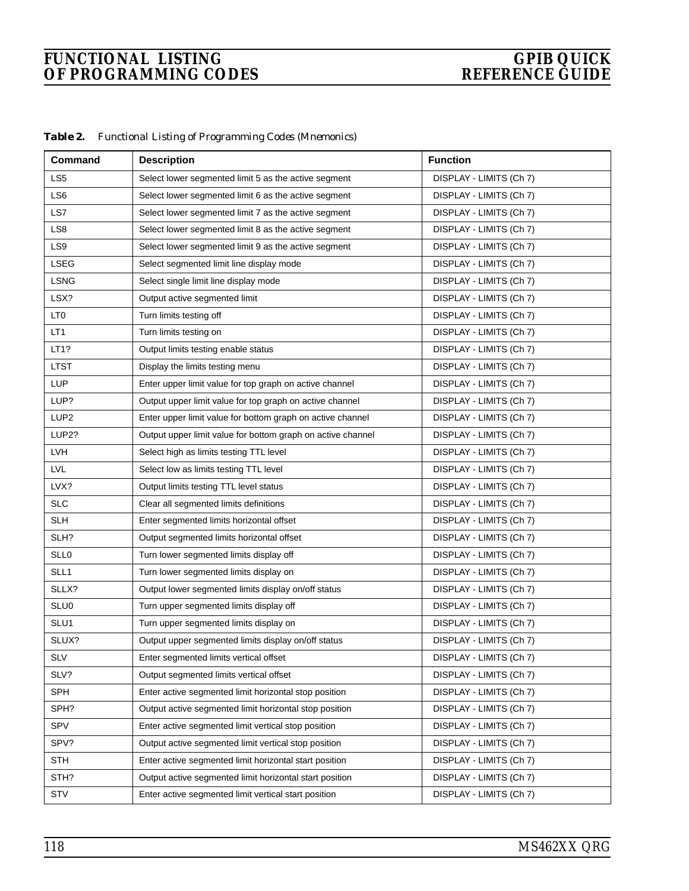**Table 2.** *Functional Listing of Programming Codes (Mnemonics)*

| Command | Description | Function |
|---|---|---|
| LS5 | Select lower segmented limit 5 as the active segment | DISPLAY - LIMITS (Ch 7) |
| LS6 | Select lower segmented limit 6 as the active segment | DISPLAY - LIMITS (Ch 7) |
| LS7 | Select lower segmented limit 7 as the active segment | DISPLAY - LIMITS (Ch 7) |
| LS8 | Select lower segmented limit 8 as the active segment | DISPLAY - LIMITS (Ch 7) |
| LS9 | Select lower segmented limit 9 as the active segment | DISPLAY - LIMITS (Ch 7) |
| LSEG | Select segmented limit line display mode | DISPLAY - LIMITS (Ch 7) |
| LSNG | Select single limit line display mode | DISPLAY - LIMITS (Ch 7) |
| LSX? | Output active segmented limit | DISPLAY - LIMITS (Ch 7) |
| LT0 | Turn limits testing off | DISPLAY - LIMITS (Ch 7) |
| LT1 | Turn limits testing on | DISPLAY - LIMITS (Ch 7) |
| LT1? | Output limits testing enable status | DISPLAY - LIMITS (Ch 7) |
| LTST | Display the limits testing menu | DISPLAY - LIMITS (Ch 7) |
| LUP | Enter upper limit value for top graph on active channel | DISPLAY - LIMITS (Ch 7) |
| LUP? | Output upper limit value for top graph on active channel | DISPLAY - LIMITS (Ch 7) |
| LUP2 | Enter upper limit value for bottom graph on active channel | DISPLAY - LIMITS (Ch 7) |
| LUP2? | Output upper limit value for bottom graph on active channel | DISPLAY - LIMITS (Ch 7) |
| LVH | Select high as limits testing TTL level | DISPLAY - LIMITS (Ch 7) |
| LVL | Select low as limits testing TTL level | DISPLAY - LIMITS (Ch 7) |
| LVX? | Output limits testing TTL level status | DISPLAY - LIMITS (Ch 7) |
| SLC | Clear all segmented limits definitions | DISPLAY - LIMITS (Ch 7) |
| SLH | Enter segmented limits horizontal offset | DISPLAY - LIMITS (Ch 7) |
| SLH? | Output segmented limits horizontal offset | DISPLAY - LIMITS (Ch 7) |
| SLL0 | Turn lower segmented limits display off | DISPLAY - LIMITS (Ch 7) |
| SLL1 | Turn lower segmented limits display on | DISPLAY - LIMITS (Ch 7) |
| SLLX? | Output lower segmented limits display on/off status | DISPLAY - LIMITS (Ch 7) |
| SLU0 | Turn upper segmented limits display off | DISPLAY - LIMITS (Ch 7) |
| SLU1 | Turn upper segmented limits display on | DISPLAY - LIMITS (Ch 7) |
| SLUX? | Output upper segmented limits display on/off status | DISPLAY - LIMITS (Ch 7) |
| SLV | Enter segmented limits vertical offset | DISPLAY - LIMITS (Ch 7) |
| SLV? | Output segmented limits vertical offset | DISPLAY - LIMITS (Ch 7) |
| SPH | Enter active segmented limit horizontal stop position | DISPLAY - LIMITS (Ch 7) |
| SPH? | Output active segmented limit horizontal stop position | DISPLAY - LIMITS (Ch 7) |
| SPV | Enter active segmented limit vertical stop position | DISPLAY - LIMITS (Ch 7) |
| SPV? | Output active segmented limit vertical stop position | DISPLAY - LIMITS (Ch 7) |
| STH | Enter active segmented limit horizontal start position | DISPLAY - LIMITS (Ch 7) |
| STH? | Output active segmented limit horizontal start position | DISPLAY - LIMITS (Ch 7) |
| STV | Enter active segmented limit vertical start position | DISPLAY - LIMITS (Ch 7) |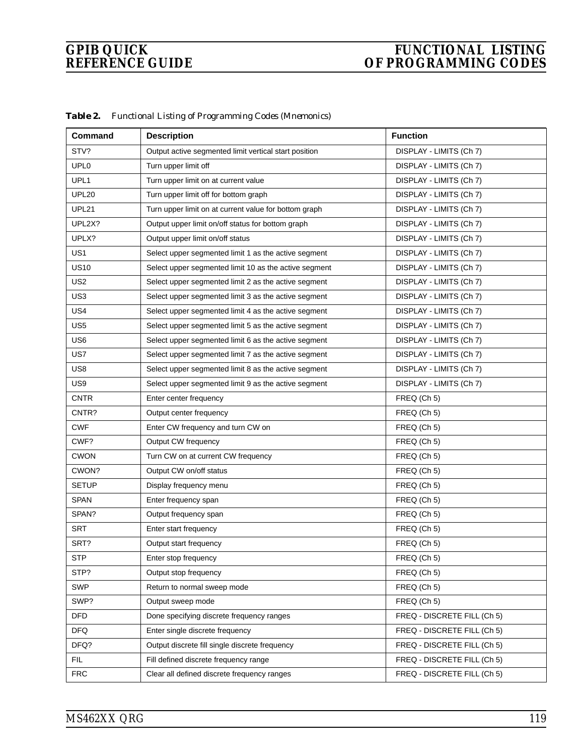**Table 2.** *Functional Listing of Programming Codes (Mnemonics)*

| Command | Description | Function |
|---|---|---|
| STV? | Output active segmented limit vertical start position | DISPLAY - LIMITS (Ch 7) |
| UPL0 | Turn upper limit off | DISPLAY - LIMITS (Ch 7) |
| UPL1 | Turn upper limit on at current value | DISPLAY - LIMITS (Ch 7) |
| UPL20 | Turn upper limit off for bottom graph | DISPLAY - LIMITS (Ch 7) |
| UPL21 | Turn upper limit on at current value for bottom graph | DISPLAY - LIMITS (Ch 7) |
| UPL2X? | Output upper limit on/off status for bottom graph | DISPLAY - LIMITS (Ch 7) |
| UPLX? | Output upper limit on/off status | DISPLAY - LIMITS (Ch 7) |
| US1 | Select upper segmented limit 1 as the active segment | DISPLAY - LIMITS (Ch 7) |
| US10 | Select upper segmented limit 10 as the active segment | DISPLAY - LIMITS (Ch 7) |
| US2 | Select upper segmented limit 2 as the active segment | DISPLAY - LIMITS (Ch 7) |
| US3 | Select upper segmented limit 3 as the active segment | DISPLAY - LIMITS (Ch 7) |
| US4 | Select upper segmented limit 4 as the active segment | DISPLAY - LIMITS (Ch 7) |
| US5 | Select upper segmented limit 5 as the active segment | DISPLAY - LIMITS (Ch 7) |
| US6 | Select upper segmented limit 6 as the active segment | DISPLAY - LIMITS (Ch 7) |
| US7 | Select upper segmented limit 7 as the active segment | DISPLAY - LIMITS (Ch 7) |
| US8 | Select upper segmented limit 8 as the active segment | DISPLAY - LIMITS (Ch 7) |
| US9 | Select upper segmented limit 9 as the active segment | DISPLAY - LIMITS (Ch 7) |
| CNTR | Enter center frequency | FREQ (Ch 5) |
| CNTR? | Output center frequency | FREQ (Ch 5) |
| CWF | Enter CW frequency and turn CW on | FREQ (Ch 5) |
| CWF? | Output CW frequency | FREQ (Ch 5) |
| CWON | Turn CW on at current CW frequency | FREQ (Ch 5) |
| CWON? | Output CW on/off status | FREQ (Ch 5) |
| SETUP | Display frequency menu | FREQ (Ch 5) |
| SPAN | Enter frequency span | FREQ (Ch 5) |
| SPAN? | Output frequency span | FREQ (Ch 5) |
| SRT | Enter start frequency | FREQ (Ch 5) |
| SRT? | Output start frequency | FREQ (Ch 5) |
| STP | Enter stop frequency | FREQ (Ch 5) |
| STP? | Output stop frequency | FREQ (Ch 5) |
| SWP | Return to normal sweep mode | FREQ (Ch 5) |
| SWP? | Output sweep mode | FREQ (Ch 5) |
| DFD | Done specifying discrete frequency ranges | FREQ - DISCRETE FILL (Ch 5) |
| DFQ | Enter single discrete frequency | FREQ - DISCRETE FILL (Ch 5) |
| DFQ? | Output discrete fill single discrete frequency | FREQ - DISCRETE FILL (Ch 5) |
| FIL | Fill defined discrete frequency range | FREQ - DISCRETE FILL (Ch 5) |
| FRC | Clear all defined discrete frequency ranges | FREQ - DISCRETE FILL (Ch 5) |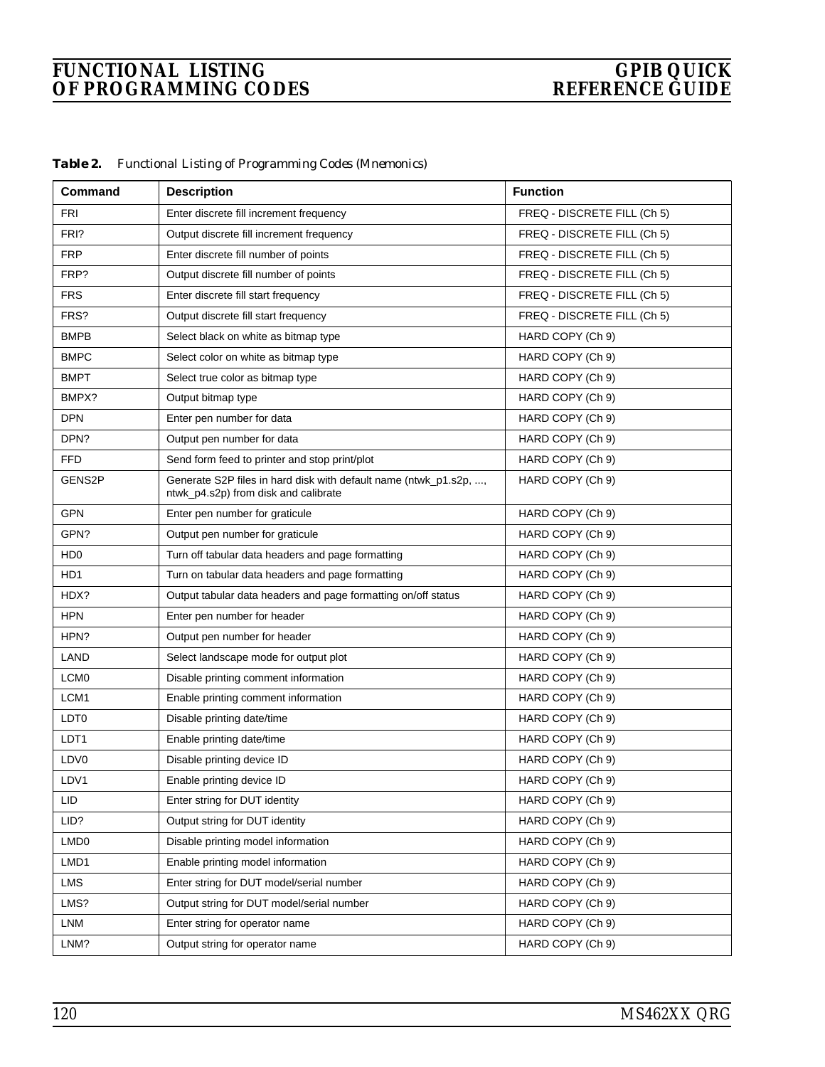**Table 2.** *Functional Listing of Programming Codes (Mnemonics)*

| Command | Description | Function |
|---|---|---|
| FRI | Enter discrete fill increment frequency | FREQ - DISCRETE FILL (Ch 5) |
| FRI? | Output discrete fill increment frequency | FREQ - DISCRETE FILL (Ch 5) |
| FRP | Enter discrete fill number of points | FREQ - DISCRETE FILL (Ch 5) |
| FRP? | Output discrete fill number of points | FREQ - DISCRETE FILL (Ch 5) |
| FRS | Enter discrete fill start frequency | FREQ - DISCRETE FILL (Ch 5) |
| FRS? | Output discrete fill start frequency | FREQ - DISCRETE FILL (Ch 5) |
| BMPB | Select black on white as bitmap type | HARD COPY (Ch 9) |
| BMPC | Select color on white as bitmap type | HARD COPY (Ch 9) |
| BMPT | Select true color as bitmap type | HARD COPY (Ch 9) |
| BMPX? | Output bitmap type | HARD COPY (Ch 9) |
| DPN | Enter pen number for data | HARD COPY (Ch 9) |
| DPN? | Output pen number for data | HARD COPY (Ch 9) |
| FFD | Send form feed to printer and stop print/plot | HARD COPY (Ch 9) |
| GENS2P | Generate S2P files in hard disk with default name (ntwk_p1.s2p, ..., ntwk_p4.s2p) from disk and calibrate | HARD COPY (Ch 9) |
| GPN | Enter pen number for graticule | HARD COPY (Ch 9) |
| GPN? | Output pen number for graticule | HARD COPY (Ch 9) |
| HD0 | Turn off tabular data headers and page formatting | HARD COPY (Ch 9) |
| HD1 | Turn on tabular data headers and page formatting | HARD COPY (Ch 9) |
| HDX? | Output tabular data headers and page formatting on/off status | HARD COPY (Ch 9) |
| HPN | Enter pen number for header | HARD COPY (Ch 9) |
| HPN? | Output pen number for header | HARD COPY (Ch 9) |
| LAND | Select landscape mode for output plot | HARD COPY (Ch 9) |
| LCM0 | Disable printing comment information | HARD COPY (Ch 9) |
| LCM1 | Enable printing comment information | HARD COPY (Ch 9) |
| LDT0 | Disable printing date/time | HARD COPY (Ch 9) |
| LDT1 | Enable printing date/time | HARD COPY (Ch 9) |
| LDV0 | Disable printing device ID | HARD COPY (Ch 9) |
| LDV1 | Enable printing device ID | HARD COPY (Ch 9) |
| LID | Enter string for DUT identity | HARD COPY (Ch 9) |
| LID? | Output string for DUT identity | HARD COPY (Ch 9) |
| LMD0 | Disable printing model information | HARD COPY (Ch 9) |
| LMD1 | Enable printing model information | HARD COPY (Ch 9) |
| LMS | Enter string for DUT model/serial number | HARD COPY (Ch 9) |
| LMS? | Output string for DUT model/serial number | HARD COPY (Ch 9) |
| LNM | Enter string for operator name | HARD COPY (Ch 9) |
| LNM? | Output string for operator name | HARD COPY (Ch 9) |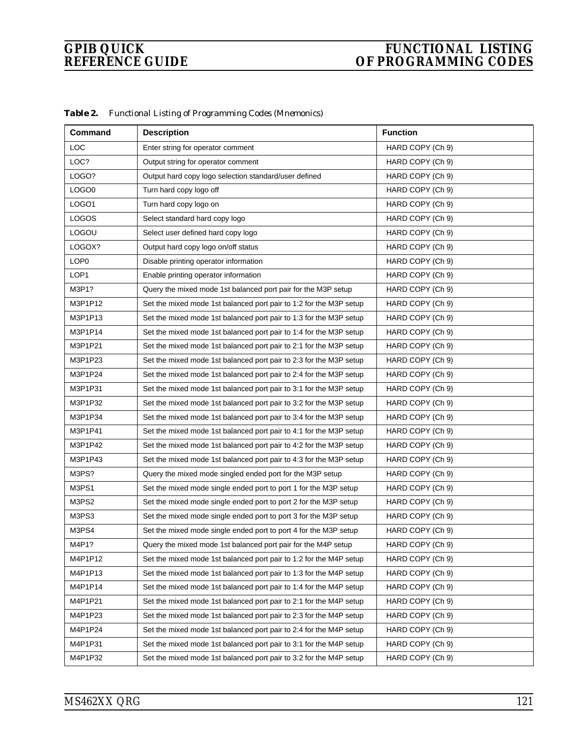**Table 2.** *Functional Listing of Programming Codes (Mnemonics)*

| Command | Description | Function |
|---|---|---|
| LOC | Enter string for operator comment | HARD COPY (Ch 9) |
| LOC? | Output string for operator comment | HARD COPY (Ch 9) |
| LOGO? | Output hard copy logo selection standard/user defined | HARD COPY (Ch 9) |
| LOGO0 | Turn hard copy logo off | HARD COPY (Ch 9) |
| LOGO1 | Turn hard copy logo on | HARD COPY (Ch 9) |
| LOGOS | Select standard hard copy logo | HARD COPY (Ch 9) |
| LOGOU | Select user defined hard copy logo | HARD COPY (Ch 9) |
| LOGOX? | Output hard copy logo on/off status | HARD COPY (Ch 9) |
| LOP0 | Disable printing operator information | HARD COPY (Ch 9) |
| LOP1 | Enable printing operator information | HARD COPY (Ch 9) |
| M3P1? | Query the mixed mode 1st balanced port pair for the M3P setup | HARD COPY (Ch 9) |
| M3P1P12 | Set the mixed mode 1st balanced port pair to 1:2 for the M3P setup | HARD COPY (Ch 9) |
| M3P1P13 | Set the mixed mode 1st balanced port pair to 1:3 for the M3P setup | HARD COPY (Ch 9) |
| M3P1P14 | Set the mixed mode 1st balanced port pair to 1:4 for the M3P setup | HARD COPY (Ch 9) |
| M3P1P21 | Set the mixed mode 1st balanced port pair to 2:1 for the M3P setup | HARD COPY (Ch 9) |
| M3P1P23 | Set the mixed mode 1st balanced port pair to 2:3 for the M3P setup | HARD COPY (Ch 9) |
| M3P1P24 | Set the mixed mode 1st balanced port pair to 2:4 for the M3P setup | HARD COPY (Ch 9) |
| M3P1P31 | Set the mixed mode 1st balanced port pair to 3:1 for the M3P setup | HARD COPY (Ch 9) |
| M3P1P32 | Set the mixed mode 1st balanced port pair to 3:2 for the M3P setup | HARD COPY (Ch 9) |
| M3P1P34 | Set the mixed mode 1st balanced port pair to 3:4 for the M3P setup | HARD COPY (Ch 9) |
| M3P1P41 | Set the mixed mode 1st balanced port pair to 4:1 for the M3P setup | HARD COPY (Ch 9) |
| M3P1P42 | Set the mixed mode 1st balanced port pair to 4:2 for the M3P setup | HARD COPY (Ch 9) |
| M3P1P43 | Set the mixed mode 1st balanced port pair to 4:3 for the M3P setup | HARD COPY (Ch 9) |
| M3PS? | Query the mixed mode singled ended port for the M3P setup | HARD COPY (Ch 9) |
| M3PS1 | Set the mixed mode single ended port to port 1 for the M3P setup | HARD COPY (Ch 9) |
| M3PS2 | Set the mixed mode single ended port to port 2 for the M3P setup | HARD COPY (Ch 9) |
| M3PS3 | Set the mixed mode single ended port to port 3 for the M3P setup | HARD COPY (Ch 9) |
| M3PS4 | Set the mixed mode single ended port to port 4 for the M3P setup | HARD COPY (Ch 9) |
| M4P1? | Query the mixed mode 1st balanced port pair for the M4P setup | HARD COPY (Ch 9) |
| M4P1P12 | Set the mixed mode 1st balanced port pair to 1:2 for the M4P setup | HARD COPY (Ch 9) |
| M4P1P13 | Set the mixed mode 1st balanced port pair to 1:3 for the M4P setup | HARD COPY (Ch 9) |
| M4P1P14 | Set the mixed mode 1st balanced port pair to 1:4 for the M4P setup | HARD COPY (Ch 9) |
| M4P1P21 | Set the mixed mode 1st balanced port pair to 2:1 for the M4P setup | HARD COPY (Ch 9) |
| M4P1P23 | Set the mixed mode 1st balanced port pair to 2:3 for the M4P setup | HARD COPY (Ch 9) |
| M4P1P24 | Set the mixed mode 1st balanced port pair to 2:4 for the M4P setup | HARD COPY (Ch 9) |
| M4P1P31 | Set the mixed mode 1st balanced port pair to 3:1 for the M4P setup | HARD COPY (Ch 9) |
| M4P1P32 | Set the mixed mode 1st balanced port pair to 3:2 for the M4P setup | HARD COPY (Ch 9) |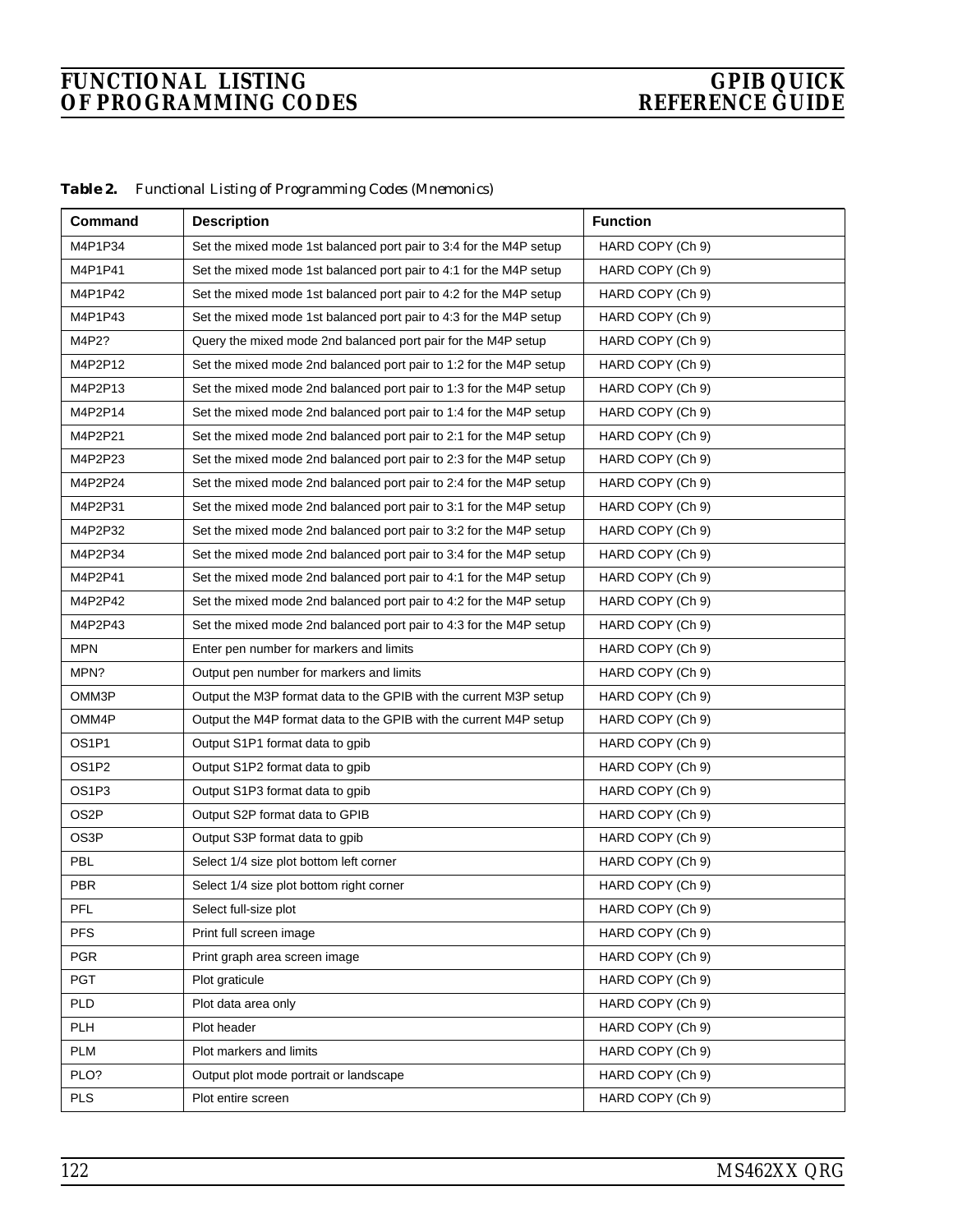**Table 2.** *Functional Listing of Programming Codes (Mnemonics)*

| Command | Description | Function |
|---|---|---|
| M4P1P34 | Set the mixed mode 1st balanced port pair to 3:4 for the M4P setup | HARD COPY (Ch 9) |
| M4P1P41 | Set the mixed mode 1st balanced port pair to 4:1 for the M4P setup | HARD COPY (Ch 9) |
| M4P1P42 | Set the mixed mode 1st balanced port pair to 4:2 for the M4P setup | HARD COPY (Ch 9) |
| M4P1P43 | Set the mixed mode 1st balanced port pair to 4:3 for the M4P setup | HARD COPY (Ch 9) |
| M4P2? | Query the mixed mode 2nd balanced port pair for the M4P setup | HARD COPY (Ch 9) |
| M4P2P12 | Set the mixed mode 2nd balanced port pair to 1:2 for the M4P setup | HARD COPY (Ch 9) |
| M4P2P13 | Set the mixed mode 2nd balanced port pair to 1:3 for the M4P setup | HARD COPY (Ch 9) |
| M4P2P14 | Set the mixed mode 2nd balanced port pair to 1:4 for the M4P setup | HARD COPY (Ch 9) |
| M4P2P21 | Set the mixed mode 2nd balanced port pair to 2:1 for the M4P setup | HARD COPY (Ch 9) |
| M4P2P23 | Set the mixed mode 2nd balanced port pair to 2:3 for the M4P setup | HARD COPY (Ch 9) |
| M4P2P24 | Set the mixed mode 2nd balanced port pair to 2:4 for the M4P setup | HARD COPY (Ch 9) |
| M4P2P31 | Set the mixed mode 2nd balanced port pair to 3:1 for the M4P setup | HARD COPY (Ch 9) |
| M4P2P32 | Set the mixed mode 2nd balanced port pair to 3:2 for the M4P setup | HARD COPY (Ch 9) |
| M4P2P34 | Set the mixed mode 2nd balanced port pair to 3:4 for the M4P setup | HARD COPY (Ch 9) |
| M4P2P41 | Set the mixed mode 2nd balanced port pair to 4:1 for the M4P setup | HARD COPY (Ch 9) |
| M4P2P42 | Set the mixed mode 2nd balanced port pair to 4:2 for the M4P setup | HARD COPY (Ch 9) |
| M4P2P43 | Set the mixed mode 2nd balanced port pair to 4:3 for the M4P setup | HARD COPY (Ch 9) |
| MPN | Enter pen number for markers and limits | HARD COPY (Ch 9) |
| MPN? | Output pen number for markers and limits | HARD COPY (Ch 9) |
| OMM3P | Output the M3P format data to the GPIB with the current M3P setup | HARD COPY (Ch 9) |
| OMM4P | Output the M4P format data to the GPIB with the current M4P setup | HARD COPY (Ch 9) |
| OS1P1 | Output S1P1 format data to gpib | HARD COPY (Ch 9) |
| OS1P2 | Output S1P2 format data to gpib | HARD COPY (Ch 9) |
| OS1P3 | Output S1P3 format data to gpib | HARD COPY (Ch 9) |
| OS2P | Output S2P format data to GPIB | HARD COPY (Ch 9) |
| OS3P | Output S3P format data to gpib | HARD COPY (Ch 9) |
| PBL | Select 1/4 size plot bottom left corner | HARD COPY (Ch 9) |
| PBR | Select 1/4 size plot bottom right corner | HARD COPY (Ch 9) |
| PFL | Select full-size plot | HARD COPY (Ch 9) |
| PFS | Print full screen image | HARD COPY (Ch 9) |
| PGR | Print graph area screen image | HARD COPY (Ch 9) |
| PGT | Plot graticule | HARD COPY (Ch 9) |
| PLD | Plot data area only | HARD COPY (Ch 9) |
| PLH | Plot header | HARD COPY (Ch 9) |
| PLM | Plot markers and limits | HARD COPY (Ch 9) |
| PLO? | Output plot mode portrait or landscape | HARD COPY (Ch 9) |
| PLS | Plot entire screen | HARD COPY (Ch 9) |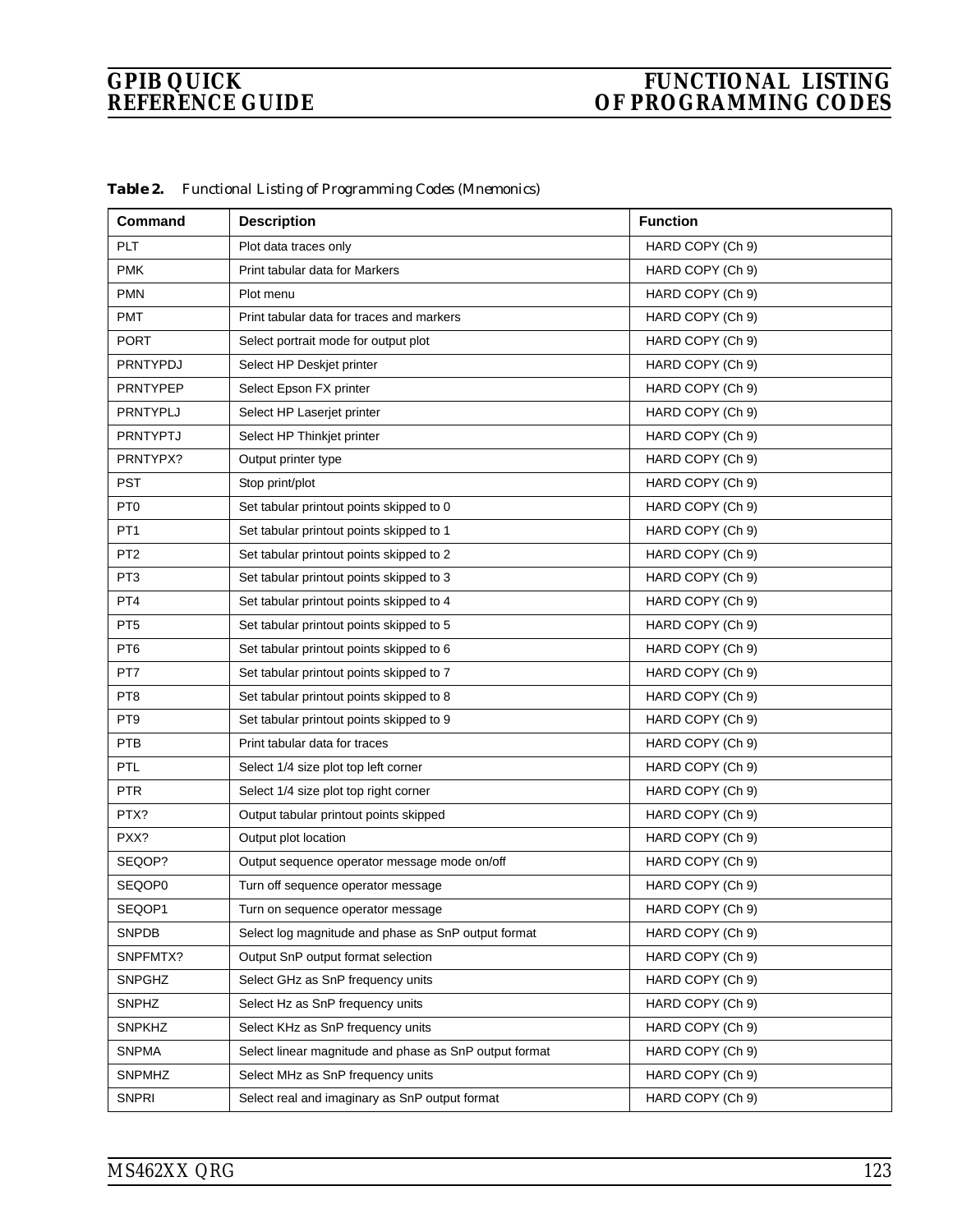**Table 2.** *Functional Listing of Programming Codes (Mnemonics)*

| Command | Description | Function |
|---|---|---|
| PLT | Plot data traces only | HARD COPY (Ch 9) |
| PMK | Print tabular data for Markers | HARD COPY (Ch 9) |
| PMN | Plot menu | HARD COPY (Ch 9) |
| PMT | Print tabular data for traces and markers | HARD COPY (Ch 9) |
| PORT | Select portrait mode for output plot | HARD COPY (Ch 9) |
| PRNTYPDJ | Select HP Deskjet printer | HARD COPY (Ch 9) |
| PRNTYPEP | Select Epson FX printer | HARD COPY (Ch 9) |
| PRNTYPLJ | Select HP Laserjet printer | HARD COPY (Ch 9) |
| PRNTYPTJ | Select HP Thinkjet printer | HARD COPY (Ch 9) |
| PRNTYPX? | Output printer type | HARD COPY (Ch 9) |
| PST | Stop print/plot | HARD COPY (Ch 9) |
| PT0 | Set tabular printout points skipped to 0 | HARD COPY (Ch 9) |
| PT1 | Set tabular printout points skipped to 1 | HARD COPY (Ch 9) |
| PT2 | Set tabular printout points skipped to 2 | HARD COPY (Ch 9) |
| PT3 | Set tabular printout points skipped to 3 | HARD COPY (Ch 9) |
| PT4 | Set tabular printout points skipped to 4 | HARD COPY (Ch 9) |
| PT5 | Set tabular printout points skipped to 5 | HARD COPY (Ch 9) |
| PT6 | Set tabular printout points skipped to 6 | HARD COPY (Ch 9) |
| PT7 | Set tabular printout points skipped to 7 | HARD COPY (Ch 9) |
| PT8 | Set tabular printout points skipped to 8 | HARD COPY (Ch 9) |
| PT9 | Set tabular printout points skipped to 9 | HARD COPY (Ch 9) |
| PTB | Print tabular data for traces | HARD COPY (Ch 9) |
| PTL | Select 1/4 size plot top left corner | HARD COPY (Ch 9) |
| PTR | Select 1/4 size plot top right corner | HARD COPY (Ch 9) |
| PTX? | Output tabular printout points skipped | HARD COPY (Ch 9) |
| PXX? | Output plot location | HARD COPY (Ch 9) |
| SEQOP? | Output sequence operator message mode on/off | HARD COPY (Ch 9) |
| SEQOP0 | Turn off sequence operator message | HARD COPY (Ch 9) |
| SEQOP1 | Turn on sequence operator message | HARD COPY (Ch 9) |
| SNPDB | Select log magnitude and phase as SnP output format | HARD COPY (Ch 9) |
| SNPFMTX? | Output SnP output format selection | HARD COPY (Ch 9) |
| SNPGHZ | Select GHz as SnP frequency units | HARD COPY (Ch 9) |
| SNPHZ | Select Hz as SnP frequency units | HARD COPY (Ch 9) |
| SNPKHZ | Select KHz as SnP frequency units | HARD COPY (Ch 9) |
| SNPMA | Select linear magnitude and phase as SnP output format | HARD COPY (Ch 9) |
| SNPMHZ | Select MHz as SnP frequency units | HARD COPY (Ch 9) |
| SNPRI | Select real and imaginary as SnP output format | HARD COPY (Ch 9) |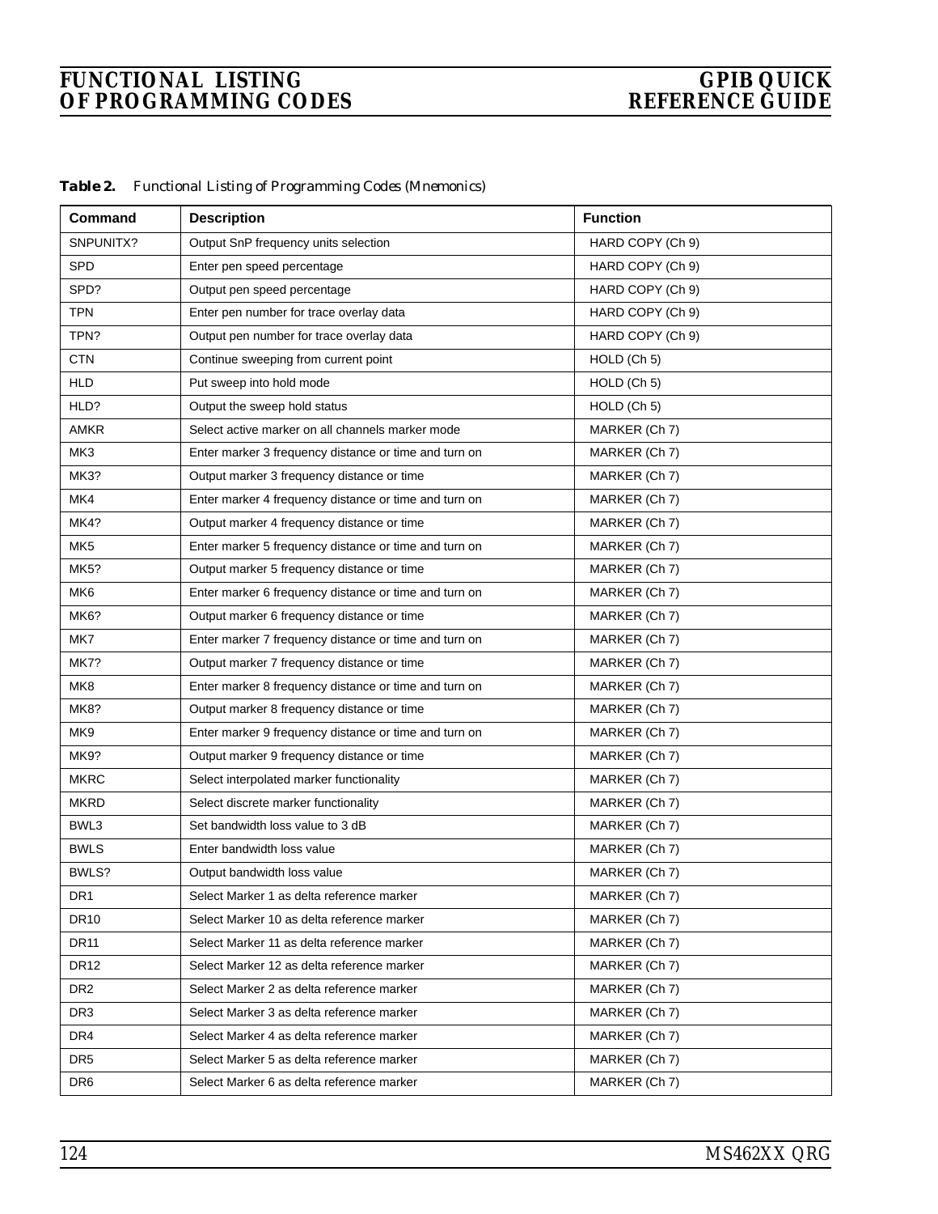**Table 2.** *Functional Listing of Programming Codes (Mnemonics)*

| Command | Description | Function |
|---|---|---|
| SNPUNITX? | Output SnP frequency units selection | HARD COPY (Ch 9) |
| SPD | Enter pen speed percentage | HARD COPY (Ch 9) |
| SPD? | Output pen speed percentage | HARD COPY (Ch 9) |
| TPN | Enter pen number for trace overlay data | HARD COPY (Ch 9) |
| TPN? | Output pen number for trace overlay data | HARD COPY (Ch 9) |
| CTN | Continue sweeping from current point | HOLD (Ch 5) |
| HLD | Put sweep into hold mode | HOLD (Ch 5) |
| HLD? | Output the sweep hold status | HOLD (Ch 5) |
| AMKR | Select active marker on all channels marker mode | MARKER (Ch 7) |
| MK3 | Enter marker 3 frequency distance or time and turn on | MARKER (Ch 7) |
| MK3? | Output marker 3 frequency distance or time | MARKER (Ch 7) |
| MK4 | Enter marker 4 frequency distance or time and turn on | MARKER (Ch 7) |
| MK4? | Output marker 4 frequency distance or time | MARKER (Ch 7) |
| MK5 | Enter marker 5 frequency distance or time and turn on | MARKER (Ch 7) |
| MK5? | Output marker 5 frequency distance or time | MARKER (Ch 7) |
| MK6 | Enter marker 6 frequency distance or time and turn on | MARKER (Ch 7) |
| MK6? | Output marker 6 frequency distance or time | MARKER (Ch 7) |
| MK7 | Enter marker 7 frequency distance or time and turn on | MARKER (Ch 7) |
| MK7? | Output marker 7 frequency distance or time | MARKER (Ch 7) |
| MK8 | Enter marker 8 frequency distance or time and turn on | MARKER (Ch 7) |
| MK8? | Output marker 8 frequency distance or time | MARKER (Ch 7) |
| MK9 | Enter marker 9 frequency distance or time and turn on | MARKER (Ch 7) |
| MK9? | Output marker 9 frequency distance or time | MARKER (Ch 7) |
| MKRC | Select interpolated marker functionality | MARKER (Ch 7) |
| MKRD | Select discrete marker functionality | MARKER (Ch 7) |
| BWL3 | Set bandwidth loss value to 3 dB | MARKER (Ch 7) |
| BWLS | Enter bandwidth loss value | MARKER (Ch 7) |
| BWLS? | Output bandwidth loss value | MARKER (Ch 7) |
| DR1 | Select Marker 1 as delta reference marker | MARKER (Ch 7) |
| DR10 | Select Marker 10 as delta reference marker | MARKER (Ch 7) |
| DR11 | Select Marker 11 as delta reference marker | MARKER (Ch 7) |
| DR12 | Select Marker 12 as delta reference marker | MARKER (Ch 7) |
| DR2 | Select Marker 2 as delta reference marker | MARKER (Ch 7) |
| DR3 | Select Marker 3 as delta reference marker | MARKER (Ch 7) |
| DR4 | Select Marker 4 as delta reference marker | MARKER (Ch 7) |
| DR5 | Select Marker 5 as delta reference marker | MARKER (Ch 7) |
| DR6 | Select Marker 6 as delta reference marker | MARKER (Ch 7) |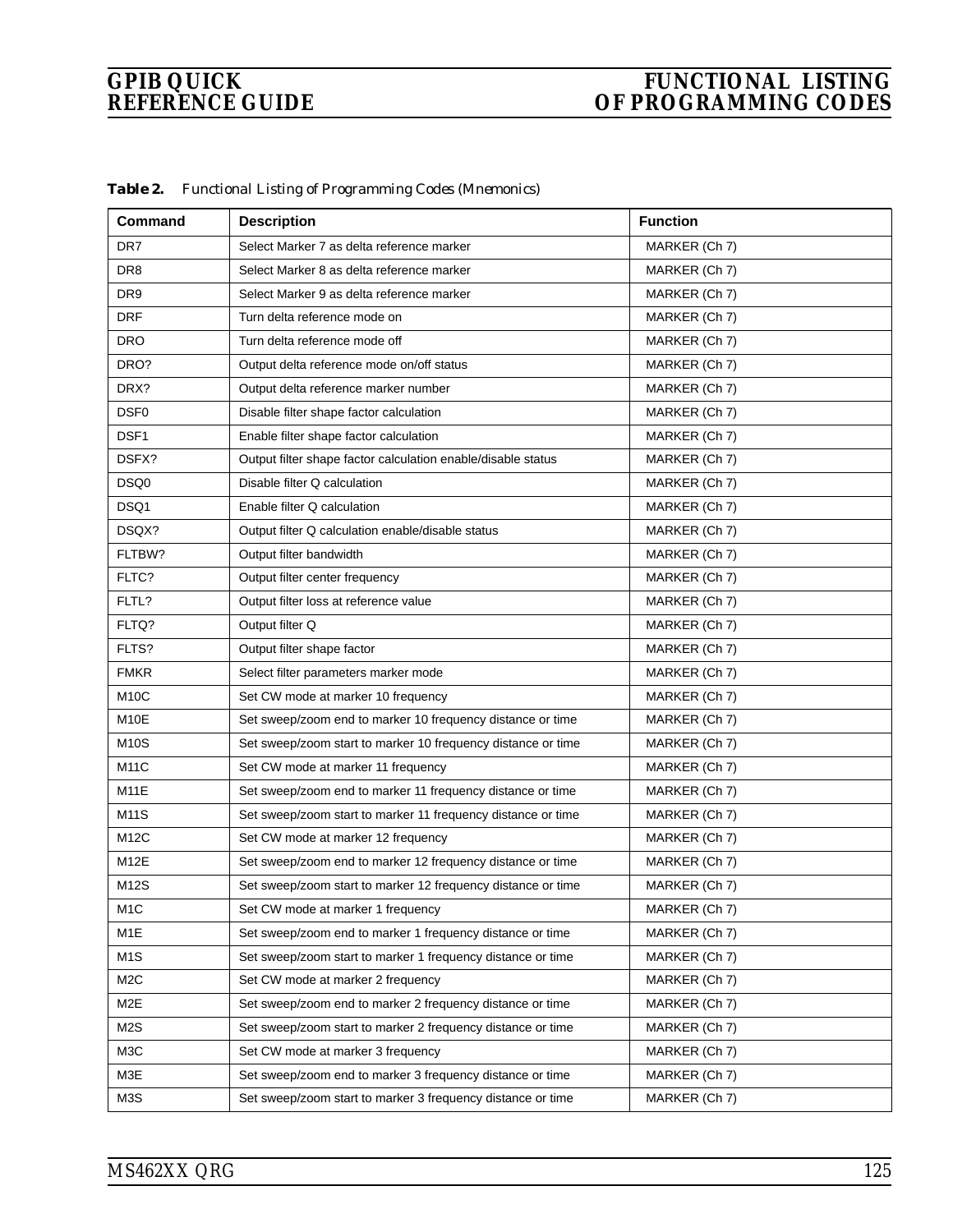**Table 2.** *Functional Listing of Programming Codes (Mnemonics)*

| Command | Description | Function |
|---|---|---|
| DR7 | Select Marker 7 as delta reference marker | MARKER (Ch 7) |
| DR8 | Select Marker 8 as delta reference marker | MARKER (Ch 7) |
| DR9 | Select Marker 9 as delta reference marker | MARKER (Ch 7) |
| DRF | Turn delta reference mode on | MARKER (Ch 7) |
| DRO | Turn delta reference mode off | MARKER (Ch 7) |
| DRO? | Output delta reference mode on/off status | MARKER (Ch 7) |
| DRX? | Output delta reference marker number | MARKER (Ch 7) |
| DSF0 | Disable filter shape factor calculation | MARKER (Ch 7) |
| DSF1 | Enable filter shape factor calculation | MARKER (Ch 7) |
| DSFX? | Output filter shape factor calculation enable/disable status | MARKER (Ch 7) |
| DSQ0 | Disable filter Q calculation | MARKER (Ch 7) |
| DSQ1 | Enable filter Q calculation | MARKER (Ch 7) |
| DSQX? | Output filter Q calculation enable/disable status | MARKER (Ch 7) |
| FLTBW? | Output filter bandwidth | MARKER (Ch 7) |
| FLTC? | Output filter center frequency | MARKER (Ch 7) |
| FLTL? | Output filter loss at reference value | MARKER (Ch 7) |
| FLTQ? | Output filter Q | MARKER (Ch 7) |
| FLTS? | Output filter shape factor | MARKER (Ch 7) |
| FMKR | Select filter parameters marker mode | MARKER (Ch 7) |
| M10C | Set CW mode at marker 10 frequency | MARKER (Ch 7) |
| M10E | Set sweep/zoom end to marker 10 frequency distance or time | MARKER (Ch 7) |
| M10S | Set sweep/zoom start to marker 10 frequency distance or time | MARKER (Ch 7) |
| M11C | Set CW mode at marker 11 frequency | MARKER (Ch 7) |
| M11E | Set sweep/zoom end to marker 11 frequency distance or time | MARKER (Ch 7) |
| M11S | Set sweep/zoom start to marker 11 frequency distance or time | MARKER (Ch 7) |
| M12C | Set CW mode at marker 12 frequency | MARKER (Ch 7) |
| M12E | Set sweep/zoom end to marker 12 frequency distance or time | MARKER (Ch 7) |
| M12S | Set sweep/zoom start to marker 12 frequency distance or time | MARKER (Ch 7) |
| M1C | Set CW mode at marker 1 frequency | MARKER (Ch 7) |
| M1E | Set sweep/zoom end to marker 1 frequency distance or time | MARKER (Ch 7) |
| M1S | Set sweep/zoom start to marker 1 frequency distance or time | MARKER (Ch 7) |
| M2C | Set CW mode at marker 2 frequency | MARKER (Ch 7) |
| M2E | Set sweep/zoom end to marker 2 frequency distance or time | MARKER (Ch 7) |
| M2S | Set sweep/zoom start to marker 2 frequency distance or time | MARKER (Ch 7) |
| M3C | Set CW mode at marker 3 frequency | MARKER (Ch 7) |
| M3E | Set sweep/zoom end to marker 3 frequency distance or time | MARKER (Ch 7) |
| M3S | Set sweep/zoom start to marker 3 frequency distance or time | MARKER (Ch 7) |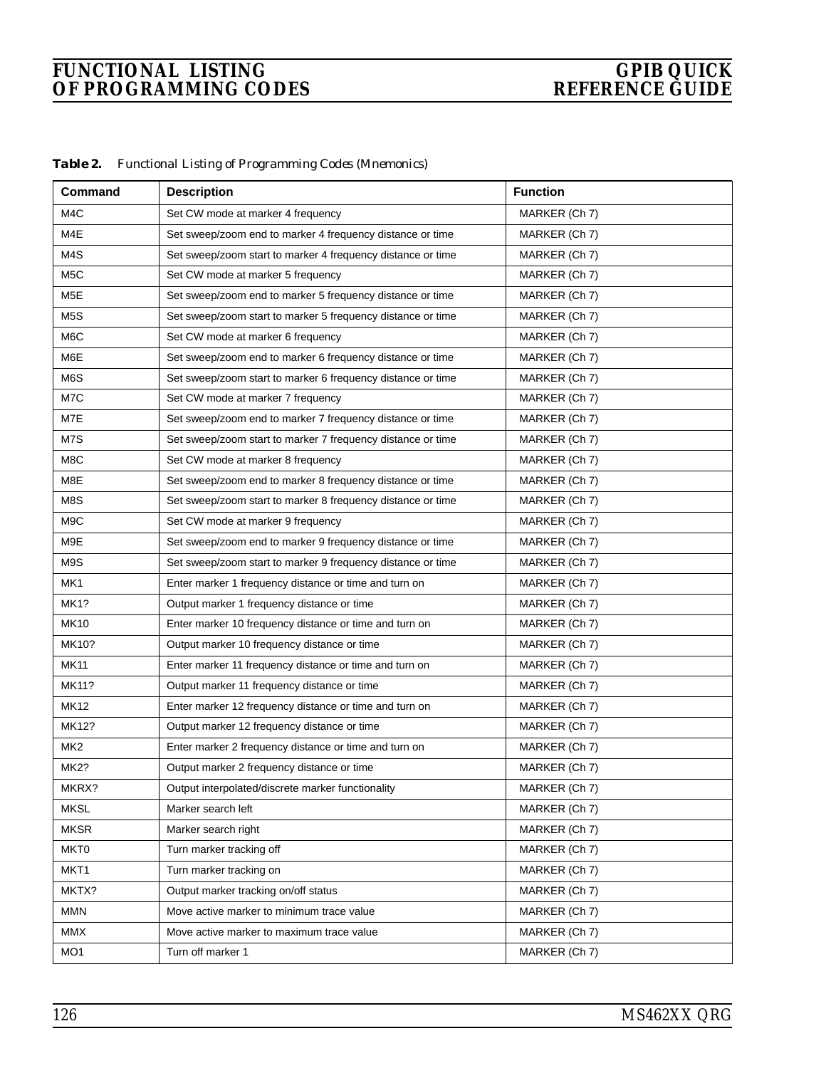**Table 2.** *Functional Listing of Programming Codes (Mnemonics)*

| Command | Description | Function |
|---|---|---|
| M4C | Set CW mode at marker 4 frequency | MARKER (Ch 7) |
| M4E | Set sweep/zoom end to marker 4 frequency distance or time | MARKER (Ch 7) |
| M4S | Set sweep/zoom start to marker 4 frequency distance or time | MARKER (Ch 7) |
| M5C | Set CW mode at marker 5 frequency | MARKER (Ch 7) |
| M5E | Set sweep/zoom end to marker 5 frequency distance or time | MARKER (Ch 7) |
| M5S | Set sweep/zoom start to marker 5 frequency distance or time | MARKER (Ch 7) |
| M6C | Set CW mode at marker 6 frequency | MARKER (Ch 7) |
| M6E | Set sweep/zoom end to marker 6 frequency distance or time | MARKER (Ch 7) |
| M6S | Set sweep/zoom start to marker 6 frequency distance or time | MARKER (Ch 7) |
| M7C | Set CW mode at marker 7 frequency | MARKER (Ch 7) |
| M7E | Set sweep/zoom end to marker 7 frequency distance or time | MARKER (Ch 7) |
| M7S | Set sweep/zoom start to marker 7 frequency distance or time | MARKER (Ch 7) |
| M8C | Set CW mode at marker 8 frequency | MARKER (Ch 7) |
| M8E | Set sweep/zoom end to marker 8 frequency distance or time | MARKER (Ch 7) |
| M8S | Set sweep/zoom start to marker 8 frequency distance or time | MARKER (Ch 7) |
| M9C | Set CW mode at marker 9 frequency | MARKER (Ch 7) |
| M9E | Set sweep/zoom end to marker 9 frequency distance or time | MARKER (Ch 7) |
| M9S | Set sweep/zoom start to marker 9 frequency distance or time | MARKER (Ch 7) |
| MK1 | Enter marker 1 frequency distance or time and turn on | MARKER (Ch 7) |
| MK1? | Output marker 1 frequency distance or time | MARKER (Ch 7) |
| MK10 | Enter marker 10 frequency distance or time and turn on | MARKER (Ch 7) |
| MK10? | Output marker 10 frequency distance or time | MARKER (Ch 7) |
| MK11 | Enter marker 11 frequency distance or time and turn on | MARKER (Ch 7) |
| MK11? | Output marker 11 frequency distance or time | MARKER (Ch 7) |
| MK12 | Enter marker 12 frequency distance or time and turn on | MARKER (Ch 7) |
| MK12? | Output marker 12 frequency distance or time | MARKER (Ch 7) |
| MK2 | Enter marker 2 frequency distance or time and turn on | MARKER (Ch 7) |
| MK2? | Output marker 2 frequency distance or time | MARKER (Ch 7) |
| MKRX? | Output interpolated/discrete marker functionality | MARKER (Ch 7) |
| MKSL | Marker search left | MARKER (Ch 7) |
| MKSR | Marker search right | MARKER (Ch 7) |
| MKT0 | Turn marker tracking off | MARKER (Ch 7) |
| MKT1 | Turn marker tracking on | MARKER (Ch 7) |
| MKTX? | Output marker tracking on/off status | MARKER (Ch 7) |
| MMN | Move active marker to minimum trace value | MARKER (Ch 7) |
| MMX | Move active marker to maximum trace value | MARKER (Ch 7) |
| MO1 | Turn off marker 1 | MARKER (Ch 7) |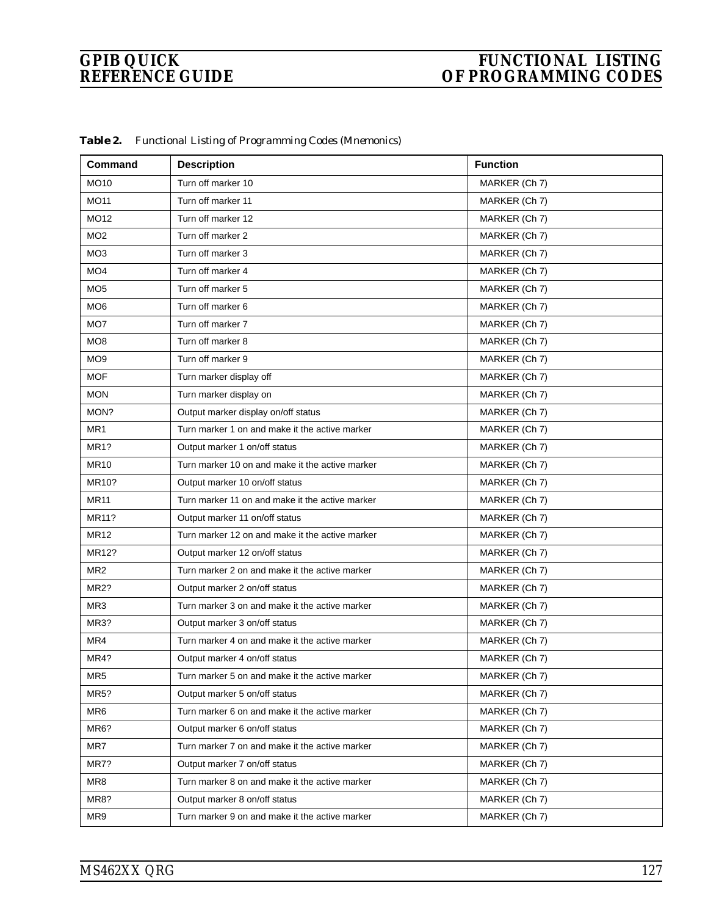**Table 2.** *Functional Listing of Programming Codes (Mnemonics)*

| Command | Description | Function |
|---|---|---|
| MO10 | Turn off marker 10 | MARKER (Ch 7) |
| MO11 | Turn off marker 11 | MARKER (Ch 7) |
| MO12 | Turn off marker 12 | MARKER (Ch 7) |
| MO2 | Turn off marker 2 | MARKER (Ch 7) |
| MO3 | Turn off marker 3 | MARKER (Ch 7) |
| MO4 | Turn off marker 4 | MARKER (Ch 7) |
| MO5 | Turn off marker 5 | MARKER (Ch 7) |
| MO6 | Turn off marker 6 | MARKER (Ch 7) |
| MO7 | Turn off marker 7 | MARKER (Ch 7) |
| MO8 | Turn off marker 8 | MARKER (Ch 7) |
| MO9 | Turn off marker 9 | MARKER (Ch 7) |
| MOF | Turn marker display off | MARKER (Ch 7) |
| MON | Turn marker display on | MARKER (Ch 7) |
| MON? | Output marker display on/off status | MARKER (Ch 7) |
| MR1 | Turn marker 1 on and make it the active marker | MARKER (Ch 7) |
| MR1? | Output marker 1 on/off status | MARKER (Ch 7) |
| MR10 | Turn marker 10 on and make it the active marker | MARKER (Ch 7) |
| MR10? | Output marker 10 on/off status | MARKER (Ch 7) |
| MR11 | Turn marker 11 on and make it the active marker | MARKER (Ch 7) |
| MR11? | Output marker 11 on/off status | MARKER (Ch 7) |
| MR12 | Turn marker 12 on and make it the active marker | MARKER (Ch 7) |
| MR12? | Output marker 12 on/off status | MARKER (Ch 7) |
| MR2 | Turn marker 2 on and make it the active marker | MARKER (Ch 7) |
| MR2? | Output marker 2 on/off status | MARKER (Ch 7) |
| MR3 | Turn marker 3 on and make it the active marker | MARKER (Ch 7) |
| MR3? | Output marker 3 on/off status | MARKER (Ch 7) |
| MR4 | Turn marker 4 on and make it the active marker | MARKER (Ch 7) |
| MR4? | Output marker 4 on/off status | MARKER (Ch 7) |
| MR5 | Turn marker 5 on and make it the active marker | MARKER (Ch 7) |
| MR5? | Output marker 5 on/off status | MARKER (Ch 7) |
| MR6 | Turn marker 6 on and make it the active marker | MARKER (Ch 7) |
| MR6? | Output marker 6 on/off status | MARKER (Ch 7) |
| MR7 | Turn marker 7 on and make it the active marker | MARKER (Ch 7) |
| MR7? | Output marker 7 on/off status | MARKER (Ch 7) |
| MR8 | Turn marker 8 on and make it the active marker | MARKER (Ch 7) |
| MR8? | Output marker 8 on/off status | MARKER (Ch 7) |
| MR9 | Turn marker 9 on and make it the active marker | MARKER (Ch 7) |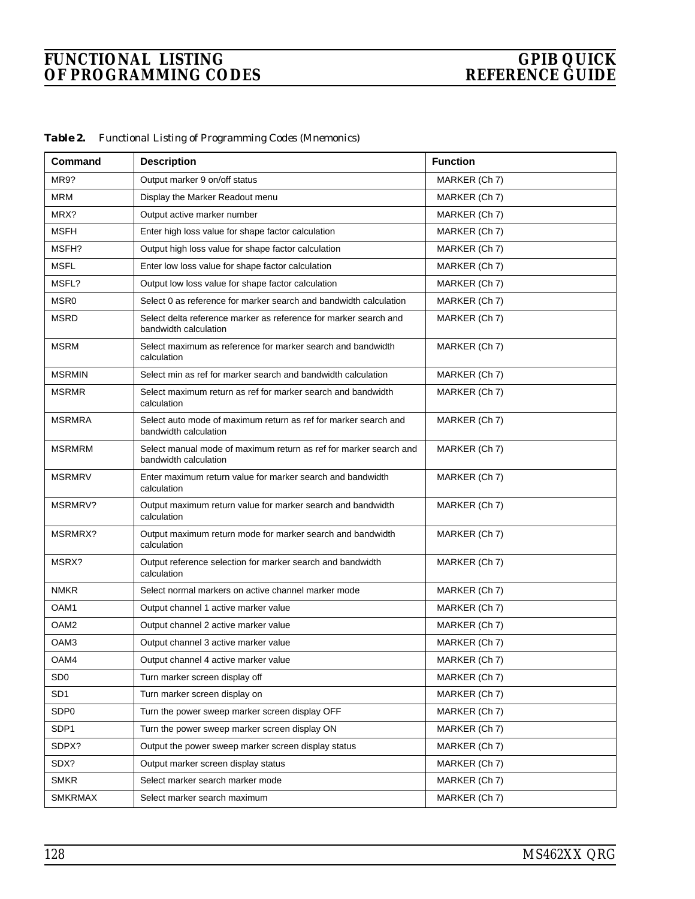**Table 2.** *Functional Listing of Programming Codes (Mnemonics)*

| Command | Description | Function |
|---|---|---|
| MR9? | Output marker 9 on/off status | MARKER (Ch 7) |
| MRM | Display the Marker Readout menu | MARKER (Ch 7) |
| MRX? | Output active marker number | MARKER (Ch 7) |
| MSFH | Enter high loss value for shape factor calculation | MARKER (Ch 7) |
| MSFH? | Output high loss value for shape factor calculation | MARKER (Ch 7) |
| MSFL | Enter low loss value for shape factor calculation | MARKER (Ch 7) |
| MSFL? | Output low loss value for shape factor calculation | MARKER (Ch 7) |
| MSR0 | Select 0 as reference for marker search and bandwidth calculation | MARKER (Ch 7) |
| MSRD | Select delta reference marker as reference for marker search and bandwidth calculation | MARKER (Ch 7) |
| MSRM | Select maximum as reference for marker search and bandwidth calculation | MARKER (Ch 7) |
| MSRMIN | Select min as ref for marker search and bandwidth calculation | MARKER (Ch 7) |
| MSRMR | Select maximum return as ref for marker search and bandwidth calculation | MARKER (Ch 7) |
| MSRMRA | Select auto mode of maximum return as ref for marker search and bandwidth calculation | MARKER (Ch 7) |
| MSRMRM | Select manual mode of maximum return as ref for marker search and bandwidth calculation | MARKER (Ch 7) |
| MSRMRV | Enter maximum return value for marker search and bandwidth calculation | MARKER (Ch 7) |
| MSRMRV? | Output maximum return value for marker search and bandwidth calculation | MARKER (Ch 7) |
| MSRMRX? | Output maximum return mode for marker search and bandwidth calculation | MARKER (Ch 7) |
| MSRX? | Output reference selection for marker search and bandwidth calculation | MARKER (Ch 7) |
| NMKR | Select normal markers on active channel marker mode | MARKER (Ch 7) |
| OAM1 | Output channel 1 active marker value | MARKER (Ch 7) |
| OAM2 | Output channel 2 active marker value | MARKER (Ch 7) |
| OAM3 | Output channel 3 active marker value | MARKER (Ch 7) |
| OAM4 | Output channel 4 active marker value | MARKER (Ch 7) |
| SD0 | Turn marker screen display off | MARKER (Ch 7) |
| SD1 | Turn marker screen display on | MARKER (Ch 7) |
| SDP0 | Turn the power sweep marker screen display OFF | MARKER (Ch 7) |
| SDP1 | Turn the power sweep marker screen display ON | MARKER (Ch 7) |
| SDPX? | Output the power sweep marker screen display status | MARKER (Ch 7) |
| SDX? | Output marker screen display status | MARKER (Ch 7) |
| SMKR | Select marker search marker mode | MARKER (Ch 7) |
| SMKRMAX | Select marker search maximum | MARKER (Ch 7) |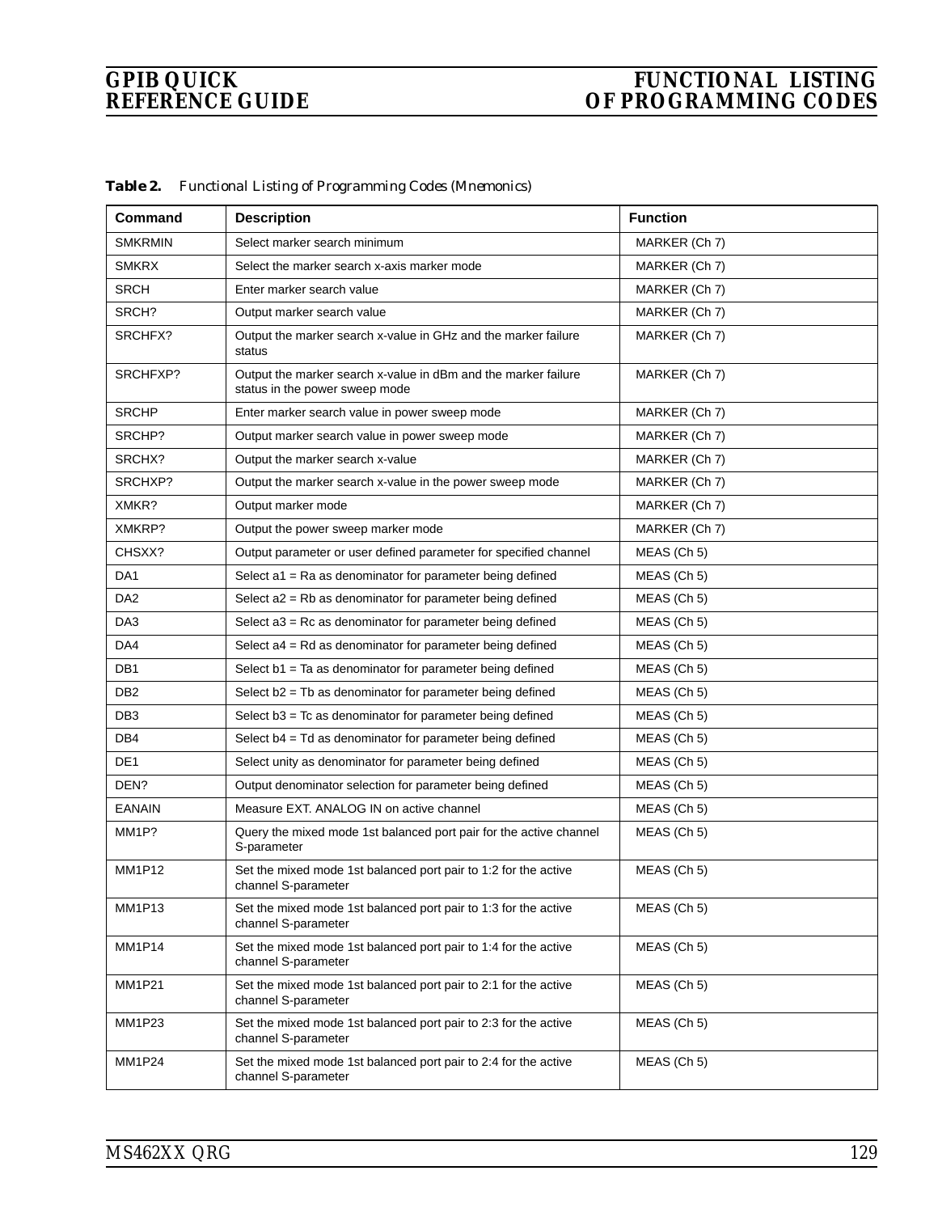**Table 2.** *Functional Listing of Programming Codes (Mnemonics)*

| Command | Description | Function |
|---|---|---|
| SMKRMIN | Select marker search minimum | MARKER (Ch 7) |
| SMKRX | Select the marker search x-axis marker mode | MARKER (Ch 7) |
| SRCH | Enter marker search value | MARKER (Ch 7) |
| SRCH? | Output marker search value | MARKER (Ch 7) |
| SRCHFX? | Output the marker search x-value in GHz and the marker failure status | MARKER (Ch 7) |
| SRCHFXP? | Output the marker search x-value in dBm and the marker failure status in the power sweep mode | MARKER (Ch 7) |
| SRCHP | Enter marker search value in power sweep mode | MARKER (Ch 7) |
| SRCHP? | Output marker search value in power sweep mode | MARKER (Ch 7) |
| SRCHX? | Output the marker search x-value | MARKER (Ch 7) |
| SRCHXP? | Output the marker search x-value in the power sweep mode | MARKER (Ch 7) |
| XMKR? | Output marker mode | MARKER (Ch 7) |
| XMKRP? | Output the power sweep marker mode | MARKER (Ch 7) |
| CHSXX? | Output parameter or user defined parameter for specified channel | MEAS (Ch 5) |
| DA1 | Select a1 = Ra as denominator for parameter being defined | MEAS (Ch 5) |
| DA2 | Select a2 = Rb as denominator for parameter being defined | MEAS (Ch 5) |
| DA3 | Select a3 = Rc as denominator for parameter being defined | MEAS (Ch 5) |
| DA4 | Select a4 = Rd as denominator for parameter being defined | MEAS (Ch 5) |
| DB1 | Select b1 = Ta as denominator for parameter being defined | MEAS (Ch 5) |
| DB2 | Select b2 = Tb as denominator for parameter being defined | MEAS (Ch 5) |
| DB3 | Select b3 = Tc as denominator for parameter being defined | MEAS (Ch 5) |
| DB4 | Select b4 = Td as denominator for parameter being defined | MEAS (Ch 5) |
| DE1 | Select unity as denominator for parameter being defined | MEAS (Ch 5) |
| DEN? | Output denominator selection for parameter being defined | MEAS (Ch 5) |
| EANAIN | Measure EXT. ANALOG IN on active channel | MEAS (Ch 5) |
| MM1P? | Query the mixed mode 1st balanced port pair for the active channel S-parameter | MEAS (Ch 5) |
| MM1P12 | Set the mixed mode 1st balanced port pair to 1:2 for the active channel S-parameter | MEAS (Ch 5) |
| MM1P13 | Set the mixed mode 1st balanced port pair to 1:3 for the active channel S-parameter | MEAS (Ch 5) |
| MM1P14 | Set the mixed mode 1st balanced port pair to 1:4 for the active channel S-parameter | MEAS (Ch 5) |
| MM1P21 | Set the mixed mode 1st balanced port pair to 2:1 for the active channel S-parameter | MEAS (Ch 5) |
| MM1P23 | Set the mixed mode 1st balanced port pair to 2:3 for the active channel S-parameter | MEAS (Ch 5) |
| MM1P24 | Set the mixed mode 1st balanced port pair to 2:4 for the active channel S-parameter | MEAS (Ch 5) |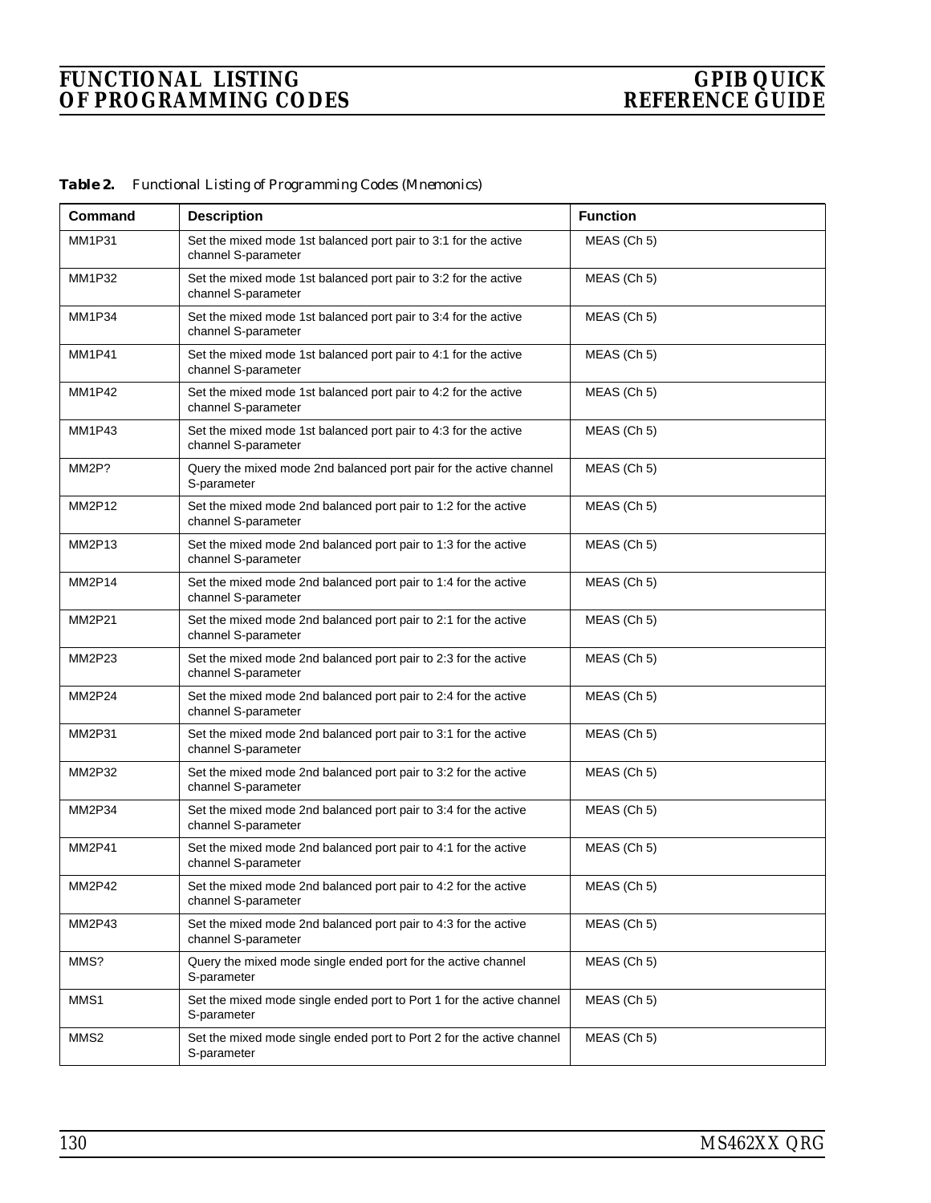**Table 2.** *Functional Listing of Programming Codes (Mnemonics)*

| Command | Description | Function |
|---|---|---|
| MM1P31 | Set the mixed mode 1st balanced port pair to 3:1 for the active channel S-parameter | MEAS (Ch 5) |
| MM1P32 | Set the mixed mode 1st balanced port pair to 3:2 for the active channel S-parameter | MEAS (Ch 5) |
| MM1P34 | Set the mixed mode 1st balanced port pair to 3:4 for the active channel S-parameter | MEAS (Ch 5) |
| MM1P41 | Set the mixed mode 1st balanced port pair to 4:1 for the active channel S-parameter | MEAS (Ch 5) |
| MM1P42 | Set the mixed mode 1st balanced port pair to 4:2 for the active channel S-parameter | MEAS (Ch 5) |
| MM1P43 | Set the mixed mode 1st balanced port pair to 4:3 for the active channel S-parameter | MEAS (Ch 5) |
| MM2P? | Query the mixed mode 2nd balanced port pair for the active channel S-parameter | MEAS (Ch 5) |
| MM2P12 | Set the mixed mode 2nd balanced port pair to 1:2 for the active channel S-parameter | MEAS (Ch 5) |
| MM2P13 | Set the mixed mode 2nd balanced port pair to 1:3 for the active channel S-parameter | MEAS (Ch 5) |
| MM2P14 | Set the mixed mode 2nd balanced port pair to 1:4 for the active channel S-parameter | MEAS (Ch 5) |
| MM2P21 | Set the mixed mode 2nd balanced port pair to 2:1 for the active channel S-parameter | MEAS (Ch 5) |
| MM2P23 | Set the mixed mode 2nd balanced port pair to 2:3 for the active channel S-parameter | MEAS (Ch 5) |
| MM2P24 | Set the mixed mode 2nd balanced port pair to 2:4 for the active channel S-parameter | MEAS (Ch 5) |
| MM2P31 | Set the mixed mode 2nd balanced port pair to 3:1 for the active channel S-parameter | MEAS (Ch 5) |
| MM2P32 | Set the mixed mode 2nd balanced port pair to 3:2 for the active channel S-parameter | MEAS (Ch 5) |
| MM2P34 | Set the mixed mode 2nd balanced port pair to 3:4 for the active channel S-parameter | MEAS (Ch 5) |
| MM2P41 | Set the mixed mode 2nd balanced port pair to 4:1 for the active channel S-parameter | MEAS (Ch 5) |
| MM2P42 | Set the mixed mode 2nd balanced port pair to 4:2 for the active channel S-parameter | MEAS (Ch 5) |
| MM2P43 | Set the mixed mode 2nd balanced port pair to 4:3 for the active channel S-parameter | MEAS (Ch 5) |
| MMS? | Query the mixed mode single ended port for the active channel S-parameter | MEAS (Ch 5) |
| MMS1 | Set the mixed mode single ended port to Port 1 for the active channel S-parameter | MEAS (Ch 5) |
| MMS2 | Set the mixed mode single ended port to Port 2 for the active channel S-parameter | MEAS (Ch 5) |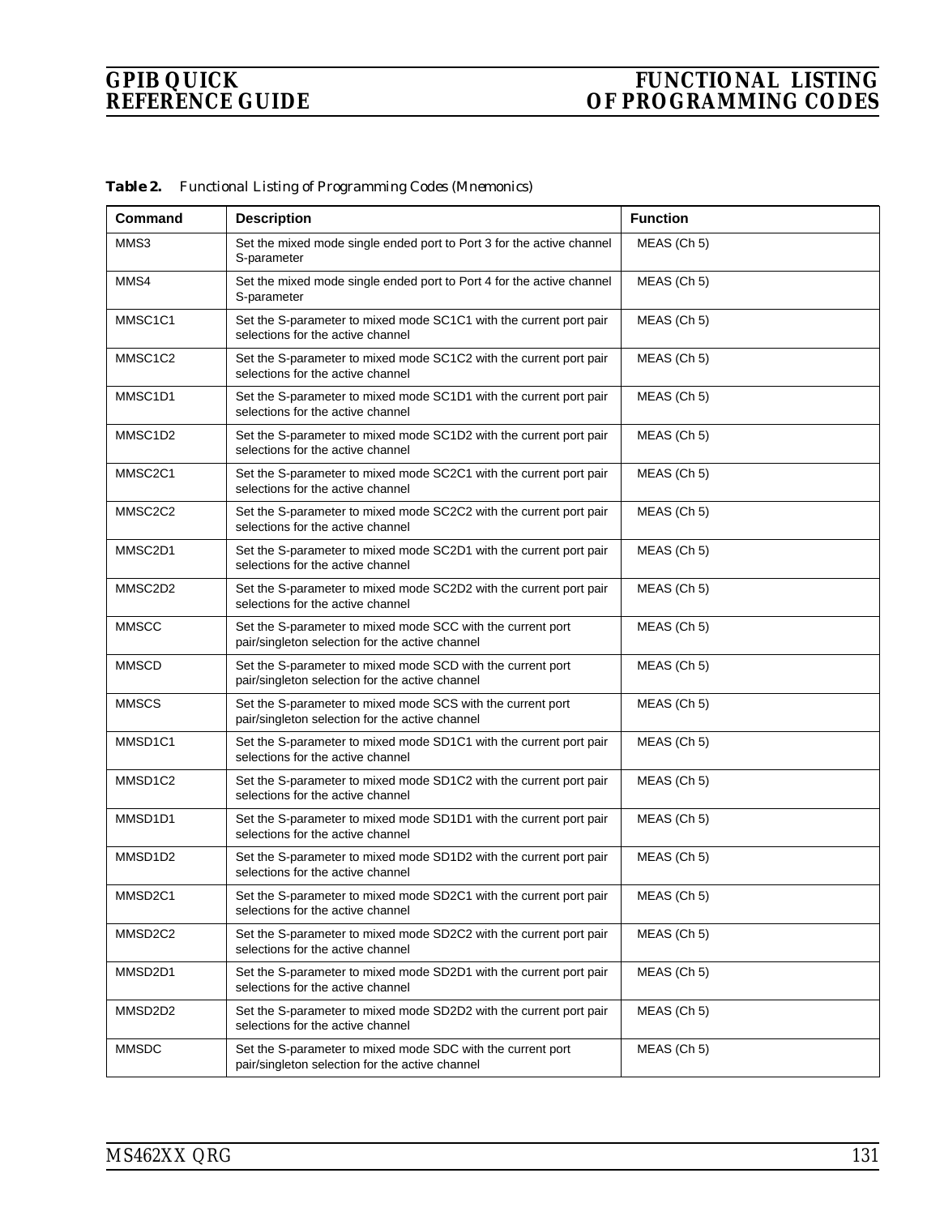**Table 2.** *Functional Listing of Programming Codes (Mnemonics)*

| Command | Description | Function |
|---|---|---|
| MMS3 | Set the mixed mode single ended port to Port 3 for the active channel S-parameter | MEAS (Ch 5) |
| MMS4 | Set the mixed mode single ended port to Port 4 for the active channel S-parameter | MEAS (Ch 5) |
| MMSC1C1 | Set the S-parameter to mixed mode SC1C1 with the current port pair selections for the active channel | MEAS (Ch 5) |
| MMSC1C2 | Set the S-parameter to mixed mode SC1C2 with the current port pair selections for the active channel | MEAS (Ch 5) |
| MMSC1D1 | Set the S-parameter to mixed mode SC1D1 with the current port pair selections for the active channel | MEAS (Ch 5) |
| MMSC1D2 | Set the S-parameter to mixed mode SC1D2 with the current port pair selections for the active channel | MEAS (Ch 5) |
| MMSC2C1 | Set the S-parameter to mixed mode SC2C1 with the current port pair selections for the active channel | MEAS (Ch 5) |
| MMSC2C2 | Set the S-parameter to mixed mode SC2C2 with the current port pair selections for the active channel | MEAS (Ch 5) |
| MMSC2D1 | Set the S-parameter to mixed mode SC2D1 with the current port pair selections for the active channel | MEAS (Ch 5) |
| MMSC2D2 | Set the S-parameter to mixed mode SC2D2 with the current port pair selections for the active channel | MEAS (Ch 5) |
| MMSCC | Set the S-parameter to mixed mode SCC with the current port pair/singleton selection for the active channel | MEAS (Ch 5) |
| MMSCD | Set the S-parameter to mixed mode SCD with the current port pair/singleton selection for the active channel | MEAS (Ch 5) |
| MMSCS | Set the S-parameter to mixed mode SCS with the current port pair/singleton selection for the active channel | MEAS (Ch 5) |
| MMSD1C1 | Set the S-parameter to mixed mode SD1C1 with the current port pair selections for the active channel | MEAS (Ch 5) |
| MMSD1C2 | Set the S-parameter to mixed mode SD1C2 with the current port pair selections for the active channel | MEAS (Ch 5) |
| MMSD1D1 | Set the S-parameter to mixed mode SD1D1 with the current port pair selections for the active channel | MEAS (Ch 5) |
| MMSD1D2 | Set the S-parameter to mixed mode SD1D2 with the current port pair selections for the active channel | MEAS (Ch 5) |
| MMSD2C1 | Set the S-parameter to mixed mode SD2C1 with the current port pair selections for the active channel | MEAS (Ch 5) |
| MMSD2C2 | Set the S-parameter to mixed mode SD2C2 with the current port pair selections for the active channel | MEAS (Ch 5) |
| MMSD2D1 | Set the S-parameter to mixed mode SD2D1 with the current port pair selections for the active channel | MEAS (Ch 5) |
| MMSD2D2 | Set the S-parameter to mixed mode SD2D2 with the current port pair selections for the active channel | MEAS (Ch 5) |
| MMSDC | Set the S-parameter to mixed mode SDC with the current port pair/singleton selection for the active channel | MEAS (Ch 5) |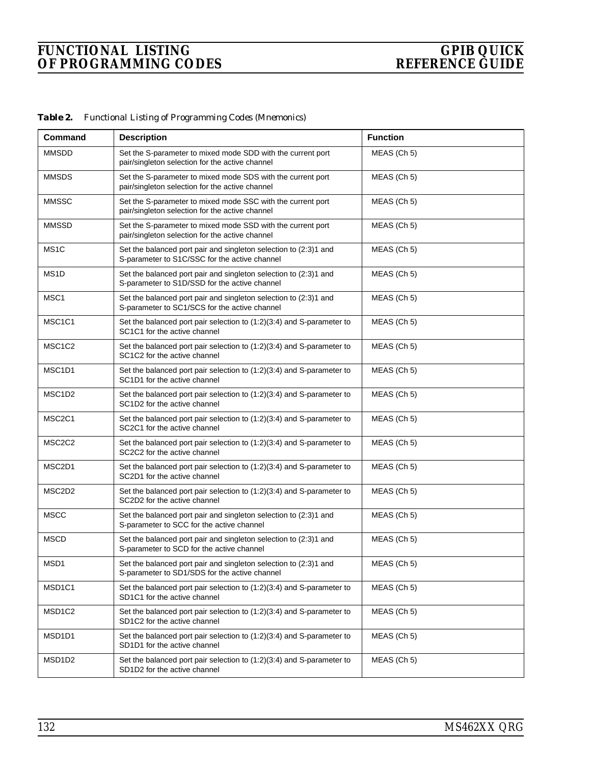**Table 2.** *Functional Listing of Programming Codes (Mnemonics)*

| Command | Description | Function |
|---|---|---|
| MMSDD | Set the S-parameter to mixed mode SDD with the current port pair/singleton selection for the active channel | MEAS (Ch 5) |
| MMSDS | Set the S-parameter to mixed mode SDS with the current port pair/singleton selection for the active channel | MEAS (Ch 5) |
| MMSSC | Set the S-parameter to mixed mode SSC with the current port pair/singleton selection for the active channel | MEAS (Ch 5) |
| MMSSD | Set the S-parameter to mixed mode SSD with the current port pair/singleton selection for the active channel | MEAS (Ch 5) |
| MS1C | Set the balanced port pair and singleton selection to (2:3)1 and S-parameter to S1C/SSC for the active channel | MEAS (Ch 5) |
| MS1D | Set the balanced port pair and singleton selection to (2:3)1 and S-parameter to S1D/SSD for the active channel | MEAS (Ch 5) |
| MSC1 | Set the balanced port pair and singleton selection to (2:3)1 and S-parameter to SC1/SCS for the active channel | MEAS (Ch 5) |
| MSC1C1 | Set the balanced port pair selection to (1:2)(3:4) and S-parameter to SC1C1 for the active channel | MEAS (Ch 5) |
| MSC1C2 | Set the balanced port pair selection to (1:2)(3:4) and S-parameter to SC1C2 for the active channel | MEAS (Ch 5) |
| MSC1D1 | Set the balanced port pair selection to (1:2)(3:4) and S-parameter to SC1D1 for the active channel | MEAS (Ch 5) |
| MSC1D2 | Set the balanced port pair selection to (1:2)(3:4) and S-parameter to SC1D2 for the active channel | MEAS (Ch 5) |
| MSC2C1 | Set the balanced port pair selection to (1:2)(3:4) and S-parameter to SC2C1 for the active channel | MEAS (Ch 5) |
| MSC2C2 | Set the balanced port pair selection to (1:2)(3:4) and S-parameter to SC2C2 for the active channel | MEAS (Ch 5) |
| MSC2D1 | Set the balanced port pair selection to (1:2)(3:4) and S-parameter to SC2D1 for the active channel | MEAS (Ch 5) |
| MSC2D2 | Set the balanced port pair selection to (1:2)(3:4) and S-parameter to SC2D2 for the active channel | MEAS (Ch 5) |
| MSCC | Set the balanced port pair and singleton selection to (2:3)1 and S-parameter to SCC for the active channel | MEAS (Ch 5) |
| MSCD | Set the balanced port pair and singleton selection to (2:3)1 and S-parameter to SCD for the active channel | MEAS (Ch 5) |
| MSD1 | Set the balanced port pair and singleton selection to (2:3)1 and S-parameter to SD1/SDS for the active channel | MEAS (Ch 5) |
| MSD1C1 | Set the balanced port pair selection to (1:2)(3:4) and S-parameter to SD1C1 for the active channel | MEAS (Ch 5) |
| MSD1C2 | Set the balanced port pair selection to (1:2)(3:4) and S-parameter to SD1C2 for the active channel | MEAS (Ch 5) |
| MSD1D1 | Set the balanced port pair selection to (1:2)(3:4) and S-parameter to SD1D1 for the active channel | MEAS (Ch 5) |
| MSD1D2 | Set the balanced port pair selection to (1:2)(3:4) and S-parameter to SD1D2 for the active channel | MEAS (Ch 5) |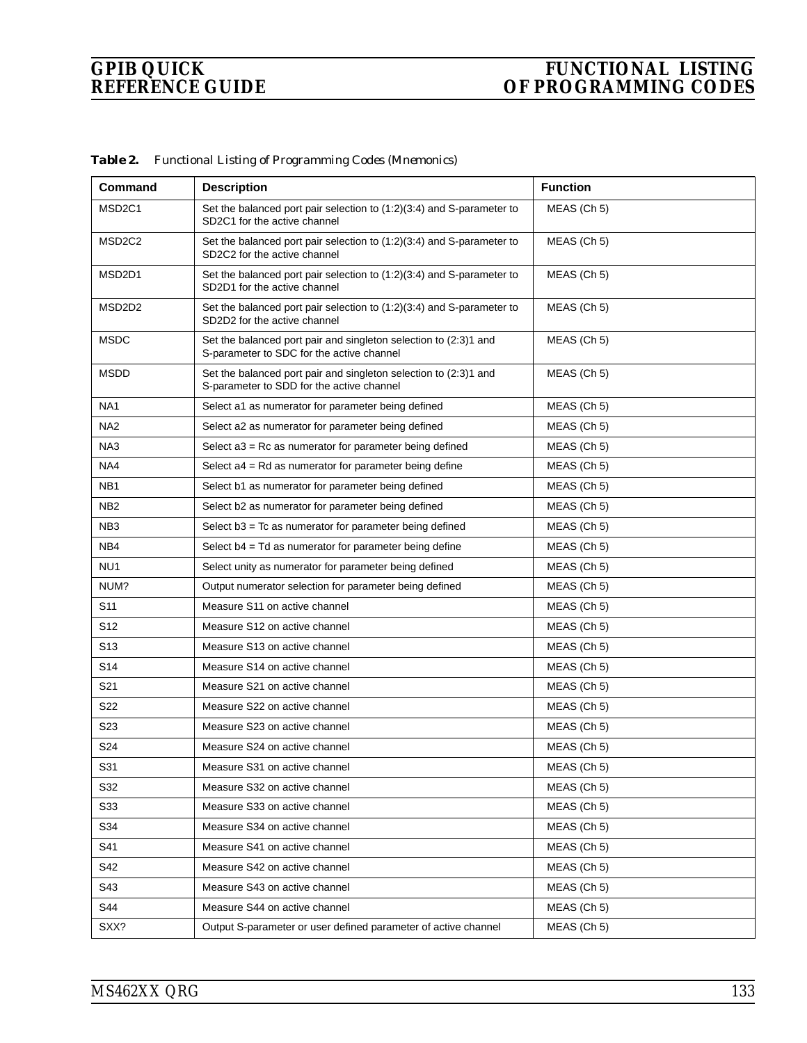***Table 2.** Functional Listing of Programming Codes (Mnemonics)*

| Command | Description | Function |
|---|---|---|
| MSD2C1 | Set the balanced port pair selection to (1:2)(3:4) and S-parameter to SD2C1 for the active channel | MEAS (Ch 5) |
| MSD2C2 | Set the balanced port pair selection to (1:2)(3:4) and S-parameter to SD2C2 for the active channel | MEAS (Ch 5) |
| MSD2D1 | Set the balanced port pair selection to (1:2)(3:4) and S-parameter to SD2D1 for the active channel | MEAS (Ch 5) |
| MSD2D2 | Set the balanced port pair selection to (1:2)(3:4) and S-parameter to SD2D2 for the active channel | MEAS (Ch 5) |
| MSDC | Set the balanced port pair and singleton selection to (2:3)1 and S-parameter to SDC for the active channel | MEAS (Ch 5) |
| MSDD | Set the balanced port pair and singleton selection to (2:3)1 and S-parameter to SDD for the active channel | MEAS (Ch 5) |
| NA1 | Select a1 as numerator for parameter being defined | MEAS (Ch 5) |
| NA2 | Select a2 as numerator for parameter being defined | MEAS (Ch 5) |
| NA3 | Select a3 = Rc as numerator for parameter being defined | MEAS (Ch 5) |
| NA4 | Select a4 = Rd as numerator for parameter being define | MEAS (Ch 5) |
| NB1 | Select b1 as numerator for parameter being defined | MEAS (Ch 5) |
| NB2 | Select b2 as numerator for parameter being defined | MEAS (Ch 5) |
| NB3 | Select b3 = Tc as numerator for parameter being defined | MEAS (Ch 5) |
| NB4 | Select b4 = Td as numerator for parameter being define | MEAS (Ch 5) |
| NU1 | Select unity as numerator for parameter being defined | MEAS (Ch 5) |
| NUM? | Output numerator selection for parameter being defined | MEAS (Ch 5) |
| S11 | Measure S11 on active channel | MEAS (Ch 5) |
| S12 | Measure S12 on active channel | MEAS (Ch 5) |
| S13 | Measure S13 on active channel | MEAS (Ch 5) |
| S14 | Measure S14 on active channel | MEAS (Ch 5) |
| S21 | Measure S21 on active channel | MEAS (Ch 5) |
| S22 | Measure S22 on active channel | MEAS (Ch 5) |
| S23 | Measure S23 on active channel | MEAS (Ch 5) |
| S24 | Measure S24 on active channel | MEAS (Ch 5) |
| S31 | Measure S31 on active channel | MEAS (Ch 5) |
| S32 | Measure S32 on active channel | MEAS (Ch 5) |
| S33 | Measure S33 on active channel | MEAS (Ch 5) |
| S34 | Measure S34 on active channel | MEAS (Ch 5) |
| S41 | Measure S41 on active channel | MEAS (Ch 5) |
| S42 | Measure S42 on active channel | MEAS (Ch 5) |
| S43 | Measure S43 on active channel | MEAS (Ch 5) |
| S44 | Measure S44 on active channel | MEAS (Ch 5) |
| SXX? | Output S-parameter or user defined parameter of active channel | MEAS (Ch 5) |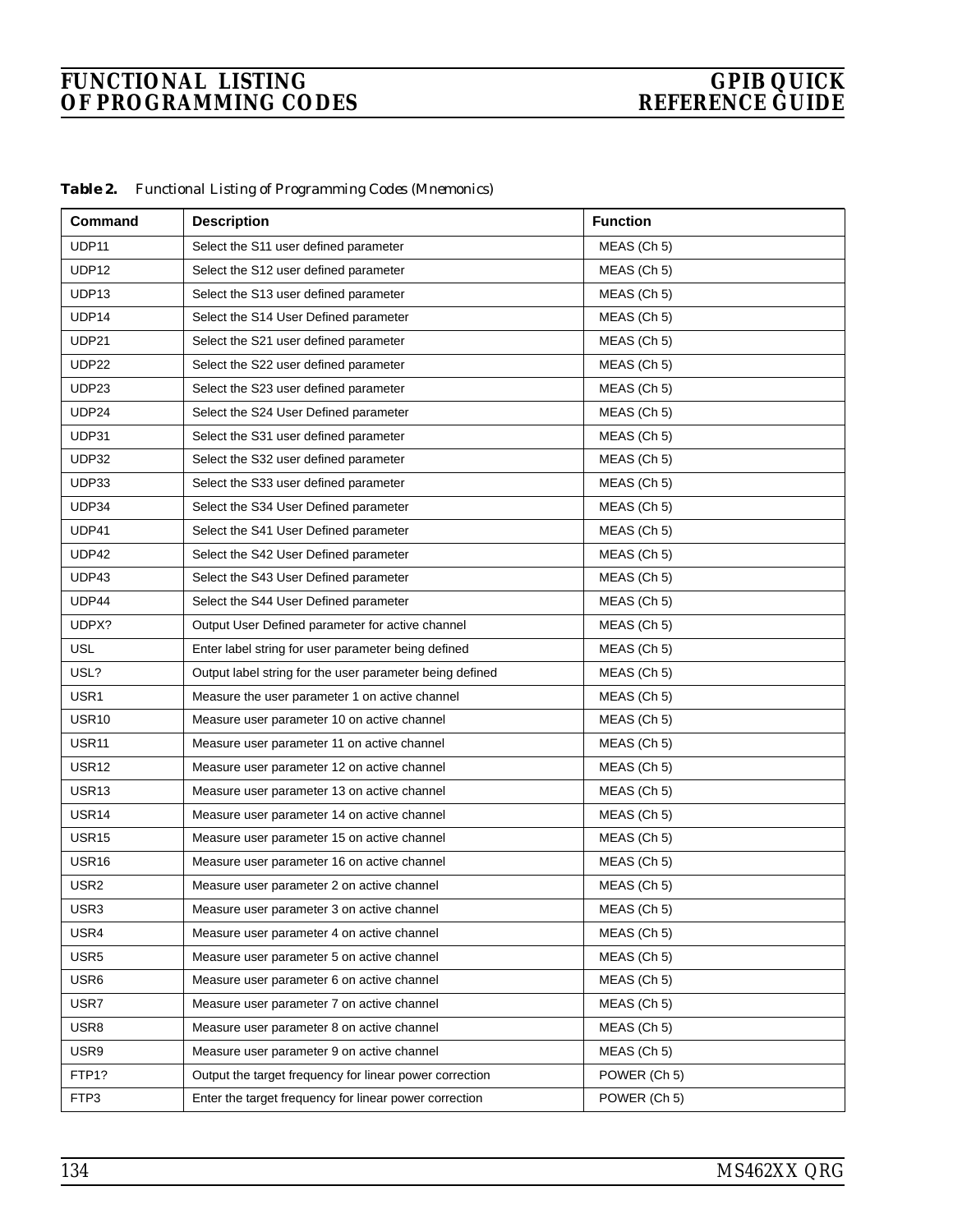**Table 2.** *Functional Listing of Programming Codes (Mnemonics)*

| Command | Description | Function |
|---|---|---|
| UDP11 | Select the S11 user defined parameter | MEAS (Ch 5) |
| UDP12 | Select the S12 user defined parameter | MEAS (Ch 5) |
| UDP13 | Select the S13 user defined parameter | MEAS (Ch 5) |
| UDP14 | Select the S14 User Defined parameter | MEAS (Ch 5) |
| UDP21 | Select the S21 user defined parameter | MEAS (Ch 5) |
| UDP22 | Select the S22 user defined parameter | MEAS (Ch 5) |
| UDP23 | Select the S23 user defined parameter | MEAS (Ch 5) |
| UDP24 | Select the S24 User Defined parameter | MEAS (Ch 5) |
| UDP31 | Select the S31 user defined parameter | MEAS (Ch 5) |
| UDP32 | Select the S32 user defined parameter | MEAS (Ch 5) |
| UDP33 | Select the S33 user defined parameter | MEAS (Ch 5) |
| UDP34 | Select the S34 User Defined parameter | MEAS (Ch 5) |
| UDP41 | Select the S41 User Defined parameter | MEAS (Ch 5) |
| UDP42 | Select the S42 User Defined parameter | MEAS (Ch 5) |
| UDP43 | Select the S43 User Defined parameter | MEAS (Ch 5) |
| UDP44 | Select the S44 User Defined parameter | MEAS (Ch 5) |
| UDPX? | Output User Defined parameter for active channel | MEAS (Ch 5) |
| USL | Enter label string for user parameter being defined | MEAS (Ch 5) |
| USL? | Output label string for the user parameter being defined | MEAS (Ch 5) |
| USR1 | Measure the user parameter 1 on active channel | MEAS (Ch 5) |
| USR10 | Measure user parameter 10 on active channel | MEAS (Ch 5) |
| USR11 | Measure user parameter 11 on active channel | MEAS (Ch 5) |
| USR12 | Measure user parameter 12 on active channel | MEAS (Ch 5) |
| USR13 | Measure user parameter 13 on active channel | MEAS (Ch 5) |
| USR14 | Measure user parameter 14 on active channel | MEAS (Ch 5) |
| USR15 | Measure user parameter 15 on active channel | MEAS (Ch 5) |
| USR16 | Measure user parameter 16 on active channel | MEAS (Ch 5) |
| USR2 | Measure user parameter 2 on active channel | MEAS (Ch 5) |
| USR3 | Measure user parameter 3 on active channel | MEAS (Ch 5) |
| USR4 | Measure user parameter 4 on active channel | MEAS (Ch 5) |
| USR5 | Measure user parameter 5 on active channel | MEAS (Ch 5) |
| USR6 | Measure user parameter 6 on active channel | MEAS (Ch 5) |
| USR7 | Measure user parameter 7 on active channel | MEAS (Ch 5) |
| USR8 | Measure user parameter 8 on active channel | MEAS (Ch 5) |
| USR9 | Measure user parameter 9 on active channel | MEAS (Ch 5) |
| FTP1? | Output the target frequency for linear power correction | POWER (Ch 5) |
| FTP3 | Enter the target frequency for linear power correction | POWER (Ch 5) |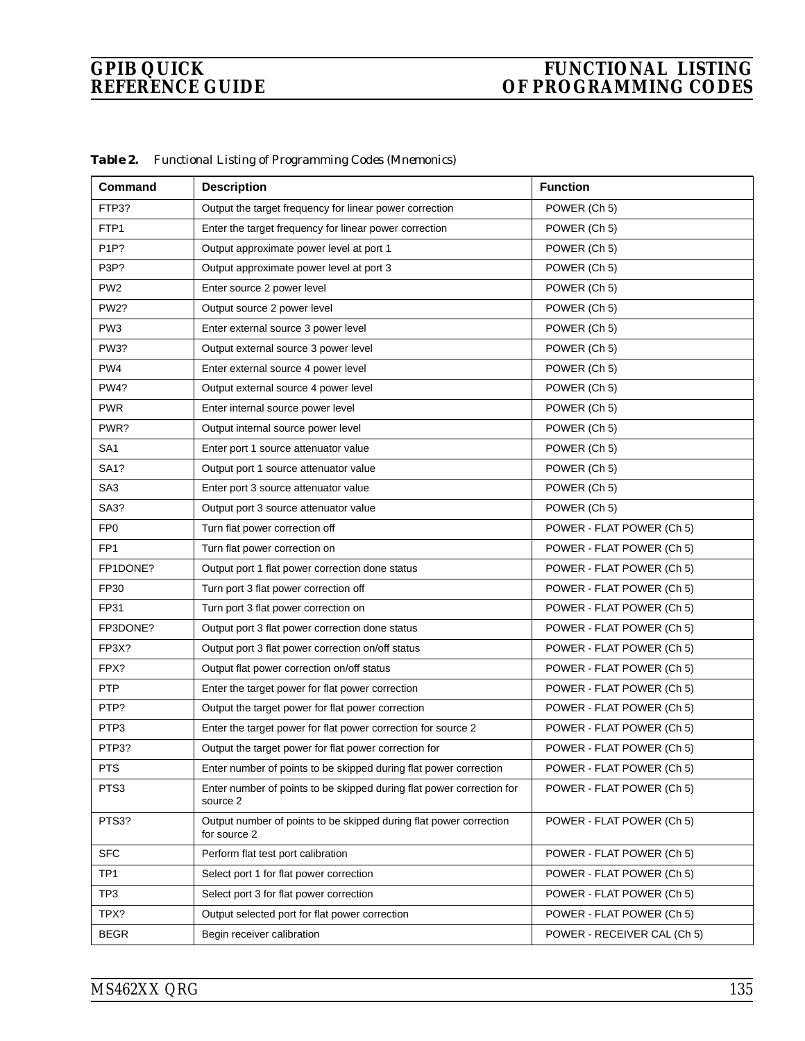**Table 2.** *Functional Listing of Programming Codes (Mnemonics)*

| Command | Description | Function |
|---|---|---|
| FTP3? | Output the target frequency for linear power correction | POWER (Ch 5) |
| FTP1 | Enter the target frequency for linear power correction | POWER (Ch 5) |
| P1P? | Output approximate power level at port 1 | POWER (Ch 5) |
| P3P? | Output approximate power level at port 3 | POWER (Ch 5) |
| PW2 | Enter source 2 power level | POWER (Ch 5) |
| PW2? | Output source 2 power level | POWER (Ch 5) |
| PW3 | Enter external source 3 power level | POWER (Ch 5) |
| PW3? | Output external source 3 power level | POWER (Ch 5) |
| PW4 | Enter external source 4 power level | POWER (Ch 5) |
| PW4? | Output external source 4 power level | POWER (Ch 5) |
| PWR | Enter internal source power level | POWER (Ch 5) |
| PWR? | Output internal source power level | POWER (Ch 5) |
| SA1 | Enter port 1 source attenuator value | POWER (Ch 5) |
| SA1? | Output port 1 source attenuator value | POWER (Ch 5) |
| SA3 | Enter port 3 source attenuator value | POWER (Ch 5) |
| SA3? | Output port 3 source attenuator value | POWER (Ch 5) |
| FP0 | Turn flat power correction off | POWER - FLAT POWER (Ch 5) |
| FP1 | Turn flat power correction on | POWER - FLAT POWER (Ch 5) |
| FP1DONE? | Output port 1 flat power correction done status | POWER - FLAT POWER (Ch 5) |
| FP30 | Turn port 3 flat power correction off | POWER - FLAT POWER (Ch 5) |
| FP31 | Turn port 3 flat power correction on | POWER - FLAT POWER (Ch 5) |
| FP3DONE? | Output port 3 flat power correction done status | POWER - FLAT POWER (Ch 5) |
| FP3X? | Output port 3 flat power correction on/off status | POWER - FLAT POWER (Ch 5) |
| FPX? | Output flat power correction on/off status | POWER - FLAT POWER (Ch 5) |
| PTP | Enter the target power for flat power correction | POWER - FLAT POWER (Ch 5) |
| PTP? | Output the target power for flat power correction | POWER - FLAT POWER (Ch 5) |
| PTP3 | Enter the target power for flat power correction for source 2 | POWER - FLAT POWER (Ch 5) |
| PTP3? | Output the target power for flat power correction for | POWER - FLAT POWER (Ch 5) |
| PTS | Enter number of points to be skipped during flat power correction | POWER - FLAT POWER (Ch 5) |
| PTS3 | Enter number of points to be skipped during flat power correction for source 2 | POWER - FLAT POWER (Ch 5) |
| PTS3? | Output number of points to be skipped during flat power correction for source 2 | POWER - FLAT POWER (Ch 5) |
| SFC | Perform flat test port calibration | POWER - FLAT POWER (Ch 5) |
| TP1 | Select port 1 for flat power correction | POWER - FLAT POWER (Ch 5) |
| TP3 | Select port 3 for flat power correction | POWER - FLAT POWER (Ch 5) |
| TPX? | Output selected port for flat power correction | POWER - FLAT POWER (Ch 5) |
| BEGR | Begin receiver calibration | POWER - RECEIVER CAL (Ch 5) |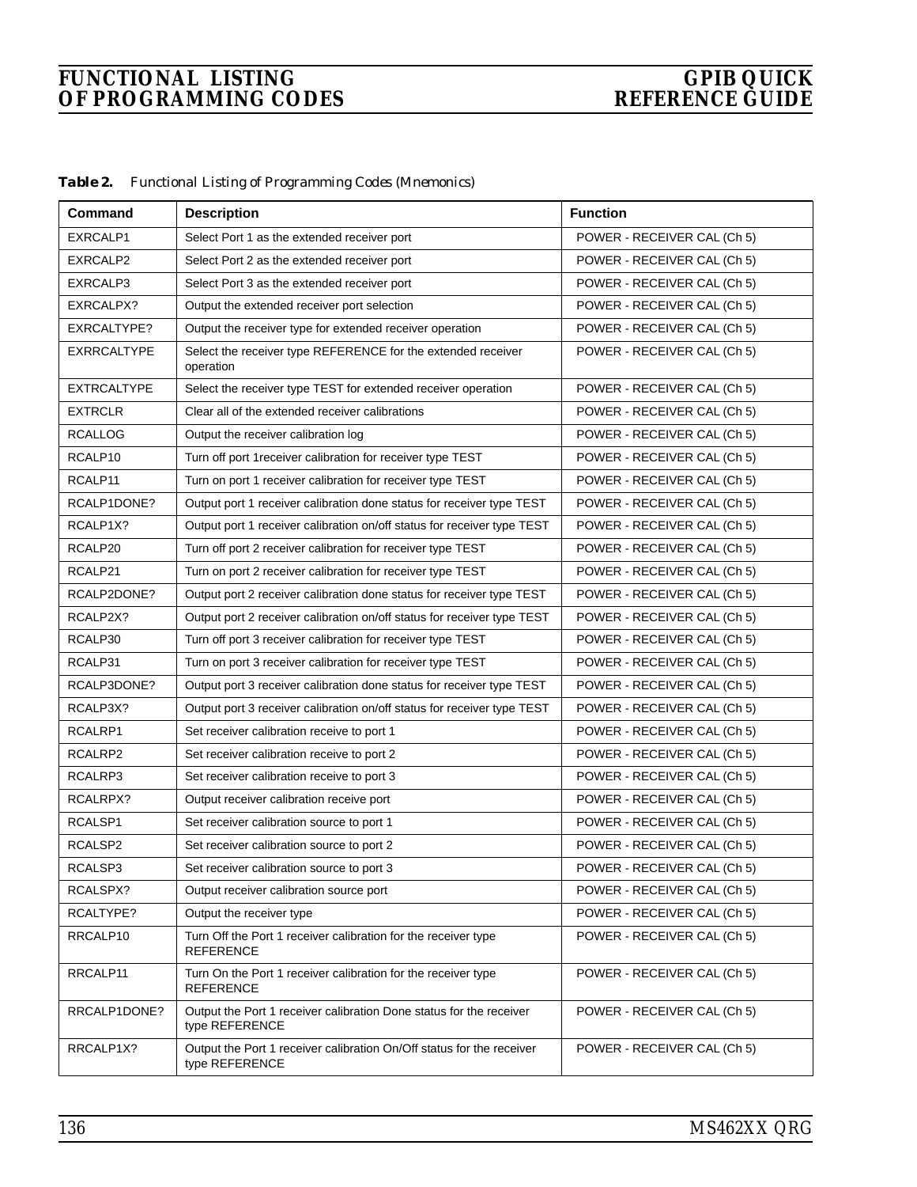**Table 2.** *Functional Listing of Programming Codes (Mnemonics)*

| Command | Description | Function |
|---|---|---|
| EXRCALP1 | Select Port 1 as the extended receiver port | POWER - RECEIVER CAL (Ch 5) |
| EXRCALP2 | Select Port 2 as the extended receiver port | POWER - RECEIVER CAL (Ch 5) |
| EXRCALP3 | Select Port 3 as the extended receiver port | POWER - RECEIVER CAL (Ch 5) |
| EXRCALPX? | Output the extended receiver port selection | POWER - RECEIVER CAL (Ch 5) |
| EXRCALTYPE? | Output the receiver type for extended receiver operation | POWER - RECEIVER CAL (Ch 5) |
| EXRRCALTYPE | Select the receiver type REFERENCE for the extended receiver operation | POWER - RECEIVER CAL (Ch 5) |
| EXTRCALTYPE | Select the receiver type TEST for extended receiver operation | POWER - RECEIVER CAL (Ch 5) |
| EXTRCLR | Clear all of the extended receiver calibrations | POWER - RECEIVER CAL (Ch 5) |
| RCALLOG | Output the receiver calibration log | POWER - RECEIVER CAL (Ch 5) |
| RCALP10 | Turn off port 1receiver calibration for receiver type TEST | POWER - RECEIVER CAL (Ch 5) |
| RCALP11 | Turn on port 1 receiver calibration for receiver type TEST | POWER - RECEIVER CAL (Ch 5) |
| RCALP1DONE? | Output port 1 receiver calibration done status for receiver type TEST | POWER - RECEIVER CAL (Ch 5) |
| RCALP1X? | Output port 1 receiver calibration on/off status for receiver type TEST | POWER - RECEIVER CAL (Ch 5) |
| RCALP20 | Turn off port 2 receiver calibration for receiver type TEST | POWER - RECEIVER CAL (Ch 5) |
| RCALP21 | Turn on port 2 receiver calibration for receiver type TEST | POWER - RECEIVER CAL (Ch 5) |
| RCALP2DONE? | Output port 2 receiver calibration done status for receiver type TEST | POWER - RECEIVER CAL (Ch 5) |
| RCALP2X? | Output port 2 receiver calibration on/off status for receiver type TEST | POWER - RECEIVER CAL (Ch 5) |
| RCALP30 | Turn off port 3 receiver calibration for receiver type TEST | POWER - RECEIVER CAL (Ch 5) |
| RCALP31 | Turn on port 3 receiver calibration for receiver type TEST | POWER - RECEIVER CAL (Ch 5) |
| RCALP3DONE? | Output port 3 receiver calibration done status for receiver type TEST | POWER - RECEIVER CAL (Ch 5) |
| RCALP3X? | Output port 3 receiver calibration on/off status for receiver type TEST | POWER - RECEIVER CAL (Ch 5) |
| RCALRP1 | Set receiver calibration receive to port 1 | POWER - RECEIVER CAL (Ch 5) |
| RCALRP2 | Set receiver calibration receive to port 2 | POWER - RECEIVER CAL (Ch 5) |
| RCALRP3 | Set receiver calibration receive to port 3 | POWER - RECEIVER CAL (Ch 5) |
| RCALRPX? | Output receiver calibration receive port | POWER - RECEIVER CAL (Ch 5) |
| RCALSP1 | Set receiver calibration source to port 1 | POWER - RECEIVER CAL (Ch 5) |
| RCALSP2 | Set receiver calibration source to port 2 | POWER - RECEIVER CAL (Ch 5) |
| RCALSP3 | Set receiver calibration source to port 3 | POWER - RECEIVER CAL (Ch 5) |
| RCALSPX? | Output receiver calibration source port | POWER - RECEIVER CAL (Ch 5) |
| RCALTYPE? | Output the receiver type | POWER - RECEIVER CAL (Ch 5) |
| RRCALP10 | Turn Off the Port 1 receiver calibration for the receiver type REFERENCE | POWER - RECEIVER CAL (Ch 5) |
| RRCALP11 | Turn On the Port 1 receiver calibration for the receiver type REFERENCE | POWER - RECEIVER CAL (Ch 5) |
| RRCALP1DONE? | Output the Port 1 receiver calibration Done status for the receiver type REFERENCE | POWER - RECEIVER CAL (Ch 5) |
| RRCALP1X? | Output the Port 1 receiver calibration On/Off status for the receiver type REFERENCE | POWER - RECEIVER CAL (Ch 5) |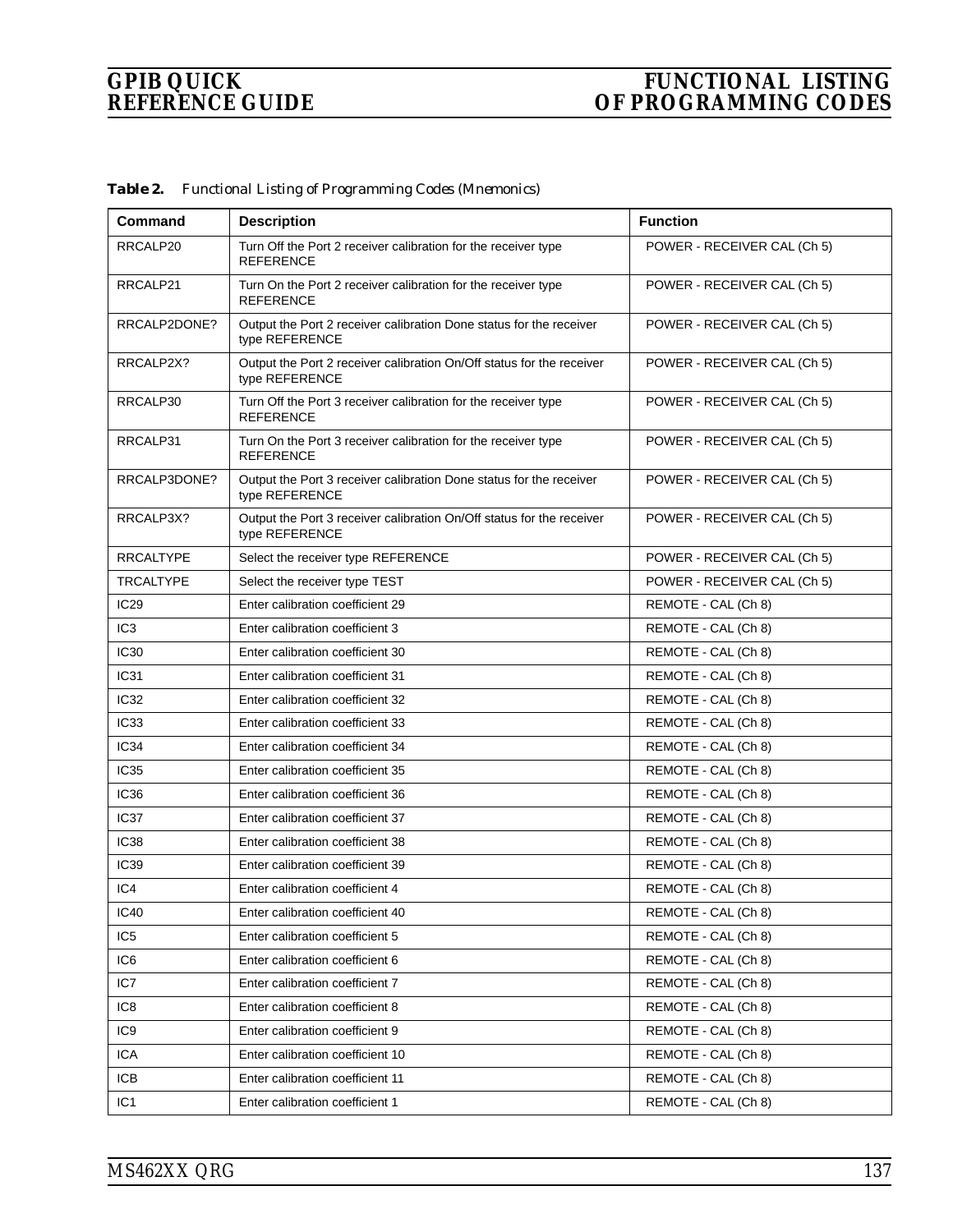**Table 2.** *Functional Listing of Programming Codes (Mnemonics)*

| Command | Description | Function |
|---|---|---|
| RRCALP20 | Turn Off the Port 2 receiver calibration for the receiver type REFERENCE | POWER - RECEIVER CAL (Ch 5) |
| RRCALP21 | Turn On the Port 2 receiver calibration for the receiver type REFERENCE | POWER - RECEIVER CAL (Ch 5) |
| RRCALP2DONE? | Output the Port 2 receiver calibration Done status for the receiver type REFERENCE | POWER - RECEIVER CAL (Ch 5) |
| RRCALP2X? | Output the Port 2 receiver calibration On/Off status for the receiver type REFERENCE | POWER - RECEIVER CAL (Ch 5) |
| RRCALP30 | Turn Off the Port 3 receiver calibration for the receiver type REFERENCE | POWER - RECEIVER CAL (Ch 5) |
| RRCALP31 | Turn On the Port 3 receiver calibration for the receiver type REFERENCE | POWER - RECEIVER CAL (Ch 5) |
| RRCALP3DONE? | Output the Port 3 receiver calibration Done status for the receiver type REFERENCE | POWER - RECEIVER CAL (Ch 5) |
| RRCALP3X? | Output the Port 3 receiver calibration On/Off status for the receiver type REFERENCE | POWER - RECEIVER CAL (Ch 5) |
| RRCALTYPE | Select the receiver type REFERENCE | POWER - RECEIVER CAL (Ch 5) |
| TRCALTYPE | Select the receiver type TEST | POWER - RECEIVER CAL (Ch 5) |
| IC29 | Enter calibration coefficient 29 | REMOTE - CAL (Ch 8) |
| IC3 | Enter calibration coefficient 3 | REMOTE - CAL (Ch 8) |
| IC30 | Enter calibration coefficient 30 | REMOTE - CAL (Ch 8) |
| IC31 | Enter calibration coefficient 31 | REMOTE - CAL (Ch 8) |
| IC32 | Enter calibration coefficient 32 | REMOTE - CAL (Ch 8) |
| IC33 | Enter calibration coefficient 33 | REMOTE - CAL (Ch 8) |
| IC34 | Enter calibration coefficient 34 | REMOTE - CAL (Ch 8) |
| IC35 | Enter calibration coefficient 35 | REMOTE - CAL (Ch 8) |
| IC36 | Enter calibration coefficient 36 | REMOTE - CAL (Ch 8) |
| IC37 | Enter calibration coefficient 37 | REMOTE - CAL (Ch 8) |
| IC38 | Enter calibration coefficient 38 | REMOTE - CAL (Ch 8) |
| IC39 | Enter calibration coefficient 39 | REMOTE - CAL (Ch 8) |
| IC4 | Enter calibration coefficient 4 | REMOTE - CAL (Ch 8) |
| IC40 | Enter calibration coefficient 40 | REMOTE - CAL (Ch 8) |
| IC5 | Enter calibration coefficient 5 | REMOTE - CAL (Ch 8) |
| IC6 | Enter calibration coefficient 6 | REMOTE - CAL (Ch 8) |
| IC7 | Enter calibration coefficient 7 | REMOTE - CAL (Ch 8) |
| IC8 | Enter calibration coefficient 8 | REMOTE - CAL (Ch 8) |
| IC9 | Enter calibration coefficient 9 | REMOTE - CAL (Ch 8) |
| ICA | Enter calibration coefficient 10 | REMOTE - CAL (Ch 8) |
| ICB | Enter calibration coefficient 11 | REMOTE - CAL (Ch 8) |
| IC1 | Enter calibration coefficient 1 | REMOTE - CAL (Ch 8) |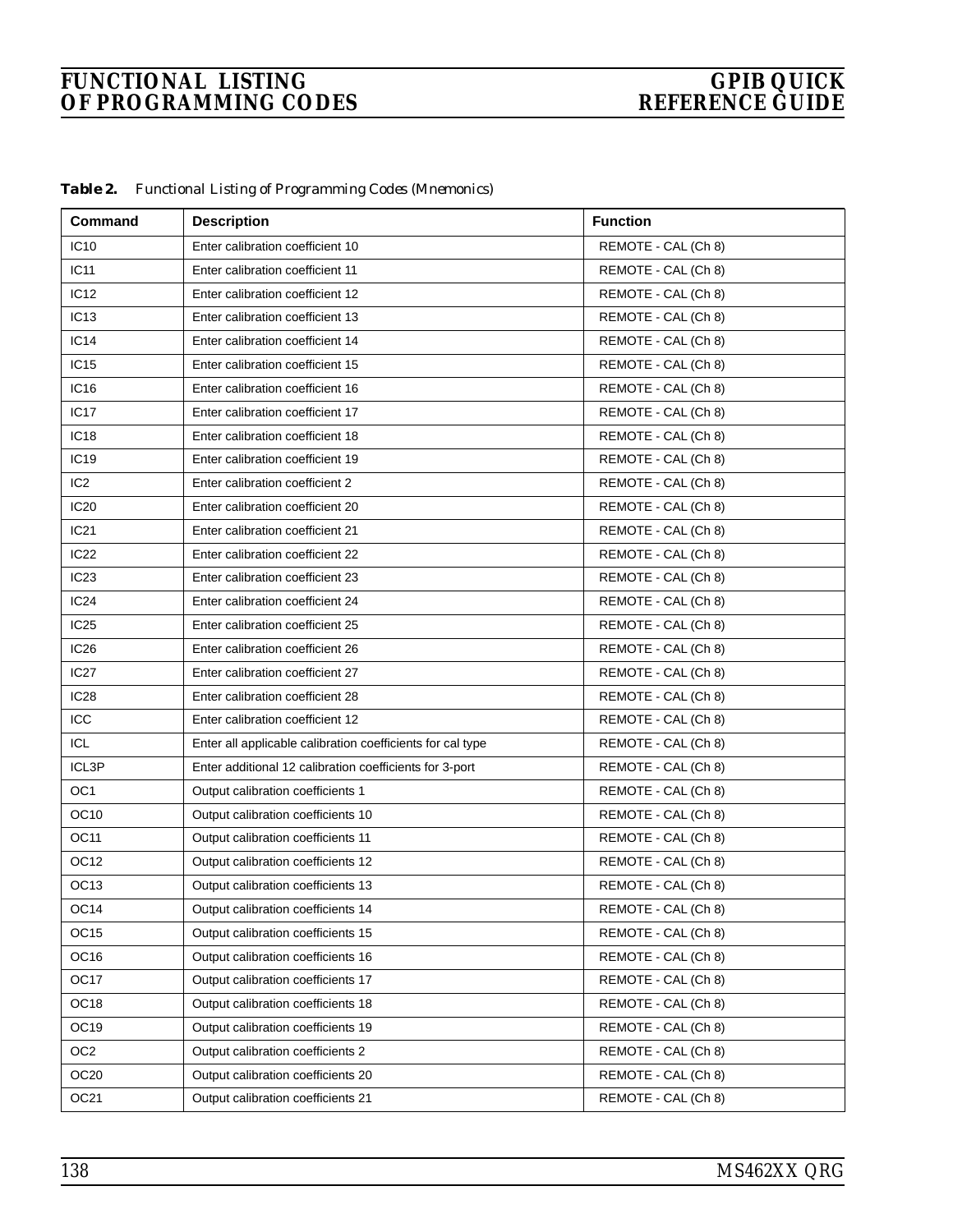**Table 2.** *Functional Listing of Programming Codes (Mnemonics)*

| Command | Description | Function |
|---|---|---|
| IC10 | Enter calibration coefficient 10 | REMOTE - CAL (Ch 8) |
| IC11 | Enter calibration coefficient 11 | REMOTE - CAL (Ch 8) |
| IC12 | Enter calibration coefficient 12 | REMOTE - CAL (Ch 8) |
| IC13 | Enter calibration coefficient 13 | REMOTE - CAL (Ch 8) |
| IC14 | Enter calibration coefficient 14 | REMOTE - CAL (Ch 8) |
| IC15 | Enter calibration coefficient 15 | REMOTE - CAL (Ch 8) |
| IC16 | Enter calibration coefficient 16 | REMOTE - CAL (Ch 8) |
| IC17 | Enter calibration coefficient 17 | REMOTE - CAL (Ch 8) |
| IC18 | Enter calibration coefficient 18 | REMOTE - CAL (Ch 8) |
| IC19 | Enter calibration coefficient 19 | REMOTE - CAL (Ch 8) |
| IC2 | Enter calibration coefficient 2 | REMOTE - CAL (Ch 8) |
| IC20 | Enter calibration coefficient 20 | REMOTE - CAL (Ch 8) |
| IC21 | Enter calibration coefficient 21 | REMOTE - CAL (Ch 8) |
| IC22 | Enter calibration coefficient 22 | REMOTE - CAL (Ch 8) |
| IC23 | Enter calibration coefficient 23 | REMOTE - CAL (Ch 8) |
| IC24 | Enter calibration coefficient 24 | REMOTE - CAL (Ch 8) |
| IC25 | Enter calibration coefficient 25 | REMOTE - CAL (Ch 8) |
| IC26 | Enter calibration coefficient 26 | REMOTE - CAL (Ch 8) |
| IC27 | Enter calibration coefficient 27 | REMOTE - CAL (Ch 8) |
| IC28 | Enter calibration coefficient 28 | REMOTE - CAL (Ch 8) |
| ICC | Enter calibration coefficient 12 | REMOTE - CAL (Ch 8) |
| ICL | Enter all applicable calibration coefficients for cal type | REMOTE - CAL (Ch 8) |
| ICL3P | Enter additional 12 calibration coefficients for 3-port | REMOTE - CAL (Ch 8) |
| OC1 | Output calibration coefficients 1 | REMOTE - CAL (Ch 8) |
| OC10 | Output calibration coefficients 10 | REMOTE - CAL (Ch 8) |
| OC11 | Output calibration coefficients 11 | REMOTE - CAL (Ch 8) |
| OC12 | Output calibration coefficients 12 | REMOTE - CAL (Ch 8) |
| OC13 | Output calibration coefficients 13 | REMOTE - CAL (Ch 8) |
| OC14 | Output calibration coefficients 14 | REMOTE - CAL (Ch 8) |
| OC15 | Output calibration coefficients 15 | REMOTE - CAL (Ch 8) |
| OC16 | Output calibration coefficients 16 | REMOTE - CAL (Ch 8) |
| OC17 | Output calibration coefficients 17 | REMOTE - CAL (Ch 8) |
| OC18 | Output calibration coefficients 18 | REMOTE - CAL (Ch 8) |
| OC19 | Output calibration coefficients 19 | REMOTE - CAL (Ch 8) |
| OC2 | Output calibration coefficients 2 | REMOTE - CAL (Ch 8) |
| OC20 | Output calibration coefficients 20 | REMOTE - CAL (Ch 8) |
| OC21 | Output calibration coefficients 21 | REMOTE - CAL (Ch 8) |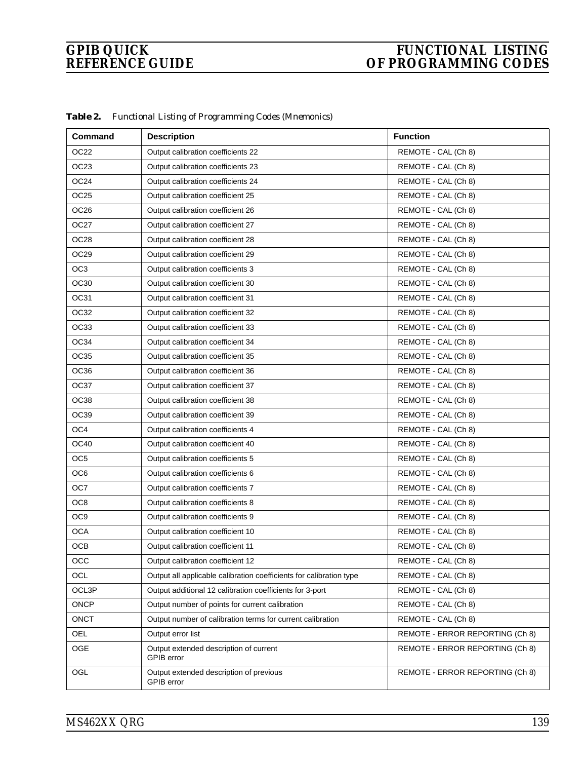**Table 2.** *Functional Listing of Programming Codes (Mnemonics)*

| Command | Description | Function |
|---|---|---|
| OC22 | Output calibration coefficients 22 | REMOTE - CAL (Ch 8) |
| OC23 | Output calibration coefficients 23 | REMOTE - CAL (Ch 8) |
| OC24 | Output calibration coefficients 24 | REMOTE - CAL (Ch 8) |
| OC25 | Output calibration coefficient 25 | REMOTE - CAL (Ch 8) |
| OC26 | Output calibration coefficient 26 | REMOTE - CAL (Ch 8) |
| OC27 | Output calibration coefficient 27 | REMOTE - CAL (Ch 8) |
| OC28 | Output calibration coefficient 28 | REMOTE - CAL (Ch 8) |
| OC29 | Output calibration coefficient 29 | REMOTE - CAL (Ch 8) |
| OC3 | Output calibration coefficients 3 | REMOTE - CAL (Ch 8) |
| OC30 | Output calibration coefficient 30 | REMOTE - CAL (Ch 8) |
| OC31 | Output calibration coefficient 31 | REMOTE - CAL (Ch 8) |
| OC32 | Output calibration coefficient 32 | REMOTE - CAL (Ch 8) |
| OC33 | Output calibration coefficient 33 | REMOTE - CAL (Ch 8) |
| OC34 | Output calibration coefficient 34 | REMOTE - CAL (Ch 8) |
| OC35 | Output calibration coefficient 35 | REMOTE - CAL (Ch 8) |
| OC36 | Output calibration coefficient 36 | REMOTE - CAL (Ch 8) |
| OC37 | Output calibration coefficient 37 | REMOTE - CAL (Ch 8) |
| OC38 | Output calibration coefficient 38 | REMOTE - CAL (Ch 8) |
| OC39 | Output calibration coefficient 39 | REMOTE - CAL (Ch 8) |
| OC4 | Output calibration coefficients 4 | REMOTE - CAL (Ch 8) |
| OC40 | Output calibration coefficient 40 | REMOTE - CAL (Ch 8) |
| OC5 | Output calibration coefficients 5 | REMOTE - CAL (Ch 8) |
| OC6 | Output calibration coefficients 6 | REMOTE - CAL (Ch 8) |
| OC7 | Output calibration coefficients 7 | REMOTE - CAL (Ch 8) |
| OC8 | Output calibration coefficients 8 | REMOTE - CAL (Ch 8) |
| OC9 | Output calibration coefficients 9 | REMOTE - CAL (Ch 8) |
| OCA | Output calibration coefficient 10 | REMOTE - CAL (Ch 8) |
| OCB | Output calibration coefficient 11 | REMOTE - CAL (Ch 8) |
| OCC | Output calibration coefficient 12 | REMOTE - CAL (Ch 8) |
| OCL | Output all applicable calibration coefficients for calibration type | REMOTE - CAL (Ch 8) |
| OCL3P | Output additional 12 calibration coefficients for 3-port | REMOTE - CAL (Ch 8) |
| ONCP | Output number of points for current calibration | REMOTE - CAL (Ch 8) |
| ONCT | Output number of calibration terms for current calibration | REMOTE - CAL (Ch 8) |
| OEL | Output error list | REMOTE - ERROR REPORTING (Ch 8) |
| OGE | Output extended description of current GPIB error | REMOTE - ERROR REPORTING (Ch 8) |
| OGL | Output extended description of previous GPIB error | REMOTE - ERROR REPORTING (Ch 8) |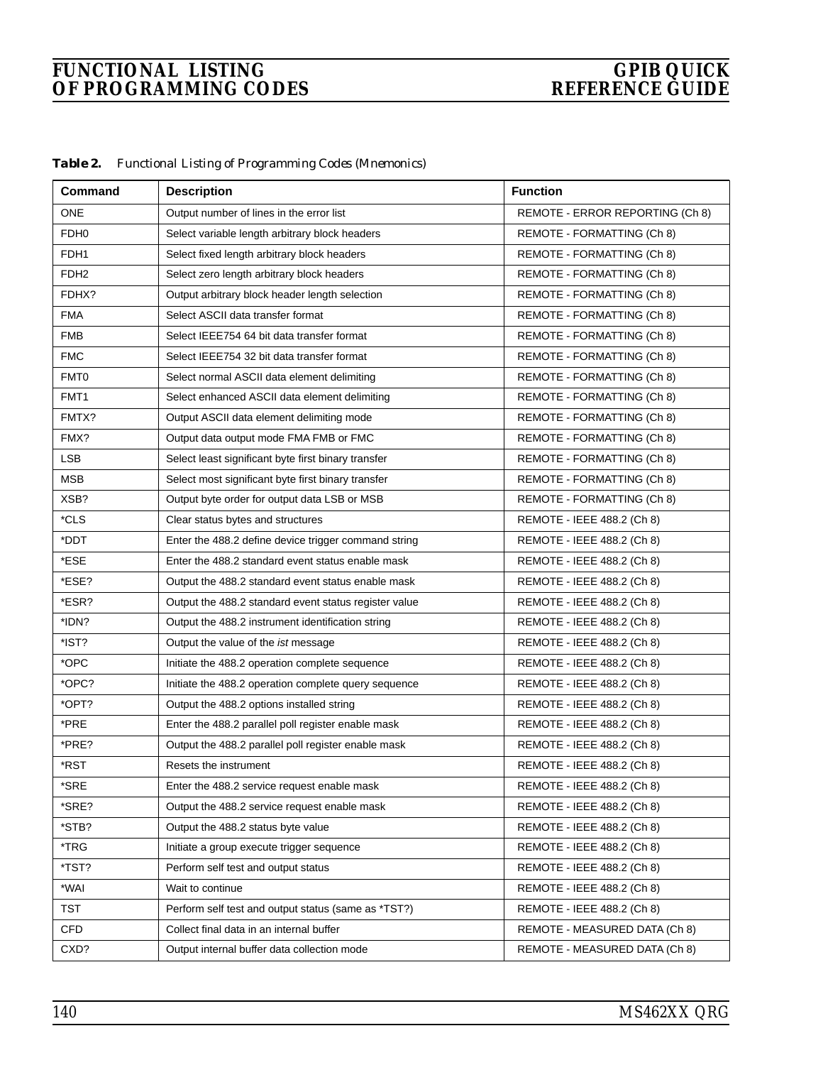**Table 2.** *Functional Listing of Programming Codes (Mnemonics)*

| Command | Description | Function |
|---|---|---|
| ONE | Output number of lines in the error list | REMOTE - ERROR REPORTING (Ch 8) |
| FDH0 | Select variable length arbitrary block headers | REMOTE - FORMATTING (Ch 8) |
| FDH1 | Select fixed length arbitrary block headers | REMOTE - FORMATTING (Ch 8) |
| FDH2 | Select zero length arbitrary block headers | REMOTE - FORMATTING (Ch 8) |
| FDHX? | Output arbitrary block header length selection | REMOTE - FORMATTING (Ch 8) |
| FMA | Select ASCII data transfer format | REMOTE - FORMATTING (Ch 8) |
| FMB | Select IEEE754 64 bit data transfer format | REMOTE - FORMATTING (Ch 8) |
| FMC | Select IEEE754 32 bit data transfer format | REMOTE - FORMATTING (Ch 8) |
| FMT0 | Select normal ASCII data element delimiting | REMOTE - FORMATTING (Ch 8) |
| FMT1 | Select enhanced ASCII data element delimiting | REMOTE - FORMATTING (Ch 8) |
| FMTX? | Output ASCII data element delimiting mode | REMOTE - FORMATTING (Ch 8) |
| FMX? | Output data output mode FMA FMB or FMC | REMOTE - FORMATTING (Ch 8) |
| LSB | Select least significant byte first binary transfer | REMOTE - FORMATTING (Ch 8) |
| MSB | Select most significant byte first binary transfer | REMOTE - FORMATTING (Ch 8) |
| XSB? | Output byte order for output data LSB or MSB | REMOTE - FORMATTING (Ch 8) |
| *CLS | Clear status bytes and structures | REMOTE - IEEE 488.2 (Ch 8) |
| *DDT | Enter the 488.2 define device trigger command string | REMOTE - IEEE 488.2 (Ch 8) |
| *ESE | Enter the 488.2 standard event status enable mask | REMOTE - IEEE 488.2 (Ch 8) |
| *ESE? | Output the 488.2 standard event status enable mask | REMOTE - IEEE 488.2 (Ch 8) |
| *ESR? | Output the 488.2 standard event status register value | REMOTE - IEEE 488.2 (Ch 8) |
| *IDN? | Output the 488.2 instrument identification string | REMOTE - IEEE 488.2 (Ch 8) |
| *IST? | Output the value of the *ist* message | REMOTE - IEEE 488.2 (Ch 8) |
| *OPC | Initiate the 488.2 operation complete sequence | REMOTE - IEEE 488.2 (Ch 8) |
| *OPC? | Initiate the 488.2 operation complete query sequence | REMOTE - IEEE 488.2 (Ch 8) |
| *OPT? | Output the 488.2 options installed string | REMOTE - IEEE 488.2 (Ch 8) |
| *PRE | Enter the 488.2 parallel poll register enable mask | REMOTE - IEEE 488.2 (Ch 8) |
| *PRE? | Output the 488.2 parallel poll register enable mask | REMOTE - IEEE 488.2 (Ch 8) |
| *RST | Resets the instrument | REMOTE - IEEE 488.2 (Ch 8) |
| *SRE | Enter the 488.2 service request enable mask | REMOTE - IEEE 488.2 (Ch 8) |
| *SRE? | Output the 488.2 service request enable mask | REMOTE - IEEE 488.2 (Ch 8) |
| *STB? | Output the 488.2 status byte value | REMOTE - IEEE 488.2 (Ch 8) |
| *TRG | Initiate a group execute trigger sequence | REMOTE - IEEE 488.2 (Ch 8) |
| *TST? | Perform self test and output status | REMOTE - IEEE 488.2 (Ch 8) |
| *WAI | Wait to continue | REMOTE - IEEE 488.2 (Ch 8) |
| TST | Perform self test and output status (same as *TST?) | REMOTE - IEEE 488.2 (Ch 8) |
| CFD | Collect final data in an internal buffer | REMOTE - MEASURED DATA (Ch 8) |
| CXD? | Output internal buffer data collection mode | REMOTE - MEASURED DATA (Ch 8) |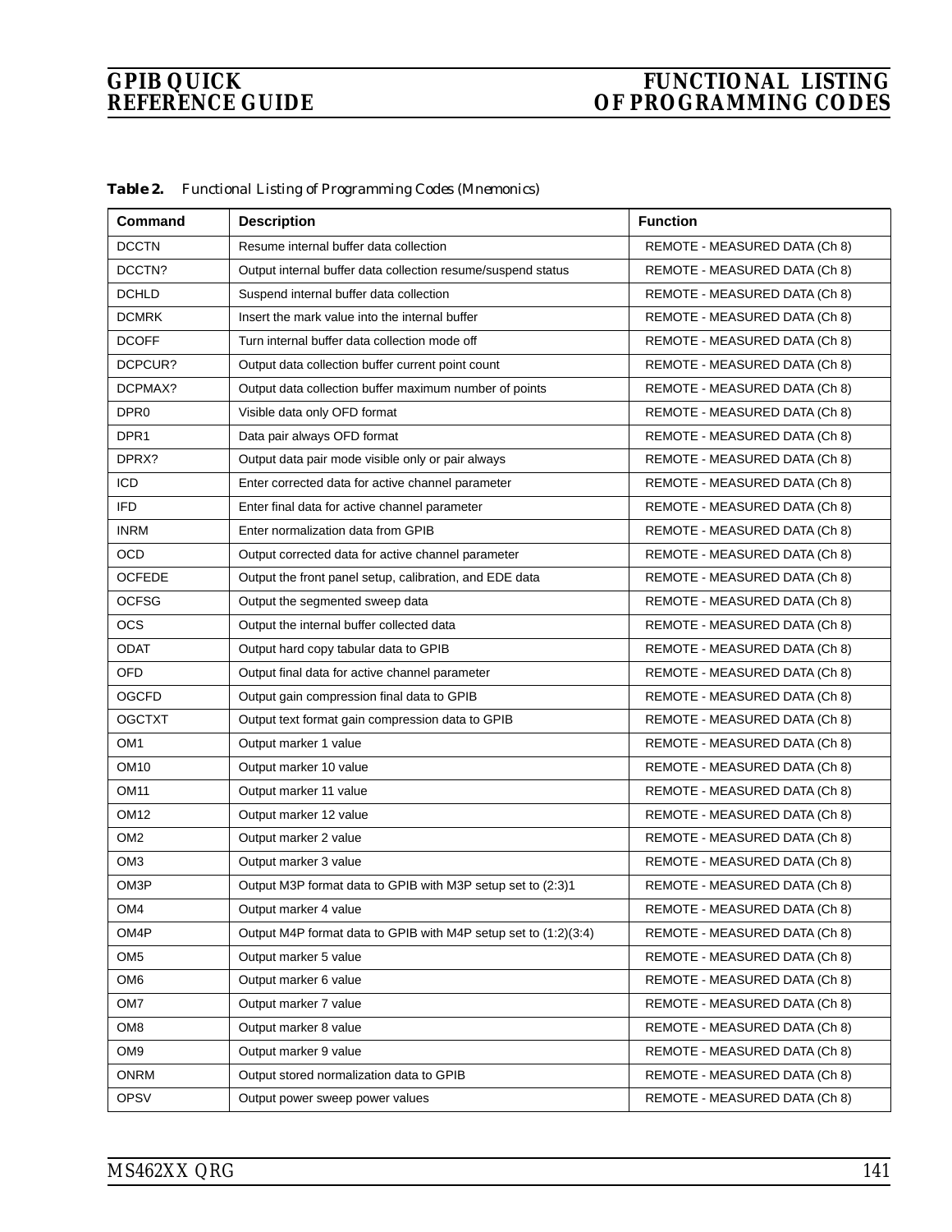**Table 2.** *Functional Listing of Programming Codes (Mnemonics)*

| Command | Description | Function |
|---|---|---|
| DCCTN | Resume internal buffer data collection | REMOTE - MEASURED DATA (Ch 8) |
| DCCTN? | Output internal buffer data collection resume/suspend status | REMOTE - MEASURED DATA (Ch 8) |
| DCHLD | Suspend internal buffer data collection | REMOTE - MEASURED DATA (Ch 8) |
| DCMRK | Insert the mark value into the internal buffer | REMOTE - MEASURED DATA (Ch 8) |
| DCOFF | Turn internal buffer data collection mode off | REMOTE - MEASURED DATA (Ch 8) |
| DCPCUR? | Output data collection buffer current point count | REMOTE - MEASURED DATA (Ch 8) |
| DCPMAX? | Output data collection buffer maximum number of points | REMOTE - MEASURED DATA (Ch 8) |
| DPR0 | Visible data only OFD format | REMOTE - MEASURED DATA (Ch 8) |
| DPR1 | Data pair always OFD format | REMOTE - MEASURED DATA (Ch 8) |
| DPRX? | Output data pair mode visible only or pair always | REMOTE - MEASURED DATA (Ch 8) |
| ICD | Enter corrected data for active channel parameter | REMOTE - MEASURED DATA (Ch 8) |
| IFD | Enter final data for active channel parameter | REMOTE - MEASURED DATA (Ch 8) |
| INRM | Enter normalization data from GPIB | REMOTE - MEASURED DATA (Ch 8) |
| OCD | Output corrected data for active channel parameter | REMOTE - MEASURED DATA (Ch 8) |
| OCFEDE | Output the front panel setup, calibration, and EDE data | REMOTE - MEASURED DATA (Ch 8) |
| OCFSG | Output the segmented sweep data | REMOTE - MEASURED DATA (Ch 8) |
| OCS | Output the internal buffer collected data | REMOTE - MEASURED DATA (Ch 8) |
| ODAT | Output hard copy tabular data to GPIB | REMOTE - MEASURED DATA (Ch 8) |
| OFD | Output final data for active channel parameter | REMOTE - MEASURED DATA (Ch 8) |
| OGCFD | Output gain compression final data to GPIB | REMOTE - MEASURED DATA (Ch 8) |
| OGCTXT | Output text format gain compression data to GPIB | REMOTE - MEASURED DATA (Ch 8) |
| OM1 | Output marker 1 value | REMOTE - MEASURED DATA (Ch 8) |
| OM10 | Output marker 10 value | REMOTE - MEASURED DATA (Ch 8) |
| OM11 | Output marker 11 value | REMOTE - MEASURED DATA (Ch 8) |
| OM12 | Output marker 12 value | REMOTE - MEASURED DATA (Ch 8) |
| OM2 | Output marker 2 value | REMOTE - MEASURED DATA (Ch 8) |
| OM3 | Output marker 3 value | REMOTE - MEASURED DATA (Ch 8) |
| OM3P | Output M3P format data to GPIB with M3P setup set to (2:3)1 | REMOTE - MEASURED DATA (Ch 8) |
| OM4 | Output marker 4 value | REMOTE - MEASURED DATA (Ch 8) |
| OM4P | Output M4P format data to GPIB with M4P setup set to (1:2)(3:4) | REMOTE - MEASURED DATA (Ch 8) |
| OM5 | Output marker 5 value | REMOTE - MEASURED DATA (Ch 8) |
| OM6 | Output marker 6 value | REMOTE - MEASURED DATA (Ch 8) |
| OM7 | Output marker 7 value | REMOTE - MEASURED DATA (Ch 8) |
| OM8 | Output marker 8 value | REMOTE - MEASURED DATA (Ch 8) |
| OM9 | Output marker 9 value | REMOTE - MEASURED DATA (Ch 8) |
| ONRM | Output stored normalization data to GPIB | REMOTE - MEASURED DATA (Ch 8) |
| OPSV | Output power sweep power values | REMOTE - MEASURED DATA (Ch 8) |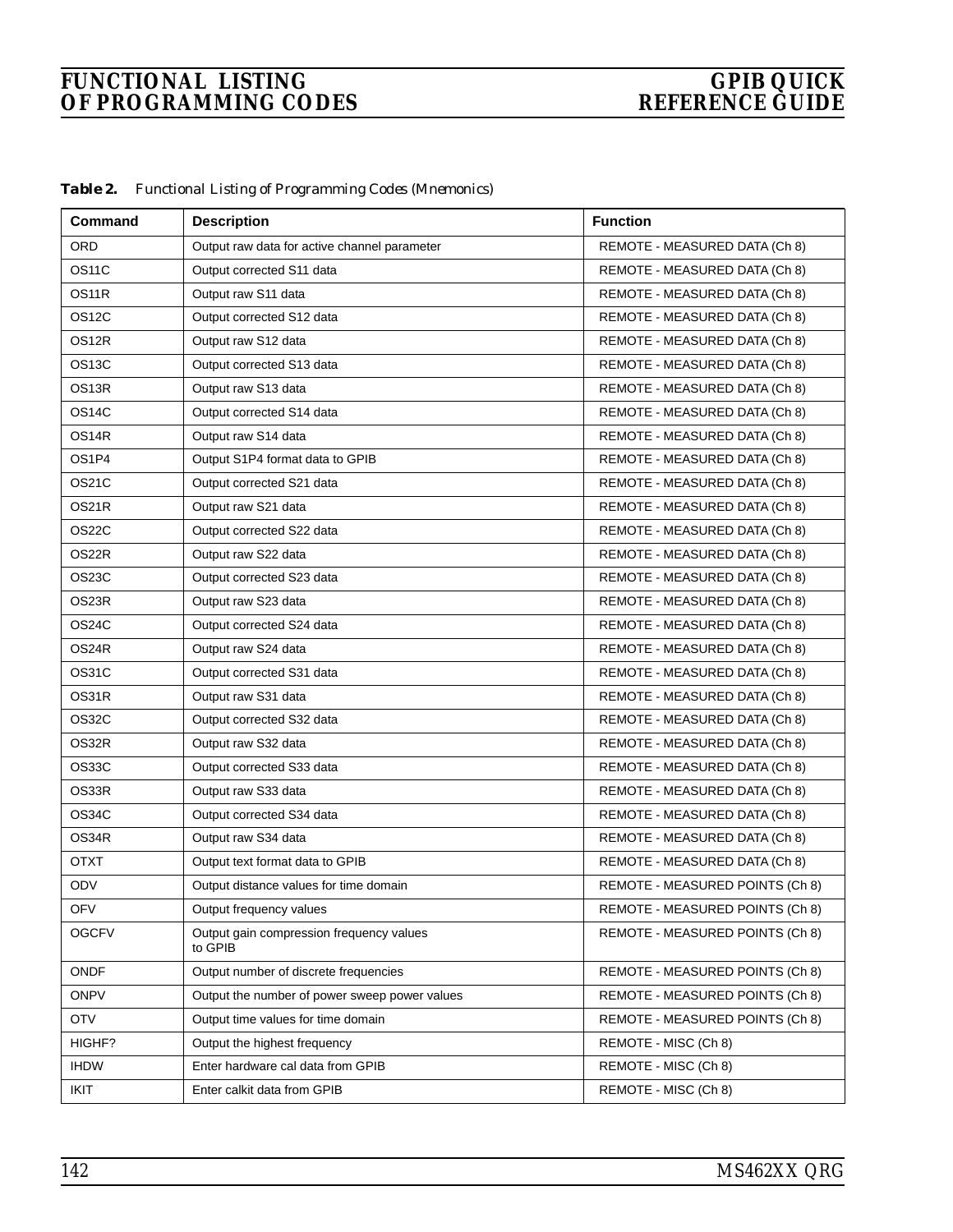**Table 2.** *Functional Listing of Programming Codes (Mnemonics)*

| Command | Description | Function |
|---|---|---|
| ORD | Output raw data for active channel parameter | REMOTE - MEASURED DATA (Ch 8) |
| OS11C | Output corrected S11 data | REMOTE - MEASURED DATA (Ch 8) |
| OS11R | Output raw S11 data | REMOTE - MEASURED DATA (Ch 8) |
| OS12C | Output corrected S12 data | REMOTE - MEASURED DATA (Ch 8) |
| OS12R | Output raw S12 data | REMOTE - MEASURED DATA (Ch 8) |
| OS13C | Output corrected S13 data | REMOTE - MEASURED DATA (Ch 8) |
| OS13R | Output raw S13 data | REMOTE - MEASURED DATA (Ch 8) |
| OS14C | Output corrected S14 data | REMOTE - MEASURED DATA (Ch 8) |
| OS14R | Output raw S14 data | REMOTE - MEASURED DATA (Ch 8) |
| OS1P4 | Output S1P4 format data to GPIB | REMOTE - MEASURED DATA (Ch 8) |
| OS21C | Output corrected S21 data | REMOTE - MEASURED DATA (Ch 8) |
| OS21R | Output raw S21 data | REMOTE - MEASURED DATA (Ch 8) |
| OS22C | Output corrected S22 data | REMOTE - MEASURED DATA (Ch 8) |
| OS22R | Output raw S22 data | REMOTE - MEASURED DATA (Ch 8) |
| OS23C | Output corrected S23 data | REMOTE - MEASURED DATA (Ch 8) |
| OS23R | Output raw S23 data | REMOTE - MEASURED DATA (Ch 8) |
| OS24C | Output corrected S24 data | REMOTE - MEASURED DATA (Ch 8) |
| OS24R | Output raw S24 data | REMOTE - MEASURED DATA (Ch 8) |
| OS31C | Output corrected S31 data | REMOTE - MEASURED DATA (Ch 8) |
| OS31R | Output raw S31 data | REMOTE - MEASURED DATA (Ch 8) |
| OS32C | Output corrected S32 data | REMOTE - MEASURED DATA (Ch 8) |
| OS32R | Output raw S32 data | REMOTE - MEASURED DATA (Ch 8) |
| OS33C | Output corrected S33 data | REMOTE - MEASURED DATA (Ch 8) |
| OS33R | Output raw S33 data | REMOTE - MEASURED DATA (Ch 8) |
| OS34C | Output corrected S34 data | REMOTE - MEASURED DATA (Ch 8) |
| OS34R | Output raw S34 data | REMOTE - MEASURED DATA (Ch 8) |
| OTXT | Output text format data to GPIB | REMOTE - MEASURED DATA (Ch 8) |
| ODV | Output distance values for time domain | REMOTE - MEASURED POINTS (Ch 8) |
| OFV | Output frequency values | REMOTE - MEASURED POINTS (Ch 8) |
| OGCFV | Output gain compression frequency values to GPIB | REMOTE - MEASURED POINTS (Ch 8) |
| ONDF | Output number of discrete frequencies | REMOTE - MEASURED POINTS (Ch 8) |
| ONPV | Output the number of power sweep power values | REMOTE - MEASURED POINTS (Ch 8) |
| OTV | Output time values for time domain | REMOTE - MEASURED POINTS (Ch 8) |
| HIGHF? | Output the highest frequency | REMOTE - MISC (Ch 8) |
| IHDW | Enter hardware cal data from GPIB | REMOTE - MISC (Ch 8) |
| IKIT | Enter calkit data from GPIB | REMOTE - MISC (Ch 8) |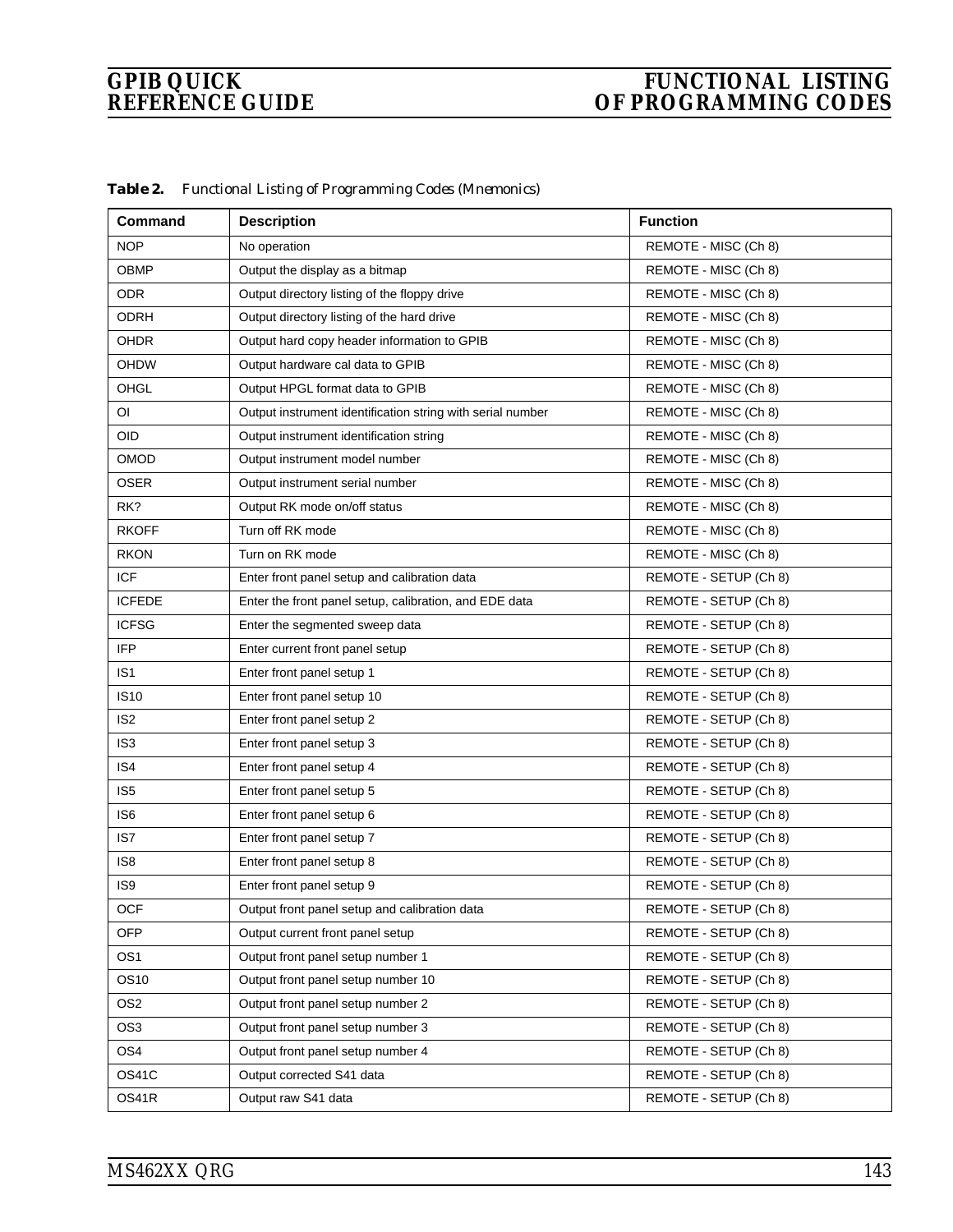**Table 2.** *Functional Listing of Programming Codes (Mnemonics)*

| Command | Description | Function |
|---|---|---|
| NOP | No operation | REMOTE - MISC (Ch 8) |
| OBMP | Output the display as a bitmap | REMOTE - MISC (Ch 8) |
| ODR | Output directory listing of the floppy drive | REMOTE - MISC (Ch 8) |
| ODRH | Output directory listing of the hard drive | REMOTE - MISC (Ch 8) |
| OHDR | Output hard copy header information to GPIB | REMOTE - MISC (Ch 8) |
| OHDW | Output hardware cal data to GPIB | REMOTE - MISC (Ch 8) |
| OHGL | Output HPGL format data to GPIB | REMOTE - MISC (Ch 8) |
| OI | Output instrument identification string with serial number | REMOTE - MISC (Ch 8) |
| OID | Output instrument identification string | REMOTE - MISC (Ch 8) |
| OMOD | Output instrument model number | REMOTE - MISC (Ch 8) |
| OSER | Output instrument serial number | REMOTE - MISC (Ch 8) |
| RK? | Output RK mode on/off status | REMOTE - MISC (Ch 8) |
| RKOFF | Turn off RK mode | REMOTE - MISC (Ch 8) |
| RKON | Turn on RK mode | REMOTE - MISC (Ch 8) |
| ICF | Enter front panel setup and calibration data | REMOTE - SETUP (Ch 8) |
| ICFEDE | Enter the front panel setup, calibration, and EDE data | REMOTE - SETUP (Ch 8) |
| ICFSG | Enter the segmented sweep data | REMOTE - SETUP (Ch 8) |
| IFP | Enter current front panel setup | REMOTE - SETUP (Ch 8) |
| IS1 | Enter front panel setup 1 | REMOTE - SETUP (Ch 8) |
| IS10 | Enter front panel setup 10 | REMOTE - SETUP (Ch 8) |
| IS2 | Enter front panel setup 2 | REMOTE - SETUP (Ch 8) |
| IS3 | Enter front panel setup 3 | REMOTE - SETUP (Ch 8) |
| IS4 | Enter front panel setup 4 | REMOTE - SETUP (Ch 8) |
| IS5 | Enter front panel setup 5 | REMOTE - SETUP (Ch 8) |
| IS6 | Enter front panel setup 6 | REMOTE - SETUP (Ch 8) |
| IS7 | Enter front panel setup 7 | REMOTE - SETUP (Ch 8) |
| IS8 | Enter front panel setup 8 | REMOTE - SETUP (Ch 8) |
| IS9 | Enter front panel setup 9 | REMOTE - SETUP (Ch 8) |
| OCF | Output front panel setup and calibration data | REMOTE - SETUP (Ch 8) |
| OFP | Output current front panel setup | REMOTE - SETUP (Ch 8) |
| OS1 | Output front panel setup number 1 | REMOTE - SETUP (Ch 8) |
| OS10 | Output front panel setup number 10 | REMOTE - SETUP (Ch 8) |
| OS2 | Output front panel setup number 2 | REMOTE - SETUP (Ch 8) |
| OS3 | Output front panel setup number 3 | REMOTE - SETUP (Ch 8) |
| OS4 | Output front panel setup number 4 | REMOTE - SETUP (Ch 8) |
| OS41C | Output corrected S41 data | REMOTE - SETUP (Ch 8) |
| OS41R | Output raw S41 data | REMOTE - SETUP (Ch 8) |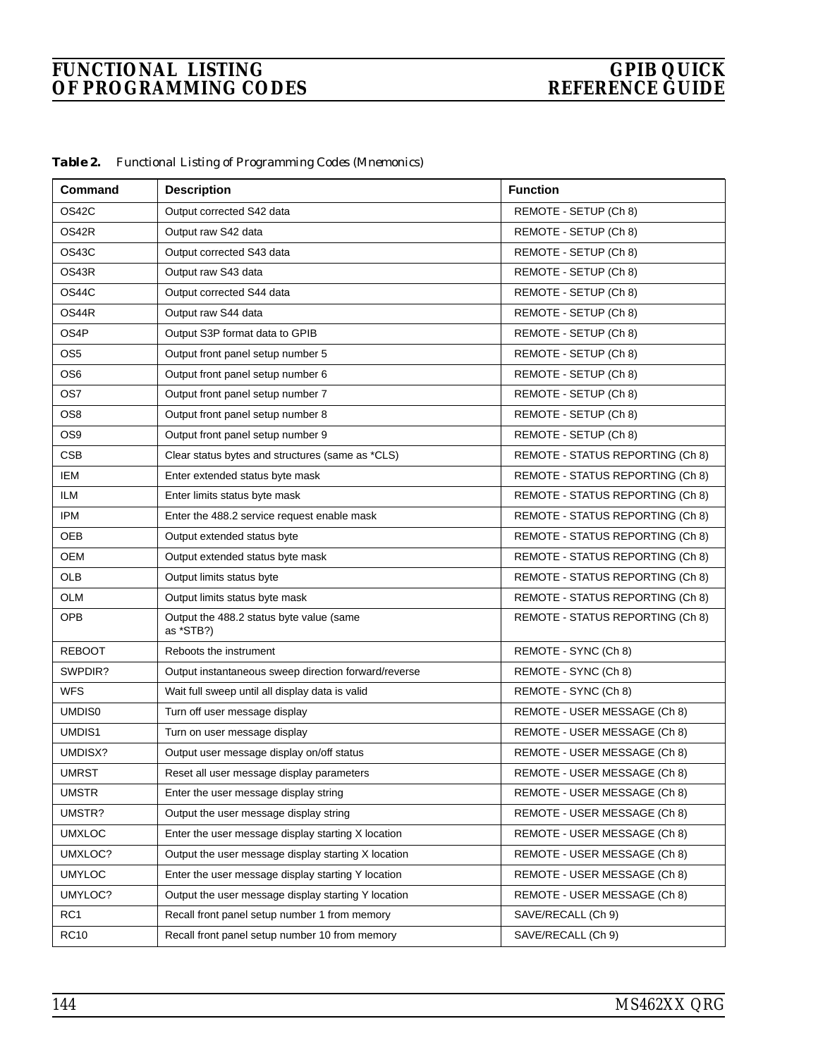**Table 2.** *Functional Listing of Programming Codes (Mnemonics)*

| Command | Description | Function |
|---|---|---|
| OS42C | Output corrected S42 data | REMOTE - SETUP (Ch 8) |
| OS42R | Output raw S42 data | REMOTE - SETUP (Ch 8) |
| OS43C | Output corrected S43 data | REMOTE - SETUP (Ch 8) |
| OS43R | Output raw S43 data | REMOTE - SETUP (Ch 8) |
| OS44C | Output corrected S44 data | REMOTE - SETUP (Ch 8) |
| OS44R | Output raw S44 data | REMOTE - SETUP (Ch 8) |
| OS4P | Output S3P format data to GPIB | REMOTE - SETUP (Ch 8) |
| OS5 | Output front panel setup number 5 | REMOTE - SETUP (Ch 8) |
| OS6 | Output front panel setup number 6 | REMOTE - SETUP (Ch 8) |
| OS7 | Output front panel setup number 7 | REMOTE - SETUP (Ch 8) |
| OS8 | Output front panel setup number 8 | REMOTE - SETUP (Ch 8) |
| OS9 | Output front panel setup number 9 | REMOTE - SETUP (Ch 8) |
| CSB | Clear status bytes and structures (same as *CLS) | REMOTE - STATUS REPORTING (Ch 8) |
| IEM | Enter extended status byte mask | REMOTE - STATUS REPORTING (Ch 8) |
| ILM | Enter limits status byte mask | REMOTE - STATUS REPORTING (Ch 8) |
| IPM | Enter the 488.2 service request enable mask | REMOTE - STATUS REPORTING (Ch 8) |
| OEB | Output extended status byte | REMOTE - STATUS REPORTING (Ch 8) |
| OEM | Output extended status byte mask | REMOTE - STATUS REPORTING (Ch 8) |
| OLB | Output limits status byte | REMOTE - STATUS REPORTING (Ch 8) |
| OLM | Output limits status byte mask | REMOTE - STATUS REPORTING (Ch 8) |
| OPB | Output the 488.2 status byte value (same as *STB?) | REMOTE - STATUS REPORTING (Ch 8) |
| REBOOT | Reboots the instrument | REMOTE - SYNC (Ch 8) |
| SWPDIR? | Output instantaneous sweep direction forward/reverse | REMOTE - SYNC (Ch 8) |
| WFS | Wait full sweep until all display data is valid | REMOTE - SYNC (Ch 8) |
| UMDIS0 | Turn off user message display | REMOTE - USER MESSAGE (Ch 8) |
| UMDIS1 | Turn on user message display | REMOTE - USER MESSAGE (Ch 8) |
| UMDISX? | Output user message display on/off status | REMOTE - USER MESSAGE (Ch 8) |
| UMRST | Reset all user message display parameters | REMOTE - USER MESSAGE (Ch 8) |
| UMSTR | Enter the user message display string | REMOTE - USER MESSAGE (Ch 8) |
| UMSTR? | Output the user message display string | REMOTE - USER MESSAGE (Ch 8) |
| UMXLOC | Enter the user message display starting X location | REMOTE - USER MESSAGE (Ch 8) |
| UMXLOC? | Output the user message display starting X location | REMOTE - USER MESSAGE (Ch 8) |
| UMYLOC | Enter the user message display starting Y location | REMOTE - USER MESSAGE (Ch 8) |
| UMYLOC? | Output the user message display starting Y location | REMOTE - USER MESSAGE (Ch 8) |
| RC1 | Recall front panel setup number 1 from memory | SAVE/RECALL (Ch 9) |
| RC10 | Recall front panel setup number 10 from memory | SAVE/RECALL (Ch 9) |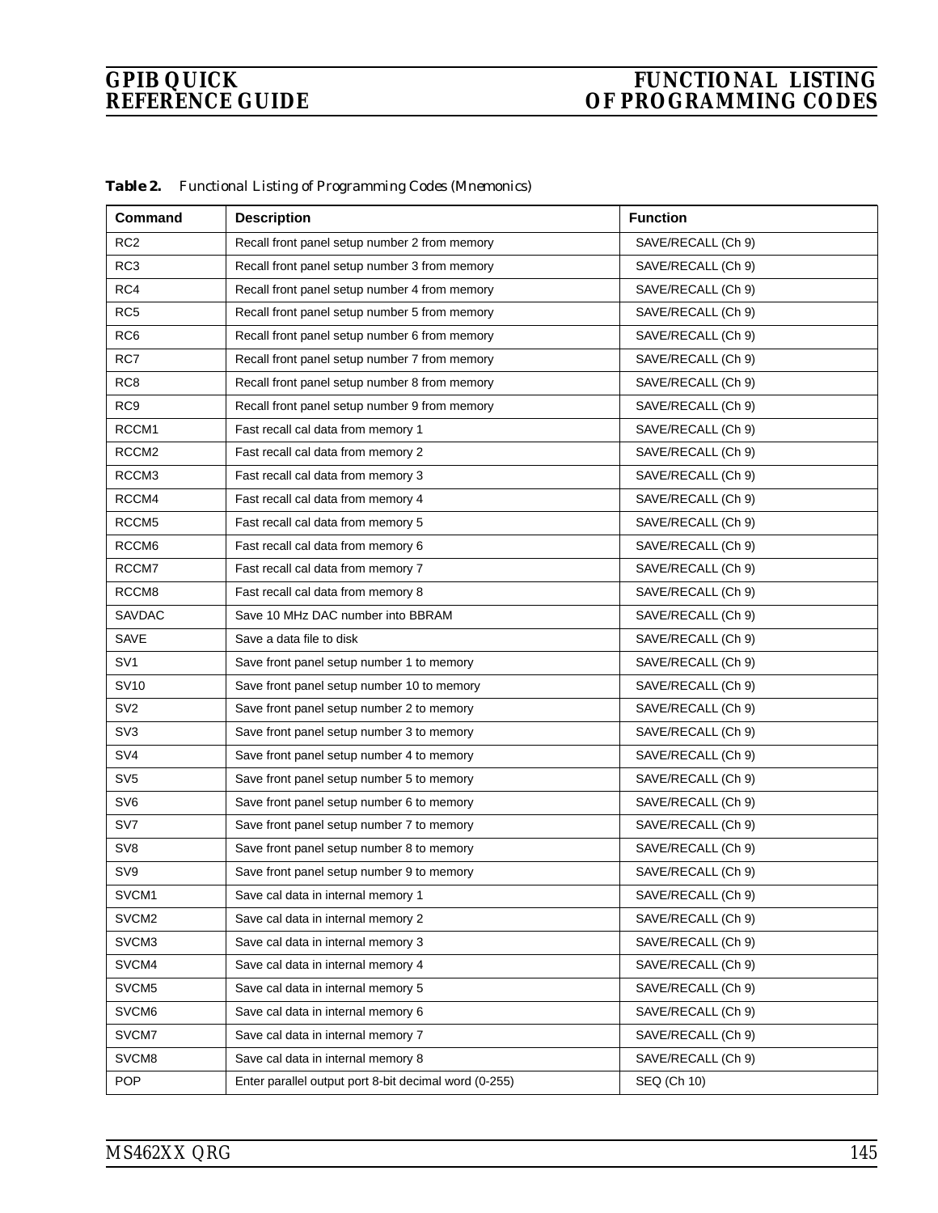**Table 2.** *Functional Listing of Programming Codes (Mnemonics)*

| Command | Description | Function |
|---|---|---|
| RC2 | Recall front panel setup number 2 from memory | SAVE/RECALL (Ch 9) |
| RC3 | Recall front panel setup number 3 from memory | SAVE/RECALL (Ch 9) |
| RC4 | Recall front panel setup number 4 from memory | SAVE/RECALL (Ch 9) |
| RC5 | Recall front panel setup number 5 from memory | SAVE/RECALL (Ch 9) |
| RC6 | Recall front panel setup number 6 from memory | SAVE/RECALL (Ch 9) |
| RC7 | Recall front panel setup number 7 from memory | SAVE/RECALL (Ch 9) |
| RC8 | Recall front panel setup number 8 from memory | SAVE/RECALL (Ch 9) |
| RC9 | Recall front panel setup number 9 from memory | SAVE/RECALL (Ch 9) |
| RCCM1 | Fast recall cal data from memory 1 | SAVE/RECALL (Ch 9) |
| RCCM2 | Fast recall cal data from memory 2 | SAVE/RECALL (Ch 9) |
| RCCM3 | Fast recall cal data from memory 3 | SAVE/RECALL (Ch 9) |
| RCCM4 | Fast recall cal data from memory 4 | SAVE/RECALL (Ch 9) |
| RCCM5 | Fast recall cal data from memory 5 | SAVE/RECALL (Ch 9) |
| RCCM6 | Fast recall cal data from memory 6 | SAVE/RECALL (Ch 9) |
| RCCM7 | Fast recall cal data from memory 7 | SAVE/RECALL (Ch 9) |
| RCCM8 | Fast recall cal data from memory 8 | SAVE/RECALL (Ch 9) |
| SAVDAC | Save 10 MHz DAC number into BBRAM | SAVE/RECALL (Ch 9) |
| SAVE | Save a data file to disk | SAVE/RECALL (Ch 9) |
| SV1 | Save front panel setup number 1 to memory | SAVE/RECALL (Ch 9) |
| SV10 | Save front panel setup number 10 to memory | SAVE/RECALL (Ch 9) |
| SV2 | Save front panel setup number 2 to memory | SAVE/RECALL (Ch 9) |
| SV3 | Save front panel setup number 3 to memory | SAVE/RECALL (Ch 9) |
| SV4 | Save front panel setup number 4 to memory | SAVE/RECALL (Ch 9) |
| SV5 | Save front panel setup number 5 to memory | SAVE/RECALL (Ch 9) |
| SV6 | Save front panel setup number 6 to memory | SAVE/RECALL (Ch 9) |
| SV7 | Save front panel setup number 7 to memory | SAVE/RECALL (Ch 9) |
| SV8 | Save front panel setup number 8 to memory | SAVE/RECALL (Ch 9) |
| SV9 | Save front panel setup number 9 to memory | SAVE/RECALL (Ch 9) |
| SVCM1 | Save cal data in internal memory 1 | SAVE/RECALL (Ch 9) |
| SVCM2 | Save cal data in internal memory 2 | SAVE/RECALL (Ch 9) |
| SVCM3 | Save cal data in internal memory 3 | SAVE/RECALL (Ch 9) |
| SVCM4 | Save cal data in internal memory 4 | SAVE/RECALL (Ch 9) |
| SVCM5 | Save cal data in internal memory 5 | SAVE/RECALL (Ch 9) |
| SVCM6 | Save cal data in internal memory 6 | SAVE/RECALL (Ch 9) |
| SVCM7 | Save cal data in internal memory 7 | SAVE/RECALL (Ch 9) |
| SVCM8 | Save cal data in internal memory 8 | SAVE/RECALL (Ch 9) |
| POP | Enter parallel output port 8-bit decimal word (0-255) | SEQ (Ch 10) |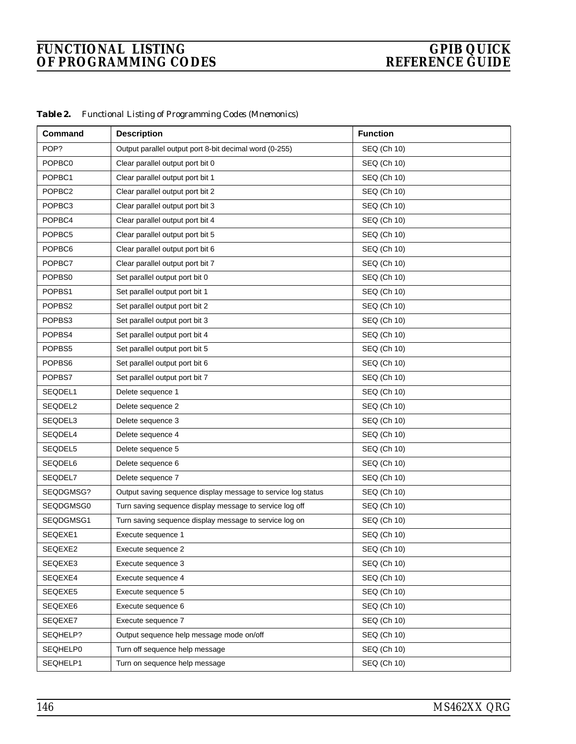**Table 2.** *Functional Listing of Programming Codes (Mnemonics)*

| Command | Description | Function |
|---|---|---|
| POP? | Output parallel output port 8-bit decimal word (0-255) | SEQ (Ch 10) |
| POPBC0 | Clear parallel output port bit 0 | SEQ (Ch 10) |
| POPBC1 | Clear parallel output port bit 1 | SEQ (Ch 10) |
| POPBC2 | Clear parallel output port bit 2 | SEQ (Ch 10) |
| POPBC3 | Clear parallel output port bit 3 | SEQ (Ch 10) |
| POPBC4 | Clear parallel output port bit 4 | SEQ (Ch 10) |
| POPBC5 | Clear parallel output port bit 5 | SEQ (Ch 10) |
| POPBC6 | Clear parallel output port bit 6 | SEQ (Ch 10) |
| POPBC7 | Clear parallel output port bit 7 | SEQ (Ch 10) |
| POPBS0 | Set parallel output port bit 0 | SEQ (Ch 10) |
| POPBS1 | Set parallel output port bit 1 | SEQ (Ch 10) |
| POPBS2 | Set parallel output port bit 2 | SEQ (Ch 10) |
| POPBS3 | Set parallel output port bit 3 | SEQ (Ch 10) |
| POPBS4 | Set parallel output port bit 4 | SEQ (Ch 10) |
| POPBS5 | Set parallel output port bit 5 | SEQ (Ch 10) |
| POPBS6 | Set parallel output port bit 6 | SEQ (Ch 10) |
| POPBS7 | Set parallel output port bit 7 | SEQ (Ch 10) |
| SEQDEL1 | Delete sequence 1 | SEQ (Ch 10) |
| SEQDEL2 | Delete sequence 2 | SEQ (Ch 10) |
| SEQDEL3 | Delete sequence 3 | SEQ (Ch 10) |
| SEQDEL4 | Delete sequence 4 | SEQ (Ch 10) |
| SEQDEL5 | Delete sequence 5 | SEQ (Ch 10) |
| SEQDEL6 | Delete sequence 6 | SEQ (Ch 10) |
| SEQDEL7 | Delete sequence 7 | SEQ (Ch 10) |
| SEQDGMSG? | Output saving sequence display message to service log status | SEQ (Ch 10) |
| SEQDGMSG0 | Turn saving sequence display message to service log off | SEQ (Ch 10) |
| SEQDGMSG1 | Turn saving sequence display message to service log on | SEQ (Ch 10) |
| SEQEXE1 | Execute sequence 1 | SEQ (Ch 10) |
| SEQEXE2 | Execute sequence 2 | SEQ (Ch 10) |
| SEQEXE3 | Execute sequence 3 | SEQ (Ch 10) |
| SEQEXE4 | Execute sequence 4 | SEQ (Ch 10) |
| SEQEXE5 | Execute sequence 5 | SEQ (Ch 10) |
| SEQEXE6 | Execute sequence 6 | SEQ (Ch 10) |
| SEQEXE7 | Execute sequence 7 | SEQ (Ch 10) |
| SEQHELP? | Output sequence help message mode on/off | SEQ (Ch 10) |
| SEQHELP0 | Turn off sequence help message | SEQ (Ch 10) |
| SEQHELP1 | Turn on sequence help message | SEQ (Ch 10) |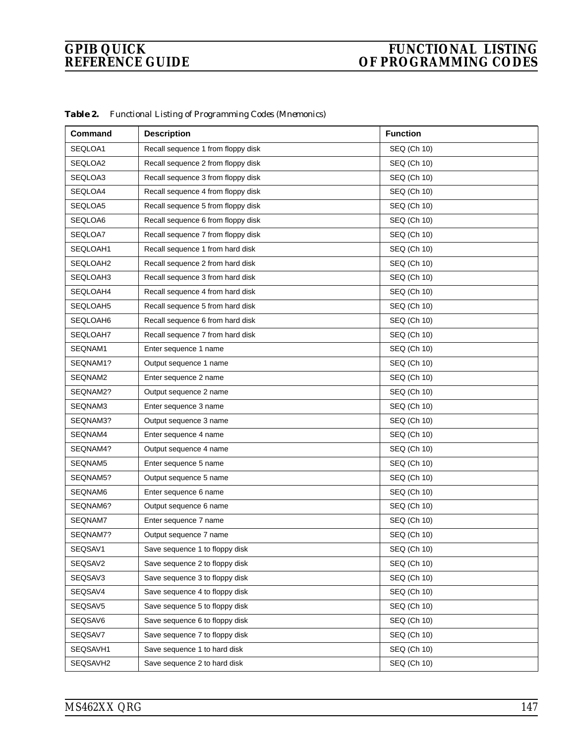**Table 2.** *Functional Listing of Programming Codes (Mnemonics)*

| Command | Description | Function |
|---|---|---|
| SEQLOA1 | Recall sequence 1 from floppy disk | SEQ (Ch 10) |
| SEQLOA2 | Recall sequence 2 from floppy disk | SEQ (Ch 10) |
| SEQLOA3 | Recall sequence 3 from floppy disk | SEQ (Ch 10) |
| SEQLOA4 | Recall sequence 4 from floppy disk | SEQ (Ch 10) |
| SEQLOA5 | Recall sequence 5 from floppy disk | SEQ (Ch 10) |
| SEQLOA6 | Recall sequence 6 from floppy disk | SEQ (Ch 10) |
| SEQLOA7 | Recall sequence 7 from floppy disk | SEQ (Ch 10) |
| SEQLOAH1 | Recall sequence 1 from hard disk | SEQ (Ch 10) |
| SEQLOAH2 | Recall sequence 2 from hard disk | SEQ (Ch 10) |
| SEQLOAH3 | Recall sequence 3 from hard disk | SEQ (Ch 10) |
| SEQLOAH4 | Recall sequence 4 from hard disk | SEQ (Ch 10) |
| SEQLOAH5 | Recall sequence 5 from hard disk | SEQ (Ch 10) |
| SEQLOAH6 | Recall sequence 6 from hard disk | SEQ (Ch 10) |
| SEQLOAH7 | Recall sequence 7 from hard disk | SEQ (Ch 10) |
| SEQNAM1 | Enter sequence 1 name | SEQ (Ch 10) |
| SEQNAM1? | Output sequence 1 name | SEQ (Ch 10) |
| SEQNAM2 | Enter sequence 2 name | SEQ (Ch 10) |
| SEQNAM2? | Output sequence 2 name | SEQ (Ch 10) |
| SEQNAM3 | Enter sequence 3 name | SEQ (Ch 10) |
| SEQNAM3? | Output sequence 3 name | SEQ (Ch 10) |
| SEQNAM4 | Enter sequence 4 name | SEQ (Ch 10) |
| SEQNAM4? | Output sequence 4 name | SEQ (Ch 10) |
| SEQNAM5 | Enter sequence 5 name | SEQ (Ch 10) |
| SEQNAM5? | Output sequence 5 name | SEQ (Ch 10) |
| SEQNAM6 | Enter sequence 6 name | SEQ (Ch 10) |
| SEQNAM6? | Output sequence 6 name | SEQ (Ch 10) |
| SEQNAM7 | Enter sequence 7 name | SEQ (Ch 10) |
| SEQNAM7? | Output sequence 7 name | SEQ (Ch 10) |
| SEQSAV1 | Save sequence 1 to floppy disk | SEQ (Ch 10) |
| SEQSAV2 | Save sequence 2 to floppy disk | SEQ (Ch 10) |
| SEQSAV3 | Save sequence 3 to floppy disk | SEQ (Ch 10) |
| SEQSAV4 | Save sequence 4 to floppy disk | SEQ (Ch 10) |
| SEQSAV5 | Save sequence 5 to floppy disk | SEQ (Ch 10) |
| SEQSAV6 | Save sequence 6 to floppy disk | SEQ (Ch 10) |
| SEQSAV7 | Save sequence 7 to floppy disk | SEQ (Ch 10) |
| SEQSAVH1 | Save sequence 1 to hard disk | SEQ (Ch 10) |
| SEQSAVH2 | Save sequence 2 to hard disk | SEQ (Ch 10) |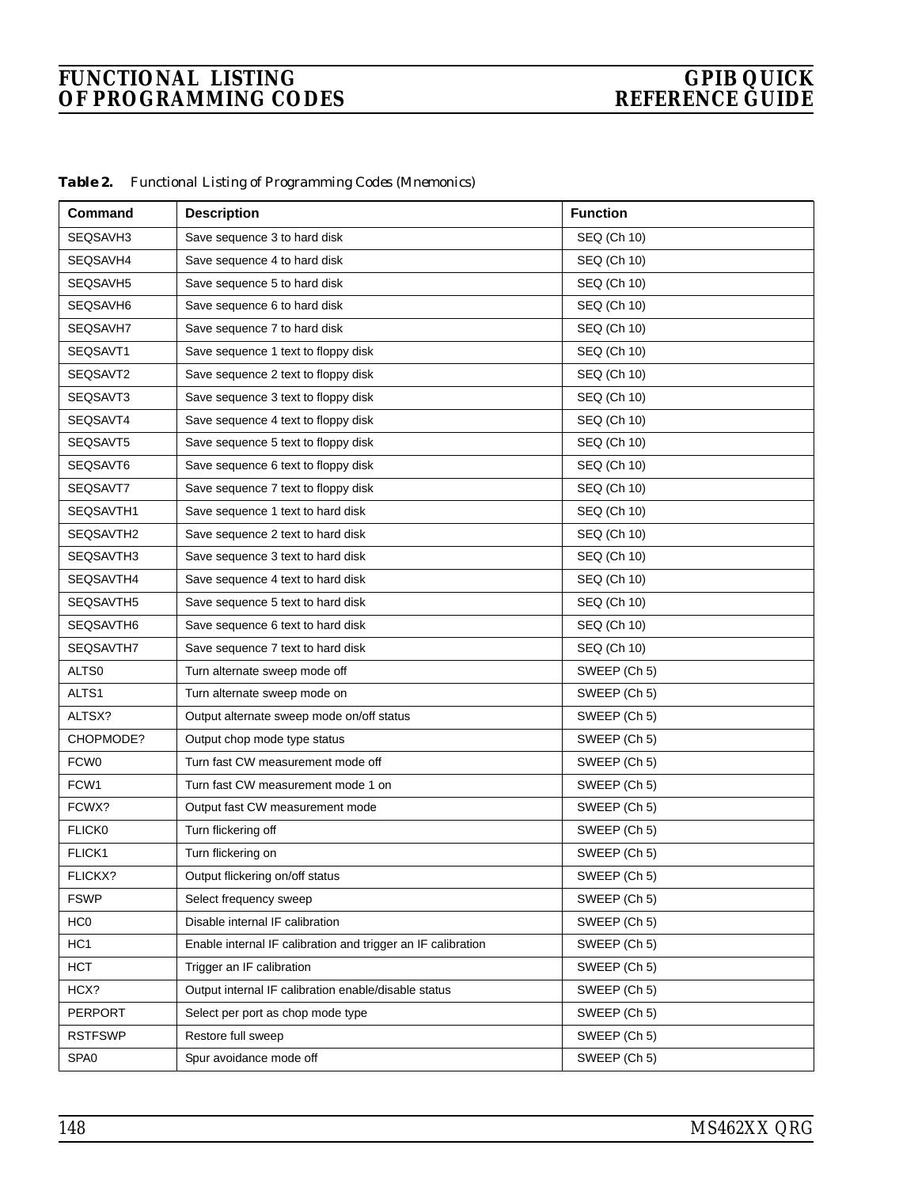**Table 2.** *Functional Listing of Programming Codes (Mnemonics)*

| Command | Description | Function |
|---|---|---|
| SEQSAVH3 | Save sequence 3 to hard disk | SEQ (Ch 10) |
| SEQSAVH4 | Save sequence 4 to hard disk | SEQ (Ch 10) |
| SEQSAVH5 | Save sequence 5 to hard disk | SEQ (Ch 10) |
| SEQSAVH6 | Save sequence 6 to hard disk | SEQ (Ch 10) |
| SEQSAVH7 | Save sequence 7 to hard disk | SEQ (Ch 10) |
| SEQSAVT1 | Save sequence 1 text to floppy disk | SEQ (Ch 10) |
| SEQSAVT2 | Save sequence 2 text to floppy disk | SEQ (Ch 10) |
| SEQSAVT3 | Save sequence 3 text to floppy disk | SEQ (Ch 10) |
| SEQSAVT4 | Save sequence 4 text to floppy disk | SEQ (Ch 10) |
| SEQSAVT5 | Save sequence 5 text to floppy disk | SEQ (Ch 10) |
| SEQSAVT6 | Save sequence 6 text to floppy disk | SEQ (Ch 10) |
| SEQSAVT7 | Save sequence 7 text to floppy disk | SEQ (Ch 10) |
| SEQSAVTH1 | Save sequence 1 text to hard disk | SEQ (Ch 10) |
| SEQSAVTH2 | Save sequence 2 text to hard disk | SEQ (Ch 10) |
| SEQSAVTH3 | Save sequence 3 text to hard disk | SEQ (Ch 10) |
| SEQSAVTH4 | Save sequence 4 text to hard disk | SEQ (Ch 10) |
| SEQSAVTH5 | Save sequence 5 text to hard disk | SEQ (Ch 10) |
| SEQSAVTH6 | Save sequence 6 text to hard disk | SEQ (Ch 10) |
| SEQSAVTH7 | Save sequence 7 text to hard disk | SEQ (Ch 10) |
| ALTS0 | Turn alternate sweep mode off | SWEEP (Ch 5) |
| ALTS1 | Turn alternate sweep mode on | SWEEP (Ch 5) |
| ALTSX? | Output alternate sweep mode on/off status | SWEEP (Ch 5) |
| CHOPMODE? | Output chop mode type status | SWEEP (Ch 5) |
| FCW0 | Turn fast CW measurement mode off | SWEEP (Ch 5) |
| FCW1 | Turn fast CW measurement mode 1 on | SWEEP (Ch 5) |
| FCWX? | Output fast CW measurement mode | SWEEP (Ch 5) |
| FLICK0 | Turn flickering off | SWEEP (Ch 5) |
| FLICK1 | Turn flickering on | SWEEP (Ch 5) |
| FLICKX? | Output flickering on/off status | SWEEP (Ch 5) |
| FSWP | Select frequency sweep | SWEEP (Ch 5) |
| HC0 | Disable internal IF calibration | SWEEP (Ch 5) |
| HC1 | Enable internal IF calibration and trigger an IF calibration | SWEEP (Ch 5) |
| HCT | Trigger an IF calibration | SWEEP (Ch 5) |
| HCX? | Output internal IF calibration enable/disable status | SWEEP (Ch 5) |
| PERPORT | Select per port as chop mode type | SWEEP (Ch 5) |
| RSTFSWP | Restore full sweep | SWEEP (Ch 5) |
| SPA0 | Spur avoidance mode off | SWEEP (Ch 5) |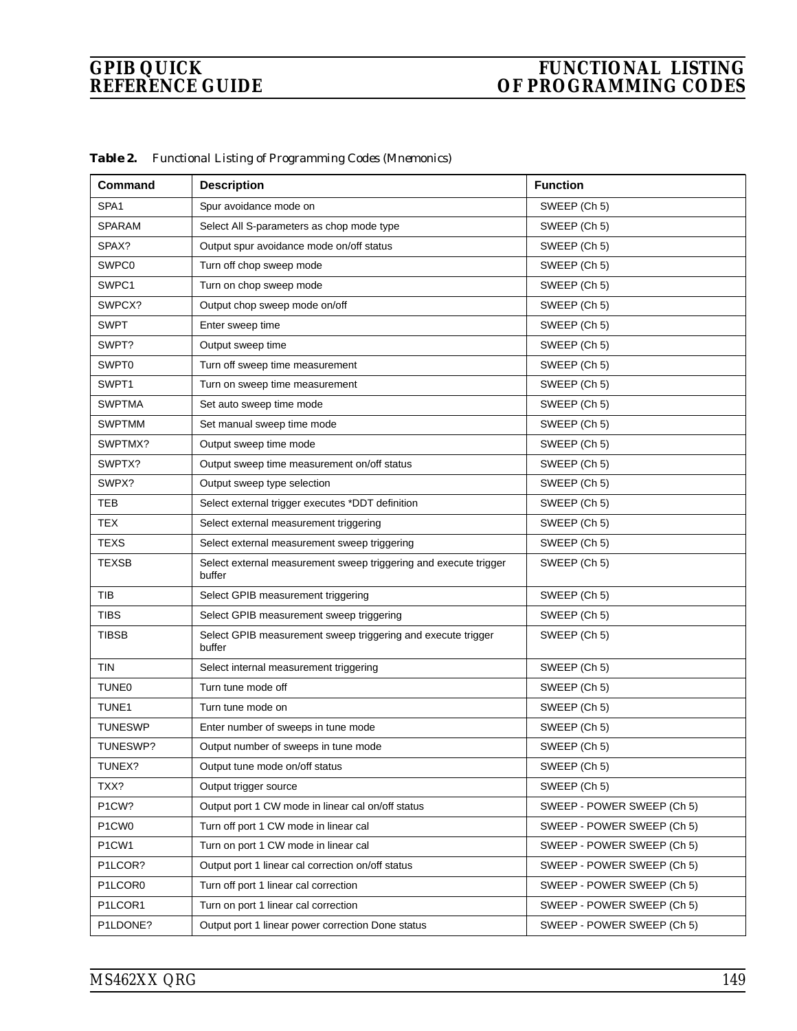**Table 2.** *Functional Listing of Programming Codes (Mnemonics)*

| Command | Description | Function |
|---|---|---|
| SPA1 | Spur avoidance mode on | SWEEP (Ch 5) |
| SPARAM | Select All S-parameters as chop mode type | SWEEP (Ch 5) |
| SPAX? | Output spur avoidance mode on/off status | SWEEP (Ch 5) |
| SWPC0 | Turn off chop sweep mode | SWEEP (Ch 5) |
| SWPC1 | Turn on chop sweep mode | SWEEP (Ch 5) |
| SWPCX? | Output chop sweep mode on/off | SWEEP (Ch 5) |
| SWPT | Enter sweep time | SWEEP (Ch 5) |
| SWPT? | Output sweep time | SWEEP (Ch 5) |
| SWPT0 | Turn off sweep time measurement | SWEEP (Ch 5) |
| SWPT1 | Turn on sweep time measurement | SWEEP (Ch 5) |
| SWPTMA | Set auto sweep time mode | SWEEP (Ch 5) |
| SWPTMM | Set manual sweep time mode | SWEEP (Ch 5) |
| SWPTMX? | Output sweep time mode | SWEEP (Ch 5) |
| SWPTX? | Output sweep time measurement on/off status | SWEEP (Ch 5) |
| SWPX? | Output sweep type selection | SWEEP (Ch 5) |
| TEB | Select external trigger executes *DDT definition | SWEEP (Ch 5) |
| TEX | Select external measurement triggering | SWEEP (Ch 5) |
| TEXS | Select external measurement sweep triggering | SWEEP (Ch 5) |
| TEXSB | Select external measurement sweep triggering and execute trigger buffer | SWEEP (Ch 5) |
| TIB | Select GPIB measurement triggering | SWEEP (Ch 5) |
| TIBS | Select GPIB measurement sweep triggering | SWEEP (Ch 5) |
| TIBSB | Select GPIB measurement sweep triggering and execute trigger buffer | SWEEP (Ch 5) |
| TIN | Select internal measurement triggering | SWEEP (Ch 5) |
| TUNE0 | Turn tune mode off | SWEEP (Ch 5) |
| TUNE1 | Turn tune mode on | SWEEP (Ch 5) |
| TUNESWP | Enter number of sweeps in tune mode | SWEEP (Ch 5) |
| TUNESWP? | Output number of sweeps in tune mode | SWEEP (Ch 5) |
| TUNEX? | Output tune mode on/off status | SWEEP (Ch 5) |
| TXX? | Output trigger source | SWEEP (Ch 5) |
| P1CW? | Output port 1 CW mode in linear cal on/off status | SWEEP - POWER SWEEP (Ch 5) |
| P1CW0 | Turn off port 1 CW mode in linear cal | SWEEP - POWER SWEEP (Ch 5) |
| P1CW1 | Turn on port 1 CW mode in linear cal | SWEEP - POWER SWEEP (Ch 5) |
| P1LCOR? | Output port 1 linear cal correction on/off status | SWEEP - POWER SWEEP (Ch 5) |
| P1LCOR0 | Turn off port 1 linear cal correction | SWEEP - POWER SWEEP (Ch 5) |
| P1LCOR1 | Turn on port 1 linear cal correction | SWEEP - POWER SWEEP (Ch 5) |
| P1LDONE? | Output port 1 linear power correction Done status | SWEEP - POWER SWEEP (Ch 5) |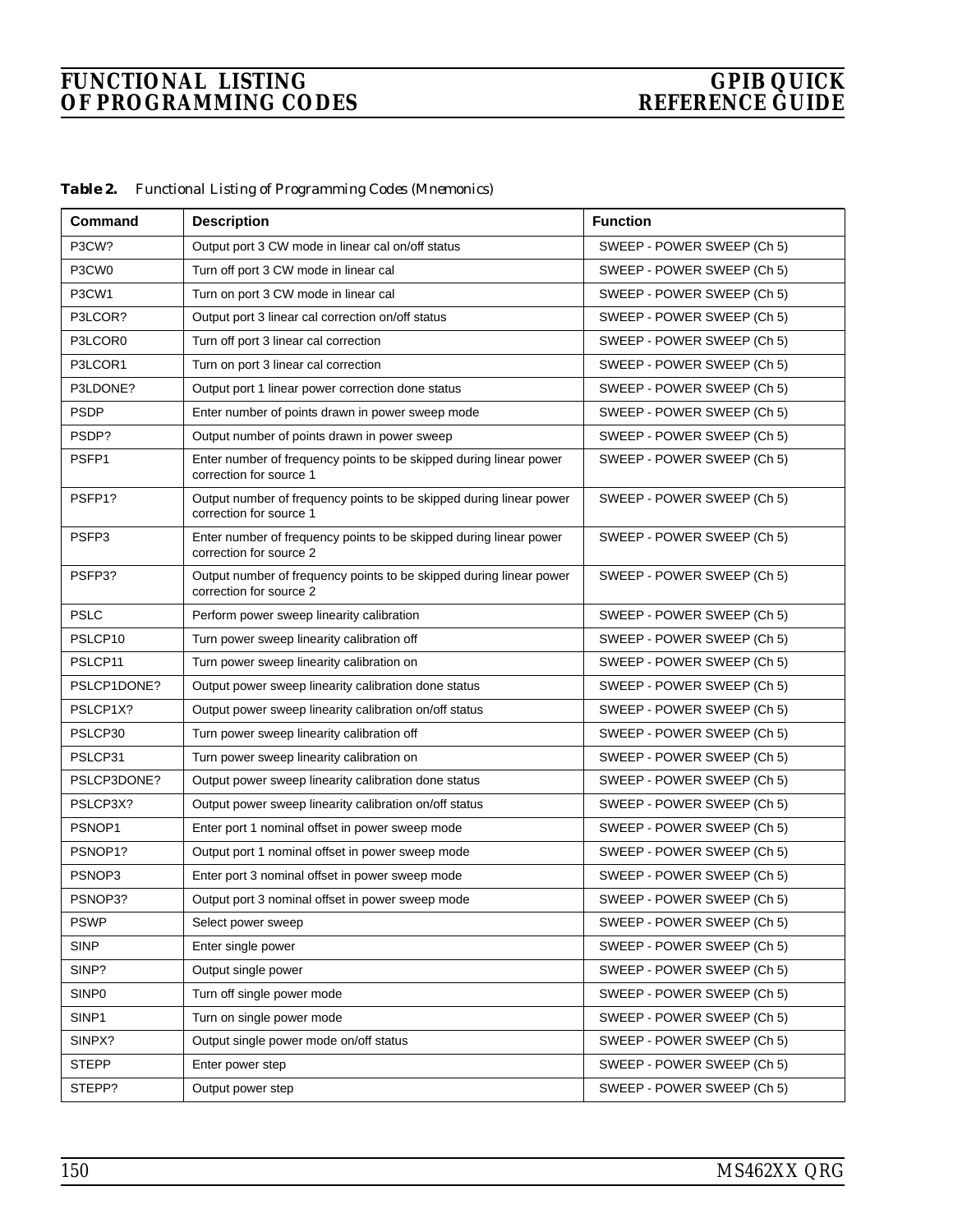**Table 2.** *Functional Listing of Programming Codes (Mnemonics)*

| Command | Description | Function |
|---|---|---|
| P3CW? | Output port 3 CW mode in linear cal on/off status | SWEEP - POWER SWEEP (Ch 5) |
| P3CW0 | Turn off port 3 CW mode in linear cal | SWEEP - POWER SWEEP (Ch 5) |
| P3CW1 | Turn on port 3 CW mode in linear cal | SWEEP - POWER SWEEP (Ch 5) |
| P3LCOR? | Output port 3 linear cal correction on/off status | SWEEP - POWER SWEEP (Ch 5) |
| P3LCOR0 | Turn off port 3 linear cal correction | SWEEP - POWER SWEEP (Ch 5) |
| P3LCOR1 | Turn on port 3 linear cal correction | SWEEP - POWER SWEEP (Ch 5) |
| P3LDONE? | Output port 1 linear power correction done status | SWEEP - POWER SWEEP (Ch 5) |
| PSDP | Enter number of points drawn in power sweep mode | SWEEP - POWER SWEEP (Ch 5) |
| PSDP? | Output number of points drawn in power sweep | SWEEP - POWER SWEEP (Ch 5) |
| PSFP1 | Enter number of frequency points to be skipped during linear power correction for source 1 | SWEEP - POWER SWEEP (Ch 5) |
| PSFP1? | Output number of frequency points to be skipped during linear power correction for source 1 | SWEEP - POWER SWEEP (Ch 5) |
| PSFP3 | Enter number of frequency points to be skipped during linear power correction for source 2 | SWEEP - POWER SWEEP (Ch 5) |
| PSFP3? | Output number of frequency points to be skipped during linear power correction for source 2 | SWEEP - POWER SWEEP (Ch 5) |
| PSLC | Perform power sweep linearity calibration | SWEEP - POWER SWEEP (Ch 5) |
| PSLCP10 | Turn power sweep linearity calibration off | SWEEP - POWER SWEEP (Ch 5) |
| PSLCP11 | Turn power sweep linearity calibration on | SWEEP - POWER SWEEP (Ch 5) |
| PSLCP1DONE? | Output power sweep linearity calibration done status | SWEEP - POWER SWEEP (Ch 5) |
| PSLCP1X? | Output power sweep linearity calibration on/off status | SWEEP - POWER SWEEP (Ch 5) |
| PSLCP30 | Turn power sweep linearity calibration off | SWEEP - POWER SWEEP (Ch 5) |
| PSLCP31 | Turn power sweep linearity calibration on | SWEEP - POWER SWEEP (Ch 5) |
| PSLCP3DONE? | Output power sweep linearity calibration done status | SWEEP - POWER SWEEP (Ch 5) |
| PSLCP3X? | Output power sweep linearity calibration on/off status | SWEEP - POWER SWEEP (Ch 5) |
| PSNOP1 | Enter port 1 nominal offset in power sweep mode | SWEEP - POWER SWEEP (Ch 5) |
| PSNOP1? | Output port 1 nominal offset in power sweep mode | SWEEP - POWER SWEEP (Ch 5) |
| PSNOP3 | Enter port 3 nominal offset in power sweep mode | SWEEP - POWER SWEEP (Ch 5) |
| PSNOP3? | Output port 3 nominal offset in power sweep mode | SWEEP - POWER SWEEP (Ch 5) |
| PSWP | Select power sweep | SWEEP - POWER SWEEP (Ch 5) |
| SINP | Enter single power | SWEEP - POWER SWEEP (Ch 5) |
| SINP? | Output single power | SWEEP - POWER SWEEP (Ch 5) |
| SINP0 | Turn off single power mode | SWEEP - POWER SWEEP (Ch 5) |
| SINP1 | Turn on single power mode | SWEEP - POWER SWEEP (Ch 5) |
| SINPX? | Output single power mode on/off status | SWEEP - POWER SWEEP (Ch 5) |
| STEPP | Enter power step | SWEEP - POWER SWEEP (Ch 5) |
| STEPP? | Output power step | SWEEP - POWER SWEEP (Ch 5) |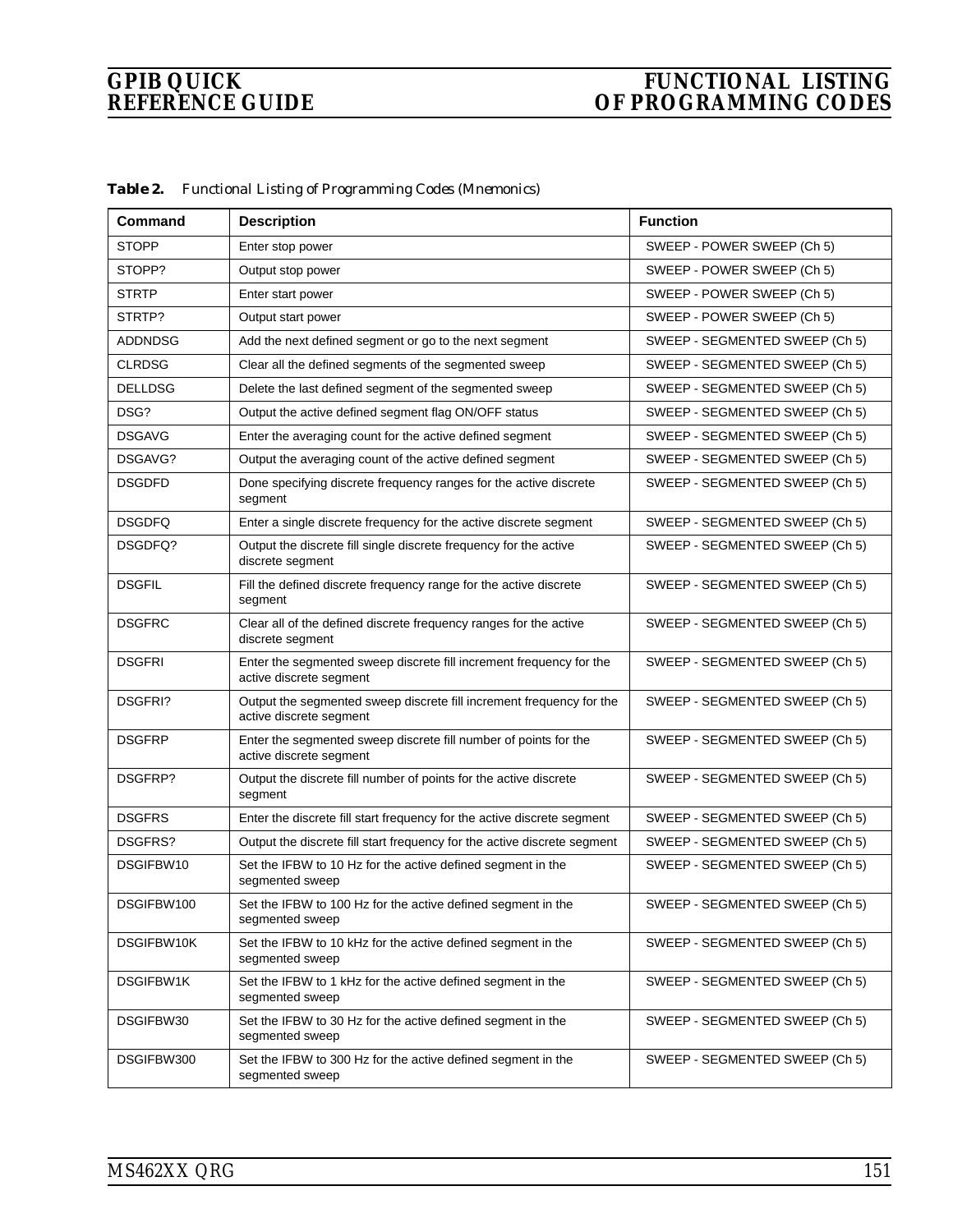**Table 2.** *Functional Listing of Programming Codes (Mnemonics)*

| Command | Description | Function |
|---|---|---|
| STOPP | Enter stop power | SWEEP - POWER SWEEP (Ch 5) |
| STOPP? | Output stop power | SWEEP - POWER SWEEP (Ch 5) |
| STRTP | Enter start power | SWEEP - POWER SWEEP (Ch 5) |
| STRTP? | Output start power | SWEEP - POWER SWEEP (Ch 5) |
| ADDNDSG | Add the next defined segment or go to the next segment | SWEEP - SEGMENTED SWEEP (Ch 5) |
| CLRDSG | Clear all the defined segments of the segmented sweep | SWEEP - SEGMENTED SWEEP (Ch 5) |
| DELLDSG | Delete the last defined segment of the segmented sweep | SWEEP - SEGMENTED SWEEP (Ch 5) |
| DSG? | Output the active defined segment flag ON/OFF status | SWEEP - SEGMENTED SWEEP (Ch 5) |
| DSGAVG | Enter the averaging count for the active defined segment | SWEEP - SEGMENTED SWEEP (Ch 5) |
| DSGAVG? | Output the averaging count of the active defined segment | SWEEP - SEGMENTED SWEEP (Ch 5) |
| DSGDFD | Done specifying discrete frequency ranges for the active discrete segment | SWEEP - SEGMENTED SWEEP (Ch 5) |
| DSGDFQ | Enter a single discrete frequency for the active discrete segment | SWEEP - SEGMENTED SWEEP (Ch 5) |
| DSGDFQ? | Output the discrete fill single discrete frequency for the active discrete segment | SWEEP - SEGMENTED SWEEP (Ch 5) |
| DSGFIL | Fill the defined discrete frequency range for the active discrete segment | SWEEP - SEGMENTED SWEEP (Ch 5) |
| DSGFRC | Clear all of the defined discrete frequency ranges for the active discrete segment | SWEEP - SEGMENTED SWEEP (Ch 5) |
| DSGFRI | Enter the segmented sweep discrete fill increment frequency for the active discrete segment | SWEEP - SEGMENTED SWEEP (Ch 5) |
| DSGFRI? | Output the segmented sweep discrete fill increment frequency for the active discrete segment | SWEEP - SEGMENTED SWEEP (Ch 5) |
| DSGFRP | Enter the segmented sweep discrete fill number of points for the active discrete segment | SWEEP - SEGMENTED SWEEP (Ch 5) |
| DSGFRP? | Output the discrete fill number of points for the active discrete segment | SWEEP - SEGMENTED SWEEP (Ch 5) |
| DSGFRS | Enter the discrete fill start frequency for the active discrete segment | SWEEP - SEGMENTED SWEEP (Ch 5) |
| DSGFRS? | Output the discrete fill start frequency for the active discrete segment | SWEEP - SEGMENTED SWEEP (Ch 5) |
| DSGIFBW10 | Set the IFBW to 10 Hz for the active defined segment in the segmented sweep | SWEEP - SEGMENTED SWEEP (Ch 5) |
| DSGIFBW100 | Set the IFBW to 100 Hz for the active defined segment in the segmented sweep | SWEEP - SEGMENTED SWEEP (Ch 5) |
| DSGIFBW10K | Set the IFBW to 10 kHz for the active defined segment in the segmented sweep | SWEEP - SEGMENTED SWEEP (Ch 5) |
| DSGIFBW1K | Set the IFBW to 1 kHz for the active defined segment in the segmented sweep | SWEEP - SEGMENTED SWEEP (Ch 5) |
| DSGIFBW30 | Set the IFBW to 30 Hz for the active defined segment in the segmented sweep | SWEEP - SEGMENTED SWEEP (Ch 5) |
| DSGIFBW300 | Set the IFBW to 300 Hz for the active defined segment in the segmented sweep | SWEEP - SEGMENTED SWEEP (Ch 5) |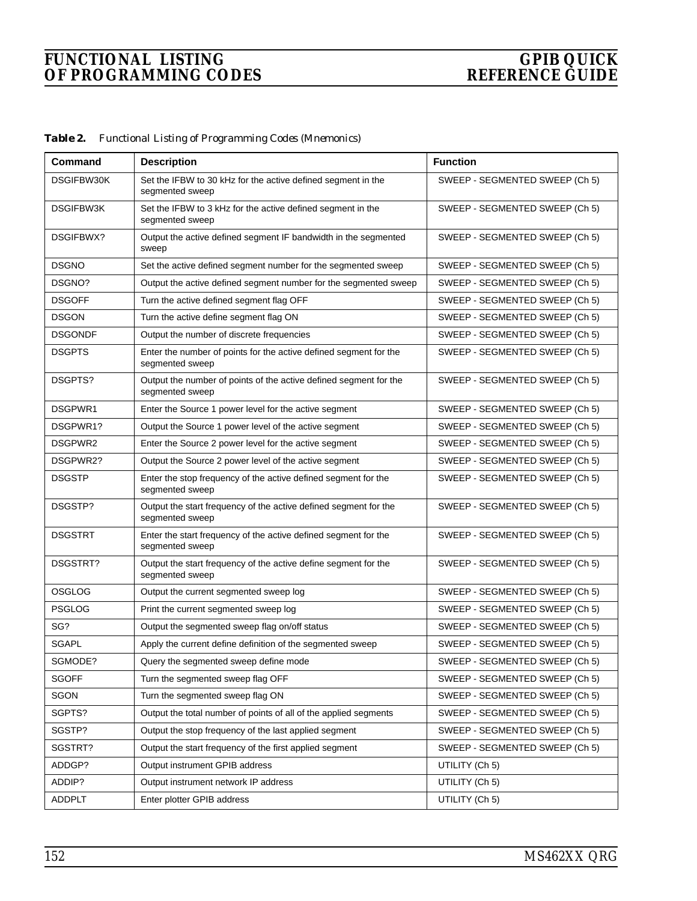**Table 2.** *Functional Listing of Programming Codes (Mnemonics)*

| Command | Description | Function |
|---|---|---|
| DSGIFBW30K | Set the IFBW to 30 kHz for the active defined segment in the segmented sweep | SWEEP - SEGMENTED SWEEP (Ch 5) |
| DSGIFBW3K | Set the IFBW to 3 kHz for the active defined segment in the segmented sweep | SWEEP - SEGMENTED SWEEP (Ch 5) |
| DSGIFBWX? | Output the active defined segment IF bandwidth in the segmented sweep | SWEEP - SEGMENTED SWEEP (Ch 5) |
| DSGNO | Set the active defined segment number for the segmented sweep | SWEEP - SEGMENTED SWEEP (Ch 5) |
| DSGNO? | Output the active defined segment number for the segmented sweep | SWEEP - SEGMENTED SWEEP (Ch 5) |
| DSGOFF | Turn the active defined segment flag OFF | SWEEP - SEGMENTED SWEEP (Ch 5) |
| DSGON | Turn the active define segment flag ON | SWEEP - SEGMENTED SWEEP (Ch 5) |
| DSGONDF | Output the number of discrete frequencies | SWEEP - SEGMENTED SWEEP (Ch 5) |
| DSGPTS | Enter the number of points for the active defined segment for the segmented sweep | SWEEP - SEGMENTED SWEEP (Ch 5) |
| DSGPTS? | Output the number of points of the active defined segment for the segmented sweep | SWEEP - SEGMENTED SWEEP (Ch 5) |
| DSGPWR1 | Enter the Source 1 power level for the active segment | SWEEP - SEGMENTED SWEEP (Ch 5) |
| DSGPWR1? | Output the Source 1 power level of the active segment | SWEEP - SEGMENTED SWEEP (Ch 5) |
| DSGPWR2 | Enter the Source 2 power level for the active segment | SWEEP - SEGMENTED SWEEP (Ch 5) |
| DSGPWR2? | Output the Source 2 power level of the active segment | SWEEP - SEGMENTED SWEEP (Ch 5) |
| DSGSTP | Enter the stop frequency of the active defined segment for the segmented sweep | SWEEP - SEGMENTED SWEEP (Ch 5) |
| DSGSTP? | Output the start frequency of the active defined segment for the segmented sweep | SWEEP - SEGMENTED SWEEP (Ch 5) |
| DSGSTRT | Enter the start frequency of the active defined segment for the segmented sweep | SWEEP - SEGMENTED SWEEP (Ch 5) |
| DSGSTRT? | Output the start frequency of the active define segment for the segmented sweep | SWEEP - SEGMENTED SWEEP (Ch 5) |
| OSGLOG | Output the current segmented sweep log | SWEEP - SEGMENTED SWEEP (Ch 5) |
| PSGLOG | Print the current segmented sweep log | SWEEP - SEGMENTED SWEEP (Ch 5) |
| SG? | Output the segmented sweep flag on/off status | SWEEP - SEGMENTED SWEEP (Ch 5) |
| SGAPL | Apply the current define definition of the segmented sweep | SWEEP - SEGMENTED SWEEP (Ch 5) |
| SGMODE? | Query the segmented sweep define mode | SWEEP - SEGMENTED SWEEP (Ch 5) |
| SGOFF | Turn the segmented sweep flag OFF | SWEEP - SEGMENTED SWEEP (Ch 5) |
| SGON | Turn the segmented sweep flag ON | SWEEP - SEGMENTED SWEEP (Ch 5) |
| SGPTS? | Output the total number of points of all of the applied segments | SWEEP - SEGMENTED SWEEP (Ch 5) |
| SGSTP? | Output the stop frequency of the last applied segment | SWEEP - SEGMENTED SWEEP (Ch 5) |
| SGSTRT? | Output the start frequency of the first applied segment | SWEEP - SEGMENTED SWEEP (Ch 5) |
| ADDGP? | Output instrument GPIB address | UTILITY (Ch 5) |
| ADDIP? | Output instrument network IP address | UTILITY (Ch 5) |
| ADDPLT | Enter plotter GPIB address | UTILITY (Ch 5) |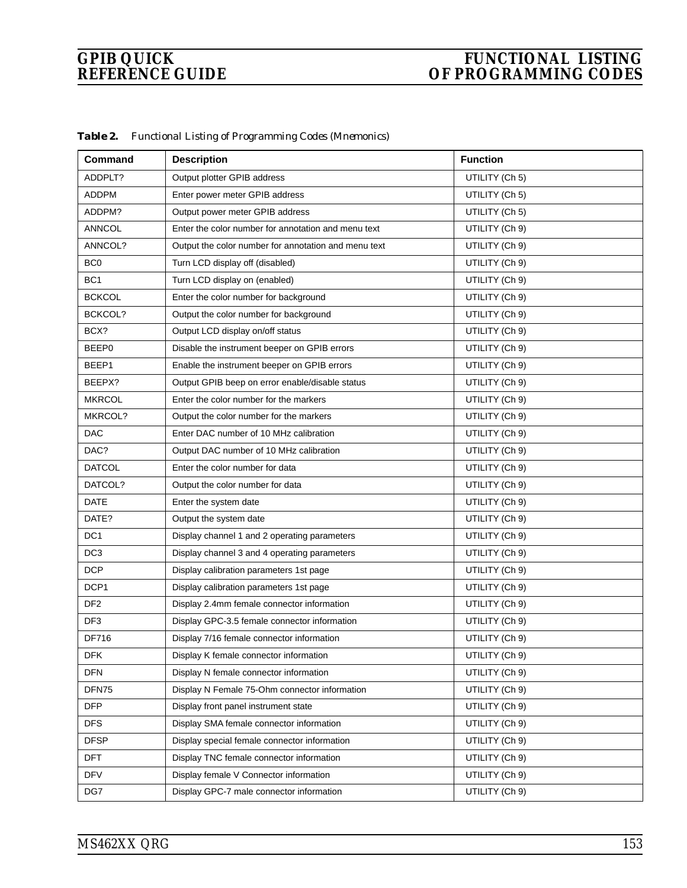**Table 2.** *Functional Listing of Programming Codes (Mnemonics)*

| Command | Description | Function |
|---|---|---|
| ADDPLT? | Output plotter GPIB address | UTILITY (Ch 5) |
| ADDPM | Enter power meter GPIB address | UTILITY (Ch 5) |
| ADDPM? | Output power meter GPIB address | UTILITY (Ch 5) |
| ANNCOL | Enter the color number for annotation and menu text | UTILITY (Ch 9) |
| ANNCOL? | Output the color number for annotation and menu text | UTILITY (Ch 9) |
| BC0 | Turn LCD display off (disabled) | UTILITY (Ch 9) |
| BC1 | Turn LCD display on (enabled) | UTILITY (Ch 9) |
| BCKCOL | Enter the color number for background | UTILITY (Ch 9) |
| BCKCOL? | Output the color number for background | UTILITY (Ch 9) |
| BCX? | Output LCD display on/off status | UTILITY (Ch 9) |
| BEEP0 | Disable the instrument beeper on GPIB errors | UTILITY (Ch 9) |
| BEEP1 | Enable the instrument beeper on GPIB errors | UTILITY (Ch 9) |
| BEEPX? | Output GPIB beep on error enable/disable status | UTILITY (Ch 9) |
| MKRCOL | Enter the color number for the markers | UTILITY (Ch 9) |
| MKRCOL? | Output the color number for the markers | UTILITY (Ch 9) |
| DAC | Enter DAC number of 10 MHz calibration | UTILITY (Ch 9) |
| DAC? | Output DAC number of 10 MHz calibration | UTILITY (Ch 9) |
| DATCOL | Enter the color number for data | UTILITY (Ch 9) |
| DATCOL? | Output the color number for data | UTILITY (Ch 9) |
| DATE | Enter the system date | UTILITY (Ch 9) |
| DATE? | Output the system date | UTILITY (Ch 9) |
| DC1 | Display channel 1 and 2 operating parameters | UTILITY (Ch 9) |
| DC3 | Display channel 3 and 4 operating parameters | UTILITY (Ch 9) |
| DCP | Display calibration parameters 1st page | UTILITY (Ch 9) |
| DCP1 | Display calibration parameters 1st page | UTILITY (Ch 9) |
| DF2 | Display 2.4mm female connector information | UTILITY (Ch 9) |
| DF3 | Display GPC-3.5 female connector information | UTILITY (Ch 9) |
| DF716 | Display 7/16 female connector information | UTILITY (Ch 9) |
| DFK | Display K female connector information | UTILITY (Ch 9) |
| DFN | Display N female connector information | UTILITY (Ch 9) |
| DFN75 | Display N Female 75-Ohm connector information | UTILITY (Ch 9) |
| DFP | Display front panel instrument state | UTILITY (Ch 9) |
| DFS | Display SMA female connector information | UTILITY (Ch 9) |
| DFSP | Display special female connector information | UTILITY (Ch 9) |
| DFT | Display TNC female connector information | UTILITY (Ch 9) |
| DFV | Display female V Connector information | UTILITY (Ch 9) |
| DG7 | Display GPC-7 male connector information | UTILITY (Ch 9) |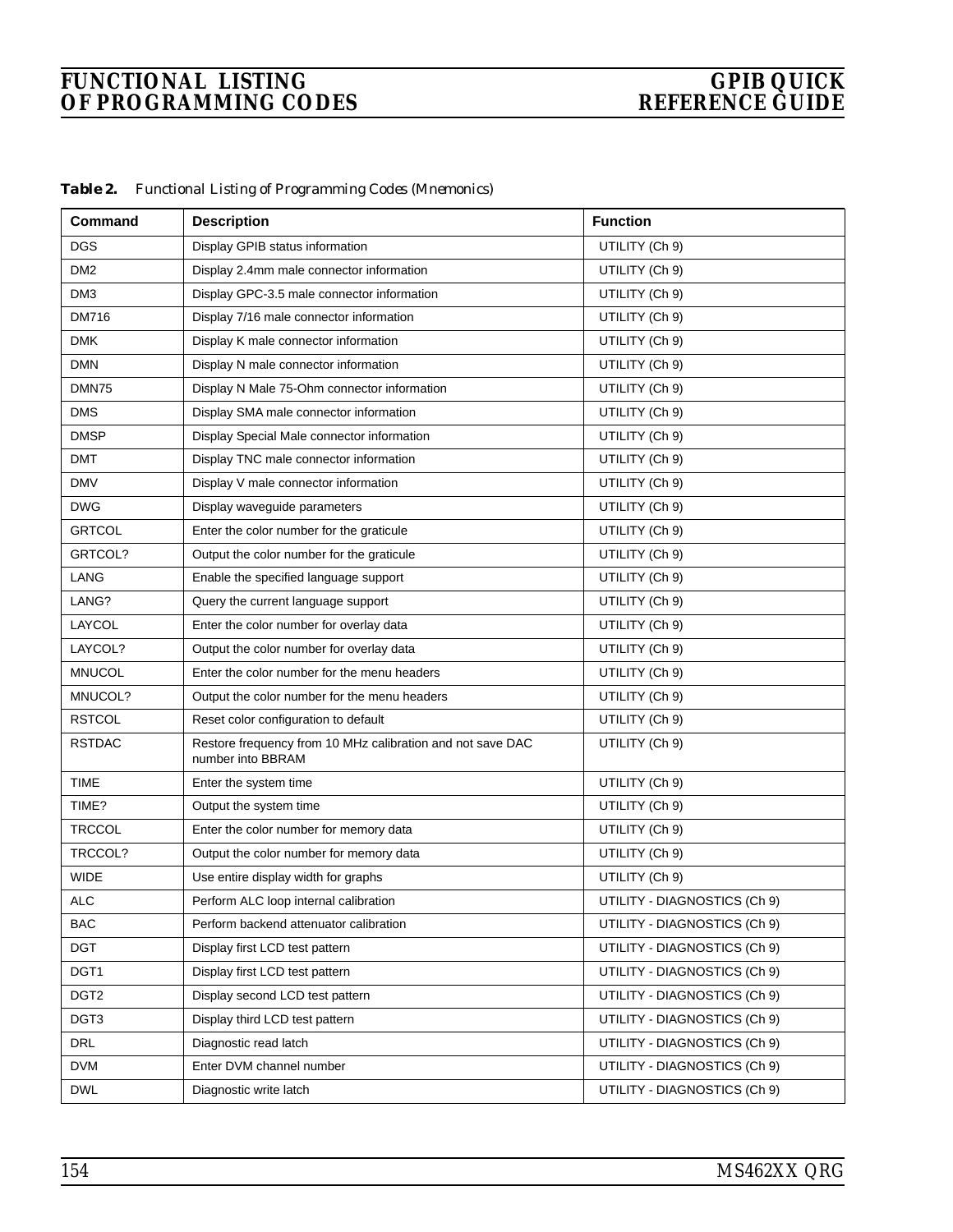**Table 2.** *Functional Listing of Programming Codes (Mnemonics)*

| Command | Description | Function |
|---|---|---|
| DGS | Display GPIB status information | UTILITY (Ch 9) |
| DM2 | Display 2.4mm male connector information | UTILITY (Ch 9) |
| DM3 | Display GPC-3.5 male connector information | UTILITY (Ch 9) |
| DM716 | Display 7/16 male connector information | UTILITY (Ch 9) |
| DMK | Display K male connector information | UTILITY (Ch 9) |
| DMN | Display N male connector information | UTILITY (Ch 9) |
| DMN75 | Display N Male 75-Ohm connector information | UTILITY (Ch 9) |
| DMS | Display SMA male connector information | UTILITY (Ch 9) |
| DMSP | Display Special Male connector information | UTILITY (Ch 9) |
| DMT | Display TNC male connector information | UTILITY (Ch 9) |
| DMV | Display V male connector information | UTILITY (Ch 9) |
| DWG | Display waveguide parameters | UTILITY (Ch 9) |
| GRTCOL | Enter the color number for the graticule | UTILITY (Ch 9) |
| GRTCOL? | Output the color number for the graticule | UTILITY (Ch 9) |
| LANG | Enable the specified language support | UTILITY (Ch 9) |
| LANG? | Query the current language support | UTILITY (Ch 9) |
| LAYCOL | Enter the color number for overlay data | UTILITY (Ch 9) |
| LAYCOL? | Output the color number for overlay data | UTILITY (Ch 9) |
| MNUCOL | Enter the color number for the menu headers | UTILITY (Ch 9) |
| MNUCOL? | Output the color number for the menu headers | UTILITY (Ch 9) |
| RSTCOL | Reset color configuration to default | UTILITY (Ch 9) |
| RSTDAC | Restore frequency from 10 MHz calibration and not save DAC number into BBRAM | UTILITY (Ch 9) |
| TIME | Enter the system time | UTILITY (Ch 9) |
| TIME? | Output the system time | UTILITY (Ch 9) |
| TRCCOL | Enter the color number for memory data | UTILITY (Ch 9) |
| TRCCOL? | Output the color number for memory data | UTILITY (Ch 9) |
| WIDE | Use entire display width for graphs | UTILITY (Ch 9) |
| ALC | Perform ALC loop internal calibration | UTILITY - DIAGNOSTICS (Ch 9) |
| BAC | Perform backend attenuator calibration | UTILITY - DIAGNOSTICS (Ch 9) |
| DGT | Display first LCD test pattern | UTILITY - DIAGNOSTICS (Ch 9) |
| DGT1 | Display first LCD test pattern | UTILITY - DIAGNOSTICS (Ch 9) |
| DGT2 | Display second LCD test pattern | UTILITY - DIAGNOSTICS (Ch 9) |
| DGT3 | Display third LCD test pattern | UTILITY - DIAGNOSTICS (Ch 9) |
| DRL | Diagnostic read latch | UTILITY - DIAGNOSTICS (Ch 9) |
| DVM | Enter DVM channel number | UTILITY - DIAGNOSTICS (Ch 9) |
| DWL | Diagnostic write latch | UTILITY - DIAGNOSTICS (Ch 9) |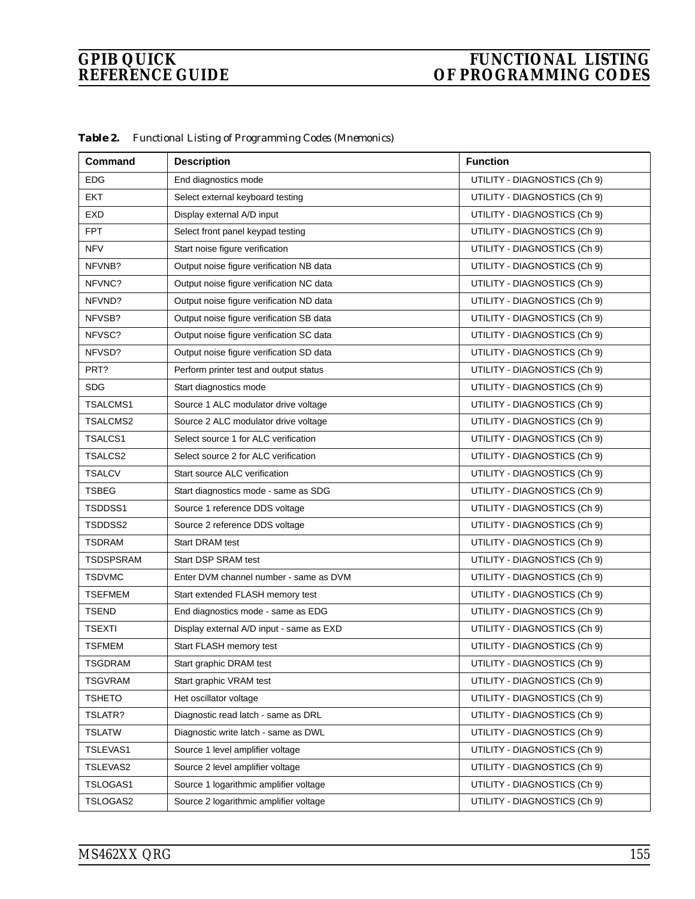**Table 2.** *Functional Listing of Programming Codes (Mnemonics)*

| Command | Description | Function |
|---|---|---|
| EDG | End diagnostics mode | UTILITY - DIAGNOSTICS (Ch 9) |
| EKT | Select external keyboard testing | UTILITY - DIAGNOSTICS (Ch 9) |
| EXD | Display external A/D input | UTILITY - DIAGNOSTICS (Ch 9) |
| FPT | Select front panel keypad testing | UTILITY - DIAGNOSTICS (Ch 9) |
| NFV | Start noise figure verification | UTILITY - DIAGNOSTICS (Ch 9) |
| NFVNB? | Output noise figure verification NB data | UTILITY - DIAGNOSTICS (Ch 9) |
| NFVNC? | Output noise figure verification NC data | UTILITY - DIAGNOSTICS (Ch 9) |
| NFVND? | Output noise figure verification ND data | UTILITY - DIAGNOSTICS (Ch 9) |
| NFVSB? | Output noise figure verification SB data | UTILITY - DIAGNOSTICS (Ch 9) |
| NFVSC? | Output noise figure verification SC data | UTILITY - DIAGNOSTICS (Ch 9) |
| NFVSD? | Output noise figure verification SD data | UTILITY - DIAGNOSTICS (Ch 9) |
| PRT? | Perform printer test and output status | UTILITY - DIAGNOSTICS (Ch 9) |
| SDG | Start diagnostics mode | UTILITY - DIAGNOSTICS (Ch 9) |
| TSALCMS1 | Source 1 ALC modulator drive voltage | UTILITY - DIAGNOSTICS (Ch 9) |
| TSALCMS2 | Source 2 ALC modulator drive voltage | UTILITY - DIAGNOSTICS (Ch 9) |
| TSALCS1 | Select source 1 for ALC verification | UTILITY - DIAGNOSTICS (Ch 9) |
| TSALCS2 | Select source 2 for ALC verification | UTILITY - DIAGNOSTICS (Ch 9) |
| TSALCV | Start source ALC verification | UTILITY - DIAGNOSTICS (Ch 9) |
| TSBEG | Start diagnostics mode - same as SDG | UTILITY - DIAGNOSTICS (Ch 9) |
| TSDDSS1 | Source 1 reference DDS voltage | UTILITY - DIAGNOSTICS (Ch 9) |
| TSDDSS2 | Source 2 reference DDS voltage | UTILITY - DIAGNOSTICS (Ch 9) |
| TSDRAM | Start DRAM test | UTILITY - DIAGNOSTICS (Ch 9) |
| TSDSPSRAM | Start DSP SRAM test | UTILITY - DIAGNOSTICS (Ch 9) |
| TSDVMC | Enter DVM channel number - same as DVM | UTILITY - DIAGNOSTICS (Ch 9) |
| TSEFMEM | Start extended FLASH memory test | UTILITY - DIAGNOSTICS (Ch 9) |
| TSEND | End diagnostics mode - same as EDG | UTILITY - DIAGNOSTICS (Ch 9) |
| TSEXTI | Display external A/D input - same as EXD | UTILITY - DIAGNOSTICS (Ch 9) |
| TSFMEM | Start FLASH memory test | UTILITY - DIAGNOSTICS (Ch 9) |
| TSGDRAM | Start graphic DRAM test | UTILITY - DIAGNOSTICS (Ch 9) |
| TSGVRAM | Start graphic VRAM test | UTILITY - DIAGNOSTICS (Ch 9) |
| TSHETO | Het oscillator voltage | UTILITY - DIAGNOSTICS (Ch 9) |
| TSLATR? | Diagnostic read latch - same as DRL | UTILITY - DIAGNOSTICS (Ch 9) |
| TSLATW | Diagnostic write latch - same as DWL | UTILITY - DIAGNOSTICS (Ch 9) |
| TSLEVAS1 | Source 1 level amplifier voltage | UTILITY - DIAGNOSTICS (Ch 9) |
| TSLEVAS2 | Source 2 level amplifier voltage | UTILITY - DIAGNOSTICS (Ch 9) |
| TSLOGAS1 | Source 1 logarithmic amplifier voltage | UTILITY - DIAGNOSTICS (Ch 9) |
| TSLOGAS2 | Source 2 logarithmic amplifier voltage | UTILITY - DIAGNOSTICS (Ch 9) |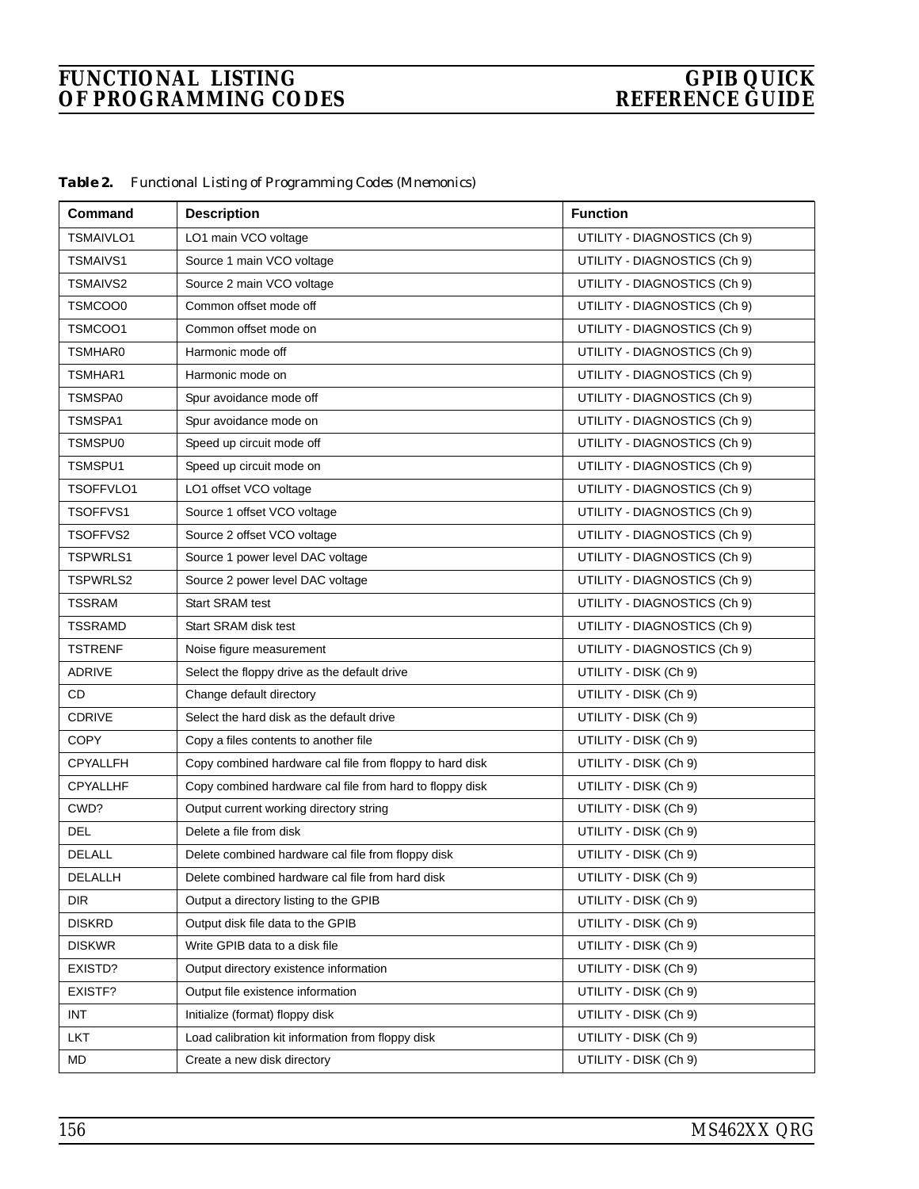**Table 2.** *Functional Listing of Programming Codes (Mnemonics)*

| Command | Description | Function |
|---|---|---|
| TSMAIVLO1 | LO1 main VCO voltage | UTILITY - DIAGNOSTICS (Ch 9) |
| TSMAIVS1 | Source 1 main VCO voltage | UTILITY - DIAGNOSTICS (Ch 9) |
| TSMAIVS2 | Source 2 main VCO voltage | UTILITY - DIAGNOSTICS (Ch 9) |
| TSMCOO0 | Common offset mode off | UTILITY - DIAGNOSTICS (Ch 9) |
| TSMCOO1 | Common offset mode on | UTILITY - DIAGNOSTICS (Ch 9) |
| TSMHAR0 | Harmonic mode off | UTILITY - DIAGNOSTICS (Ch 9) |
| TSMHAR1 | Harmonic mode on | UTILITY - DIAGNOSTICS (Ch 9) |
| TSMSPA0 | Spur avoidance mode off | UTILITY - DIAGNOSTICS (Ch 9) |
| TSMSPA1 | Spur avoidance mode on | UTILITY - DIAGNOSTICS (Ch 9) |
| TSMSPU0 | Speed up circuit mode off | UTILITY - DIAGNOSTICS (Ch 9) |
| TSMSPU1 | Speed up circuit mode on | UTILITY - DIAGNOSTICS (Ch 9) |
| TSOFFVLO1 | LO1 offset VCO voltage | UTILITY - DIAGNOSTICS (Ch 9) |
| TSOFFVS1 | Source 1 offset VCO voltage | UTILITY - DIAGNOSTICS (Ch 9) |
| TSOFFVS2 | Source 2 offset VCO voltage | UTILITY - DIAGNOSTICS (Ch 9) |
| TSPWRLS1 | Source 1 power level DAC voltage | UTILITY - DIAGNOSTICS (Ch 9) |
| TSPWRLS2 | Source 2 power level DAC voltage | UTILITY - DIAGNOSTICS (Ch 9) |
| TSSRAM | Start SRAM test | UTILITY - DIAGNOSTICS (Ch 9) |
| TSSRAMD | Start SRAM disk test | UTILITY - DIAGNOSTICS (Ch 9) |
| TSTRENF | Noise figure measurement | UTILITY - DIAGNOSTICS (Ch 9) |
| ADRIVE | Select the floppy drive as the default drive | UTILITY - DISK (Ch 9) |
| CD | Change default directory | UTILITY - DISK (Ch 9) |
| CDRIVE | Select the hard disk as the default drive | UTILITY - DISK (Ch 9) |
| COPY | Copy a files contents to another file | UTILITY - DISK (Ch 9) |
| CPYALLFH | Copy combined hardware cal file from floppy to hard disk | UTILITY - DISK (Ch 9) |
| CPYALLHF | Copy combined hardware cal file from hard to floppy disk | UTILITY - DISK (Ch 9) |
| CWD? | Output current working directory string | UTILITY - DISK (Ch 9) |
| DEL | Delete a file from disk | UTILITY - DISK (Ch 9) |
| DELALL | Delete combined hardware cal file from floppy disk | UTILITY - DISK (Ch 9) |
| DELALLH | Delete combined hardware cal file from hard disk | UTILITY - DISK (Ch 9) |
| DIR | Output a directory listing to the GPIB | UTILITY - DISK (Ch 9) |
| DISKRD | Output disk file data to the GPIB | UTILITY - DISK (Ch 9) |
| DISKWR | Write GPIB data to a disk file | UTILITY - DISK (Ch 9) |
| EXISTD? | Output directory existence information | UTILITY - DISK (Ch 9) |
| EXISTF? | Output file existence information | UTILITY - DISK (Ch 9) |
| INT | Initialize (format) floppy disk | UTILITY - DISK (Ch 9) |
| LKT | Load calibration kit information from floppy disk | UTILITY - DISK (Ch 9) |
| MD | Create a new disk directory | UTILITY - DISK (Ch 9) |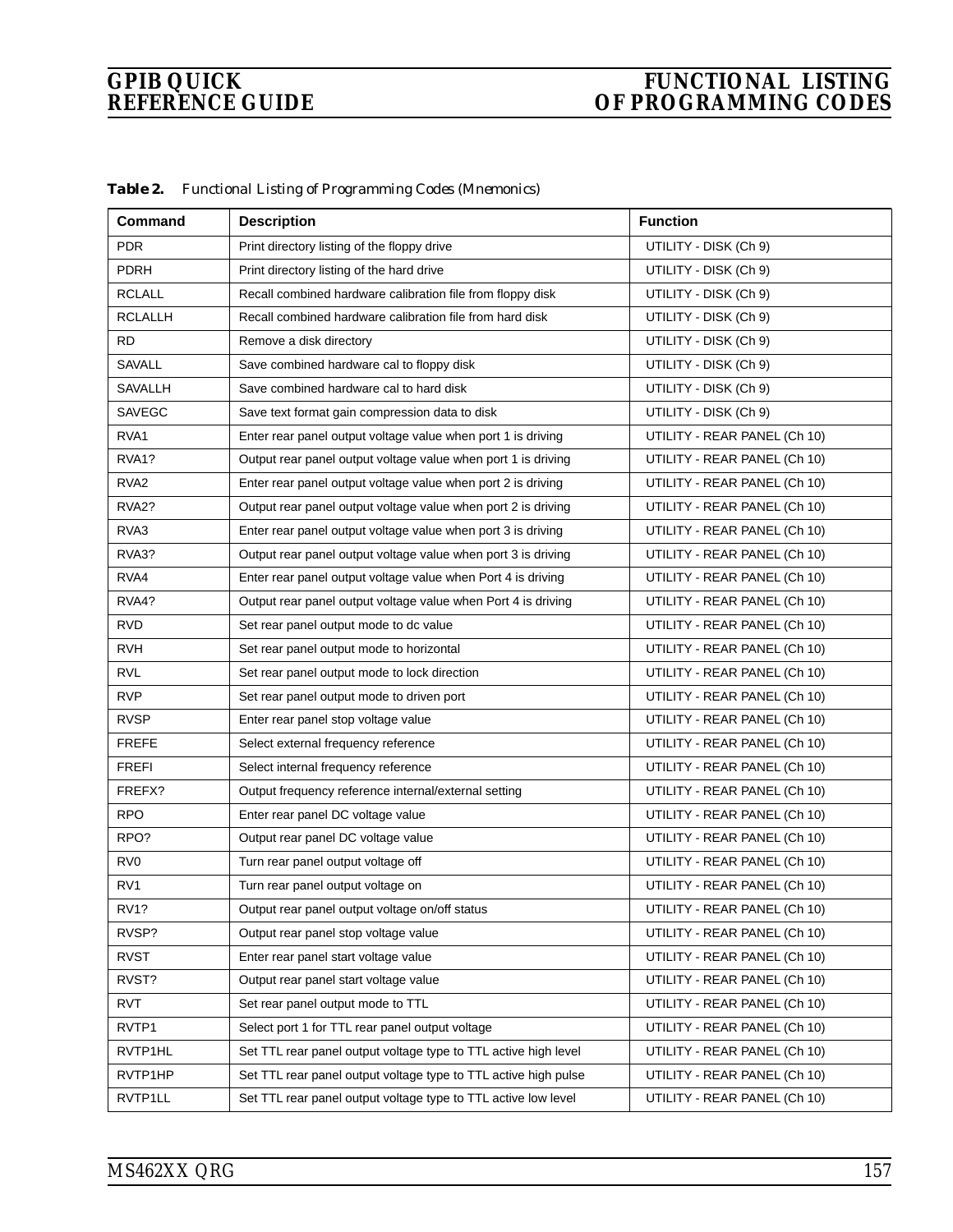**Table 2.** *Functional Listing of Programming Codes (Mnemonics)*

| Command | Description | Function |
|---|---|---|
| PDR | Print directory listing of the floppy drive | UTILITY - DISK (Ch 9) |
| PDRH | Print directory listing of the hard drive | UTILITY - DISK (Ch 9) |
| RCLALL | Recall combined hardware calibration file from floppy disk | UTILITY - DISK (Ch 9) |
| RCLALLH | Recall combined hardware calibration file from hard disk | UTILITY - DISK (Ch 9) |
| RD | Remove a disk directory | UTILITY - DISK (Ch 9) |
| SAVALL | Save combined hardware cal to floppy disk | UTILITY - DISK (Ch 9) |
| SAVALLH | Save combined hardware cal to hard disk | UTILITY - DISK (Ch 9) |
| SAVEGC | Save text format gain compression data to disk | UTILITY - DISK (Ch 9) |
| RVA1 | Enter rear panel output voltage value when port 1 is driving | UTILITY - REAR PANEL (Ch 10) |
| RVA1? | Output rear panel output voltage value when port 1 is driving | UTILITY - REAR PANEL (Ch 10) |
| RVA2 | Enter rear panel output voltage value when port 2 is driving | UTILITY - REAR PANEL (Ch 10) |
| RVA2? | Output rear panel output voltage value when port 2 is driving | UTILITY - REAR PANEL (Ch 10) |
| RVA3 | Enter rear panel output voltage value when port 3 is driving | UTILITY - REAR PANEL (Ch 10) |
| RVA3? | Output rear panel output voltage value when port 3 is driving | UTILITY - REAR PANEL (Ch 10) |
| RVA4 | Enter rear panel output voltage value when Port 4 is driving | UTILITY - REAR PANEL (Ch 10) |
| RVA4? | Output rear panel output voltage value when Port 4 is driving | UTILITY - REAR PANEL (Ch 10) |
| RVD | Set rear panel output mode to dc value | UTILITY - REAR PANEL (Ch 10) |
| RVH | Set rear panel output mode to horizontal | UTILITY - REAR PANEL (Ch 10) |
| RVL | Set rear panel output mode to lock direction | UTILITY - REAR PANEL (Ch 10) |
| RVP | Set rear panel output mode to driven port | UTILITY - REAR PANEL (Ch 10) |
| RVSP | Enter rear panel stop voltage value | UTILITY - REAR PANEL (Ch 10) |
| FREFE | Select external frequency reference | UTILITY - REAR PANEL (Ch 10) |
| FREFI | Select internal frequency reference | UTILITY - REAR PANEL (Ch 10) |
| FREFX? | Output frequency reference internal/external setting | UTILITY - REAR PANEL (Ch 10) |
| RPO | Enter rear panel DC voltage value | UTILITY - REAR PANEL (Ch 10) |
| RPO? | Output rear panel DC voltage value | UTILITY - REAR PANEL (Ch 10) |
| RV0 | Turn rear panel output voltage off | UTILITY - REAR PANEL (Ch 10) |
| RV1 | Turn rear panel output voltage on | UTILITY - REAR PANEL (Ch 10) |
| RV1? | Output rear panel output voltage on/off status | UTILITY - REAR PANEL (Ch 10) |
| RVSP? | Output rear panel stop voltage value | UTILITY - REAR PANEL (Ch 10) |
| RVST | Enter rear panel start voltage value | UTILITY - REAR PANEL (Ch 10) |
| RVST? | Output rear panel start voltage value | UTILITY - REAR PANEL (Ch 10) |
| RVT | Set rear panel output mode to TTL | UTILITY - REAR PANEL (Ch 10) |
| RVTP1 | Select port 1 for TTL rear panel output voltage | UTILITY - REAR PANEL (Ch 10) |
| RVTP1HL | Set TTL rear panel output voltage type to TTL active high level | UTILITY - REAR PANEL (Ch 10) |
| RVTP1HP | Set TTL rear panel output voltage type to TTL active high pulse | UTILITY - REAR PANEL (Ch 10) |
| RVTP1LL | Set TTL rear panel output voltage type to TTL active low level | UTILITY - REAR PANEL (Ch 10) |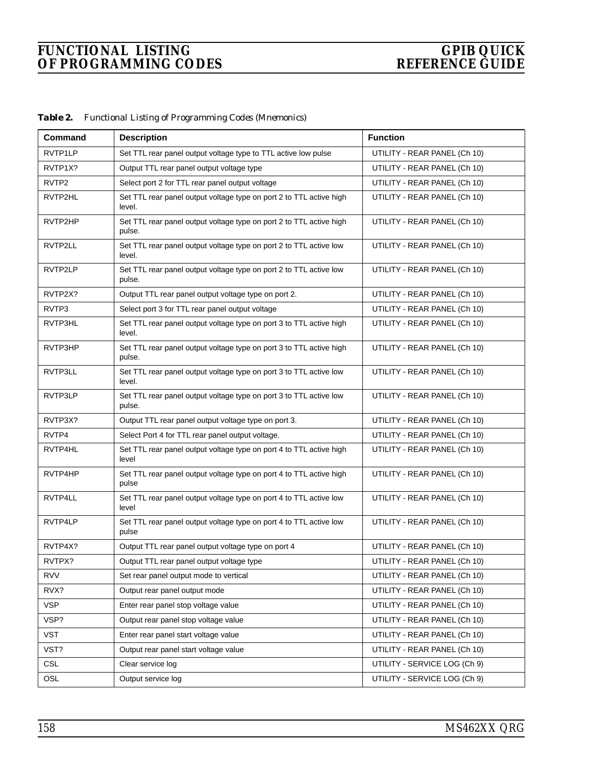**Table 2.** *Functional Listing of Programming Codes (Mnemonics)*

| Command | Description | Function |
|---|---|---|
| RVTP1LP | Set TTL rear panel output voltage type to TTL active low pulse | UTILITY - REAR PANEL (Ch 10) |
| RVTP1X? | Output TTL rear panel output voltage type | UTILITY - REAR PANEL (Ch 10) |
| RVTP2 | Select port 2 for TTL rear panel output voltage | UTILITY - REAR PANEL (Ch 10) |
| RVTP2HL | Set TTL rear panel output voltage type on port 2 to TTL active high level. | UTILITY - REAR PANEL (Ch 10) |
| RVTP2HP | Set TTL rear panel output voltage type on port 2 to TTL active high pulse. | UTILITY - REAR PANEL (Ch 10) |
| RVTP2LL | Set TTL rear panel output voltage type on port 2 to TTL active low level. | UTILITY - REAR PANEL (Ch 10) |
| RVTP2LP | Set TTL rear panel output voltage type on port 2 to TTL active low pulse. | UTILITY - REAR PANEL (Ch 10) |
| RVTP2X? | Output TTL rear panel output voltage type on port 2. | UTILITY - REAR PANEL (Ch 10) |
| RVTP3 | Select port 3 for TTL rear panel output voltage | UTILITY - REAR PANEL (Ch 10) |
| RVTP3HL | Set TTL rear panel output voltage type on port 3 to TTL active high level. | UTILITY - REAR PANEL (Ch 10) |
| RVTP3HP | Set TTL rear panel output voltage type on port 3 to TTL active high pulse. | UTILITY - REAR PANEL (Ch 10) |
| RVTP3LL | Set TTL rear panel output voltage type on port 3 to TTL active low level. | UTILITY - REAR PANEL (Ch 10) |
| RVTP3LP | Set TTL rear panel output voltage type on port 3 to TTL active low pulse. | UTILITY - REAR PANEL (Ch 10) |
| RVTP3X? | Output TTL rear panel output voltage type on port 3. | UTILITY - REAR PANEL (Ch 10) |
| RVTP4 | Select Port 4 for TTL rear panel output voltage. | UTILITY - REAR PANEL (Ch 10) |
| RVTP4HL | Set TTL rear panel output voltage type on port 4 to TTL active high level | UTILITY - REAR PANEL (Ch 10) |
| RVTP4HP | Set TTL rear panel output voltage type on port 4 to TTL active high pulse | UTILITY - REAR PANEL (Ch 10) |
| RVTP4LL | Set TTL rear panel output voltage type on port 4 to TTL active low level | UTILITY - REAR PANEL (Ch 10) |
| RVTP4LP | Set TTL rear panel output voltage type on port 4 to TTL active low pulse | UTILITY - REAR PANEL (Ch 10) |
| RVTP4X? | Output TTL rear panel output voltage type on port 4 | UTILITY - REAR PANEL (Ch 10) |
| RVTPX? | Output TTL rear panel output voltage type | UTILITY - REAR PANEL (Ch 10) |
| RVV | Set rear panel output mode to vertical | UTILITY - REAR PANEL (Ch 10) |
| RVX? | Output rear panel output mode | UTILITY - REAR PANEL (Ch 10) |
| VSP | Enter rear panel stop voltage value | UTILITY - REAR PANEL (Ch 10) |
| VSP? | Output rear panel stop voltage value | UTILITY - REAR PANEL (Ch 10) |
| VST | Enter rear panel start voltage value | UTILITY - REAR PANEL (Ch 10) |
| VST? | Output rear panel start voltage value | UTILITY - REAR PANEL (Ch 10) |
| CSL | Clear service log | UTILITY - SERVICE LOG (Ch 9) |
| OSL | Output service log | UTILITY - SERVICE LOG (Ch 9) |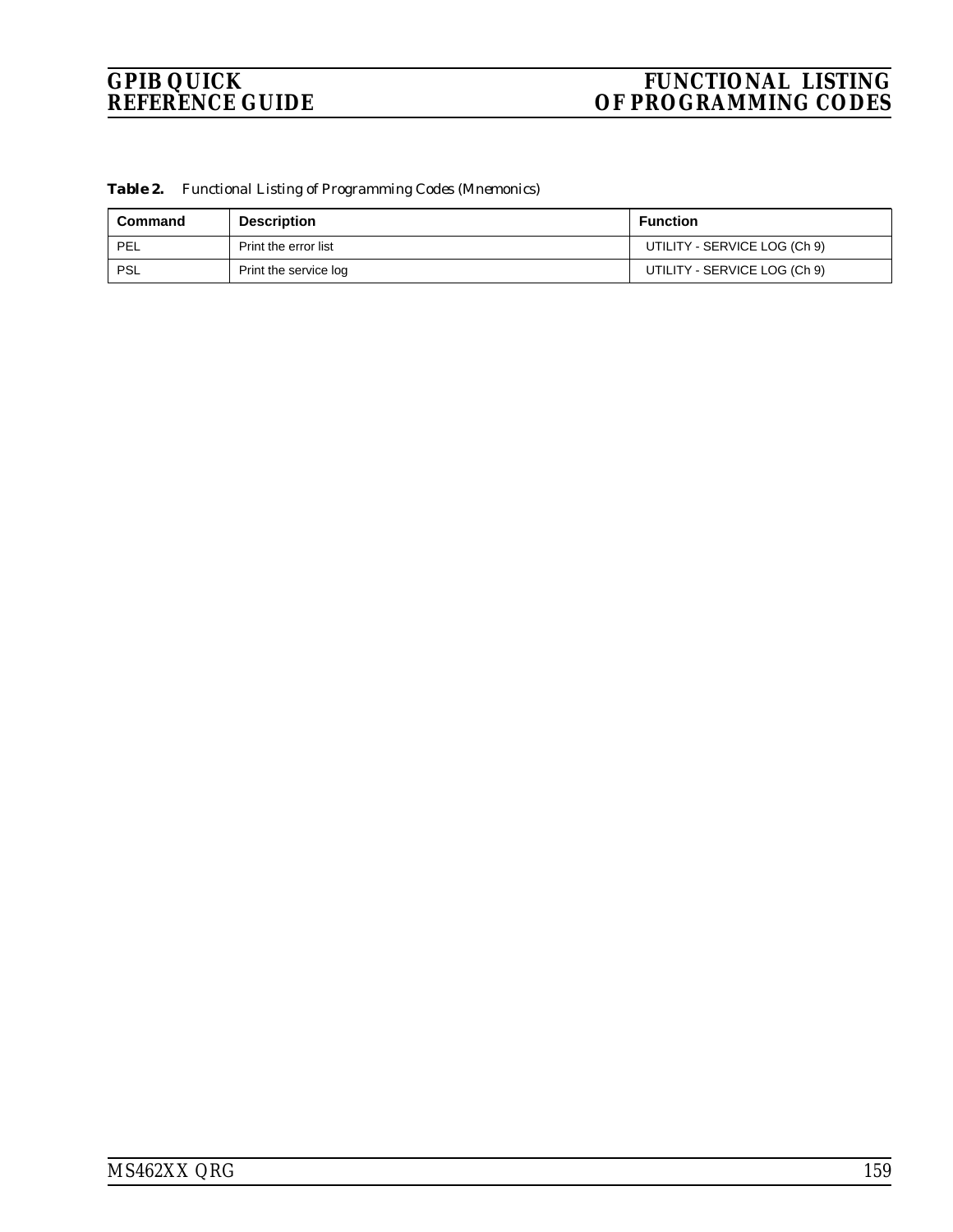**Table 2.** *Functional Listing of Programming Codes (Mnemonics)*

| Command | Description | Function |
|---|---|---|
| PEL | Print the error list | UTILITY - SERVICE LOG (Ch 9) |
| PSL | Print the service log | UTILITY - SERVICE LOG (Ch 9) |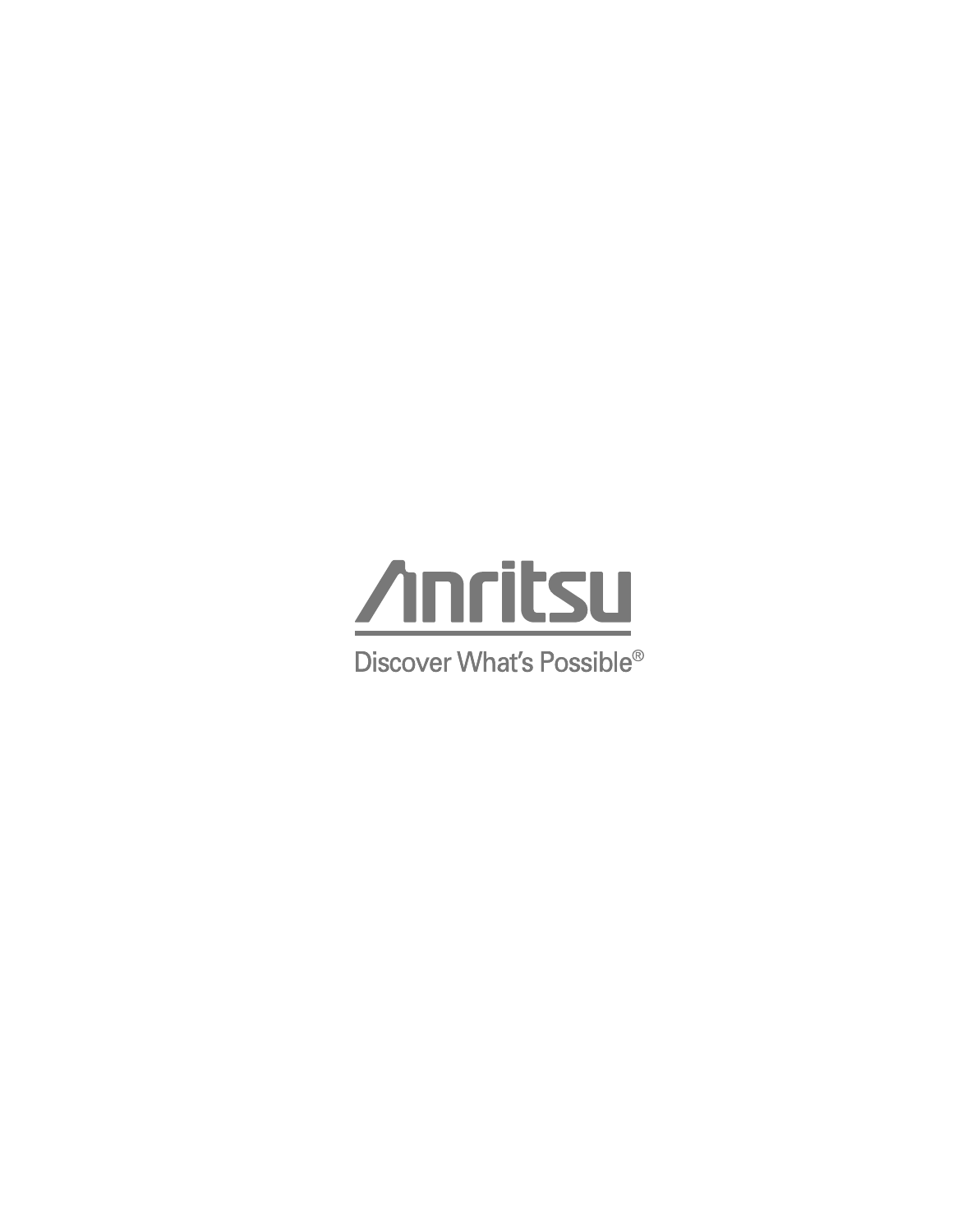Anritsu

Discover What's Possible®